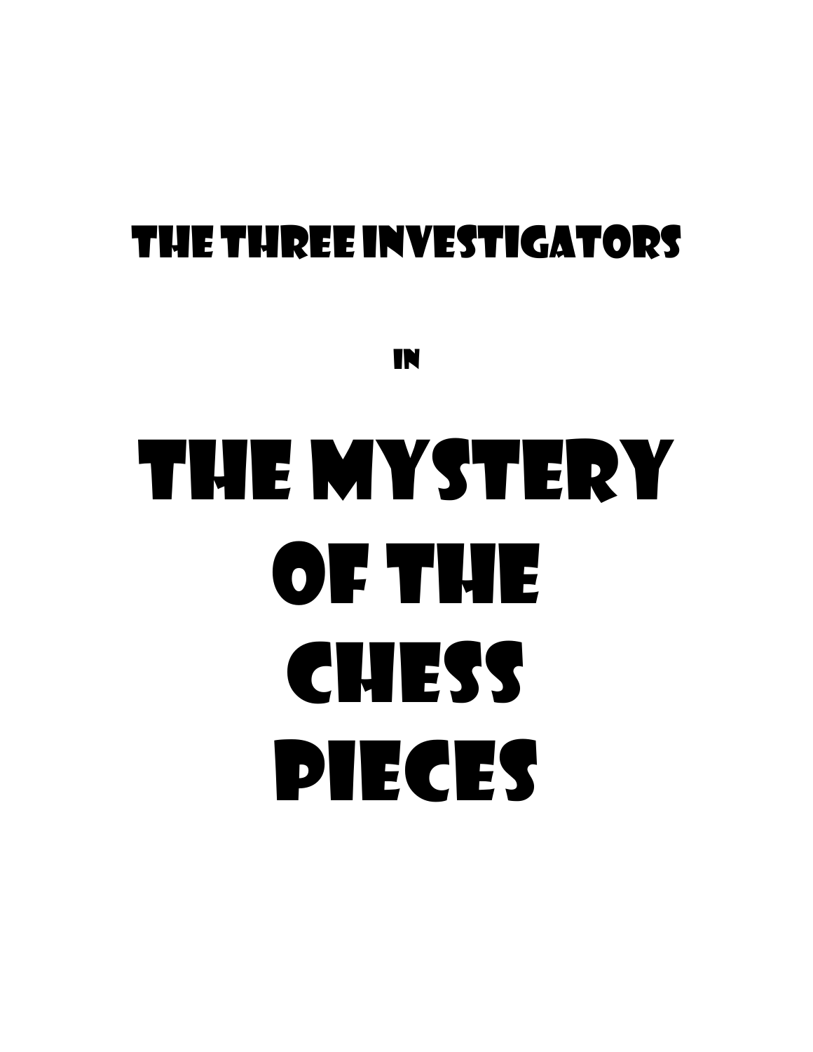## THE THREE INVESTIGATORS

IN

# THE MYSTERY OF THE CHESS PIECES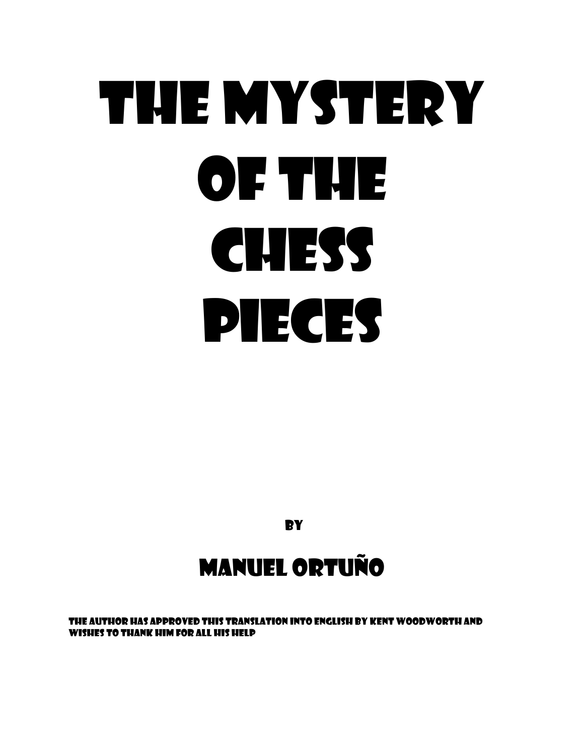# THE MYSTERY OF THE CHESS PIECES

BY

## MANUEL ORTUÑO

THE AUTHOR HAS APPROVED THIS TRANSLATION INTO ENGLISH BY KENT WOODWORTH AND WISHES TO THANK HIM FOR ALL HIS HELP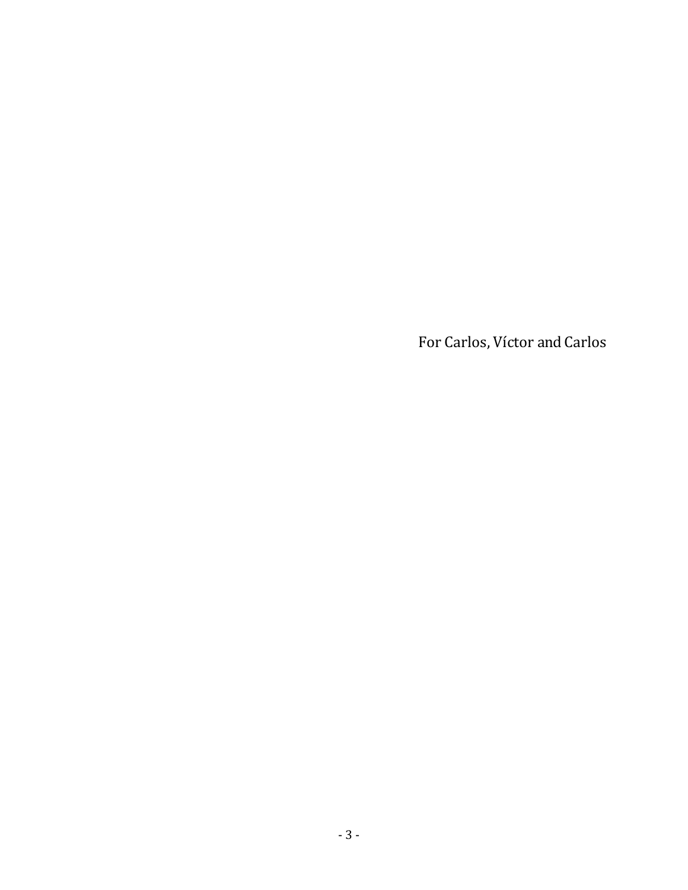For Carlos, Víctor and Carlos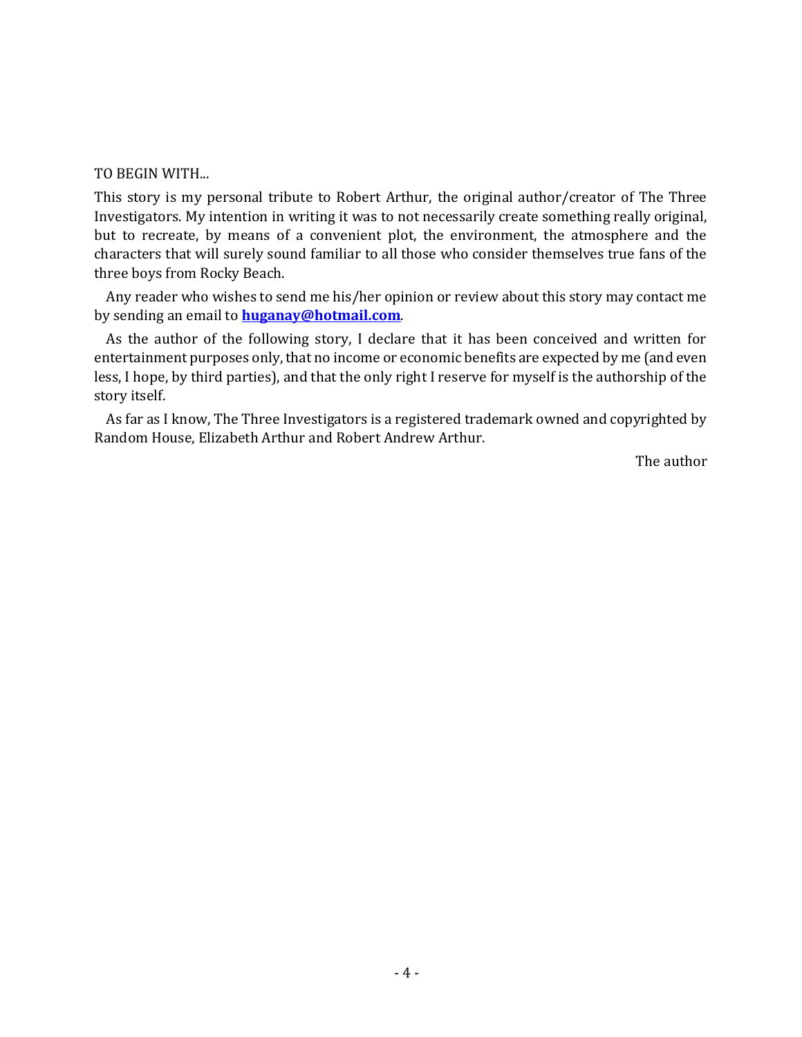TO BEGIN WITH...

This story is my personal tribute to Robert Arthur, the original author/creator of The Three Investigators. My intention in writing it was to not necessarily create something really original, but to recreate, by means of a convenient plot, the environment, the atmosphere and the characters that will surely sound familiar to all those who consider themselves true fans of the three boys from Rocky Beach.

Any reader who wishes to send me his/her opinion or review about this story may contact me by sending an email to **huganay@hotmail.com**.

As the author of the following story, I declare that it has been conceived and written for entertainment purposes only, that no income or economic benefits are expected by me (and even less, I hope, by third parties), and that the only right I reserve for myself is the authorship of the story itself.

As far as I know, The Three Investigators is a registered trademark owned and copyrighted by Random House, Elizabeth Arthur and Robert Andrew Arthur.

The author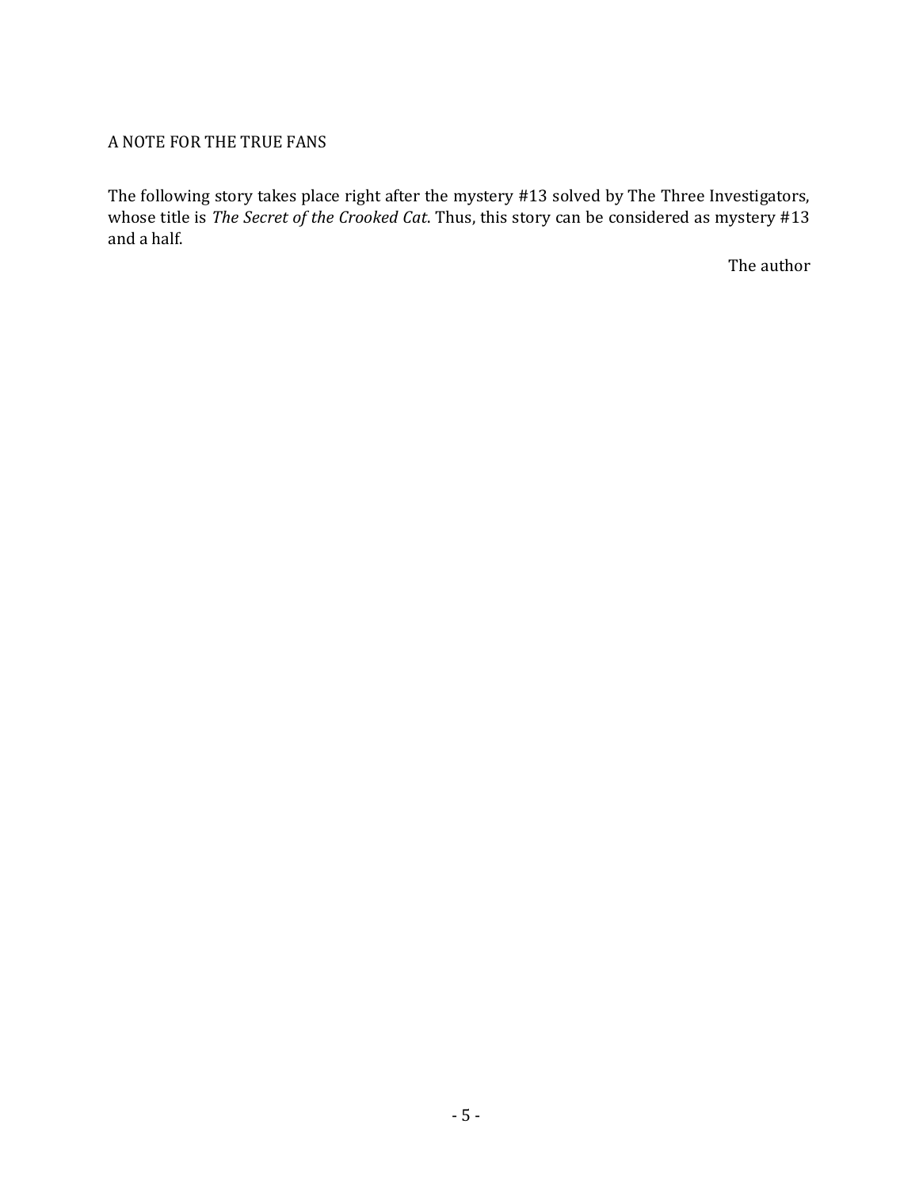A NOTE FOR THE TRUE FANS

The following story takes place right after the mystery #13 solved by The Three Investigators, whose title is *The Secret of the Crooked Cat*. Thus, this story can be considered as mystery #13 and a half.

The author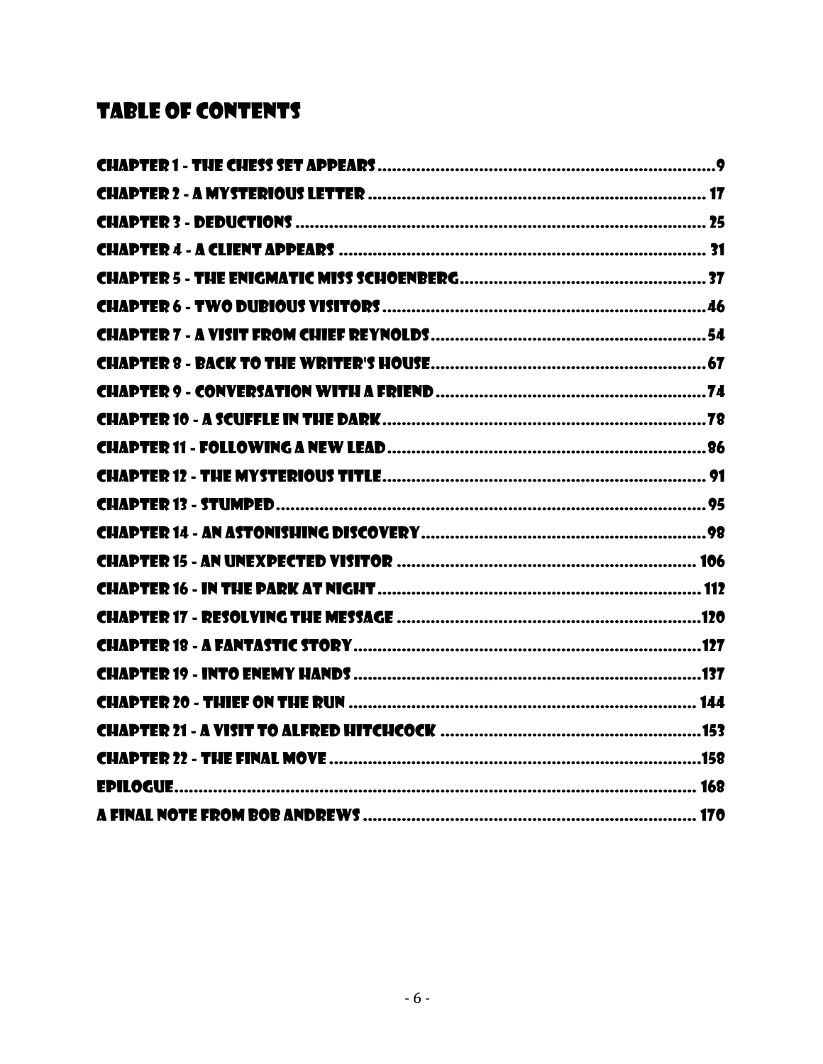# Table of Contents

Chapter 1 - The Chess Set Appears ........ 9
Chapter 2 - A Mysterious Letter ........ 17
Chapter 3 - Deductions ........ 25
Chapter 4 - A Client Appears ........ 31
Chapter 5 - The Enigmatic Miss Schoenberg ........ 37
Chapter 6 - Two Dubious Visitors ........ 46
Chapter 7 - A Visit from Chief Reynolds ........ 54
Chapter 8 - Back to the Writer's House ........ 67
Chapter 9 - Conversation with a Friend ........ 74
Chapter 10 - A Scuffle in the Dark ........ 78
Chapter 11 - Following a New Lead ........ 86
Chapter 12 - The Mysterious Title ........ 91
Chapter 13 - Stumped ........ 95
Chapter 14 - An Astonishing Discovery ........ 98
Chapter 15 - An Unexpected Visitor ........ 106
Chapter 16 - In the Park at Night ........ 112
Chapter 17 - Resolving the Message ........ 120
Chapter 18 - A Fantastic Story ........ 127
Chapter 19 - Into Enemy Hands ........ 137
Chapter 20 - Thief on the Run ........ 144
Chapter 21 - A Visit to Alfred Hitchcock ........ 153
Chapter 22 - The Final Move ........ 158
Epilogue ........ 168
A Final Note from Bob Andrews ........ 170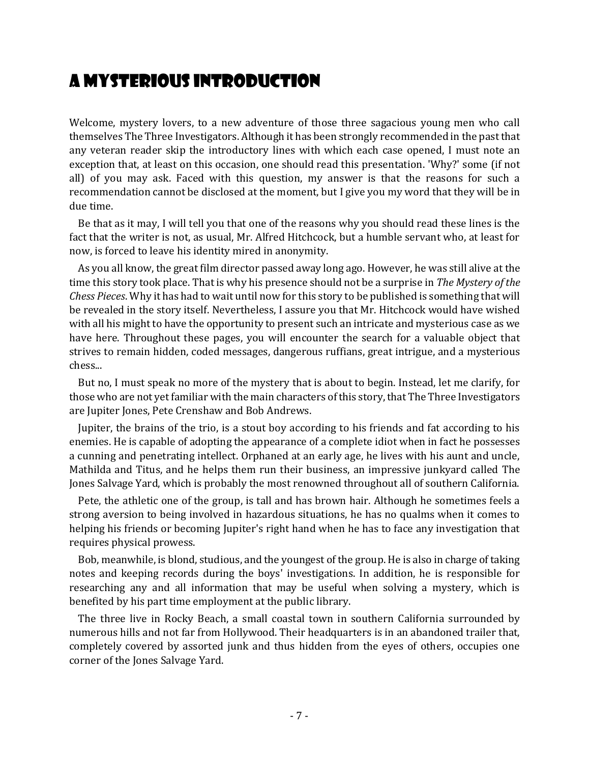# A Mysterious Introduction

Welcome, mystery lovers, to a new adventure of those three sagacious young men who call themselves The Three Investigators. Although it has been strongly recommended in the past that any veteran reader skip the introductory lines with which each case opened, I must note an exception that, at least on this occasion, one should read this presentation. 'Why?' some (if not all) of you may ask. Faced with this question, my answer is that the reasons for such a recommendation cannot be disclosed at the moment, but I give you my word that they will be in due time.

Be that as it may, I will tell you that one of the reasons why you should read these lines is the fact that the writer is not, as usual, Mr. Alfred Hitchcock, but a humble servant who, at least for now, is forced to leave his identity mired in anonymity.

As you all know, the great film director passed away long ago. However, he was still alive at the time this story took place. That is why his presence should not be a surprise in *The Mystery of the Chess Pieces*. Why it has had to wait until now for this story to be published is something that will be revealed in the story itself. Nevertheless, I assure you that Mr. Hitchcock would have wished with all his might to have the opportunity to present such an intricate and mysterious case as we have here. Throughout these pages, you will encounter the search for a valuable object that strives to remain hidden, coded messages, dangerous ruffians, great intrigue, and a mysterious chess...

But no, I must speak no more of the mystery that is about to begin. Instead, let me clarify, for those who are not yet familiar with the main characters of this story, that The Three Investigators are Jupiter Jones, Pete Crenshaw and Bob Andrews.

Jupiter, the brains of the trio, is a stout boy according to his friends and fat according to his enemies. He is capable of adopting the appearance of a complete idiot when in fact he possesses a cunning and penetrating intellect. Orphaned at an early age, he lives with his aunt and uncle, Mathilda and Titus, and he helps them run their business, an impressive junkyard called The Jones Salvage Yard, which is probably the most renowned throughout all of southern California.

Pete, the athletic one of the group, is tall and has brown hair. Although he sometimes feels a strong aversion to being involved in hazardous situations, he has no qualms when it comes to helping his friends or becoming Jupiter's right hand when he has to face any investigation that requires physical prowess.

Bob, meanwhile, is blond, studious, and the youngest of the group. He is also in charge of taking notes and keeping records during the boys' investigations. In addition, he is responsible for researching any and all information that may be useful when solving a mystery, which is benefited by his part time employment at the public library.

The three live in Rocky Beach, a small coastal town in southern California surrounded by numerous hills and not far from Hollywood. Their headquarters is in an abandoned trailer that, completely covered by assorted junk and thus hidden from the eyes of others, occupies one corner of the Jones Salvage Yard.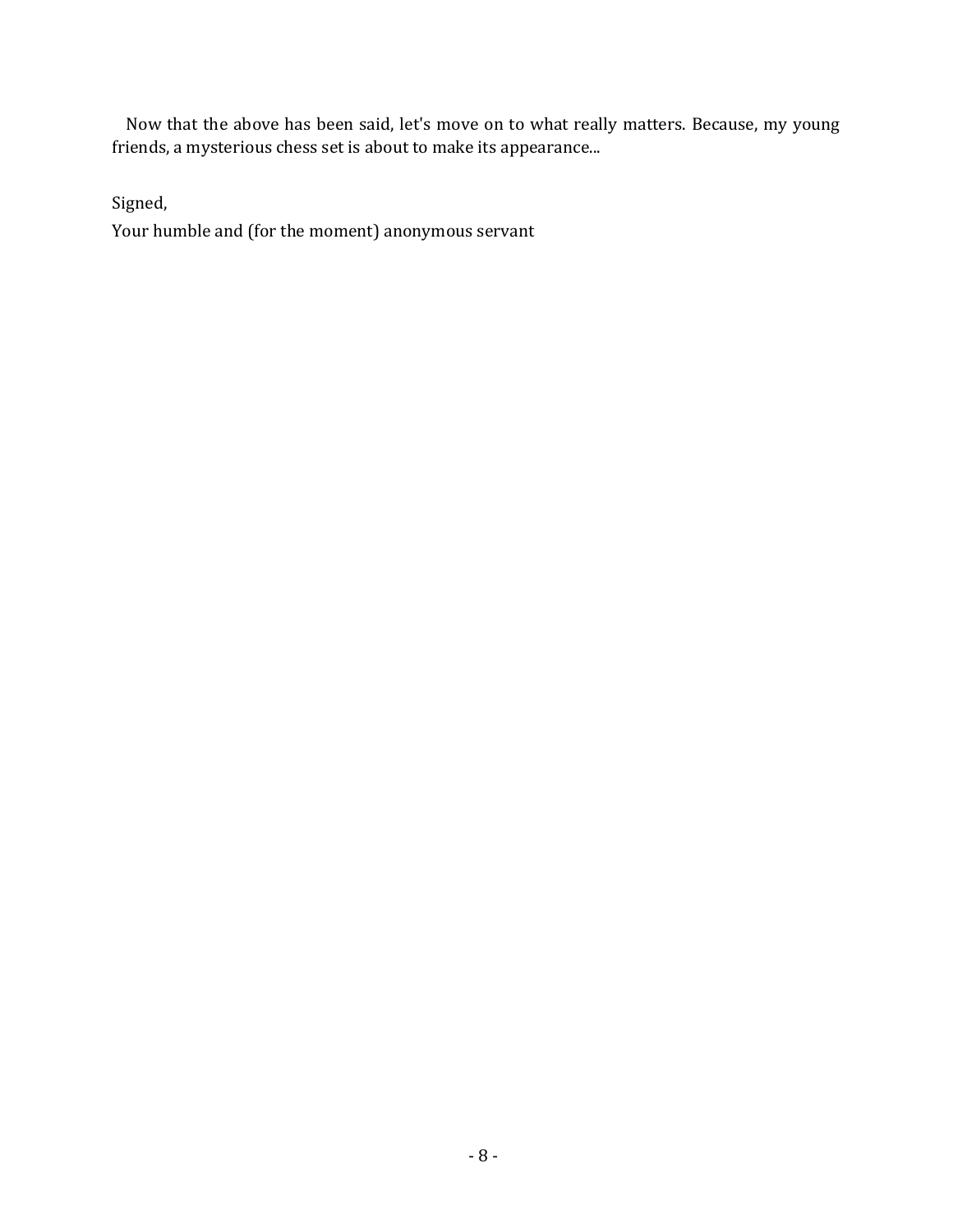Now that the above has been said, let's move on to what really matters. Because, my young friends, a mysterious chess set is about to make its appearance...

Signed,

Your humble and (for the moment) anonymous servant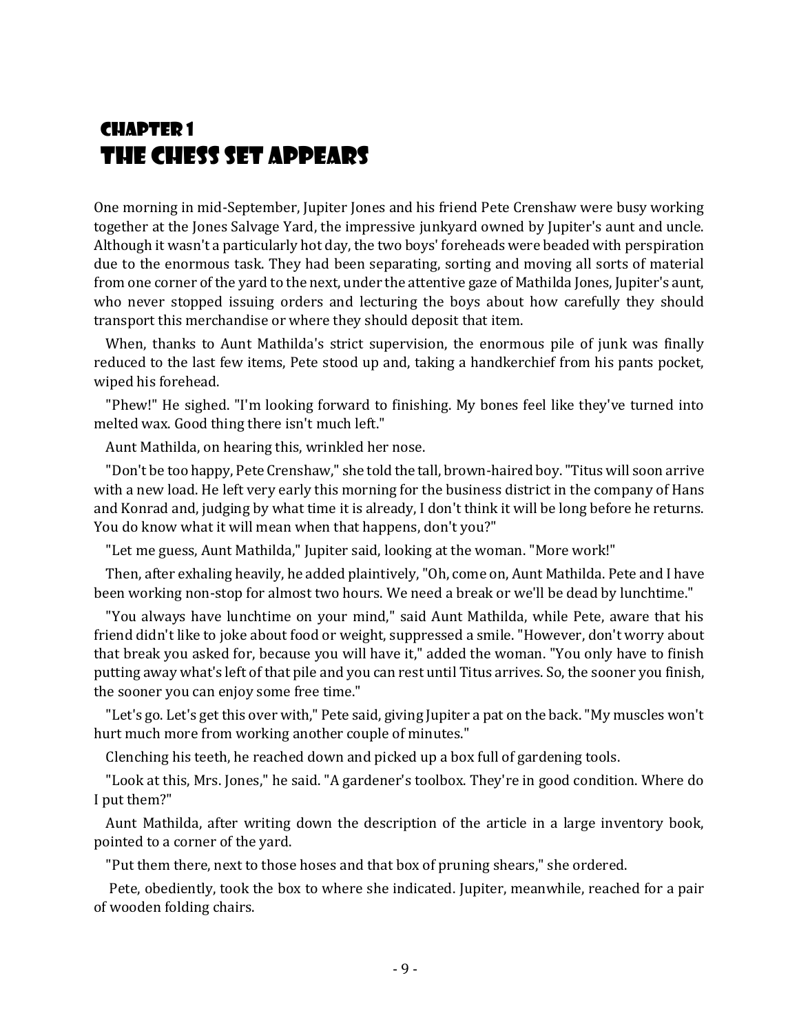# Chapter 1
# The Chess Set Appears

One morning in mid-September, Jupiter Jones and his friend Pete Crenshaw were busy working together at the Jones Salvage Yard, the impressive junkyard owned by Jupiter's aunt and uncle. Although it wasn't a particularly hot day, the two boys' foreheads were beaded with perspiration due to the enormous task. They had been separating, sorting and moving all sorts of material from one corner of the yard to the next, under the attentive gaze of Mathilda Jones, Jupiter's aunt, who never stopped issuing orders and lecturing the boys about how carefully they should transport this merchandise or where they should deposit that item.

When, thanks to Aunt Mathilda's strict supervision, the enormous pile of junk was finally reduced to the last few items, Pete stood up and, taking a handkerchief from his pants pocket, wiped his forehead.

"Phew!" He sighed. "I'm looking forward to finishing. My bones feel like they've turned into melted wax. Good thing there isn't much left."

Aunt Mathilda, on hearing this, wrinkled her nose.

"Don't be too happy, Pete Crenshaw," she told the tall, brown-haired boy. "Titus will soon arrive with a new load. He left very early this morning for the business district in the company of Hans and Konrad and, judging by what time it is already, I don't think it will be long before he returns. You do know what it will mean when that happens, don't you?"

"Let me guess, Aunt Mathilda," Jupiter said, looking at the woman. "More work!"

Then, after exhaling heavily, he added plaintively, "Oh, come on, Aunt Mathilda. Pete and I have been working non-stop for almost two hours. We need a break or we'll be dead by lunchtime."

"You always have lunchtime on your mind," said Aunt Mathilda, while Pete, aware that his friend didn't like to joke about food or weight, suppressed a smile. "However, don't worry about that break you asked for, because you will have it," added the woman. "You only have to finish putting away what's left of that pile and you can rest until Titus arrives. So, the sooner you finish, the sooner you can enjoy some free time."

"Let's go. Let's get this over with," Pete said, giving Jupiter a pat on the back. "My muscles won't hurt much more from working another couple of minutes."

Clenching his teeth, he reached down and picked up a box full of gardening tools.

"Look at this, Mrs. Jones," he said. "A gardener's toolbox. They're in good condition. Where do I put them?"

Aunt Mathilda, after writing down the description of the article in a large inventory book, pointed to a corner of the yard.

"Put them there, next to those hoses and that box of pruning shears," she ordered.

Pete, obediently, took the box to where she indicated. Jupiter, meanwhile, reached for a pair of wooden folding chairs.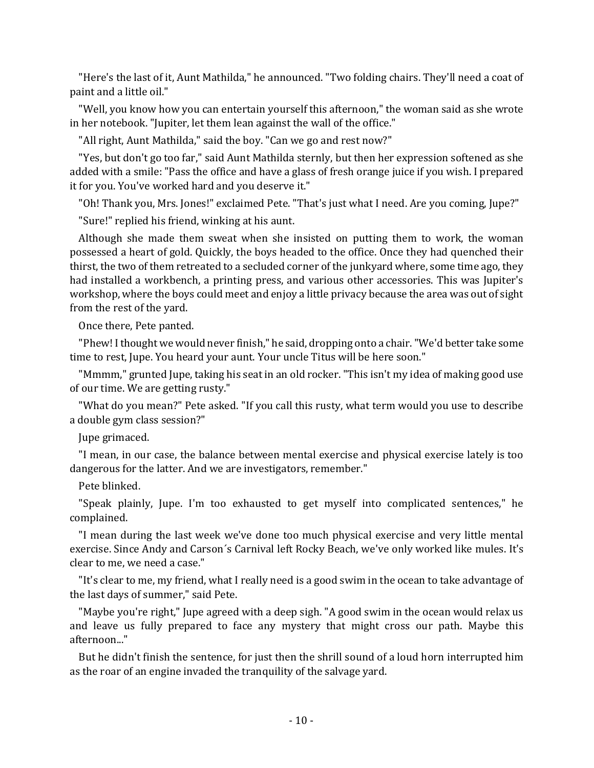"Here's the last of it, Aunt Mathilda," he announced. "Two folding chairs. They'll need a coat of paint and a little oil."

"Well, you know how you can entertain yourself this afternoon," the woman said as she wrote in her notebook. "Jupiter, let them lean against the wall of the office."

"All right, Aunt Mathilda," said the boy. "Can we go and rest now?"

"Yes, but don't go too far," said Aunt Mathilda sternly, but then her expression softened as she added with a smile: "Pass the office and have a glass of fresh orange juice if you wish. I prepared it for you. You've worked hard and you deserve it."

"Oh! Thank you, Mrs. Jones!" exclaimed Pete. "That's just what I need. Are you coming, Jupe?"

"Sure!" replied his friend, winking at his aunt.

Although she made them sweat when she insisted on putting them to work, the woman possessed a heart of gold. Quickly, the boys headed to the office. Once they had quenched their thirst, the two of them retreated to a secluded corner of the junkyard where, some time ago, they had installed a workbench, a printing press, and various other accessories. This was Jupiter's workshop, where the boys could meet and enjoy a little privacy because the area was out of sight from the rest of the yard.

Once there, Pete panted.

"Phew! I thought we would never finish," he said, dropping onto a chair. "We'd better take some time to rest, Jupe. You heard your aunt. Your uncle Titus will be here soon."

"Mmmm," grunted Jupe, taking his seat in an old rocker. "This isn't my idea of making good use of our time. We are getting rusty."

"What do you mean?" Pete asked. "If you call this rusty, what term would you use to describe a double gym class session?"

Jupe grimaced.

"I mean, in our case, the balance between mental exercise and physical exercise lately is too dangerous for the latter. And we are investigators, remember."

Pete blinked.

"Speak plainly, Jupe. I'm too exhausted to get myself into complicated sentences," he complained.

"I mean during the last week we've done too much physical exercise and very little mental exercise. Since Andy and Carson´s Carnival left Rocky Beach, we've only worked like mules. It's clear to me, we need a case."

"It's clear to me, my friend, what I really need is a good swim in the ocean to take advantage of the last days of summer," said Pete.

"Maybe you're right," Jupe agreed with a deep sigh. "A good swim in the ocean would relax us and leave us fully prepared to face any mystery that might cross our path. Maybe this afternoon..."

But he didn't finish the sentence, for just then the shrill sound of a loud horn interrupted him as the roar of an engine invaded the tranquility of the salvage yard.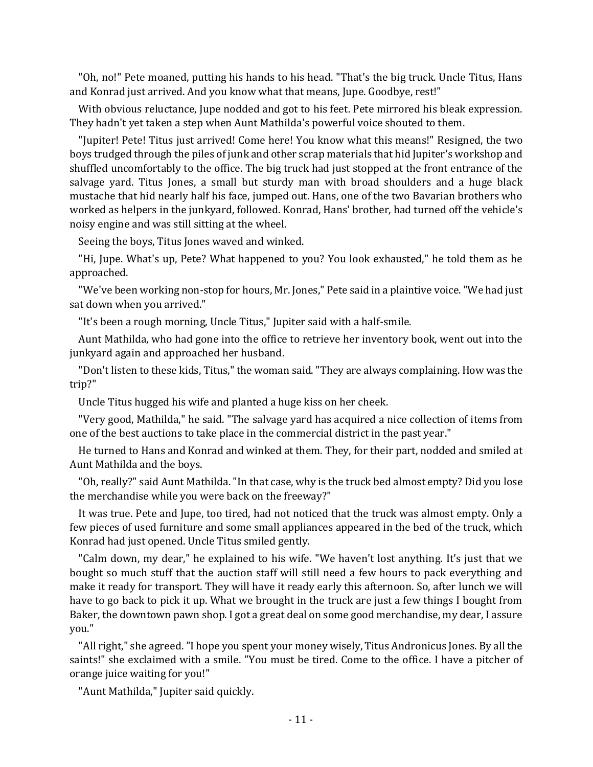"Oh, no!" Pete moaned, putting his hands to his head. "That's the big truck. Uncle Titus, Hans and Konrad just arrived. And you know what that means, Jupe. Goodbye, rest!"

With obvious reluctance, Jupe nodded and got to his feet. Pete mirrored his bleak expression. They hadn't yet taken a step when Aunt Mathilda's powerful voice shouted to them.

"Jupiter! Pete! Titus just arrived! Come here! You know what this means!" Resigned, the two boys trudged through the piles of junk and other scrap materials that hid Jupiter's workshop and shuffled uncomfortably to the office. The big truck had just stopped at the front entrance of the salvage yard. Titus Jones, a small but sturdy man with broad shoulders and a huge black mustache that hid nearly half his face, jumped out. Hans, one of the two Bavarian brothers who worked as helpers in the junkyard, followed. Konrad, Hans' brother, had turned off the vehicle's noisy engine and was still sitting at the wheel.

Seeing the boys, Titus Jones waved and winked.

"Hi, Jupe. What's up, Pete? What happened to you? You look exhausted," he told them as he approached.

"We've been working non-stop for hours, Mr. Jones," Pete said in a plaintive voice. "We had just sat down when you arrived."

"It's been a rough morning, Uncle Titus," Jupiter said with a half-smile.

Aunt Mathilda, who had gone into the office to retrieve her inventory book, went out into the junkyard again and approached her husband.

"Don't listen to these kids, Titus," the woman said. "They are always complaining. How was the trip?"

Uncle Titus hugged his wife and planted a huge kiss on her cheek.

"Very good, Mathilda," he said. "The salvage yard has acquired a nice collection of items from one of the best auctions to take place in the commercial district in the past year."

He turned to Hans and Konrad and winked at them. They, for their part, nodded and smiled at Aunt Mathilda and the boys.

"Oh, really?" said Aunt Mathilda. "In that case, why is the truck bed almost empty? Did you lose the merchandise while you were back on the freeway?"

It was true. Pete and Jupe, too tired, had not noticed that the truck was almost empty. Only a few pieces of used furniture and some small appliances appeared in the bed of the truck, which Konrad had just opened. Uncle Titus smiled gently.

"Calm down, my dear," he explained to his wife. "We haven't lost anything. It's just that we bought so much stuff that the auction staff will still need a few hours to pack everything and make it ready for transport. They will have it ready early this afternoon. So, after lunch we will have to go back to pick it up. What we brought in the truck are just a few things I bought from Baker, the downtown pawn shop. I got a great deal on some good merchandise, my dear, I assure you."

"All right," she agreed. "I hope you spent your money wisely, Titus Andronicus Jones. By all the saints!" she exclaimed with a smile. "You must be tired. Come to the office. I have a pitcher of orange juice waiting for you!"

"Aunt Mathilda," Jupiter said quickly.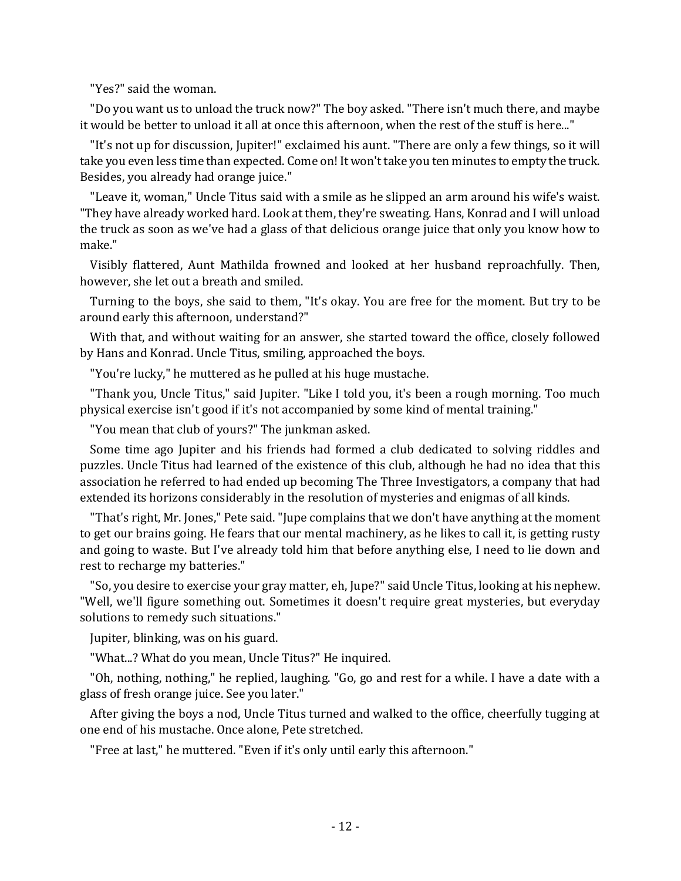"Yes?" said the woman.

"Do you want us to unload the truck now?" The boy asked. "There isn't much there, and maybe it would be better to unload it all at once this afternoon, when the rest of the stuff is here..."

"It's not up for discussion, Jupiter!" exclaimed his aunt. "There are only a few things, so it will take you even less time than expected. Come on! It won't take you ten minutes to empty the truck. Besides, you already had orange juice."

"Leave it, woman," Uncle Titus said with a smile as he slipped an arm around his wife's waist. "They have already worked hard. Look at them, they're sweating. Hans, Konrad and I will unload the truck as soon as we've had a glass of that delicious orange juice that only you know how to make."

Visibly flattered, Aunt Mathilda frowned and looked at her husband reproachfully. Then, however, she let out a breath and smiled.

Turning to the boys, she said to them, "It's okay. You are free for the moment. But try to be around early this afternoon, understand?"

With that, and without waiting for an answer, she started toward the office, closely followed by Hans and Konrad. Uncle Titus, smiling, approached the boys.

"You're lucky," he muttered as he pulled at his huge mustache.

"Thank you, Uncle Titus," said Jupiter. "Like I told you, it's been a rough morning. Too much physical exercise isn't good if it's not accompanied by some kind of mental training."

"You mean that club of yours?" The junkman asked.

Some time ago Jupiter and his friends had formed a club dedicated to solving riddles and puzzles. Uncle Titus had learned of the existence of this club, although he had no idea that this association he referred to had ended up becoming The Three Investigators, a company that had extended its horizons considerably in the resolution of mysteries and enigmas of all kinds.

"That's right, Mr. Jones," Pete said. "Jupe complains that we don't have anything at the moment to get our brains going. He fears that our mental machinery, as he likes to call it, is getting rusty and going to waste. But I've already told him that before anything else, I need to lie down and rest to recharge my batteries."

"So, you desire to exercise your gray matter, eh, Jupe?" said Uncle Titus, looking at his nephew. "Well, we'll figure something out. Sometimes it doesn't require great mysteries, but everyday solutions to remedy such situations."

Jupiter, blinking, was on his guard.

"What...? What do you mean, Uncle Titus?" He inquired.

"Oh, nothing, nothing," he replied, laughing. "Go, go and rest for a while. I have a date with a glass of fresh orange juice. See you later."

After giving the boys a nod, Uncle Titus turned and walked to the office, cheerfully tugging at one end of his mustache. Once alone, Pete stretched.

"Free at last," he muttered. "Even if it's only until early this afternoon."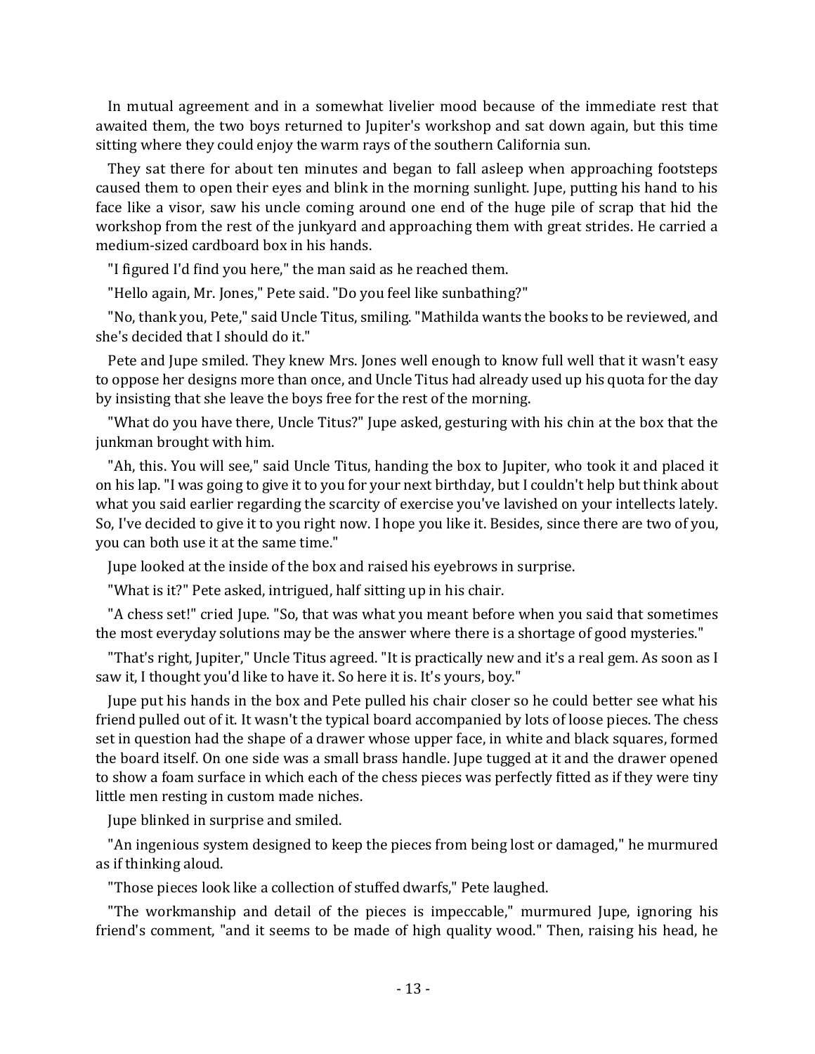In mutual agreement and in a somewhat livelier mood because of the immediate rest that awaited them, the two boys returned to Jupiter's workshop and sat down again, but this time sitting where they could enjoy the warm rays of the southern California sun.

They sat there for about ten minutes and began to fall asleep when approaching footsteps caused them to open their eyes and blink in the morning sunlight. Jupe, putting his hand to his face like a visor, saw his uncle coming around one end of the huge pile of scrap that hid the workshop from the rest of the junkyard and approaching them with great strides. He carried a medium-sized cardboard box in his hands.

"I figured I'd find you here," the man said as he reached them.

"Hello again, Mr. Jones," Pete said. "Do you feel like sunbathing?"

"No, thank you, Pete," said Uncle Titus, smiling. "Mathilda wants the books to be reviewed, and she's decided that I should do it."

Pete and Jupe smiled. They knew Mrs. Jones well enough to know full well that it wasn't easy to oppose her designs more than once, and Uncle Titus had already used up his quota for the day by insisting that she leave the boys free for the rest of the morning.

"What do you have there, Uncle Titus?" Jupe asked, gesturing with his chin at the box that the junkman brought with him.

"Ah, this. You will see," said Uncle Titus, handing the box to Jupiter, who took it and placed it on his lap. "I was going to give it to you for your next birthday, but I couldn't help but think about what you said earlier regarding the scarcity of exercise you've lavished on your intellects lately. So, I've decided to give it to you right now. I hope you like it. Besides, since there are two of you, you can both use it at the same time."

Jupe looked at the inside of the box and raised his eyebrows in surprise.

"What is it?" Pete asked, intrigued, half sitting up in his chair.

"A chess set!" cried Jupe. "So, that was what you meant before when you said that sometimes the most everyday solutions may be the answer where there is a shortage of good mysteries."

"That's right, Jupiter," Uncle Titus agreed. "It is practically new and it's a real gem. As soon as I saw it, I thought you'd like to have it. So here it is. It's yours, boy."

Jupe put his hands in the box and Pete pulled his chair closer so he could better see what his friend pulled out of it. It wasn't the typical board accompanied by lots of loose pieces. The chess set in question had the shape of a drawer whose upper face, in white and black squares, formed the board itself. On one side was a small brass handle. Jupe tugged at it and the drawer opened to show a foam surface in which each of the chess pieces was perfectly fitted as if they were tiny little men resting in custom made niches.

Jupe blinked in surprise and smiled.

"An ingenious system designed to keep the pieces from being lost or damaged," he murmured as if thinking aloud.

"Those pieces look like a collection of stuffed dwarfs," Pete laughed.

"The workmanship and detail of the pieces is impeccable," murmured Jupe, ignoring his friend's comment, "and it seems to be made of high quality wood." Then, raising his head, he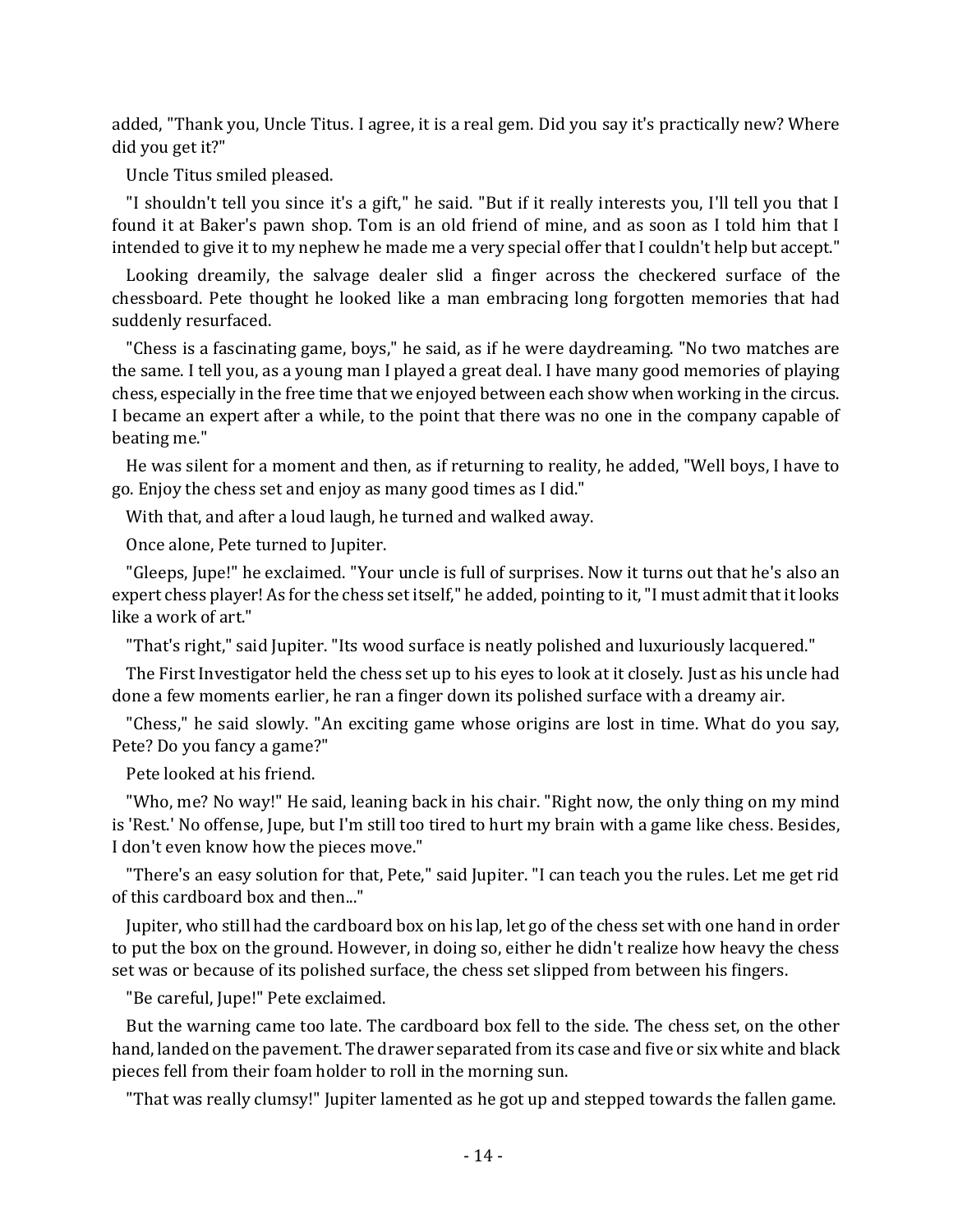added, "Thank you, Uncle Titus. I agree, it is a real gem. Did you say it's practically new? Where did you get it?"

Uncle Titus smiled pleased.

"I shouldn't tell you since it's a gift," he said. "But if it really interests you, I'll tell you that I found it at Baker's pawn shop. Tom is an old friend of mine, and as soon as I told him that I intended to give it to my nephew he made me a very special offer that I couldn't help but accept."

Looking dreamily, the salvage dealer slid a finger across the checkered surface of the chessboard. Pete thought he looked like a man embracing long forgotten memories that had suddenly resurfaced.

"Chess is a fascinating game, boys," he said, as if he were daydreaming. "No two matches are the same. I tell you, as a young man I played a great deal. I have many good memories of playing chess, especially in the free time that we enjoyed between each show when working in the circus. I became an expert after a while, to the point that there was no one in the company capable of beating me."

He was silent for a moment and then, as if returning to reality, he added, "Well boys, I have to go. Enjoy the chess set and enjoy as many good times as I did."

With that, and after a loud laugh, he turned and walked away.

Once alone, Pete turned to Jupiter.

"Gleeps, Jupe!" he exclaimed. "Your uncle is full of surprises. Now it turns out that he's also an expert chess player! As for the chess set itself," he added, pointing to it, "I must admit that it looks like a work of art."

"That's right," said Jupiter. "Its wood surface is neatly polished and luxuriously lacquered."

The First Investigator held the chess set up to his eyes to look at it closely. Just as his uncle had done a few moments earlier, he ran a finger down its polished surface with a dreamy air.

"Chess," he said slowly. "An exciting game whose origins are lost in time. What do you say, Pete? Do you fancy a game?"

Pete looked at his friend.

"Who, me? No way!" He said, leaning back in his chair. "Right now, the only thing on my mind is 'Rest.' No offense, Jupe, but I'm still too tired to hurt my brain with a game like chess. Besides, I don't even know how the pieces move."

"There's an easy solution for that, Pete," said Jupiter. "I can teach you the rules. Let me get rid of this cardboard box and then..."

Jupiter, who still had the cardboard box on his lap, let go of the chess set with one hand in order to put the box on the ground. However, in doing so, either he didn't realize how heavy the chess set was or because of its polished surface, the chess set slipped from between his fingers.

"Be careful, Jupe!" Pete exclaimed.

But the warning came too late. The cardboard box fell to the side. The chess set, on the other hand, landed on the pavement. The drawer separated from its case and five or six white and black pieces fell from their foam holder to roll in the morning sun.

"That was really clumsy!" Jupiter lamented as he got up and stepped towards the fallen game.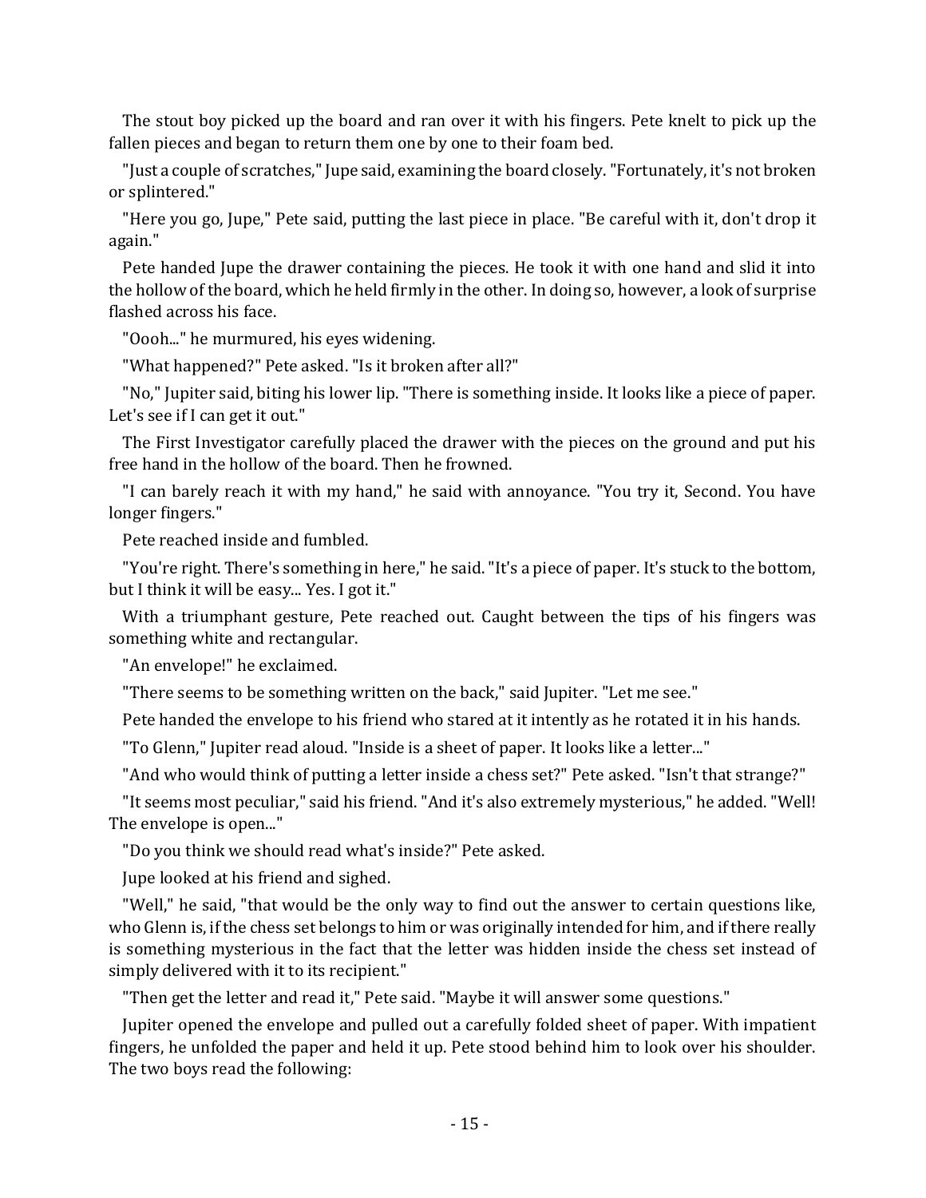The stout boy picked up the board and ran over it with his fingers. Pete knelt to pick up the fallen pieces and began to return them one by one to their foam bed.

"Just a couple of scratches," Jupe said, examining the board closely. "Fortunately, it's not broken or splintered."

"Here you go, Jupe," Pete said, putting the last piece in place. "Be careful with it, don't drop it again."

Pete handed Jupe the drawer containing the pieces. He took it with one hand and slid it into the hollow of the board, which he held firmly in the other. In doing so, however, a look of surprise flashed across his face.

"Oooh..." he murmured, his eyes widening.

"What happened?" Pete asked. "Is it broken after all?"

"No," Jupiter said, biting his lower lip. "There is something inside. It looks like a piece of paper. Let's see if I can get it out."

The First Investigator carefully placed the drawer with the pieces on the ground and put his free hand in the hollow of the board. Then he frowned.

"I can barely reach it with my hand," he said with annoyance. "You try it, Second. You have longer fingers."

Pete reached inside and fumbled.

"You're right. There's something in here," he said. "It's a piece of paper. It's stuck to the bottom, but I think it will be easy... Yes. I got it."

With a triumphant gesture, Pete reached out. Caught between the tips of his fingers was something white and rectangular.

"An envelope!" he exclaimed.

"There seems to be something written on the back," said Jupiter. "Let me see."

Pete handed the envelope to his friend who stared at it intently as he rotated it in his hands.

"To Glenn," Jupiter read aloud. "Inside is a sheet of paper. It looks like a letter..."

"And who would think of putting a letter inside a chess set?" Pete asked. "Isn't that strange?"

"It seems most peculiar," said his friend. "And it's also extremely mysterious," he added. "Well! The envelope is open..."

"Do you think we should read what's inside?" Pete asked.

Jupe looked at his friend and sighed.

"Well," he said, "that would be the only way to find out the answer to certain questions like, who Glenn is, if the chess set belongs to him or was originally intended for him, and if there really is something mysterious in the fact that the letter was hidden inside the chess set instead of simply delivered with it to its recipient."

"Then get the letter and read it," Pete said. "Maybe it will answer some questions."

Jupiter opened the envelope and pulled out a carefully folded sheet of paper. With impatient fingers, he unfolded the paper and held it up. Pete stood behind him to look over his shoulder. The two boys read the following: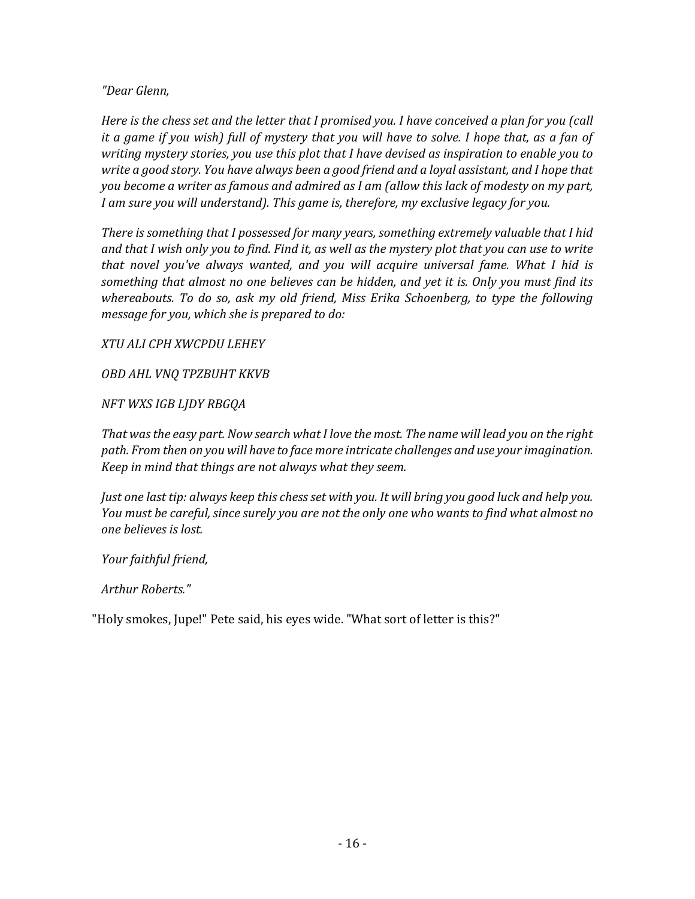*"Dear Glenn,*

*Here is the chess set and the letter that I promised you. I have conceived a plan for you (call it a game if you wish) full of mystery that you will have to solve. I hope that, as a fan of writing mystery stories, you use this plot that I have devised as inspiration to enable you to write a good story. You have always been a good friend and a loyal assistant, and I hope that you become a writer as famous and admired as I am (allow this lack of modesty on my part, I am sure you will understand). This game is, therefore, my exclusive legacy for you.*

*There is something that I possessed for many years, something extremely valuable that I hid and that I wish only you to find. Find it, as well as the mystery plot that you can use to write that novel you've always wanted, and you will acquire universal fame. What I hid is something that almost no one believes can be hidden, and yet it is. Only you must find its whereabouts. To do so, ask my old friend, Miss Erika Schoenberg, to type the following message for you, which she is prepared to do:*

*XTU ALI CPH XWCPDU LEHEY*

*OBD AHL VNQ TPZBUHT KKVB*

*NFT WXS IGB LJDY RBGQA*

*That was the easy part. Now search what I love the most. The name will lead you on the right path. From then on you will have to face more intricate challenges and use your imagination. Keep in mind that things are not always what they seem.*

*Just one last tip: always keep this chess set with you. It will bring you good luck and help you. You must be careful, since surely you are not the only one who wants to find what almost no one believes is lost.*

*Your faithful friend,*

*Arthur Roberts."*

"Holy smokes, Jupe!" Pete said, his eyes wide. "What sort of letter is this?"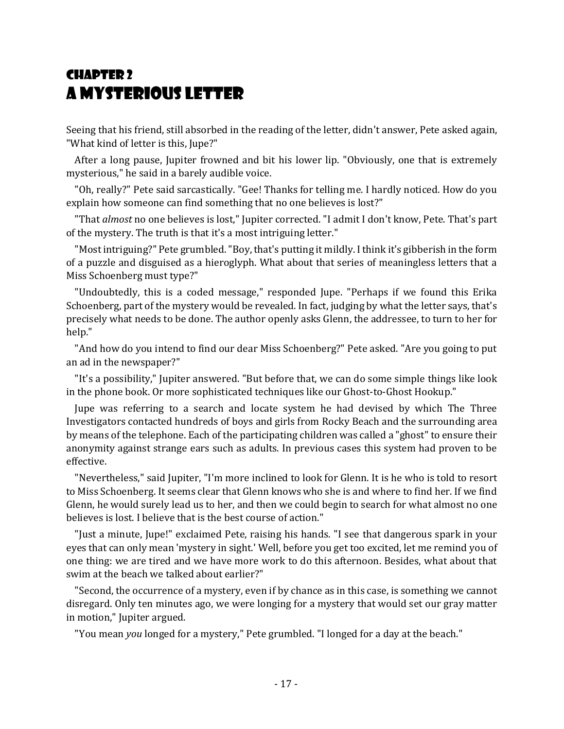# Chapter 2
# A Mysterious Letter

Seeing that his friend, still absorbed in the reading of the letter, didn't answer, Pete asked again, "What kind of letter is this, Jupe?"

After a long pause, Jupiter frowned and bit his lower lip. "Obviously, one that is extremely mysterious," he said in a barely audible voice.

"Oh, really?" Pete said sarcastically. "Gee! Thanks for telling me. I hardly noticed. How do you explain how someone can find something that no one believes is lost?"

"That *almost* no one believes is lost," Jupiter corrected. "I admit I don't know, Pete. That's part of the mystery. The truth is that it's a most intriguing letter."

"Most intriguing?" Pete grumbled. "Boy, that's putting it mildly. I think it's gibberish in the form of a puzzle and disguised as a hieroglyph. What about that series of meaningless letters that a Miss Schoenberg must type?"

"Undoubtedly, this is a coded message," responded Jupe. "Perhaps if we found this Erika Schoenberg, part of the mystery would be revealed. In fact, judging by what the letter says, that's precisely what needs to be done. The author openly asks Glenn, the addressee, to turn to her for help."

"And how do you intend to find our dear Miss Schoenberg?" Pete asked. "Are you going to put an ad in the newspaper?"

"It's a possibility," Jupiter answered. "But before that, we can do some simple things like look in the phone book. Or more sophisticated techniques like our Ghost-to-Ghost Hookup."

Jupe was referring to a search and locate system he had devised by which The Three Investigators contacted hundreds of boys and girls from Rocky Beach and the surrounding area by means of the telephone. Each of the participating children was called a "ghost" to ensure their anonymity against strange ears such as adults. In previous cases this system had proven to be effective.

"Nevertheless," said Jupiter, "I'm more inclined to look for Glenn. It is he who is told to resort to Miss Schoenberg. It seems clear that Glenn knows who she is and where to find her. If we find Glenn, he would surely lead us to her, and then we could begin to search for what almost no one believes is lost. I believe that is the best course of action."

"Just a minute, Jupe!" exclaimed Pete, raising his hands. "I see that dangerous spark in your eyes that can only mean 'mystery in sight.' Well, before you get too excited, let me remind you of one thing: we are tired and we have more work to do this afternoon. Besides, what about that swim at the beach we talked about earlier?"

"Second, the occurrence of a mystery, even if by chance as in this case, is something we cannot disregard. Only ten minutes ago, we were longing for a mystery that would set our gray matter in motion," Jupiter argued.

"You mean *you* longed for a mystery," Pete grumbled. "I longed for a day at the beach."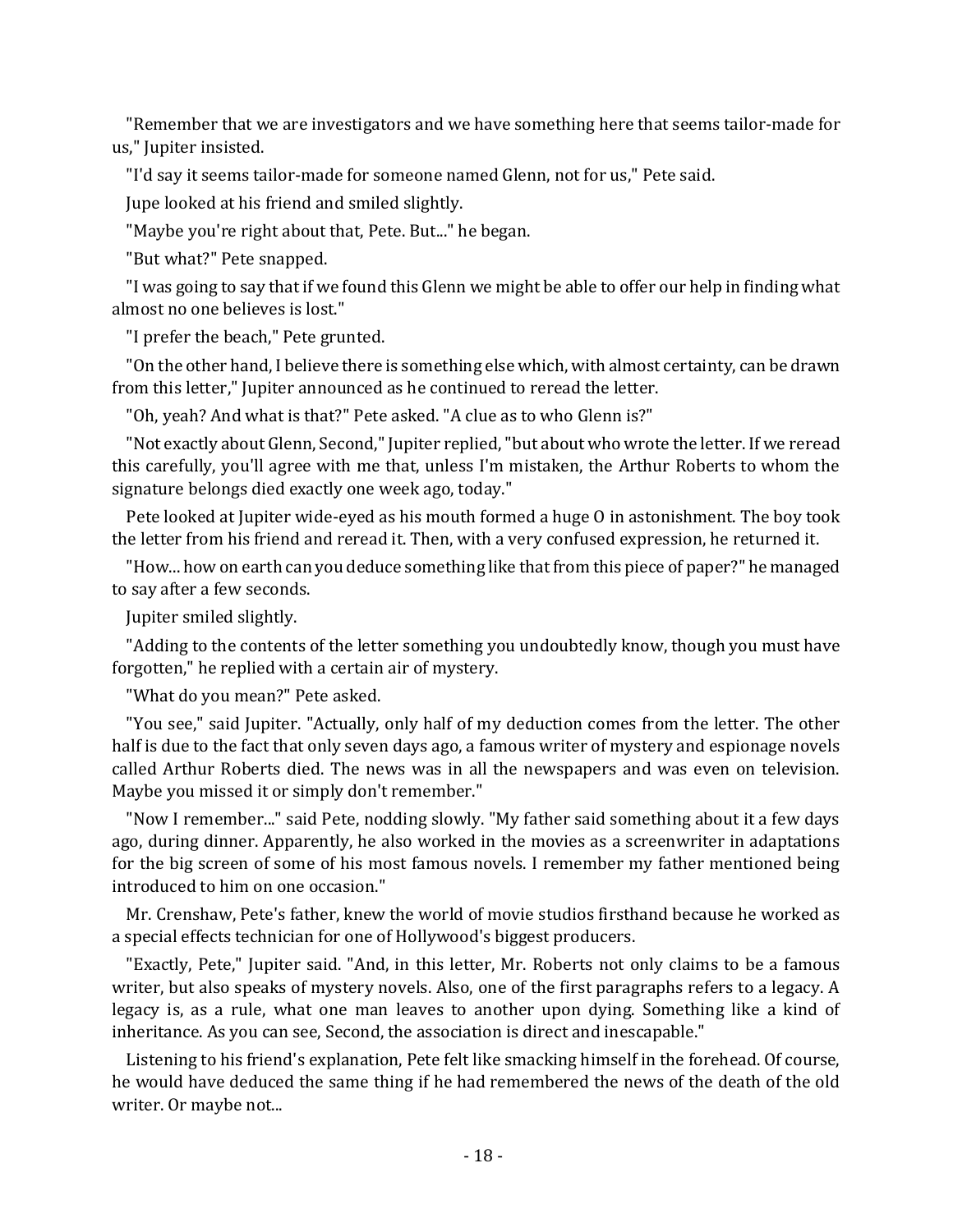"Remember that we are investigators and we have something here that seems tailor-made for us," Jupiter insisted.

"I'd say it seems tailor-made for someone named Glenn, not for us," Pete said.

Jupe looked at his friend and smiled slightly.

"Maybe you're right about that, Pete. But..." he began.

"But what?" Pete snapped.

"I was going to say that if we found this Glenn we might be able to offer our help in finding what almost no one believes is lost."

"I prefer the beach," Pete grunted.

"On the other hand, I believe there is something else which, with almost certainty, can be drawn from this letter," Jupiter announced as he continued to reread the letter.

"Oh, yeah? And what is that?" Pete asked. "A clue as to who Glenn is?"

"Not exactly about Glenn, Second," Jupiter replied, "but about who wrote the letter. If we reread this carefully, you'll agree with me that, unless I'm mistaken, the Arthur Roberts to whom the signature belongs died exactly one week ago, today."

Pete looked at Jupiter wide-eyed as his mouth formed a huge O in astonishment. The boy took the letter from his friend and reread it. Then, with a very confused expression, he returned it.

"How... how on earth can you deduce something like that from this piece of paper?" he managed to say after a few seconds.

Jupiter smiled slightly.

"Adding to the contents of the letter something you undoubtedly know, though you must have forgotten," he replied with a certain air of mystery.

"What do you mean?" Pete asked.

"You see," said Jupiter. "Actually, only half of my deduction comes from the letter. The other half is due to the fact that only seven days ago, a famous writer of mystery and espionage novels called Arthur Roberts died. The news was in all the newspapers and was even on television. Maybe you missed it or simply don't remember."

"Now I remember..." said Pete, nodding slowly. "My father said something about it a few days ago, during dinner. Apparently, he also worked in the movies as a screenwriter in adaptations for the big screen of some of his most famous novels. I remember my father mentioned being introduced to him on one occasion."

Mr. Crenshaw, Pete's father, knew the world of movie studios firsthand because he worked as a special effects technician for one of Hollywood's biggest producers.

"Exactly, Pete," Jupiter said. "And, in this letter, Mr. Roberts not only claims to be a famous writer, but also speaks of mystery novels. Also, one of the first paragraphs refers to a legacy. A legacy is, as a rule, what one man leaves to another upon dying. Something like a kind of inheritance. As you can see, Second, the association is direct and inescapable."

Listening to his friend's explanation, Pete felt like smacking himself in the forehead. Of course, he would have deduced the same thing if he had remembered the news of the death of the old writer. Or maybe not...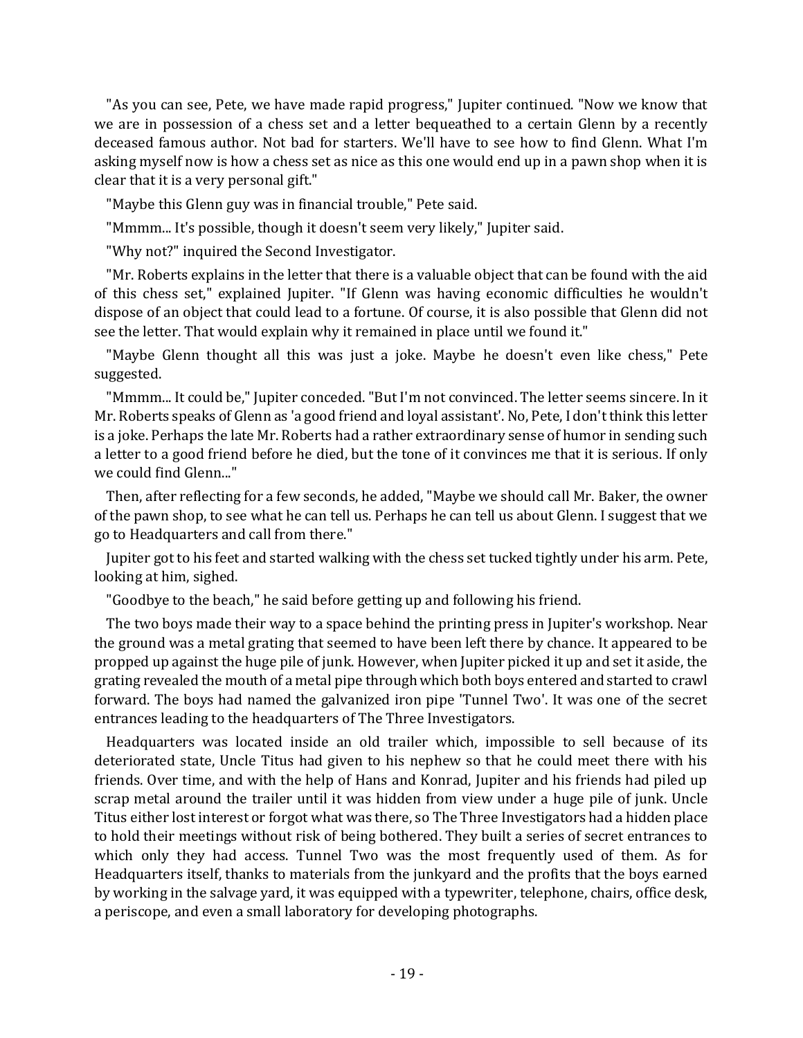"As you can see, Pete, we have made rapid progress," Jupiter continued. "Now we know that we are in possession of a chess set and a letter bequeathed to a certain Glenn by a recently deceased famous author. Not bad for starters. We'll have to see how to find Glenn. What I'm asking myself now is how a chess set as nice as this one would end up in a pawn shop when it is clear that it is a very personal gift."

"Maybe this Glenn guy was in financial trouble," Pete said.

"Mmmm... It's possible, though it doesn't seem very likely," Jupiter said.

"Why not?" inquired the Second Investigator.

"Mr. Roberts explains in the letter that there is a valuable object that can be found with the aid of this chess set," explained Jupiter. "If Glenn was having economic difficulties he wouldn't dispose of an object that could lead to a fortune. Of course, it is also possible that Glenn did not see the letter. That would explain why it remained in place until we found it."

"Maybe Glenn thought all this was just a joke. Maybe he doesn't even like chess," Pete suggested.

"Mmmm... It could be," Jupiter conceded. "But I'm not convinced. The letter seems sincere. In it Mr. Roberts speaks of Glenn as 'a good friend and loyal assistant'. No, Pete, I don't think this letter is a joke. Perhaps the late Mr. Roberts had a rather extraordinary sense of humor in sending such a letter to a good friend before he died, but the tone of it convinces me that it is serious. If only we could find Glenn..."

Then, after reflecting for a few seconds, he added, "Maybe we should call Mr. Baker, the owner of the pawn shop, to see what he can tell us. Perhaps he can tell us about Glenn. I suggest that we go to Headquarters and call from there."

Jupiter got to his feet and started walking with the chess set tucked tightly under his arm. Pete, looking at him, sighed.

"Goodbye to the beach," he said before getting up and following his friend.

The two boys made their way to a space behind the printing press in Jupiter's workshop. Near the ground was a metal grating that seemed to have been left there by chance. It appeared to be propped up against the huge pile of junk. However, when Jupiter picked it up and set it aside, the grating revealed the mouth of a metal pipe through which both boys entered and started to crawl forward. The boys had named the galvanized iron pipe 'Tunnel Two'. It was one of the secret entrances leading to the headquarters of The Three Investigators.

Headquarters was located inside an old trailer which, impossible to sell because of its deteriorated state, Uncle Titus had given to his nephew so that he could meet there with his friends. Over time, and with the help of Hans and Konrad, Jupiter and his friends had piled up scrap metal around the trailer until it was hidden from view under a huge pile of junk. Uncle Titus either lost interest or forgot what was there, so The Three Investigators had a hidden place to hold their meetings without risk of being bothered. They built a series of secret entrances to which only they had access. Tunnel Two was the most frequently used of them. As for Headquarters itself, thanks to materials from the junkyard and the profits that the boys earned by working in the salvage yard, it was equipped with a typewriter, telephone, chairs, office desk, a periscope, and even a small laboratory for developing photographs.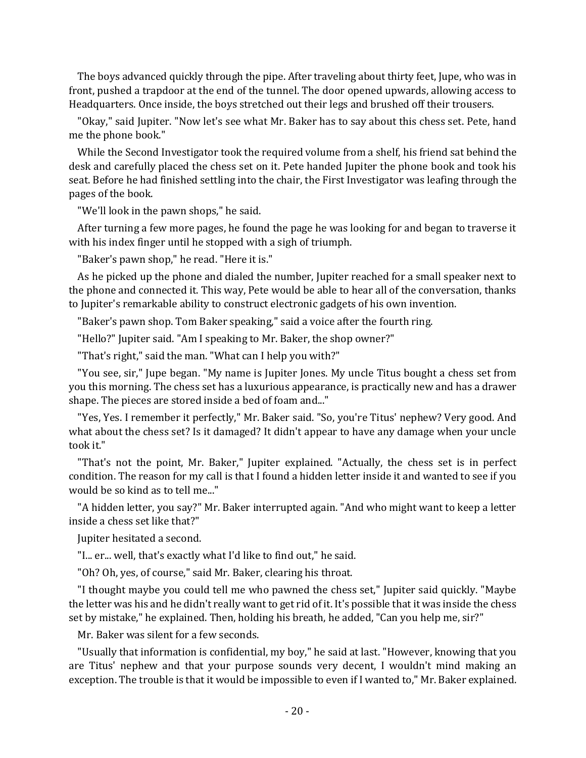The boys advanced quickly through the pipe. After traveling about thirty feet, Jupe, who was in front, pushed a trapdoor at the end of the tunnel. The door opened upwards, allowing access to Headquarters. Once inside, the boys stretched out their legs and brushed off their trousers.

"Okay," said Jupiter. "Now let's see what Mr. Baker has to say about this chess set. Pete, hand me the phone book."

While the Second Investigator took the required volume from a shelf, his friend sat behind the desk and carefully placed the chess set on it. Pete handed Jupiter the phone book and took his seat. Before he had finished settling into the chair, the First Investigator was leafing through the pages of the book.

"We'll look in the pawn shops," he said.

After turning a few more pages, he found the page he was looking for and began to traverse it with his index finger until he stopped with a sigh of triumph.

"Baker's pawn shop," he read. "Here it is."

As he picked up the phone and dialed the number, Jupiter reached for a small speaker next to the phone and connected it. This way, Pete would be able to hear all of the conversation, thanks to Jupiter's remarkable ability to construct electronic gadgets of his own invention.

"Baker's pawn shop. Tom Baker speaking," said a voice after the fourth ring.

"Hello?" Jupiter said. "Am I speaking to Mr. Baker, the shop owner?"

"That's right," said the man. "What can I help you with?"

"You see, sir," Jupe began. "My name is Jupiter Jones. My uncle Titus bought a chess set from you this morning. The chess set has a luxurious appearance, is practically new and has a drawer shape. The pieces are stored inside a bed of foam and..."

"Yes, Yes. I remember it perfectly," Mr. Baker said. "So, you're Titus' nephew? Very good. And what about the chess set? Is it damaged? It didn't appear to have any damage when your uncle took it."

"That's not the point, Mr. Baker," Jupiter explained. "Actually, the chess set is in perfect condition. The reason for my call is that I found a hidden letter inside it and wanted to see if you would be so kind as to tell me..."

"A hidden letter, you say?" Mr. Baker interrupted again. "And who might want to keep a letter inside a chess set like that?"

Jupiter hesitated a second.

"I... er... well, that's exactly what I'd like to find out," he said.

"Oh? Oh, yes, of course," said Mr. Baker, clearing his throat.

"I thought maybe you could tell me who pawned the chess set," Jupiter said quickly. "Maybe the letter was his and he didn't really want to get rid of it. It's possible that it was inside the chess set by mistake," he explained. Then, holding his breath, he added, "Can you help me, sir?"

Mr. Baker was silent for a few seconds.

"Usually that information is confidential, my boy," he said at last. "However, knowing that you are Titus' nephew and that your purpose sounds very decent, I wouldn't mind making an exception. The trouble is that it would be impossible to even if I wanted to," Mr. Baker explained.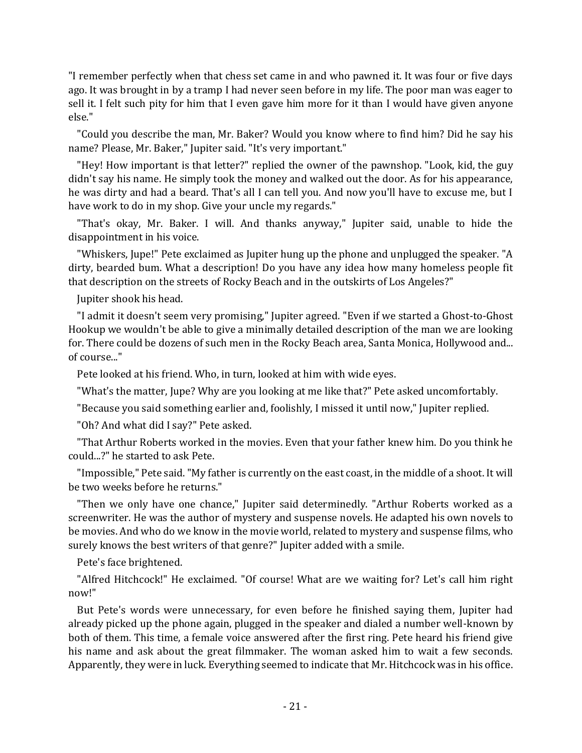"I remember perfectly when that chess set came in and who pawned it. It was four or five days ago. It was brought in by a tramp I had never seen before in my life. The poor man was eager to sell it. I felt such pity for him that I even gave him more for it than I would have given anyone else."

"Could you describe the man, Mr. Baker? Would you know where to find him? Did he say his name? Please, Mr. Baker," Jupiter said. "It's very important."

"Hey! How important is that letter?" replied the owner of the pawnshop. "Look, kid, the guy didn't say his name. He simply took the money and walked out the door. As for his appearance, he was dirty and had a beard. That's all I can tell you. And now you'll have to excuse me, but I have work to do in my shop. Give your uncle my regards."

"That's okay, Mr. Baker. I will. And thanks anyway," Jupiter said, unable to hide the disappointment in his voice.

"Whiskers, Jupe!" Pete exclaimed as Jupiter hung up the phone and unplugged the speaker. "A dirty, bearded bum. What a description! Do you have any idea how many homeless people fit that description on the streets of Rocky Beach and in the outskirts of Los Angeles?"

Jupiter shook his head.

"I admit it doesn't seem very promising," Jupiter agreed. "Even if we started a Ghost-to-Ghost Hookup we wouldn't be able to give a minimally detailed description of the man we are looking for. There could be dozens of such men in the Rocky Beach area, Santa Monica, Hollywood and... of course..."

Pete looked at his friend. Who, in turn, looked at him with wide eyes.

"What's the matter, Jupe? Why are you looking at me like that?" Pete asked uncomfortably.

"Because you said something earlier and, foolishly, I missed it until now," Jupiter replied.

"Oh? And what did I say?" Pete asked.

"That Arthur Roberts worked in the movies. Even that your father knew him. Do you think he could...?" he started to ask Pete.

"Impossible," Pete said. "My father is currently on the east coast, in the middle of a shoot. It will be two weeks before he returns."

"Then we only have one chance," Jupiter said determinedly. "Arthur Roberts worked as a screenwriter. He was the author of mystery and suspense novels. He adapted his own novels to be movies. And who do we know in the movie world, related to mystery and suspense films, who surely knows the best writers of that genre?" Jupiter added with a smile.

Pete's face brightened.

"Alfred Hitchcock!" He exclaimed. "Of course! What are we waiting for? Let's call him right now!"

But Pete's words were unnecessary, for even before he finished saying them, Jupiter had already picked up the phone again, plugged in the speaker and dialed a number well-known by both of them. This time, a female voice answered after the first ring. Pete heard his friend give his name and ask about the great filmmaker. The woman asked him to wait a few seconds. Apparently, they were in luck. Everything seemed to indicate that Mr. Hitchcock was in his office.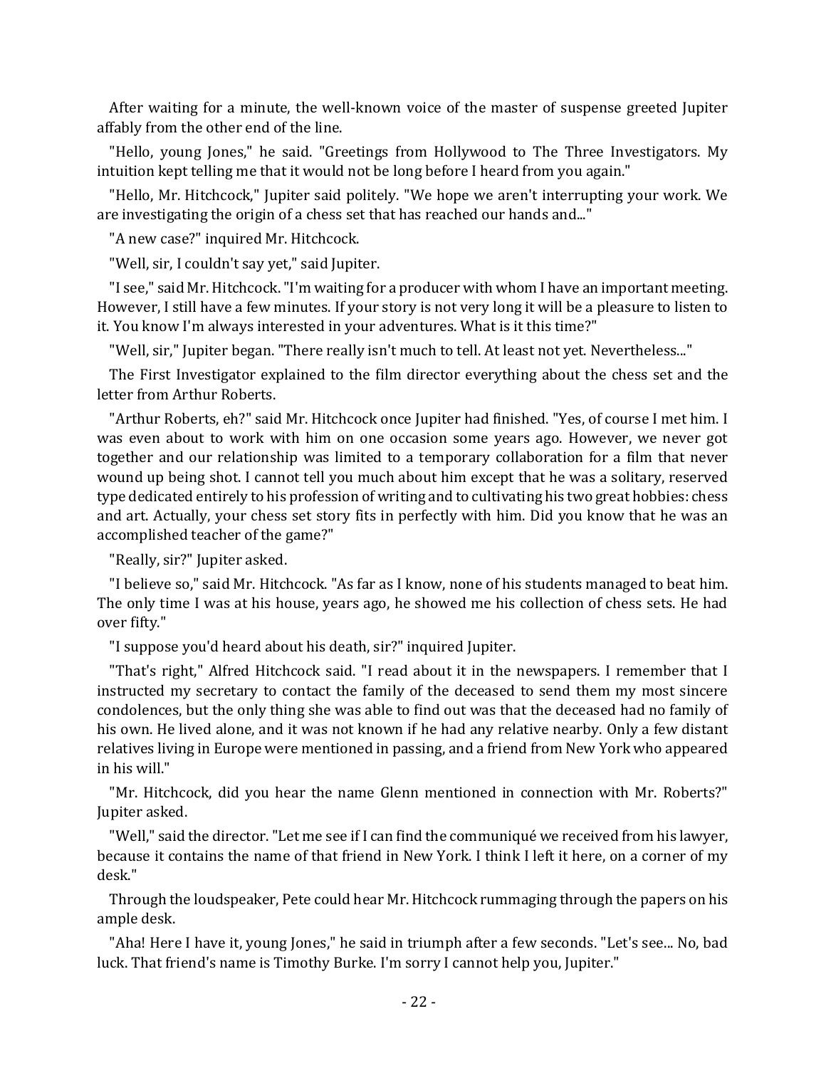After waiting for a minute, the well-known voice of the master of suspense greeted Jupiter affably from the other end of the line.

"Hello, young Jones," he said. "Greetings from Hollywood to The Three Investigators. My intuition kept telling me that it would not be long before I heard from you again."

"Hello, Mr. Hitchcock," Jupiter said politely. "We hope we aren't interrupting your work. We are investigating the origin of a chess set that has reached our hands and..."

"A new case?" inquired Mr. Hitchcock.

"Well, sir, I couldn't say yet," said Jupiter.

"I see," said Mr. Hitchcock. "I'm waiting for a producer with whom I have an important meeting. However, I still have a few minutes. If your story is not very long it will be a pleasure to listen to it. You know I'm always interested in your adventures. What is it this time?"

"Well, sir," Jupiter began. "There really isn't much to tell. At least not yet. Nevertheless..."

The First Investigator explained to the film director everything about the chess set and the letter from Arthur Roberts.

"Arthur Roberts, eh?" said Mr. Hitchcock once Jupiter had finished. "Yes, of course I met him. I was even about to work with him on one occasion some years ago. However, we never got together and our relationship was limited to a temporary collaboration for a film that never wound up being shot. I cannot tell you much about him except that he was a solitary, reserved type dedicated entirely to his profession of writing and to cultivating his two great hobbies: chess and art. Actually, your chess set story fits in perfectly with him. Did you know that he was an accomplished teacher of the game?"

"Really, sir?" Jupiter asked.

"I believe so," said Mr. Hitchcock. "As far as I know, none of his students managed to beat him. The only time I was at his house, years ago, he showed me his collection of chess sets. He had over fifty."

"I suppose you'd heard about his death, sir?" inquired Jupiter.

"That's right," Alfred Hitchcock said. "I read about it in the newspapers. I remember that I instructed my secretary to contact the family of the deceased to send them my most sincere condolences, but the only thing she was able to find out was that the deceased had no family of his own. He lived alone, and it was not known if he had any relative nearby. Only a few distant relatives living in Europe were mentioned in passing, and a friend from New York who appeared in his will."

"Mr. Hitchcock, did you hear the name Glenn mentioned in connection with Mr. Roberts?" Jupiter asked.

"Well," said the director. "Let me see if I can find the communiqué we received from his lawyer, because it contains the name of that friend in New York. I think I left it here, on a corner of my desk."

Through the loudspeaker, Pete could hear Mr. Hitchcock rummaging through the papers on his ample desk.

"Aha! Here I have it, young Jones," he said in triumph after a few seconds. "Let's see... No, bad luck. That friend's name is Timothy Burke. I'm sorry I cannot help you, Jupiter."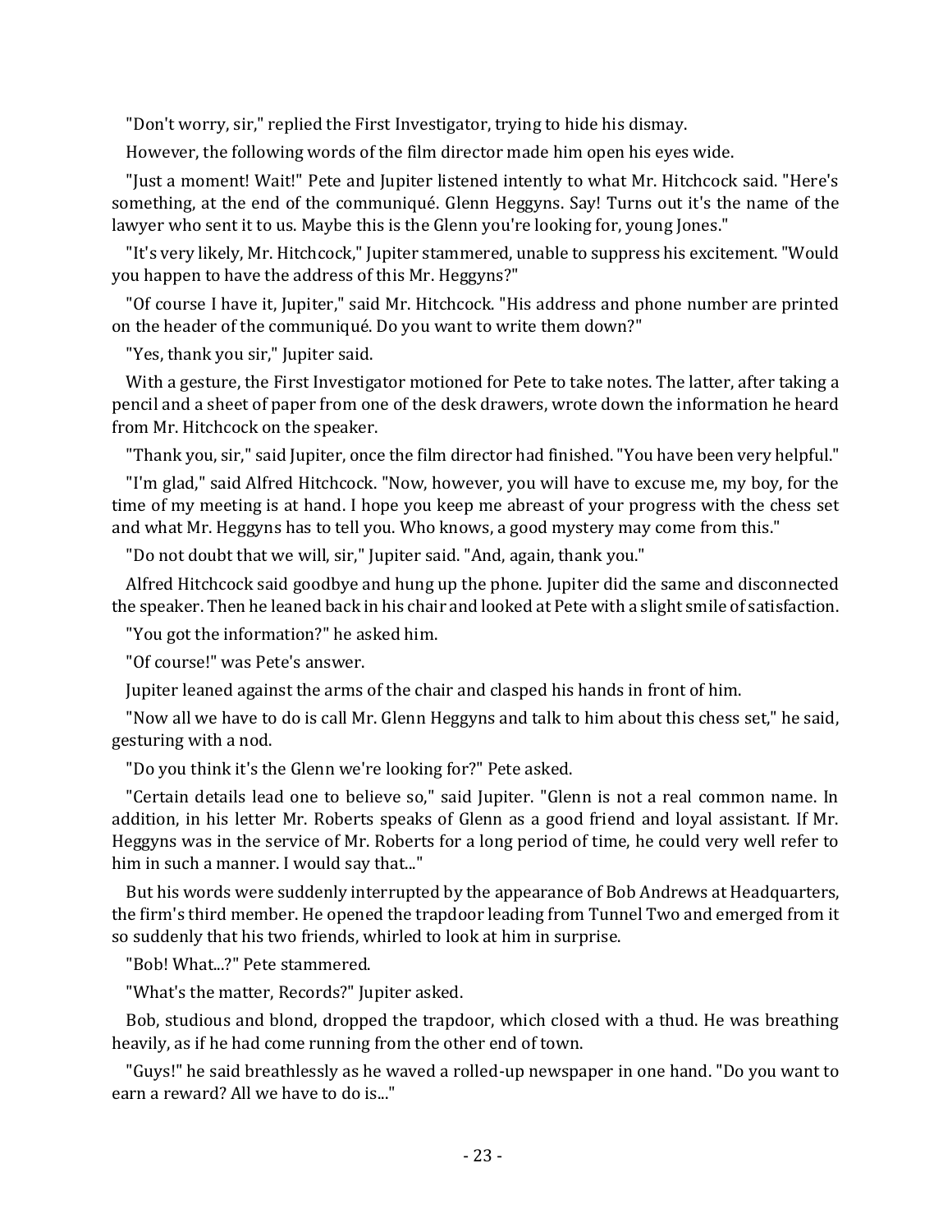"Don't worry, sir," replied the First Investigator, trying to hide his dismay.

However, the following words of the film director made him open his eyes wide.

"Just a moment! Wait!" Pete and Jupiter listened intently to what Mr. Hitchcock said. "Here's something, at the end of the communiqué. Glenn Heggyns. Say! Turns out it's the name of the lawyer who sent it to us. Maybe this is the Glenn you're looking for, young Jones."

"It's very likely, Mr. Hitchcock," Jupiter stammered, unable to suppress his excitement. "Would you happen to have the address of this Mr. Heggyns?"

"Of course I have it, Jupiter," said Mr. Hitchcock. "His address and phone number are printed on the header of the communiqué. Do you want to write them down?"

"Yes, thank you sir," Jupiter said.

With a gesture, the First Investigator motioned for Pete to take notes. The latter, after taking a pencil and a sheet of paper from one of the desk drawers, wrote down the information he heard from Mr. Hitchcock on the speaker.

"Thank you, sir," said Jupiter, once the film director had finished. "You have been very helpful."

"I'm glad," said Alfred Hitchcock. "Now, however, you will have to excuse me, my boy, for the time of my meeting is at hand. I hope you keep me abreast of your progress with the chess set and what Mr. Heggyns has to tell you. Who knows, a good mystery may come from this."

"Do not doubt that we will, sir," Jupiter said. "And, again, thank you."

Alfred Hitchcock said goodbye and hung up the phone. Jupiter did the same and disconnected the speaker. Then he leaned back in his chair and looked at Pete with a slight smile of satisfaction.

"You got the information?" he asked him.

"Of course!" was Pete's answer.

Jupiter leaned against the arms of the chair and clasped his hands in front of him.

"Now all we have to do is call Mr. Glenn Heggyns and talk to him about this chess set," he said, gesturing with a nod.

"Do you think it's the Glenn we're looking for?" Pete asked.

"Certain details lead one to believe so," said Jupiter. "Glenn is not a real common name. In addition, in his letter Mr. Roberts speaks of Glenn as a good friend and loyal assistant. If Mr. Heggyns was in the service of Mr. Roberts for a long period of time, he could very well refer to him in such a manner. I would say that..."

But his words were suddenly interrupted by the appearance of Bob Andrews at Headquarters, the firm's third member. He opened the trapdoor leading from Tunnel Two and emerged from it so suddenly that his two friends, whirled to look at him in surprise.

"Bob! What...?" Pete stammered.

"What's the matter, Records?" Jupiter asked.

Bob, studious and blond, dropped the trapdoor, which closed with a thud. He was breathing heavily, as if he had come running from the other end of town.

"Guys!" he said breathlessly as he waved a rolled-up newspaper in one hand. "Do you want to earn a reward? All we have to do is..."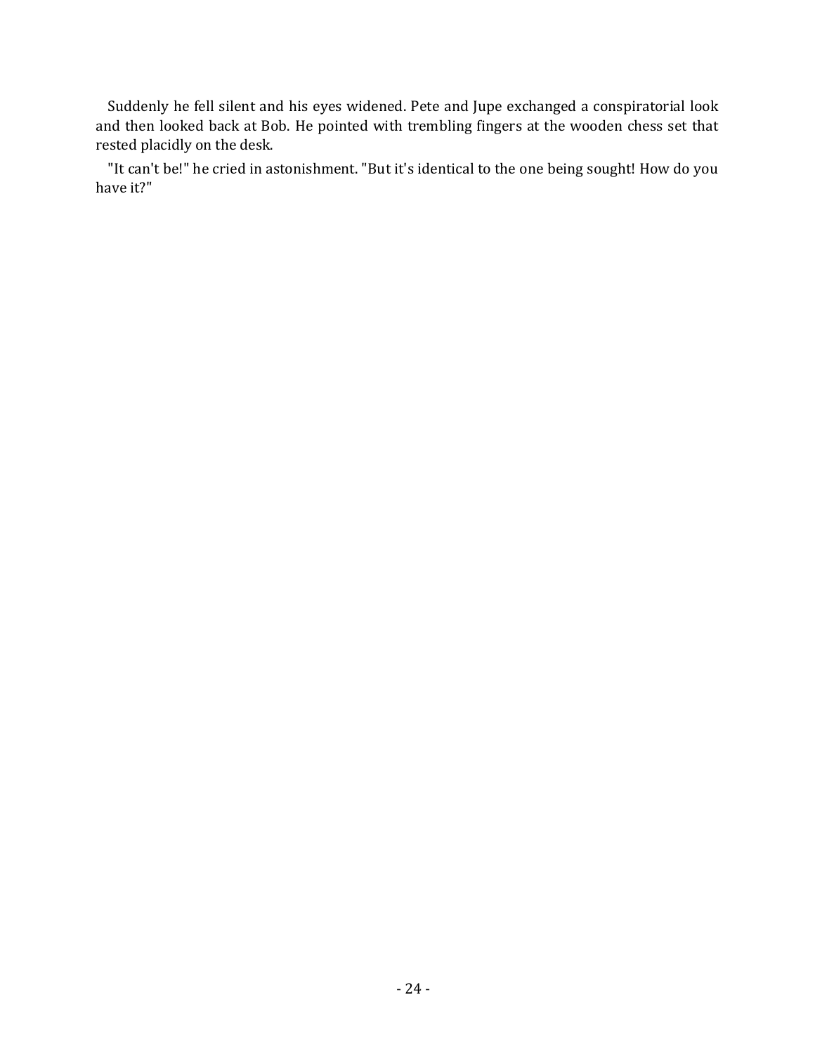Suddenly he fell silent and his eyes widened. Pete and Jupe exchanged a conspiratorial look and then looked back at Bob. He pointed with trembling fingers at the wooden chess set that rested placidly on the desk.

"It can't be!" he cried in astonishment. "But it's identical to the one being sought! How do you have it?"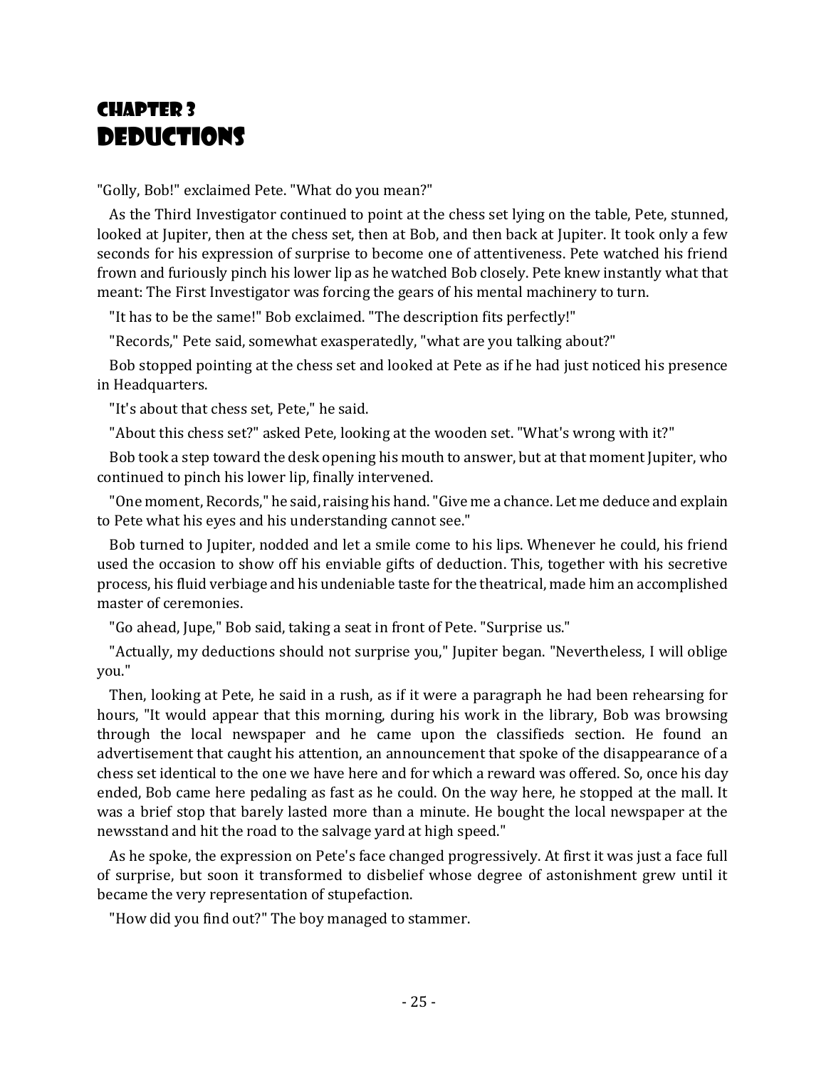# Chapter 3
# Deductions

"Golly, Bob!" exclaimed Pete. "What do you mean?"

As the Third Investigator continued to point at the chess set lying on the table, Pete, stunned, looked at Jupiter, then at the chess set, then at Bob, and then back at Jupiter. It took only a few seconds for his expression of surprise to become one of attentiveness. Pete watched his friend frown and furiously pinch his lower lip as he watched Bob closely. Pete knew instantly what that meant: The First Investigator was forcing the gears of his mental machinery to turn.

"It has to be the same!" Bob exclaimed. "The description fits perfectly!"

"Records," Pete said, somewhat exasperatedly, "what are you talking about?"

Bob stopped pointing at the chess set and looked at Pete as if he had just noticed his presence in Headquarters.

"It's about that chess set, Pete," he said.

"About this chess set?" asked Pete, looking at the wooden set. "What's wrong with it?"

Bob took a step toward the desk opening his mouth to answer, but at that moment Jupiter, who continued to pinch his lower lip, finally intervened.

"One moment, Records," he said, raising his hand. "Give me a chance. Let me deduce and explain to Pete what his eyes and his understanding cannot see."

Bob turned to Jupiter, nodded and let a smile come to his lips. Whenever he could, his friend used the occasion to show off his enviable gifts of deduction. This, together with his secretive process, his fluid verbiage and his undeniable taste for the theatrical, made him an accomplished master of ceremonies.

"Go ahead, Jupe," Bob said, taking a seat in front of Pete. "Surprise us."

"Actually, my deductions should not surprise you," Jupiter began. "Nevertheless, I will oblige you."

Then, looking at Pete, he said in a rush, as if it were a paragraph he had been rehearsing for hours, "It would appear that this morning, during his work in the library, Bob was browsing through the local newspaper and he came upon the classifieds section. He found an advertisement that caught his attention, an announcement that spoke of the disappearance of a chess set identical to the one we have here and for which a reward was offered. So, once his day ended, Bob came here pedaling as fast as he could. On the way here, he stopped at the mall. It was a brief stop that barely lasted more than a minute. He bought the local newspaper at the newsstand and hit the road to the salvage yard at high speed."

As he spoke, the expression on Pete's face changed progressively. At first it was just a face full of surprise, but soon it transformed to disbelief whose degree of astonishment grew until it became the very representation of stupefaction.

"How did you find out?" The boy managed to stammer.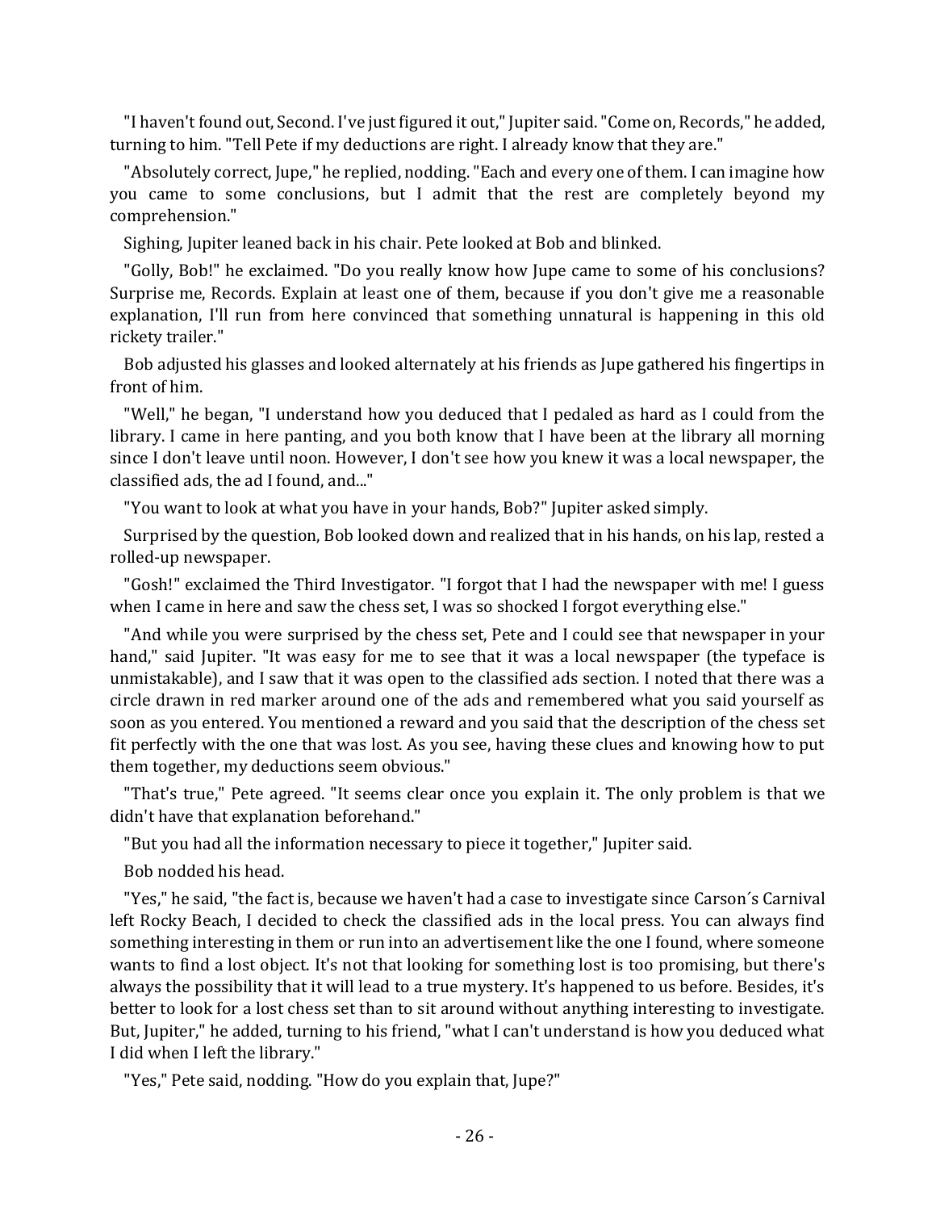"I haven't found out, Second. I've just figured it out," Jupiter said. "Come on, Records," he added, turning to him. "Tell Pete if my deductions are right. I already know that they are."

"Absolutely correct, Jupe," he replied, nodding. "Each and every one of them. I can imagine how you came to some conclusions, but I admit that the rest are completely beyond my comprehension."

Sighing, Jupiter leaned back in his chair. Pete looked at Bob and blinked.

"Golly, Bob!" he exclaimed. "Do you really know how Jupe came to some of his conclusions? Surprise me, Records. Explain at least one of them, because if you don't give me a reasonable explanation, I'll run from here convinced that something unnatural is happening in this old rickety trailer."

Bob adjusted his glasses and looked alternately at his friends as Jupe gathered his fingertips in front of him.

"Well," he began, "I understand how you deduced that I pedaled as hard as I could from the library. I came in here panting, and you both know that I have been at the library all morning since I don't leave until noon. However, I don't see how you knew it was a local newspaper, the classified ads, the ad I found, and..."

"You want to look at what you have in your hands, Bob?" Jupiter asked simply.

Surprised by the question, Bob looked down and realized that in his hands, on his lap, rested a rolled-up newspaper.

"Gosh!" exclaimed the Third Investigator. "I forgot that I had the newspaper with me! I guess when I came in here and saw the chess set, I was so shocked I forgot everything else."

"And while you were surprised by the chess set, Pete and I could see that newspaper in your hand," said Jupiter. "It was easy for me to see that it was a local newspaper (the typeface is unmistakable), and I saw that it was open to the classified ads section. I noted that there was a circle drawn in red marker around one of the ads and remembered what you said yourself as soon as you entered. You mentioned a reward and you said that the description of the chess set fit perfectly with the one that was lost. As you see, having these clues and knowing how to put them together, my deductions seem obvious."

"That's true," Pete agreed. "It seems clear once you explain it. The only problem is that we didn't have that explanation beforehand."

"But you had all the information necessary to piece it together," Jupiter said.

Bob nodded his head.

"Yes," he said, "the fact is, because we haven't had a case to investigate since Carson´s Carnival left Rocky Beach, I decided to check the classified ads in the local press. You can always find something interesting in them or run into an advertisement like the one I found, where someone wants to find a lost object. It's not that looking for something lost is too promising, but there's always the possibility that it will lead to a true mystery. It's happened to us before. Besides, it's better to look for a lost chess set than to sit around without anything interesting to investigate. But, Jupiter," he added, turning to his friend, "what I can't understand is how you deduced what I did when I left the library."

"Yes," Pete said, nodding. "How do you explain that, Jupe?"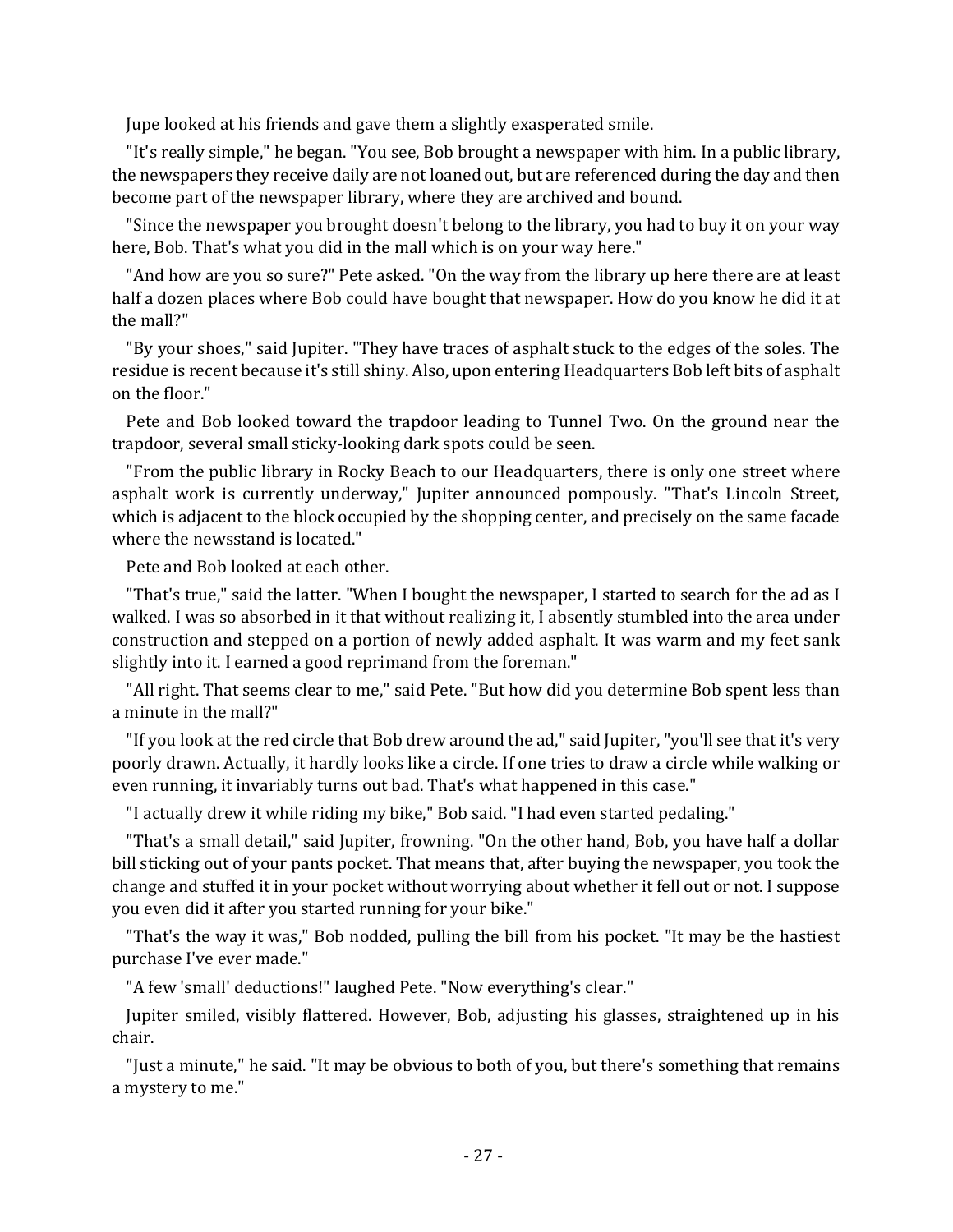Jupe looked at his friends and gave them a slightly exasperated smile.

"It's really simple," he began. "You see, Bob brought a newspaper with him. In a public library, the newspapers they receive daily are not loaned out, but are referenced during the day and then become part of the newspaper library, where they are archived and bound.

"Since the newspaper you brought doesn't belong to the library, you had to buy it on your way here, Bob. That's what you did in the mall which is on your way here."

"And how are you so sure?" Pete asked. "On the way from the library up here there are at least half a dozen places where Bob could have bought that newspaper. How do you know he did it at the mall?"

"By your shoes," said Jupiter. "They have traces of asphalt stuck to the edges of the soles. The residue is recent because it's still shiny. Also, upon entering Headquarters Bob left bits of asphalt on the floor."

Pete and Bob looked toward the trapdoor leading to Tunnel Two. On the ground near the trapdoor, several small sticky-looking dark spots could be seen.

"From the public library in Rocky Beach to our Headquarters, there is only one street where asphalt work is currently underway," Jupiter announced pompously. "That's Lincoln Street, which is adjacent to the block occupied by the shopping center, and precisely on the same facade where the newsstand is located."

Pete and Bob looked at each other.

"That's true," said the latter. "When I bought the newspaper, I started to search for the ad as I walked. I was so absorbed in it that without realizing it, I absently stumbled into the area under construction and stepped on a portion of newly added asphalt. It was warm and my feet sank slightly into it. I earned a good reprimand from the foreman."

"All right. That seems clear to me," said Pete. "But how did you determine Bob spent less than a minute in the mall?"

"If you look at the red circle that Bob drew around the ad," said Jupiter, "you'll see that it's very poorly drawn. Actually, it hardly looks like a circle. If one tries to draw a circle while walking or even running, it invariably turns out bad. That's what happened in this case."

"I actually drew it while riding my bike," Bob said. "I had even started pedaling."

"That's a small detail," said Jupiter, frowning. "On the other hand, Bob, you have half a dollar bill sticking out of your pants pocket. That means that, after buying the newspaper, you took the change and stuffed it in your pocket without worrying about whether it fell out or not. I suppose you even did it after you started running for your bike."

"That's the way it was," Bob nodded, pulling the bill from his pocket. "It may be the hastiest purchase I've ever made."

"A few 'small' deductions!" laughed Pete. "Now everything's clear."

Jupiter smiled, visibly flattered. However, Bob, adjusting his glasses, straightened up in his chair.

"Just a minute," he said. "It may be obvious to both of you, but there's something that remains a mystery to me."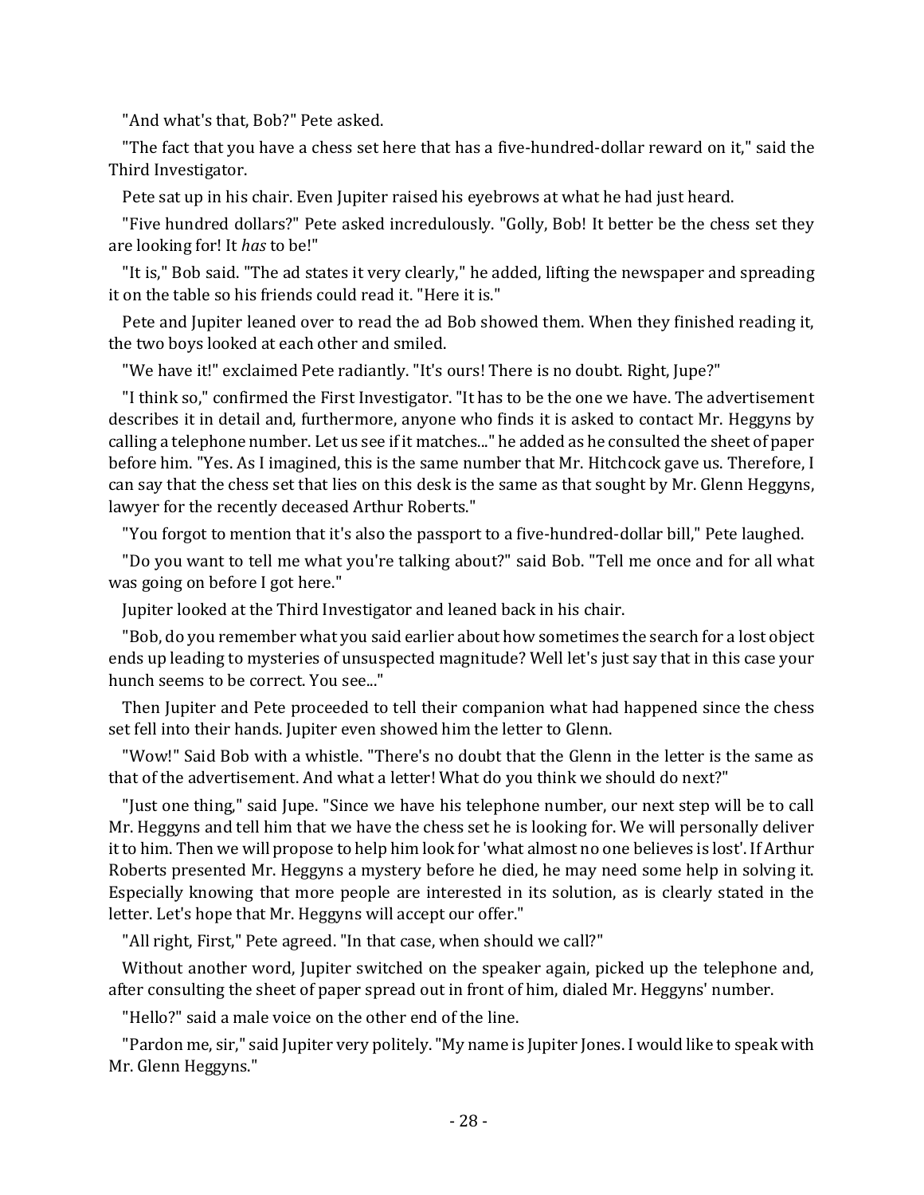"And what's that, Bob?" Pete asked.

"The fact that you have a chess set here that has a five-hundred-dollar reward on it," said the Third Investigator.

Pete sat up in his chair. Even Jupiter raised his eyebrows at what he had just heard.

"Five hundred dollars?" Pete asked incredulously. "Golly, Bob! It better be the chess set they are looking for! It *has* to be!"

"It is," Bob said. "The ad states it very clearly," he added, lifting the newspaper and spreading it on the table so his friends could read it. "Here it is."

Pete and Jupiter leaned over to read the ad Bob showed them. When they finished reading it, the two boys looked at each other and smiled.

"We have it!" exclaimed Pete radiantly. "It's ours! There is no doubt. Right, Jupe?"

"I think so," confirmed the First Investigator. "It has to be the one we have. The advertisement describes it in detail and, furthermore, anyone who finds it is asked to contact Mr. Heggyns by calling a telephone number. Let us see if it matches..." he added as he consulted the sheet of paper before him. "Yes. As I imagined, this is the same number that Mr. Hitchcock gave us. Therefore, I can say that the chess set that lies on this desk is the same as that sought by Mr. Glenn Heggyns, lawyer for the recently deceased Arthur Roberts."

"You forgot to mention that it's also the passport to a five-hundred-dollar bill," Pete laughed.

"Do you want to tell me what you're talking about?" said Bob. "Tell me once and for all what was going on before I got here."

Jupiter looked at the Third Investigator and leaned back in his chair.

"Bob, do you remember what you said earlier about how sometimes the search for a lost object ends up leading to mysteries of unsuspected magnitude? Well let's just say that in this case your hunch seems to be correct. You see..."

Then Jupiter and Pete proceeded to tell their companion what had happened since the chess set fell into their hands. Jupiter even showed him the letter to Glenn.

"Wow!" Said Bob with a whistle. "There's no doubt that the Glenn in the letter is the same as that of the advertisement. And what a letter! What do you think we should do next?"

"Just one thing," said Jupe. "Since we have his telephone number, our next step will be to call Mr. Heggyns and tell him that we have the chess set he is looking for. We will personally deliver it to him. Then we will propose to help him look for 'what almost no one believes is lost'. If Arthur Roberts presented Mr. Heggyns a mystery before he died, he may need some help in solving it. Especially knowing that more people are interested in its solution, as is clearly stated in the letter. Let's hope that Mr. Heggyns will accept our offer."

"All right, First," Pete agreed. "In that case, when should we call?"

Without another word, Jupiter switched on the speaker again, picked up the telephone and, after consulting the sheet of paper spread out in front of him, dialed Mr. Heggyns' number.

"Hello?" said a male voice on the other end of the line.

"Pardon me, sir," said Jupiter very politely. "My name is Jupiter Jones. I would like to speak with Mr. Glenn Heggyns."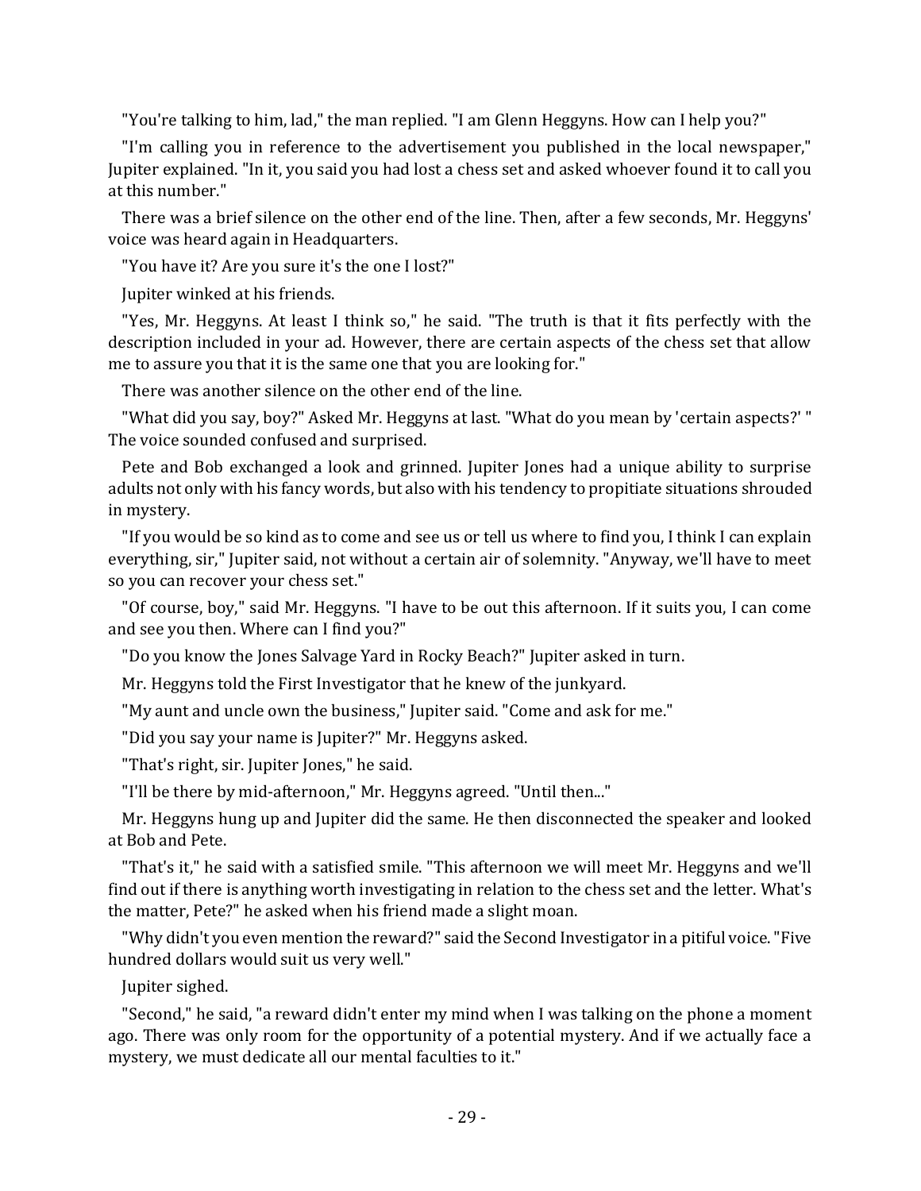"You're talking to him, lad," the man replied. "I am Glenn Heggyns. How can I help you?"

"I'm calling you in reference to the advertisement you published in the local newspaper," Jupiter explained. "In it, you said you had lost a chess set and asked whoever found it to call you at this number."

There was a brief silence on the other end of the line. Then, after a few seconds, Mr. Heggyns' voice was heard again in Headquarters.

"You have it? Are you sure it's the one I lost?"

Jupiter winked at his friends.

"Yes, Mr. Heggyns. At least I think so," he said. "The truth is that it fits perfectly with the description included in your ad. However, there are certain aspects of the chess set that allow me to assure you that it is the same one that you are looking for."

There was another silence on the other end of the line.

"What did you say, boy?" Asked Mr. Heggyns at last. "What do you mean by 'certain aspects?' " The voice sounded confused and surprised.

Pete and Bob exchanged a look and grinned. Jupiter Jones had a unique ability to surprise adults not only with his fancy words, but also with his tendency to propitiate situations shrouded in mystery.

"If you would be so kind as to come and see us or tell us where to find you, I think I can explain everything, sir," Jupiter said, not without a certain air of solemnity. "Anyway, we'll have to meet so you can recover your chess set."

"Of course, boy," said Mr. Heggyns. "I have to be out this afternoon. If it suits you, I can come and see you then. Where can I find you?"

"Do you know the Jones Salvage Yard in Rocky Beach?" Jupiter asked in turn.

Mr. Heggyns told the First Investigator that he knew of the junkyard.

"My aunt and uncle own the business," Jupiter said. "Come and ask for me."

"Did you say your name is Jupiter?" Mr. Heggyns asked.

"That's right, sir. Jupiter Jones," he said.

"I'll be there by mid-afternoon," Mr. Heggyns agreed. "Until then..."

Mr. Heggyns hung up and Jupiter did the same. He then disconnected the speaker and looked at Bob and Pete.

"That's it," he said with a satisfied smile. "This afternoon we will meet Mr. Heggyns and we'll find out if there is anything worth investigating in relation to the chess set and the letter. What's the matter, Pete?" he asked when his friend made a slight moan.

"Why didn't you even mention the reward?" said the Second Investigator in a pitiful voice. "Five hundred dollars would suit us very well."

Jupiter sighed.

"Second," he said, "a reward didn't enter my mind when I was talking on the phone a moment ago. There was only room for the opportunity of a potential mystery. And if we actually face a mystery, we must dedicate all our mental faculties to it."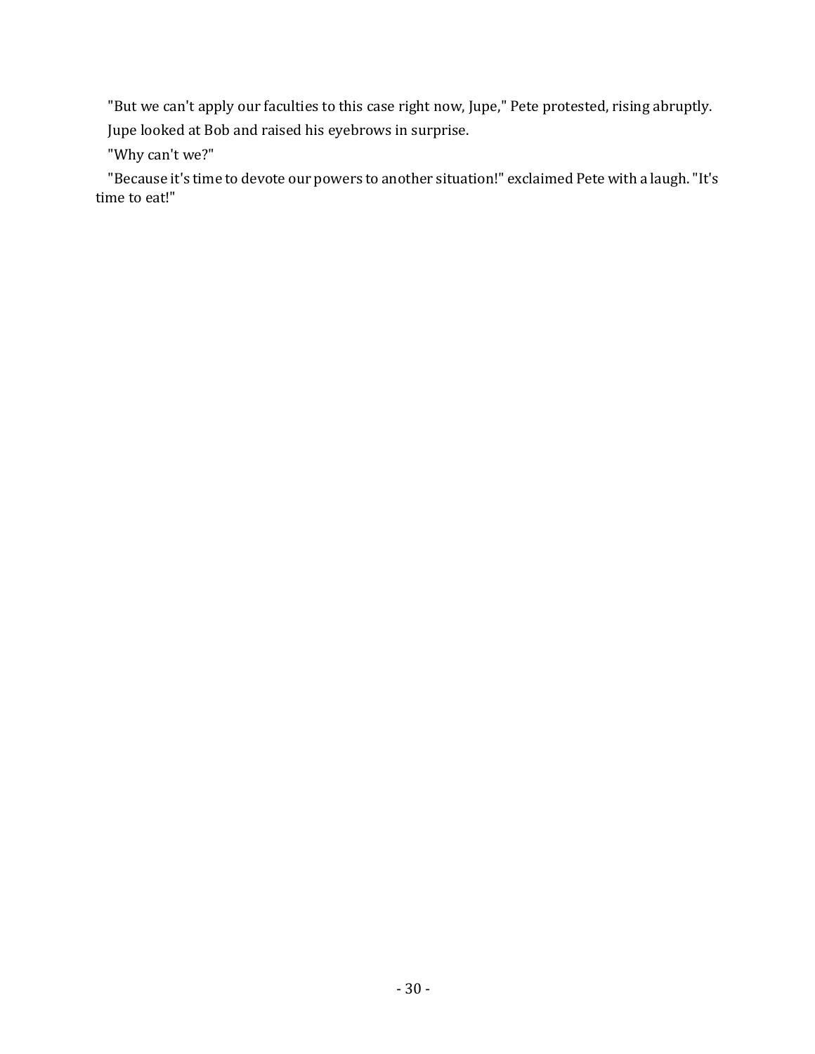"But we can't apply our faculties to this case right now, Jupe," Pete protested, rising abruptly.

Jupe looked at Bob and raised his eyebrows in surprise.

"Why can't we?"

"Because it's time to devote our powers to another situation!" exclaimed Pete with a laugh. "It's time to eat!"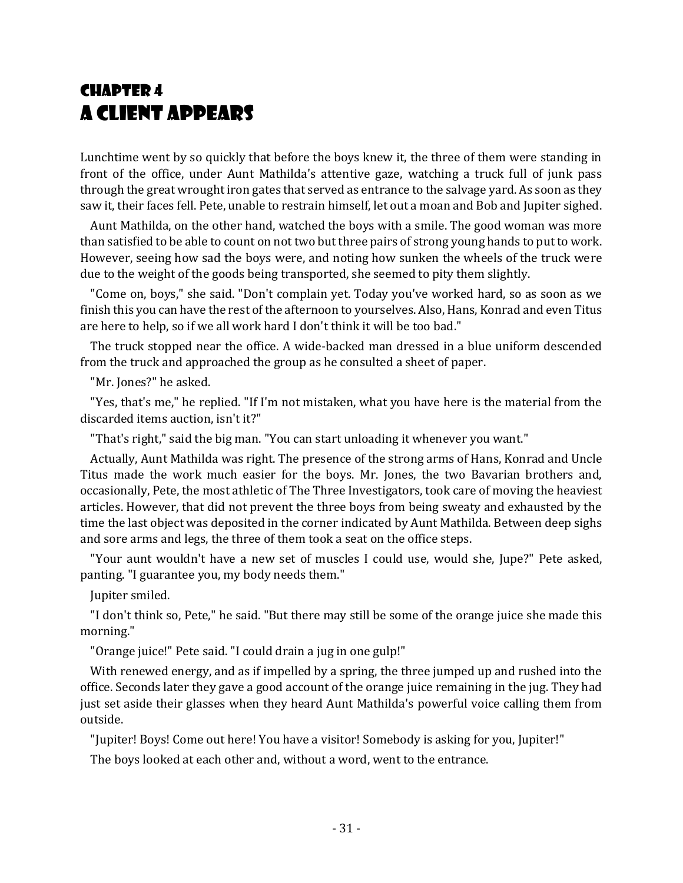# Chapter 4
# A Client Appears

Lunchtime went by so quickly that before the boys knew it, the three of them were standing in front of the office, under Aunt Mathilda's attentive gaze, watching a truck full of junk pass through the great wrought iron gates that served as entrance to the salvage yard. As soon as they saw it, their faces fell. Pete, unable to restrain himself, let out a moan and Bob and Jupiter sighed.

Aunt Mathilda, on the other hand, watched the boys with a smile. The good woman was more than satisfied to be able to count on not two but three pairs of strong young hands to put to work. However, seeing how sad the boys were, and noting how sunken the wheels of the truck were due to the weight of the goods being transported, she seemed to pity them slightly.

"Come on, boys," she said. "Don't complain yet. Today you've worked hard, so as soon as we finish this you can have the rest of the afternoon to yourselves. Also, Hans, Konrad and even Titus are here to help, so if we all work hard I don't think it will be too bad."

The truck stopped near the office. A wide-backed man dressed in a blue uniform descended from the truck and approached the group as he consulted a sheet of paper.

"Mr. Jones?" he asked.

"Yes, that's me," he replied. "If I'm not mistaken, what you have here is the material from the discarded items auction, isn't it?"

"That's right," said the big man. "You can start unloading it whenever you want."

Actually, Aunt Mathilda was right. The presence of the strong arms of Hans, Konrad and Uncle Titus made the work much easier for the boys. Mr. Jones, the two Bavarian brothers and, occasionally, Pete, the most athletic of The Three Investigators, took care of moving the heaviest articles. However, that did not prevent the three boys from being sweaty and exhausted by the time the last object was deposited in the corner indicated by Aunt Mathilda. Between deep sighs and sore arms and legs, the three of them took a seat on the office steps.

"Your aunt wouldn't have a new set of muscles I could use, would she, Jupe?" Pete asked, panting. "I guarantee you, my body needs them."

Jupiter smiled.

"I don't think so, Pete," he said. "But there may still be some of the orange juice she made this morning."

"Orange juice!" Pete said. "I could drain a jug in one gulp!"

With renewed energy, and as if impelled by a spring, the three jumped up and rushed into the office. Seconds later they gave a good account of the orange juice remaining in the jug. They had just set aside their glasses when they heard Aunt Mathilda's powerful voice calling them from outside.

"Jupiter! Boys! Come out here! You have a visitor! Somebody is asking for you, Jupiter!"

The boys looked at each other and, without a word, went to the entrance.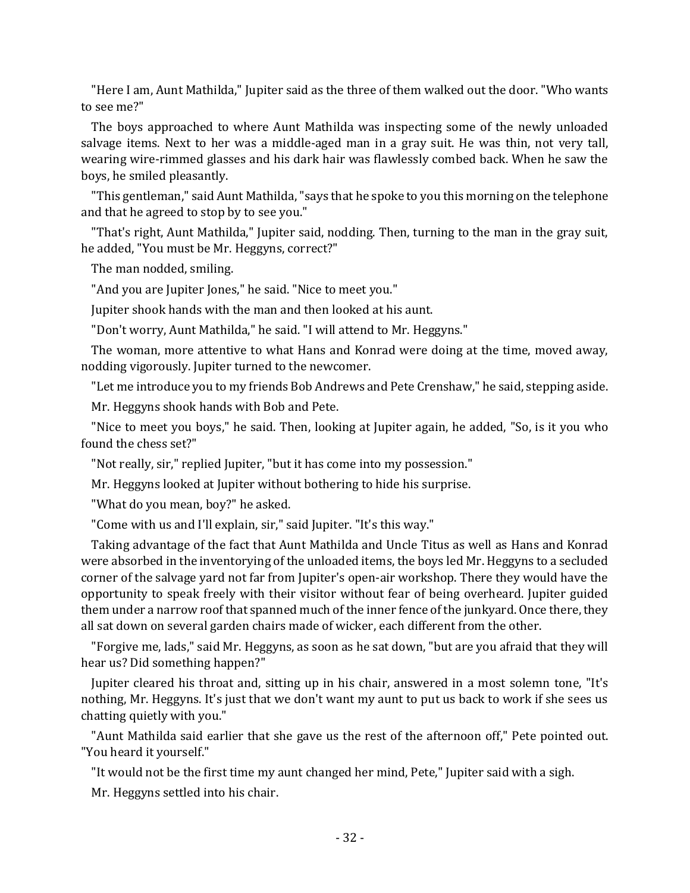"Here I am, Aunt Mathilda," Jupiter said as the three of them walked out the door. "Who wants to see me?"

The boys approached to where Aunt Mathilda was inspecting some of the newly unloaded salvage items. Next to her was a middle-aged man in a gray suit. He was thin, not very tall, wearing wire-rimmed glasses and his dark hair was flawlessly combed back. When he saw the boys, he smiled pleasantly.

"This gentleman," said Aunt Mathilda, "says that he spoke to you this morning on the telephone and that he agreed to stop by to see you."

"That's right, Aunt Mathilda," Jupiter said, nodding. Then, turning to the man in the gray suit, he added, "You must be Mr. Heggyns, correct?"

The man nodded, smiling.

"And you are Jupiter Jones," he said. "Nice to meet you."

Jupiter shook hands with the man and then looked at his aunt.

"Don't worry, Aunt Mathilda," he said. "I will attend to Mr. Heggyns."

The woman, more attentive to what Hans and Konrad were doing at the time, moved away, nodding vigorously. Jupiter turned to the newcomer.

"Let me introduce you to my friends Bob Andrews and Pete Crenshaw," he said, stepping aside.

Mr. Heggyns shook hands with Bob and Pete.

"Nice to meet you boys," he said. Then, looking at Jupiter again, he added, "So, is it you who found the chess set?"

"Not really, sir," replied Jupiter, "but it has come into my possession."

Mr. Heggyns looked at Jupiter without bothering to hide his surprise.

"What do you mean, boy?" he asked.

"Come with us and I'll explain, sir," said Jupiter. "It's this way."

Taking advantage of the fact that Aunt Mathilda and Uncle Titus as well as Hans and Konrad were absorbed in the inventorying of the unloaded items, the boys led Mr. Heggyns to a secluded corner of the salvage yard not far from Jupiter's open-air workshop. There they would have the opportunity to speak freely with their visitor without fear of being overheard. Jupiter guided them under a narrow roof that spanned much of the inner fence of the junkyard. Once there, they all sat down on several garden chairs made of wicker, each different from the other.

"Forgive me, lads," said Mr. Heggyns, as soon as he sat down, "but are you afraid that they will hear us? Did something happen?"

Jupiter cleared his throat and, sitting up in his chair, answered in a most solemn tone, "It's nothing, Mr. Heggyns. It's just that we don't want my aunt to put us back to work if she sees us chatting quietly with you."

"Aunt Mathilda said earlier that she gave us the rest of the afternoon off," Pete pointed out. "You heard it yourself."

"It would not be the first time my aunt changed her mind, Pete," Jupiter said with a sigh.

Mr. Heggyns settled into his chair.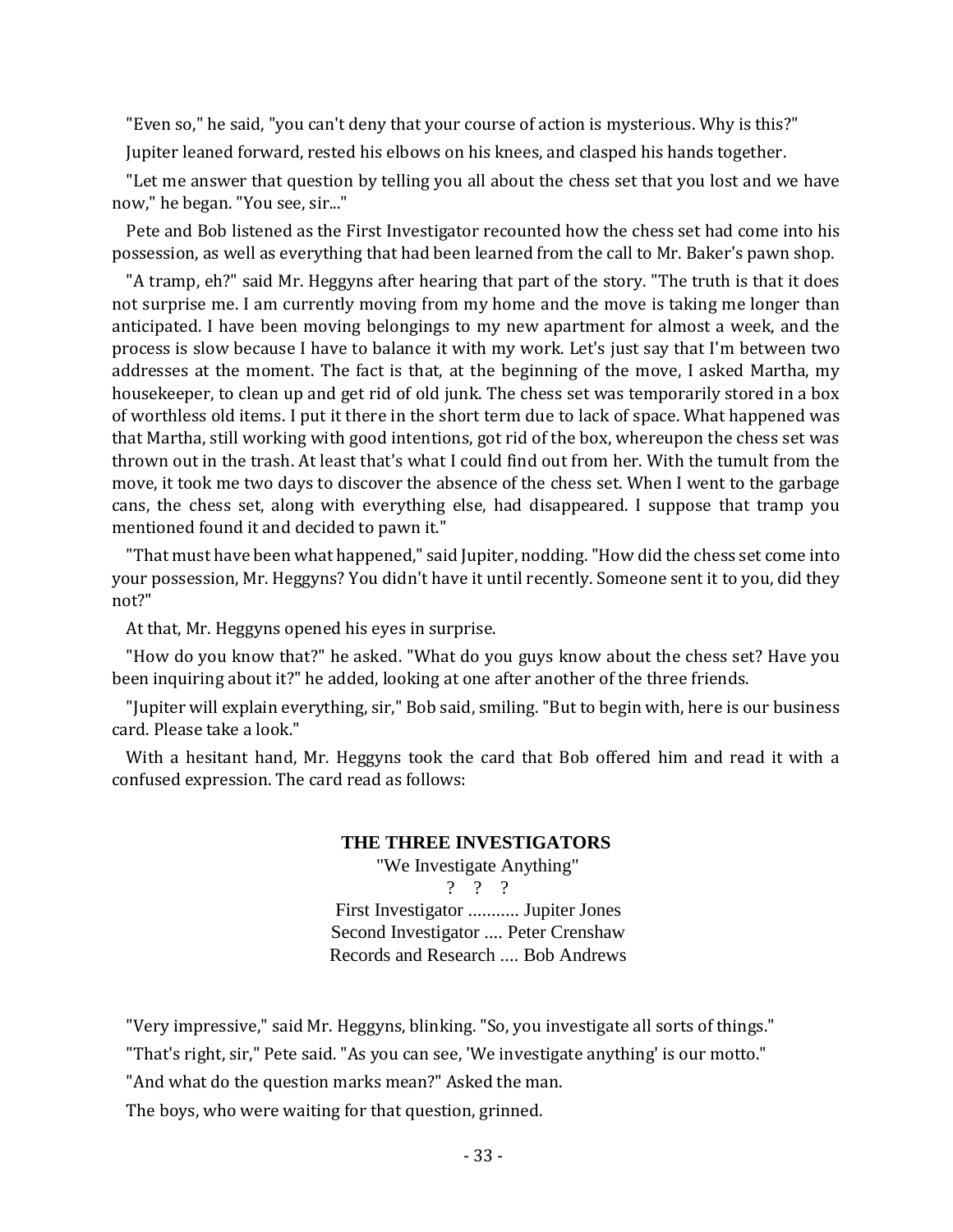"Even so," he said, "you can't deny that your course of action is mysterious. Why is this?"

Jupiter leaned forward, rested his elbows on his knees, and clasped his hands together.

"Let me answer that question by telling you all about the chess set that you lost and we have now," he began. "You see, sir..."

Pete and Bob listened as the First Investigator recounted how the chess set had come into his possession, as well as everything that had been learned from the call to Mr. Baker's pawn shop.

"A tramp, eh?" said Mr. Heggyns after hearing that part of the story. "The truth is that it does not surprise me. I am currently moving from my home and the move is taking me longer than anticipated. I have been moving belongings to my new apartment for almost a week, and the process is slow because I have to balance it with my work. Let's just say that I'm between two addresses at the moment. The fact is that, at the beginning of the move, I asked Martha, my housekeeper, to clean up and get rid of old junk. The chess set was temporarily stored in a box of worthless old items. I put it there in the short term due to lack of space. What happened was that Martha, still working with good intentions, got rid of the box, whereupon the chess set was thrown out in the trash. At least that's what I could find out from her. With the tumult from the move, it took me two days to discover the absence of the chess set. When I went to the garbage cans, the chess set, along with everything else, had disappeared. I suppose that tramp you mentioned found it and decided to pawn it."

"That must have been what happened," said Jupiter, nodding. "How did the chess set come into your possession, Mr. Heggyns? You didn't have it until recently. Someone sent it to you, did they not?"

At that, Mr. Heggyns opened his eyes in surprise.

"How do you know that?" he asked. "What do you guys know about the chess set? Have you been inquiring about it?" he added, looking at one after another of the three friends.

"Jupiter will explain everything, sir," Bob said, smiling. "But to begin with, here is our business card. Please take a look."

With a hesitant hand, Mr. Heggyns took the card that Bob offered him and read it with a confused expression. The card read as follows:

**THE THREE INVESTIGATORS**
"We Investigate Anything"
? ? ?
First Investigator ........... Jupiter Jones
Second Investigator .... Peter Crenshaw
Records and Research .... Bob Andrews

"Very impressive," said Mr. Heggyns, blinking. "So, you investigate all sorts of things."

"That's right, sir," Pete said. "As you can see, 'We investigate anything' is our motto."

"And what do the question marks mean?" Asked the man.

The boys, who were waiting for that question, grinned.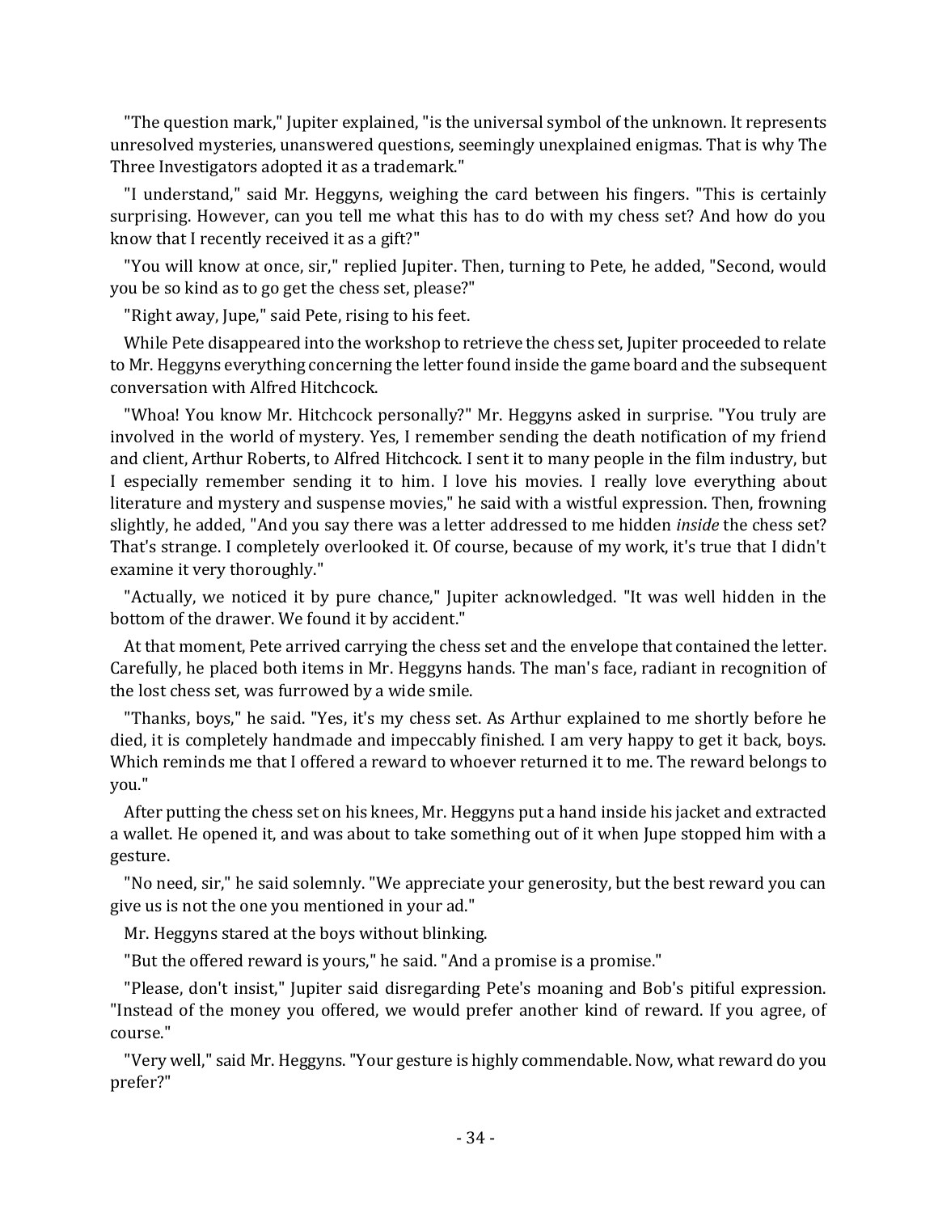"The question mark," Jupiter explained, "is the universal symbol of the unknown. It represents unresolved mysteries, unanswered questions, seemingly unexplained enigmas. That is why The Three Investigators adopted it as a trademark."

"I understand," said Mr. Heggyns, weighing the card between his fingers. "This is certainly surprising. However, can you tell me what this has to do with my chess set? And how do you know that I recently received it as a gift?"

"You will know at once, sir," replied Jupiter. Then, turning to Pete, he added, "Second, would you be so kind as to go get the chess set, please?"

"Right away, Jupe," said Pete, rising to his feet.

While Pete disappeared into the workshop to retrieve the chess set, Jupiter proceeded to relate to Mr. Heggyns everything concerning the letter found inside the game board and the subsequent conversation with Alfred Hitchcock.

"Whoa! You know Mr. Hitchcock personally?" Mr. Heggyns asked in surprise. "You truly are involved in the world of mystery. Yes, I remember sending the death notification of my friend and client, Arthur Roberts, to Alfred Hitchcock. I sent it to many people in the film industry, but I especially remember sending it to him. I love his movies. I really love everything about literature and mystery and suspense movies," he said with a wistful expression. Then, frowning slightly, he added, "And you say there was a letter addressed to me hidden *inside* the chess set? That's strange. I completely overlooked it. Of course, because of my work, it's true that I didn't examine it very thoroughly."

"Actually, we noticed it by pure chance," Jupiter acknowledged. "It was well hidden in the bottom of the drawer. We found it by accident."

At that moment, Pete arrived carrying the chess set and the envelope that contained the letter. Carefully, he placed both items in Mr. Heggyns hands. The man's face, radiant in recognition of the lost chess set, was furrowed by a wide smile.

"Thanks, boys," he said. "Yes, it's my chess set. As Arthur explained to me shortly before he died, it is completely handmade and impeccably finished. I am very happy to get it back, boys. Which reminds me that I offered a reward to whoever returned it to me. The reward belongs to you."

After putting the chess set on his knees, Mr. Heggyns put a hand inside his jacket and extracted a wallet. He opened it, and was about to take something out of it when Jupe stopped him with a gesture.

"No need, sir," he said solemnly. "We appreciate your generosity, but the best reward you can give us is not the one you mentioned in your ad."

Mr. Heggyns stared at the boys without blinking.

"But the offered reward is yours," he said. "And a promise is a promise."

"Please, don't insist," Jupiter said disregarding Pete's moaning and Bob's pitiful expression. "Instead of the money you offered, we would prefer another kind of reward. If you agree, of course."

"Very well," said Mr. Heggyns. "Your gesture is highly commendable. Now, what reward do you prefer?"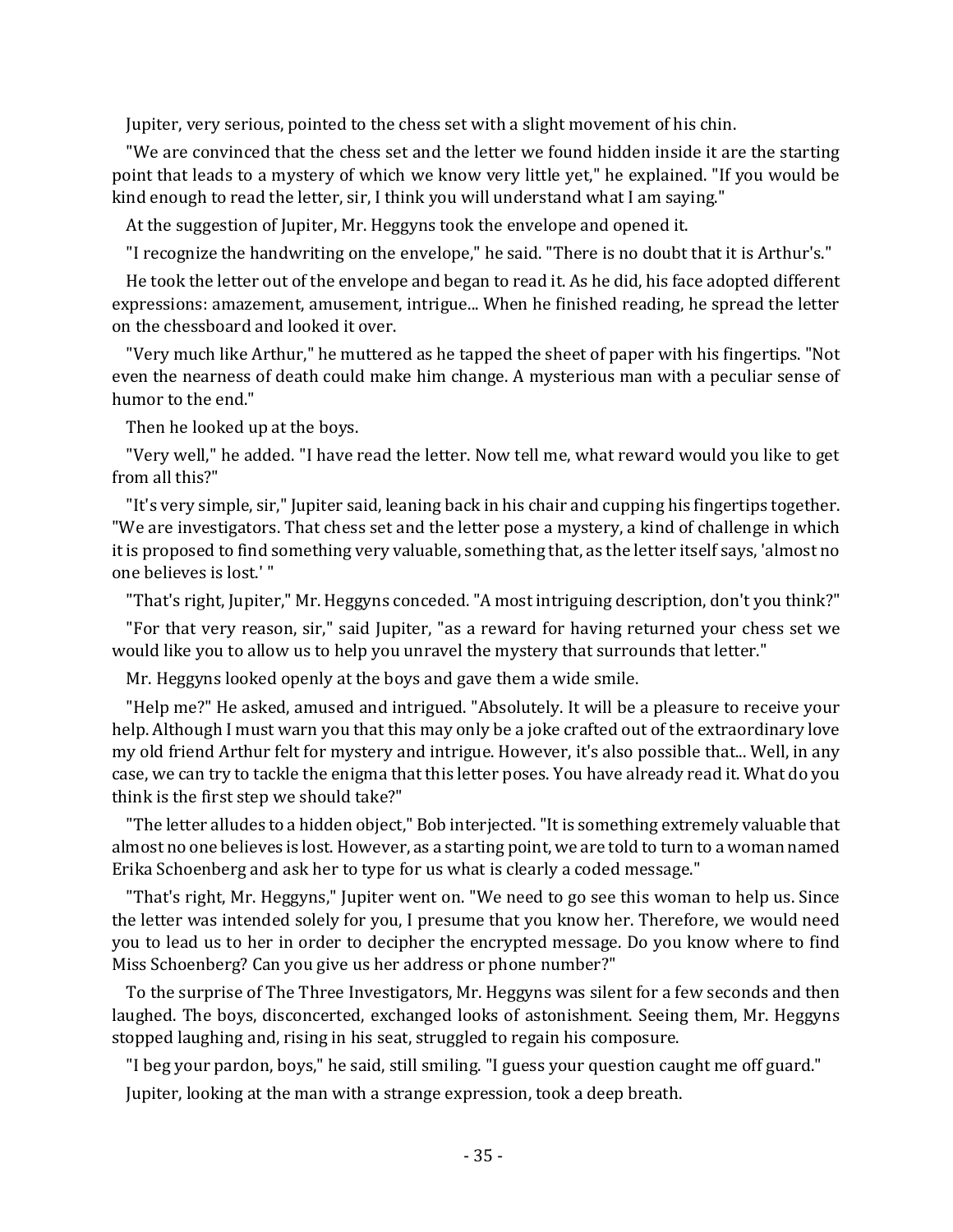Jupiter, very serious, pointed to the chess set with a slight movement of his chin.

"We are convinced that the chess set and the letter we found hidden inside it are the starting point that leads to a mystery of which we know very little yet," he explained. "If you would be kind enough to read the letter, sir, I think you will understand what I am saying."

At the suggestion of Jupiter, Mr. Heggyns took the envelope and opened it.

"I recognize the handwriting on the envelope," he said. "There is no doubt that it is Arthur's."

He took the letter out of the envelope and began to read it. As he did, his face adopted different expressions: amazement, amusement, intrigue... When he finished reading, he spread the letter on the chessboard and looked it over.

"Very much like Arthur," he muttered as he tapped the sheet of paper with his fingertips. "Not even the nearness of death could make him change. A mysterious man with a peculiar sense of humor to the end."

Then he looked up at the boys.

"Very well," he added. "I have read the letter. Now tell me, what reward would you like to get from all this?"

"It's very simple, sir," Jupiter said, leaning back in his chair and cupping his fingertips together. "We are investigators. That chess set and the letter pose a mystery, a kind of challenge in which it is proposed to find something very valuable, something that, as the letter itself says, 'almost no one believes is lost.' "

"That's right, Jupiter," Mr. Heggyns conceded. "A most intriguing description, don't you think?"

"For that very reason, sir," said Jupiter, "as a reward for having returned your chess set we would like you to allow us to help you unravel the mystery that surrounds that letter."

Mr. Heggyns looked openly at the boys and gave them a wide smile.

"Help me?" He asked, amused and intrigued. "Absolutely. It will be a pleasure to receive your help. Although I must warn you that this may only be a joke crafted out of the extraordinary love my old friend Arthur felt for mystery and intrigue. However, it's also possible that... Well, in any case, we can try to tackle the enigma that this letter poses. You have already read it. What do you think is the first step we should take?"

"The letter alludes to a hidden object," Bob interjected. "It is something extremely valuable that almost no one believes is lost. However, as a starting point, we are told to turn to a woman named Erika Schoenberg and ask her to type for us what is clearly a coded message."

"That's right, Mr. Heggyns," Jupiter went on. "We need to go see this woman to help us. Since the letter was intended solely for you, I presume that you know her. Therefore, we would need you to lead us to her in order to decipher the encrypted message. Do you know where to find Miss Schoenberg? Can you give us her address or phone number?"

To the surprise of The Three Investigators, Mr. Heggyns was silent for a few seconds and then laughed. The boys, disconcerted, exchanged looks of astonishment. Seeing them, Mr. Heggyns stopped laughing and, rising in his seat, struggled to regain his composure.

"I beg your pardon, boys," he said, still smiling. "I guess your question caught me off guard."

Jupiter, looking at the man with a strange expression, took a deep breath.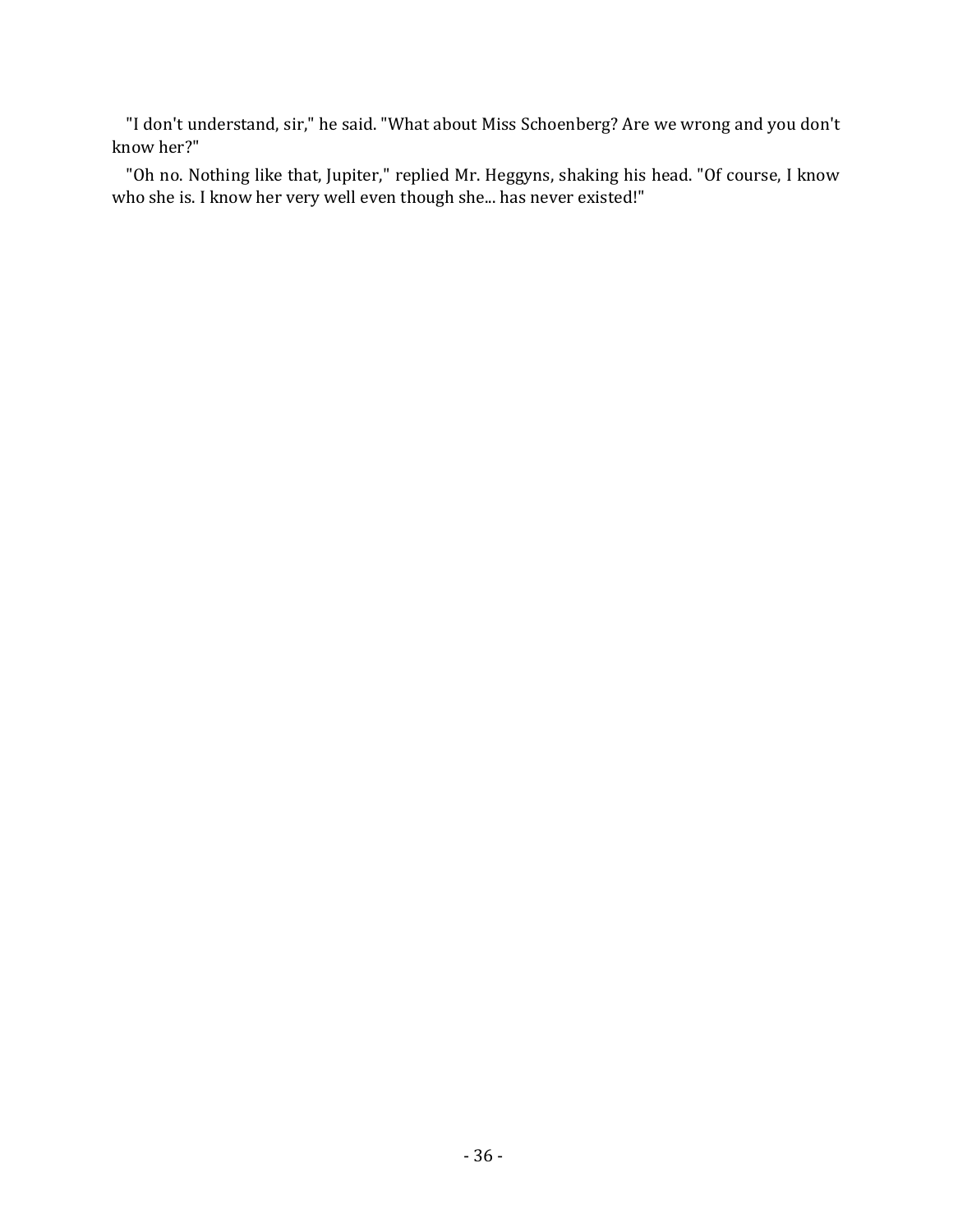"I don't understand, sir," he said. "What about Miss Schoenberg? Are we wrong and you don't know her?"

"Oh no. Nothing like that, Jupiter," replied Mr. Heggyns, shaking his head. "Of course, I know who she is. I know her very well even though she... has never existed!"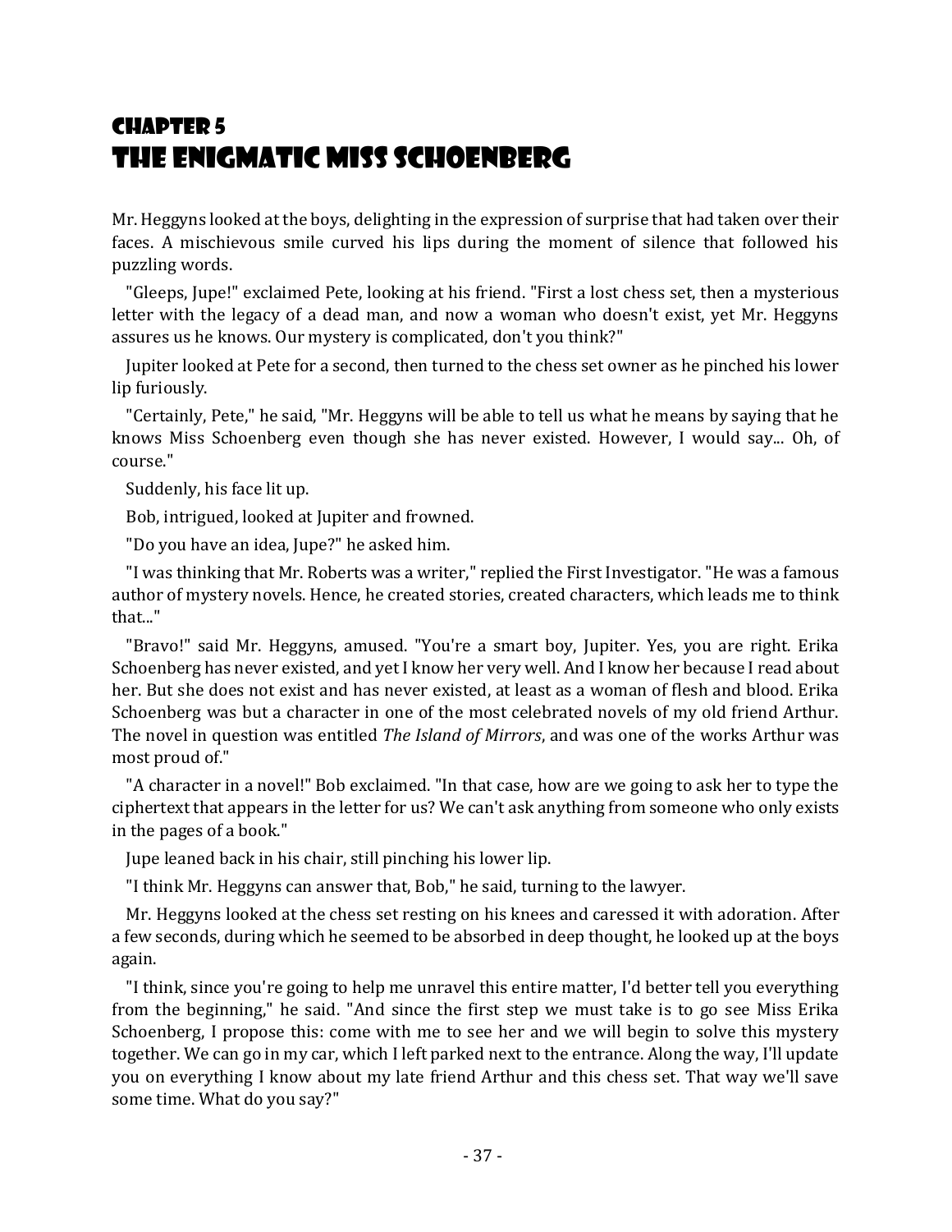# Chapter 5
# The Enigmatic Miss Schoenberg

Mr. Heggyns looked at the boys, delighting in the expression of surprise that had taken over their faces. A mischievous smile curved his lips during the moment of silence that followed his puzzling words.

"Gleeps, Jupe!" exclaimed Pete, looking at his friend. "First a lost chess set, then a mysterious letter with the legacy of a dead man, and now a woman who doesn't exist, yet Mr. Heggyns assures us he knows. Our mystery is complicated, don't you think?"

Jupiter looked at Pete for a second, then turned to the chess set owner as he pinched his lower lip furiously.

"Certainly, Pete," he said, "Mr. Heggyns will be able to tell us what he means by saying that he knows Miss Schoenberg even though she has never existed. However, I would say... Oh, of course."

Suddenly, his face lit up.

Bob, intrigued, looked at Jupiter and frowned.

"Do you have an idea, Jupe?" he asked him.

"I was thinking that Mr. Roberts was a writer," replied the First Investigator. "He was a famous author of mystery novels. Hence, he created stories, created characters, which leads me to think that..."

"Bravo!" said Mr. Heggyns, amused. "You're a smart boy, Jupiter. Yes, you are right. Erika Schoenberg has never existed, and yet I know her very well. And I know her because I read about her. But she does not exist and has never existed, at least as a woman of flesh and blood. Erika Schoenberg was but a character in one of the most celebrated novels of my old friend Arthur. The novel in question was entitled *The Island of Mirrors*, and was one of the works Arthur was most proud of."

"A character in a novel!" Bob exclaimed. "In that case, how are we going to ask her to type the ciphertext that appears in the letter for us? We can't ask anything from someone who only exists in the pages of a book."

Jupe leaned back in his chair, still pinching his lower lip.

"I think Mr. Heggyns can answer that, Bob," he said, turning to the lawyer.

Mr. Heggyns looked at the chess set resting on his knees and caressed it with adoration. After a few seconds, during which he seemed to be absorbed in deep thought, he looked up at the boys again.

"I think, since you're going to help me unravel this entire matter, I'd better tell you everything from the beginning," he said. "And since the first step we must take is to go see Miss Erika Schoenberg, I propose this: come with me to see her and we will begin to solve this mystery together. We can go in my car, which I left parked next to the entrance. Along the way, I'll update you on everything I know about my late friend Arthur and this chess set. That way we'll save some time. What do you say?"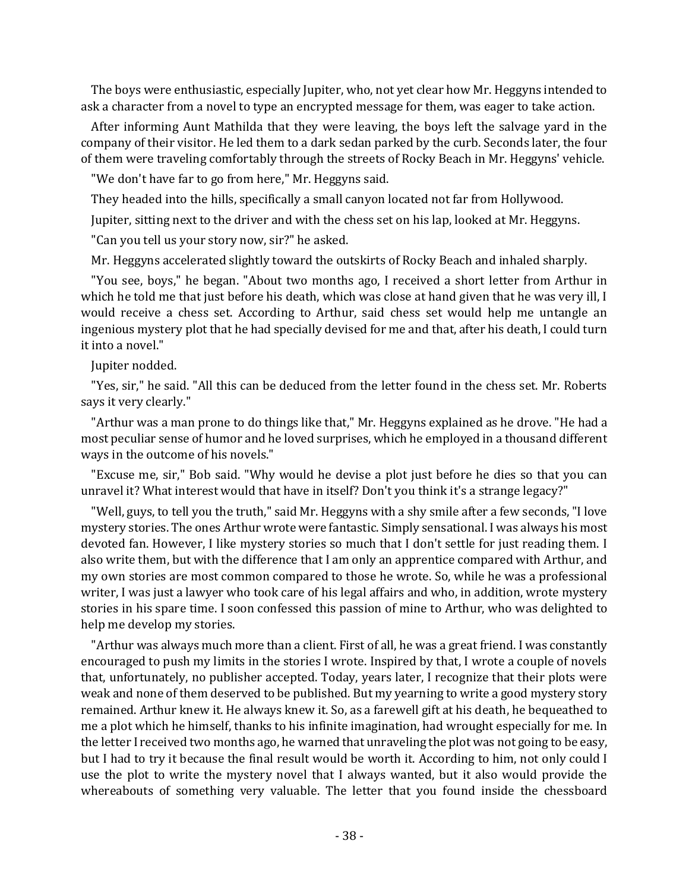The boys were enthusiastic, especially Jupiter, who, not yet clear how Mr. Heggyns intended to ask a character from a novel to type an encrypted message for them, was eager to take action.

After informing Aunt Mathilda that they were leaving, the boys left the salvage yard in the company of their visitor. He led them to a dark sedan parked by the curb. Seconds later, the four of them were traveling comfortably through the streets of Rocky Beach in Mr. Heggyns' vehicle.

"We don't have far to go from here," Mr. Heggyns said.

They headed into the hills, specifically a small canyon located not far from Hollywood.

Jupiter, sitting next to the driver and with the chess set on his lap, looked at Mr. Heggyns.

"Can you tell us your story now, sir?" he asked.

Mr. Heggyns accelerated slightly toward the outskirts of Rocky Beach and inhaled sharply.

"You see, boys," he began. "About two months ago, I received a short letter from Arthur in which he told me that just before his death, which was close at hand given that he was very ill, I would receive a chess set. According to Arthur, said chess set would help me untangle an ingenious mystery plot that he had specially devised for me and that, after his death, I could turn it into a novel."

Jupiter nodded.

"Yes, sir," he said. "All this can be deduced from the letter found in the chess set. Mr. Roberts says it very clearly."

"Arthur was a man prone to do things like that," Mr. Heggyns explained as he drove. "He had a most peculiar sense of humor and he loved surprises, which he employed in a thousand different ways in the outcome of his novels."

"Excuse me, sir," Bob said. "Why would he devise a plot just before he dies so that you can unravel it? What interest would that have in itself? Don't you think it's a strange legacy?"

"Well, guys, to tell you the truth," said Mr. Heggyns with a shy smile after a few seconds, "I love mystery stories. The ones Arthur wrote were fantastic. Simply sensational. I was always his most devoted fan. However, I like mystery stories so much that I don't settle for just reading them. I also write them, but with the difference that I am only an apprentice compared with Arthur, and my own stories are most common compared to those he wrote. So, while he was a professional writer, I was just a lawyer who took care of his legal affairs and who, in addition, wrote mystery stories in his spare time. I soon confessed this passion of mine to Arthur, who was delighted to help me develop my stories.

"Arthur was always much more than a client. First of all, he was a great friend. I was constantly encouraged to push my limits in the stories I wrote. Inspired by that, I wrote a couple of novels that, unfortunately, no publisher accepted. Today, years later, I recognize that their plots were weak and none of them deserved to be published. But my yearning to write a good mystery story remained. Arthur knew it. He always knew it. So, as a farewell gift at his death, he bequeathed to me a plot which he himself, thanks to his infinite imagination, had wrought especially for me. In the letter I received two months ago, he warned that unraveling the plot was not going to be easy, but I had to try it because the final result would be worth it. According to him, not only could I use the plot to write the mystery novel that I always wanted, but it also would provide the whereabouts of something very valuable. The letter that you found inside the chessboard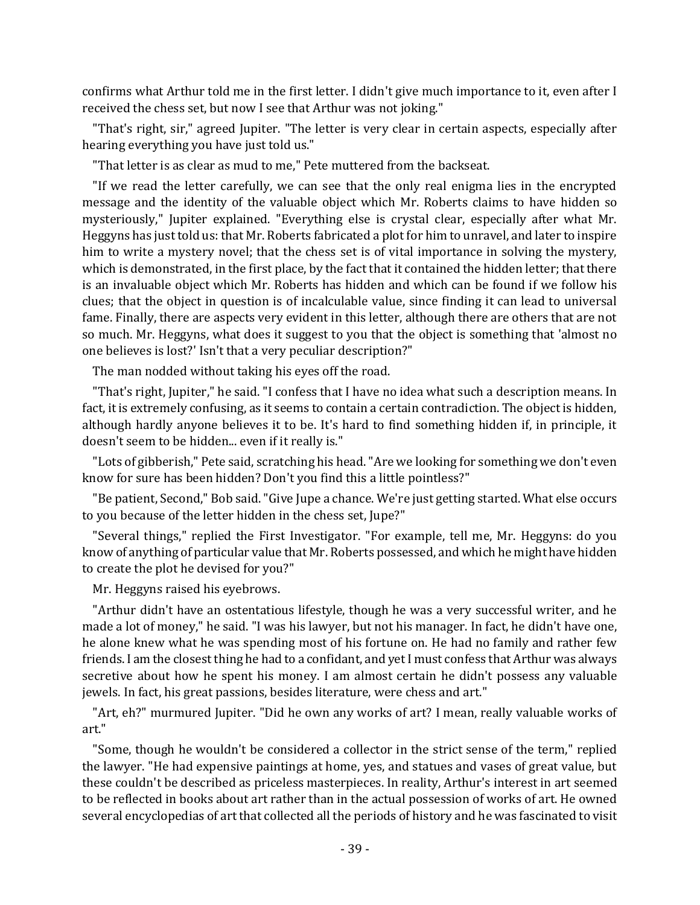confirms what Arthur told me in the first letter. I didn't give much importance to it, even after I received the chess set, but now I see that Arthur was not joking."

"That's right, sir," agreed Jupiter. "The letter is very clear in certain aspects, especially after hearing everything you have just told us."

"That letter is as clear as mud to me," Pete muttered from the backseat.

"If we read the letter carefully, we can see that the only real enigma lies in the encrypted message and the identity of the valuable object which Mr. Roberts claims to have hidden so mysteriously," Jupiter explained. "Everything else is crystal clear, especially after what Mr. Heggyns has just told us: that Mr. Roberts fabricated a plot for him to unravel, and later to inspire him to write a mystery novel; that the chess set is of vital importance in solving the mystery, which is demonstrated, in the first place, by the fact that it contained the hidden letter; that there is an invaluable object which Mr. Roberts has hidden and which can be found if we follow his clues; that the object in question is of incalculable value, since finding it can lead to universal fame. Finally, there are aspects very evident in this letter, although there are others that are not so much. Mr. Heggyns, what does it suggest to you that the object is something that 'almost no one believes is lost?' Isn't that a very peculiar description?"

The man nodded without taking his eyes off the road.

"That's right, Jupiter," he said. "I confess that I have no idea what such a description means. In fact, it is extremely confusing, as it seems to contain a certain contradiction. The object is hidden, although hardly anyone believes it to be. It's hard to find something hidden if, in principle, it doesn't seem to be hidden... even if it really is."

"Lots of gibberish," Pete said, scratching his head. "Are we looking for something we don't even know for sure has been hidden? Don't you find this a little pointless?"

"Be patient, Second," Bob said. "Give Jupe a chance. We're just getting started. What else occurs to you because of the letter hidden in the chess set, Jupe?"

"Several things," replied the First Investigator. "For example, tell me, Mr. Heggyns: do you know of anything of particular value that Mr. Roberts possessed, and which he might have hidden to create the plot he devised for you?"

Mr. Heggyns raised his eyebrows.

"Arthur didn't have an ostentatious lifestyle, though he was a very successful writer, and he made a lot of money," he said. "I was his lawyer, but not his manager. In fact, he didn't have one, he alone knew what he was spending most of his fortune on. He had no family and rather few friends. I am the closest thing he had to a confidant, and yet I must confess that Arthur was always secretive about how he spent his money. I am almost certain he didn't possess any valuable jewels. In fact, his great passions, besides literature, were chess and art."

"Art, eh?" murmured Jupiter. "Did he own any works of art? I mean, really valuable works of art."

"Some, though he wouldn't be considered a collector in the strict sense of the term," replied the lawyer. "He had expensive paintings at home, yes, and statues and vases of great value, but these couldn't be described as priceless masterpieces. In reality, Arthur's interest in art seemed to be reflected in books about art rather than in the actual possession of works of art. He owned several encyclopedias of art that collected all the periods of history and he was fascinated to visit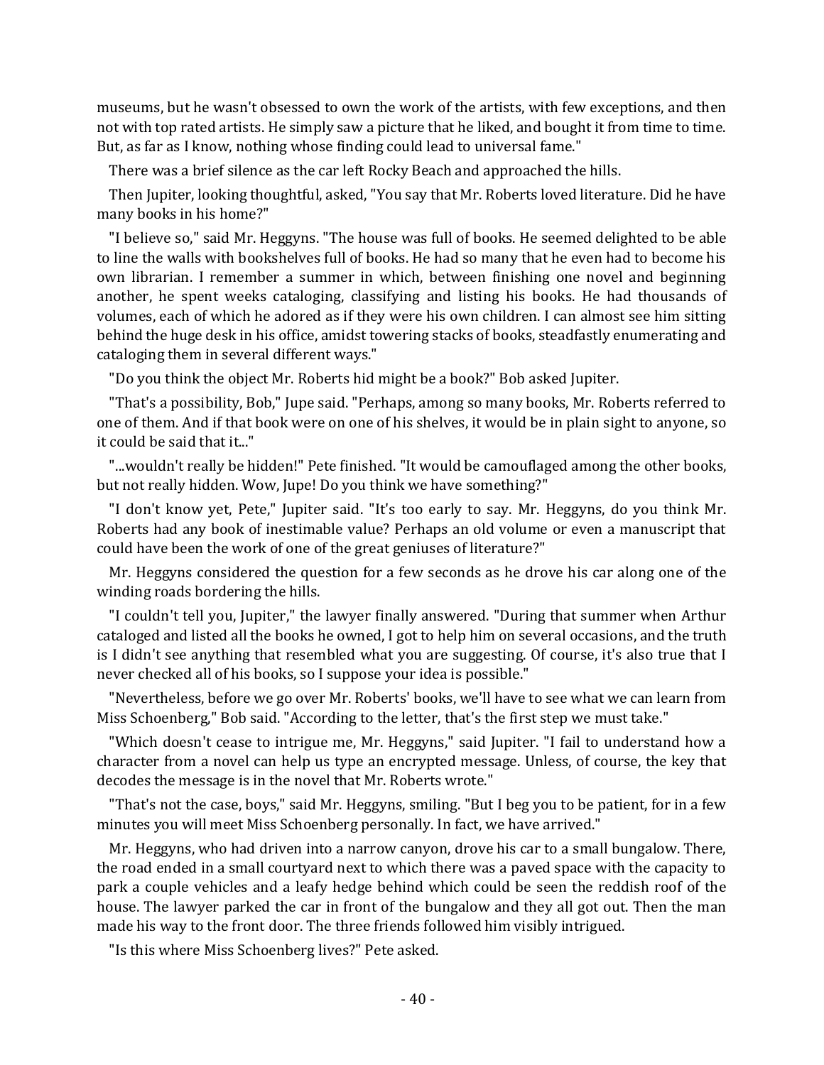museums, but he wasn't obsessed to own the work of the artists, with few exceptions, and then not with top rated artists. He simply saw a picture that he liked, and bought it from time to time. But, as far as I know, nothing whose finding could lead to universal fame."

There was a brief silence as the car left Rocky Beach and approached the hills.

Then Jupiter, looking thoughtful, asked, "You say that Mr. Roberts loved literature. Did he have many books in his home?"

"I believe so," said Mr. Heggyns. "The house was full of books. He seemed delighted to be able to line the walls with bookshelves full of books. He had so many that he even had to become his own librarian. I remember a summer in which, between finishing one novel and beginning another, he spent weeks cataloging, classifying and listing his books. He had thousands of volumes, each of which he adored as if they were his own children. I can almost see him sitting behind the huge desk in his office, amidst towering stacks of books, steadfastly enumerating and cataloging them in several different ways."

"Do you think the object Mr. Roberts hid might be a book?" Bob asked Jupiter.

"That's a possibility, Bob," Jupe said. "Perhaps, among so many books, Mr. Roberts referred to one of them. And if that book were on one of his shelves, it would be in plain sight to anyone, so it could be said that it..."

"...wouldn't really be hidden!" Pete finished. "It would be camouflaged among the other books, but not really hidden. Wow, Jupe! Do you think we have something?"

"I don't know yet, Pete," Jupiter said. "It's too early to say. Mr. Heggyns, do you think Mr. Roberts had any book of inestimable value? Perhaps an old volume or even a manuscript that could have been the work of one of the great geniuses of literature?"

Mr. Heggyns considered the question for a few seconds as he drove his car along one of the winding roads bordering the hills.

"I couldn't tell you, Jupiter," the lawyer finally answered. "During that summer when Arthur cataloged and listed all the books he owned, I got to help him on several occasions, and the truth is I didn't see anything that resembled what you are suggesting. Of course, it's also true that I never checked all of his books, so I suppose your idea is possible."

"Nevertheless, before we go over Mr. Roberts' books, we'll have to see what we can learn from Miss Schoenberg," Bob said. "According to the letter, that's the first step we must take."

"Which doesn't cease to intrigue me, Mr. Heggyns," said Jupiter. "I fail to understand how a character from a novel can help us type an encrypted message. Unless, of course, the key that decodes the message is in the novel that Mr. Roberts wrote."

"That's not the case, boys," said Mr. Heggyns, smiling. "But I beg you to be patient, for in a few minutes you will meet Miss Schoenberg personally. In fact, we have arrived."

Mr. Heggyns, who had driven into a narrow canyon, drove his car to a small bungalow. There, the road ended in a small courtyard next to which there was a paved space with the capacity to park a couple vehicles and a leafy hedge behind which could be seen the reddish roof of the house. The lawyer parked the car in front of the bungalow and they all got out. Then the man made his way to the front door. The three friends followed him visibly intrigued.

"Is this where Miss Schoenberg lives?" Pete asked.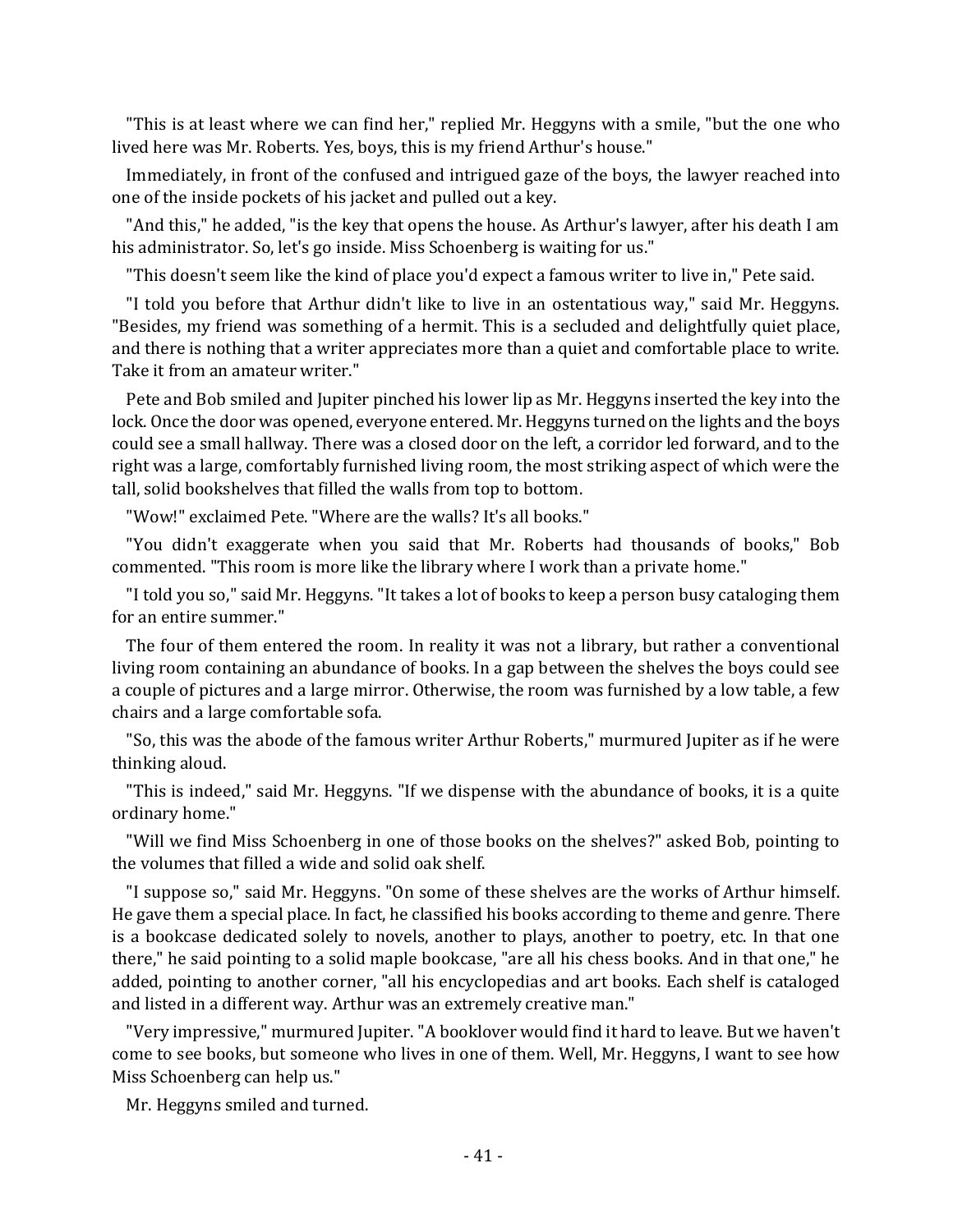"This is at least where we can find her," replied Mr. Heggyns with a smile, "but the one who lived here was Mr. Roberts. Yes, boys, this is my friend Arthur's house."

Immediately, in front of the confused and intrigued gaze of the boys, the lawyer reached into one of the inside pockets of his jacket and pulled out a key.

"And this," he added, "is the key that opens the house. As Arthur's lawyer, after his death I am his administrator. So, let's go inside. Miss Schoenberg is waiting for us."

"This doesn't seem like the kind of place you'd expect a famous writer to live in," Pete said.

"I told you before that Arthur didn't like to live in an ostentatious way," said Mr. Heggyns. "Besides, my friend was something of a hermit. This is a secluded and delightfully quiet place, and there is nothing that a writer appreciates more than a quiet and comfortable place to write. Take it from an amateur writer."

Pete and Bob smiled and Jupiter pinched his lower lip as Mr. Heggyns inserted the key into the lock. Once the door was opened, everyone entered. Mr. Heggyns turned on the lights and the boys could see a small hallway. There was a closed door on the left, a corridor led forward, and to the right was a large, comfortably furnished living room, the most striking aspect of which were the tall, solid bookshelves that filled the walls from top to bottom.

"Wow!" exclaimed Pete. "Where are the walls? It's all books."

"You didn't exaggerate when you said that Mr. Roberts had thousands of books," Bob commented. "This room is more like the library where I work than a private home."

"I told you so," said Mr. Heggyns. "It takes a lot of books to keep a person busy cataloging them for an entire summer."

The four of them entered the room. In reality it was not a library, but rather a conventional living room containing an abundance of books. In a gap between the shelves the boys could see a couple of pictures and a large mirror. Otherwise, the room was furnished by a low table, a few chairs and a large comfortable sofa.

"So, this was the abode of the famous writer Arthur Roberts," murmured Jupiter as if he were thinking aloud.

"This is indeed," said Mr. Heggyns. "If we dispense with the abundance of books, it is a quite ordinary home."

"Will we find Miss Schoenberg in one of those books on the shelves?" asked Bob, pointing to the volumes that filled a wide and solid oak shelf.

"I suppose so," said Mr. Heggyns. "On some of these shelves are the works of Arthur himself. He gave them a special place. In fact, he classified his books according to theme and genre. There is a bookcase dedicated solely to novels, another to plays, another to poetry, etc. In that one there," he said pointing to a solid maple bookcase, "are all his chess books. And in that one," he added, pointing to another corner, "all his encyclopedias and art books. Each shelf is cataloged and listed in a different way. Arthur was an extremely creative man."

"Very impressive," murmured Jupiter. "A booklover would find it hard to leave. But we haven't come to see books, but someone who lives in one of them. Well, Mr. Heggyns, I want to see how Miss Schoenberg can help us."

Mr. Heggyns smiled and turned.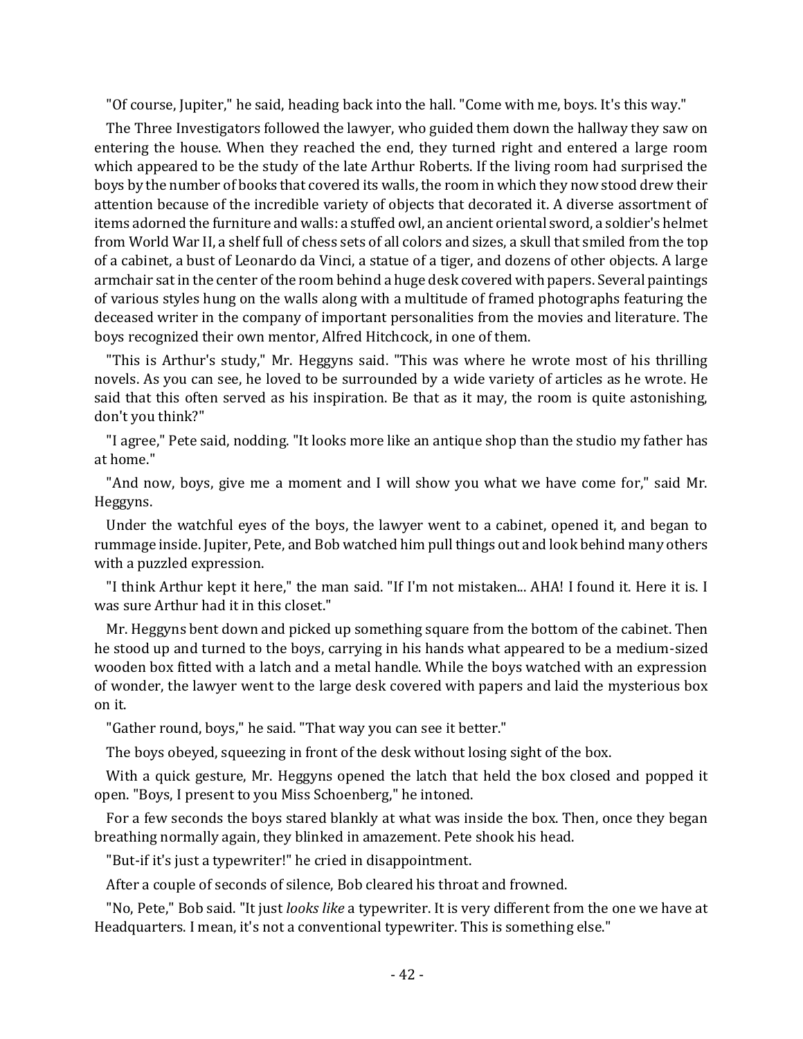"Of course, Jupiter," he said, heading back into the hall. "Come with me, boys. It's this way."

The Three Investigators followed the lawyer, who guided them down the hallway they saw on entering the house. When they reached the end, they turned right and entered a large room which appeared to be the study of the late Arthur Roberts. If the living room had surprised the boys by the number of books that covered its walls, the room in which they now stood drew their attention because of the incredible variety of objects that decorated it. A diverse assortment of items adorned the furniture and walls: a stuffed owl, an ancient oriental sword, a soldier's helmet from World War II, a shelf full of chess sets of all colors and sizes, a skull that smiled from the top of a cabinet, a bust of Leonardo da Vinci, a statue of a tiger, and dozens of other objects. A large armchair sat in the center of the room behind a huge desk covered with papers. Several paintings of various styles hung on the walls along with a multitude of framed photographs featuring the deceased writer in the company of important personalities from the movies and literature. The boys recognized their own mentor, Alfred Hitchcock, in one of them.

"This is Arthur's study," Mr. Heggyns said. "This was where he wrote most of his thrilling novels. As you can see, he loved to be surrounded by a wide variety of articles as he wrote. He said that this often served as his inspiration. Be that as it may, the room is quite astonishing, don't you think?"

"I agree," Pete said, nodding. "It looks more like an antique shop than the studio my father has at home."

"And now, boys, give me a moment and I will show you what we have come for," said Mr. Heggyns.

Under the watchful eyes of the boys, the lawyer went to a cabinet, opened it, and began to rummage inside. Jupiter, Pete, and Bob watched him pull things out and look behind many others with a puzzled expression.

"I think Arthur kept it here," the man said. "If I'm not mistaken... AHA! I found it. Here it is. I was sure Arthur had it in this closet."

Mr. Heggyns bent down and picked up something square from the bottom of the cabinet. Then he stood up and turned to the boys, carrying in his hands what appeared to be a medium-sized wooden box fitted with a latch and a metal handle. While the boys watched with an expression of wonder, the lawyer went to the large desk covered with papers and laid the mysterious box on it.

"Gather round, boys," he said. "That way you can see it better."

The boys obeyed, squeezing in front of the desk without losing sight of the box.

With a quick gesture, Mr. Heggyns opened the latch that held the box closed and popped it open. "Boys, I present to you Miss Schoenberg," he intoned.

For a few seconds the boys stared blankly at what was inside the box. Then, once they began breathing normally again, they blinked in amazement. Pete shook his head.

"But-if it's just a typewriter!" he cried in disappointment.

After a couple of seconds of silence, Bob cleared his throat and frowned.

"No, Pete," Bob said. "It just *looks like* a typewriter. It is very different from the one we have at Headquarters. I mean, it's not a conventional typewriter. This is something else."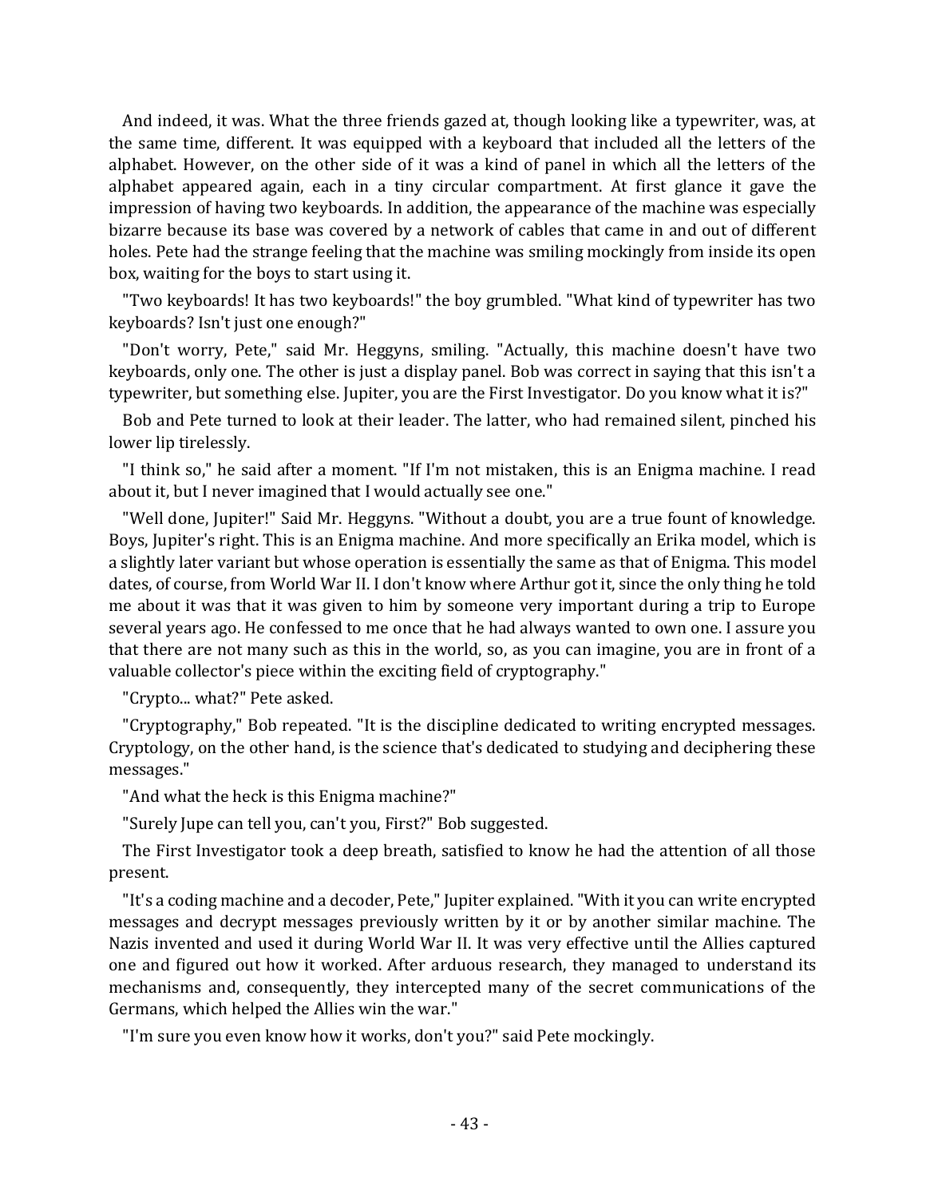And indeed, it was. What the three friends gazed at, though looking like a typewriter, was, at the same time, different. It was equipped with a keyboard that included all the letters of the alphabet. However, on the other side of it was a kind of panel in which all the letters of the alphabet appeared again, each in a tiny circular compartment. At first glance it gave the impression of having two keyboards. In addition, the appearance of the machine was especially bizarre because its base was covered by a network of cables that came in and out of different holes. Pete had the strange feeling that the machine was smiling mockingly from inside its open box, waiting for the boys to start using it.

"Two keyboards! It has two keyboards!" the boy grumbled. "What kind of typewriter has two keyboards? Isn't just one enough?"

"Don't worry, Pete," said Mr. Heggyns, smiling. "Actually, this machine doesn't have two keyboards, only one. The other is just a display panel. Bob was correct in saying that this isn't a typewriter, but something else. Jupiter, you are the First Investigator. Do you know what it is?"

Bob and Pete turned to look at their leader. The latter, who had remained silent, pinched his lower lip tirelessly.

"I think so," he said after a moment. "If I'm not mistaken, this is an Enigma machine. I read about it, but I never imagined that I would actually see one."

"Well done, Jupiter!" Said Mr. Heggyns. "Without a doubt, you are a true fount of knowledge. Boys, Jupiter's right. This is an Enigma machine. And more specifically an Erika model, which is a slightly later variant but whose operation is essentially the same as that of Enigma. This model dates, of course, from World War II. I don't know where Arthur got it, since the only thing he told me about it was that it was given to him by someone very important during a trip to Europe several years ago. He confessed to me once that he had always wanted to own one. I assure you that there are not many such as this in the world, so, as you can imagine, you are in front of a valuable collector's piece within the exciting field of cryptography."

"Crypto... what?" Pete asked.

"Cryptography," Bob repeated. "It is the discipline dedicated to writing encrypted messages. Cryptology, on the other hand, is the science that's dedicated to studying and deciphering these messages."

"And what the heck is this Enigma machine?"

"Surely Jupe can tell you, can't you, First?" Bob suggested.

The First Investigator took a deep breath, satisfied to know he had the attention of all those present.

"It's a coding machine and a decoder, Pete," Jupiter explained. "With it you can write encrypted messages and decrypt messages previously written by it or by another similar machine. The Nazis invented and used it during World War II. It was very effective until the Allies captured one and figured out how it worked. After arduous research, they managed to understand its mechanisms and, consequently, they intercepted many of the secret communications of the Germans, which helped the Allies win the war."

"I'm sure you even know how it works, don't you?" said Pete mockingly.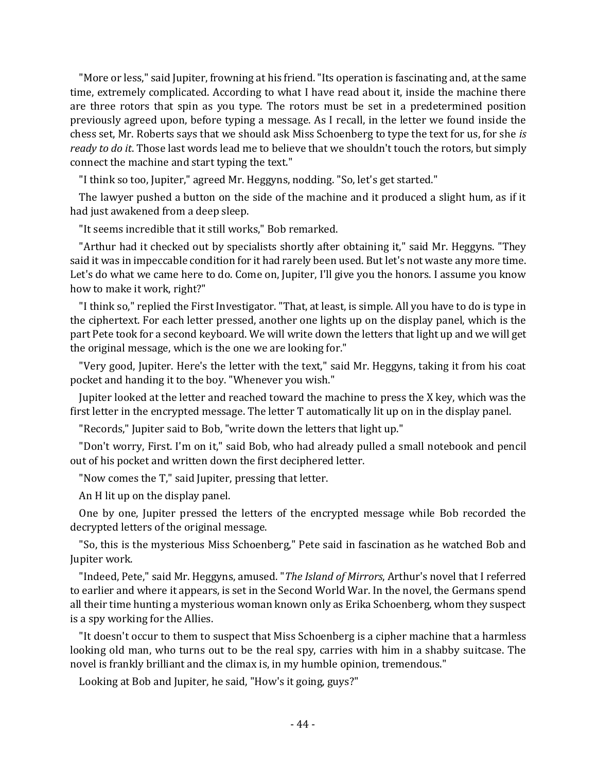"More or less," said Jupiter, frowning at his friend. "Its operation is fascinating and, at the same time, extremely complicated. According to what I have read about it, inside the machine there are three rotors that spin as you type. The rotors must be set in a predetermined position previously agreed upon, before typing a message. As I recall, in the letter we found inside the chess set, Mr. Roberts says that we should ask Miss Schoenberg to type the text for us, for she *is ready to do it*. Those last words lead me to believe that we shouldn't touch the rotors, but simply connect the machine and start typing the text."

"I think so too, Jupiter," agreed Mr. Heggyns, nodding. "So, let's get started."

The lawyer pushed a button on the side of the machine and it produced a slight hum, as if it had just awakened from a deep sleep.

"It seems incredible that it still works," Bob remarked.

"Arthur had it checked out by specialists shortly after obtaining it," said Mr. Heggyns. "They said it was in impeccable condition for it had rarely been used. But let's not waste any more time. Let's do what we came here to do. Come on, Jupiter, I'll give you the honors. I assume you know how to make it work, right?"

"I think so," replied the First Investigator. "That, at least, is simple. All you have to do is type in the ciphertext. For each letter pressed, another one lights up on the display panel, which is the part Pete took for a second keyboard. We will write down the letters that light up and we will get the original message, which is the one we are looking for."

"Very good, Jupiter. Here's the letter with the text," said Mr. Heggyns, taking it from his coat pocket and handing it to the boy. "Whenever you wish."

Jupiter looked at the letter and reached toward the machine to press the X key, which was the first letter in the encrypted message. The letter T automatically lit up on in the display panel.

"Records," Jupiter said to Bob, "write down the letters that light up."

"Don't worry, First. I'm on it," said Bob, who had already pulled a small notebook and pencil out of his pocket and written down the first deciphered letter.

"Now comes the T," said Jupiter, pressing that letter.

An H lit up on the display panel.

One by one, Jupiter pressed the letters of the encrypted message while Bob recorded the decrypted letters of the original message.

"So, this is the mysterious Miss Schoenberg," Pete said in fascination as he watched Bob and Jupiter work.

"Indeed, Pete," said Mr. Heggyns, amused. "*The Island of Mirrors*, Arthur's novel that I referred to earlier and where it appears, is set in the Second World War. In the novel, the Germans spend all their time hunting a mysterious woman known only as Erika Schoenberg, whom they suspect is a spy working for the Allies.

"It doesn't occur to them to suspect that Miss Schoenberg is a cipher machine that a harmless looking old man, who turns out to be the real spy, carries with him in a shabby suitcase. The novel is frankly brilliant and the climax is, in my humble opinion, tremendous."

Looking at Bob and Jupiter, he said, "How's it going, guys?"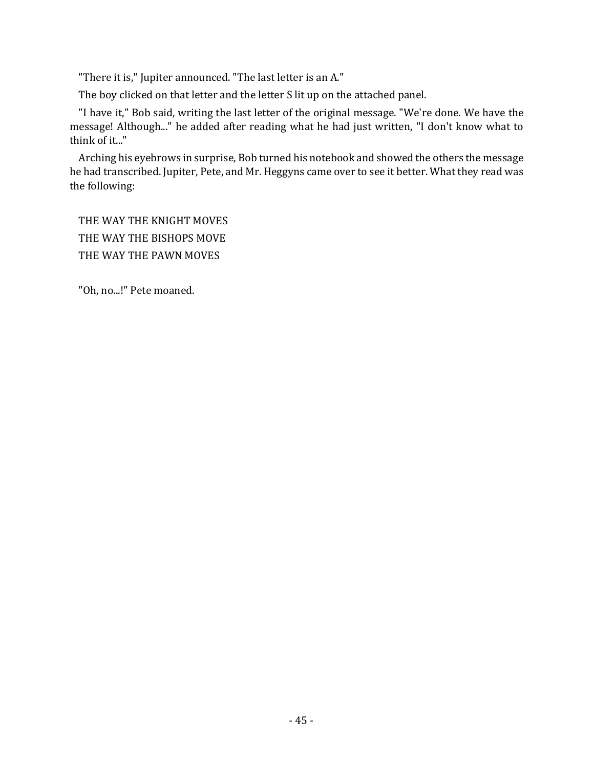"There it is," Jupiter announced. "The last letter is an A."

The boy clicked on that letter and the letter S lit up on the attached panel.

"I have it," Bob said, writing the last letter of the original message. "We're done. We have the message! Although..." he added after reading what he had just written, "I don't know what to think of it..."

Arching his eyebrows in surprise, Bob turned his notebook and showed the others the message he had transcribed. Jupiter, Pete, and Mr. Heggyns came over to see it better. What they read was the following:

THE WAY THE KNIGHT MOVES
THE WAY THE BISHOPS MOVE
THE WAY THE PAWN MOVES

"Oh, no...!" Pete moaned.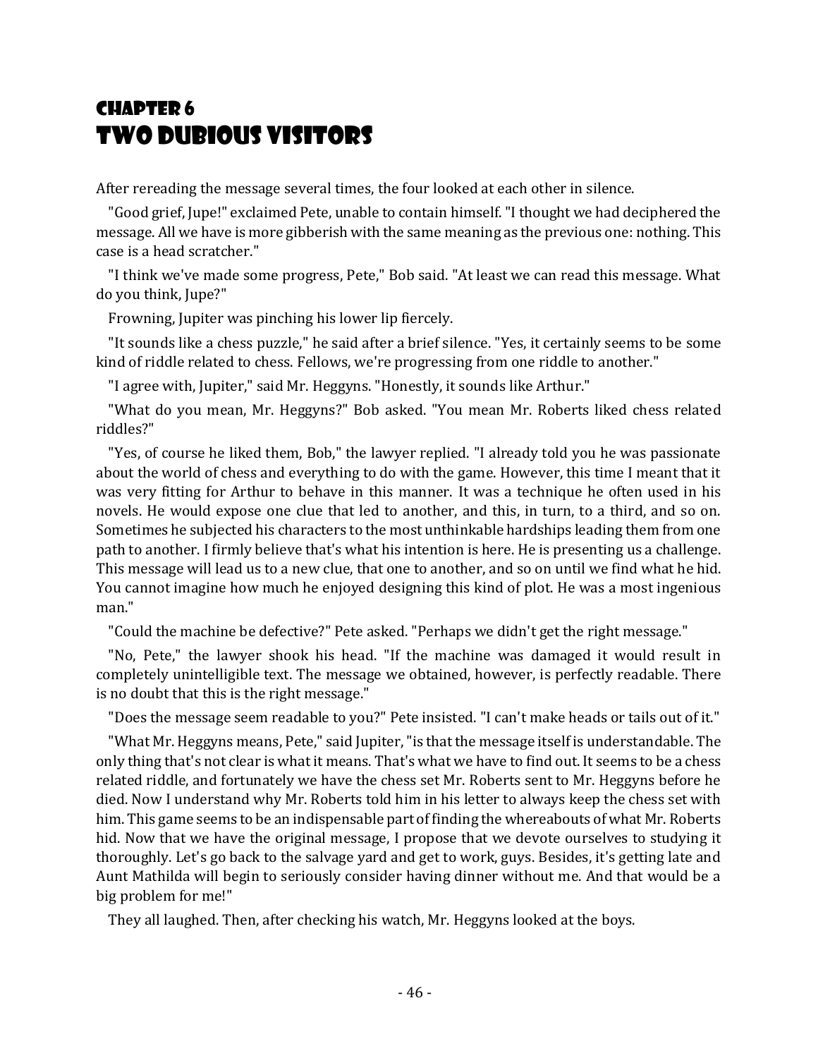# Chapter 6
# Two Dubious Visitors

After rereading the message several times, the four looked at each other in silence.

"Good grief, Jupe!" exclaimed Pete, unable to contain himself. "I thought we had deciphered the message. All we have is more gibberish with the same meaning as the previous one: nothing. This case is a head scratcher."

"I think we've made some progress, Pete," Bob said. "At least we can read this message. What do you think, Jupe?"

Frowning, Jupiter was pinching his lower lip fiercely.

"It sounds like a chess puzzle," he said after a brief silence. "Yes, it certainly seems to be some kind of riddle related to chess. Fellows, we're progressing from one riddle to another."

"I agree with, Jupiter," said Mr. Heggyns. "Honestly, it sounds like Arthur."

"What do you mean, Mr. Heggyns?" Bob asked. "You mean Mr. Roberts liked chess related riddles?"

"Yes, of course he liked them, Bob," the lawyer replied. "I already told you he was passionate about the world of chess and everything to do with the game. However, this time I meant that it was very fitting for Arthur to behave in this manner. It was a technique he often used in his novels. He would expose one clue that led to another, and this, in turn, to a third, and so on. Sometimes he subjected his characters to the most unthinkable hardships leading them from one path to another. I firmly believe that's what his intention is here. He is presenting us a challenge. This message will lead us to a new clue, that one to another, and so on until we find what he hid. You cannot imagine how much he enjoyed designing this kind of plot. He was a most ingenious man."

"Could the machine be defective?" Pete asked. "Perhaps we didn't get the right message."

"No, Pete," the lawyer shook his head. "If the machine was damaged it would result in completely unintelligible text. The message we obtained, however, is perfectly readable. There is no doubt that this is the right message."

"Does the message seem readable to you?" Pete insisted. "I can't make heads or tails out of it."

"What Mr. Heggyns means, Pete," said Jupiter, "is that the message itself is understandable. The only thing that's not clear is what it means. That's what we have to find out. It seems to be a chess related riddle, and fortunately we have the chess set Mr. Roberts sent to Mr. Heggyns before he died. Now I understand why Mr. Roberts told him in his letter to always keep the chess set with him. This game seems to be an indispensable part of finding the whereabouts of what Mr. Roberts hid. Now that we have the original message, I propose that we devote ourselves to studying it thoroughly. Let's go back to the salvage yard and get to work, guys. Besides, it's getting late and Aunt Mathilda will begin to seriously consider having dinner without me. And that would be a big problem for me!"

They all laughed. Then, after checking his watch, Mr. Heggyns looked at the boys.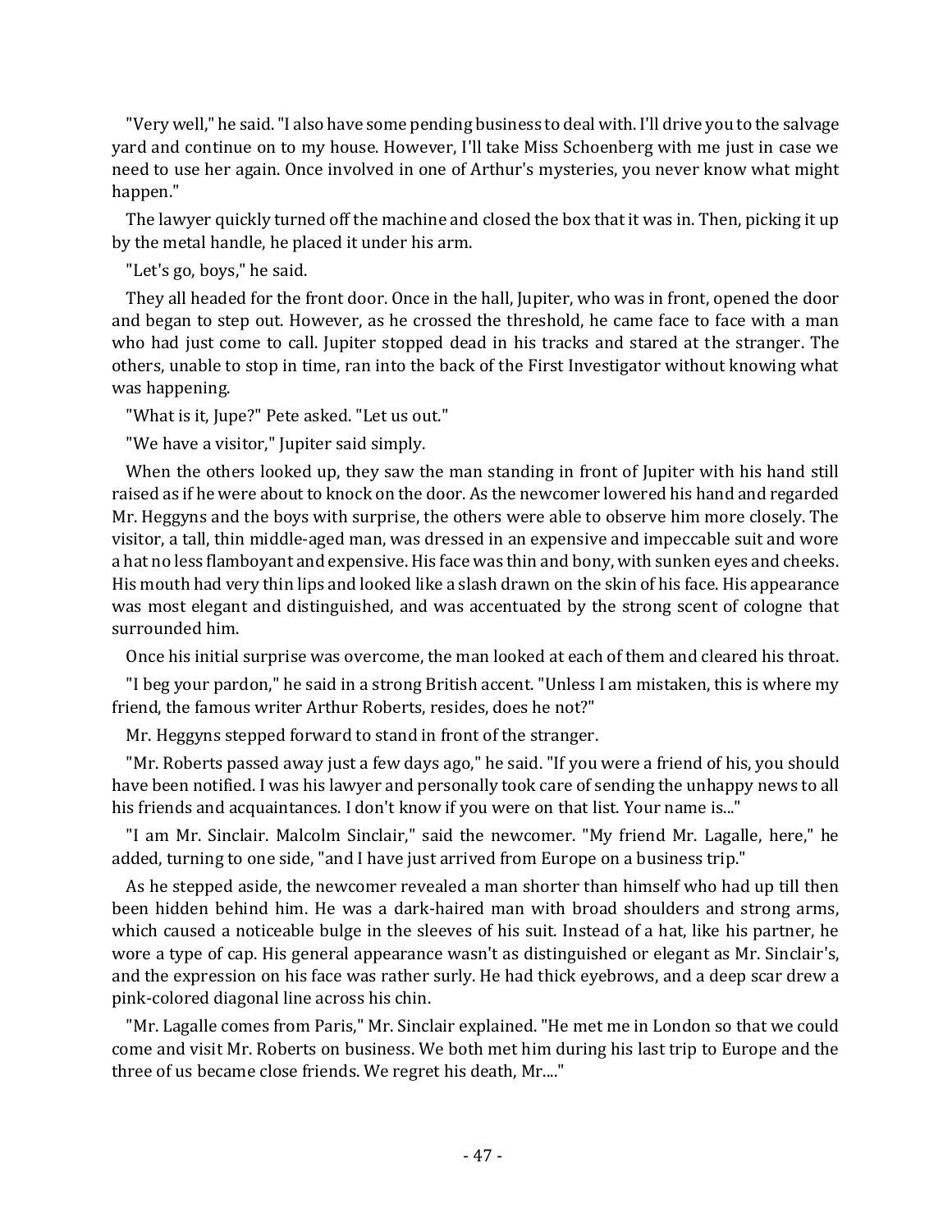"Very well," he said. "I also have some pending business to deal with. I'll drive you to the salvage yard and continue on to my house. However, I'll take Miss Schoenberg with me just in case we need to use her again. Once involved in one of Arthur's mysteries, you never know what might happen."

The lawyer quickly turned off the machine and closed the box that it was in. Then, picking it up by the metal handle, he placed it under his arm.

"Let's go, boys," he said.

They all headed for the front door. Once in the hall, Jupiter, who was in front, opened the door and began to step out. However, as he crossed the threshold, he came face to face with a man who had just come to call. Jupiter stopped dead in his tracks and stared at the stranger. The others, unable to stop in time, ran into the back of the First Investigator without knowing what was happening.

"What is it, Jupe?" Pete asked. "Let us out."

"We have a visitor," Jupiter said simply.

When the others looked up, they saw the man standing in front of Jupiter with his hand still raised as if he were about to knock on the door. As the newcomer lowered his hand and regarded Mr. Heggyns and the boys with surprise, the others were able to observe him more closely. The visitor, a tall, thin middle-aged man, was dressed in an expensive and impeccable suit and wore a hat no less flamboyant and expensive. His face was thin and bony, with sunken eyes and cheeks. His mouth had very thin lips and looked like a slash drawn on the skin of his face. His appearance was most elegant and distinguished, and was accentuated by the strong scent of cologne that surrounded him.

Once his initial surprise was overcome, the man looked at each of them and cleared his throat.

"I beg your pardon," he said in a strong British accent. "Unless I am mistaken, this is where my friend, the famous writer Arthur Roberts, resides, does he not?"

Mr. Heggyns stepped forward to stand in front of the stranger.

"Mr. Roberts passed away just a few days ago," he said. "If you were a friend of his, you should have been notified. I was his lawyer and personally took care of sending the unhappy news to all his friends and acquaintances. I don't know if you were on that list. Your name is..."

"I am Mr. Sinclair. Malcolm Sinclair," said the newcomer. "My friend Mr. Lagalle, here," he added, turning to one side, "and I have just arrived from Europe on a business trip."

As he stepped aside, the newcomer revealed a man shorter than himself who had up till then been hidden behind him. He was a dark-haired man with broad shoulders and strong arms, which caused a noticeable bulge in the sleeves of his suit. Instead of a hat, like his partner, he wore a type of cap. His general appearance wasn't as distinguished or elegant as Mr. Sinclair's, and the expression on his face was rather surly. He had thick eyebrows, and a deep scar drew a pink-colored diagonal line across his chin.

"Mr. Lagalle comes from Paris," Mr. Sinclair explained. "He met me in London so that we could come and visit Mr. Roberts on business. We both met him during his last trip to Europe and the three of us became close friends. We regret his death, Mr...."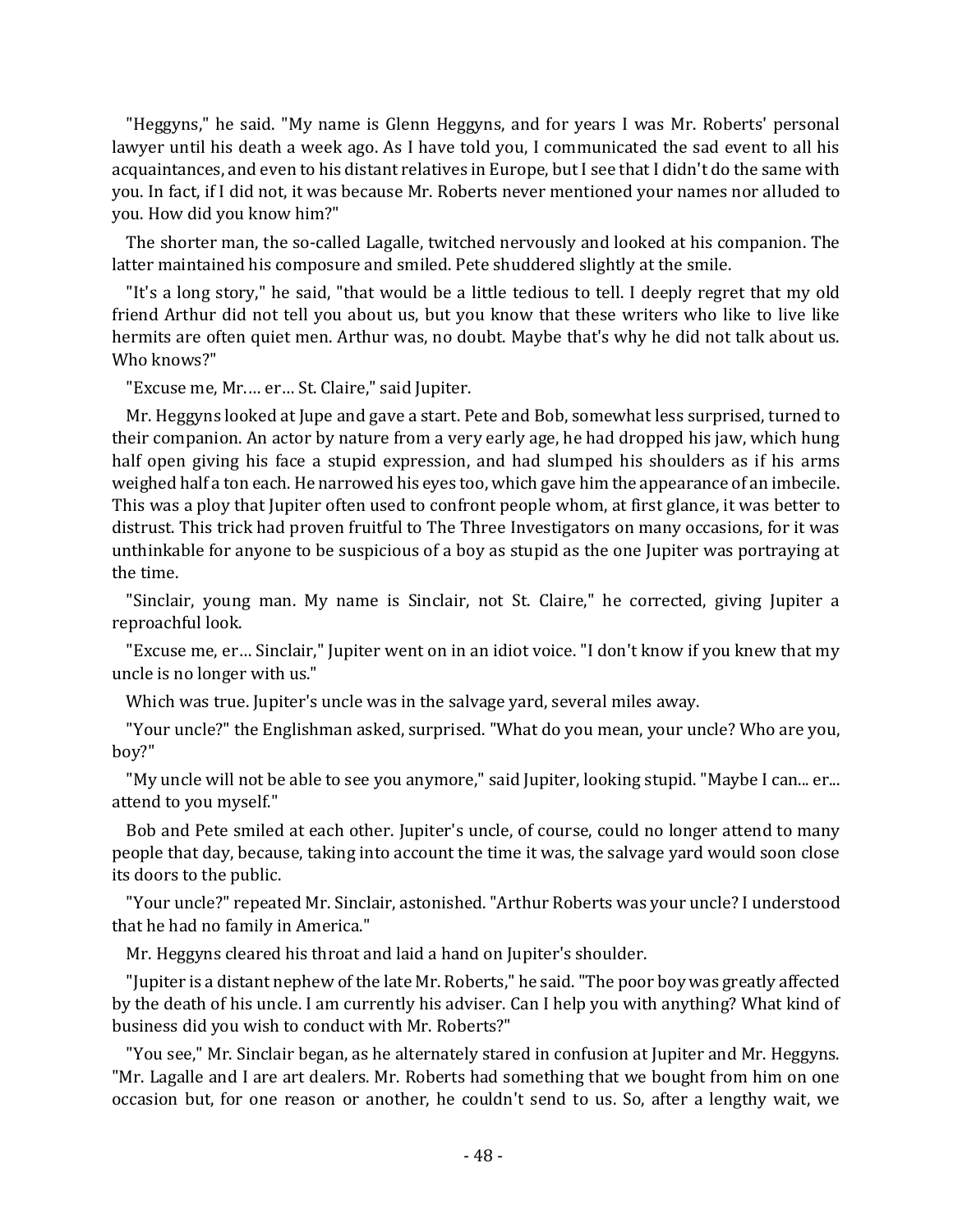"Heggyns," he said. "My name is Glenn Heggyns, and for years I was Mr. Roberts' personal lawyer until his death a week ago. As I have told you, I communicated the sad event to all his acquaintances, and even to his distant relatives in Europe, but I see that I didn't do the same with you. In fact, if I did not, it was because Mr. Roberts never mentioned your names nor alluded to you. How did you know him?"

The shorter man, the so-called Lagalle, twitched nervously and looked at his companion. The latter maintained his composure and smiled. Pete shuddered slightly at the smile.

"It's a long story," he said, "that would be a little tedious to tell. I deeply regret that my old friend Arthur did not tell you about us, but you know that these writers who like to live like hermits are often quiet men. Arthur was, no doubt. Maybe that's why he did not talk about us. Who knows?"

"Excuse me, Mr.... er... St. Claire," said Jupiter.

Mr. Heggyns looked at Jupe and gave a start. Pete and Bob, somewhat less surprised, turned to their companion. An actor by nature from a very early age, he had dropped his jaw, which hung half open giving his face a stupid expression, and had slumped his shoulders as if his arms weighed half a ton each. He narrowed his eyes too, which gave him the appearance of an imbecile. This was a ploy that Jupiter often used to confront people whom, at first glance, it was better to distrust. This trick had proven fruitful to The Three Investigators on many occasions, for it was unthinkable for anyone to be suspicious of a boy as stupid as the one Jupiter was portraying at the time.

"Sinclair, young man. My name is Sinclair, not St. Claire," he corrected, giving Jupiter a reproachful look.

"Excuse me, er... Sinclair," Jupiter went on in an idiot voice. "I don't know if you knew that my uncle is no longer with us."

Which was true. Jupiter's uncle was in the salvage yard, several miles away.

"Your uncle?" the Englishman asked, surprised. "What do you mean, your uncle? Who are you, boy?"

"My uncle will not be able to see you anymore," said Jupiter, looking stupid. "Maybe I can... er... attend to you myself."

Bob and Pete smiled at each other. Jupiter's uncle, of course, could no longer attend to many people that day, because, taking into account the time it was, the salvage yard would soon close its doors to the public.

"Your uncle?" repeated Mr. Sinclair, astonished. "Arthur Roberts was your uncle? I understood that he had no family in America."

Mr. Heggyns cleared his throat and laid a hand on Jupiter's shoulder.

"Jupiter is a distant nephew of the late Mr. Roberts," he said. "The poor boy was greatly affected by the death of his uncle. I am currently his adviser. Can I help you with anything? What kind of business did you wish to conduct with Mr. Roberts?"

"You see," Mr. Sinclair began, as he alternately stared in confusion at Jupiter and Mr. Heggyns. "Mr. Lagalle and I are art dealers. Mr. Roberts had something that we bought from him on one occasion but, for one reason or another, he couldn't send to us. So, after a lengthy wait, we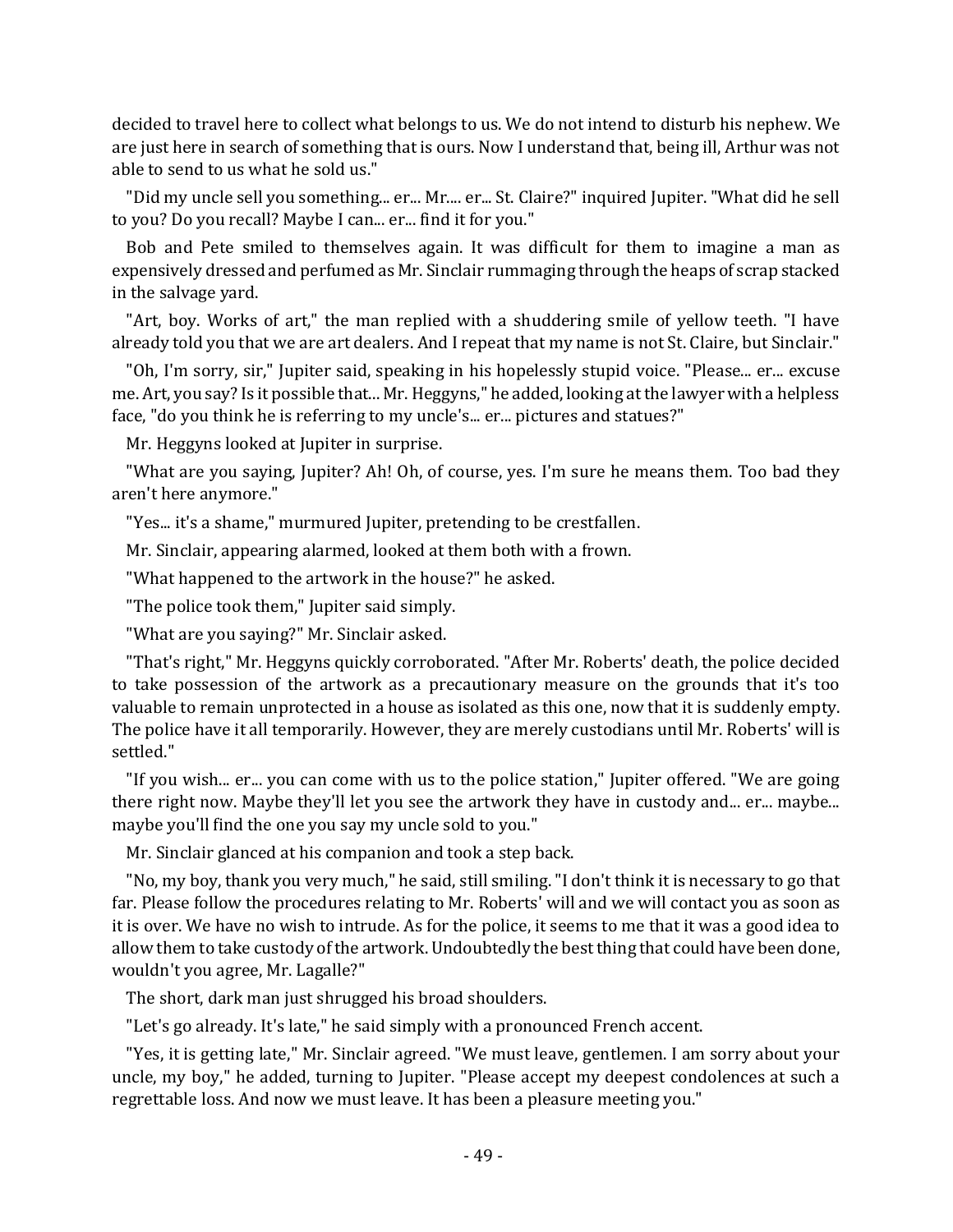decided to travel here to collect what belongs to us. We do not intend to disturb his nephew. We are just here in search of something that is ours. Now I understand that, being ill, Arthur was not able to send to us what he sold us."

"Did my uncle sell you something... er... Mr.... er... St. Claire?" inquired Jupiter. "What did he sell to you? Do you recall? Maybe I can... er... find it for you."

Bob and Pete smiled to themselves again. It was difficult for them to imagine a man as expensively dressed and perfumed as Mr. Sinclair rummaging through the heaps of scrap stacked in the salvage yard.

"Art, boy. Works of art," the man replied with a shuddering smile of yellow teeth. "I have already told you that we are art dealers. And I repeat that my name is not St. Claire, but Sinclair."

"Oh, I'm sorry, sir," Jupiter said, speaking in his hopelessly stupid voice. "Please... er... excuse me. Art, you say? Is it possible that... Mr. Heggyns," he added, looking at the lawyer with a helpless face, "do you think he is referring to my uncle's... er... pictures and statues?"

Mr. Heggyns looked at Jupiter in surprise.

"What are you saying, Jupiter? Ah! Oh, of course, yes. I'm sure he means them. Too bad they aren't here anymore."

"Yes... it's a shame," murmured Jupiter, pretending to be crestfallen.

Mr. Sinclair, appearing alarmed, looked at them both with a frown.

"What happened to the artwork in the house?" he asked.

"The police took them," Jupiter said simply.

"What are you saying?" Mr. Sinclair asked.

"That's right," Mr. Heggyns quickly corroborated. "After Mr. Roberts' death, the police decided to take possession of the artwork as a precautionary measure on the grounds that it's too valuable to remain unprotected in a house as isolated as this one, now that it is suddenly empty. The police have it all temporarily. However, they are merely custodians until Mr. Roberts' will is settled."

"If you wish... er... you can come with us to the police station," Jupiter offered. "We are going there right now. Maybe they'll let you see the artwork they have in custody and... er... maybe... maybe you'll find the one you say my uncle sold to you."

Mr. Sinclair glanced at his companion and took a step back.

"No, my boy, thank you very much," he said, still smiling. "I don't think it is necessary to go that far. Please follow the procedures relating to Mr. Roberts' will and we will contact you as soon as it is over. We have no wish to intrude. As for the police, it seems to me that it was a good idea to allow them to take custody of the artwork. Undoubtedly the best thing that could have been done, wouldn't you agree, Mr. Lagalle?"

The short, dark man just shrugged his broad shoulders.

"Let's go already. It's late," he said simply with a pronounced French accent.

"Yes, it is getting late," Mr. Sinclair agreed. "We must leave, gentlemen. I am sorry about your uncle, my boy," he added, turning to Jupiter. "Please accept my deepest condolences at such a regrettable loss. And now we must leave. It has been a pleasure meeting you."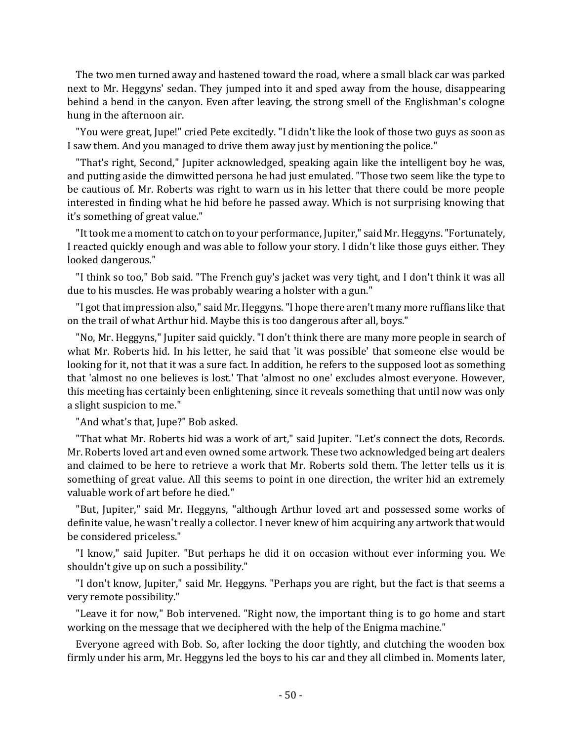The two men turned away and hastened toward the road, where a small black car was parked next to Mr. Heggyns' sedan. They jumped into it and sped away from the house, disappearing behind a bend in the canyon. Even after leaving, the strong smell of the Englishman's cologne hung in the afternoon air.

"You were great, Jupe!" cried Pete excitedly. "I didn't like the look of those two guys as soon as I saw them. And you managed to drive them away just by mentioning the police."

"That's right, Second," Jupiter acknowledged, speaking again like the intelligent boy he was, and putting aside the dimwitted persona he had just emulated. "Those two seem like the type to be cautious of. Mr. Roberts was right to warn us in his letter that there could be more people interested in finding what he hid before he passed away. Which is not surprising knowing that it's something of great value."

"It took me a moment to catch on to your performance, Jupiter," said Mr. Heggyns. "Fortunately, I reacted quickly enough and was able to follow your story. I didn't like those guys either. They looked dangerous."

"I think so too," Bob said. "The French guy's jacket was very tight, and I don't think it was all due to his muscles. He was probably wearing a holster with a gun."

"I got that impression also," said Mr. Heggyns. "I hope there aren't many more ruffians like that on the trail of what Arthur hid. Maybe this is too dangerous after all, boys."

"No, Mr. Heggyns," Jupiter said quickly. "I don't think there are many more people in search of what Mr. Roberts hid. In his letter, he said that 'it was possible' that someone else would be looking for it, not that it was a sure fact. In addition, he refers to the supposed loot as something that 'almost no one believes is lost.' That 'almost no one' excludes almost everyone. However, this meeting has certainly been enlightening, since it reveals something that until now was only a slight suspicion to me."

"And what's that, Jupe?" Bob asked.

"That what Mr. Roberts hid was a work of art," said Jupiter. "Let's connect the dots, Records. Mr. Roberts loved art and even owned some artwork. These two acknowledged being art dealers and claimed to be here to retrieve a work that Mr. Roberts sold them. The letter tells us it is something of great value. All this seems to point in one direction, the writer hid an extremely valuable work of art before he died."

"But, Jupiter," said Mr. Heggyns, "although Arthur loved art and possessed some works of definite value, he wasn't really a collector. I never knew of him acquiring any artwork that would be considered priceless."

"I know," said Jupiter. "But perhaps he did it on occasion without ever informing you. We shouldn't give up on such a possibility."

"I don't know, Jupiter," said Mr. Heggyns. "Perhaps you are right, but the fact is that seems a very remote possibility."

"Leave it for now," Bob intervened. "Right now, the important thing is to go home and start working on the message that we deciphered with the help of the Enigma machine."

Everyone agreed with Bob. So, after locking the door tightly, and clutching the wooden box firmly under his arm, Mr. Heggyns led the boys to his car and they all climbed in. Moments later,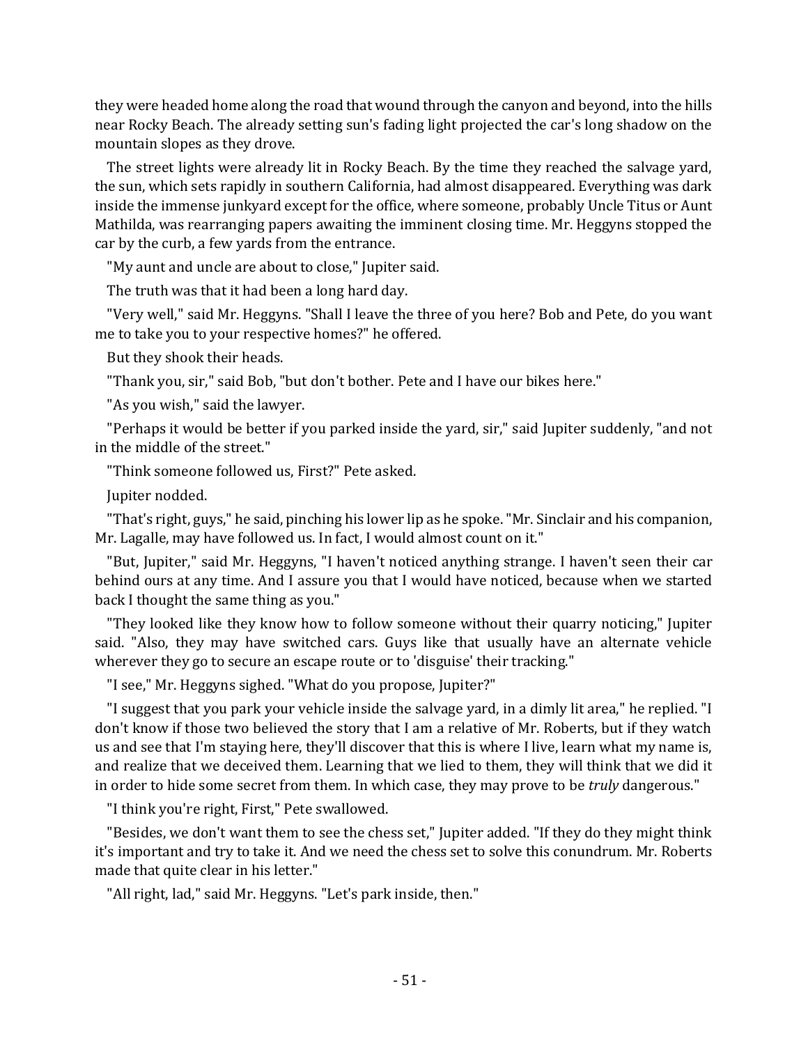they were headed home along the road that wound through the canyon and beyond, into the hills near Rocky Beach. The already setting sun's fading light projected the car's long shadow on the mountain slopes as they drove.

The street lights were already lit in Rocky Beach. By the time they reached the salvage yard, the sun, which sets rapidly in southern California, had almost disappeared. Everything was dark inside the immense junkyard except for the office, where someone, probably Uncle Titus or Aunt Mathilda, was rearranging papers awaiting the imminent closing time. Mr. Heggyns stopped the car by the curb, a few yards from the entrance.

"My aunt and uncle are about to close," Jupiter said.

The truth was that it had been a long hard day.

"Very well," said Mr. Heggyns. "Shall I leave the three of you here? Bob and Pete, do you want me to take you to your respective homes?" he offered.

But they shook their heads.

"Thank you, sir," said Bob, "but don't bother. Pete and I have our bikes here."

"As you wish," said the lawyer.

"Perhaps it would be better if you parked inside the yard, sir," said Jupiter suddenly, "and not in the middle of the street."

"Think someone followed us, First?" Pete asked.

Jupiter nodded.

"That's right, guys," he said, pinching his lower lip as he spoke. "Mr. Sinclair and his companion, Mr. Lagalle, may have followed us. In fact, I would almost count on it."

"But, Jupiter," said Mr. Heggyns, "I haven't noticed anything strange. I haven't seen their car behind ours at any time. And I assure you that I would have noticed, because when we started back I thought the same thing as you."

"They looked like they know how to follow someone without their quarry noticing," Jupiter said. "Also, they may have switched cars. Guys like that usually have an alternate vehicle wherever they go to secure an escape route or to 'disguise' their tracking."

"I see," Mr. Heggyns sighed. "What do you propose, Jupiter?"

"I suggest that you park your vehicle inside the salvage yard, in a dimly lit area," he replied. "I don't know if those two believed the story that I am a relative of Mr. Roberts, but if they watch us and see that I'm staying here, they'll discover that this is where I live, learn what my name is, and realize that we deceived them. Learning that we lied to them, they will think that we did it in order to hide some secret from them. In which case, they may prove to be *truly* dangerous."

"I think you're right, First," Pete swallowed.

"Besides, we don't want them to see the chess set," Jupiter added. "If they do they might think it's important and try to take it. And we need the chess set to solve this conundrum. Mr. Roberts made that quite clear in his letter."

"All right, lad," said Mr. Heggyns. "Let's park inside, then."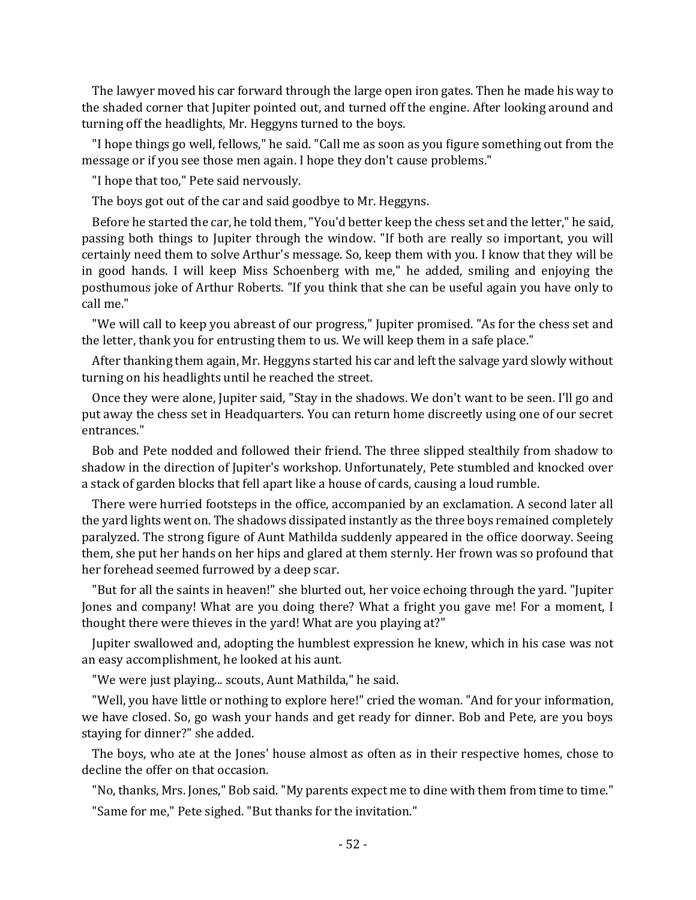The lawyer moved his car forward through the large open iron gates. Then he made his way to the shaded corner that Jupiter pointed out, and turned off the engine. After looking around and turning off the headlights, Mr. Heggyns turned to the boys.

"I hope things go well, fellows," he said. "Call me as soon as you figure something out from the message or if you see those men again. I hope they don't cause problems."

"I hope that too," Pete said nervously.

The boys got out of the car and said goodbye to Mr. Heggyns.

Before he started the car, he told them, "You'd better keep the chess set and the letter," he said, passing both things to Jupiter through the window. "If both are really so important, you will certainly need them to solve Arthur's message. So, keep them with you. I know that they will be in good hands. I will keep Miss Schoenberg with me," he added, smiling and enjoying the posthumous joke of Arthur Roberts. "If you think that she can be useful again you have only to call me."

"We will call to keep you abreast of our progress," Jupiter promised. "As for the chess set and the letter, thank you for entrusting them to us. We will keep them in a safe place."

After thanking them again, Mr. Heggyns started his car and left the salvage yard slowly without turning on his headlights until he reached the street.

Once they were alone, Jupiter said, "Stay in the shadows. We don't want to be seen. I'll go and put away the chess set in Headquarters. You can return home discreetly using one of our secret entrances."

Bob and Pete nodded and followed their friend. The three slipped stealthily from shadow to shadow in the direction of Jupiter's workshop. Unfortunately, Pete stumbled and knocked over a stack of garden blocks that fell apart like a house of cards, causing a loud rumble.

There were hurried footsteps in the office, accompanied by an exclamation. A second later all the yard lights went on. The shadows dissipated instantly as the three boys remained completely paralyzed. The strong figure of Aunt Mathilda suddenly appeared in the office doorway. Seeing them, she put her hands on her hips and glared at them sternly. Her frown was so profound that her forehead seemed furrowed by a deep scar.

"But for all the saints in heaven!" she blurted out, her voice echoing through the yard. "Jupiter Jones and company! What are you doing there? What a fright you gave me! For a moment, I thought there were thieves in the yard! What are you playing at?"

Jupiter swallowed and, adopting the humblest expression he knew, which in his case was not an easy accomplishment, he looked at his aunt.

"We were just playing... scouts, Aunt Mathilda," he said.

"Well, you have little or nothing to explore here!" cried the woman. "And for your information, we have closed. So, go wash your hands and get ready for dinner. Bob and Pete, are you boys staying for dinner?" she added.

The boys, who ate at the Jones' house almost as often as in their respective homes, chose to decline the offer on that occasion.

"No, thanks, Mrs. Jones," Bob said. "My parents expect me to dine with them from time to time."

"Same for me," Pete sighed. "But thanks for the invitation."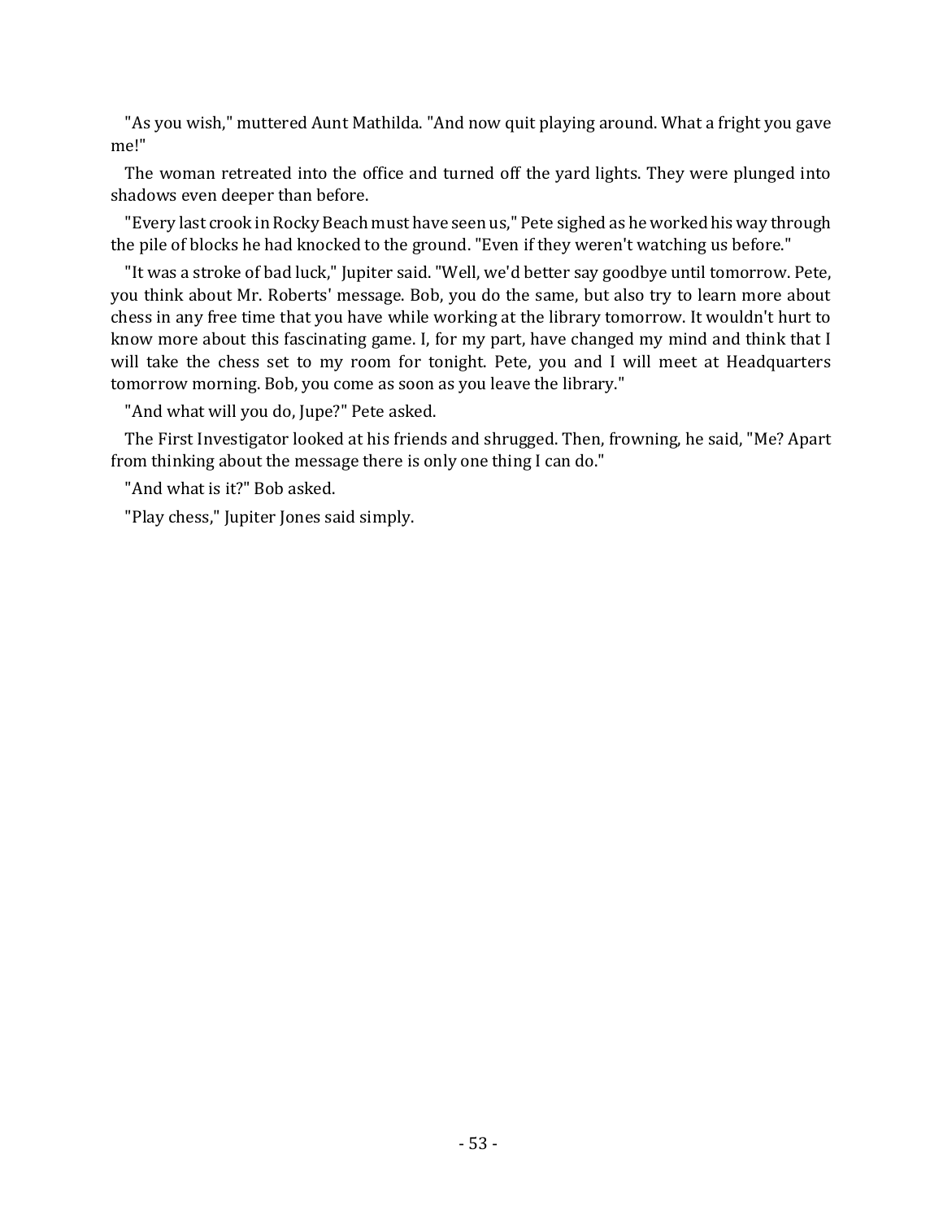"As you wish," muttered Aunt Mathilda. "And now quit playing around. What a fright you gave me!"

The woman retreated into the office and turned off the yard lights. They were plunged into shadows even deeper than before.

"Every last crook in Rocky Beach must have seen us," Pete sighed as he worked his way through the pile of blocks he had knocked to the ground. "Even if they weren't watching us before."

"It was a stroke of bad luck," Jupiter said. "Well, we'd better say goodbye until tomorrow. Pete, you think about Mr. Roberts' message. Bob, you do the same, but also try to learn more about chess in any free time that you have while working at the library tomorrow. It wouldn't hurt to know more about this fascinating game. I, for my part, have changed my mind and think that I will take the chess set to my room for tonight. Pete, you and I will meet at Headquarters tomorrow morning. Bob, you come as soon as you leave the library."

"And what will you do, Jupe?" Pete asked.

The First Investigator looked at his friends and shrugged. Then, frowning, he said, "Me? Apart from thinking about the message there is only one thing I can do."

"And what is it?" Bob asked.

"Play chess," Jupiter Jones said simply.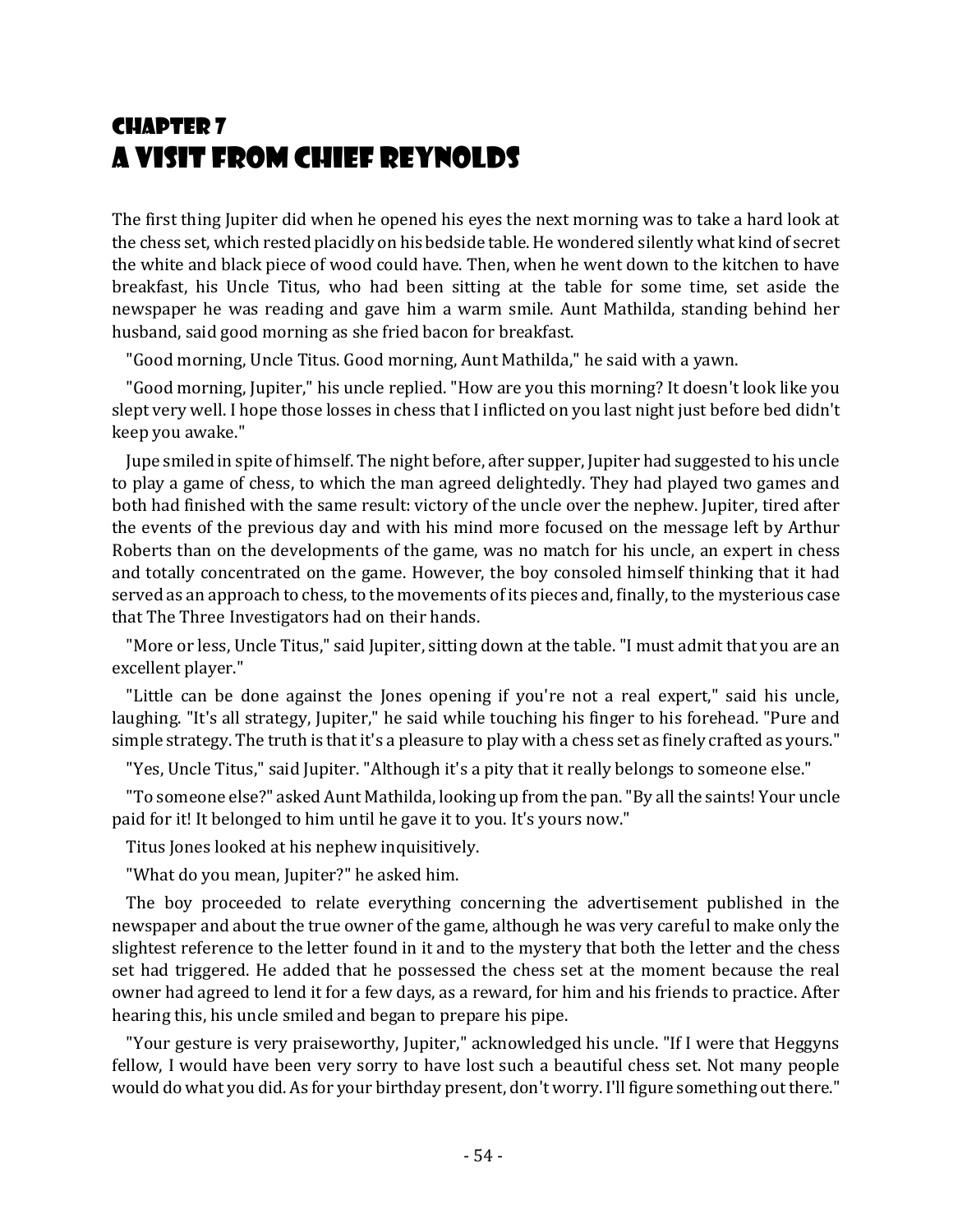# Chapter 7
# A Visit from Chief Reynolds

The first thing Jupiter did when he opened his eyes the next morning was to take a hard look at the chess set, which rested placidly on his bedside table. He wondered silently what kind of secret the white and black piece of wood could have. Then, when he went down to the kitchen to have breakfast, his Uncle Titus, who had been sitting at the table for some time, set aside the newspaper he was reading and gave him a warm smile. Aunt Mathilda, standing behind her husband, said good morning as she fried bacon for breakfast.

"Good morning, Uncle Titus. Good morning, Aunt Mathilda," he said with a yawn.

"Good morning, Jupiter," his uncle replied. "How are you this morning? It doesn't look like you slept very well. I hope those losses in chess that I inflicted on you last night just before bed didn't keep you awake."

Jupe smiled in spite of himself. The night before, after supper, Jupiter had suggested to his uncle to play a game of chess, to which the man agreed delightedly. They had played two games and both had finished with the same result: victory of the uncle over the nephew. Jupiter, tired after the events of the previous day and with his mind more focused on the message left by Arthur Roberts than on the developments of the game, was no match for his uncle, an expert in chess and totally concentrated on the game. However, the boy consoled himself thinking that it had served as an approach to chess, to the movements of its pieces and, finally, to the mysterious case that The Three Investigators had on their hands.

"More or less, Uncle Titus," said Jupiter, sitting down at the table. "I must admit that you are an excellent player."

"Little can be done against the Jones opening if you're not a real expert," said his uncle, laughing. "It's all strategy, Jupiter," he said while touching his finger to his forehead. "Pure and simple strategy. The truth is that it's a pleasure to play with a chess set as finely crafted as yours."

"Yes, Uncle Titus," said Jupiter. "Although it's a pity that it really belongs to someone else."

"To someone else?" asked Aunt Mathilda, looking up from the pan. "By all the saints! Your uncle paid for it! It belonged to him until he gave it to you. It's yours now."

Titus Jones looked at his nephew inquisitively.

"What do you mean, Jupiter?" he asked him.

The boy proceeded to relate everything concerning the advertisement published in the newspaper and about the true owner of the game, although he was very careful to make only the slightest reference to the letter found in it and to the mystery that both the letter and the chess set had triggered. He added that he possessed the chess set at the moment because the real owner had agreed to lend it for a few days, as a reward, for him and his friends to practice. After hearing this, his uncle smiled and began to prepare his pipe.

"Your gesture is very praiseworthy, Jupiter," acknowledged his uncle. "If I were that Heggyns fellow, I would have been very sorry to have lost such a beautiful chess set. Not many people would do what you did. As for your birthday present, don't worry. I'll figure something out there."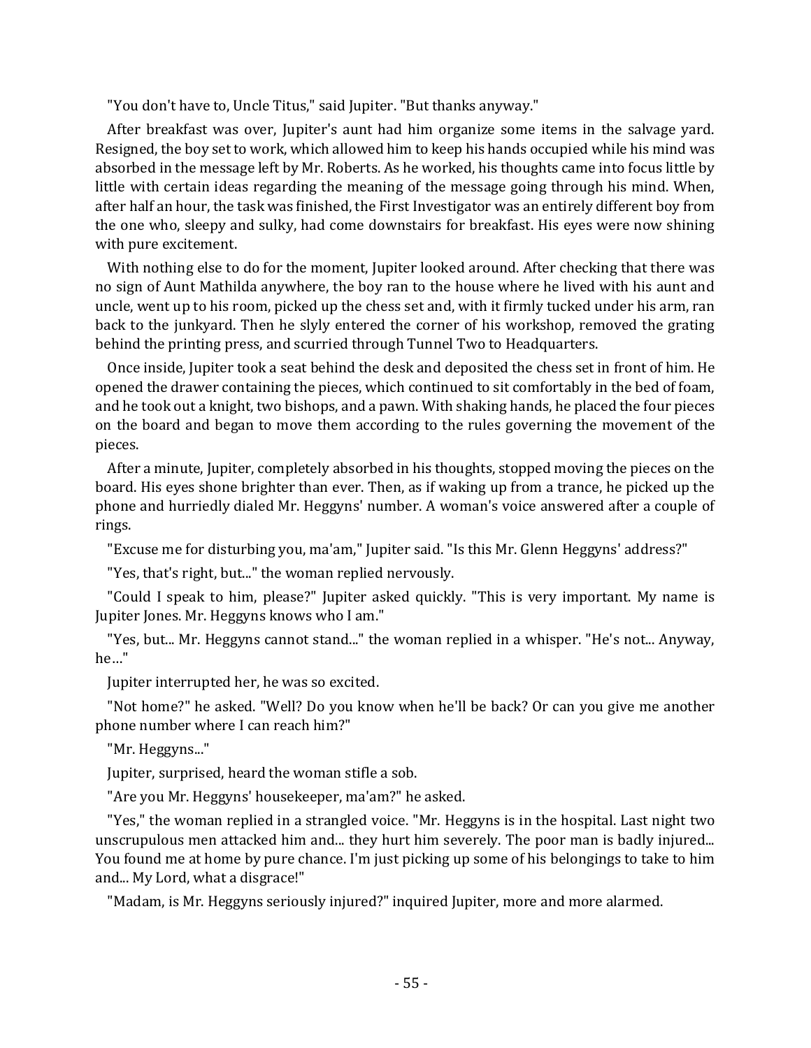"You don't have to, Uncle Titus," said Jupiter. "But thanks anyway."

After breakfast was over, Jupiter's aunt had him organize some items in the salvage yard. Resigned, the boy set to work, which allowed him to keep his hands occupied while his mind was absorbed in the message left by Mr. Roberts. As he worked, his thoughts came into focus little by little with certain ideas regarding the meaning of the message going through his mind. When, after half an hour, the task was finished, the First Investigator was an entirely different boy from the one who, sleepy and sulky, had come downstairs for breakfast. His eyes were now shining with pure excitement.

With nothing else to do for the moment, Jupiter looked around. After checking that there was no sign of Aunt Mathilda anywhere, the boy ran to the house where he lived with his aunt and uncle, went up to his room, picked up the chess set and, with it firmly tucked under his arm, ran back to the junkyard. Then he slyly entered the corner of his workshop, removed the grating behind the printing press, and scurried through Tunnel Two to Headquarters.

Once inside, Jupiter took a seat behind the desk and deposited the chess set in front of him. He opened the drawer containing the pieces, which continued to sit comfortably in the bed of foam, and he took out a knight, two bishops, and a pawn. With shaking hands, he placed the four pieces on the board and began to move them according to the rules governing the movement of the pieces.

After a minute, Jupiter, completely absorbed in his thoughts, stopped moving the pieces on the board. His eyes shone brighter than ever. Then, as if waking up from a trance, he picked up the phone and hurriedly dialed Mr. Heggyns' number. A woman's voice answered after a couple of rings.

"Excuse me for disturbing you, ma'am," Jupiter said. "Is this Mr. Glenn Heggyns' address?"

"Yes, that's right, but..." the woman replied nervously.

"Could I speak to him, please?" Jupiter asked quickly. "This is very important. My name is Jupiter Jones. Mr. Heggyns knows who I am."

"Yes, but... Mr. Heggyns cannot stand..." the woman replied in a whisper. "He's not... Anyway, he…"

Jupiter interrupted her, he was so excited.

"Not home?" he asked. "Well? Do you know when he'll be back? Or can you give me another phone number where I can reach him?"

"Mr. Heggyns..."

Jupiter, surprised, heard the woman stifle a sob.

"Are you Mr. Heggyns' housekeeper, ma'am?" he asked.

"Yes," the woman replied in a strangled voice. "Mr. Heggyns is in the hospital. Last night two unscrupulous men attacked him and... they hurt him severely. The poor man is badly injured... You found me at home by pure chance. I'm just picking up some of his belongings to take to him and... My Lord, what a disgrace!"

"Madam, is Mr. Heggyns seriously injured?" inquired Jupiter, more and more alarmed.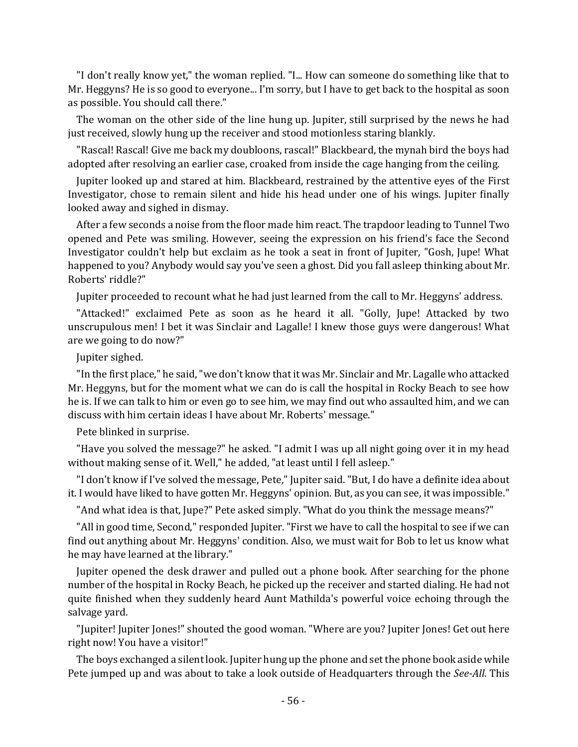"I don't really know yet," the woman replied. "I... How can someone do something like that to Mr. Heggyns? He is so good to everyone... I'm sorry, but I have to get back to the hospital as soon as possible. You should call there."

The woman on the other side of the line hung up. Jupiter, still surprised by the news he had just received, slowly hung up the receiver and stood motionless staring blankly.

"Rascal! Rascal! Give me back my doubloons, rascal!" Blackbeard, the mynah bird the boys had adopted after resolving an earlier case, croaked from inside the cage hanging from the ceiling.

Jupiter looked up and stared at him. Blackbeard, restrained by the attentive eyes of the First Investigator, chose to remain silent and hide his head under one of his wings. Jupiter finally looked away and sighed in dismay.

After a few seconds a noise from the floor made him react. The trapdoor leading to Tunnel Two opened and Pete was smiling. However, seeing the expression on his friend's face the Second Investigator couldn't help but exclaim as he took a seat in front of Jupiter, "Gosh, Jupe! What happened to you? Anybody would say you've seen a ghost. Did you fall asleep thinking about Mr. Roberts' riddle?"

Jupiter proceeded to recount what he had just learned from the call to Mr. Heggyns' address.

"Attacked!" exclaimed Pete as soon as he heard it all. "Golly, Jupe! Attacked by two unscrupulous men! I bet it was Sinclair and Lagalle! I knew those guys were dangerous! What are we going to do now?"

Jupiter sighed.

"In the first place," he said, "we don't know that it was Mr. Sinclair and Mr. Lagalle who attacked Mr. Heggyns, but for the moment what we can do is call the hospital in Rocky Beach to see how he is. If we can talk to him or even go to see him, we may find out who assaulted him, and we can discuss with him certain ideas I have about Mr. Roberts' message."

Pete blinked in surprise.

"Have you solved the message?" he asked. "I admit I was up all night going over it in my head without making sense of it. Well," he added, "at least until I fell asleep."

"I don't know if I've solved the message, Pete," Jupiter said. "But, I do have a definite idea about it. I would have liked to have gotten Mr. Heggyns' opinion. But, as you can see, it was impossible."

"And what idea is that, Jupe?" Pete asked simply. "What do you think the message means?"

"All in good time, Second," responded Jupiter. "First we have to call the hospital to see if we can find out anything about Mr. Heggyns' condition. Also, we must wait for Bob to let us know what he may have learned at the library."

Jupiter opened the desk drawer and pulled out a phone book. After searching for the phone number of the hospital in Rocky Beach, he picked up the receiver and started dialing. He had not quite finished when they suddenly heard Aunt Mathilda's powerful voice echoing through the salvage yard.

"Jupiter! Jupiter Jones!" shouted the good woman. "Where are you? Jupiter Jones! Get out here right now! You have a visitor!"

The boys exchanged a silent look. Jupiter hung up the phone and set the phone book aside while Pete jumped up and was about to take a look outside of Headquarters through the *See-All*. This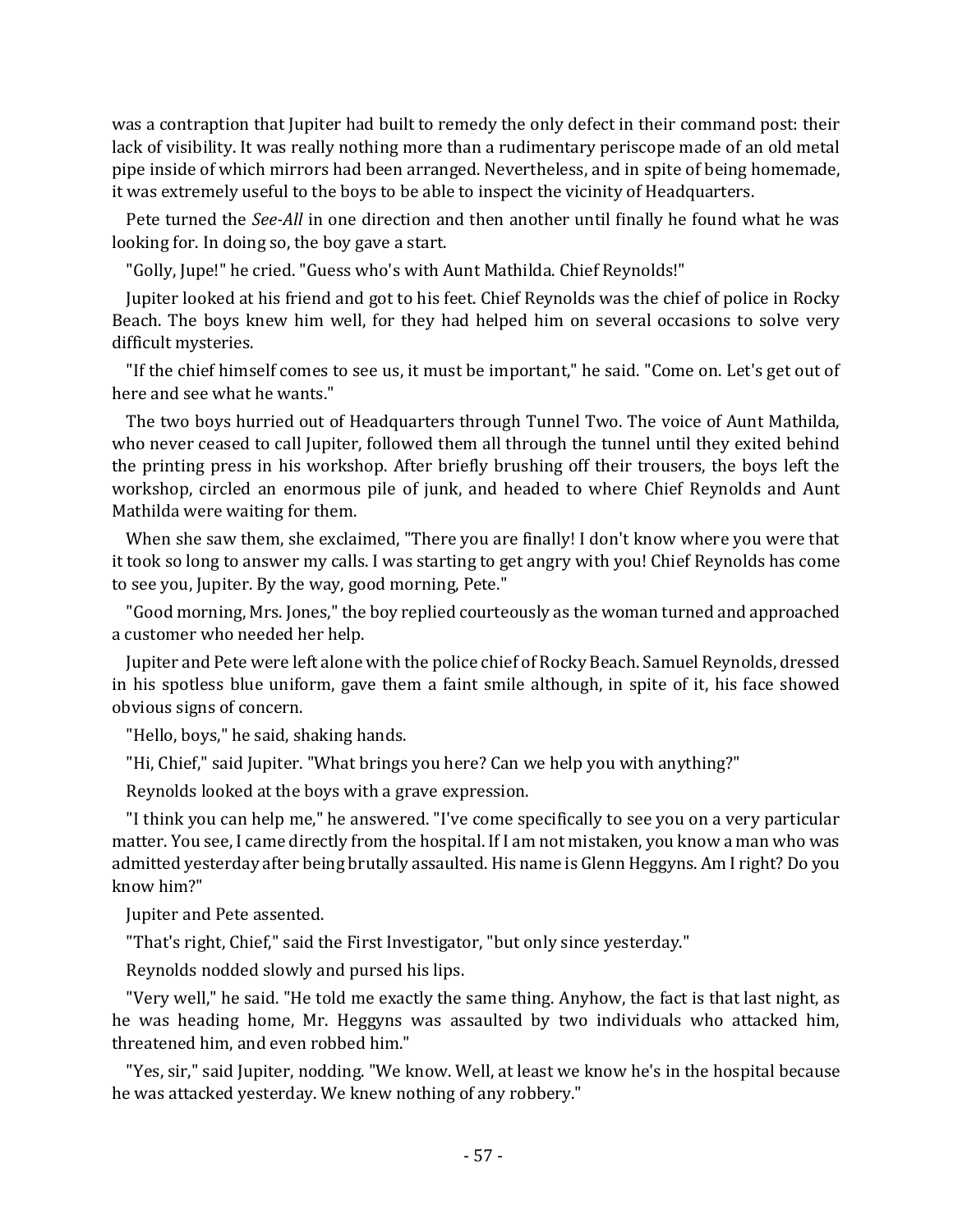was a contraption that Jupiter had built to remedy the only defect in their command post: their lack of visibility. It was really nothing more than a rudimentary periscope made of an old metal pipe inside of which mirrors had been arranged. Nevertheless, and in spite of being homemade, it was extremely useful to the boys to be able to inspect the vicinity of Headquarters.

Pete turned the *See-All* in one direction and then another until finally he found what he was looking for. In doing so, the boy gave a start.

"Golly, Jupe!" he cried. "Guess who's with Aunt Mathilda. Chief Reynolds!"

Jupiter looked at his friend and got to his feet. Chief Reynolds was the chief of police in Rocky Beach. The boys knew him well, for they had helped him on several occasions to solve very difficult mysteries.

"If the chief himself comes to see us, it must be important," he said. "Come on. Let's get out of here and see what he wants."

The two boys hurried out of Headquarters through Tunnel Two. The voice of Aunt Mathilda, who never ceased to call Jupiter, followed them all through the tunnel until they exited behind the printing press in his workshop. After briefly brushing off their trousers, the boys left the workshop, circled an enormous pile of junk, and headed to where Chief Reynolds and Aunt Mathilda were waiting for them.

When she saw them, she exclaimed, "There you are finally! I don't know where you were that it took so long to answer my calls. I was starting to get angry with you! Chief Reynolds has come to see you, Jupiter. By the way, good morning, Pete."

"Good morning, Mrs. Jones," the boy replied courteously as the woman turned and approached a customer who needed her help.

Jupiter and Pete were left alone with the police chief of Rocky Beach. Samuel Reynolds, dressed in his spotless blue uniform, gave them a faint smile although, in spite of it, his face showed obvious signs of concern.

"Hello, boys," he said, shaking hands.

"Hi, Chief," said Jupiter. "What brings you here? Can we help you with anything?"

Reynolds looked at the boys with a grave expression.

"I think you can help me," he answered. "I've come specifically to see you on a very particular matter. You see, I came directly from the hospital. If I am not mistaken, you know a man who was admitted yesterday after being brutally assaulted. His name is Glenn Heggyns. Am I right? Do you know him?"

Jupiter and Pete assented.

"That's right, Chief," said the First Investigator, "but only since yesterday."

Reynolds nodded slowly and pursed his lips.

"Very well," he said. "He told me exactly the same thing. Anyhow, the fact is that last night, as he was heading home, Mr. Heggyns was assaulted by two individuals who attacked him, threatened him, and even robbed him."

"Yes, sir," said Jupiter, nodding. "We know. Well, at least we know he's in the hospital because he was attacked yesterday. We knew nothing of any robbery."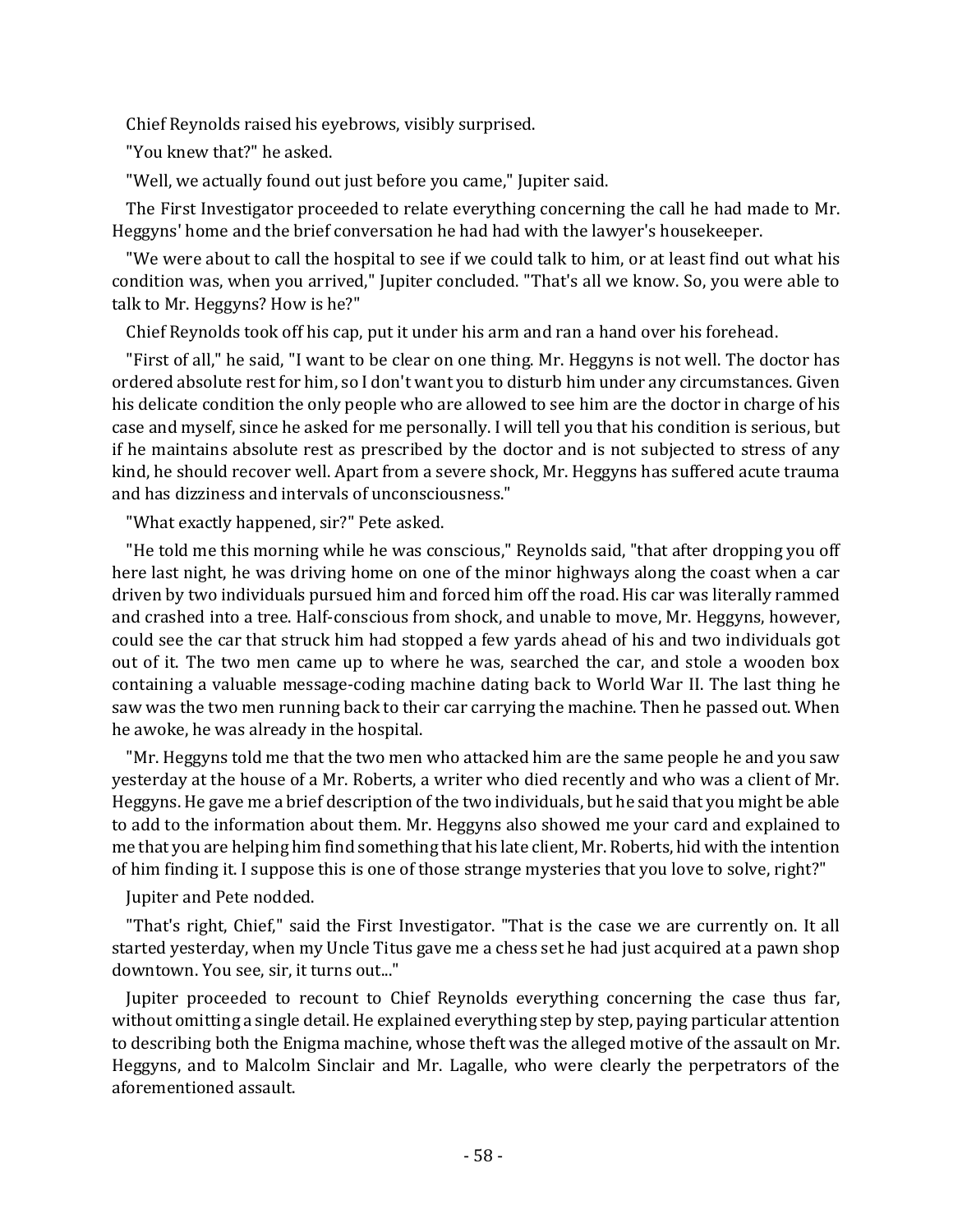Chief Reynolds raised his eyebrows, visibly surprised.

"You knew that?" he asked.

"Well, we actually found out just before you came," Jupiter said.

The First Investigator proceeded to relate everything concerning the call he had made to Mr. Heggyns' home and the brief conversation he had had with the lawyer's housekeeper.

"We were about to call the hospital to see if we could talk to him, or at least find out what his condition was, when you arrived," Jupiter concluded. "That's all we know. So, you were able to talk to Mr. Heggyns? How is he?"

Chief Reynolds took off his cap, put it under his arm and ran a hand over his forehead.

"First of all," he said, "I want to be clear on one thing. Mr. Heggyns is not well. The doctor has ordered absolute rest for him, so I don't want you to disturb him under any circumstances. Given his delicate condition the only people who are allowed to see him are the doctor in charge of his case and myself, since he asked for me personally. I will tell you that his condition is serious, but if he maintains absolute rest as prescribed by the doctor and is not subjected to stress of any kind, he should recover well. Apart from a severe shock, Mr. Heggyns has suffered acute trauma and has dizziness and intervals of unconsciousness."

"What exactly happened, sir?" Pete asked.

"He told me this morning while he was conscious," Reynolds said, "that after dropping you off here last night, he was driving home on one of the minor highways along the coast when a car driven by two individuals pursued him and forced him off the road. His car was literally rammed and crashed into a tree. Half-conscious from shock, and unable to move, Mr. Heggyns, however, could see the car that struck him had stopped a few yards ahead of his and two individuals got out of it. The two men came up to where he was, searched the car, and stole a wooden box containing a valuable message-coding machine dating back to World War II. The last thing he saw was the two men running back to their car carrying the machine. Then he passed out. When he awoke, he was already in the hospital.

"Mr. Heggyns told me that the two men who attacked him are the same people he and you saw yesterday at the house of a Mr. Roberts, a writer who died recently and who was a client of Mr. Heggyns. He gave me a brief description of the two individuals, but he said that you might be able to add to the information about them. Mr. Heggyns also showed me your card and explained to me that you are helping him find something that his late client, Mr. Roberts, hid with the intention of him finding it. I suppose this is one of those strange mysteries that you love to solve, right?"

Jupiter and Pete nodded.

"That's right, Chief," said the First Investigator. "That is the case we are currently on. It all started yesterday, when my Uncle Titus gave me a chess set he had just acquired at a pawn shop downtown. You see, sir, it turns out..."

Jupiter proceeded to recount to Chief Reynolds everything concerning the case thus far, without omitting a single detail. He explained everything step by step, paying particular attention to describing both the Enigma machine, whose theft was the alleged motive of the assault on Mr. Heggyns, and to Malcolm Sinclair and Mr. Lagalle, who were clearly the perpetrators of the aforementioned assault.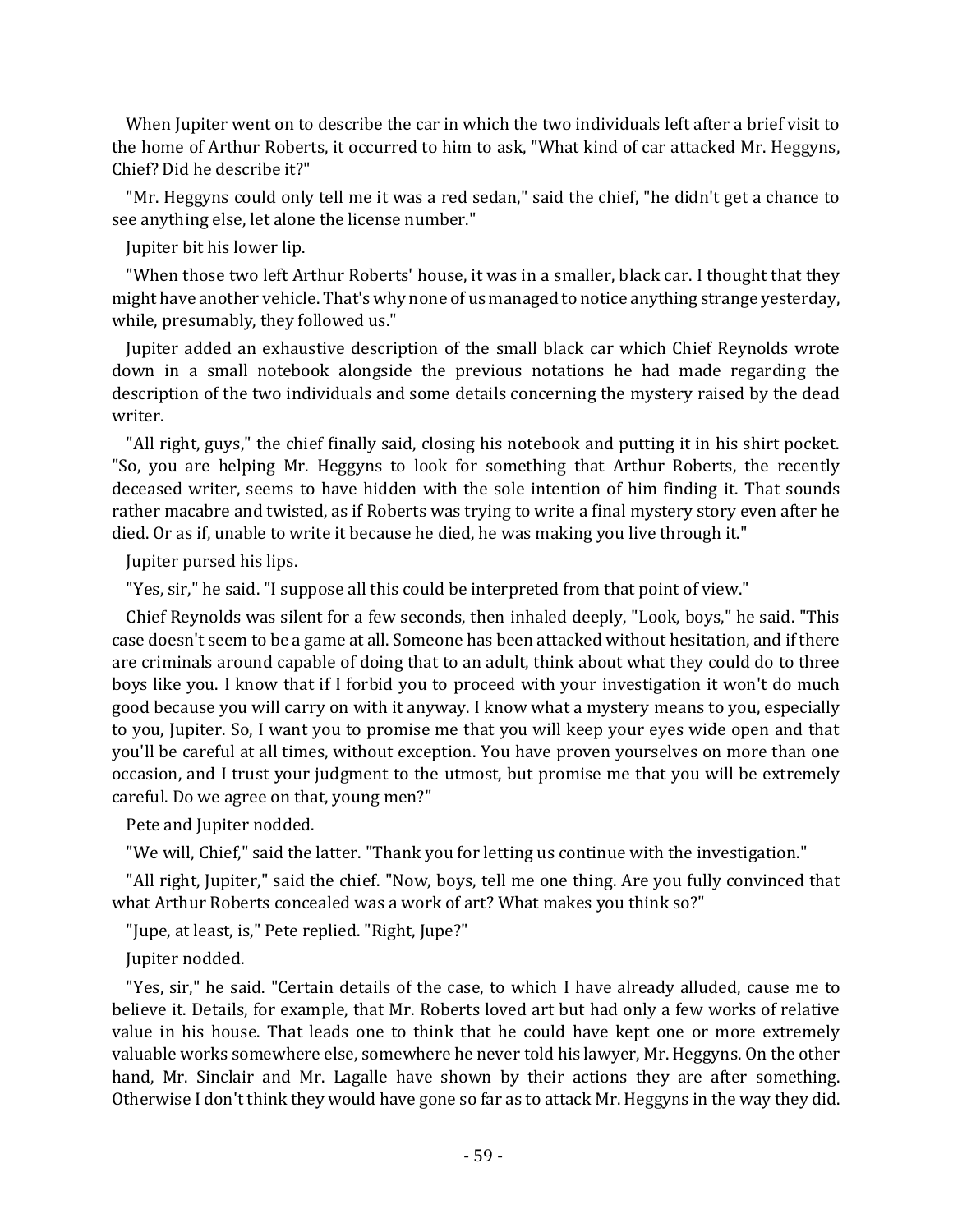When Jupiter went on to describe the car in which the two individuals left after a brief visit to the home of Arthur Roberts, it occurred to him to ask, "What kind of car attacked Mr. Heggyns, Chief? Did he describe it?"

"Mr. Heggyns could only tell me it was a red sedan," said the chief, "he didn't get a chance to see anything else, let alone the license number."

Jupiter bit his lower lip.

"When those two left Arthur Roberts' house, it was in a smaller, black car. I thought that they might have another vehicle. That's why none of us managed to notice anything strange yesterday, while, presumably, they followed us."

Jupiter added an exhaustive description of the small black car which Chief Reynolds wrote down in a small notebook alongside the previous notations he had made regarding the description of the two individuals and some details concerning the mystery raised by the dead writer.

"All right, guys," the chief finally said, closing his notebook and putting it in his shirt pocket. "So, you are helping Mr. Heggyns to look for something that Arthur Roberts, the recently deceased writer, seems to have hidden with the sole intention of him finding it. That sounds rather macabre and twisted, as if Roberts was trying to write a final mystery story even after he died. Or as if, unable to write it because he died, he was making you live through it."

Jupiter pursed his lips.

"Yes, sir," he said. "I suppose all this could be interpreted from that point of view."

Chief Reynolds was silent for a few seconds, then inhaled deeply, "Look, boys," he said. "This case doesn't seem to be a game at all. Someone has been attacked without hesitation, and if there are criminals around capable of doing that to an adult, think about what they could do to three boys like you. I know that if I forbid you to proceed with your investigation it won't do much good because you will carry on with it anyway. I know what a mystery means to you, especially to you, Jupiter. So, I want you to promise me that you will keep your eyes wide open and that you'll be careful at all times, without exception. You have proven yourselves on more than one occasion, and I trust your judgment to the utmost, but promise me that you will be extremely careful. Do we agree on that, young men?"

Pete and Jupiter nodded.

"We will, Chief," said the latter. "Thank you for letting us continue with the investigation."

"All right, Jupiter," said the chief. "Now, boys, tell me one thing. Are you fully convinced that what Arthur Roberts concealed was a work of art? What makes you think so?"

"Jupe, at least, is," Pete replied. "Right, Jupe?"

Jupiter nodded.

"Yes, sir," he said. "Certain details of the case, to which I have already alluded, cause me to believe it. Details, for example, that Mr. Roberts loved art but had only a few works of relative value in his house. That leads one to think that he could have kept one or more extremely valuable works somewhere else, somewhere he never told his lawyer, Mr. Heggyns. On the other hand, Mr. Sinclair and Mr. Lagalle have shown by their actions they are after something. Otherwise I don't think they would have gone so far as to attack Mr. Heggyns in the way they did.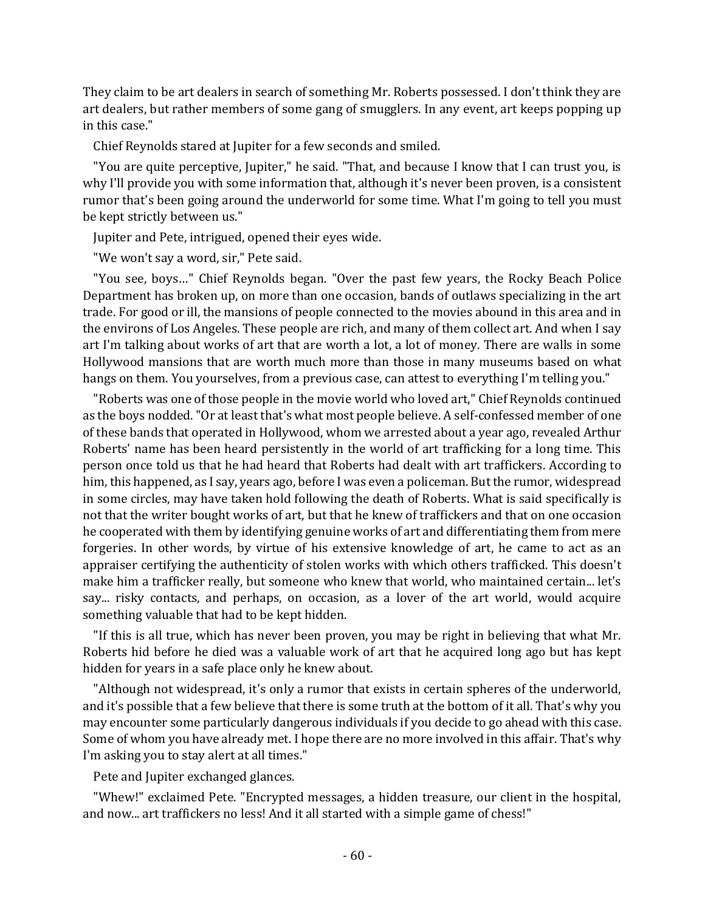They claim to be art dealers in search of something Mr. Roberts possessed. I don't think they are art dealers, but rather members of some gang of smugglers. In any event, art keeps popping up in this case."

Chief Reynolds stared at Jupiter for a few seconds and smiled.

"You are quite perceptive, Jupiter," he said. "That, and because I know that I can trust you, is why I'll provide you with some information that, although it's never been proven, is a consistent rumor that's been going around the underworld for some time. What I'm going to tell you must be kept strictly between us."

Jupiter and Pete, intrigued, opened their eyes wide.

"We won't say a word, sir," Pete said.

"You see, boys…" Chief Reynolds began. "Over the past few years, the Rocky Beach Police Department has broken up, on more than one occasion, bands of outlaws specializing in the art trade. For good or ill, the mansions of people connected to the movies abound in this area and in the environs of Los Angeles. These people are rich, and many of them collect art. And when I say art I'm talking about works of art that are worth a lot, a lot of money. There are walls in some Hollywood mansions that are worth much more than those in many museums based on what hangs on them. You yourselves, from a previous case, can attest to everything I'm telling you."

"Roberts was one of those people in the movie world who loved art," Chief Reynolds continued as the boys nodded. "Or at least that's what most people believe. A self-confessed member of one of these bands that operated in Hollywood, whom we arrested about a year ago, revealed Arthur Roberts' name has been heard persistently in the world of art trafficking for a long time. This person once told us that he had heard that Roberts had dealt with art traffickers. According to him, this happened, as I say, years ago, before I was even a policeman. But the rumor, widespread in some circles, may have taken hold following the death of Roberts. What is said specifically is not that the writer bought works of art, but that he knew of traffickers and that on one occasion he cooperated with them by identifying genuine works of art and differentiating them from mere forgeries. In other words, by virtue of his extensive knowledge of art, he came to act as an appraiser certifying the authenticity of stolen works with which others trafficked. This doesn't make him a trafficker really, but someone who knew that world, who maintained certain... let's say... risky contacts, and perhaps, on occasion, as a lover of the art world, would acquire something valuable that had to be kept hidden.

"If this is all true, which has never been proven, you may be right in believing that what Mr. Roberts hid before he died was a valuable work of art that he acquired long ago but has kept hidden for years in a safe place only he knew about.

"Although not widespread, it's only a rumor that exists in certain spheres of the underworld, and it's possible that a few believe that there is some truth at the bottom of it all. That's why you may encounter some particularly dangerous individuals if you decide to go ahead with this case. Some of whom you have already met. I hope there are no more involved in this affair. That's why I'm asking you to stay alert at all times."

Pete and Jupiter exchanged glances.

"Whew!" exclaimed Pete. "Encrypted messages, a hidden treasure, our client in the hospital, and now... art traffickers no less! And it all started with a simple game of chess!"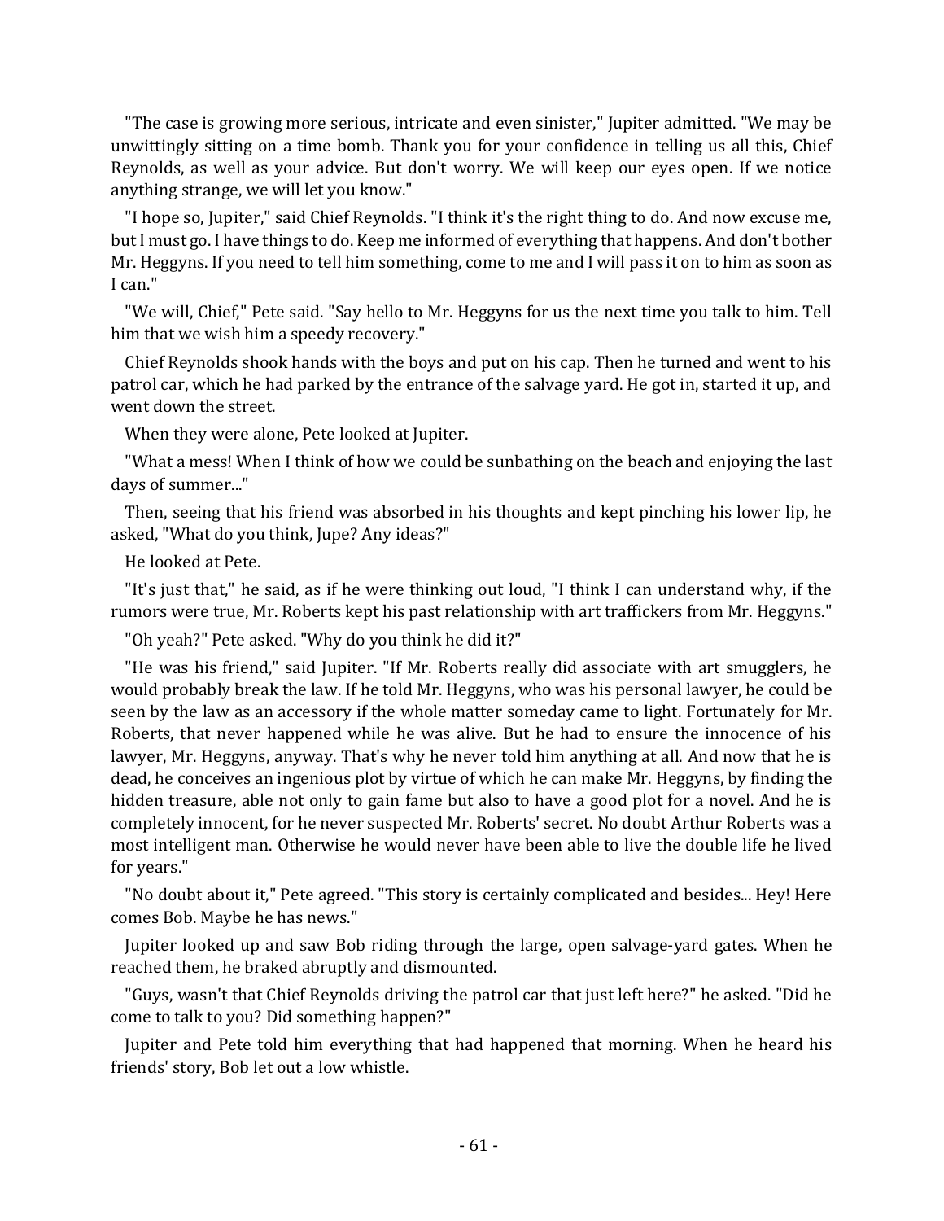"The case is growing more serious, intricate and even sinister," Jupiter admitted. "We may be unwittingly sitting on a time bomb. Thank you for your confidence in telling us all this, Chief Reynolds, as well as your advice. But don't worry. We will keep our eyes open. If we notice anything strange, we will let you know."

"I hope so, Jupiter," said Chief Reynolds. "I think it's the right thing to do. And now excuse me, but I must go. I have things to do. Keep me informed of everything that happens. And don't bother Mr. Heggyns. If you need to tell him something, come to me and I will pass it on to him as soon as I can."

"We will, Chief," Pete said. "Say hello to Mr. Heggyns for us the next time you talk to him. Tell him that we wish him a speedy recovery."

Chief Reynolds shook hands with the boys and put on his cap. Then he turned and went to his patrol car, which he had parked by the entrance of the salvage yard. He got in, started it up, and went down the street.

When they were alone, Pete looked at Jupiter.

"What a mess! When I think of how we could be sunbathing on the beach and enjoying the last days of summer..."

Then, seeing that his friend was absorbed in his thoughts and kept pinching his lower lip, he asked, "What do you think, Jupe? Any ideas?"

He looked at Pete.

"It's just that," he said, as if he were thinking out loud, "I think I can understand why, if the rumors were true, Mr. Roberts kept his past relationship with art traffickers from Mr. Heggyns."

"Oh yeah?" Pete asked. "Why do you think he did it?"

"He was his friend," said Jupiter. "If Mr. Roberts really did associate with art smugglers, he would probably break the law. If he told Mr. Heggyns, who was his personal lawyer, he could be seen by the law as an accessory if the whole matter someday came to light. Fortunately for Mr. Roberts, that never happened while he was alive. But he had to ensure the innocence of his lawyer, Mr. Heggyns, anyway. That's why he never told him anything at all. And now that he is dead, he conceives an ingenious plot by virtue of which he can make Mr. Heggyns, by finding the hidden treasure, able not only to gain fame but also to have a good plot for a novel. And he is completely innocent, for he never suspected Mr. Roberts' secret. No doubt Arthur Roberts was a most intelligent man. Otherwise he would never have been able to live the double life he lived for years."

"No doubt about it," Pete agreed. "This story is certainly complicated and besides... Hey! Here comes Bob. Maybe he has news."

Jupiter looked up and saw Bob riding through the large, open salvage-yard gates. When he reached them, he braked abruptly and dismounted.

"Guys, wasn't that Chief Reynolds driving the patrol car that just left here?" he asked. "Did he come to talk to you? Did something happen?"

Jupiter and Pete told him everything that had happened that morning. When he heard his friends' story, Bob let out a low whistle.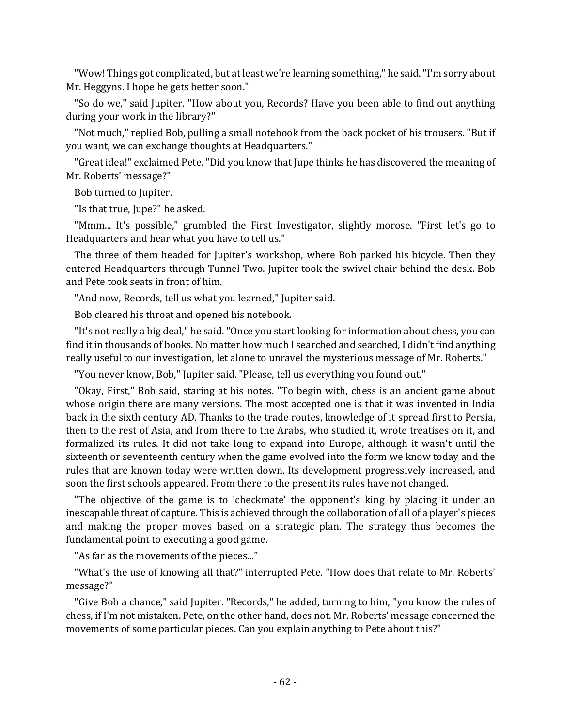"Wow! Things got complicated, but at least we're learning something," he said. "I'm sorry about Mr. Heggyns. I hope he gets better soon."

"So do we," said Jupiter. "How about you, Records? Have you been able to find out anything during your work in the library?"

"Not much," replied Bob, pulling a small notebook from the back pocket of his trousers. "But if you want, we can exchange thoughts at Headquarters."

"Great idea!" exclaimed Pete. "Did you know that Jupe thinks he has discovered the meaning of Mr. Roberts' message?"

Bob turned to Jupiter.

"Is that true, Jupe?" he asked.

"Mmm... It's possible," grumbled the First Investigator, slightly morose. "First let's go to Headquarters and hear what you have to tell us."

The three of them headed for Jupiter's workshop, where Bob parked his bicycle. Then they entered Headquarters through Tunnel Two. Jupiter took the swivel chair behind the desk. Bob and Pete took seats in front of him.

"And now, Records, tell us what you learned," Jupiter said.

Bob cleared his throat and opened his notebook.

"It's not really a big deal," he said. "Once you start looking for information about chess, you can find it in thousands of books. No matter how much I searched and searched, I didn't find anything really useful to our investigation, let alone to unravel the mysterious message of Mr. Roberts."

"You never know, Bob," Jupiter said. "Please, tell us everything you found out."

"Okay, First," Bob said, staring at his notes. "To begin with, chess is an ancient game about whose origin there are many versions. The most accepted one is that it was invented in India back in the sixth century AD. Thanks to the trade routes, knowledge of it spread first to Persia, then to the rest of Asia, and from there to the Arabs, who studied it, wrote treatises on it, and formalized its rules. It did not take long to expand into Europe, although it wasn't until the sixteenth or seventeenth century when the game evolved into the form we know today and the rules that are known today were written down. Its development progressively increased, and soon the first schools appeared. From there to the present its rules have not changed.

"The objective of the game is to 'checkmate' the opponent's king by placing it under an inescapable threat of capture. This is achieved through the collaboration of all of a player's pieces and making the proper moves based on a strategic plan. The strategy thus becomes the fundamental point to executing a good game.

"As far as the movements of the pieces..."

"What's the use of knowing all that?" interrupted Pete. "How does that relate to Mr. Roberts' message?"

"Give Bob a chance," said Jupiter. "Records," he added, turning to him, "you know the rules of chess, if I'm not mistaken. Pete, on the other hand, does not. Mr. Roberts' message concerned the movements of some particular pieces. Can you explain anything to Pete about this?"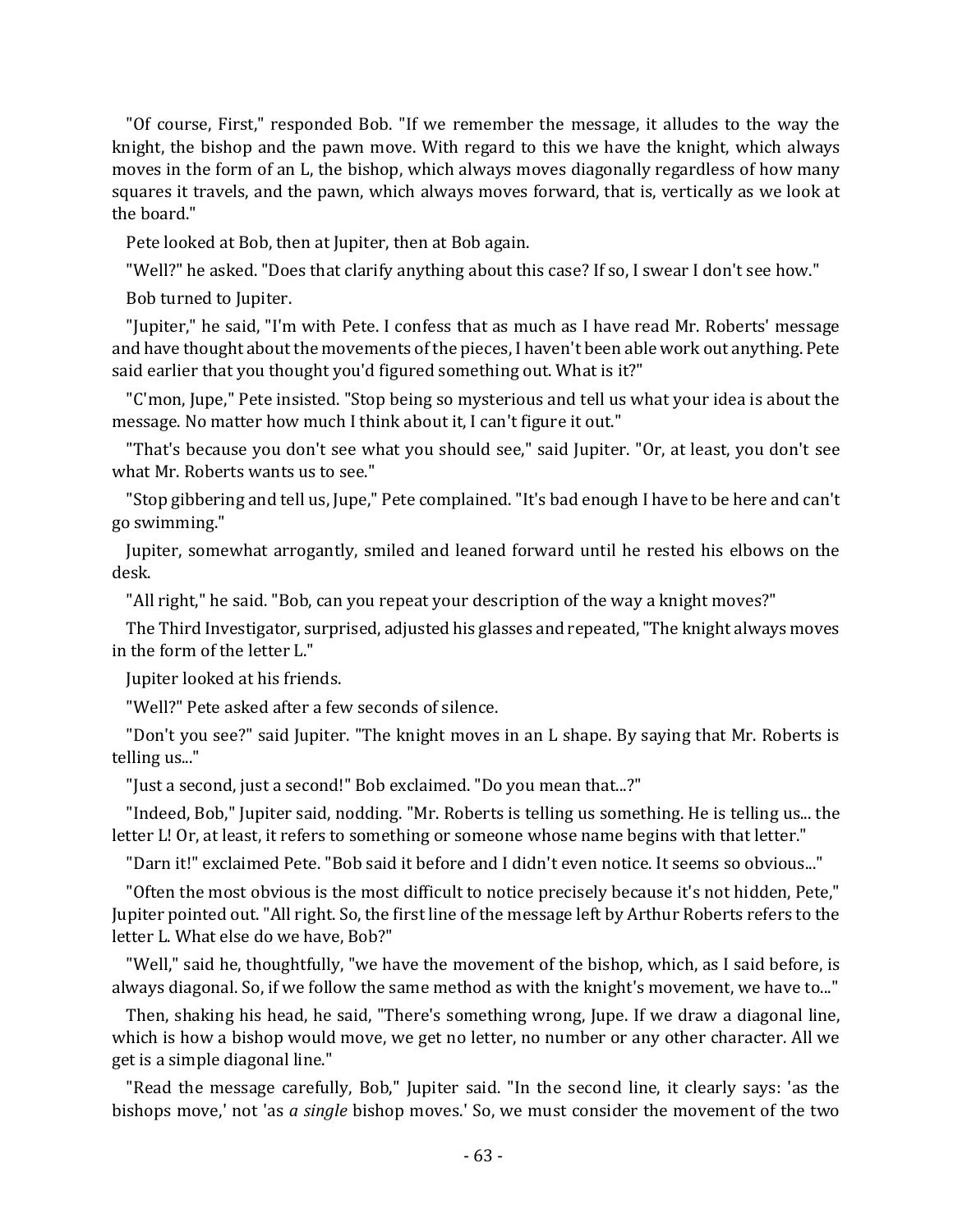"Of course, First," responded Bob. "If we remember the message, it alludes to the way the knight, the bishop and the pawn move. With regard to this we have the knight, which always moves in the form of an L, the bishop, which always moves diagonally regardless of how many squares it travels, and the pawn, which always moves forward, that is, vertically as we look at the board."

Pete looked at Bob, then at Jupiter, then at Bob again.

"Well?" he asked. "Does that clarify anything about this case? If so, I swear I don't see how."

Bob turned to Jupiter.

"Jupiter," he said, "I'm with Pete. I confess that as much as I have read Mr. Roberts' message and have thought about the movements of the pieces, I haven't been able work out anything. Pete said earlier that you thought you'd figured something out. What is it?"

"C'mon, Jupe," Pete insisted. "Stop being so mysterious and tell us what your idea is about the message. No matter how much I think about it, I can't figure it out."

"That's because you don't see what you should see," said Jupiter. "Or, at least, you don't see what Mr. Roberts wants us to see."

"Stop gibbering and tell us, Jupe," Pete complained. "It's bad enough I have to be here and can't go swimming."

Jupiter, somewhat arrogantly, smiled and leaned forward until he rested his elbows on the desk.

"All right," he said. "Bob, can you repeat your description of the way a knight moves?"

The Third Investigator, surprised, adjusted his glasses and repeated, "The knight always moves in the form of the letter L."

Jupiter looked at his friends.

"Well?" Pete asked after a few seconds of silence.

"Don't you see?" said Jupiter. "The knight moves in an L shape. By saying that Mr. Roberts is telling us..."

"Just a second, just a second!" Bob exclaimed. "Do you mean that...?"

"Indeed, Bob," Jupiter said, nodding. "Mr. Roberts is telling us something. He is telling us... the letter L! Or, at least, it refers to something or someone whose name begins with that letter."

"Darn it!" exclaimed Pete. "Bob said it before and I didn't even notice. It seems so obvious..."

"Often the most obvious is the most difficult to notice precisely because it's not hidden, Pete," Jupiter pointed out. "All right. So, the first line of the message left by Arthur Roberts refers to the letter L. What else do we have, Bob?"

"Well," said he, thoughtfully, "we have the movement of the bishop, which, as I said before, is always diagonal. So, if we follow the same method as with the knight's movement, we have to..."

Then, shaking his head, he said, "There's something wrong, Jupe. If we draw a diagonal line, which is how a bishop would move, we get no letter, no number or any other character. All we get is a simple diagonal line."

"Read the message carefully, Bob," Jupiter said. "In the second line, it clearly says: 'as the bishops move,' not 'as *a single* bishop moves.' So, we must consider the movement of the two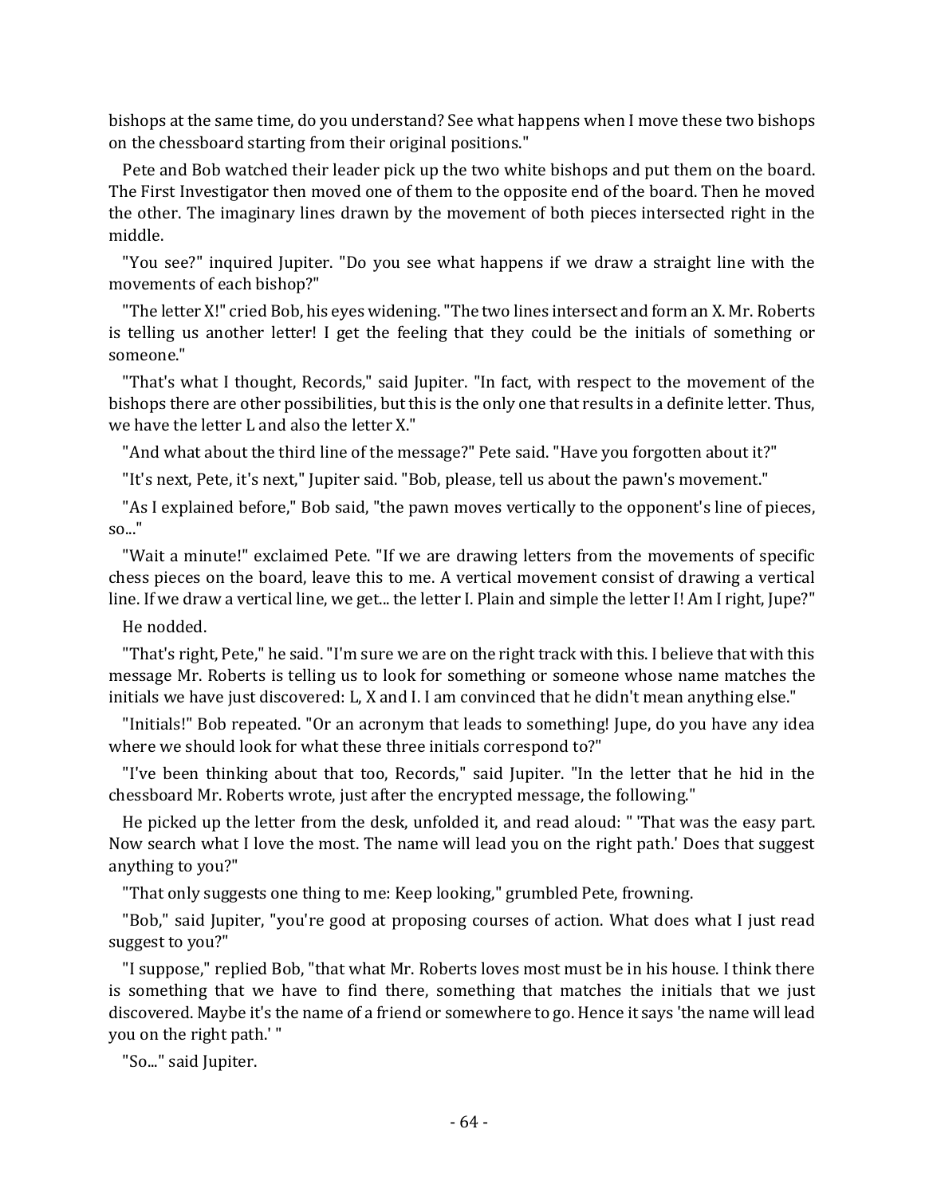bishops at the same time, do you understand? See what happens when I move these two bishops on the chessboard starting from their original positions."

Pete and Bob watched their leader pick up the two white bishops and put them on the board. The First Investigator then moved one of them to the opposite end of the board. Then he moved the other. The imaginary lines drawn by the movement of both pieces intersected right in the middle.

"You see?" inquired Jupiter. "Do you see what happens if we draw a straight line with the movements of each bishop?"

"The letter X!" cried Bob, his eyes widening. "The two lines intersect and form an X. Mr. Roberts is telling us another letter! I get the feeling that they could be the initials of something or someone."

"That's what I thought, Records," said Jupiter. "In fact, with respect to the movement of the bishops there are other possibilities, but this is the only one that results in a definite letter. Thus, we have the letter L and also the letter X."

"And what about the third line of the message?" Pete said. "Have you forgotten about it?"

"It's next, Pete, it's next," Jupiter said. "Bob, please, tell us about the pawn's movement."

"As I explained before," Bob said, "the pawn moves vertically to the opponent's line of pieces, so..."

"Wait a minute!" exclaimed Pete. "If we are drawing letters from the movements of specific chess pieces on the board, leave this to me. A vertical movement consist of drawing a vertical line. If we draw a vertical line, we get... the letter I. Plain and simple the letter I! Am I right, Jupe?"

He nodded.

"That's right, Pete," he said. "I'm sure we are on the right track with this. I believe that with this message Mr. Roberts is telling us to look for something or someone whose name matches the initials we have just discovered: L, X and I. I am convinced that he didn't mean anything else."

"Initials!" Bob repeated. "Or an acronym that leads to something! Jupe, do you have any idea where we should look for what these three initials correspond to?"

"I've been thinking about that too, Records," said Jupiter. "In the letter that he hid in the chessboard Mr. Roberts wrote, just after the encrypted message, the following."

He picked up the letter from the desk, unfolded it, and read aloud: " 'That was the easy part. Now search what I love the most. The name will lead you on the right path.' Does that suggest anything to you?"

"That only suggests one thing to me: Keep looking," grumbled Pete, frowning.

"Bob," said Jupiter, "you're good at proposing courses of action. What does what I just read suggest to you?"

"I suppose," replied Bob, "that what Mr. Roberts loves most must be in his house. I think there is something that we have to find there, something that matches the initials that we just discovered. Maybe it's the name of a friend or somewhere to go. Hence it says 'the name will lead you on the right path.' "

"So..." said Jupiter.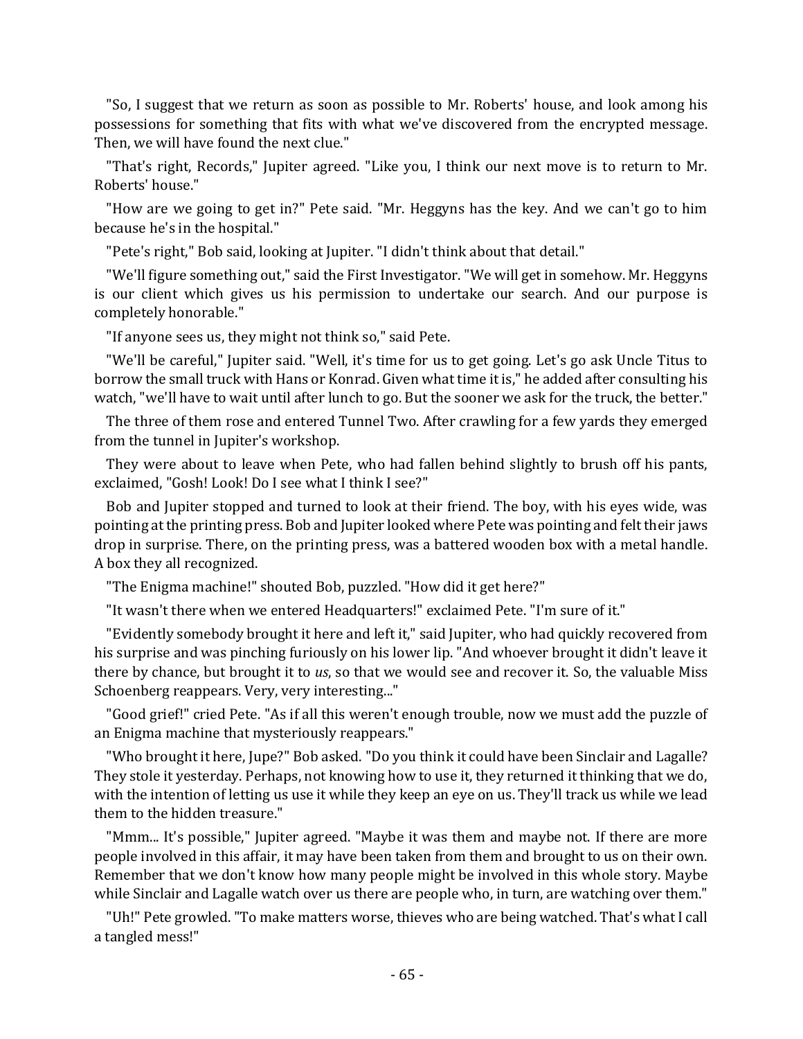"So, I suggest that we return as soon as possible to Mr. Roberts' house, and look among his possessions for something that fits with what we've discovered from the encrypted message. Then, we will have found the next clue."

"That's right, Records," Jupiter agreed. "Like you, I think our next move is to return to Mr. Roberts' house."

"How are we going to get in?" Pete said. "Mr. Heggyns has the key. And we can't go to him because he's in the hospital."

"Pete's right," Bob said, looking at Jupiter. "I didn't think about that detail."

"We'll figure something out," said the First Investigator. "We will get in somehow. Mr. Heggyns is our client which gives us his permission to undertake our search. And our purpose is completely honorable."

"If anyone sees us, they might not think so," said Pete.

"We'll be careful," Jupiter said. "Well, it's time for us to get going. Let's go ask Uncle Titus to borrow the small truck with Hans or Konrad. Given what time it is," he added after consulting his watch, "we'll have to wait until after lunch to go. But the sooner we ask for the truck, the better."

The three of them rose and entered Tunnel Two. After crawling for a few yards they emerged from the tunnel in Jupiter's workshop.

They were about to leave when Pete, who had fallen behind slightly to brush off his pants, exclaimed, "Gosh! Look! Do I see what I think I see?"

Bob and Jupiter stopped and turned to look at their friend. The boy, with his eyes wide, was pointing at the printing press. Bob and Jupiter looked where Pete was pointing and felt their jaws drop in surprise. There, on the printing press, was a battered wooden box with a metal handle. A box they all recognized.

"The Enigma machine!" shouted Bob, puzzled. "How did it get here?"

"It wasn't there when we entered Headquarters!" exclaimed Pete. "I'm sure of it."

"Evidently somebody brought it here and left it," said Jupiter, who had quickly recovered from his surprise and was pinching furiously on his lower lip. "And whoever brought it didn't leave it there by chance, but brought it to *us*, so that we would see and recover it. So, the valuable Miss Schoenberg reappears. Very, very interesting..."

"Good grief!" cried Pete. "As if all this weren't enough trouble, now we must add the puzzle of an Enigma machine that mysteriously reappears."

"Who brought it here, Jupe?" Bob asked. "Do you think it could have been Sinclair and Lagalle? They stole it yesterday. Perhaps, not knowing how to use it, they returned it thinking that we do, with the intention of letting us use it while they keep an eye on us. They'll track us while we lead them to the hidden treasure."

"Mmm... It's possible," Jupiter agreed. "Maybe it was them and maybe not. If there are more people involved in this affair, it may have been taken from them and brought to us on their own. Remember that we don't know how many people might be involved in this whole story. Maybe while Sinclair and Lagalle watch over us there are people who, in turn, are watching over them."

"Uh!" Pete growled. "To make matters worse, thieves who are being watched. That's what I call a tangled mess!"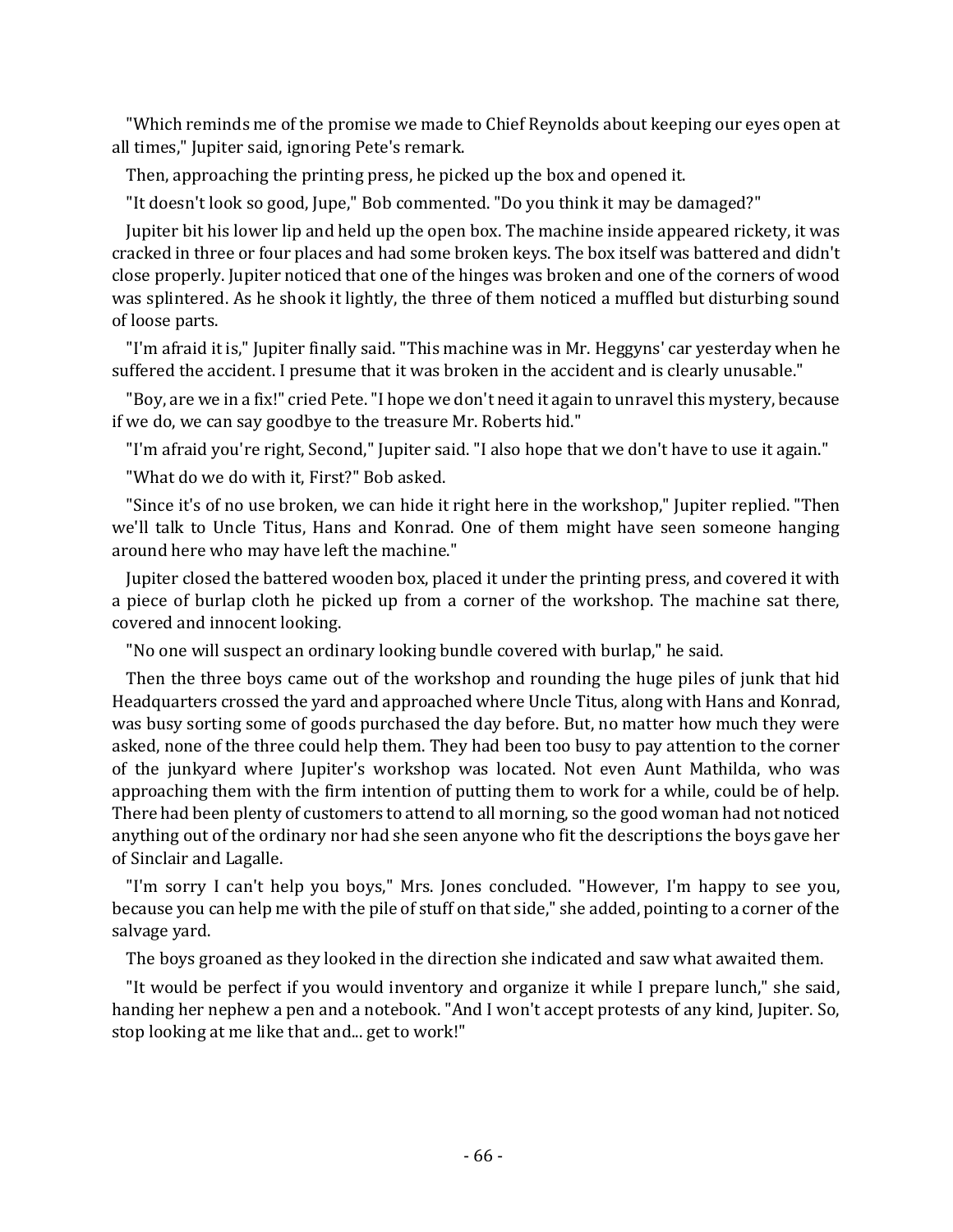"Which reminds me of the promise we made to Chief Reynolds about keeping our eyes open at all times," Jupiter said, ignoring Pete's remark.

Then, approaching the printing press, he picked up the box and opened it.

"It doesn't look so good, Jupe," Bob commented. "Do you think it may be damaged?"

Jupiter bit his lower lip and held up the open box. The machine inside appeared rickety, it was cracked in three or four places and had some broken keys. The box itself was battered and didn't close properly. Jupiter noticed that one of the hinges was broken and one of the corners of wood was splintered. As he shook it lightly, the three of them noticed a muffled but disturbing sound of loose parts.

"I'm afraid it is," Jupiter finally said. "This machine was in Mr. Heggyns' car yesterday when he suffered the accident. I presume that it was broken in the accident and is clearly unusable."

"Boy, are we in a fix!" cried Pete. "I hope we don't need it again to unravel this mystery, because if we do, we can say goodbye to the treasure Mr. Roberts hid."

"I'm afraid you're right, Second," Jupiter said. "I also hope that we don't have to use it again."

"What do we do with it, First?" Bob asked.

"Since it's of no use broken, we can hide it right here in the workshop," Jupiter replied. "Then we'll talk to Uncle Titus, Hans and Konrad. One of them might have seen someone hanging around here who may have left the machine."

Jupiter closed the battered wooden box, placed it under the printing press, and covered it with a piece of burlap cloth he picked up from a corner of the workshop. The machine sat there, covered and innocent looking.

"No one will suspect an ordinary looking bundle covered with burlap," he said.

Then the three boys came out of the workshop and rounding the huge piles of junk that hid Headquarters crossed the yard and approached where Uncle Titus, along with Hans and Konrad, was busy sorting some of goods purchased the day before. But, no matter how much they were asked, none of the three could help them. They had been too busy to pay attention to the corner of the junkyard where Jupiter's workshop was located. Not even Aunt Mathilda, who was approaching them with the firm intention of putting them to work for a while, could be of help. There had been plenty of customers to attend to all morning, so the good woman had not noticed anything out of the ordinary nor had she seen anyone who fit the descriptions the boys gave her of Sinclair and Lagalle.

"I'm sorry I can't help you boys," Mrs. Jones concluded. "However, I'm happy to see you, because you can help me with the pile of stuff on that side," she added, pointing to a corner of the salvage yard.

The boys groaned as they looked in the direction she indicated and saw what awaited them.

"It would be perfect if you would inventory and organize it while I prepare lunch," she said, handing her nephew a pen and a notebook. "And I won't accept protests of any kind, Jupiter. So, stop looking at me like that and... get to work!"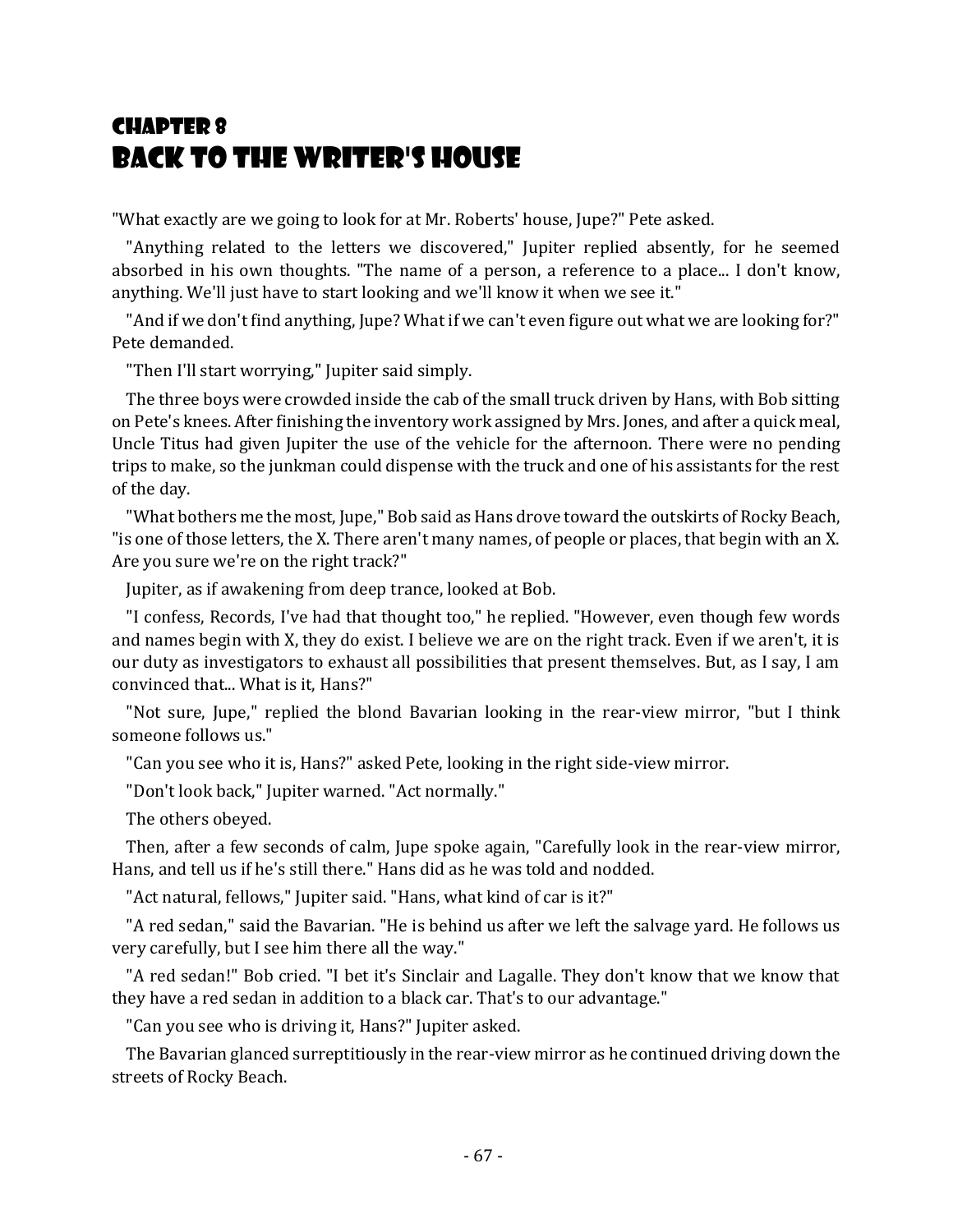# Chapter 8
# Back to the Writer's House

"What exactly are we going to look for at Mr. Roberts' house, Jupe?" Pete asked.

"Anything related to the letters we discovered," Jupiter replied absently, for he seemed absorbed in his own thoughts. "The name of a person, a reference to a place... I don't know, anything. We'll just have to start looking and we'll know it when we see it."

"And if we don't find anything, Jupe? What if we can't even figure out what we are looking for?" Pete demanded.

"Then I'll start worrying," Jupiter said simply.

The three boys were crowded inside the cab of the small truck driven by Hans, with Bob sitting on Pete's knees. After finishing the inventory work assigned by Mrs. Jones, and after a quick meal, Uncle Titus had given Jupiter the use of the vehicle for the afternoon. There were no pending trips to make, so the junkman could dispense with the truck and one of his assistants for the rest of the day.

"What bothers me the most, Jupe," Bob said as Hans drove toward the outskirts of Rocky Beach, "is one of those letters, the X. There aren't many names, of people or places, that begin with an X. Are you sure we're on the right track?"

Jupiter, as if awakening from deep trance, looked at Bob.

"I confess, Records, I've had that thought too," he replied. "However, even though few words and names begin with X, they do exist. I believe we are on the right track. Even if we aren't, it is our duty as investigators to exhaust all possibilities that present themselves. But, as I say, I am convinced that... What is it, Hans?"

"Not sure, Jupe," replied the blond Bavarian looking in the rear-view mirror, "but I think someone follows us."

"Can you see who it is, Hans?" asked Pete, looking in the right side-view mirror.

"Don't look back," Jupiter warned. "Act normally."

The others obeyed.

Then, after a few seconds of calm, Jupe spoke again, "Carefully look in the rear-view mirror, Hans, and tell us if he's still there." Hans did as he was told and nodded.

"Act natural, fellows," Jupiter said. "Hans, what kind of car is it?"

"A red sedan," said the Bavarian. "He is behind us after we left the salvage yard. He follows us very carefully, but I see him there all the way."

"A red sedan!" Bob cried. "I bet it's Sinclair and Lagalle. They don't know that we know that they have a red sedan in addition to a black car. That's to our advantage."

"Can you see who is driving it, Hans?" Jupiter asked.

The Bavarian glanced surreptitiously in the rear-view mirror as he continued driving down the streets of Rocky Beach.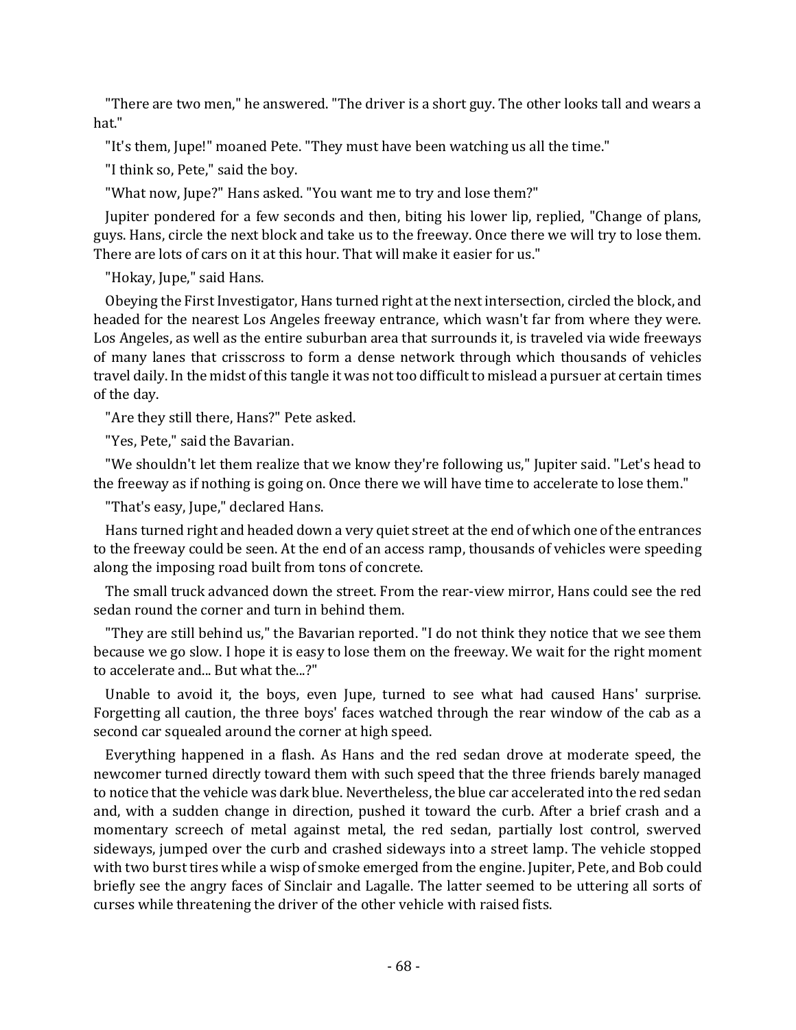"There are two men," he answered. "The driver is a short guy. The other looks tall and wears a hat."

"It's them, Jupe!" moaned Pete. "They must have been watching us all the time."

"I think so, Pete," said the boy.

"What now, Jupe?" Hans asked. "You want me to try and lose them?"

Jupiter pondered for a few seconds and then, biting his lower lip, replied, "Change of plans, guys. Hans, circle the next block and take us to the freeway. Once there we will try to lose them. There are lots of cars on it at this hour. That will make it easier for us."

"Hokay, Jupe," said Hans.

Obeying the First Investigator, Hans turned right at the next intersection, circled the block, and headed for the nearest Los Angeles freeway entrance, which wasn't far from where they were. Los Angeles, as well as the entire suburban area that surrounds it, is traveled via wide freeways of many lanes that crisscross to form a dense network through which thousands of vehicles travel daily. In the midst of this tangle it was not too difficult to mislead a pursuer at certain times of the day.

"Are they still there, Hans?" Pete asked.

"Yes, Pete," said the Bavarian.

"We shouldn't let them realize that we know they're following us," Jupiter said. "Let's head to the freeway as if nothing is going on. Once there we will have time to accelerate to lose them."

"That's easy, Jupe," declared Hans.

Hans turned right and headed down a very quiet street at the end of which one of the entrances to the freeway could be seen. At the end of an access ramp, thousands of vehicles were speeding along the imposing road built from tons of concrete.

The small truck advanced down the street. From the rear-view mirror, Hans could see the red sedan round the corner and turn in behind them.

"They are still behind us," the Bavarian reported. "I do not think they notice that we see them because we go slow. I hope it is easy to lose them on the freeway. We wait for the right moment to accelerate and... But what the...?"

Unable to avoid it, the boys, even Jupe, turned to see what had caused Hans' surprise. Forgetting all caution, the three boys' faces watched through the rear window of the cab as a second car squealed around the corner at high speed.

Everything happened in a flash. As Hans and the red sedan drove at moderate speed, the newcomer turned directly toward them with such speed that the three friends barely managed to notice that the vehicle was dark blue. Nevertheless, the blue car accelerated into the red sedan and, with a sudden change in direction, pushed it toward the curb. After a brief crash and a momentary screech of metal against metal, the red sedan, partially lost control, swerved sideways, jumped over the curb and crashed sideways into a street lamp. The vehicle stopped with two burst tires while a wisp of smoke emerged from the engine. Jupiter, Pete, and Bob could briefly see the angry faces of Sinclair and Lagalle. The latter seemed to be uttering all sorts of curses while threatening the driver of the other vehicle with raised fists.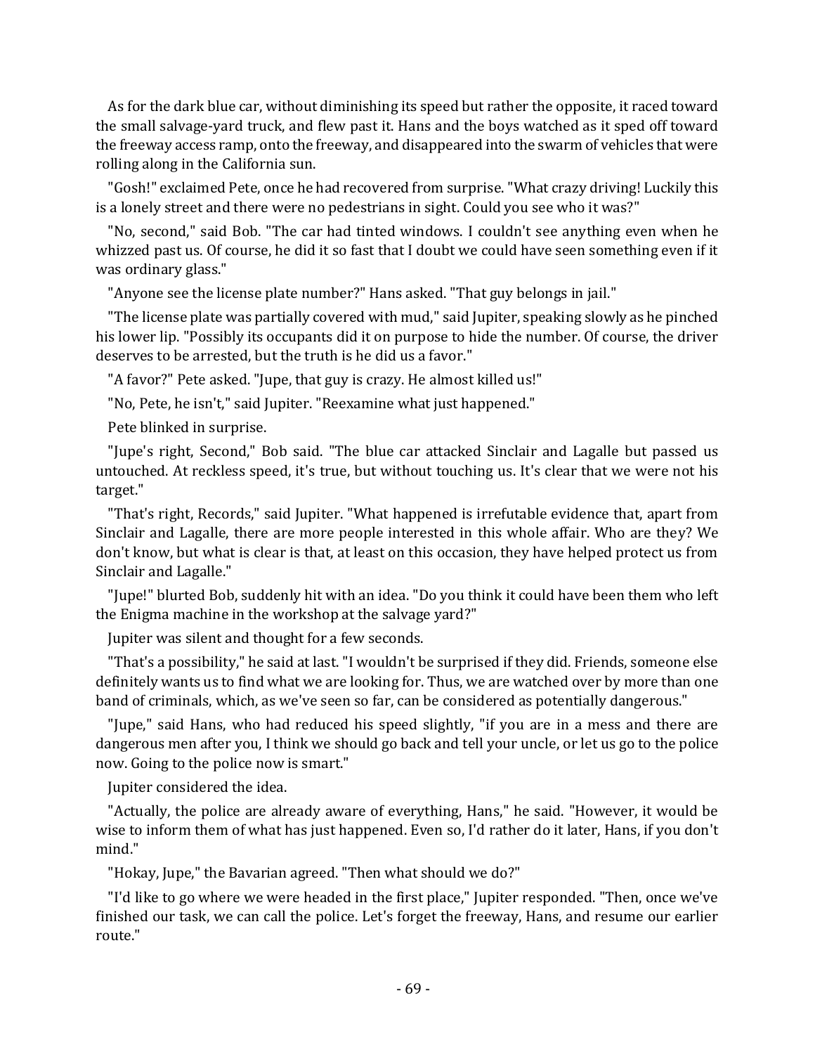As for the dark blue car, without diminishing its speed but rather the opposite, it raced toward the small salvage-yard truck, and flew past it. Hans and the boys watched as it sped off toward the freeway access ramp, onto the freeway, and disappeared into the swarm of vehicles that were rolling along in the California sun.

"Gosh!" exclaimed Pete, once he had recovered from surprise. "What crazy driving! Luckily this is a lonely street and there were no pedestrians in sight. Could you see who it was?"

"No, second," said Bob. "The car had tinted windows. I couldn't see anything even when he whizzed past us. Of course, he did it so fast that I doubt we could have seen something even if it was ordinary glass."

"Anyone see the license plate number?" Hans asked. "That guy belongs in jail."

"The license plate was partially covered with mud," said Jupiter, speaking slowly as he pinched his lower lip. "Possibly its occupants did it on purpose to hide the number. Of course, the driver deserves to be arrested, but the truth is he did us a favor."

"A favor?" Pete asked. "Jupe, that guy is crazy. He almost killed us!"

"No, Pete, he isn't," said Jupiter. "Reexamine what just happened."

Pete blinked in surprise.

"Jupe's right, Second," Bob said. "The blue car attacked Sinclair and Lagalle but passed us untouched. At reckless speed, it's true, but without touching us. It's clear that we were not his target."

"That's right, Records," said Jupiter. "What happened is irrefutable evidence that, apart from Sinclair and Lagalle, there are more people interested in this whole affair. Who are they? We don't know, but what is clear is that, at least on this occasion, they have helped protect us from Sinclair and Lagalle."

"Jupe!" blurted Bob, suddenly hit with an idea. "Do you think it could have been them who left the Enigma machine in the workshop at the salvage yard?"

Jupiter was silent and thought for a few seconds.

"That's a possibility," he said at last. "I wouldn't be surprised if they did. Friends, someone else definitely wants us to find what we are looking for. Thus, we are watched over by more than one band of criminals, which, as we've seen so far, can be considered as potentially dangerous."

"Jupe," said Hans, who had reduced his speed slightly, "if you are in a mess and there are dangerous men after you, I think we should go back and tell your uncle, or let us go to the police now. Going to the police now is smart."

Jupiter considered the idea.

"Actually, the police are already aware of everything, Hans," he said. "However, it would be wise to inform them of what has just happened. Even so, I'd rather do it later, Hans, if you don't mind."

"Hokay, Jupe," the Bavarian agreed. "Then what should we do?"

"I'd like to go where we were headed in the first place," Jupiter responded. "Then, once we've finished our task, we can call the police. Let's forget the freeway, Hans, and resume our earlier route."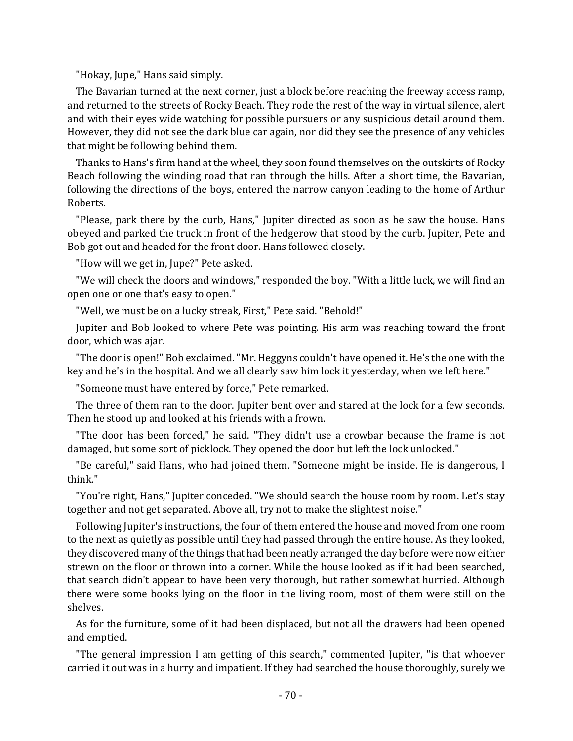"Hokay, Jupe," Hans said simply.

The Bavarian turned at the next corner, just a block before reaching the freeway access ramp, and returned to the streets of Rocky Beach. They rode the rest of the way in virtual silence, alert and with their eyes wide watching for possible pursuers or any suspicious detail around them. However, they did not see the dark blue car again, nor did they see the presence of any vehicles that might be following behind them.

Thanks to Hans's firm hand at the wheel, they soon found themselves on the outskirts of Rocky Beach following the winding road that ran through the hills. After a short time, the Bavarian, following the directions of the boys, entered the narrow canyon leading to the home of Arthur Roberts.

"Please, park there by the curb, Hans," Jupiter directed as soon as he saw the house. Hans obeyed and parked the truck in front of the hedgerow that stood by the curb. Jupiter, Pete and Bob got out and headed for the front door. Hans followed closely.

"How will we get in, Jupe?" Pete asked.

"We will check the doors and windows," responded the boy. "With a little luck, we will find an open one or one that's easy to open."

"Well, we must be on a lucky streak, First," Pete said. "Behold!"

Jupiter and Bob looked to where Pete was pointing. His arm was reaching toward the front door, which was ajar.

"The door is open!" Bob exclaimed. "Mr. Heggyns couldn't have opened it. He's the one with the key and he's in the hospital. And we all clearly saw him lock it yesterday, when we left here."

"Someone must have entered by force," Pete remarked.

The three of them ran to the door. Jupiter bent over and stared at the lock for a few seconds. Then he stood up and looked at his friends with a frown.

"The door has been forced," he said. "They didn't use a crowbar because the frame is not damaged, but some sort of picklock. They opened the door but left the lock unlocked."

"Be careful," said Hans, who had joined them. "Someone might be inside. He is dangerous, I think."

"You're right, Hans," Jupiter conceded. "We should search the house room by room. Let's stay together and not get separated. Above all, try not to make the slightest noise."

Following Jupiter's instructions, the four of them entered the house and moved from one room to the next as quietly as possible until they had passed through the entire house. As they looked, they discovered many of the things that had been neatly arranged the day before were now either strewn on the floor or thrown into a corner. While the house looked as if it had been searched, that search didn't appear to have been very thorough, but rather somewhat hurried. Although there were some books lying on the floor in the living room, most of them were still on the shelves.

As for the furniture, some of it had been displaced, but not all the drawers had been opened and emptied.

"The general impression I am getting of this search," commented Jupiter, "is that whoever carried it out was in a hurry and impatient. If they had searched the house thoroughly, surely we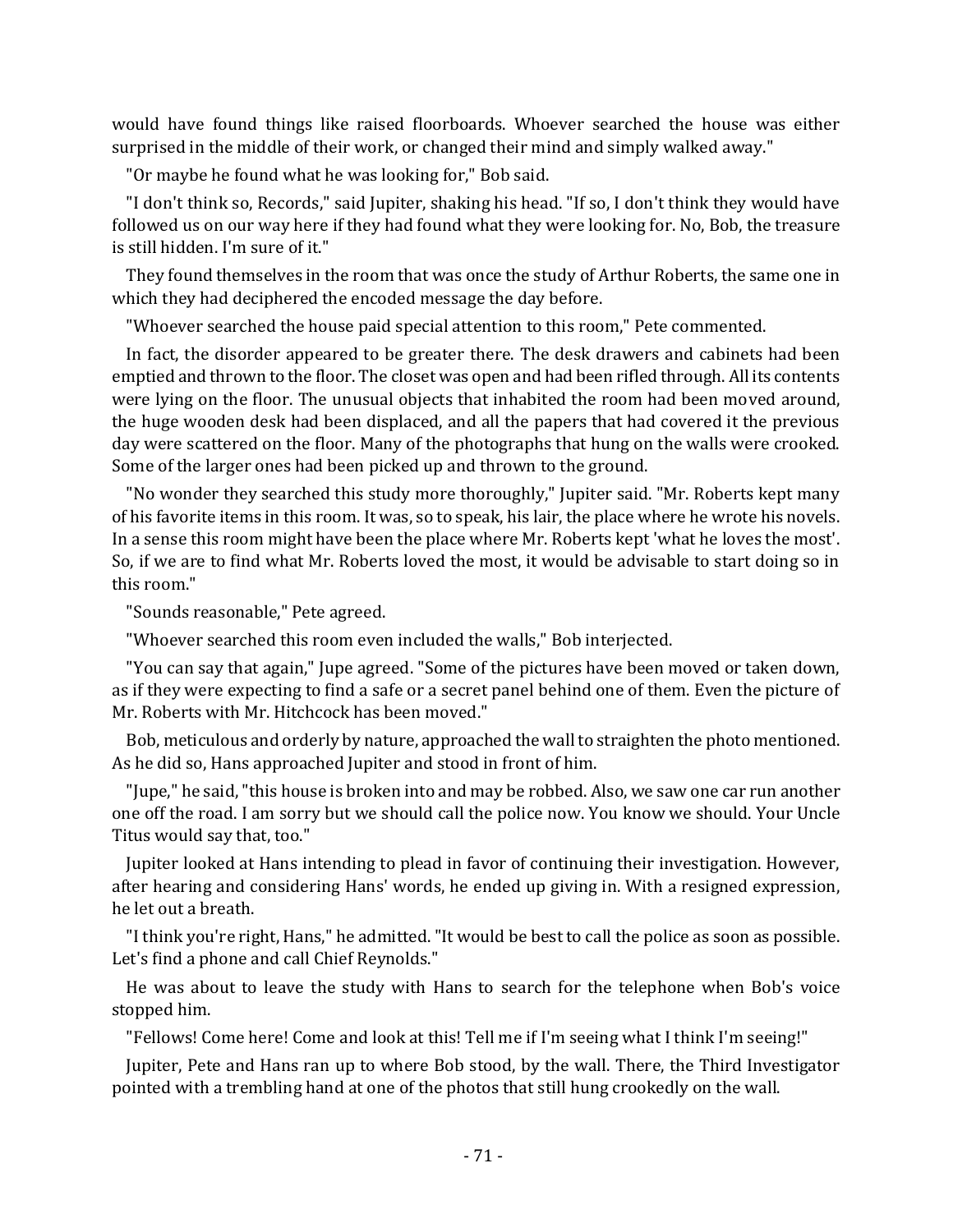would have found things like raised floorboards. Whoever searched the house was either surprised in the middle of their work, or changed their mind and simply walked away."

"Or maybe he found what he was looking for," Bob said.

"I don't think so, Records," said Jupiter, shaking his head. "If so, I don't think they would have followed us on our way here if they had found what they were looking for. No, Bob, the treasure is still hidden. I'm sure of it."

They found themselves in the room that was once the study of Arthur Roberts, the same one in which they had deciphered the encoded message the day before.

"Whoever searched the house paid special attention to this room," Pete commented.

In fact, the disorder appeared to be greater there. The desk drawers and cabinets had been emptied and thrown to the floor. The closet was open and had been rifled through. All its contents were lying on the floor. The unusual objects that inhabited the room had been moved around, the huge wooden desk had been displaced, and all the papers that had covered it the previous day were scattered on the floor. Many of the photographs that hung on the walls were crooked. Some of the larger ones had been picked up and thrown to the ground.

"No wonder they searched this study more thoroughly," Jupiter said. "Mr. Roberts kept many of his favorite items in this room. It was, so to speak, his lair, the place where he wrote his novels. In a sense this room might have been the place where Mr. Roberts kept 'what he loves the most'. So, if we are to find what Mr. Roberts loved the most, it would be advisable to start doing so in this room."

"Sounds reasonable," Pete agreed.

"Whoever searched this room even included the walls," Bob interjected.

"You can say that again," Jupe agreed. "Some of the pictures have been moved or taken down, as if they were expecting to find a safe or a secret panel behind one of them. Even the picture of Mr. Roberts with Mr. Hitchcock has been moved."

Bob, meticulous and orderly by nature, approached the wall to straighten the photo mentioned. As he did so, Hans approached Jupiter and stood in front of him.

"Jupe," he said, "this house is broken into and may be robbed. Also, we saw one car run another one off the road. I am sorry but we should call the police now. You know we should. Your Uncle Titus would say that, too."

Jupiter looked at Hans intending to plead in favor of continuing their investigation. However, after hearing and considering Hans' words, he ended up giving in. With a resigned expression, he let out a breath.

"I think you're right, Hans," he admitted. "It would be best to call the police as soon as possible. Let's find a phone and call Chief Reynolds."

He was about to leave the study with Hans to search for the telephone when Bob's voice stopped him.

"Fellows! Come here! Come and look at this! Tell me if I'm seeing what I think I'm seeing!"

Jupiter, Pete and Hans ran up to where Bob stood, by the wall. There, the Third Investigator pointed with a trembling hand at one of the photos that still hung crookedly on the wall.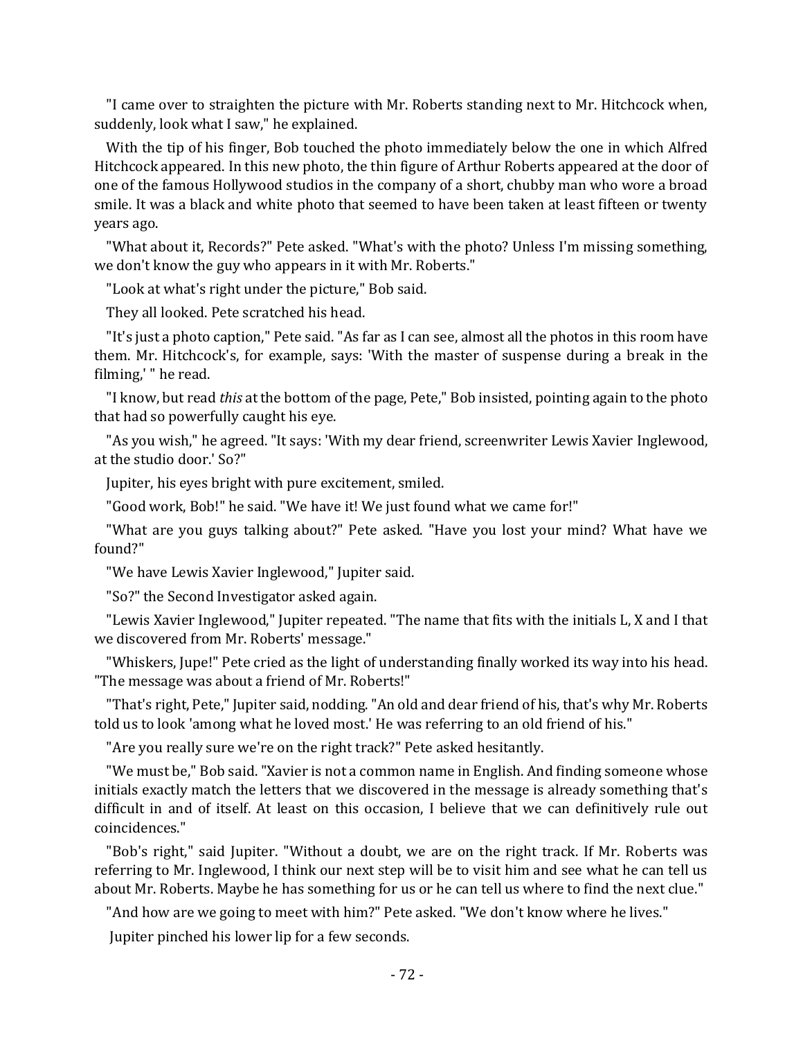"I came over to straighten the picture with Mr. Roberts standing next to Mr. Hitchcock when, suddenly, look what I saw," he explained.

With the tip of his finger, Bob touched the photo immediately below the one in which Alfred Hitchcock appeared. In this new photo, the thin figure of Arthur Roberts appeared at the door of one of the famous Hollywood studios in the company of a short, chubby man who wore a broad smile. It was a black and white photo that seemed to have been taken at least fifteen or twenty years ago.

"What about it, Records?" Pete asked. "What's with the photo? Unless I'm missing something, we don't know the guy who appears in it with Mr. Roberts."

"Look at what's right under the picture," Bob said.

They all looked. Pete scratched his head.

"It's just a photo caption," Pete said. "As far as I can see, almost all the photos in this room have them. Mr. Hitchcock's, for example, says: 'With the master of suspense during a break in the filming,' " he read.

"I know, but read *this* at the bottom of the page, Pete," Bob insisted, pointing again to the photo that had so powerfully caught his eye.

"As you wish," he agreed. "It says: 'With my dear friend, screenwriter Lewis Xavier Inglewood, at the studio door.' So?"

Jupiter, his eyes bright with pure excitement, smiled.

"Good work, Bob!" he said. "We have it! We just found what we came for!"

"What are you guys talking about?" Pete asked. "Have you lost your mind? What have we found?"

"We have Lewis Xavier Inglewood," Jupiter said.

"So?" the Second Investigator asked again.

"Lewis Xavier Inglewood," Jupiter repeated. "The name that fits with the initials L, X and I that we discovered from Mr. Roberts' message."

"Whiskers, Jupe!" Pete cried as the light of understanding finally worked its way into his head. "The message was about a friend of Mr. Roberts!"

"That's right, Pete," Jupiter said, nodding. "An old and dear friend of his, that's why Mr. Roberts told us to look 'among what he loved most.' He was referring to an old friend of his."

"Are you really sure we're on the right track?" Pete asked hesitantly.

"We must be," Bob said. "Xavier is not a common name in English. And finding someone whose initials exactly match the letters that we discovered in the message is already something that's difficult in and of itself. At least on this occasion, I believe that we can definitively rule out coincidences."

"Bob's right," said Jupiter. "Without a doubt, we are on the right track. If Mr. Roberts was referring to Mr. Inglewood, I think our next step will be to visit him and see what he can tell us about Mr. Roberts. Maybe he has something for us or he can tell us where to find the next clue."

"And how are we going to meet with him?" Pete asked. "We don't know where he lives."

Jupiter pinched his lower lip for a few seconds.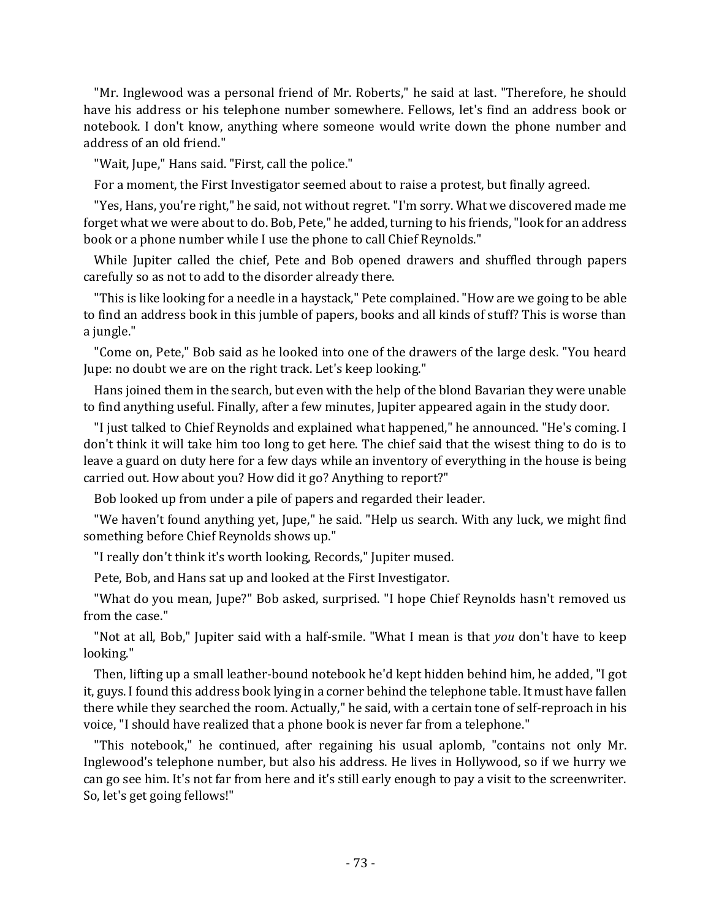"Mr. Inglewood was a personal friend of Mr. Roberts," he said at last. "Therefore, he should have his address or his telephone number somewhere. Fellows, let's find an address book or notebook. I don't know, anything where someone would write down the phone number and address of an old friend."

"Wait, Jupe," Hans said. "First, call the police."

For a moment, the First Investigator seemed about to raise a protest, but finally agreed.

"Yes, Hans, you're right," he said, not without regret. "I'm sorry. What we discovered made me forget what we were about to do. Bob, Pete," he added, turning to his friends, "look for an address book or a phone number while I use the phone to call Chief Reynolds."

While Jupiter called the chief, Pete and Bob opened drawers and shuffled through papers carefully so as not to add to the disorder already there.

"This is like looking for a needle in a haystack," Pete complained. "How are we going to be able to find an address book in this jumble of papers, books and all kinds of stuff? This is worse than a jungle."

"Come on, Pete," Bob said as he looked into one of the drawers of the large desk. "You heard Jupe: no doubt we are on the right track. Let's keep looking."

Hans joined them in the search, but even with the help of the blond Bavarian they were unable to find anything useful. Finally, after a few minutes, Jupiter appeared again in the study door.

"I just talked to Chief Reynolds and explained what happened," he announced. "He's coming. I don't think it will take him too long to get here. The chief said that the wisest thing to do is to leave a guard on duty here for a few days while an inventory of everything in the house is being carried out. How about you? How did it go? Anything to report?"

Bob looked up from under a pile of papers and regarded their leader.

"We haven't found anything yet, Jupe," he said. "Help us search. With any luck, we might find something before Chief Reynolds shows up."

"I really don't think it's worth looking, Records," Jupiter mused.

Pete, Bob, and Hans sat up and looked at the First Investigator.

"What do you mean, Jupe?" Bob asked, surprised. "I hope Chief Reynolds hasn't removed us from the case."

"Not at all, Bob," Jupiter said with a half-smile. "What I mean is that *you* don't have to keep looking."

Then, lifting up a small leather-bound notebook he'd kept hidden behind him, he added, "I got it, guys. I found this address book lying in a corner behind the telephone table. It must have fallen there while they searched the room. Actually," he said, with a certain tone of self-reproach in his voice, "I should have realized that a phone book is never far from a telephone."

"This notebook," he continued, after regaining his usual aplomb, "contains not only Mr. Inglewood's telephone number, but also his address. He lives in Hollywood, so if we hurry we can go see him. It's not far from here and it's still early enough to pay a visit to the screenwriter. So, let's get going fellows!"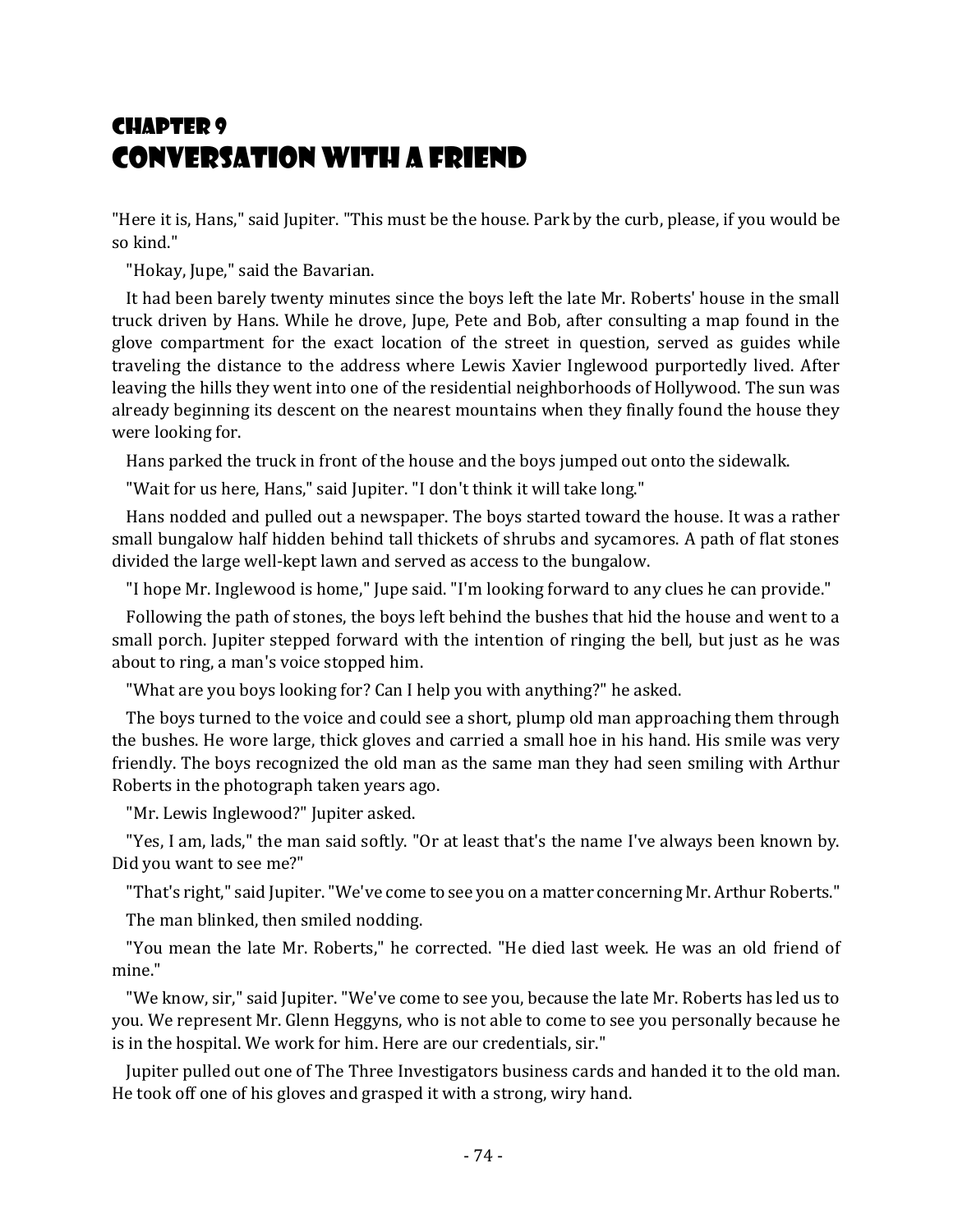# Chapter 9
# Conversation with a Friend

"Here it is, Hans," said Jupiter. "This must be the house. Park by the curb, please, if you would be so kind."

"Hokay, Jupe," said the Bavarian.

It had been barely twenty minutes since the boys left the late Mr. Roberts' house in the small truck driven by Hans. While he drove, Jupe, Pete and Bob, after consulting a map found in the glove compartment for the exact location of the street in question, served as guides while traveling the distance to the address where Lewis Xavier Inglewood purportedly lived. After leaving the hills they went into one of the residential neighborhoods of Hollywood. The sun was already beginning its descent on the nearest mountains when they finally found the house they were looking for.

Hans parked the truck in front of the house and the boys jumped out onto the sidewalk.

"Wait for us here, Hans," said Jupiter. "I don't think it will take long."

Hans nodded and pulled out a newspaper. The boys started toward the house. It was a rather small bungalow half hidden behind tall thickets of shrubs and sycamores. A path of flat stones divided the large well-kept lawn and served as access to the bungalow.

"I hope Mr. Inglewood is home," Jupe said. "I'm looking forward to any clues he can provide."

Following the path of stones, the boys left behind the bushes that hid the house and went to a small porch. Jupiter stepped forward with the intention of ringing the bell, but just as he was about to ring, a man's voice stopped him.

"What are you boys looking for? Can I help you with anything?" he asked.

The boys turned to the voice and could see a short, plump old man approaching them through the bushes. He wore large, thick gloves and carried a small hoe in his hand. His smile was very friendly. The boys recognized the old man as the same man they had seen smiling with Arthur Roberts in the photograph taken years ago.

"Mr. Lewis Inglewood?" Jupiter asked.

"Yes, I am, lads," the man said softly. "Or at least that's the name I've always been known by. Did you want to see me?"

"That's right," said Jupiter. "We've come to see you on a matter concerning Mr. Arthur Roberts."

The man blinked, then smiled nodding.

"You mean the late Mr. Roberts," he corrected. "He died last week. He was an old friend of mine."

"We know, sir," said Jupiter. "We've come to see you, because the late Mr. Roberts has led us to you. We represent Mr. Glenn Heggyns, who is not able to come to see you personally because he is in the hospital. We work for him. Here are our credentials, sir."

Jupiter pulled out one of The Three Investigators business cards and handed it to the old man. He took off one of his gloves and grasped it with a strong, wiry hand.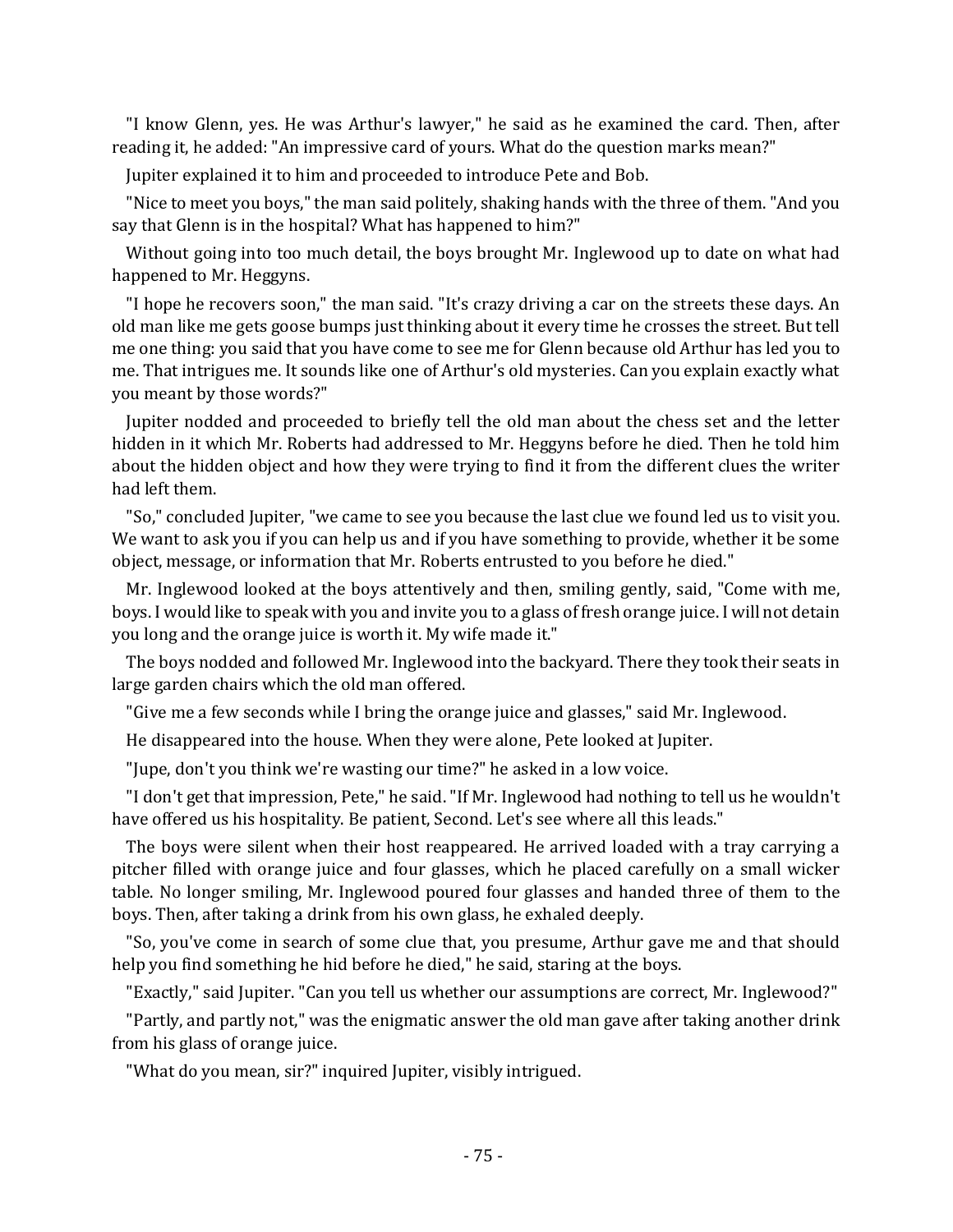"I know Glenn, yes. He was Arthur's lawyer," he said as he examined the card. Then, after reading it, he added: "An impressive card of yours. What do the question marks mean?"

Jupiter explained it to him and proceeded to introduce Pete and Bob.

"Nice to meet you boys," the man said politely, shaking hands with the three of them. "And you say that Glenn is in the hospital? What has happened to him?"

Without going into too much detail, the boys brought Mr. Inglewood up to date on what had happened to Mr. Heggyns.

"I hope he recovers soon," the man said. "It's crazy driving a car on the streets these days. An old man like me gets goose bumps just thinking about it every time he crosses the street. But tell me one thing: you said that you have come to see me for Glenn because old Arthur has led you to me. That intrigues me. It sounds like one of Arthur's old mysteries. Can you explain exactly what you meant by those words?"

Jupiter nodded and proceeded to briefly tell the old man about the chess set and the letter hidden in it which Mr. Roberts had addressed to Mr. Heggyns before he died. Then he told him about the hidden object and how they were trying to find it from the different clues the writer had left them.

"So," concluded Jupiter, "we came to see you because the last clue we found led us to visit you. We want to ask you if you can help us and if you have something to provide, whether it be some object, message, or information that Mr. Roberts entrusted to you before he died."

Mr. Inglewood looked at the boys attentively and then, smiling gently, said, "Come with me, boys. I would like to speak with you and invite you to a glass of fresh orange juice. I will not detain you long and the orange juice is worth it. My wife made it."

The boys nodded and followed Mr. Inglewood into the backyard. There they took their seats in large garden chairs which the old man offered.

"Give me a few seconds while I bring the orange juice and glasses," said Mr. Inglewood.

He disappeared into the house. When they were alone, Pete looked at Jupiter.

"Jupe, don't you think we're wasting our time?" he asked in a low voice.

"I don't get that impression, Pete," he said. "If Mr. Inglewood had nothing to tell us he wouldn't have offered us his hospitality. Be patient, Second. Let's see where all this leads."

The boys were silent when their host reappeared. He arrived loaded with a tray carrying a pitcher filled with orange juice and four glasses, which he placed carefully on a small wicker table. No longer smiling, Mr. Inglewood poured four glasses and handed three of them to the boys. Then, after taking a drink from his own glass, he exhaled deeply.

"So, you've come in search of some clue that, you presume, Arthur gave me and that should help you find something he hid before he died," he said, staring at the boys.

"Exactly," said Jupiter. "Can you tell us whether our assumptions are correct, Mr. Inglewood?"

"Partly, and partly not," was the enigmatic answer the old man gave after taking another drink from his glass of orange juice.

"What do you mean, sir?" inquired Jupiter, visibly intrigued.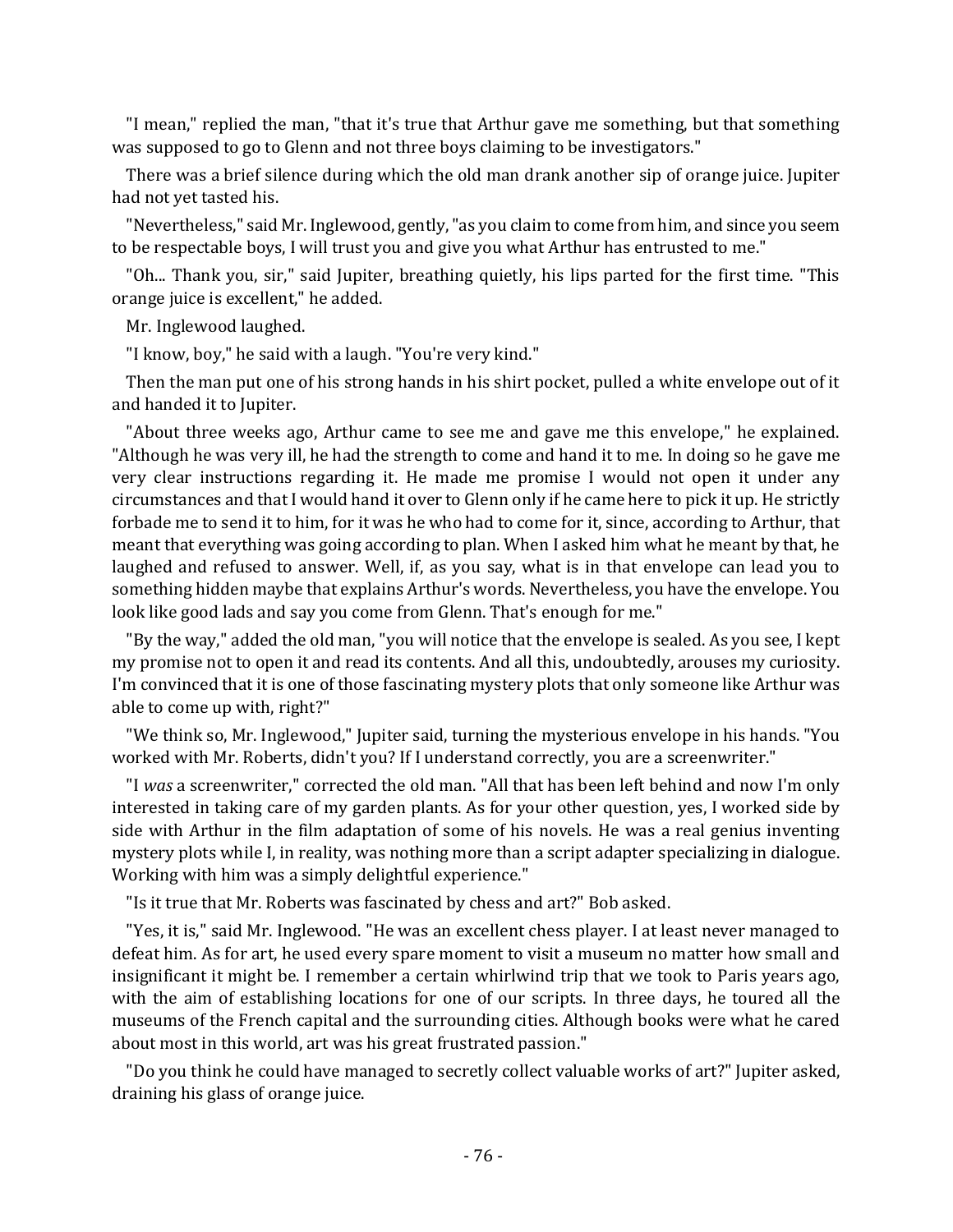"I mean," replied the man, "that it's true that Arthur gave me something, but that something was supposed to go to Glenn and not three boys claiming to be investigators."

There was a brief silence during which the old man drank another sip of orange juice. Jupiter had not yet tasted his.

"Nevertheless," said Mr. Inglewood, gently, "as you claim to come from him, and since you seem to be respectable boys, I will trust you and give you what Arthur has entrusted to me."

"Oh... Thank you, sir," said Jupiter, breathing quietly, his lips parted for the first time. "This orange juice is excellent," he added.

Mr. Inglewood laughed.

"I know, boy," he said with a laugh. "You're very kind."

Then the man put one of his strong hands in his shirt pocket, pulled a white envelope out of it and handed it to Jupiter.

"About three weeks ago, Arthur came to see me and gave me this envelope," he explained. "Although he was very ill, he had the strength to come and hand it to me. In doing so he gave me very clear instructions regarding it. He made me promise I would not open it under any circumstances and that I would hand it over to Glenn only if he came here to pick it up. He strictly forbade me to send it to him, for it was he who had to come for it, since, according to Arthur, that meant that everything was going according to plan. When I asked him what he meant by that, he laughed and refused to answer. Well, if, as you say, what is in that envelope can lead you to something hidden maybe that explains Arthur's words. Nevertheless, you have the envelope. You look like good lads and say you come from Glenn. That's enough for me."

"By the way," added the old man, "you will notice that the envelope is sealed. As you see, I kept my promise not to open it and read its contents. And all this, undoubtedly, arouses my curiosity. I'm convinced that it is one of those fascinating mystery plots that only someone like Arthur was able to come up with, right?"

"We think so, Mr. Inglewood," Jupiter said, turning the mysterious envelope in his hands. "You worked with Mr. Roberts, didn't you? If I understand correctly, you are a screenwriter."

"I *was* a screenwriter," corrected the old man. "All that has been left behind and now I'm only interested in taking care of my garden plants. As for your other question, yes, I worked side by side with Arthur in the film adaptation of some of his novels. He was a real genius inventing mystery plots while I, in reality, was nothing more than a script adapter specializing in dialogue. Working with him was a simply delightful experience."

"Is it true that Mr. Roberts was fascinated by chess and art?" Bob asked.

"Yes, it is," said Mr. Inglewood. "He was an excellent chess player. I at least never managed to defeat him. As for art, he used every spare moment to visit a museum no matter how small and insignificant it might be. I remember a certain whirlwind trip that we took to Paris years ago, with the aim of establishing locations for one of our scripts. In three days, he toured all the museums of the French capital and the surrounding cities. Although books were what he cared about most in this world, art was his great frustrated passion."

"Do you think he could have managed to secretly collect valuable works of art?" Jupiter asked, draining his glass of orange juice.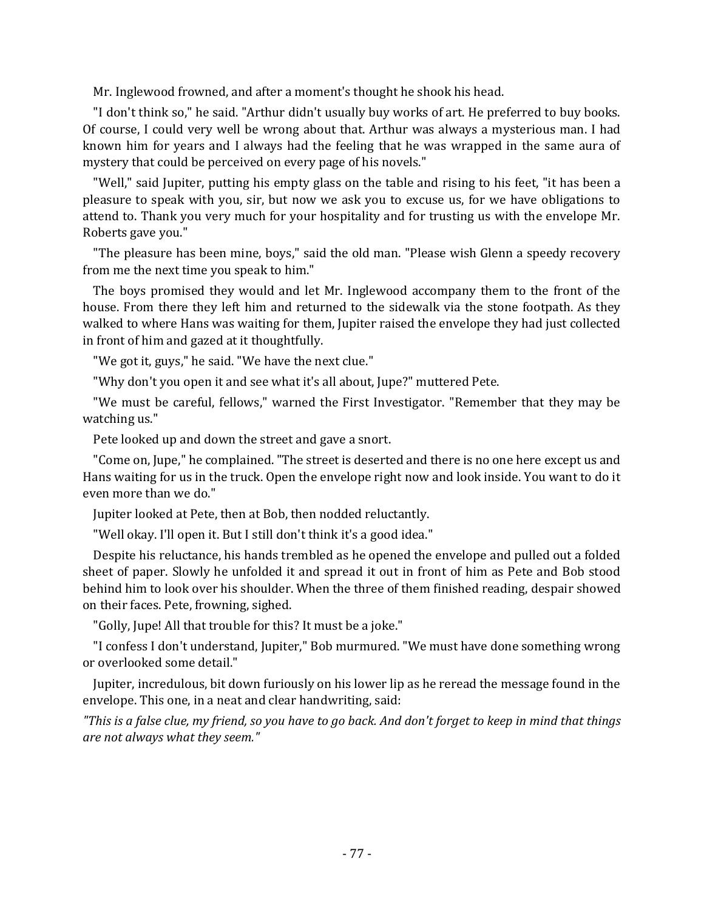Mr. Inglewood frowned, and after a moment's thought he shook his head.

"I don't think so," he said. "Arthur didn't usually buy works of art. He preferred to buy books. Of course, I could very well be wrong about that. Arthur was always a mysterious man. I had known him for years and I always had the feeling that he was wrapped in the same aura of mystery that could be perceived on every page of his novels."

"Well," said Jupiter, putting his empty glass on the table and rising to his feet, "it has been a pleasure to speak with you, sir, but now we ask you to excuse us, for we have obligations to attend to. Thank you very much for your hospitality and for trusting us with the envelope Mr. Roberts gave you."

"The pleasure has been mine, boys," said the old man. "Please wish Glenn a speedy recovery from me the next time you speak to him."

The boys promised they would and let Mr. Inglewood accompany them to the front of the house. From there they left him and returned to the sidewalk via the stone footpath. As they walked to where Hans was waiting for them, Jupiter raised the envelope they had just collected in front of him and gazed at it thoughtfully.

"We got it, guys," he said. "We have the next clue."

"Why don't you open it and see what it's all about, Jupe?" muttered Pete.

"We must be careful, fellows," warned the First Investigator. "Remember that they may be watching us."

Pete looked up and down the street and gave a snort.

"Come on, Jupe," he complained. "The street is deserted and there is no one here except us and Hans waiting for us in the truck. Open the envelope right now and look inside. You want to do it even more than we do."

Jupiter looked at Pete, then at Bob, then nodded reluctantly.

"Well okay. I'll open it. But I still don't think it's a good idea."

Despite his reluctance, his hands trembled as he opened the envelope and pulled out a folded sheet of paper. Slowly he unfolded it and spread it out in front of him as Pete and Bob stood behind him to look over his shoulder. When the three of them finished reading, despair showed on their faces. Pete, frowning, sighed.

"Golly, Jupe! All that trouble for this? It must be a joke."

"I confess I don't understand, Jupiter," Bob murmured. "We must have done something wrong or overlooked some detail."

Jupiter, incredulous, bit down furiously on his lower lip as he reread the message found in the envelope. This one, in a neat and clear handwriting, said:

*"This is a false clue, my friend, so you have to go back. And don't forget to keep in mind that things are not always what they seem."*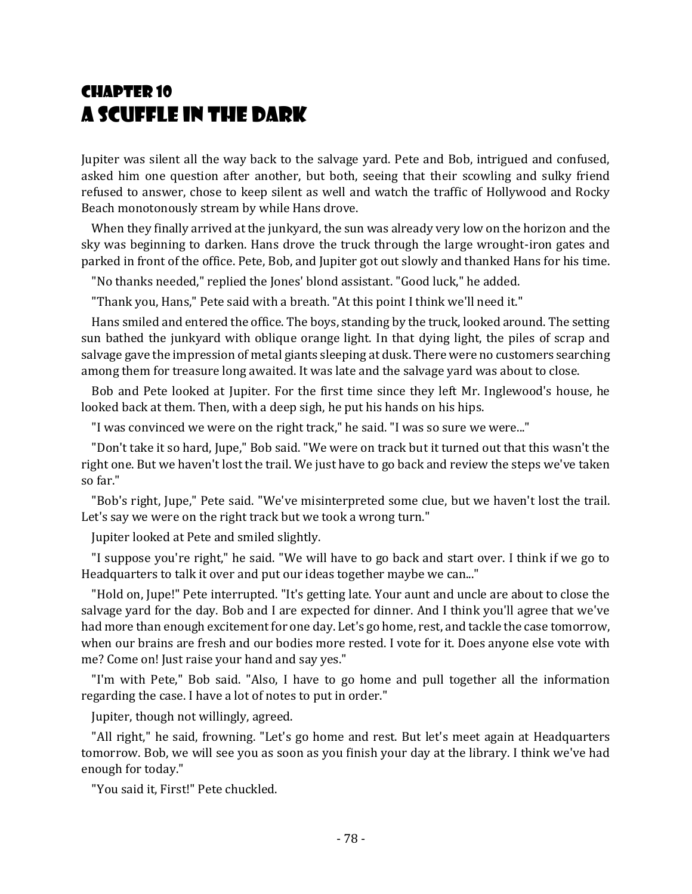# Chapter 10
# A Scuffle in the Dark

Jupiter was silent all the way back to the salvage yard. Pete and Bob, intrigued and confused, asked him one question after another, but both, seeing that their scowling and sulky friend refused to answer, chose to keep silent as well and watch the traffic of Hollywood and Rocky Beach monotonously stream by while Hans drove.

When they finally arrived at the junkyard, the sun was already very low on the horizon and the sky was beginning to darken. Hans drove the truck through the large wrought-iron gates and parked in front of the office. Pete, Bob, and Jupiter got out slowly and thanked Hans for his time.

"No thanks needed," replied the Jones' blond assistant. "Good luck," he added.

"Thank you, Hans," Pete said with a breath. "At this point I think we'll need it."

Hans smiled and entered the office. The boys, standing by the truck, looked around. The setting sun bathed the junkyard with oblique orange light. In that dying light, the piles of scrap and salvage gave the impression of metal giants sleeping at dusk. There were no customers searching among them for treasure long awaited. It was late and the salvage yard was about to close.

Bob and Pete looked at Jupiter. For the first time since they left Mr. Inglewood's house, he looked back at them. Then, with a deep sigh, he put his hands on his hips.

"I was convinced we were on the right track," he said. "I was so sure we were..."

"Don't take it so hard, Jupe," Bob said. "We were on track but it turned out that this wasn't the right one. But we haven't lost the trail. We just have to go back and review the steps we've taken so far."

"Bob's right, Jupe," Pete said. "We've misinterpreted some clue, but we haven't lost the trail. Let's say we were on the right track but we took a wrong turn."

Jupiter looked at Pete and smiled slightly.

"I suppose you're right," he said. "We will have to go back and start over. I think if we go to Headquarters to talk it over and put our ideas together maybe we can..."

"Hold on, Jupe!" Pete interrupted. "It's getting late. Your aunt and uncle are about to close the salvage yard for the day. Bob and I are expected for dinner. And I think you'll agree that we've had more than enough excitement for one day. Let's go home, rest, and tackle the case tomorrow, when our brains are fresh and our bodies more rested. I vote for it. Does anyone else vote with me? Come on! Just raise your hand and say yes."

"I'm with Pete," Bob said. "Also, I have to go home and pull together all the information regarding the case. I have a lot of notes to put in order."

Jupiter, though not willingly, agreed.

"All right," he said, frowning. "Let's go home and rest. But let's meet again at Headquarters tomorrow. Bob, we will see you as soon as you finish your day at the library. I think we've had enough for today."

"You said it, First!" Pete chuckled.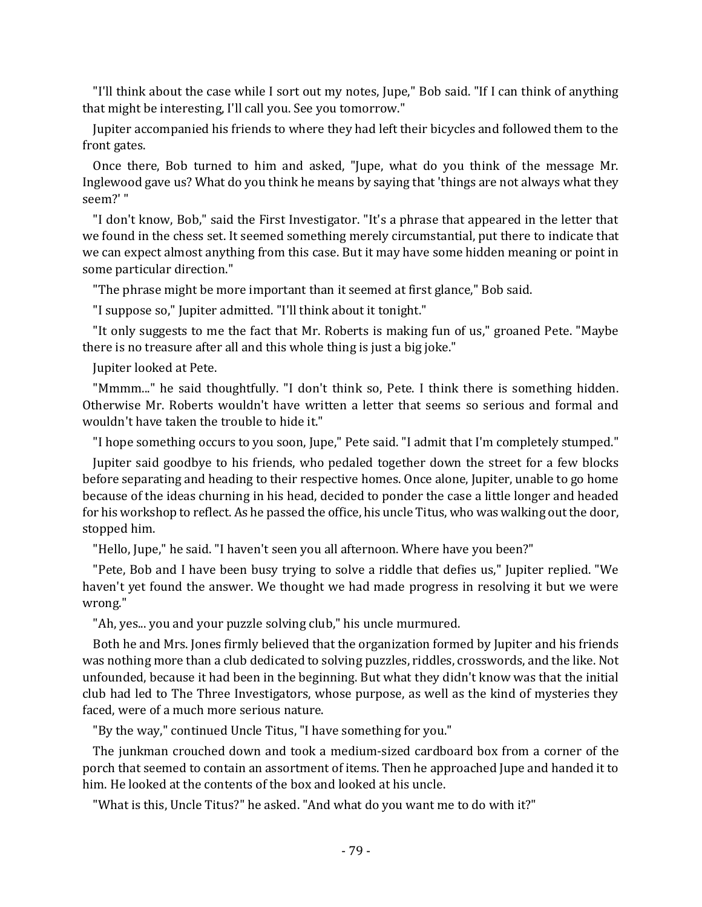"I'll think about the case while I sort out my notes, Jupe," Bob said. "If I can think of anything that might be interesting, I'll call you. See you tomorrow."

Jupiter accompanied his friends to where they had left their bicycles and followed them to the front gates.

Once there, Bob turned to him and asked, "Jupe, what do you think of the message Mr. Inglewood gave us? What do you think he means by saying that 'things are not always what they seem?' "

"I don't know, Bob," said the First Investigator. "It's a phrase that appeared in the letter that we found in the chess set. It seemed something merely circumstantial, put there to indicate that we can expect almost anything from this case. But it may have some hidden meaning or point in some particular direction."

"The phrase might be more important than it seemed at first glance," Bob said.

"I suppose so," Jupiter admitted. "I'll think about it tonight."

"It only suggests to me the fact that Mr. Roberts is making fun of us," groaned Pete. "Maybe there is no treasure after all and this whole thing is just a big joke."

Jupiter looked at Pete.

"Mmmm..." he said thoughtfully. "I don't think so, Pete. I think there is something hidden. Otherwise Mr. Roberts wouldn't have written a letter that seems so serious and formal and wouldn't have taken the trouble to hide it."

"I hope something occurs to you soon, Jupe," Pete said. "I admit that I'm completely stumped."

Jupiter said goodbye to his friends, who pedaled together down the street for a few blocks before separating and heading to their respective homes. Once alone, Jupiter, unable to go home because of the ideas churning in his head, decided to ponder the case a little longer and headed for his workshop to reflect. As he passed the office, his uncle Titus, who was walking out the door, stopped him.

"Hello, Jupe," he said. "I haven't seen you all afternoon. Where have you been?"

"Pete, Bob and I have been busy trying to solve a riddle that defies us," Jupiter replied. "We haven't yet found the answer. We thought we had made progress in resolving it but we were wrong."

"Ah, yes... you and your puzzle solving club," his uncle murmured.

Both he and Mrs. Jones firmly believed that the organization formed by Jupiter and his friends was nothing more than a club dedicated to solving puzzles, riddles, crosswords, and the like. Not unfounded, because it had been in the beginning. But what they didn't know was that the initial club had led to The Three Investigators, whose purpose, as well as the kind of mysteries they faced, were of a much more serious nature.

"By the way," continued Uncle Titus, "I have something for you."

The junkman crouched down and took a medium-sized cardboard box from a corner of the porch that seemed to contain an assortment of items. Then he approached Jupe and handed it to him. He looked at the contents of the box and looked at his uncle.

"What is this, Uncle Titus?" he asked. "And what do you want me to do with it?"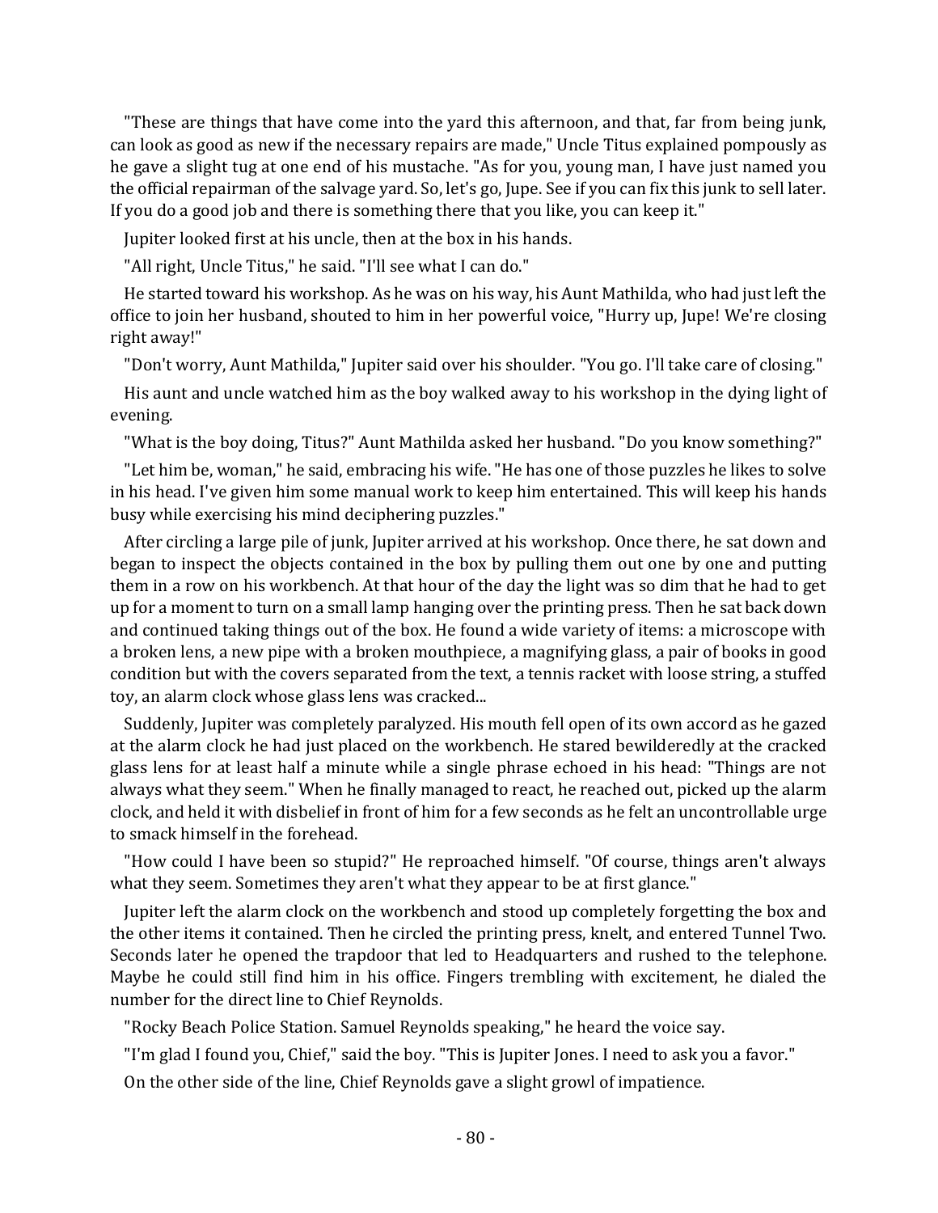"These are things that have come into the yard this afternoon, and that, far from being junk, can look as good as new if the necessary repairs are made," Uncle Titus explained pompously as he gave a slight tug at one end of his mustache. "As for you, young man, I have just named you the official repairman of the salvage yard. So, let's go, Jupe. See if you can fix this junk to sell later. If you do a good job and there is something there that you like, you can keep it."

Jupiter looked first at his uncle, then at the box in his hands.

"All right, Uncle Titus," he said. "I'll see what I can do."

He started toward his workshop. As he was on his way, his Aunt Mathilda, who had just left the office to join her husband, shouted to him in her powerful voice, "Hurry up, Jupe! We're closing right away!"

"Don't worry, Aunt Mathilda," Jupiter said over his shoulder. "You go. I'll take care of closing."

His aunt and uncle watched him as the boy walked away to his workshop in the dying light of evening.

"What is the boy doing, Titus?" Aunt Mathilda asked her husband. "Do you know something?"

"Let him be, woman," he said, embracing his wife. "He has one of those puzzles he likes to solve in his head. I've given him some manual work to keep him entertained. This will keep his hands busy while exercising his mind deciphering puzzles."

After circling a large pile of junk, Jupiter arrived at his workshop. Once there, he sat down and began to inspect the objects contained in the box by pulling them out one by one and putting them in a row on his workbench. At that hour of the day the light was so dim that he had to get up for a moment to turn on a small lamp hanging over the printing press. Then he sat back down and continued taking things out of the box. He found a wide variety of items: a microscope with a broken lens, a new pipe with a broken mouthpiece, a magnifying glass, a pair of books in good condition but with the covers separated from the text, a tennis racket with loose string, a stuffed toy, an alarm clock whose glass lens was cracked...

Suddenly, Jupiter was completely paralyzed. His mouth fell open of its own accord as he gazed at the alarm clock he had just placed on the workbench. He stared bewilderedly at the cracked glass lens for at least half a minute while a single phrase echoed in his head: "Things are not always what they seem." When he finally managed to react, he reached out, picked up the alarm clock, and held it with disbelief in front of him for a few seconds as he felt an uncontrollable urge to smack himself in the forehead.

"How could I have been so stupid?" He reproached himself. "Of course, things aren't always what they seem. Sometimes they aren't what they appear to be at first glance."

Jupiter left the alarm clock on the workbench and stood up completely forgetting the box and the other items it contained. Then he circled the printing press, knelt, and entered Tunnel Two. Seconds later he opened the trapdoor that led to Headquarters and rushed to the telephone. Maybe he could still find him in his office. Fingers trembling with excitement, he dialed the number for the direct line to Chief Reynolds.

"Rocky Beach Police Station. Samuel Reynolds speaking," he heard the voice say.

"I'm glad I found you, Chief," said the boy. "This is Jupiter Jones. I need to ask you a favor."

On the other side of the line, Chief Reynolds gave a slight growl of impatience.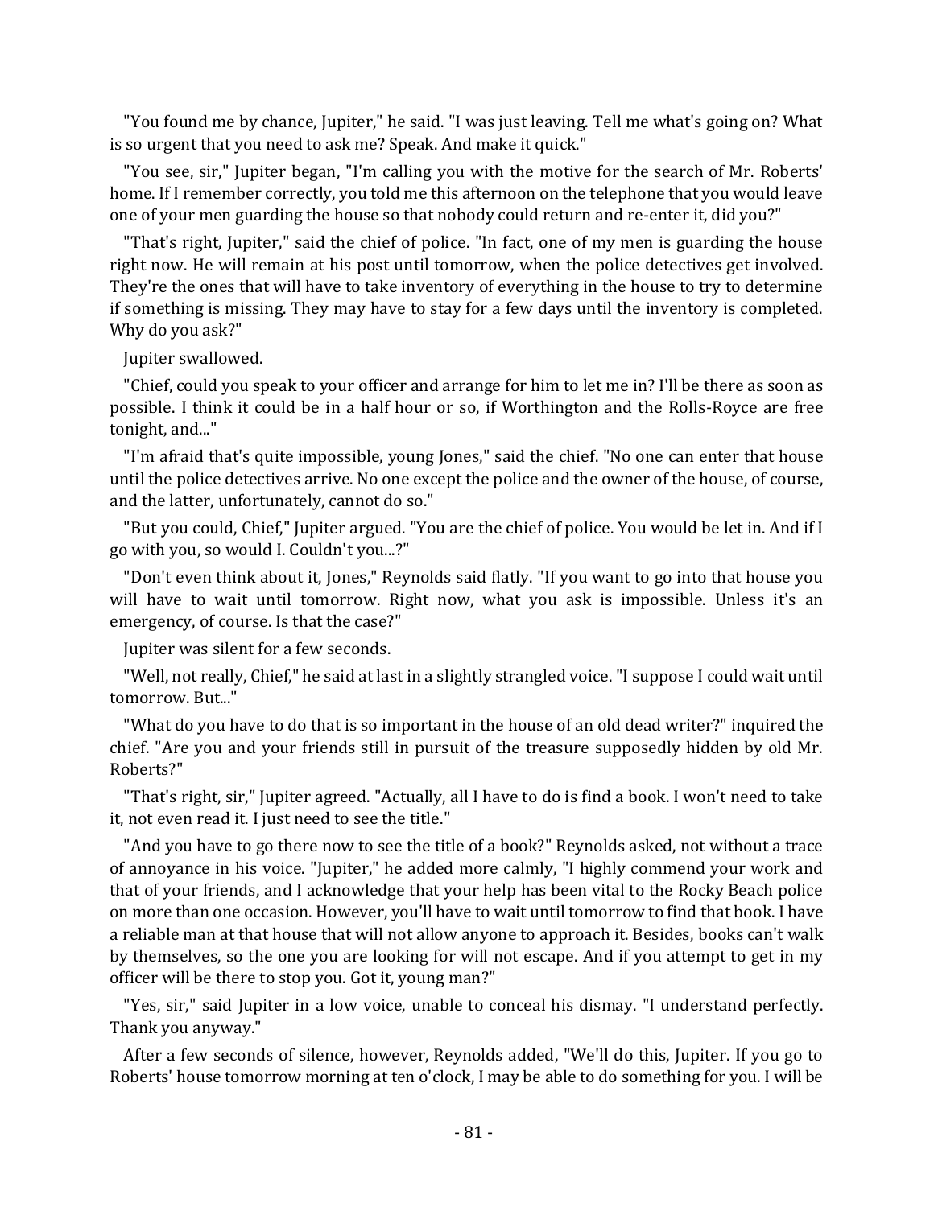"You found me by chance, Jupiter," he said. "I was just leaving. Tell me what's going on? What is so urgent that you need to ask me? Speak. And make it quick."

"You see, sir," Jupiter began, "I'm calling you with the motive for the search of Mr. Roberts' home. If I remember correctly, you told me this afternoon on the telephone that you would leave one of your men guarding the house so that nobody could return and re-enter it, did you?"

"That's right, Jupiter," said the chief of police. "In fact, one of my men is guarding the house right now. He will remain at his post until tomorrow, when the police detectives get involved. They're the ones that will have to take inventory of everything in the house to try to determine if something is missing. They may have to stay for a few days until the inventory is completed. Why do you ask?"

Jupiter swallowed.

"Chief, could you speak to your officer and arrange for him to let me in? I'll be there as soon as possible. I think it could be in a half hour or so, if Worthington and the Rolls-Royce are free tonight, and..."

"I'm afraid that's quite impossible, young Jones," said the chief. "No one can enter that house until the police detectives arrive. No one except the police and the owner of the house, of course, and the latter, unfortunately, cannot do so."

"But you could, Chief," Jupiter argued. "You are the chief of police. You would be let in. And if I go with you, so would I. Couldn't you...?"

"Don't even think about it, Jones," Reynolds said flatly. "If you want to go into that house you will have to wait until tomorrow. Right now, what you ask is impossible. Unless it's an emergency, of course. Is that the case?"

Jupiter was silent for a few seconds.

"Well, not really, Chief," he said at last in a slightly strangled voice. "I suppose I could wait until tomorrow. But..."

"What do you have to do that is so important in the house of an old dead writer?" inquired the chief. "Are you and your friends still in pursuit of the treasure supposedly hidden by old Mr. Roberts?"

"That's right, sir," Jupiter agreed. "Actually, all I have to do is find a book. I won't need to take it, not even read it. I just need to see the title."

"And you have to go there now to see the title of a book?" Reynolds asked, not without a trace of annoyance in his voice. "Jupiter," he added more calmly, "I highly commend your work and that of your friends, and I acknowledge that your help has been vital to the Rocky Beach police on more than one occasion. However, you'll have to wait until tomorrow to find that book. I have a reliable man at that house that will not allow anyone to approach it. Besides, books can't walk by themselves, so the one you are looking for will not escape. And if you attempt to get in my officer will be there to stop you. Got it, young man?"

"Yes, sir," said Jupiter in a low voice, unable to conceal his dismay. "I understand perfectly. Thank you anyway."

After a few seconds of silence, however, Reynolds added, "We'll do this, Jupiter. If you go to Roberts' house tomorrow morning at ten o'clock, I may be able to do something for you. I will be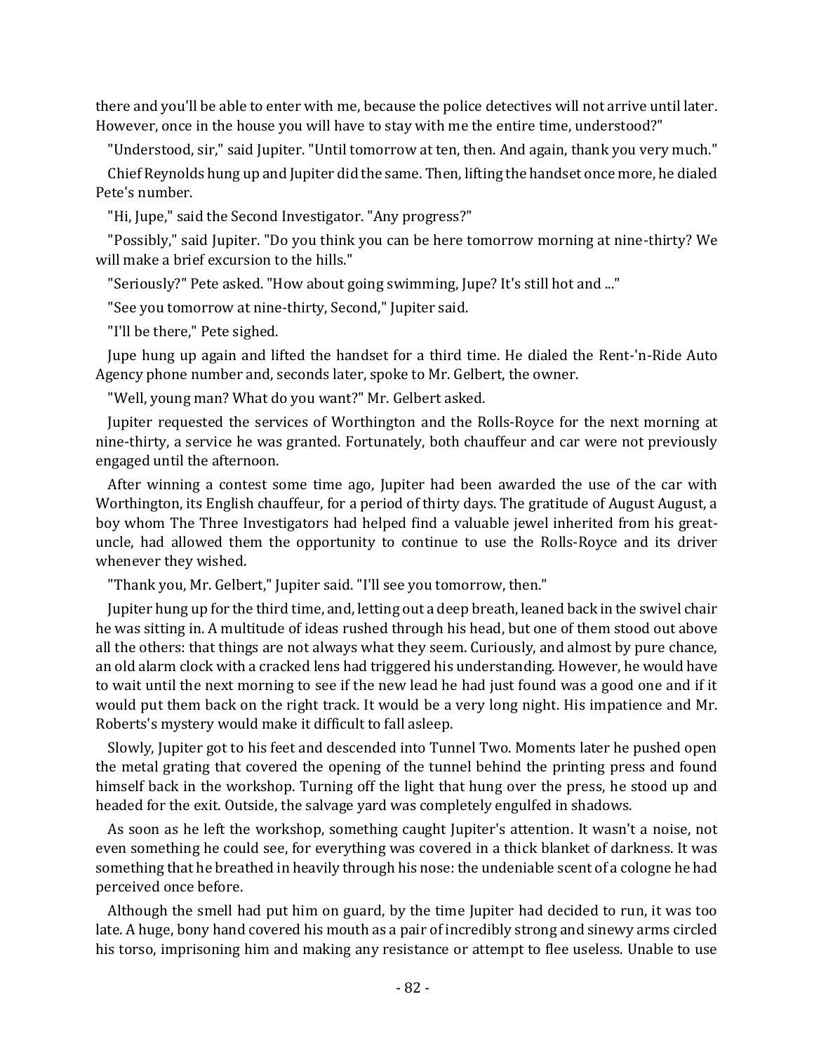there and you'll be able to enter with me, because the police detectives will not arrive until later. However, once in the house you will have to stay with me the entire time, understood?"

"Understood, sir," said Jupiter. "Until tomorrow at ten, then. And again, thank you very much."

Chief Reynolds hung up and Jupiter did the same. Then, lifting the handset once more, he dialed Pete's number.

"Hi, Jupe," said the Second Investigator. "Any progress?"

"Possibly," said Jupiter. "Do you think you can be here tomorrow morning at nine-thirty? We will make a brief excursion to the hills."

"Seriously?" Pete asked. "How about going swimming, Jupe? It's still hot and ..."

"See you tomorrow at nine-thirty, Second," Jupiter said.

"I'll be there," Pete sighed.

Jupe hung up again and lifted the handset for a third time. He dialed the Rent-'n-Ride Auto Agency phone number and, seconds later, spoke to Mr. Gelbert, the owner.

"Well, young man? What do you want?" Mr. Gelbert asked.

Jupiter requested the services of Worthington and the Rolls-Royce for the next morning at nine-thirty, a service he was granted. Fortunately, both chauffeur and car were not previously engaged until the afternoon.

After winning a contest some time ago, Jupiter had been awarded the use of the car with Worthington, its English chauffeur, for a period of thirty days. The gratitude of August August, a boy whom The Three Investigators had helped find a valuable jewel inherited from his great-uncle, had allowed them the opportunity to continue to use the Rolls-Royce and its driver whenever they wished.

"Thank you, Mr. Gelbert," Jupiter said. "I'll see you tomorrow, then."

Jupiter hung up for the third time, and, letting out a deep breath, leaned back in the swivel chair he was sitting in. A multitude of ideas rushed through his head, but one of them stood out above all the others: that things are not always what they seem. Curiously, and almost by pure chance, an old alarm clock with a cracked lens had triggered his understanding. However, he would have to wait until the next morning to see if the new lead he had just found was a good one and if it would put them back on the right track. It would be a very long night. His impatience and Mr. Roberts's mystery would make it difficult to fall asleep.

Slowly, Jupiter got to his feet and descended into Tunnel Two. Moments later he pushed open the metal grating that covered the opening of the tunnel behind the printing press and found himself back in the workshop. Turning off the light that hung over the press, he stood up and headed for the exit. Outside, the salvage yard was completely engulfed in shadows.

As soon as he left the workshop, something caught Jupiter's attention. It wasn't a noise, not even something he could see, for everything was covered in a thick blanket of darkness. It was something that he breathed in heavily through his nose: the undeniable scent of a cologne he had perceived once before.

Although the smell had put him on guard, by the time Jupiter had decided to run, it was too late. A huge, bony hand covered his mouth as a pair of incredibly strong and sinewy arms circled his torso, imprisoning him and making any resistance or attempt to flee useless. Unable to use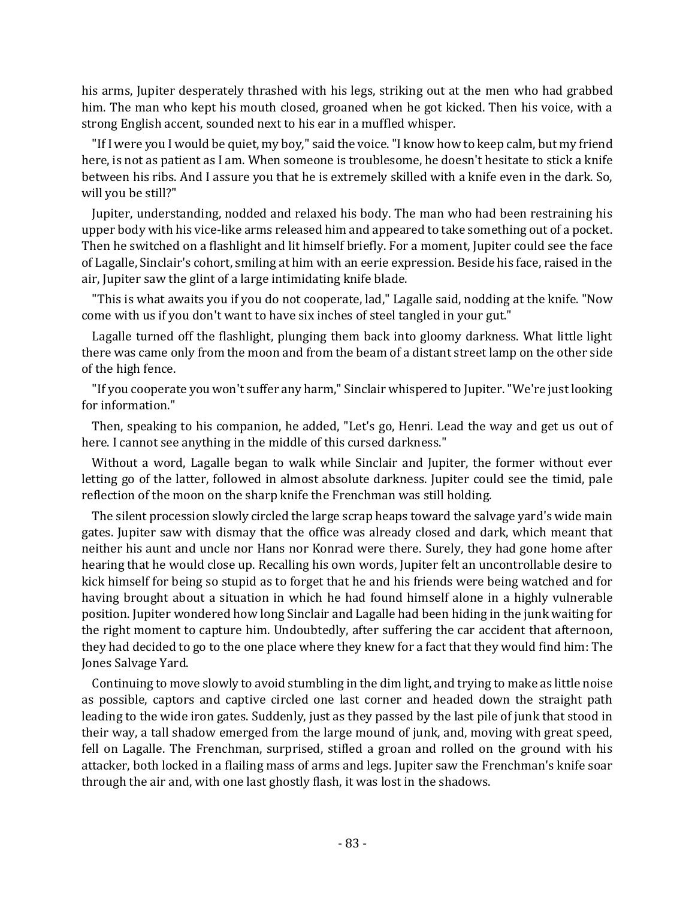his arms, Jupiter desperately thrashed with his legs, striking out at the men who had grabbed him. The man who kept his mouth closed, groaned when he got kicked. Then his voice, with a strong English accent, sounded next to his ear in a muffled whisper.

"If I were you I would be quiet, my boy," said the voice. "I know how to keep calm, but my friend here, is not as patient as I am. When someone is troublesome, he doesn't hesitate to stick a knife between his ribs. And I assure you that he is extremely skilled with a knife even in the dark. So, will you be still?"

Jupiter, understanding, nodded and relaxed his body. The man who had been restraining his upper body with his vice-like arms released him and appeared to take something out of a pocket. Then he switched on a flashlight and lit himself briefly. For a moment, Jupiter could see the face of Lagalle, Sinclair's cohort, smiling at him with an eerie expression. Beside his face, raised in the air, Jupiter saw the glint of a large intimidating knife blade.

"This is what awaits you if you do not cooperate, lad," Lagalle said, nodding at the knife. "Now come with us if you don't want to have six inches of steel tangled in your gut."

Lagalle turned off the flashlight, plunging them back into gloomy darkness. What little light there was came only from the moon and from the beam of a distant street lamp on the other side of the high fence.

"If you cooperate you won't suffer any harm," Sinclair whispered to Jupiter. "We're just looking for information."

Then, speaking to his companion, he added, "Let's go, Henri. Lead the way and get us out of here. I cannot see anything in the middle of this cursed darkness."

Without a word, Lagalle began to walk while Sinclair and Jupiter, the former without ever letting go of the latter, followed in almost absolute darkness. Jupiter could see the timid, pale reflection of the moon on the sharp knife the Frenchman was still holding.

The silent procession slowly circled the large scrap heaps toward the salvage yard's wide main gates. Jupiter saw with dismay that the office was already closed and dark, which meant that neither his aunt and uncle nor Hans nor Konrad were there. Surely, they had gone home after hearing that he would close up. Recalling his own words, Jupiter felt an uncontrollable desire to kick himself for being so stupid as to forget that he and his friends were being watched and for having brought about a situation in which he had found himself alone in a highly vulnerable position. Jupiter wondered how long Sinclair and Lagalle had been hiding in the junk waiting for the right moment to capture him. Undoubtedly, after suffering the car accident that afternoon, they had decided to go to the one place where they knew for a fact that they would find him: The Jones Salvage Yard.

Continuing to move slowly to avoid stumbling in the dim light, and trying to make as little noise as possible, captors and captive circled one last corner and headed down the straight path leading to the wide iron gates. Suddenly, just as they passed by the last pile of junk that stood in their way, a tall shadow emerged from the large mound of junk, and, moving with great speed, fell on Lagalle. The Frenchman, surprised, stifled a groan and rolled on the ground with his attacker, both locked in a flailing mass of arms and legs. Jupiter saw the Frenchman's knife soar through the air and, with one last ghostly flash, it was lost in the shadows.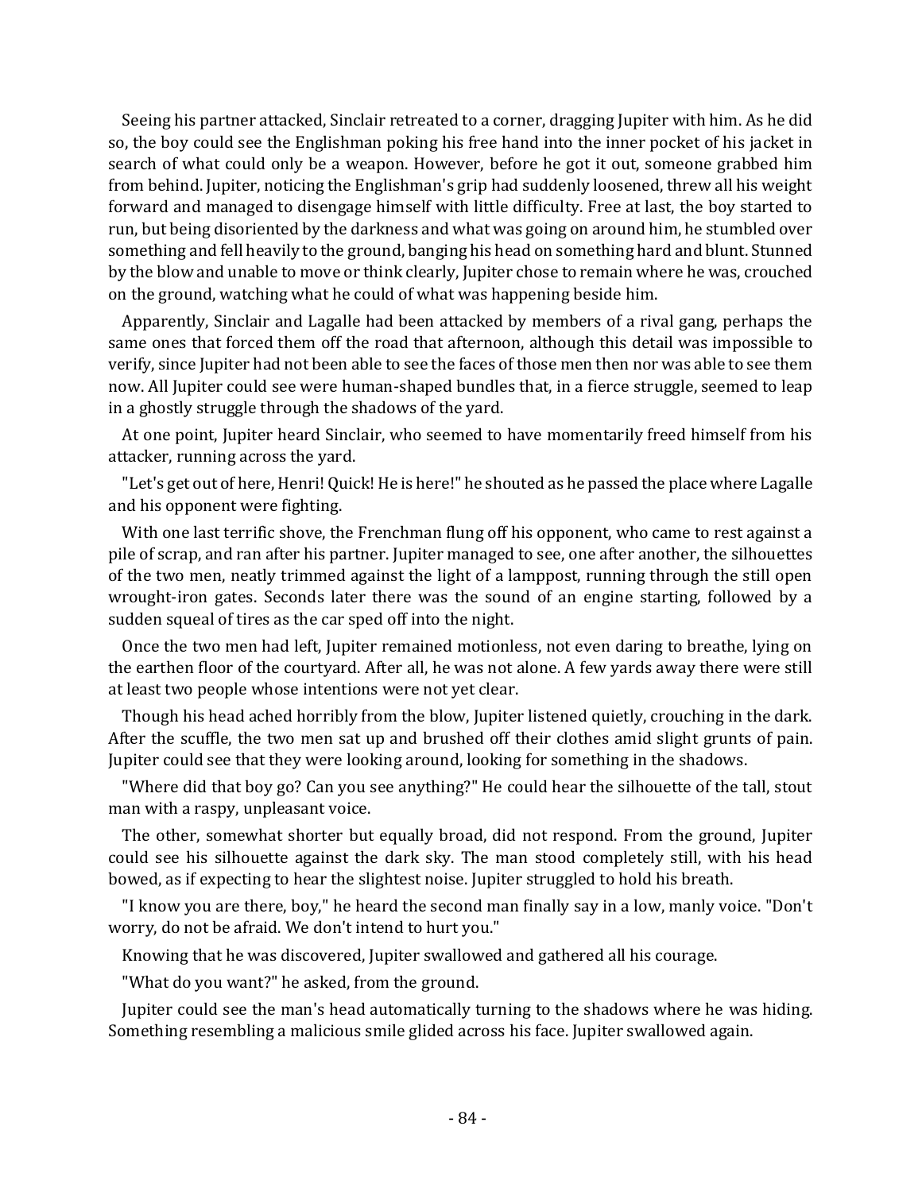Seeing his partner attacked, Sinclair retreated to a corner, dragging Jupiter with him. As he did so, the boy could see the Englishman poking his free hand into the inner pocket of his jacket in search of what could only be a weapon. However, before he got it out, someone grabbed him from behind. Jupiter, noticing the Englishman's grip had suddenly loosened, threw all his weight forward and managed to disengage himself with little difficulty. Free at last, the boy started to run, but being disoriented by the darkness and what was going on around him, he stumbled over something and fell heavily to the ground, banging his head on something hard and blunt. Stunned by the blow and unable to move or think clearly, Jupiter chose to remain where he was, crouched on the ground, watching what he could of what was happening beside him.

Apparently, Sinclair and Lagalle had been attacked by members of a rival gang, perhaps the same ones that forced them off the road that afternoon, although this detail was impossible to verify, since Jupiter had not been able to see the faces of those men then nor was able to see them now. All Jupiter could see were human-shaped bundles that, in a fierce struggle, seemed to leap in a ghostly struggle through the shadows of the yard.

At one point, Jupiter heard Sinclair, who seemed to have momentarily freed himself from his attacker, running across the yard.

"Let's get out of here, Henri! Quick! He is here!" he shouted as he passed the place where Lagalle and his opponent were fighting.

With one last terrific shove, the Frenchman flung off his opponent, who came to rest against a pile of scrap, and ran after his partner. Jupiter managed to see, one after another, the silhouettes of the two men, neatly trimmed against the light of a lamppost, running through the still open wrought-iron gates. Seconds later there was the sound of an engine starting, followed by a sudden squeal of tires as the car sped off into the night.

Once the two men had left, Jupiter remained motionless, not even daring to breathe, lying on the earthen floor of the courtyard. After all, he was not alone. A few yards away there were still at least two people whose intentions were not yet clear.

Though his head ached horribly from the blow, Jupiter listened quietly, crouching in the dark. After the scuffle, the two men sat up and brushed off their clothes amid slight grunts of pain. Jupiter could see that they were looking around, looking for something in the shadows.

"Where did that boy go? Can you see anything?" He could hear the silhouette of the tall, stout man with a raspy, unpleasant voice.

The other, somewhat shorter but equally broad, did not respond. From the ground, Jupiter could see his silhouette against the dark sky. The man stood completely still, with his head bowed, as if expecting to hear the slightest noise. Jupiter struggled to hold his breath.

"I know you are there, boy," he heard the second man finally say in a low, manly voice. "Don't worry, do not be afraid. We don't intend to hurt you."

Knowing that he was discovered, Jupiter swallowed and gathered all his courage.

"What do you want?" he asked, from the ground.

Jupiter could see the man's head automatically turning to the shadows where he was hiding. Something resembling a malicious smile glided across his face. Jupiter swallowed again.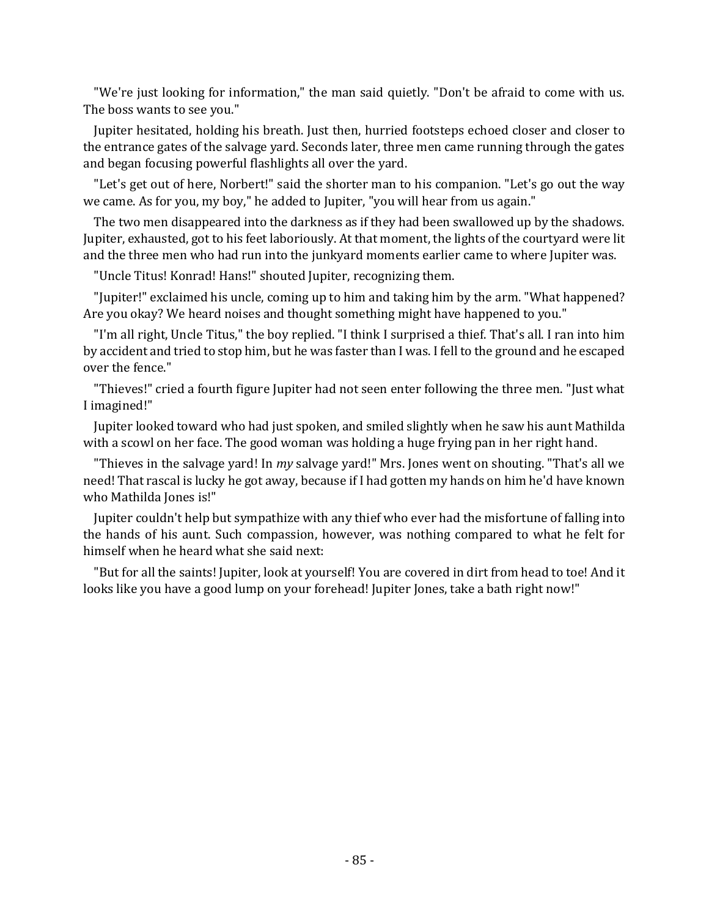"We're just looking for information," the man said quietly. "Don't be afraid to come with us. The boss wants to see you."

Jupiter hesitated, holding his breath. Just then, hurried footsteps echoed closer and closer to the entrance gates of the salvage yard. Seconds later, three men came running through the gates and began focusing powerful flashlights all over the yard.

"Let's get out of here, Norbert!" said the shorter man to his companion. "Let's go out the way we came. As for you, my boy," he added to Jupiter, "you will hear from us again."

The two men disappeared into the darkness as if they had been swallowed up by the shadows. Jupiter, exhausted, got to his feet laboriously. At that moment, the lights of the courtyard were lit and the three men who had run into the junkyard moments earlier came to where Jupiter was.

"Uncle Titus! Konrad! Hans!" shouted Jupiter, recognizing them.

"Jupiter!" exclaimed his uncle, coming up to him and taking him by the arm. "What happened? Are you okay? We heard noises and thought something might have happened to you."

"I'm all right, Uncle Titus," the boy replied. "I think I surprised a thief. That's all. I ran into him by accident and tried to stop him, but he was faster than I was. I fell to the ground and he escaped over the fence."

"Thieves!" cried a fourth figure Jupiter had not seen enter following the three men. "Just what I imagined!"

Jupiter looked toward who had just spoken, and smiled slightly when he saw his aunt Mathilda with a scowl on her face. The good woman was holding a huge frying pan in her right hand.

"Thieves in the salvage yard! In *my* salvage yard!" Mrs. Jones went on shouting. "That's all we need! That rascal is lucky he got away, because if I had gotten my hands on him he'd have known who Mathilda Jones is!"

Jupiter couldn't help but sympathize with any thief who ever had the misfortune of falling into the hands of his aunt. Such compassion, however, was nothing compared to what he felt for himself when he heard what she said next:

"But for all the saints! Jupiter, look at yourself! You are covered in dirt from head to toe! And it looks like you have a good lump on your forehead! Jupiter Jones, take a bath right now!"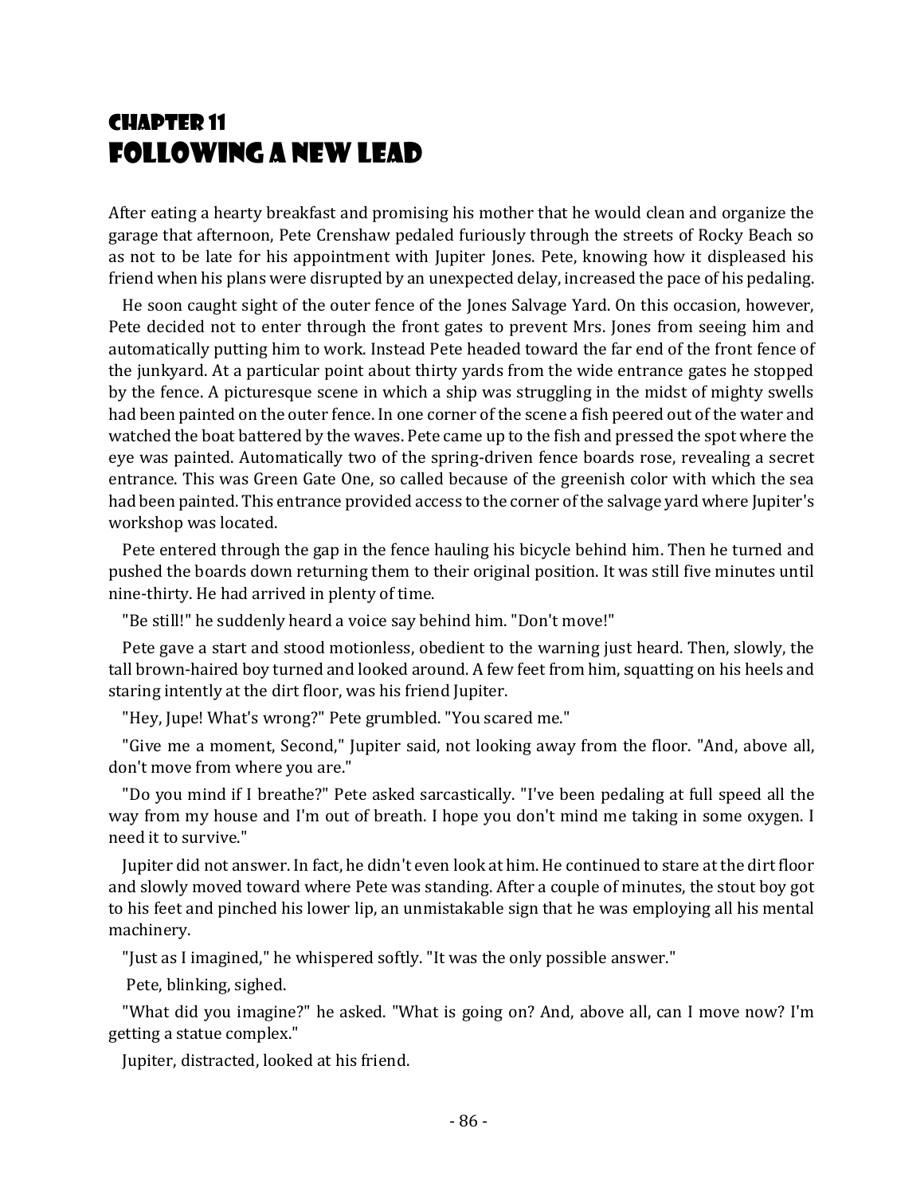# Chapter 11
# Following a New Lead

After eating a hearty breakfast and promising his mother that he would clean and organize the garage that afternoon, Pete Crenshaw pedaled furiously through the streets of Rocky Beach so as not to be late for his appointment with Jupiter Jones. Pete, knowing how it displeased his friend when his plans were disrupted by an unexpected delay, increased the pace of his pedaling.

He soon caught sight of the outer fence of the Jones Salvage Yard. On this occasion, however, Pete decided not to enter through the front gates to prevent Mrs. Jones from seeing him and automatically putting him to work. Instead Pete headed toward the far end of the front fence of the junkyard. At a particular point about thirty yards from the wide entrance gates he stopped by the fence. A picturesque scene in which a ship was struggling in the midst of mighty swells had been painted on the outer fence. In one corner of the scene a fish peered out of the water and watched the boat battered by the waves. Pete came up to the fish and pressed the spot where the eye was painted. Automatically two of the spring-driven fence boards rose, revealing a secret entrance. This was Green Gate One, so called because of the greenish color with which the sea had been painted. This entrance provided access to the corner of the salvage yard where Jupiter's workshop was located.

Pete entered through the gap in the fence hauling his bicycle behind him. Then he turned and pushed the boards down returning them to their original position. It was still five minutes until nine-thirty. He had arrived in plenty of time.

"Be still!" he suddenly heard a voice say behind him. "Don't move!"

Pete gave a start and stood motionless, obedient to the warning just heard. Then, slowly, the tall brown-haired boy turned and looked around. A few feet from him, squatting on his heels and staring intently at the dirt floor, was his friend Jupiter.

"Hey, Jupe! What's wrong?" Pete grumbled. "You scared me."

"Give me a moment, Second," Jupiter said, not looking away from the floor. "And, above all, don't move from where you are."

"Do you mind if I breathe?" Pete asked sarcastically. "I've been pedaling at full speed all the way from my house and I'm out of breath. I hope you don't mind me taking in some oxygen. I need it to survive."

Jupiter did not answer. In fact, he didn't even look at him. He continued to stare at the dirt floor and slowly moved toward where Pete was standing. After a couple of minutes, the stout boy got to his feet and pinched his lower lip, an unmistakable sign that he was employing all his mental machinery.

"Just as I imagined," he whispered softly. "It was the only possible answer."

Pete, blinking, sighed.

"What did you imagine?" he asked. "What is going on? And, above all, can I move now? I'm getting a statue complex."

Jupiter, distracted, looked at his friend.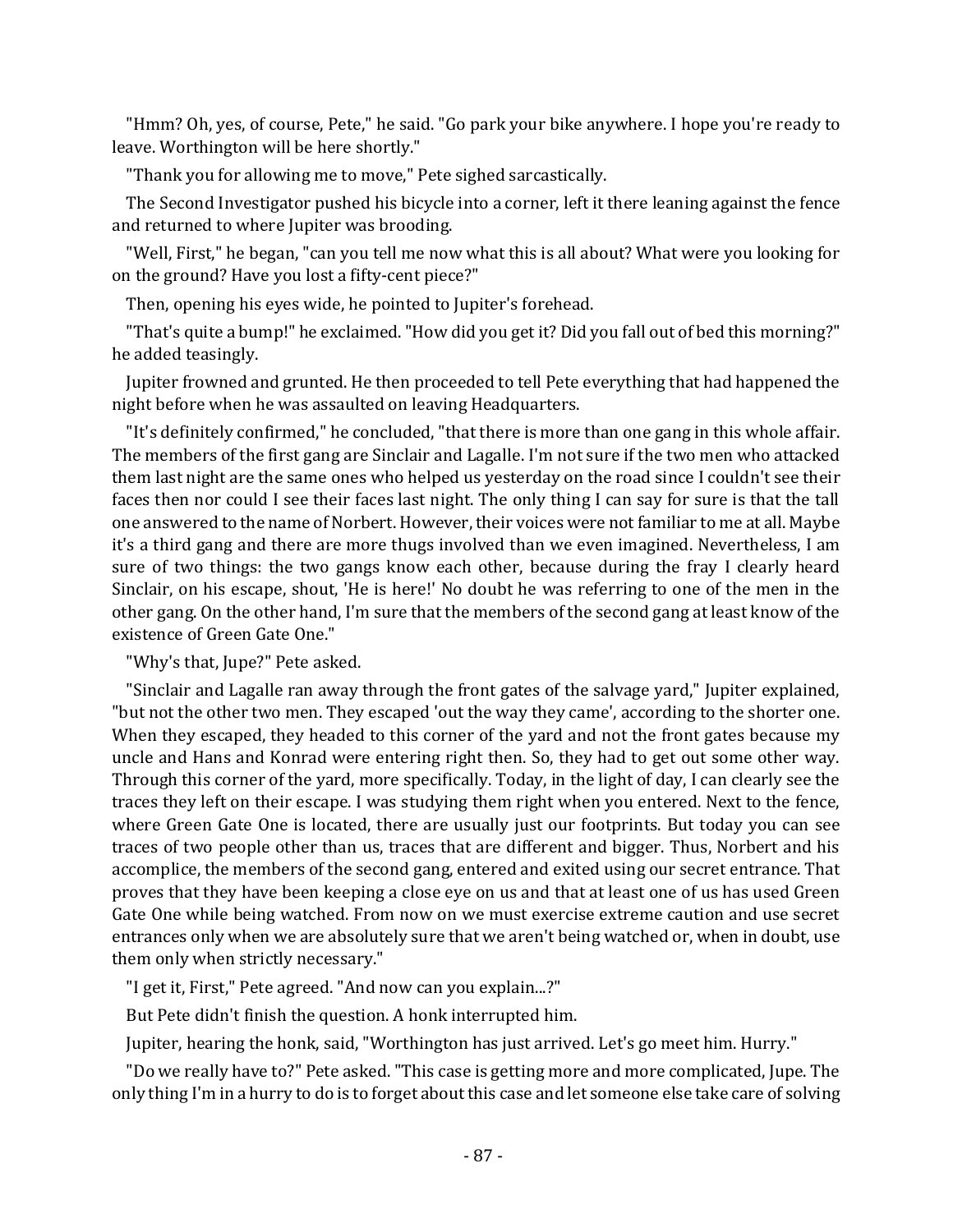"Hmm? Oh, yes, of course, Pete," he said. "Go park your bike anywhere. I hope you're ready to leave. Worthington will be here shortly."

"Thank you for allowing me to move," Pete sighed sarcastically.

The Second Investigator pushed his bicycle into a corner, left it there leaning against the fence and returned to where Jupiter was brooding.

"Well, First," he began, "can you tell me now what this is all about? What were you looking for on the ground? Have you lost a fifty-cent piece?"

Then, opening his eyes wide, he pointed to Jupiter's forehead.

"That's quite a bump!" he exclaimed. "How did you get it? Did you fall out of bed this morning?" he added teasingly.

Jupiter frowned and grunted. He then proceeded to tell Pete everything that had happened the night before when he was assaulted on leaving Headquarters.

"It's definitely confirmed," he concluded, "that there is more than one gang in this whole affair. The members of the first gang are Sinclair and Lagalle. I'm not sure if the two men who attacked them last night are the same ones who helped us yesterday on the road since I couldn't see their faces then nor could I see their faces last night. The only thing I can say for sure is that the tall one answered to the name of Norbert. However, their voices were not familiar to me at all. Maybe it's a third gang and there are more thugs involved than we even imagined. Nevertheless, I am sure of two things: the two gangs know each other, because during the fray I clearly heard Sinclair, on his escape, shout, 'He is here!' No doubt he was referring to one of the men in the other gang. On the other hand, I'm sure that the members of the second gang at least know of the existence of Green Gate One."

"Why's that, Jupe?" Pete asked.

"Sinclair and Lagalle ran away through the front gates of the salvage yard," Jupiter explained, "but not the other two men. They escaped 'out the way they came', according to the shorter one. When they escaped, they headed to this corner of the yard and not the front gates because my uncle and Hans and Konrad were entering right then. So, they had to get out some other way. Through this corner of the yard, more specifically. Today, in the light of day, I can clearly see the traces they left on their escape. I was studying them right when you entered. Next to the fence, where Green Gate One is located, there are usually just our footprints. But today you can see traces of two people other than us, traces that are different and bigger. Thus, Norbert and his accomplice, the members of the second gang, entered and exited using our secret entrance. That proves that they have been keeping a close eye on us and that at least one of us has used Green Gate One while being watched. From now on we must exercise extreme caution and use secret entrances only when we are absolutely sure that we aren't being watched or, when in doubt, use them only when strictly necessary."

"I get it, First," Pete agreed. "And now can you explain...?"

But Pete didn't finish the question. A honk interrupted him.

Jupiter, hearing the honk, said, "Worthington has just arrived. Let's go meet him. Hurry."

"Do we really have to?" Pete asked. "This case is getting more and more complicated, Jupe. The only thing I'm in a hurry to do is to forget about this case and let someone else take care of solving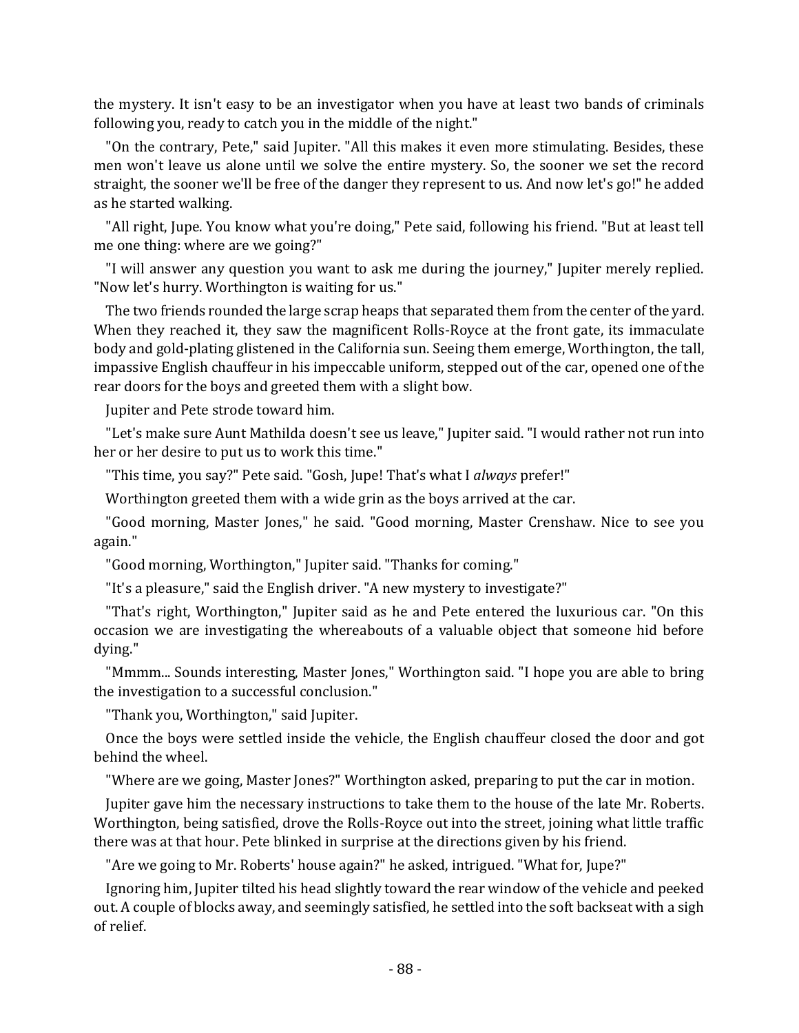the mystery. It isn't easy to be an investigator when you have at least two bands of criminals following you, ready to catch you in the middle of the night."

"On the contrary, Pete," said Jupiter. "All this makes it even more stimulating. Besides, these men won't leave us alone until we solve the entire mystery. So, the sooner we set the record straight, the sooner we'll be free of the danger they represent to us. And now let's go!" he added as he started walking.

"All right, Jupe. You know what you're doing," Pete said, following his friend. "But at least tell me one thing: where are we going?"

"I will answer any question you want to ask me during the journey," Jupiter merely replied. "Now let's hurry. Worthington is waiting for us."

The two friends rounded the large scrap heaps that separated them from the center of the yard. When they reached it, they saw the magnificent Rolls-Royce at the front gate, its immaculate body and gold-plating glistened in the California sun. Seeing them emerge, Worthington, the tall, impassive English chauffeur in his impeccable uniform, stepped out of the car, opened one of the rear doors for the boys and greeted them with a slight bow.

Jupiter and Pete strode toward him.

"Let's make sure Aunt Mathilda doesn't see us leave," Jupiter said. "I would rather not run into her or her desire to put us to work this time."

"This time, you say?" Pete said. "Gosh, Jupe! That's what I *always* prefer!"

Worthington greeted them with a wide grin as the boys arrived at the car.

"Good morning, Master Jones," he said. "Good morning, Master Crenshaw. Nice to see you again."

"Good morning, Worthington," Jupiter said. "Thanks for coming."

"It's a pleasure," said the English driver. "A new mystery to investigate?"

"That's right, Worthington," Jupiter said as he and Pete entered the luxurious car. "On this occasion we are investigating the whereabouts of a valuable object that someone hid before dying."

"Mmmm... Sounds interesting, Master Jones," Worthington said. "I hope you are able to bring the investigation to a successful conclusion."

"Thank you, Worthington," said Jupiter.

Once the boys were settled inside the vehicle, the English chauffeur closed the door and got behind the wheel.

"Where are we going, Master Jones?" Worthington asked, preparing to put the car in motion.

Jupiter gave him the necessary instructions to take them to the house of the late Mr. Roberts. Worthington, being satisfied, drove the Rolls-Royce out into the street, joining what little traffic there was at that hour. Pete blinked in surprise at the directions given by his friend.

"Are we going to Mr. Roberts' house again?" he asked, intrigued. "What for, Jupe?"

Ignoring him, Jupiter tilted his head slightly toward the rear window of the vehicle and peeked out. A couple of blocks away, and seemingly satisfied, he settled into the soft backseat with a sigh of relief.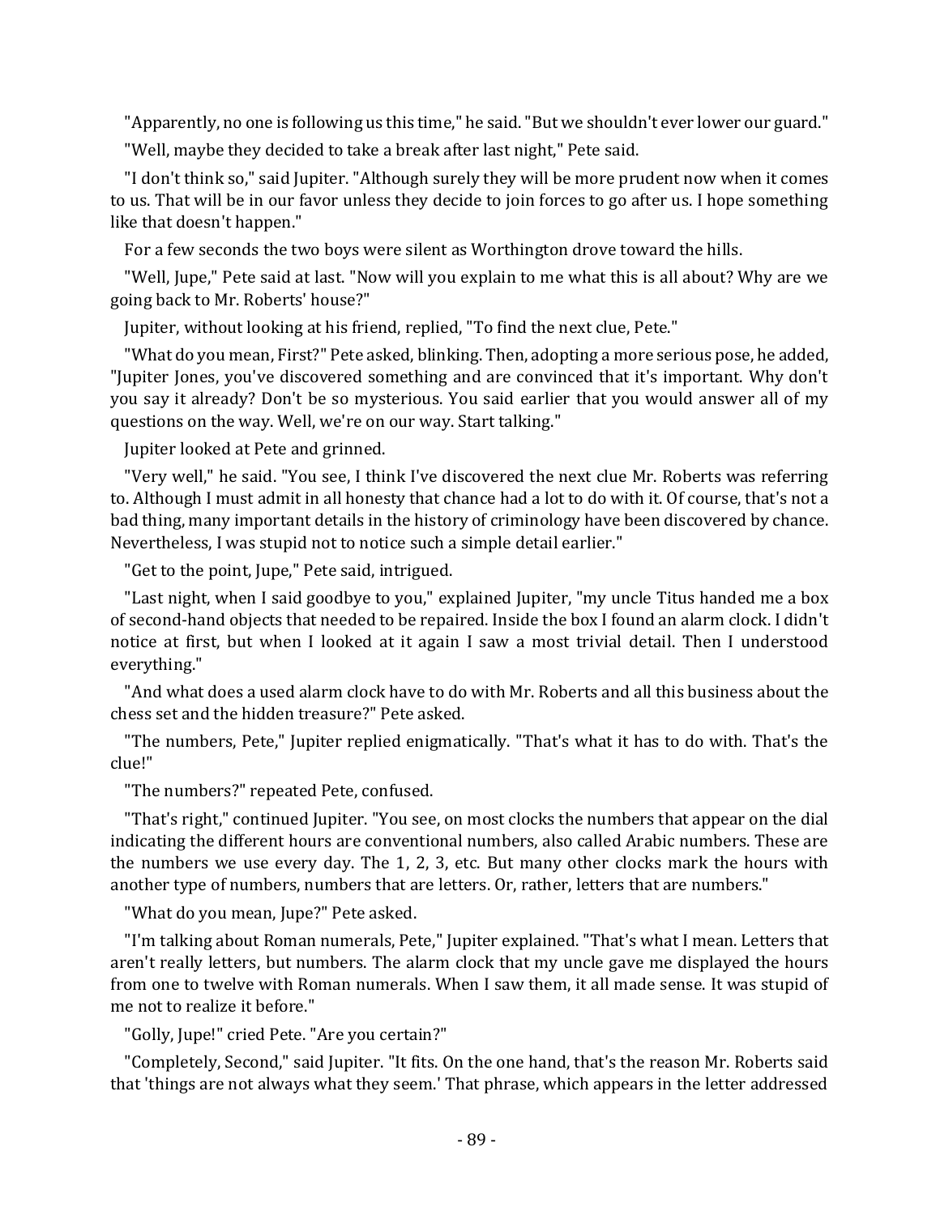"Apparently, no one is following us this time," he said. "But we shouldn't ever lower our guard."

"Well, maybe they decided to take a break after last night," Pete said.

"I don't think so," said Jupiter. "Although surely they will be more prudent now when it comes to us. That will be in our favor unless they decide to join forces to go after us. I hope something like that doesn't happen."

For a few seconds the two boys were silent as Worthington drove toward the hills.

"Well, Jupe," Pete said at last. "Now will you explain to me what this is all about? Why are we going back to Mr. Roberts' house?"

Jupiter, without looking at his friend, replied, "To find the next clue, Pete."

"What do you mean, First?" Pete asked, blinking. Then, adopting a more serious pose, he added, "Jupiter Jones, you've discovered something and are convinced that it's important. Why don't you say it already? Don't be so mysterious. You said earlier that you would answer all of my questions on the way. Well, we're on our way. Start talking."

Jupiter looked at Pete and grinned.

"Very well," he said. "You see, I think I've discovered the next clue Mr. Roberts was referring to. Although I must admit in all honesty that chance had a lot to do with it. Of course, that's not a bad thing, many important details in the history of criminology have been discovered by chance. Nevertheless, I was stupid not to notice such a simple detail earlier."

"Get to the point, Jupe," Pete said, intrigued.

"Last night, when I said goodbye to you," explained Jupiter, "my uncle Titus handed me a box of second-hand objects that needed to be repaired. Inside the box I found an alarm clock. I didn't notice at first, but when I looked at it again I saw a most trivial detail. Then I understood everything."

"And what does a used alarm clock have to do with Mr. Roberts and all this business about the chess set and the hidden treasure?" Pete asked.

"The numbers, Pete," Jupiter replied enigmatically. "That's what it has to do with. That's the clue!"

"The numbers?" repeated Pete, confused.

"That's right," continued Jupiter. "You see, on most clocks the numbers that appear on the dial indicating the different hours are conventional numbers, also called Arabic numbers. These are the numbers we use every day. The 1, 2, 3, etc. But many other clocks mark the hours with another type of numbers, numbers that are letters. Or, rather, letters that are numbers."

"What do you mean, Jupe?" Pete asked.

"I'm talking about Roman numerals, Pete," Jupiter explained. "That's what I mean. Letters that aren't really letters, but numbers. The alarm clock that my uncle gave me displayed the hours from one to twelve with Roman numerals. When I saw them, it all made sense. It was stupid of me not to realize it before."

"Golly, Jupe!" cried Pete. "Are you certain?"

"Completely, Second," said Jupiter. "It fits. On the one hand, that's the reason Mr. Roberts said that 'things are not always what they seem.' That phrase, which appears in the letter addressed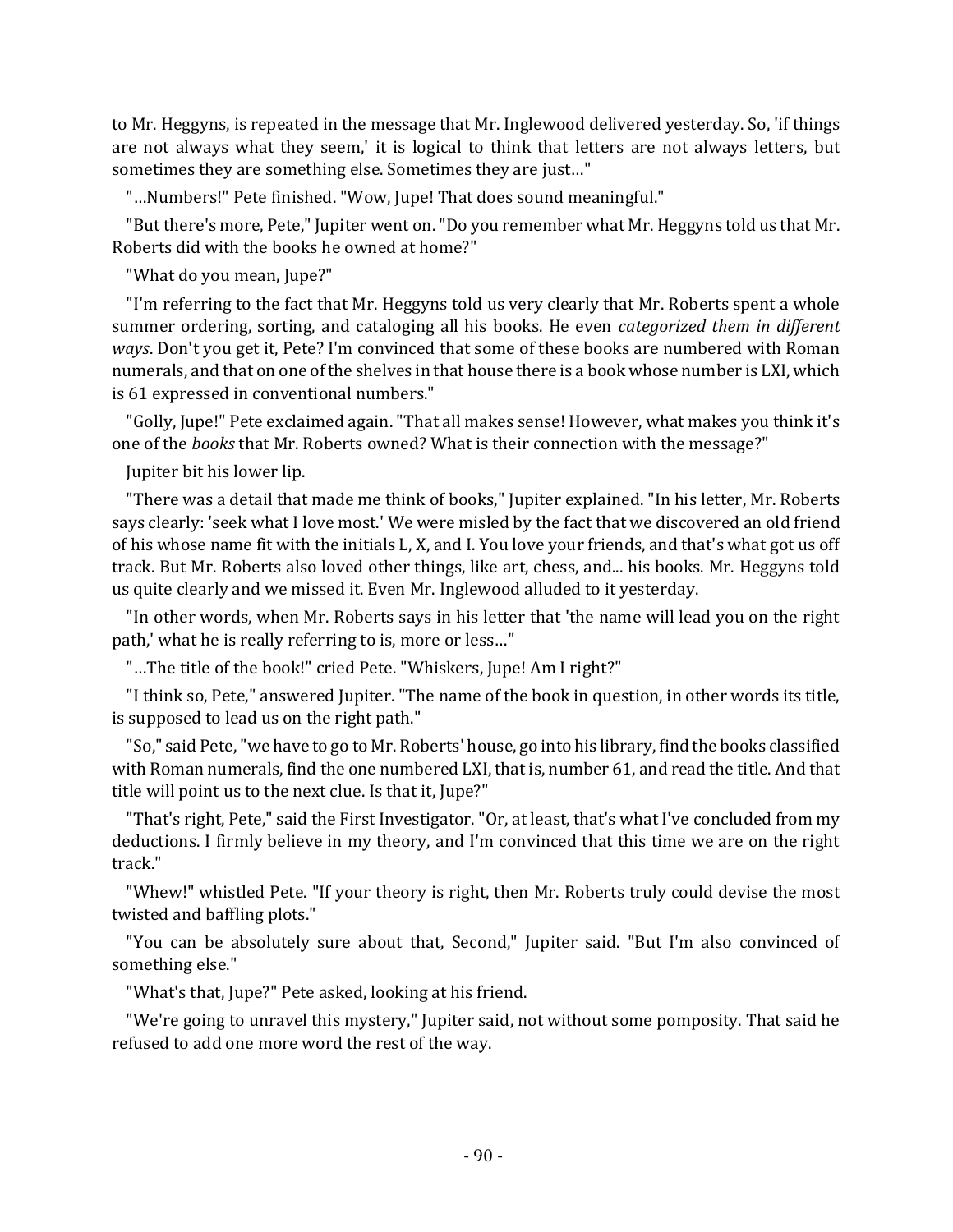to Mr. Heggyns, is repeated in the message that Mr. Inglewood delivered yesterday. So, 'if things are not always what they seem,' it is logical to think that letters are not always letters, but sometimes they are something else. Sometimes they are just…"

"…Numbers!" Pete finished. "Wow, Jupe! That does sound meaningful."

"But there's more, Pete," Jupiter went on. "Do you remember what Mr. Heggyns told us that Mr. Roberts did with the books he owned at home?"

"What do you mean, Jupe?"

"I'm referring to the fact that Mr. Heggyns told us very clearly that Mr. Roberts spent a whole summer ordering, sorting, and cataloging all his books. He even *categorized them in different ways*. Don't you get it, Pete? I'm convinced that some of these books are numbered with Roman numerals, and that on one of the shelves in that house there is a book whose number is LXI, which is 61 expressed in conventional numbers."

"Golly, Jupe!" Pete exclaimed again. "That all makes sense! However, what makes you think it's one of the *books* that Mr. Roberts owned? What is their connection with the message?"

Jupiter bit his lower lip.

"There was a detail that made me think of books," Jupiter explained. "In his letter, Mr. Roberts says clearly: 'seek what I love most.' We were misled by the fact that we discovered an old friend of his whose name fit with the initials L, X, and I. You love your friends, and that's what got us off track. But Mr. Roberts also loved other things, like art, chess, and... his books. Mr. Heggyns told us quite clearly and we missed it. Even Mr. Inglewood alluded to it yesterday.

"In other words, when Mr. Roberts says in his letter that 'the name will lead you on the right path,' what he is really referring to is, more or less…"

"…The title of the book!" cried Pete. "Whiskers, Jupe! Am I right?"

"I think so, Pete," answered Jupiter. "The name of the book in question, in other words its title, is supposed to lead us on the right path."

"So," said Pete, "we have to go to Mr. Roberts' house, go into his library, find the books classified with Roman numerals, find the one numbered LXI, that is, number 61, and read the title. And that title will point us to the next clue. Is that it, Jupe?"

"That's right, Pete," said the First Investigator. "Or, at least, that's what I've concluded from my deductions. I firmly believe in my theory, and I'm convinced that this time we are on the right track."

"Whew!" whistled Pete. "If your theory is right, then Mr. Roberts truly could devise the most twisted and baffling plots."

"You can be absolutely sure about that, Second," Jupiter said. "But I'm also convinced of something else."

"What's that, Jupe?" Pete asked, looking at his friend.

"We're going to unravel this mystery," Jupiter said, not without some pomposity. That said he refused to add one more word the rest of the way.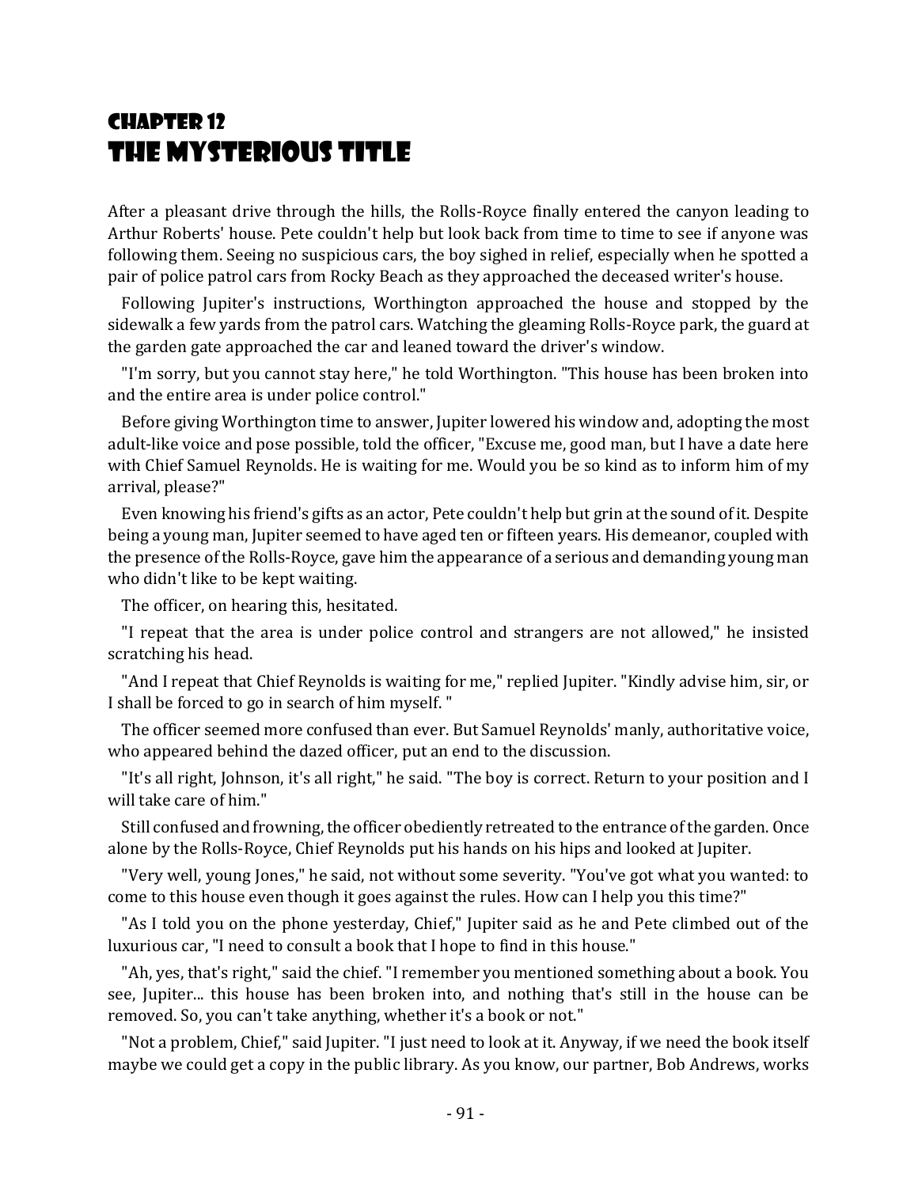# Chapter 12
# The Mysterious Title

After a pleasant drive through the hills, the Rolls-Royce finally entered the canyon leading to Arthur Roberts' house. Pete couldn't help but look back from time to time to see if anyone was following them. Seeing no suspicious cars, the boy sighed in relief, especially when he spotted a pair of police patrol cars from Rocky Beach as they approached the deceased writer's house.

Following Jupiter's instructions, Worthington approached the house and stopped by the sidewalk a few yards from the patrol cars. Watching the gleaming Rolls-Royce park, the guard at the garden gate approached the car and leaned toward the driver's window.

"I'm sorry, but you cannot stay here," he told Worthington. "This house has been broken into and the entire area is under police control."

Before giving Worthington time to answer, Jupiter lowered his window and, adopting the most adult-like voice and pose possible, told the officer, "Excuse me, good man, but I have a date here with Chief Samuel Reynolds. He is waiting for me. Would you be so kind as to inform him of my arrival, please?"

Even knowing his friend's gifts as an actor, Pete couldn't help but grin at the sound of it. Despite being a young man, Jupiter seemed to have aged ten or fifteen years. His demeanor, coupled with the presence of the Rolls-Royce, gave him the appearance of a serious and demanding young man who didn't like to be kept waiting.

The officer, on hearing this, hesitated.

"I repeat that the area is under police control and strangers are not allowed," he insisted scratching his head.

"And I repeat that Chief Reynolds is waiting for me," replied Jupiter. "Kindly advise him, sir, or I shall be forced to go in search of him myself. "

The officer seemed more confused than ever. But Samuel Reynolds' manly, authoritative voice, who appeared behind the dazed officer, put an end to the discussion.

"It's all right, Johnson, it's all right," he said. "The boy is correct. Return to your position and I will take care of him."

Still confused and frowning, the officer obediently retreated to the entrance of the garden. Once alone by the Rolls-Royce, Chief Reynolds put his hands on his hips and looked at Jupiter.

"Very well, young Jones," he said, not without some severity. "You've got what you wanted: to come to this house even though it goes against the rules. How can I help you this time?"

"As I told you on the phone yesterday, Chief," Jupiter said as he and Pete climbed out of the luxurious car, "I need to consult a book that I hope to find in this house."

"Ah, yes, that's right," said the chief. "I remember you mentioned something about a book. You see, Jupiter... this house has been broken into, and nothing that's still in the house can be removed. So, you can't take anything, whether it's a book or not."

"Not a problem, Chief," said Jupiter. "I just need to look at it. Anyway, if we need the book itself maybe we could get a copy in the public library. As you know, our partner, Bob Andrews, works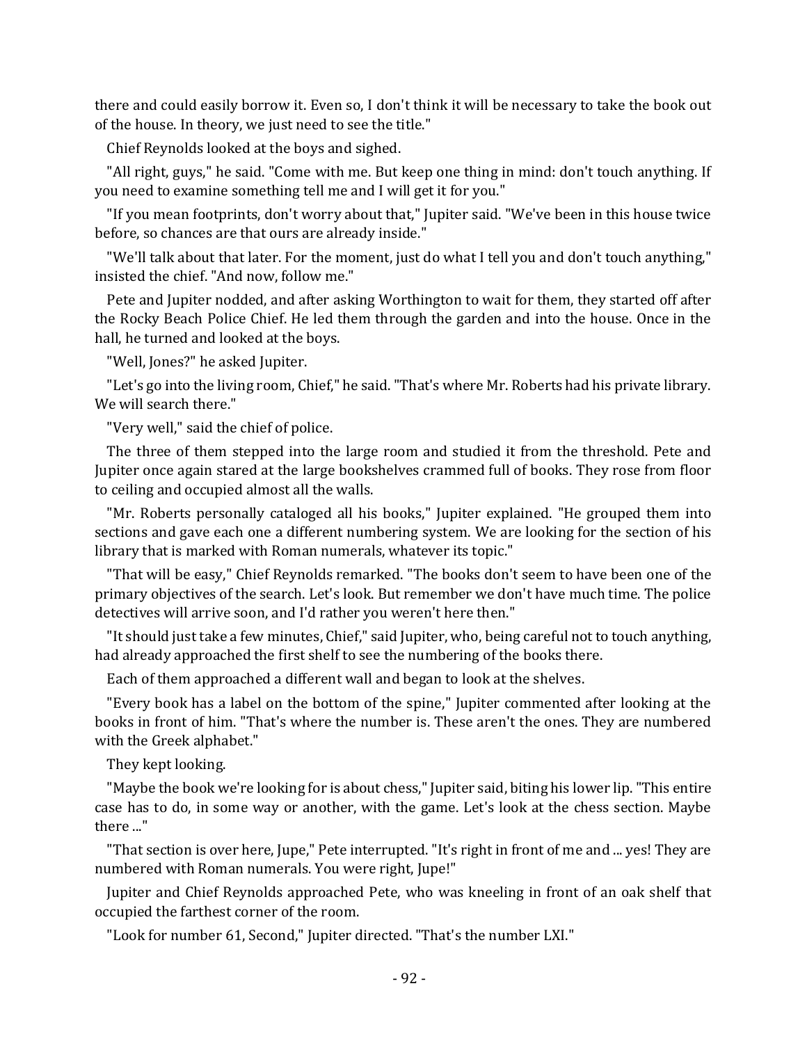there and could easily borrow it. Even so, I don't think it will be necessary to take the book out of the house. In theory, we just need to see the title."

Chief Reynolds looked at the boys and sighed.

"All right, guys," he said. "Come with me. But keep one thing in mind: don't touch anything. If you need to examine something tell me and I will get it for you."

"If you mean footprints, don't worry about that," Jupiter said. "We've been in this house twice before, so chances are that ours are already inside."

"We'll talk about that later. For the moment, just do what I tell you and don't touch anything," insisted the chief. "And now, follow me."

Pete and Jupiter nodded, and after asking Worthington to wait for them, they started off after the Rocky Beach Police Chief. He led them through the garden and into the house. Once in the hall, he turned and looked at the boys.

"Well, Jones?" he asked Jupiter.

"Let's go into the living room, Chief," he said. "That's where Mr. Roberts had his private library. We will search there."

"Very well," said the chief of police.

The three of them stepped into the large room and studied it from the threshold. Pete and Jupiter once again stared at the large bookshelves crammed full of books. They rose from floor to ceiling and occupied almost all the walls.

"Mr. Roberts personally cataloged all his books," Jupiter explained. "He grouped them into sections and gave each one a different numbering system. We are looking for the section of his library that is marked with Roman numerals, whatever its topic."

"That will be easy," Chief Reynolds remarked. "The books don't seem to have been one of the primary objectives of the search. Let's look. But remember we don't have much time. The police detectives will arrive soon, and I'd rather you weren't here then."

"It should just take a few minutes, Chief," said Jupiter, who, being careful not to touch anything, had already approached the first shelf to see the numbering of the books there.

Each of them approached a different wall and began to look at the shelves.

"Every book has a label on the bottom of the spine," Jupiter commented after looking at the books in front of him. "That's where the number is. These aren't the ones. They are numbered with the Greek alphabet."

They kept looking.

"Maybe the book we're looking for is about chess," Jupiter said, biting his lower lip. "This entire case has to do, in some way or another, with the game. Let's look at the chess section. Maybe there ..."

"That section is over here, Jupe," Pete interrupted. "It's right in front of me and ... yes! They are numbered with Roman numerals. You were right, Jupe!"

Jupiter and Chief Reynolds approached Pete, who was kneeling in front of an oak shelf that occupied the farthest corner of the room.

"Look for number 61, Second," Jupiter directed. "That's the number LXI."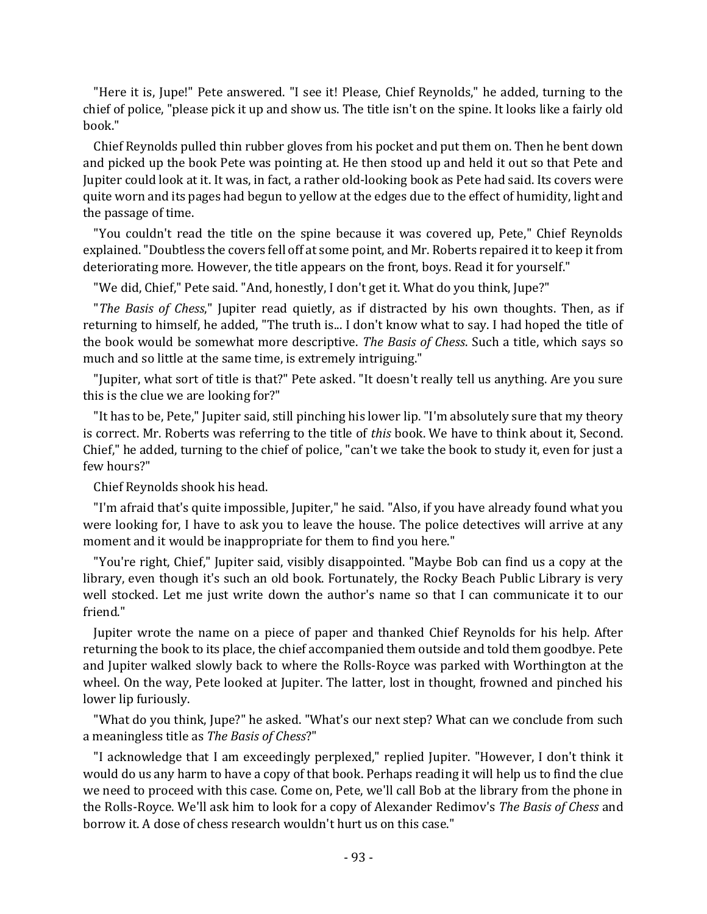"Here it is, Jupe!" Pete answered. "I see it! Please, Chief Reynolds," he added, turning to the chief of police, "please pick it up and show us. The title isn't on the spine. It looks like a fairly old book."

Chief Reynolds pulled thin rubber gloves from his pocket and put them on. Then he bent down and picked up the book Pete was pointing at. He then stood up and held it out so that Pete and Jupiter could look at it. It was, in fact, a rather old-looking book as Pete had said. Its covers were quite worn and its pages had begun to yellow at the edges due to the effect of humidity, light and the passage of time.

"You couldn't read the title on the spine because it was covered up, Pete," Chief Reynolds explained. "Doubtless the covers fell off at some point, and Mr. Roberts repaired it to keep it from deteriorating more. However, the title appears on the front, boys. Read it for yourself."

"We did, Chief," Pete said. "And, honestly, I don't get it. What do you think, Jupe?"

"*The Basis of Chess*," Jupiter read quietly, as if distracted by his own thoughts. Then, as if returning to himself, he added, "The truth is... I don't know what to say. I had hoped the title of the book would be somewhat more descriptive. *The Basis of Chess*. Such a title, which says so much and so little at the same time, is extremely intriguing."

"Jupiter, what sort of title is that?" Pete asked. "It doesn't really tell us anything. Are you sure this is the clue we are looking for?"

"It has to be, Pete," Jupiter said, still pinching his lower lip. "I'm absolutely sure that my theory is correct. Mr. Roberts was referring to the title of *this* book. We have to think about it, Second. Chief," he added, turning to the chief of police, "can't we take the book to study it, even for just a few hours?"

Chief Reynolds shook his head.

"I'm afraid that's quite impossible, Jupiter," he said. "Also, if you have already found what you were looking for, I have to ask you to leave the house. The police detectives will arrive at any moment and it would be inappropriate for them to find you here."

"You're right, Chief," Jupiter said, visibly disappointed. "Maybe Bob can find us a copy at the library, even though it's such an old book. Fortunately, the Rocky Beach Public Library is very well stocked. Let me just write down the author's name so that I can communicate it to our friend."

Jupiter wrote the name on a piece of paper and thanked Chief Reynolds for his help. After returning the book to its place, the chief accompanied them outside and told them goodbye. Pete and Jupiter walked slowly back to where the Rolls-Royce was parked with Worthington at the wheel. On the way, Pete looked at Jupiter. The latter, lost in thought, frowned and pinched his lower lip furiously.

"What do you think, Jupe?" he asked. "What's our next step? What can we conclude from such a meaningless title as *The Basis of Chess*?"

"I acknowledge that I am exceedingly perplexed," replied Jupiter. "However, I don't think it would do us any harm to have a copy of that book. Perhaps reading it will help us to find the clue we need to proceed with this case. Come on, Pete, we'll call Bob at the library from the phone in the Rolls-Royce. We'll ask him to look for a copy of Alexander Redimov's *The Basis of Chess* and borrow it. A dose of chess research wouldn't hurt us on this case."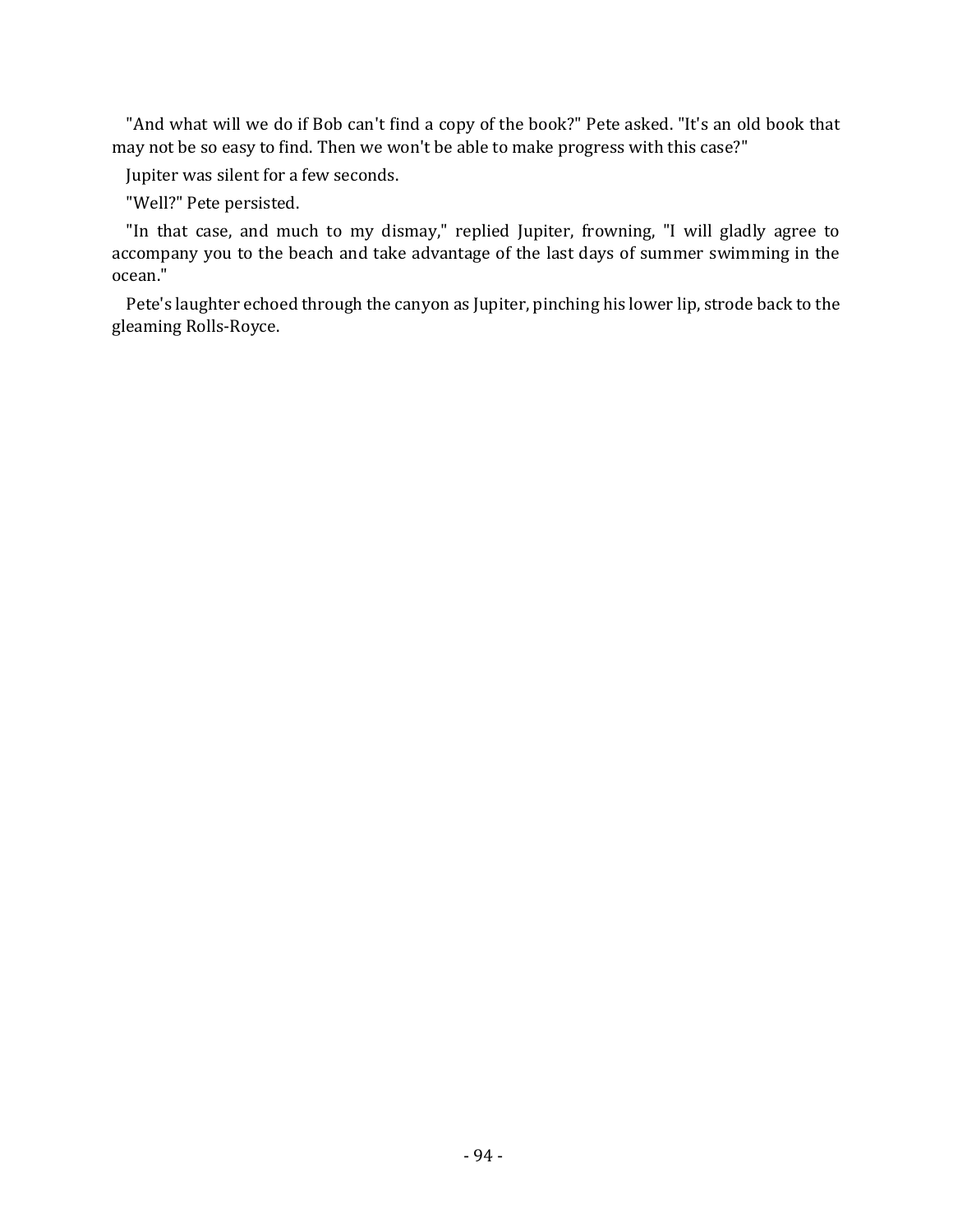"And what will we do if Bob can't find a copy of the book?" Pete asked. "It's an old book that may not be so easy to find. Then we won't be able to make progress with this case?"

Jupiter was silent for a few seconds.

"Well?" Pete persisted.

"In that case, and much to my dismay," replied Jupiter, frowning, "I will gladly agree to accompany you to the beach and take advantage of the last days of summer swimming in the ocean."

Pete's laughter echoed through the canyon as Jupiter, pinching his lower lip, strode back to the gleaming Rolls-Royce.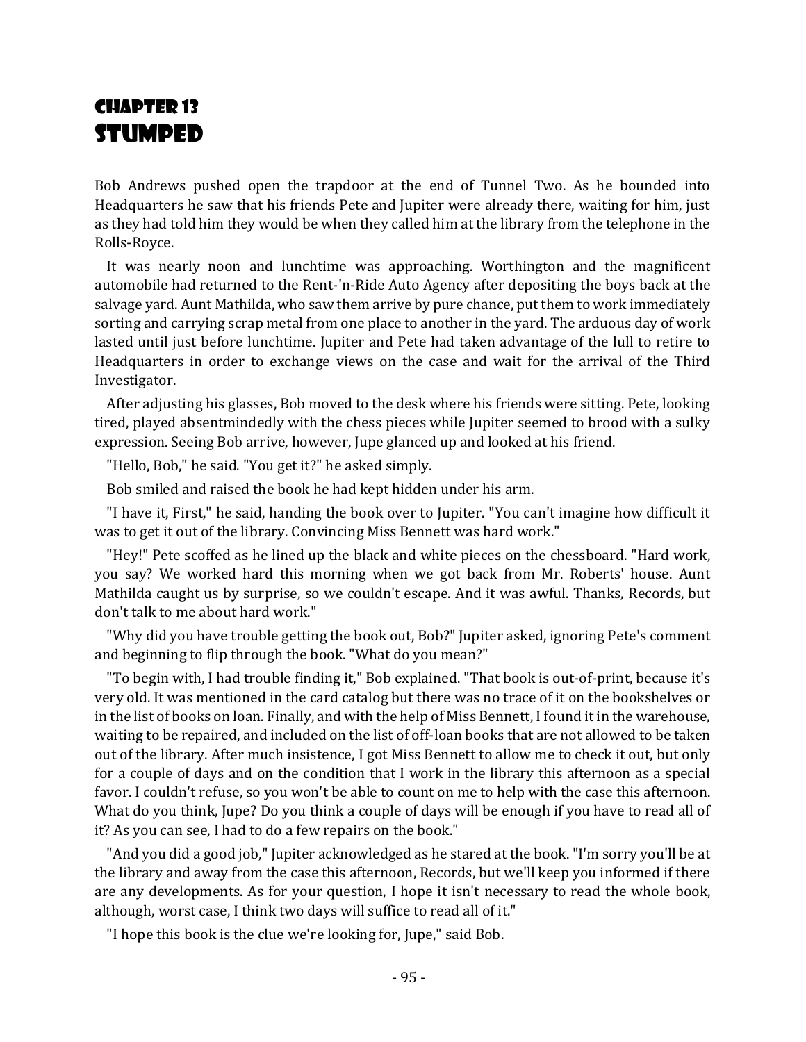# Chapter 13
# Stumped

Bob Andrews pushed open the trapdoor at the end of Tunnel Two. As he bounded into Headquarters he saw that his friends Pete and Jupiter were already there, waiting for him, just as they had told him they would be when they called him at the library from the telephone in the Rolls-Royce.

It was nearly noon and lunchtime was approaching. Worthington and the magnificent automobile had returned to the Rent-'n-Ride Auto Agency after depositing the boys back at the salvage yard. Aunt Mathilda, who saw them arrive by pure chance, put them to work immediately sorting and carrying scrap metal from one place to another in the yard. The arduous day of work lasted until just before lunchtime. Jupiter and Pete had taken advantage of the lull to retire to Headquarters in order to exchange views on the case and wait for the arrival of the Third Investigator.

After adjusting his glasses, Bob moved to the desk where his friends were sitting. Pete, looking tired, played absentmindedly with the chess pieces while Jupiter seemed to brood with a sulky expression. Seeing Bob arrive, however, Jupe glanced up and looked at his friend.

"Hello, Bob," he said. "You get it?" he asked simply.

Bob smiled and raised the book he had kept hidden under his arm.

"I have it, First," he said, handing the book over to Jupiter. "You can't imagine how difficult it was to get it out of the library. Convincing Miss Bennett was hard work."

"Hey!" Pete scoffed as he lined up the black and white pieces on the chessboard. "Hard work, you say? We worked hard this morning when we got back from Mr. Roberts' house. Aunt Mathilda caught us by surprise, so we couldn't escape. And it was awful. Thanks, Records, but don't talk to me about hard work."

"Why did you have trouble getting the book out, Bob?" Jupiter asked, ignoring Pete's comment and beginning to flip through the book. "What do you mean?"

"To begin with, I had trouble finding it," Bob explained. "That book is out-of-print, because it's very old. It was mentioned in the card catalog but there was no trace of it on the bookshelves or in the list of books on loan. Finally, and with the help of Miss Bennett, I found it in the warehouse, waiting to be repaired, and included on the list of off-loan books that are not allowed to be taken out of the library. After much insistence, I got Miss Bennett to allow me to check it out, but only for a couple of days and on the condition that I work in the library this afternoon as a special favor. I couldn't refuse, so you won't be able to count on me to help with the case this afternoon. What do you think, Jupe? Do you think a couple of days will be enough if you have to read all of it? As you can see, I had to do a few repairs on the book."

"And you did a good job," Jupiter acknowledged as he stared at the book. "I'm sorry you'll be at the library and away from the case this afternoon, Records, but we'll keep you informed if there are any developments. As for your question, I hope it isn't necessary to read the whole book, although, worst case, I think two days will suffice to read all of it."

"I hope this book is the clue we're looking for, Jupe," said Bob.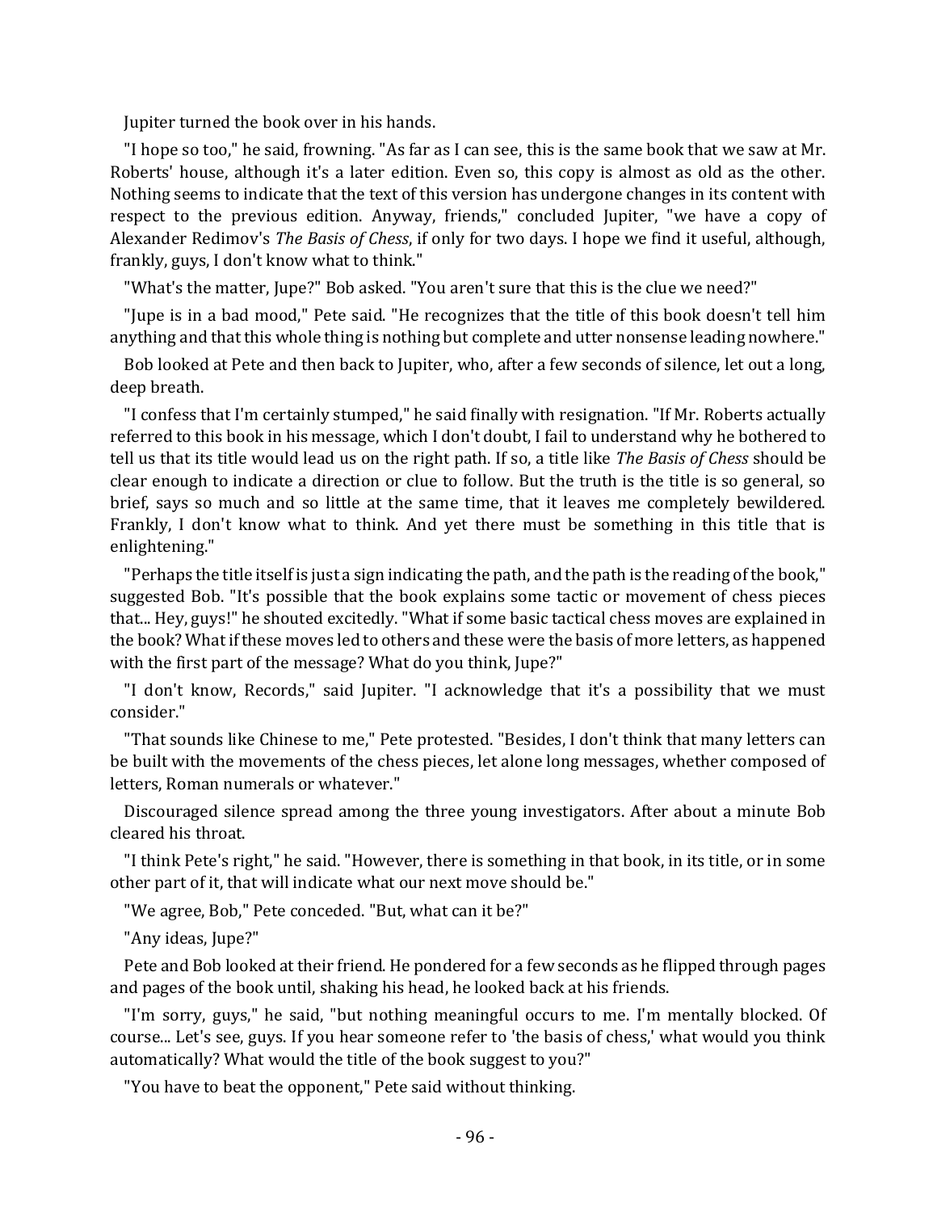Jupiter turned the book over in his hands.

"I hope so too," he said, frowning. "As far as I can see, this is the same book that we saw at Mr. Roberts' house, although it's a later edition. Even so, this copy is almost as old as the other. Nothing seems to indicate that the text of this version has undergone changes in its content with respect to the previous edition. Anyway, friends," concluded Jupiter, "we have a copy of Alexander Redimov's *The Basis of Chess*, if only for two days. I hope we find it useful, although, frankly, guys, I don't know what to think."

"What's the matter, Jupe?" Bob asked. "You aren't sure that this is the clue we need?"

"Jupe is in a bad mood," Pete said. "He recognizes that the title of this book doesn't tell him anything and that this whole thing is nothing but complete and utter nonsense leading nowhere."

Bob looked at Pete and then back to Jupiter, who, after a few seconds of silence, let out a long, deep breath.

"I confess that I'm certainly stumped," he said finally with resignation. "If Mr. Roberts actually referred to this book in his message, which I don't doubt, I fail to understand why he bothered to tell us that its title would lead us on the right path. If so, a title like *The Basis of Chess* should be clear enough to indicate a direction or clue to follow. But the truth is the title is so general, so brief, says so much and so little at the same time, that it leaves me completely bewildered. Frankly, I don't know what to think. And yet there must be something in this title that is enlightening."

"Perhaps the title itself is just a sign indicating the path, and the path is the reading of the book," suggested Bob. "It's possible that the book explains some tactic or movement of chess pieces that... Hey, guys!" he shouted excitedly. "What if some basic tactical chess moves are explained in the book? What if these moves led to others and these were the basis of more letters, as happened with the first part of the message? What do you think, Jupe?"

"I don't know, Records," said Jupiter. "I acknowledge that it's a possibility that we must consider."

"That sounds like Chinese to me," Pete protested. "Besides, I don't think that many letters can be built with the movements of the chess pieces, let alone long messages, whether composed of letters, Roman numerals or whatever."

Discouraged silence spread among the three young investigators. After about a minute Bob cleared his throat.

"I think Pete's right," he said. "However, there is something in that book, in its title, or in some other part of it, that will indicate what our next move should be."

"We agree, Bob," Pete conceded. "But, what can it be?"

"Any ideas, Jupe?"

Pete and Bob looked at their friend. He pondered for a few seconds as he flipped through pages and pages of the book until, shaking his head, he looked back at his friends.

"I'm sorry, guys," he said, "but nothing meaningful occurs to me. I'm mentally blocked. Of course... Let's see, guys. If you hear someone refer to 'the basis of chess,' what would you think automatically? What would the title of the book suggest to you?"

"You have to beat the opponent," Pete said without thinking.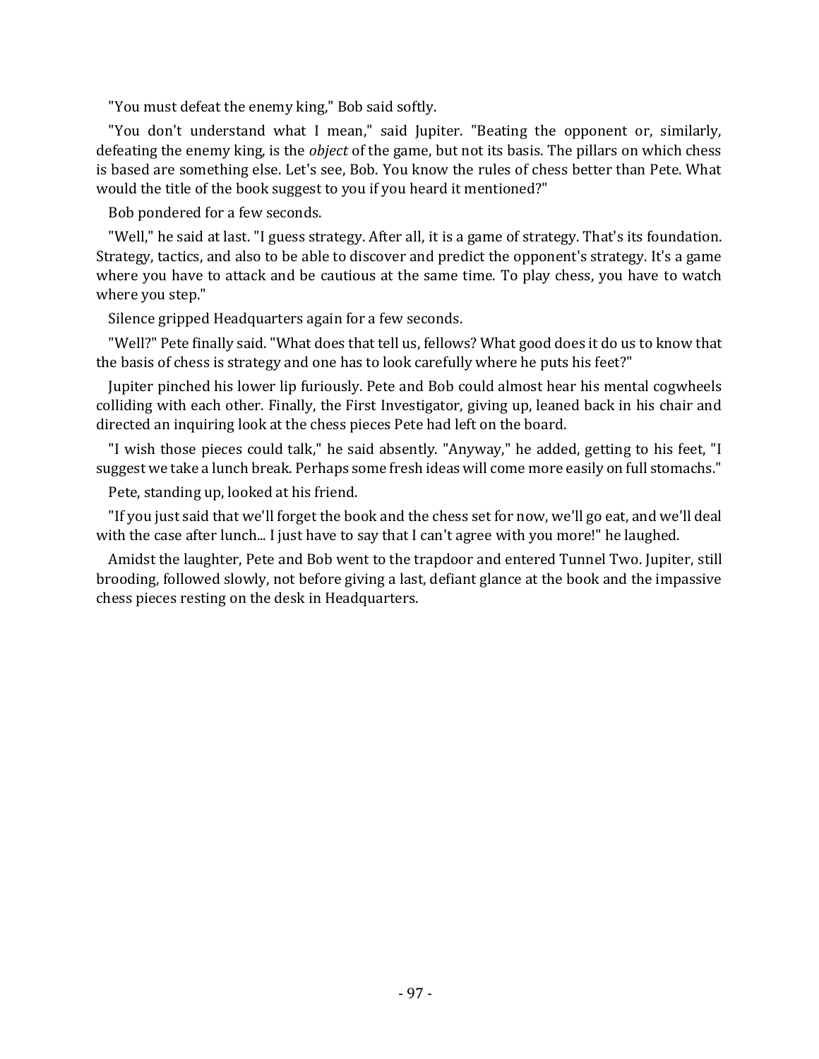"You must defeat the enemy king," Bob said softly.

"You don't understand what I mean," said Jupiter. "Beating the opponent or, similarly, defeating the enemy king, is the *object* of the game, but not its basis. The pillars on which chess is based are something else. Let's see, Bob. You know the rules of chess better than Pete. What would the title of the book suggest to you if you heard it mentioned?"

Bob pondered for a few seconds.

"Well," he said at last. "I guess strategy. After all, it is a game of strategy. That's its foundation. Strategy, tactics, and also to be able to discover and predict the opponent's strategy. It's a game where you have to attack and be cautious at the same time. To play chess, you have to watch where you step."

Silence gripped Headquarters again for a few seconds.

"Well?" Pete finally said. "What does that tell us, fellows? What good does it do us to know that the basis of chess is strategy and one has to look carefully where he puts his feet?"

Jupiter pinched his lower lip furiously. Pete and Bob could almost hear his mental cogwheels colliding with each other. Finally, the First Investigator, giving up, leaned back in his chair and directed an inquiring look at the chess pieces Pete had left on the board.

"I wish those pieces could talk," he said absently. "Anyway," he added, getting to his feet, "I suggest we take a lunch break. Perhaps some fresh ideas will come more easily on full stomachs."

Pete, standing up, looked at his friend.

"If you just said that we'll forget the book and the chess set for now, we'll go eat, and we'll deal with the case after lunch... I just have to say that I can't agree with you more!" he laughed.

Amidst the laughter, Pete and Bob went to the trapdoor and entered Tunnel Two. Jupiter, still brooding, followed slowly, not before giving a last, defiant glance at the book and the impassive chess pieces resting on the desk in Headquarters.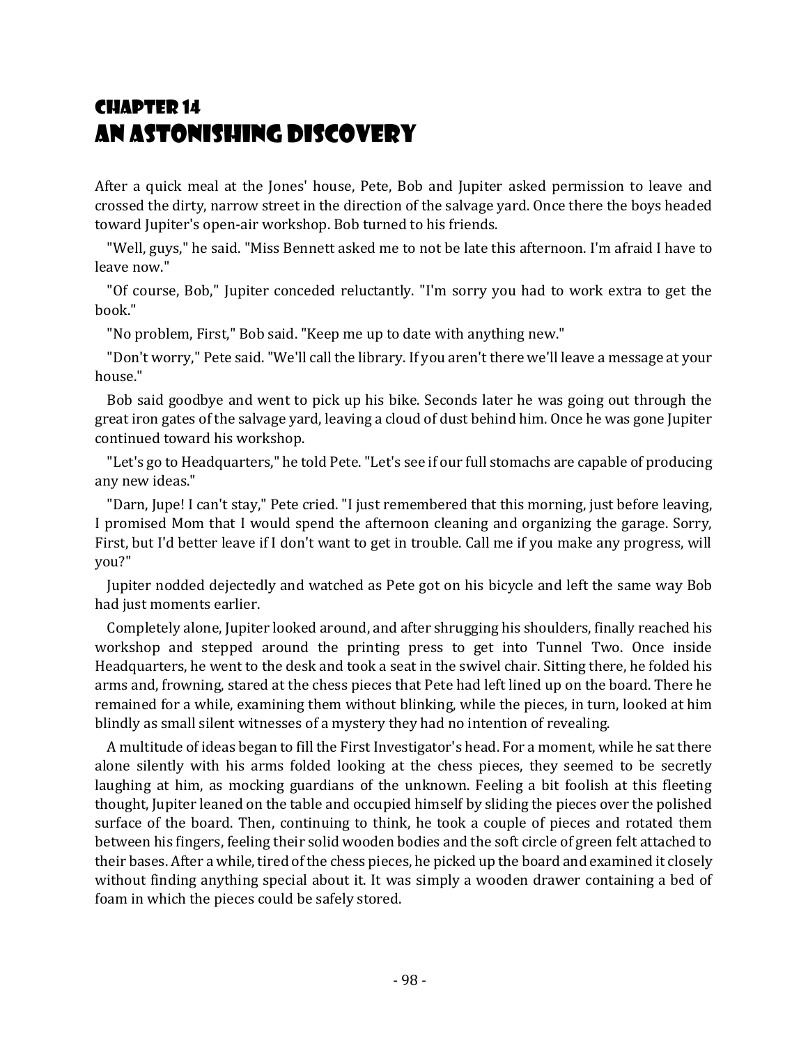# Chapter 14
# An Astonishing Discovery

After a quick meal at the Jones' house, Pete, Bob and Jupiter asked permission to leave and crossed the dirty, narrow street in the direction of the salvage yard. Once there the boys headed toward Jupiter's open-air workshop. Bob turned to his friends.

"Well, guys," he said. "Miss Bennett asked me to not be late this afternoon. I'm afraid I have to leave now."

"Of course, Bob," Jupiter conceded reluctantly. "I'm sorry you had to work extra to get the book."

"No problem, First," Bob said. "Keep me up to date with anything new."

"Don't worry," Pete said. "We'll call the library. If you aren't there we'll leave a message at your house."

Bob said goodbye and went to pick up his bike. Seconds later he was going out through the great iron gates of the salvage yard, leaving a cloud of dust behind him. Once he was gone Jupiter continued toward his workshop.

"Let's go to Headquarters," he told Pete. "Let's see if our full stomachs are capable of producing any new ideas."

"Darn, Jupe! I can't stay," Pete cried. "I just remembered that this morning, just before leaving, I promised Mom that I would spend the afternoon cleaning and organizing the garage. Sorry, First, but I'd better leave if I don't want to get in trouble. Call me if you make any progress, will you?"

Jupiter nodded dejectedly and watched as Pete got on his bicycle and left the same way Bob had just moments earlier.

Completely alone, Jupiter looked around, and after shrugging his shoulders, finally reached his workshop and stepped around the printing press to get into Tunnel Two. Once inside Headquarters, he went to the desk and took a seat in the swivel chair. Sitting there, he folded his arms and, frowning, stared at the chess pieces that Pete had left lined up on the board. There he remained for a while, examining them without blinking, while the pieces, in turn, looked at him blindly as small silent witnesses of a mystery they had no intention of revealing.

A multitude of ideas began to fill the First Investigator's head. For a moment, while he sat there alone silently with his arms folded looking at the chess pieces, they seemed to be secretly laughing at him, as mocking guardians of the unknown. Feeling a bit foolish at this fleeting thought, Jupiter leaned on the table and occupied himself by sliding the pieces over the polished surface of the board. Then, continuing to think, he took a couple of pieces and rotated them between his fingers, feeling their solid wooden bodies and the soft circle of green felt attached to their bases. After a while, tired of the chess pieces, he picked up the board and examined it closely without finding anything special about it. It was simply a wooden drawer containing a bed of foam in which the pieces could be safely stored.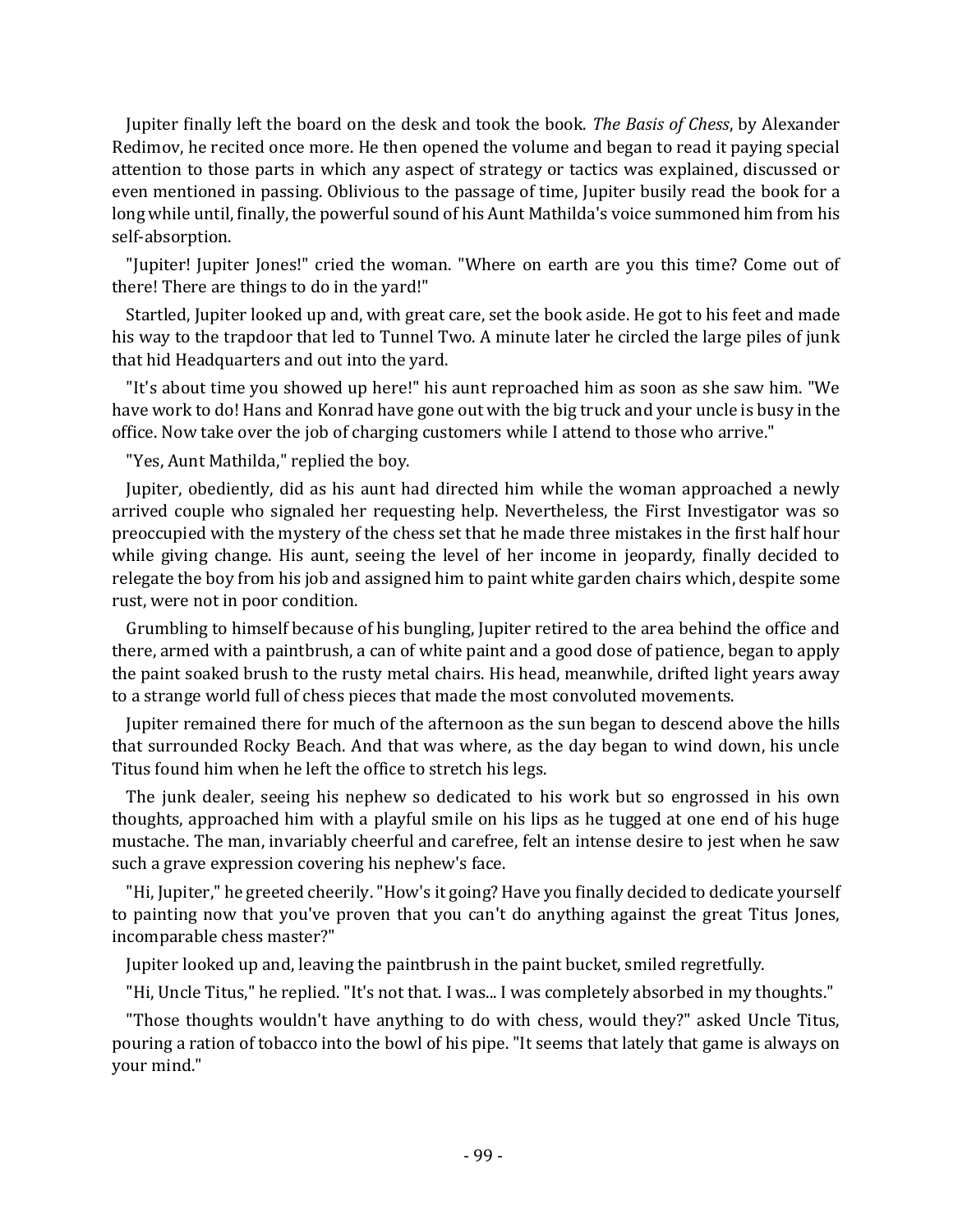Jupiter finally left the board on the desk and took the book. *The Basis of Chess*, by Alexander Redimov, he recited once more. He then opened the volume and began to read it paying special attention to those parts in which any aspect of strategy or tactics was explained, discussed or even mentioned in passing. Oblivious to the passage of time, Jupiter busily read the book for a long while until, finally, the powerful sound of his Aunt Mathilda's voice summoned him from his self-absorption.

"Jupiter! Jupiter Jones!" cried the woman. "Where on earth are you this time? Come out of there! There are things to do in the yard!"

Startled, Jupiter looked up and, with great care, set the book aside. He got to his feet and made his way to the trapdoor that led to Tunnel Two. A minute later he circled the large piles of junk that hid Headquarters and out into the yard.

"It's about time you showed up here!" his aunt reproached him as soon as she saw him. "We have work to do! Hans and Konrad have gone out with the big truck and your uncle is busy in the office. Now take over the job of charging customers while I attend to those who arrive."

"Yes, Aunt Mathilda," replied the boy.

Jupiter, obediently, did as his aunt had directed him while the woman approached a newly arrived couple who signaled her requesting help. Nevertheless, the First Investigator was so preoccupied with the mystery of the chess set that he made three mistakes in the first half hour while giving change. His aunt, seeing the level of her income in jeopardy, finally decided to relegate the boy from his job and assigned him to paint white garden chairs which, despite some rust, were not in poor condition.

Grumbling to himself because of his bungling, Jupiter retired to the area behind the office and there, armed with a paintbrush, a can of white paint and a good dose of patience, began to apply the paint soaked brush to the rusty metal chairs. His head, meanwhile, drifted light years away to a strange world full of chess pieces that made the most convoluted movements.

Jupiter remained there for much of the afternoon as the sun began to descend above the hills that surrounded Rocky Beach. And that was where, as the day began to wind down, his uncle Titus found him when he left the office to stretch his legs.

The junk dealer, seeing his nephew so dedicated to his work but so engrossed in his own thoughts, approached him with a playful smile on his lips as he tugged at one end of his huge mustache. The man, invariably cheerful and carefree, felt an intense desire to jest when he saw such a grave expression covering his nephew's face.

"Hi, Jupiter," he greeted cheerily. "How's it going? Have you finally decided to dedicate yourself to painting now that you've proven that you can't do anything against the great Titus Jones, incomparable chess master?"

Jupiter looked up and, leaving the paintbrush in the paint bucket, smiled regretfully.

"Hi, Uncle Titus," he replied. "It's not that. I was... I was completely absorbed in my thoughts."

"Those thoughts wouldn't have anything to do with chess, would they?" asked Uncle Titus, pouring a ration of tobacco into the bowl of his pipe. "It seems that lately that game is always on your mind."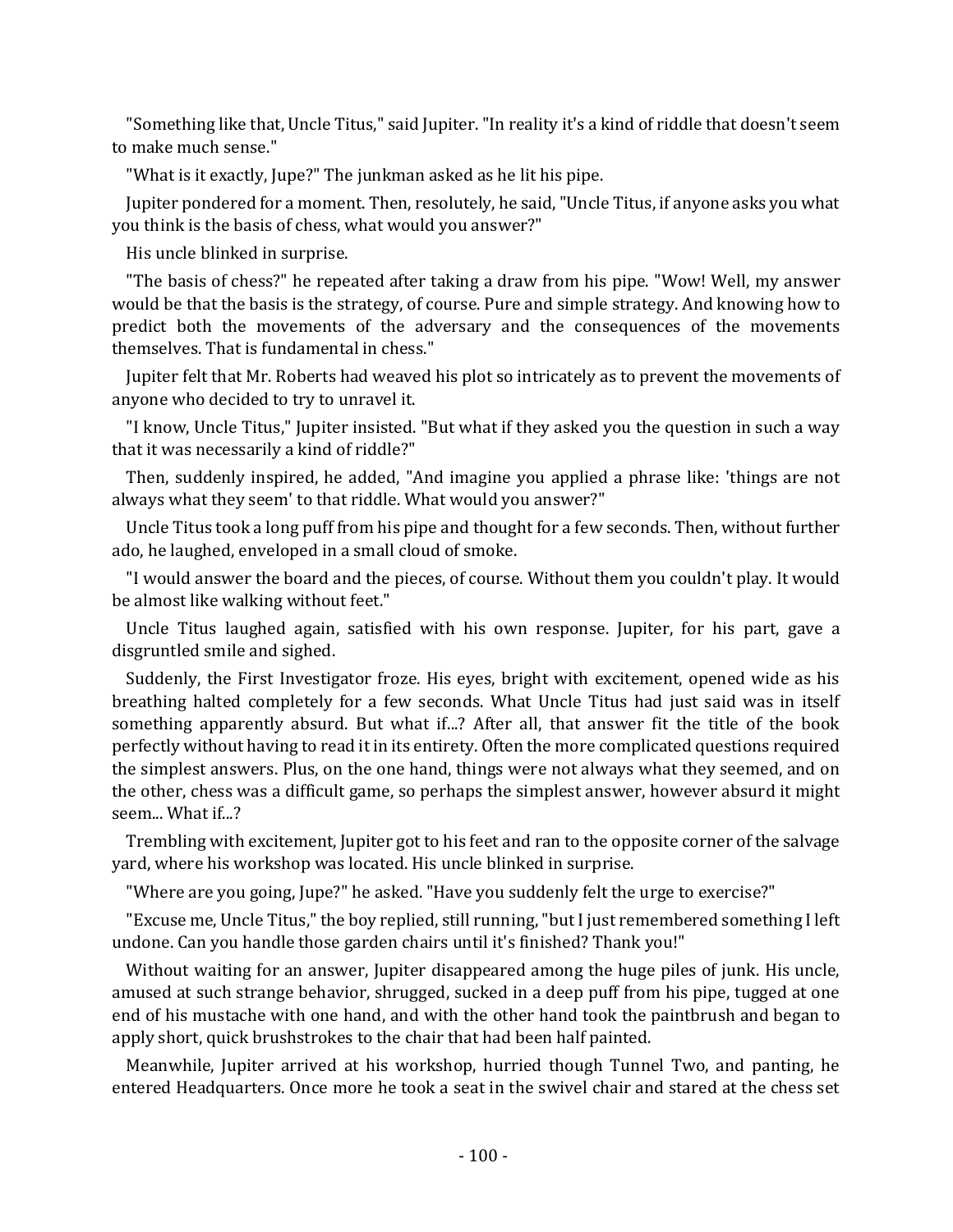"Something like that, Uncle Titus," said Jupiter. "In reality it's a kind of riddle that doesn't seem to make much sense."

"What is it exactly, Jupe?" The junkman asked as he lit his pipe.

Jupiter pondered for a moment. Then, resolutely, he said, "Uncle Titus, if anyone asks you what you think is the basis of chess, what would you answer?"

His uncle blinked in surprise.

"The basis of chess?" he repeated after taking a draw from his pipe. "Wow! Well, my answer would be that the basis is the strategy, of course. Pure and simple strategy. And knowing how to predict both the movements of the adversary and the consequences of the movements themselves. That is fundamental in chess."

Jupiter felt that Mr. Roberts had weaved his plot so intricately as to prevent the movements of anyone who decided to try to unravel it.

"I know, Uncle Titus," Jupiter insisted. "But what if they asked you the question in such a way that it was necessarily a kind of riddle?"

Then, suddenly inspired, he added, "And imagine you applied a phrase like: 'things are not always what they seem' to that riddle. What would you answer?"

Uncle Titus took a long puff from his pipe and thought for a few seconds. Then, without further ado, he laughed, enveloped in a small cloud of smoke.

"I would answer the board and the pieces, of course. Without them you couldn't play. It would be almost like walking without feet."

Uncle Titus laughed again, satisfied with his own response. Jupiter, for his part, gave a disgruntled smile and sighed.

Suddenly, the First Investigator froze. His eyes, bright with excitement, opened wide as his breathing halted completely for a few seconds. What Uncle Titus had just said was in itself something apparently absurd. But what if...? After all, that answer fit the title of the book perfectly without having to read it in its entirety. Often the more complicated questions required the simplest answers. Plus, on the one hand, things were not always what they seemed, and on the other, chess was a difficult game, so perhaps the simplest answer, however absurd it might seem... What if...?

Trembling with excitement, Jupiter got to his feet and ran to the opposite corner of the salvage yard, where his workshop was located. His uncle blinked in surprise.

"Where are you going, Jupe?" he asked. "Have you suddenly felt the urge to exercise?"

"Excuse me, Uncle Titus," the boy replied, still running, "but I just remembered something I left undone. Can you handle those garden chairs until it's finished? Thank you!"

Without waiting for an answer, Jupiter disappeared among the huge piles of junk. His uncle, amused at such strange behavior, shrugged, sucked in a deep puff from his pipe, tugged at one end of his mustache with one hand, and with the other hand took the paintbrush and began to apply short, quick brushstrokes to the chair that had been half painted.

Meanwhile, Jupiter arrived at his workshop, hurried though Tunnel Two, and panting, he entered Headquarters. Once more he took a seat in the swivel chair and stared at the chess set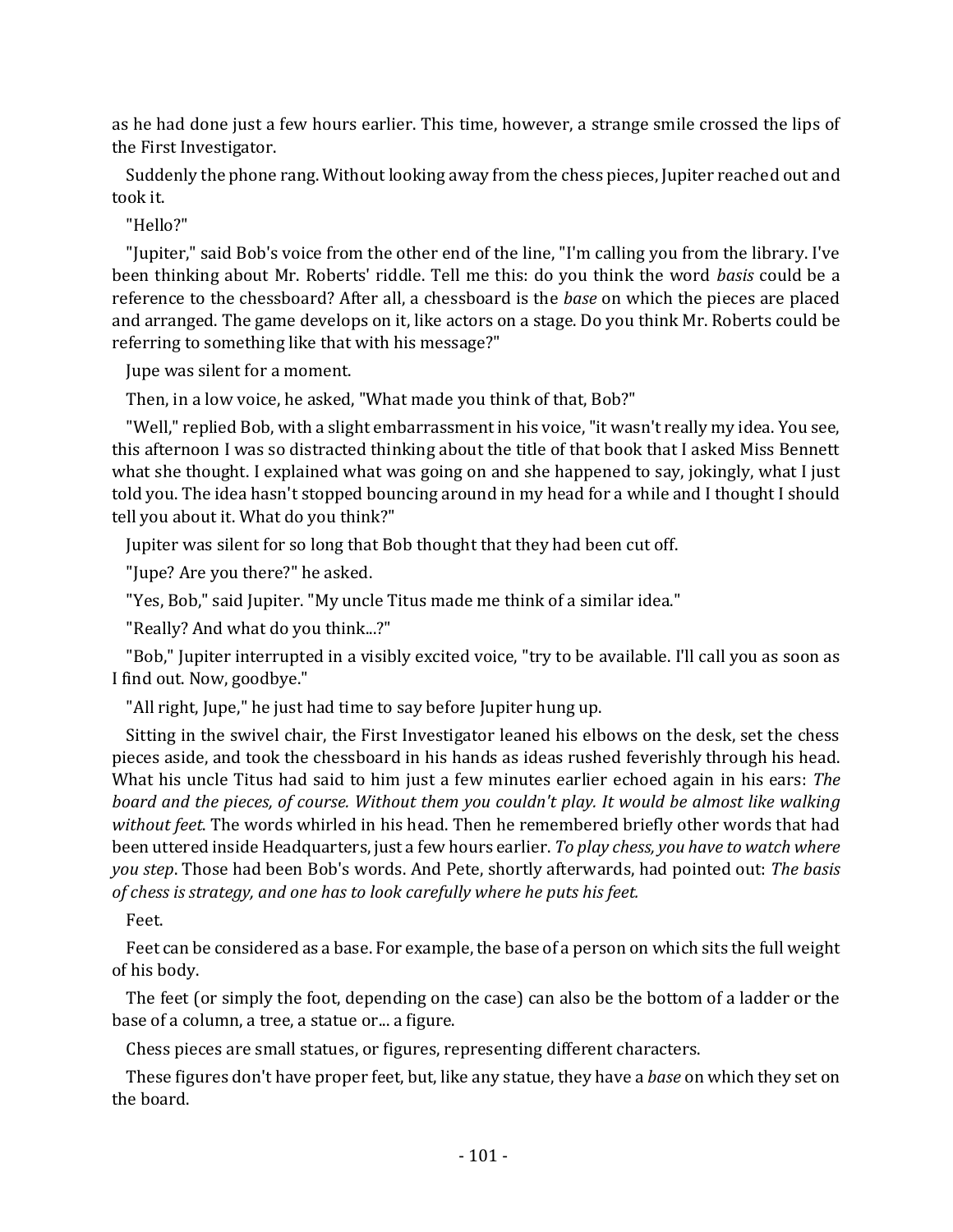as he had done just a few hours earlier. This time, however, a strange smile crossed the lips of the First Investigator.

Suddenly the phone rang. Without looking away from the chess pieces, Jupiter reached out and took it.

"Hello?"

"Jupiter," said Bob's voice from the other end of the line, "I'm calling you from the library. I've been thinking about Mr. Roberts' riddle. Tell me this: do you think the word *basis* could be a reference to the chessboard? After all, a chessboard is the *base* on which the pieces are placed and arranged. The game develops on it, like actors on a stage. Do you think Mr. Roberts could be referring to something like that with his message?"

Jupe was silent for a moment.

Then, in a low voice, he asked, "What made you think of that, Bob?"

"Well," replied Bob, with a slight embarrassment in his voice, "it wasn't really my idea. You see, this afternoon I was so distracted thinking about the title of that book that I asked Miss Bennett what she thought. I explained what was going on and she happened to say, jokingly, what I just told you. The idea hasn't stopped bouncing around in my head for a while and I thought I should tell you about it. What do you think?"

Jupiter was silent for so long that Bob thought that they had been cut off.

"Jupe? Are you there?" he asked.

"Yes, Bob," said Jupiter. "My uncle Titus made me think of a similar idea."

"Really? And what do you think...?"

"Bob," Jupiter interrupted in a visibly excited voice, "try to be available. I'll call you as soon as I find out. Now, goodbye."

"All right, Jupe," he just had time to say before Jupiter hung up.

Sitting in the swivel chair, the First Investigator leaned his elbows on the desk, set the chess pieces aside, and took the chessboard in his hands as ideas rushed feverishly through his head. What his uncle Titus had said to him just a few minutes earlier echoed again in his ears: *The board and the pieces, of course. Without them you couldn't play. It would be almost like walking without feet*. The words whirled in his head. Then he remembered briefly other words that had been uttered inside Headquarters, just a few hours earlier. *To play chess, you have to watch where you step*. Those had been Bob's words. And Pete, shortly afterwards, had pointed out: *The basis of chess is strategy, and one has to look carefully where he puts his feet.*

Feet.

Feet can be considered as a base. For example, the base of a person on which sits the full weight of his body.

The feet (or simply the foot, depending on the case) can also be the bottom of a ladder or the base of a column, a tree, a statue or... a figure.

Chess pieces are small statues, or figures, representing different characters.

These figures don't have proper feet, but, like any statue, they have a *base* on which they set on the board.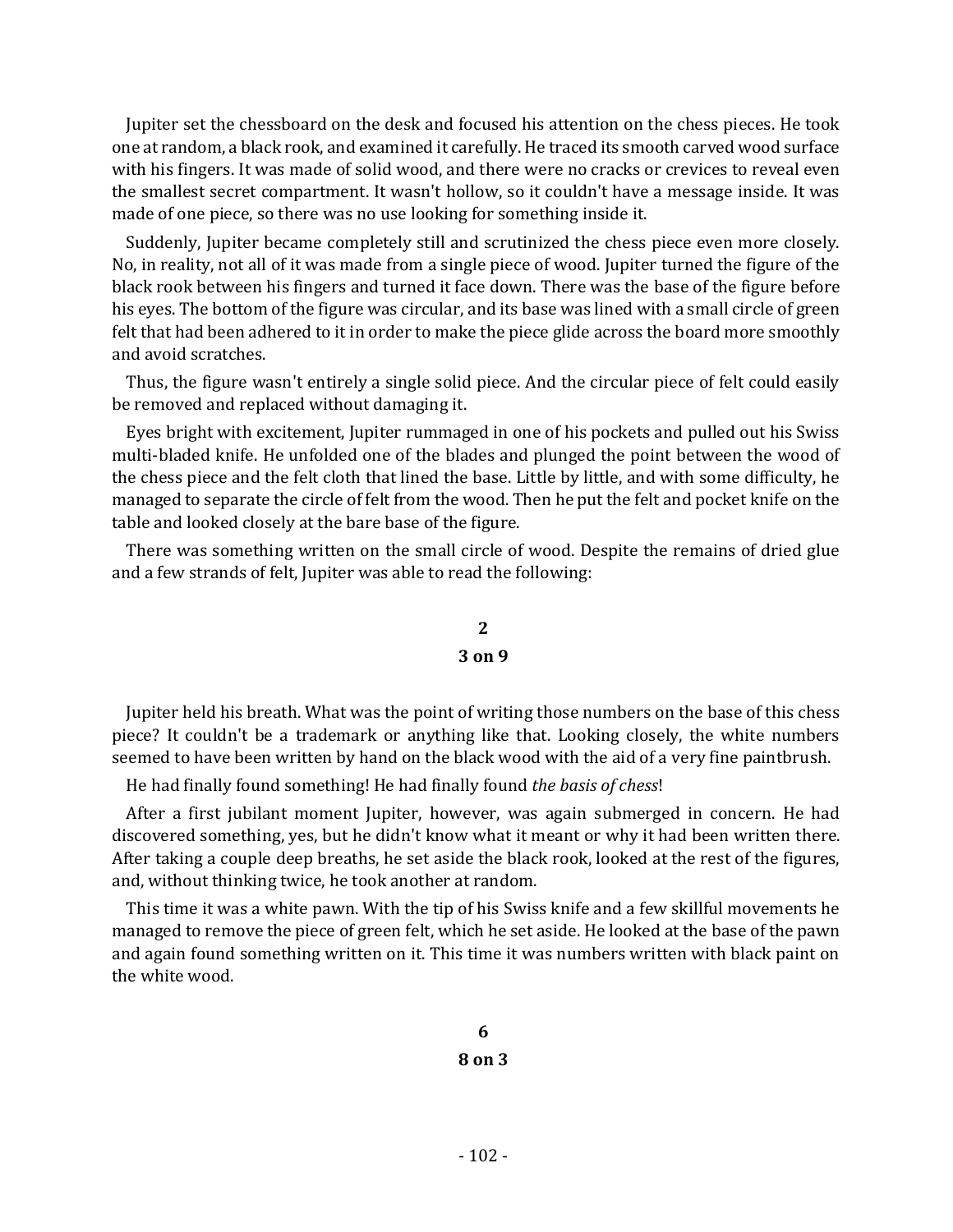Jupiter set the chessboard on the desk and focused his attention on the chess pieces. He took one at random, a black rook, and examined it carefully. He traced its smooth carved wood surface with his fingers. It was made of solid wood, and there were no cracks or crevices to reveal even the smallest secret compartment. It wasn't hollow, so it couldn't have a message inside. It was made of one piece, so there was no use looking for something inside it.

Suddenly, Jupiter became completely still and scrutinized the chess piece even more closely. No, in reality, not all of it was made from a single piece of wood. Jupiter turned the figure of the black rook between his fingers and turned it face down. There was the base of the figure before his eyes. The bottom of the figure was circular, and its base was lined with a small circle of green felt that had been adhered to it in order to make the piece glide across the board more smoothly and avoid scratches.

Thus, the figure wasn't entirely a single solid piece. And the circular piece of felt could easily be removed and replaced without damaging it.

Eyes bright with excitement, Jupiter rummaged in one of his pockets and pulled out his Swiss multi-bladed knife. He unfolded one of the blades and plunged the point between the wood of the chess piece and the felt cloth that lined the base. Little by little, and with some difficulty, he managed to separate the circle of felt from the wood. Then he put the felt and pocket knife on the table and looked closely at the bare base of the figure.

There was something written on the small circle of wood. Despite the remains of dried glue and a few strands of felt, Jupiter was able to read the following:

**2**

**3 on 9**

Jupiter held his breath. What was the point of writing those numbers on the base of this chess piece? It couldn't be a trademark or anything like that. Looking closely, the white numbers seemed to have been written by hand on the black wood with the aid of a very fine paintbrush.

He had finally found something! He had finally found *the basis of chess*!

After a first jubilant moment Jupiter, however, was again submerged in concern. He had discovered something, yes, but he didn't know what it meant or why it had been written there. After taking a couple deep breaths, he set aside the black rook, looked at the rest of the figures, and, without thinking twice, he took another at random.

This time it was a white pawn. With the tip of his Swiss knife and a few skillful movements he managed to remove the piece of green felt, which he set aside. He looked at the base of the pawn and again found something written on it. This time it was numbers written with black paint on the white wood.

**6**

**8 on 3**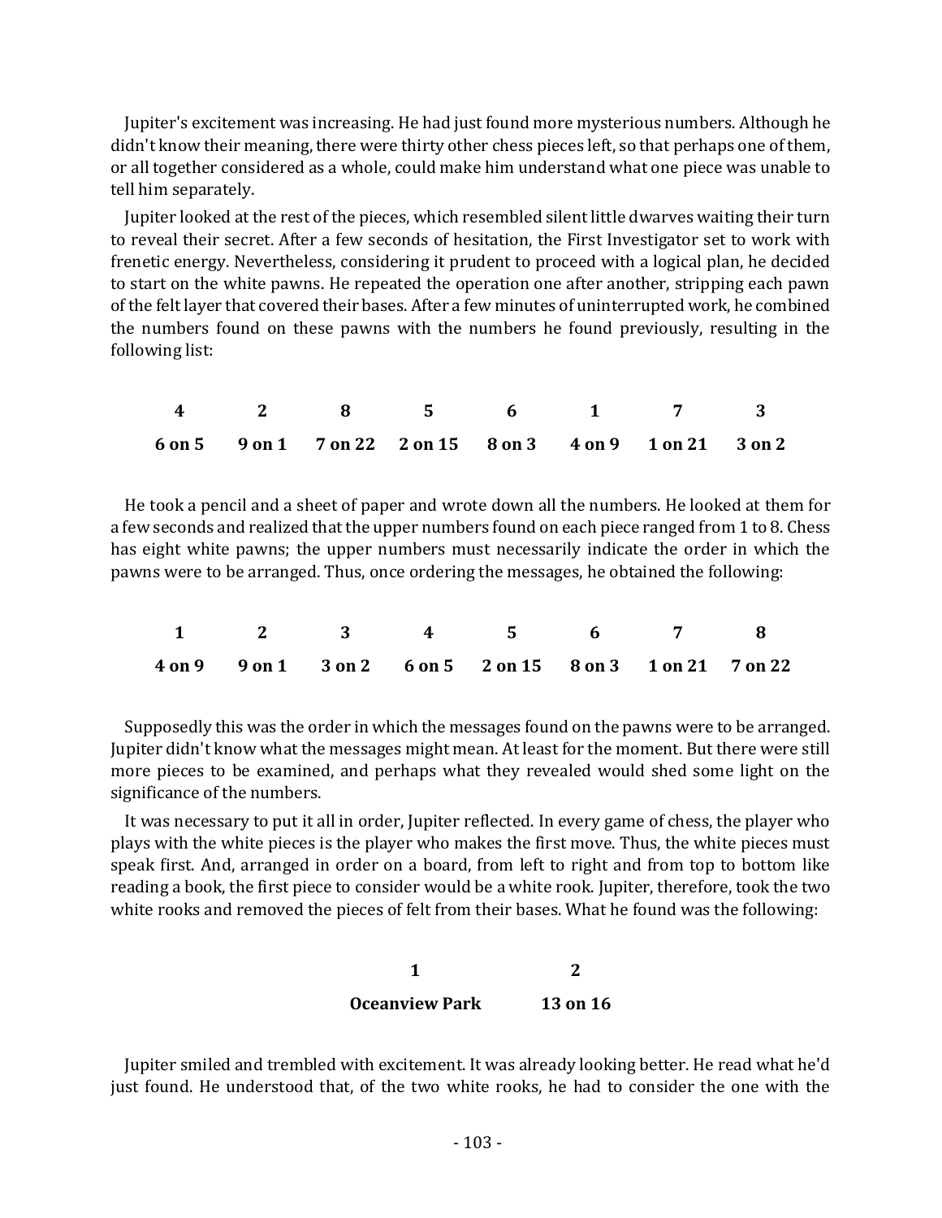Jupiter's excitement was increasing. He had just found more mysterious numbers. Although he didn't know their meaning, there were thirty other chess pieces left, so that perhaps one of them, or all together considered as a whole, could make him understand what one piece was unable to tell him separately.

Jupiter looked at the rest of the pieces, which resembled silent little dwarves waiting their turn to reveal their secret. After a few seconds of hesitation, the First Investigator set to work with frenetic energy. Nevertheless, considering it prudent to proceed with a logical plan, he decided to start on the white pawns. He repeated the operation one after another, stripping each pawn of the felt layer that covered their bases. After a few minutes of uninterrupted work, he combined the numbers found on these pawns with the numbers he found previously, resulting in the following list:

| **4** | **2** | **8** | **5** | **6** | **1** | **7** | **3** |
|---|---|---|---|---|---|---|---|
| **6 on 5** | **9 on 1** | **7 on 22** | **2 on 15** | **8 on 3** | **4 on 9** | **1 on 21** | **3 on 2** |

He took a pencil and a sheet of paper and wrote down all the numbers. He looked at them for a few seconds and realized that the upper numbers found on each piece ranged from 1 to 8. Chess has eight white pawns; the upper numbers must necessarily indicate the order in which the pawns were to be arranged. Thus, once ordering the messages, he obtained the following:

| **1** | **2** | **3** | **4** | **5** | **6** | **7** | **8** |
|---|---|---|---|---|---|---|---|
| **4 on 9** | **9 on 1** | **3 on 2** | **6 on 5** | **2 on 15** | **8 on 3** | **1 on 21** | **7 on 22** |

Supposedly this was the order in which the messages found on the pawns were to be arranged. Jupiter didn't know what the messages might mean. At least for the moment. But there were still more pieces to be examined, and perhaps what they revealed would shed some light on the significance of the numbers.

It was necessary to put it all in order, Jupiter reflected. In every game of chess, the player who plays with the white pieces is the player who makes the first move. Thus, the white pieces must speak first. And, arranged in order on a board, from left to right and from top to bottom like reading a book, the first piece to consider would be a white rook. Jupiter, therefore, took the two white rooks and removed the pieces of felt from their bases. What he found was the following:

| **1** | **2** |
|---|---|
| **Oceanview Park** | **13 on 16** |

Jupiter smiled and trembled with excitement. It was already looking better. He read what he'd just found. He understood that, of the two white rooks, he had to consider the one with the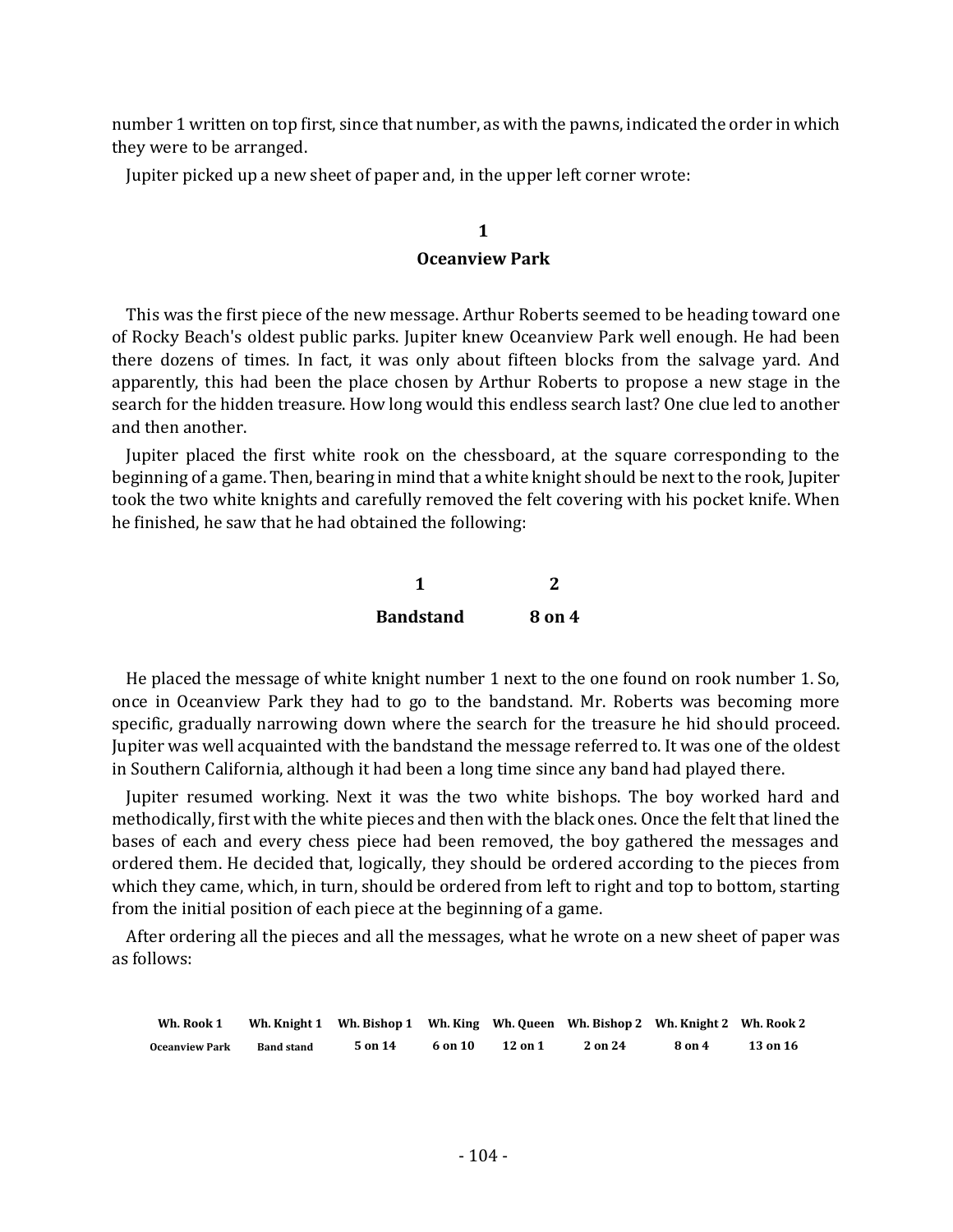number 1 written on top first, since that number, as with the pawns, indicated the order in which they were to be arranged.

Jupiter picked up a new sheet of paper and, in the upper left corner wrote:

**1**

**Oceanview Park**

This was the first piece of the new message. Arthur Roberts seemed to be heading toward one of Rocky Beach's oldest public parks. Jupiter knew Oceanview Park well enough. He had been there dozens of times. In fact, it was only about fifteen blocks from the salvage yard. And apparently, this had been the place chosen by Arthur Roberts to propose a new stage in the search for the hidden treasure. How long would this endless search last? One clue led to another and then another.

Jupiter placed the first white rook on the chessboard, at the square corresponding to the beginning of a game. Then, bearing in mind that a white knight should be next to the rook, Jupiter took the two white knights and carefully removed the felt covering with his pocket knife. When he finished, he saw that he had obtained the following:

| 1 | 2 |
|---|---|
| **Bandstand** | **8 on 4** |

He placed the message of white knight number 1 next to the one found on rook number 1. So, once in Oceanview Park they had to go to the bandstand. Mr. Roberts was becoming more specific, gradually narrowing down where the search for the treasure he hid should proceed. Jupiter was well acquainted with the bandstand the message referred to. It was one of the oldest in Southern California, although it had been a long time since any band had played there.

Jupiter resumed working. Next it was the two white bishops. The boy worked hard and methodically, first with the white pieces and then with the black ones. Once the felt that lined the bases of each and every chess piece had been removed, the boy gathered the messages and ordered them. He decided that, logically, they should be ordered according to the pieces from which they came, which, in turn, should be ordered from left to right and top to bottom, starting from the initial position of each piece at the beginning of a game.

After ordering all the pieces and all the messages, what he wrote on a new sheet of paper was as follows:

| Wh. Rook 1 | Wh. Knight 1 | Wh. Bishop 1 | Wh. King | Wh. Queen | Wh. Bishop 2 | Wh. Knight 2 | Wh. Rook 2 |
|---|---|---|---|---|---|---|---|
| Oceanview Park | Band stand | 5 on 14 | 6 on 10 | 12 on 1 | 2 on 24 | 8 on 4 | 13 on 16 |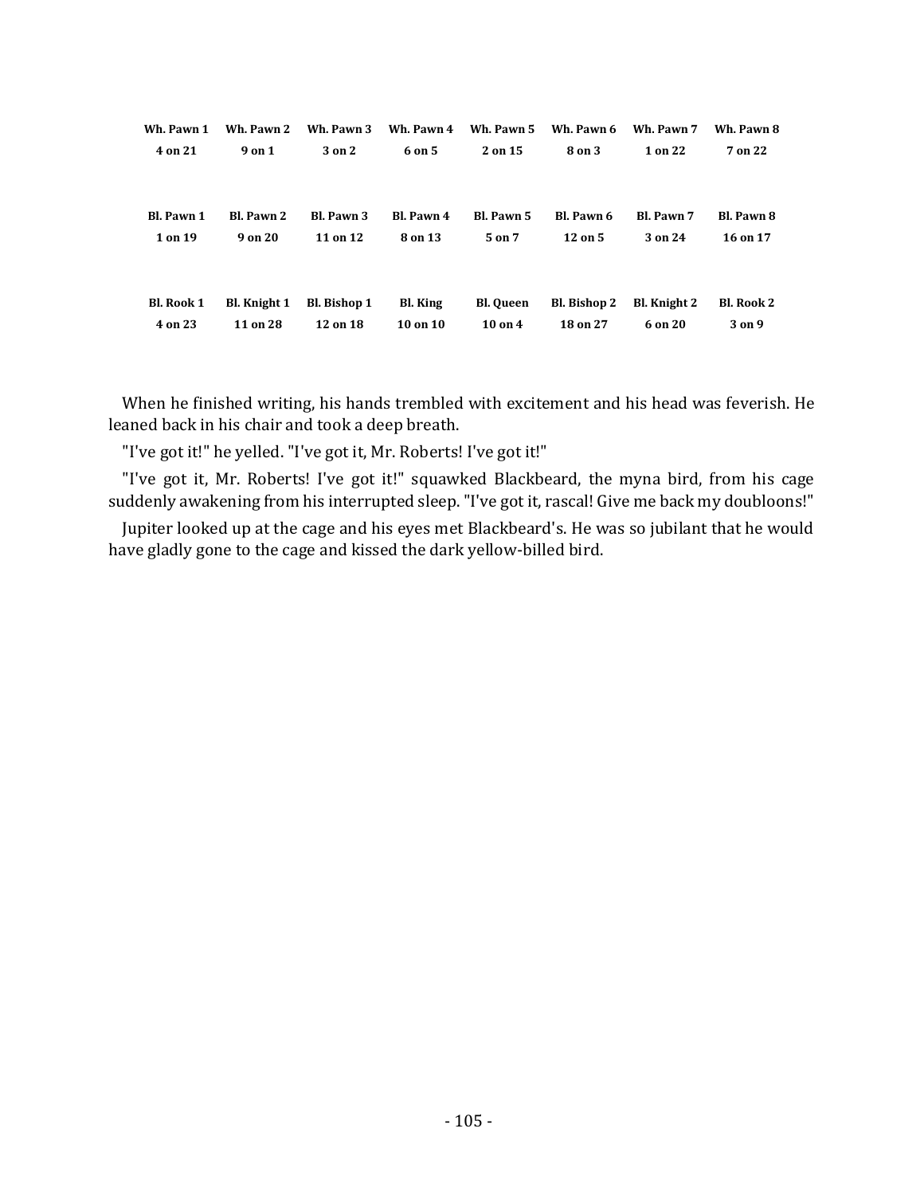| Wh. Pawn 1 | Wh. Pawn 2 | Wh. Pawn 3 | Wh. Pawn 4 | Wh. Pawn 5 | Wh. Pawn 6 | Wh. Pawn 7 | Wh. Pawn 8 |
|---|---|---|---|---|---|---|---|
| 4 on 21 | 9 on 1 | 3 on 2 | 6 on 5 | 2 on 15 | 8 on 3 | 1 on 22 | 7 on 22 |

| Bl. Pawn 1 | Bl. Pawn 2 | Bl. Pawn 3 | Bl. Pawn 4 | Bl. Pawn 5 | Bl. Pawn 6 | Bl. Pawn 7 | Bl. Pawn 8 |
|---|---|---|---|---|---|---|---|
| 1 on 19 | 9 on 20 | 11 on 12 | 8 on 13 | 5 on 7 | 12 on 5 | 3 on 24 | 16 on 17 |

| Bl. Rook 1 | Bl. Knight 1 | Bl. Bishop 1 | Bl. King | Bl. Queen | Bl. Bishop 2 | Bl. Knight 2 | Bl. Rook 2 |
|---|---|---|---|---|---|---|---|
| 4 on 23 | 11 on 28 | 12 on 18 | 10 on 10 | 10 on 4 | 18 on 27 | 6 on 20 | 3 on 9 |

When he finished writing, his hands trembled with excitement and his head was feverish. He leaned back in his chair and took a deep breath.

"I've got it!" he yelled. "I've got it, Mr. Roberts! I've got it!"

"I've got it, Mr. Roberts! I've got it!" squawked Blackbeard, the myna bird, from his cage suddenly awakening from his interrupted sleep. "I've got it, rascal! Give me back my doubloons!"

Jupiter looked up at the cage and his eyes met Blackbeard's. He was so jubilant that he would have gladly gone to the cage and kissed the dark yellow-billed bird.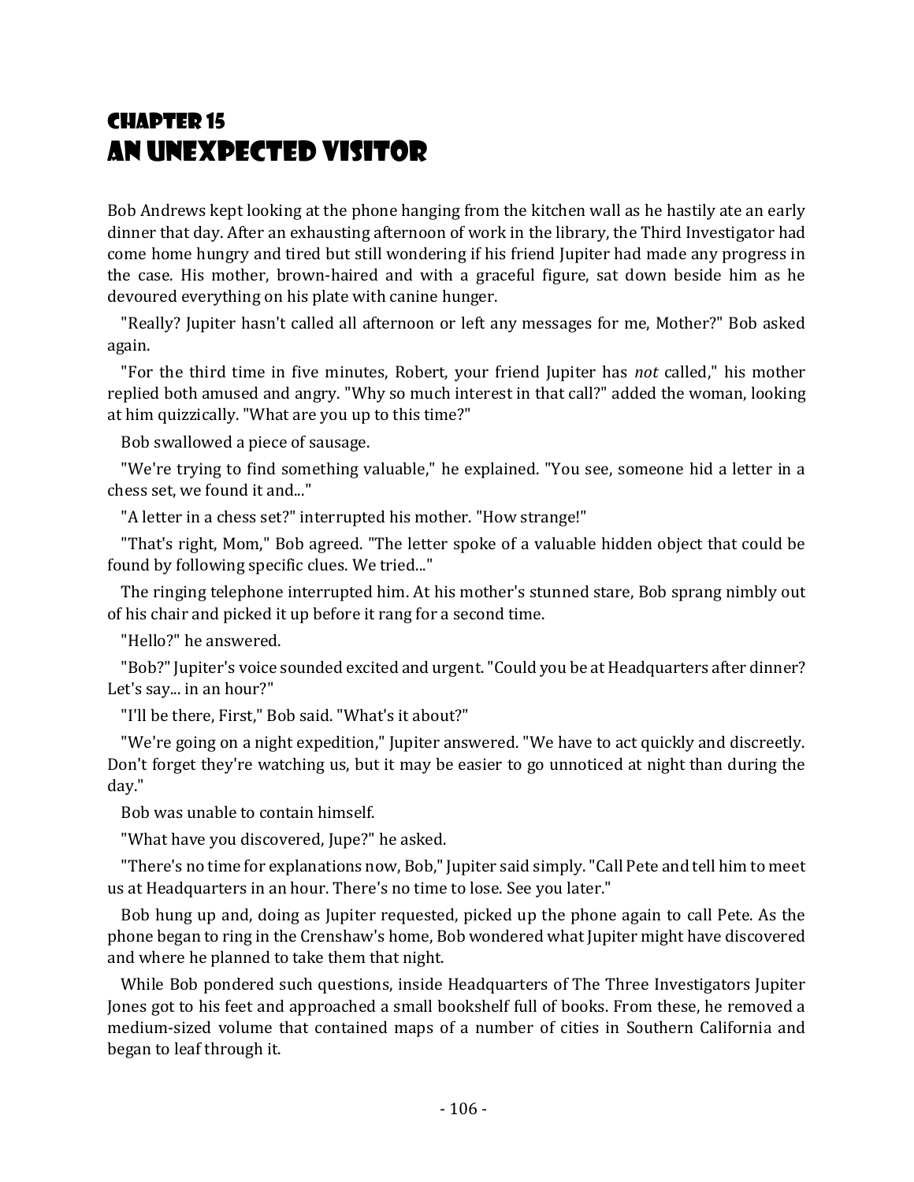# Chapter 15
# An Unexpected Visitor

Bob Andrews kept looking at the phone hanging from the kitchen wall as he hastily ate an early dinner that day. After an exhausting afternoon of work in the library, the Third Investigator had come home hungry and tired but still wondering if his friend Jupiter had made any progress in the case. His mother, brown-haired and with a graceful figure, sat down beside him as he devoured everything on his plate with canine hunger.

"Really? Jupiter hasn't called all afternoon or left any messages for me, Mother?" Bob asked again.

"For the third time in five minutes, Robert, your friend Jupiter has *not* called," his mother replied both amused and angry. "Why so much interest in that call?" added the woman, looking at him quizzically. "What are you up to this time?"

Bob swallowed a piece of sausage.

"We're trying to find something valuable," he explained. "You see, someone hid a letter in a chess set, we found it and..."

"A letter in a chess set?" interrupted his mother. "How strange!"

"That's right, Mom," Bob agreed. "The letter spoke of a valuable hidden object that could be found by following specific clues. We tried..."

The ringing telephone interrupted him. At his mother's stunned stare, Bob sprang nimbly out of his chair and picked it up before it rang for a second time.

"Hello?" he answered.

"Bob?" Jupiter's voice sounded excited and urgent. "Could you be at Headquarters after dinner? Let's say... in an hour?"

"I'll be there, First," Bob said. "What's it about?"

"We're going on a night expedition," Jupiter answered. "We have to act quickly and discreetly. Don't forget they're watching us, but it may be easier to go unnoticed at night than during the day."

Bob was unable to contain himself.

"What have you discovered, Jupe?" he asked.

"There's no time for explanations now, Bob," Jupiter said simply. "Call Pete and tell him to meet us at Headquarters in an hour. There's no time to lose. See you later."

Bob hung up and, doing as Jupiter requested, picked up the phone again to call Pete. As the phone began to ring in the Crenshaw's home, Bob wondered what Jupiter might have discovered and where he planned to take them that night.

While Bob pondered such questions, inside Headquarters of The Three Investigators Jupiter Jones got to his feet and approached a small bookshelf full of books. From these, he removed a medium-sized volume that contained maps of a number of cities in Southern California and began to leaf through it.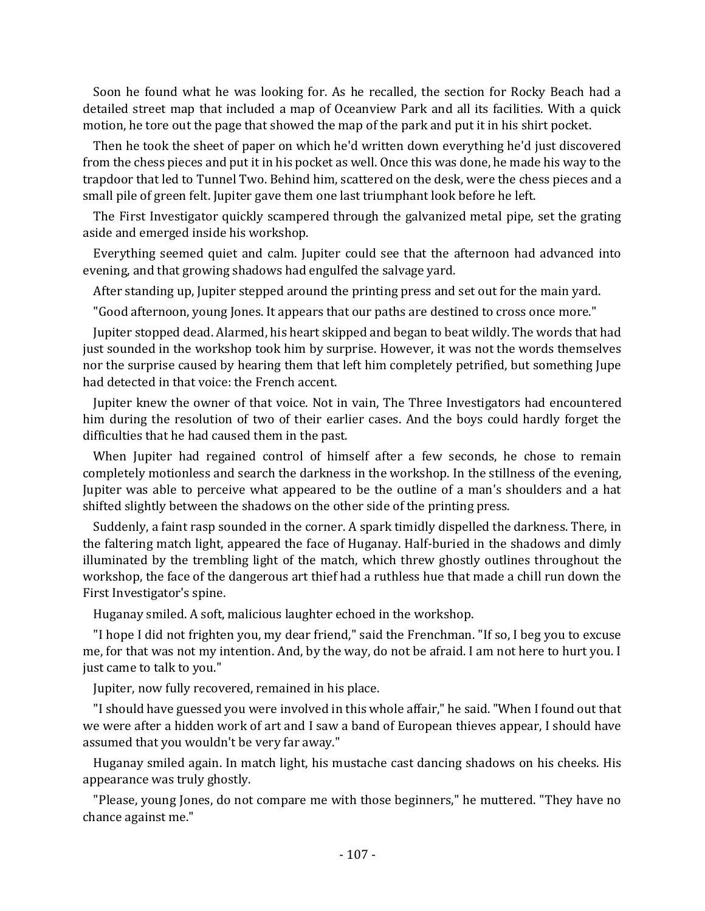Soon he found what he was looking for. As he recalled, the section for Rocky Beach had a detailed street map that included a map of Oceanview Park and all its facilities. With a quick motion, he tore out the page that showed the map of the park and put it in his shirt pocket.

Then he took the sheet of paper on which he'd written down everything he'd just discovered from the chess pieces and put it in his pocket as well. Once this was done, he made his way to the trapdoor that led to Tunnel Two. Behind him, scattered on the desk, were the chess pieces and a small pile of green felt. Jupiter gave them one last triumphant look before he left.

The First Investigator quickly scampered through the galvanized metal pipe, set the grating aside and emerged inside his workshop.

Everything seemed quiet and calm. Jupiter could see that the afternoon had advanced into evening, and that growing shadows had engulfed the salvage yard.

After standing up, Jupiter stepped around the printing press and set out for the main yard.

"Good afternoon, young Jones. It appears that our paths are destined to cross once more."

Jupiter stopped dead. Alarmed, his heart skipped and began to beat wildly. The words that had just sounded in the workshop took him by surprise. However, it was not the words themselves nor the surprise caused by hearing them that left him completely petrified, but something Jupe had detected in that voice: the French accent.

Jupiter knew the owner of that voice. Not in vain, The Three Investigators had encountered him during the resolution of two of their earlier cases. And the boys could hardly forget the difficulties that he had caused them in the past.

When Jupiter had regained control of himself after a few seconds, he chose to remain completely motionless and search the darkness in the workshop. In the stillness of the evening, Jupiter was able to perceive what appeared to be the outline of a man's shoulders and a hat shifted slightly between the shadows on the other side of the printing press.

Suddenly, a faint rasp sounded in the corner. A spark timidly dispelled the darkness. There, in the faltering match light, appeared the face of Huganay. Half-buried in the shadows and dimly illuminated by the trembling light of the match, which threw ghostly outlines throughout the workshop, the face of the dangerous art thief had a ruthless hue that made a chill run down the First Investigator's spine.

Huganay smiled. A soft, malicious laughter echoed in the workshop.

"I hope I did not frighten you, my dear friend," said the Frenchman. "If so, I beg you to excuse me, for that was not my intention. And, by the way, do not be afraid. I am not here to hurt you. I just came to talk to you."

Jupiter, now fully recovered, remained in his place.

"I should have guessed you were involved in this whole affair," he said. "When I found out that we were after a hidden work of art and I saw a band of European thieves appear, I should have assumed that you wouldn't be very far away."

Huganay smiled again. In match light, his mustache cast dancing shadows on his cheeks. His appearance was truly ghostly.

"Please, young Jones, do not compare me with those beginners," he muttered. "They have no chance against me."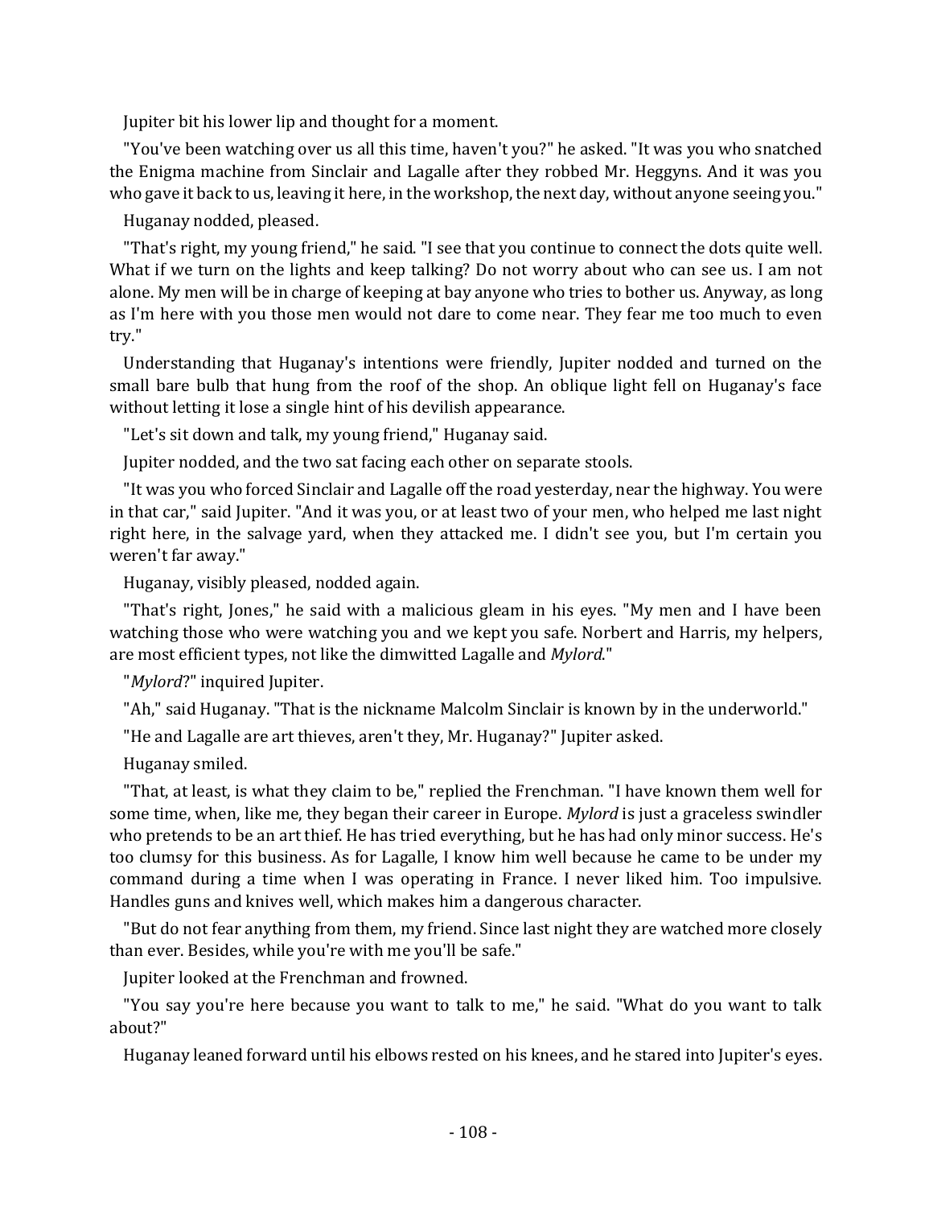Jupiter bit his lower lip and thought for a moment.

"You've been watching over us all this time, haven't you?" he asked. "It was you who snatched the Enigma machine from Sinclair and Lagalle after they robbed Mr. Heggyns. And it was you who gave it back to us, leaving it here, in the workshop, the next day, without anyone seeing you."

Huganay nodded, pleased.

"That's right, my young friend," he said. "I see that you continue to connect the dots quite well. What if we turn on the lights and keep talking? Do not worry about who can see us. I am not alone. My men will be in charge of keeping at bay anyone who tries to bother us. Anyway, as long as I'm here with you those men would not dare to come near. They fear me too much to even try."

Understanding that Huganay's intentions were friendly, Jupiter nodded and turned on the small bare bulb that hung from the roof of the shop. An oblique light fell on Huganay's face without letting it lose a single hint of his devilish appearance.

"Let's sit down and talk, my young friend," Huganay said.

Jupiter nodded, and the two sat facing each other on separate stools.

"It was you who forced Sinclair and Lagalle off the road yesterday, near the highway. You were in that car," said Jupiter. "And it was you, or at least two of your men, who helped me last night right here, in the salvage yard, when they attacked me. I didn't see you, but I'm certain you weren't far away."

Huganay, visibly pleased, nodded again.

"That's right, Jones," he said with a malicious gleam in his eyes. "My men and I have been watching those who were watching you and we kept you safe. Norbert and Harris, my helpers, are most efficient types, not like the dimwitted Lagalle and *Mylord*."

"*Mylord*?" inquired Jupiter.

"Ah," said Huganay. "That is the nickname Malcolm Sinclair is known by in the underworld."

"He and Lagalle are art thieves, aren't they, Mr. Huganay?" Jupiter asked.

Huganay smiled.

"That, at least, is what they claim to be," replied the Frenchman. "I have known them well for some time, when, like me, they began their career in Europe. *Mylord* is just a graceless swindler who pretends to be an art thief. He has tried everything, but he has had only minor success. He's too clumsy for this business. As for Lagalle, I know him well because he came to be under my command during a time when I was operating in France. I never liked him. Too impulsive. Handles guns and knives well, which makes him a dangerous character.

"But do not fear anything from them, my friend. Since last night they are watched more closely than ever. Besides, while you're with me you'll be safe."

Jupiter looked at the Frenchman and frowned.

"You say you're here because you want to talk to me," he said. "What do you want to talk about?"

Huganay leaned forward until his elbows rested on his knees, and he stared into Jupiter's eyes.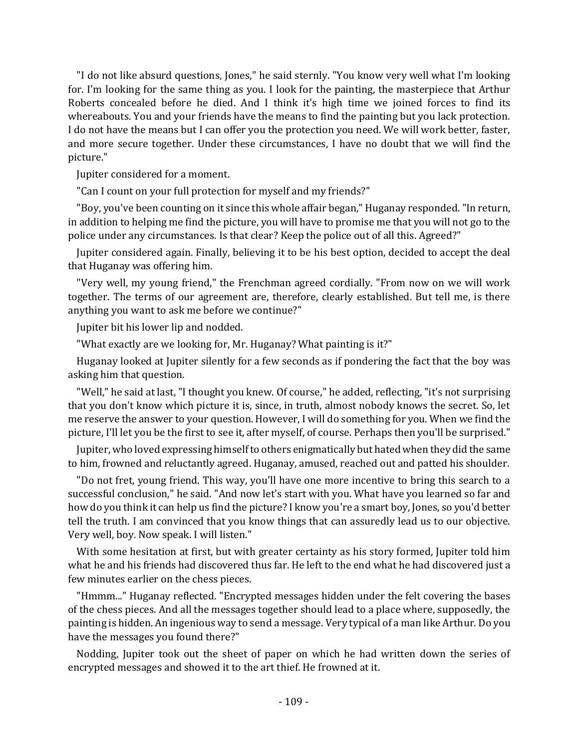"I do not like absurd questions, Jones," he said sternly. "You know very well what I'm looking for. I'm looking for the same thing as you. I look for the painting, the masterpiece that Arthur Roberts concealed before he died. And I think it's high time we joined forces to find its whereabouts. You and your friends have the means to find the painting but you lack protection. I do not have the means but I can offer you the protection you need. We will work better, faster, and more secure together. Under these circumstances, I have no doubt that we will find the picture."

Jupiter considered for a moment.

"Can I count on your full protection for myself and my friends?"

"Boy, you've been counting on it since this whole affair began," Huganay responded. "In return, in addition to helping me find the picture, you will have to promise me that you will not go to the police under any circumstances. Is that clear? Keep the police out of all this. Agreed?"

Jupiter considered again. Finally, believing it to be his best option, decided to accept the deal that Huganay was offering him.

"Very well, my young friend," the Frenchman agreed cordially. "From now on we will work together. The terms of our agreement are, therefore, clearly established. But tell me, is there anything you want to ask me before we continue?"

Jupiter bit his lower lip and nodded.

"What exactly are we looking for, Mr. Huganay? What painting is it?"

Huganay looked at Jupiter silently for a few seconds as if pondering the fact that the boy was asking him that question.

"Well," he said at last, "I thought you knew. Of course," he added, reflecting, "it's not surprising that you don't know which picture it is, since, in truth, almost nobody knows the secret. So, let me reserve the answer to your question. However, I will do something for you. When we find the picture, I'll let you be the first to see it, after myself, of course. Perhaps then you'll be surprised."

Jupiter, who loved expressing himself to others enigmatically but hated when they did the same to him, frowned and reluctantly agreed. Huganay, amused, reached out and patted his shoulder.

"Do not fret, young friend. This way, you'll have one more incentive to bring this search to a successful conclusion," he said. "And now let's start with you. What have you learned so far and how do you think it can help us find the picture? I know you're a smart boy, Jones, so you'd better tell the truth. I am convinced that you know things that can assuredly lead us to our objective. Very well, boy. Now speak. I will listen."

With some hesitation at first, but with greater certainty as his story formed, Jupiter told him what he and his friends had discovered thus far. He left to the end what he had discovered just a few minutes earlier on the chess pieces.

"Hmmm..." Huganay reflected. "Encrypted messages hidden under the felt covering the bases of the chess pieces. And all the messages together should lead to a place where, supposedly, the painting is hidden. An ingenious way to send a message. Very typical of a man like Arthur. Do you have the messages you found there?"

Nodding, Jupiter took out the sheet of paper on which he had written down the series of encrypted messages and showed it to the art thief. He frowned at it.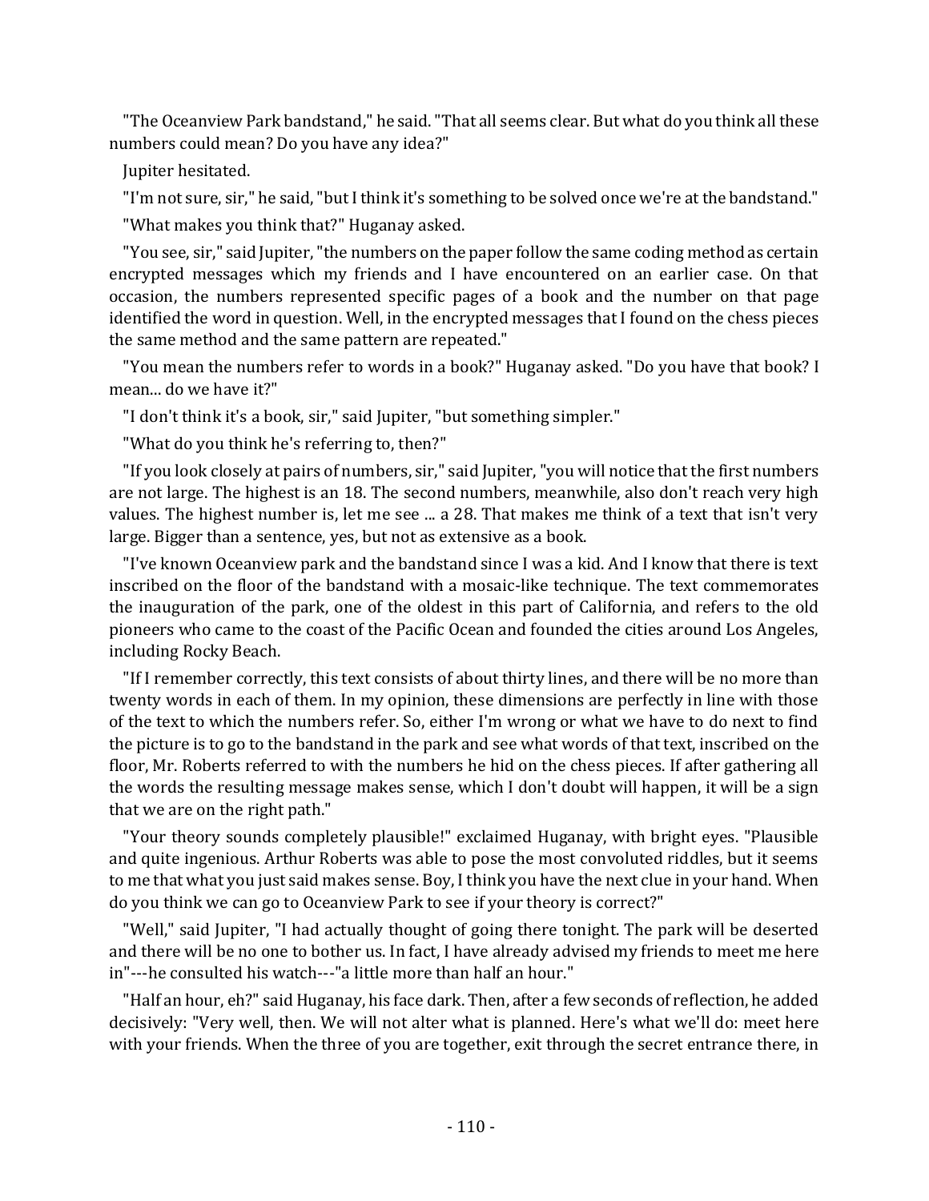"The Oceanview Park bandstand," he said. "That all seems clear. But what do you think all these numbers could mean? Do you have any idea?"

Jupiter hesitated.

"I'm not sure, sir," he said, "but I think it's something to be solved once we're at the bandstand."

"What makes you think that?" Huganay asked.

"You see, sir," said Jupiter, "the numbers on the paper follow the same coding method as certain encrypted messages which my friends and I have encountered on an earlier case. On that occasion, the numbers represented specific pages of a book and the number on that page identified the word in question. Well, in the encrypted messages that I found on the chess pieces the same method and the same pattern are repeated."

"You mean the numbers refer to words in a book?" Huganay asked. "Do you have that book? I mean... do we have it?"

"I don't think it's a book, sir," said Jupiter, "but something simpler."

"What do you think he's referring to, then?"

"If you look closely at pairs of numbers, sir," said Jupiter, "you will notice that the first numbers are not large. The highest is an 18. The second numbers, meanwhile, also don't reach very high values. The highest number is, let me see ... a 28. That makes me think of a text that isn't very large. Bigger than a sentence, yes, but not as extensive as a book.

"I've known Oceanview park and the bandstand since I was a kid. And I know that there is text inscribed on the floor of the bandstand with a mosaic-like technique. The text commemorates the inauguration of the park, one of the oldest in this part of California, and refers to the old pioneers who came to the coast of the Pacific Ocean and founded the cities around Los Angeles, including Rocky Beach.

"If I remember correctly, this text consists of about thirty lines, and there will be no more than twenty words in each of them. In my opinion, these dimensions are perfectly in line with those of the text to which the numbers refer. So, either I'm wrong or what we have to do next to find the picture is to go to the bandstand in the park and see what words of that text, inscribed on the floor, Mr. Roberts referred to with the numbers he hid on the chess pieces. If after gathering all the words the resulting message makes sense, which I don't doubt will happen, it will be a sign that we are on the right path."

"Your theory sounds completely plausible!" exclaimed Huganay, with bright eyes. "Plausible and quite ingenious. Arthur Roberts was able to pose the most convoluted riddles, but it seems to me that what you just said makes sense. Boy, I think you have the next clue in your hand. When do you think we can go to Oceanview Park to see if your theory is correct?"

"Well," said Jupiter, "I had actually thought of going there tonight. The park will be deserted and there will be no one to bother us. In fact, I have already advised my friends to meet me here in"---he consulted his watch---"a little more than half an hour."

"Half an hour, eh?" said Huganay, his face dark. Then, after a few seconds of reflection, he added decisively: "Very well, then. We will not alter what is planned. Here's what we'll do: meet here with your friends. When the three of you are together, exit through the secret entrance there, in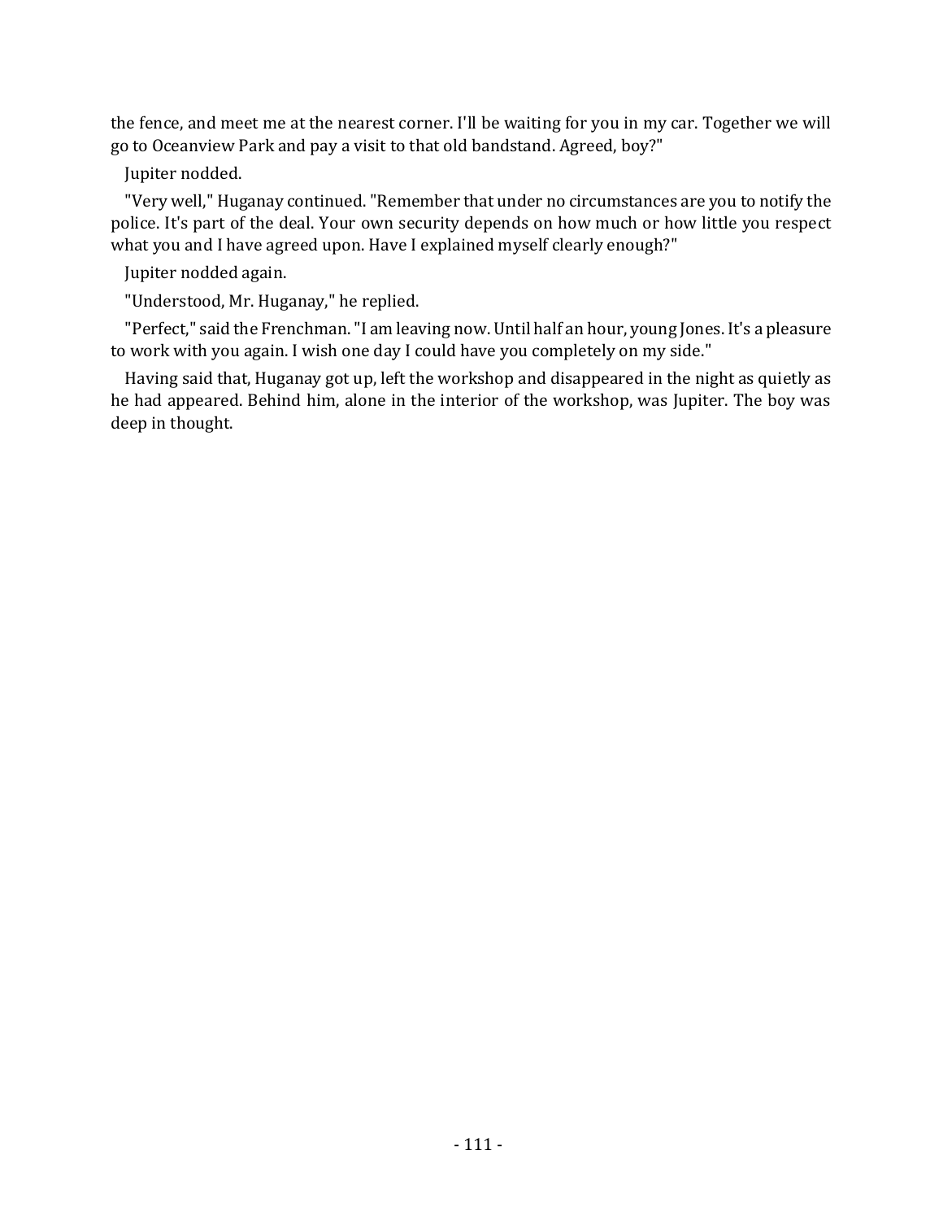the fence, and meet me at the nearest corner. I'll be waiting for you in my car. Together we will go to Oceanview Park and pay a visit to that old bandstand. Agreed, boy?"

Jupiter nodded.

"Very well," Huganay continued. "Remember that under no circumstances are you to notify the police. It's part of the deal. Your own security depends on how much or how little you respect what you and I have agreed upon. Have I explained myself clearly enough?"

Jupiter nodded again.

"Understood, Mr. Huganay," he replied.

"Perfect," said the Frenchman. "I am leaving now. Until half an hour, young Jones. It's a pleasure to work with you again. I wish one day I could have you completely on my side."

Having said that, Huganay got up, left the workshop and disappeared in the night as quietly as he had appeared. Behind him, alone in the interior of the workshop, was Jupiter. The boy was deep in thought.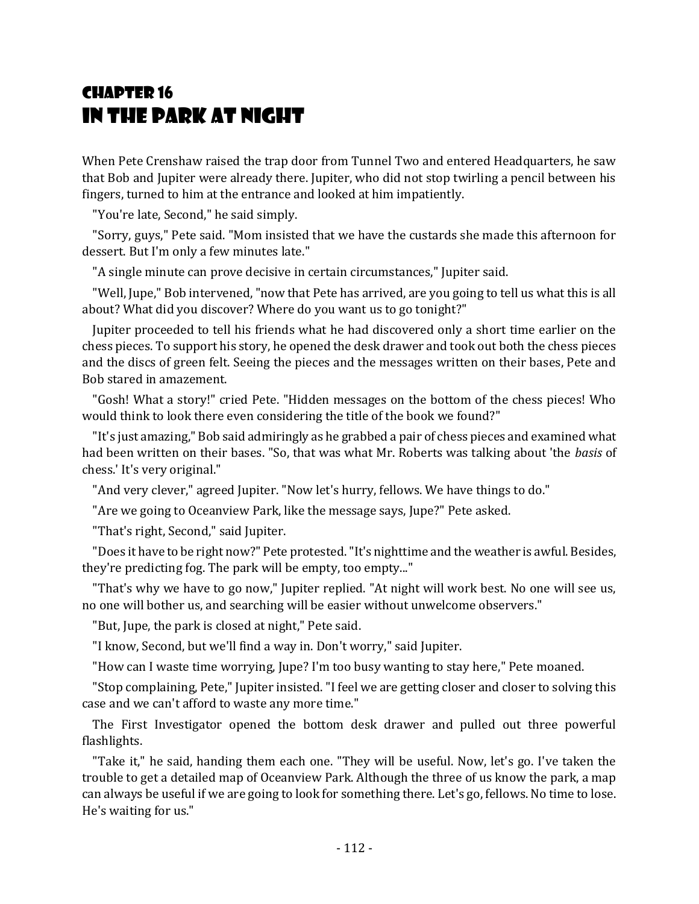# Chapter 16
# In the Park at Night

When Pete Crenshaw raised the trap door from Tunnel Two and entered Headquarters, he saw that Bob and Jupiter were already there. Jupiter, who did not stop twirling a pencil between his fingers, turned to him at the entrance and looked at him impatiently.

"You're late, Second," he said simply.

"Sorry, guys," Pete said. "Mom insisted that we have the custards she made this afternoon for dessert. But I'm only a few minutes late."

"A single minute can prove decisive in certain circumstances," Jupiter said.

"Well, Jupe," Bob intervened, "now that Pete has arrived, are you going to tell us what this is all about? What did you discover? Where do you want us to go tonight?"

Jupiter proceeded to tell his friends what he had discovered only a short time earlier on the chess pieces. To support his story, he opened the desk drawer and took out both the chess pieces and the discs of green felt. Seeing the pieces and the messages written on their bases, Pete and Bob stared in amazement.

"Gosh! What a story!" cried Pete. "Hidden messages on the bottom of the chess pieces! Who would think to look there even considering the title of the book we found?"

"It's just amazing," Bob said admiringly as he grabbed a pair of chess pieces and examined what had been written on their bases. "So, that was what Mr. Roberts was talking about 'the *basis* of chess.' It's very original."

"And very clever," agreed Jupiter. "Now let's hurry, fellows. We have things to do."

"Are we going to Oceanview Park, like the message says, Jupe?" Pete asked.

"That's right, Second," said Jupiter.

"Does it have to be right now?" Pete protested. "It's nighttime and the weather is awful. Besides, they're predicting fog. The park will be empty, too empty..."

"That's why we have to go now," Jupiter replied. "At night will work best. No one will see us, no one will bother us, and searching will be easier without unwelcome observers."

"But, Jupe, the park is closed at night," Pete said.

"I know, Second, but we'll find a way in. Don't worry," said Jupiter.

"How can I waste time worrying, Jupe? I'm too busy wanting to stay here," Pete moaned.

"Stop complaining, Pete," Jupiter insisted. "I feel we are getting closer and closer to solving this case and we can't afford to waste any more time."

The First Investigator opened the bottom desk drawer and pulled out three powerful flashlights.

"Take it," he said, handing them each one. "They will be useful. Now, let's go. I've taken the trouble to get a detailed map of Oceanview Park. Although the three of us know the park, a map can always be useful if we are going to look for something there. Let's go, fellows. No time to lose. He's waiting for us."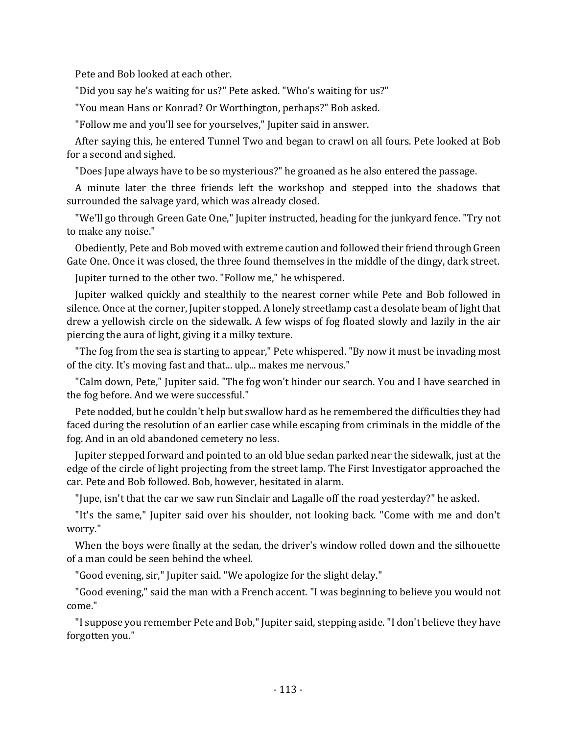Pete and Bob looked at each other.

"Did you say he's waiting for us?" Pete asked. "Who's waiting for us?"

"You mean Hans or Konrad? Or Worthington, perhaps?" Bob asked.

"Follow me and you'll see for yourselves," Jupiter said in answer.

After saying this, he entered Tunnel Two and began to crawl on all fours. Pete looked at Bob for a second and sighed.

"Does Jupe always have to be so mysterious?" he groaned as he also entered the passage.

A minute later the three friends left the workshop and stepped into the shadows that surrounded the salvage yard, which was already closed.

"We'll go through Green Gate One," Jupiter instructed, heading for the junkyard fence. "Try not to make any noise."

Obediently, Pete and Bob moved with extreme caution and followed their friend through Green Gate One. Once it was closed, the three found themselves in the middle of the dingy, dark street.

Jupiter turned to the other two. "Follow me," he whispered.

Jupiter walked quickly and stealthily to the nearest corner while Pete and Bob followed in silence. Once at the corner, Jupiter stopped. A lonely streetlamp cast a desolate beam of light that drew a yellowish circle on the sidewalk. A few wisps of fog floated slowly and lazily in the air piercing the aura of light, giving it a milky texture.

"The fog from the sea is starting to appear," Pete whispered. "By now it must be invading most of the city. It's moving fast and that... ulp... makes me nervous."

"Calm down, Pete," Jupiter said. "The fog won't hinder our search. You and I have searched in the fog before. And we were successful."

Pete nodded, but he couldn't help but swallow hard as he remembered the difficulties they had faced during the resolution of an earlier case while escaping from criminals in the middle of the fog. And in an old abandoned cemetery no less.

Jupiter stepped forward and pointed to an old blue sedan parked near the sidewalk, just at the edge of the circle of light projecting from the street lamp. The First Investigator approached the car. Pete and Bob followed. Bob, however, hesitated in alarm.

"Jupe, isn't that the car we saw run Sinclair and Lagalle off the road yesterday?" he asked.

"It's the same," Jupiter said over his shoulder, not looking back. "Come with me and don't worry."

When the boys were finally at the sedan, the driver's window rolled down and the silhouette of a man could be seen behind the wheel.

"Good evening, sir," Jupiter said. "We apologize for the slight delay."

"Good evening," said the man with a French accent. "I was beginning to believe you would not come."

"I suppose you remember Pete and Bob," Jupiter said, stepping aside. "I don't believe they have forgotten you."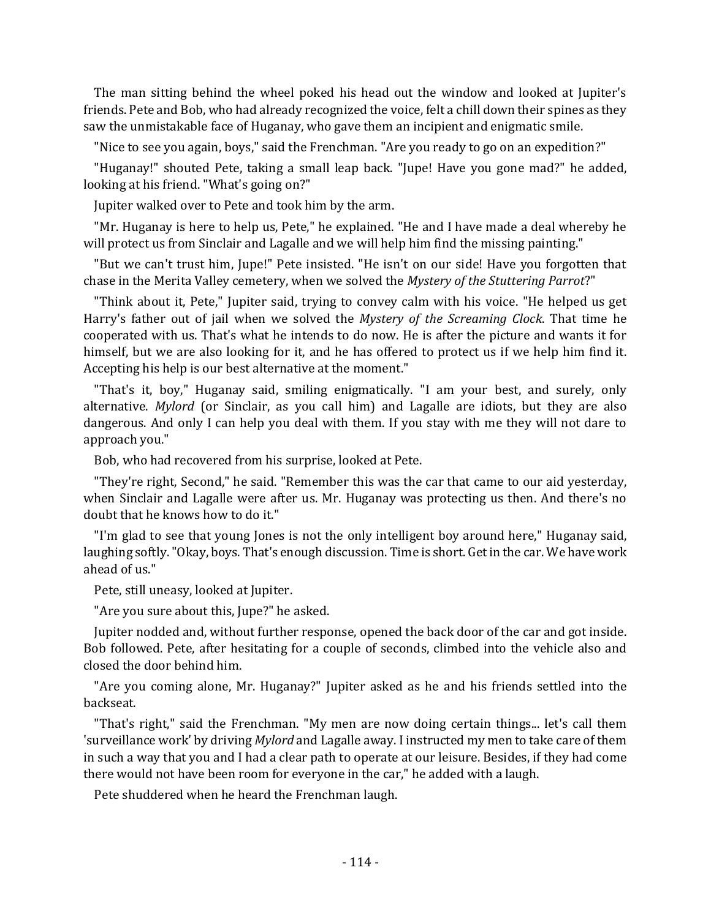The man sitting behind the wheel poked his head out the window and looked at Jupiter's friends. Pete and Bob, who had already recognized the voice, felt a chill down their spines as they saw the unmistakable face of Huganay, who gave them an incipient and enigmatic smile.

"Nice to see you again, boys," said the Frenchman. "Are you ready to go on an expedition?"

"Huganay!" shouted Pete, taking a small leap back. "Jupe! Have you gone mad?" he added, looking at his friend. "What's going on?"

Jupiter walked over to Pete and took him by the arm.

"Mr. Huganay is here to help us, Pete," he explained. "He and I have made a deal whereby he will protect us from Sinclair and Lagalle and we will help him find the missing painting."

"But we can't trust him, Jupe!" Pete insisted. "He isn't on our side! Have you forgotten that chase in the Merita Valley cemetery, when we solved the *Mystery of the Stuttering Parrot*?"

"Think about it, Pete," Jupiter said, trying to convey calm with his voice. "He helped us get Harry's father out of jail when we solved the *Mystery of the Screaming Clock*. That time he cooperated with us. That's what he intends to do now. He is after the picture and wants it for himself, but we are also looking for it, and he has offered to protect us if we help him find it. Accepting his help is our best alternative at the moment."

"That's it, boy," Huganay said, smiling enigmatically. "I am your best, and surely, only alternative. *Mylord* (or Sinclair, as you call him) and Lagalle are idiots, but they are also dangerous. And only I can help you deal with them. If you stay with me they will not dare to approach you."

Bob, who had recovered from his surprise, looked at Pete.

"They're right, Second," he said. "Remember this was the car that came to our aid yesterday, when Sinclair and Lagalle were after us. Mr. Huganay was protecting us then. And there's no doubt that he knows how to do it."

"I'm glad to see that young Jones is not the only intelligent boy around here," Huganay said, laughing softly. "Okay, boys. That's enough discussion. Time is short. Get in the car. We have work ahead of us."

Pete, still uneasy, looked at Jupiter.

"Are you sure about this, Jupe?" he asked.

Jupiter nodded and, without further response, opened the back door of the car and got inside. Bob followed. Pete, after hesitating for a couple of seconds, climbed into the vehicle also and closed the door behind him.

"Are you coming alone, Mr. Huganay?" Jupiter asked as he and his friends settled into the backseat.

"That's right," said the Frenchman. "My men are now doing certain things... let's call them 'surveillance work' by driving *Mylord* and Lagalle away. I instructed my men to take care of them in such a way that you and I had a clear path to operate at our leisure. Besides, if they had come there would not have been room for everyone in the car," he added with a laugh.

Pete shuddered when he heard the Frenchman laugh.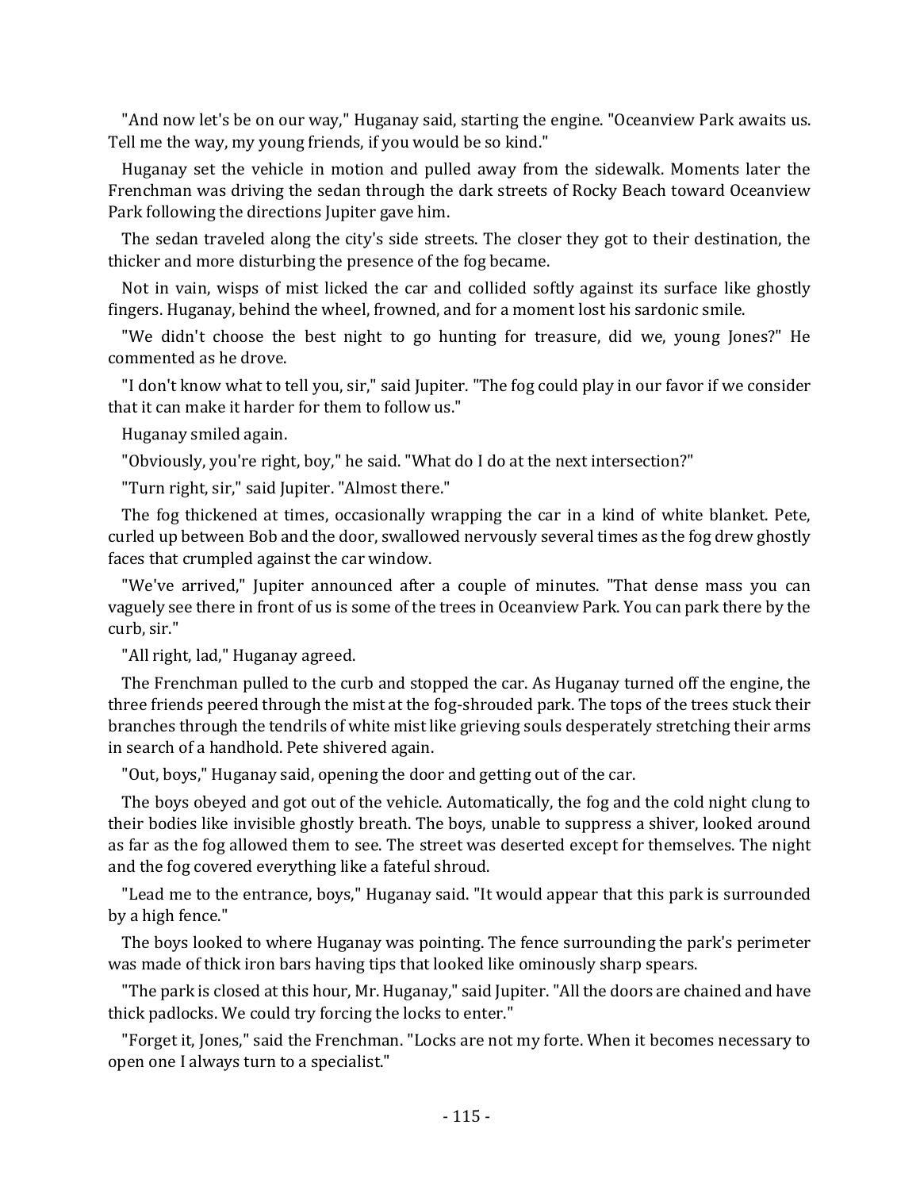"And now let's be on our way," Huganay said, starting the engine. "Oceanview Park awaits us. Tell me the way, my young friends, if you would be so kind."

Huganay set the vehicle in motion and pulled away from the sidewalk. Moments later the Frenchman was driving the sedan through the dark streets of Rocky Beach toward Oceanview Park following the directions Jupiter gave him.

The sedan traveled along the city's side streets. The closer they got to their destination, the thicker and more disturbing the presence of the fog became.

Not in vain, wisps of mist licked the car and collided softly against its surface like ghostly fingers. Huganay, behind the wheel, frowned, and for a moment lost his sardonic smile.

"We didn't choose the best night to go hunting for treasure, did we, young Jones?" He commented as he drove.

"I don't know what to tell you, sir," said Jupiter. "The fog could play in our favor if we consider that it can make it harder for them to follow us."

Huganay smiled again.

"Obviously, you're right, boy," he said. "What do I do at the next intersection?"

"Turn right, sir," said Jupiter. "Almost there."

The fog thickened at times, occasionally wrapping the car in a kind of white blanket. Pete, curled up between Bob and the door, swallowed nervously several times as the fog drew ghostly faces that crumpled against the car window.

"We've arrived," Jupiter announced after a couple of minutes. "That dense mass you can vaguely see there in front of us is some of the trees in Oceanview Park. You can park there by the curb, sir."

"All right, lad," Huganay agreed.

The Frenchman pulled to the curb and stopped the car. As Huganay turned off the engine, the three friends peered through the mist at the fog-shrouded park. The tops of the trees stuck their branches through the tendrils of white mist like grieving souls desperately stretching their arms in search of a handhold. Pete shivered again.

"Out, boys," Huganay said, opening the door and getting out of the car.

The boys obeyed and got out of the vehicle. Automatically, the fog and the cold night clung to their bodies like invisible ghostly breath. The boys, unable to suppress a shiver, looked around as far as the fog allowed them to see. The street was deserted except for themselves. The night and the fog covered everything like a fateful shroud.

"Lead me to the entrance, boys," Huganay said. "It would appear that this park is surrounded by a high fence."

The boys looked to where Huganay was pointing. The fence surrounding the park's perimeter was made of thick iron bars having tips that looked like ominously sharp spears.

"The park is closed at this hour, Mr. Huganay," said Jupiter. "All the doors are chained and have thick padlocks. We could try forcing the locks to enter."

"Forget it, Jones," said the Frenchman. "Locks are not my forte. When it becomes necessary to open one I always turn to a specialist."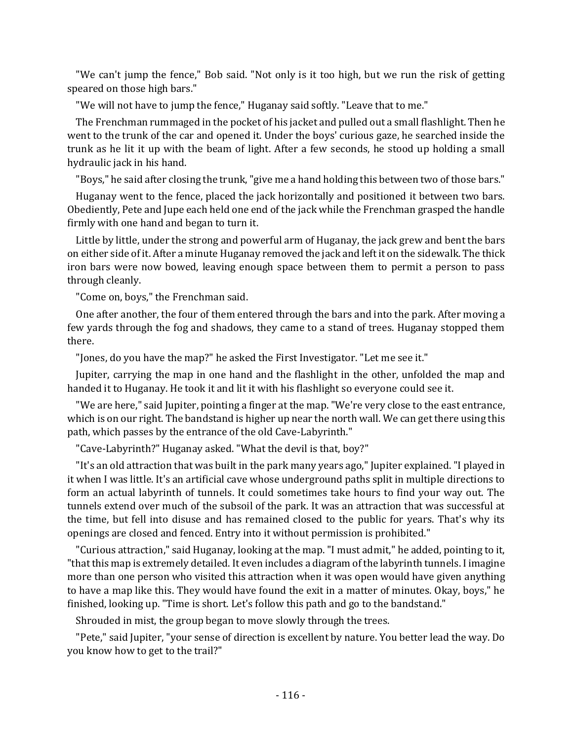"We can't jump the fence," Bob said. "Not only is it too high, but we run the risk of getting speared on those high bars."

"We will not have to jump the fence," Huganay said softly. "Leave that to me."

The Frenchman rummaged in the pocket of his jacket and pulled out a small flashlight. Then he went to the trunk of the car and opened it. Under the boys' curious gaze, he searched inside the trunk as he lit it up with the beam of light. After a few seconds, he stood up holding a small hydraulic jack in his hand.

"Boys," he said after closing the trunk, "give me a hand holding this between two of those bars."

Huganay went to the fence, placed the jack horizontally and positioned it between two bars. Obediently, Pete and Jupe each held one end of the jack while the Frenchman grasped the handle firmly with one hand and began to turn it.

Little by little, under the strong and powerful arm of Huganay, the jack grew and bent the bars on either side of it. After a minute Huganay removed the jack and left it on the sidewalk. The thick iron bars were now bowed, leaving enough space between them to permit a person to pass through cleanly.

"Come on, boys," the Frenchman said.

One after another, the four of them entered through the bars and into the park. After moving a few yards through the fog and shadows, they came to a stand of trees. Huganay stopped them there.

"Jones, do you have the map?" he asked the First Investigator. "Let me see it."

Jupiter, carrying the map in one hand and the flashlight in the other, unfolded the map and handed it to Huganay. He took it and lit it with his flashlight so everyone could see it.

"We are here," said Jupiter, pointing a finger at the map. "We're very close to the east entrance, which is on our right. The bandstand is higher up near the north wall. We can get there using this path, which passes by the entrance of the old Cave-Labyrinth."

"Cave-Labyrinth?" Huganay asked. "What the devil is that, boy?"

"It's an old attraction that was built in the park many years ago," Jupiter explained. "I played in it when I was little. It's an artificial cave whose underground paths split in multiple directions to form an actual labyrinth of tunnels. It could sometimes take hours to find your way out. The tunnels extend over much of the subsoil of the park. It was an attraction that was successful at the time, but fell into disuse and has remained closed to the public for years. That's why its openings are closed and fenced. Entry into it without permission is prohibited."

"Curious attraction," said Huganay, looking at the map. "I must admit," he added, pointing to it, "that this map is extremely detailed. It even includes a diagram of the labyrinth tunnels. I imagine more than one person who visited this attraction when it was open would have given anything to have a map like this. They would have found the exit in a matter of minutes. Okay, boys," he finished, looking up. "Time is short. Let's follow this path and go to the bandstand."

Shrouded in mist, the group began to move slowly through the trees.

"Pete," said Jupiter, "your sense of direction is excellent by nature. You better lead the way. Do you know how to get to the trail?"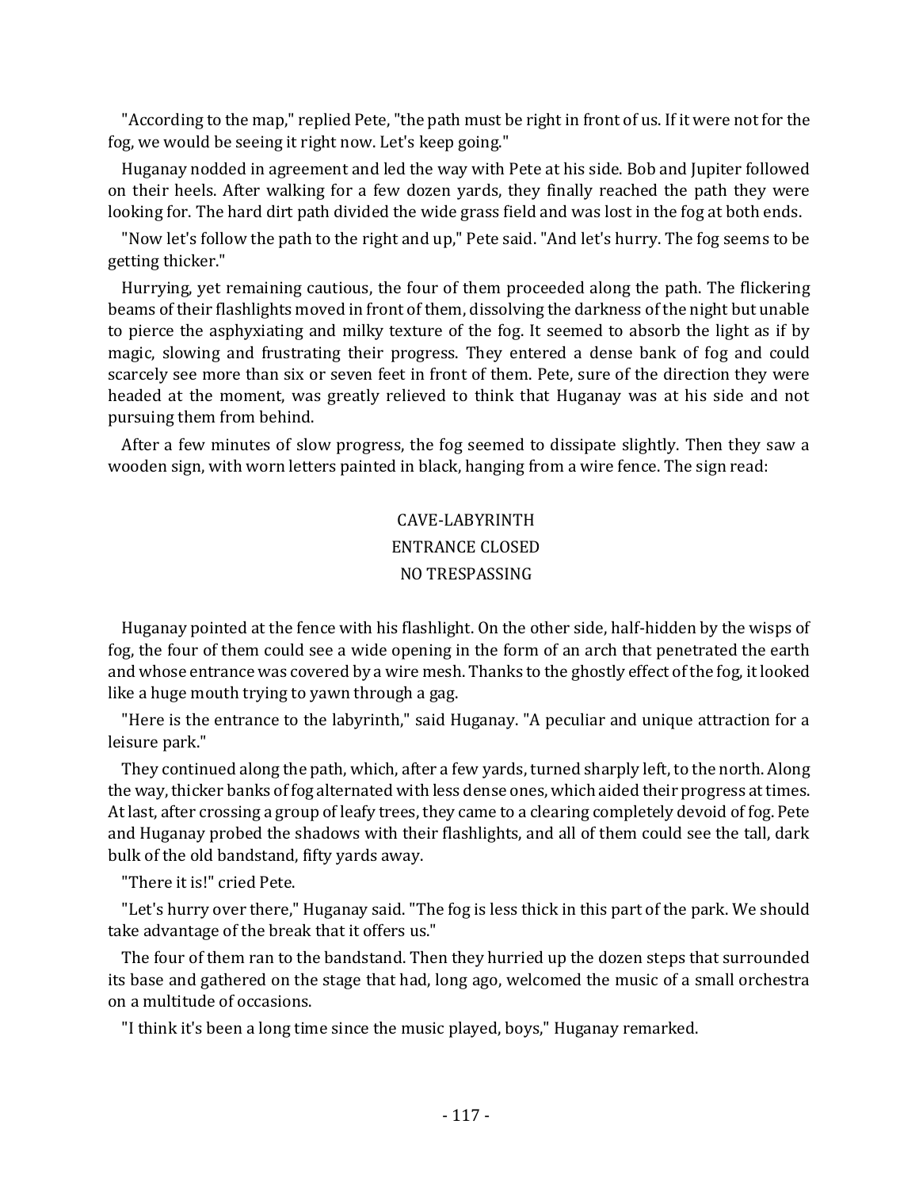"According to the map," replied Pete, "the path must be right in front of us. If it were not for the fog, we would be seeing it right now. Let's keep going."

Huganay nodded in agreement and led the way with Pete at his side. Bob and Jupiter followed on their heels. After walking for a few dozen yards, they finally reached the path they were looking for. The hard dirt path divided the wide grass field and was lost in the fog at both ends.

"Now let's follow the path to the right and up," Pete said. "And let's hurry. The fog seems to be getting thicker."

Hurrying, yet remaining cautious, the four of them proceeded along the path. The flickering beams of their flashlights moved in front of them, dissolving the darkness of the night but unable to pierce the asphyxiating and milky texture of the fog. It seemed to absorb the light as if by magic, slowing and frustrating their progress. They entered a dense bank of fog and could scarcely see more than six or seven feet in front of them. Pete, sure of the direction they were headed at the moment, was greatly relieved to think that Huganay was at his side and not pursuing them from behind.

After a few minutes of slow progress, the fog seemed to dissipate slightly. Then they saw a wooden sign, with worn letters painted in black, hanging from a wire fence. The sign read:

CAVE-LABYRINTH
ENTRANCE CLOSED
NO TRESPASSING

Huganay pointed at the fence with his flashlight. On the other side, half-hidden by the wisps of fog, the four of them could see a wide opening in the form of an arch that penetrated the earth and whose entrance was covered by a wire mesh. Thanks to the ghostly effect of the fog, it looked like a huge mouth trying to yawn through a gag.

"Here is the entrance to the labyrinth," said Huganay. "A peculiar and unique attraction for a leisure park."

They continued along the path, which, after a few yards, turned sharply left, to the north. Along the way, thicker banks of fog alternated with less dense ones, which aided their progress at times. At last, after crossing a group of leafy trees, they came to a clearing completely devoid of fog. Pete and Huganay probed the shadows with their flashlights, and all of them could see the tall, dark bulk of the old bandstand, fifty yards away.

"There it is!" cried Pete.

"Let's hurry over there," Huganay said. "The fog is less thick in this part of the park. We should take advantage of the break that it offers us."

The four of them ran to the bandstand. Then they hurried up the dozen steps that surrounded its base and gathered on the stage that had, long ago, welcomed the music of a small orchestra on a multitude of occasions.

"I think it's been a long time since the music played, boys," Huganay remarked.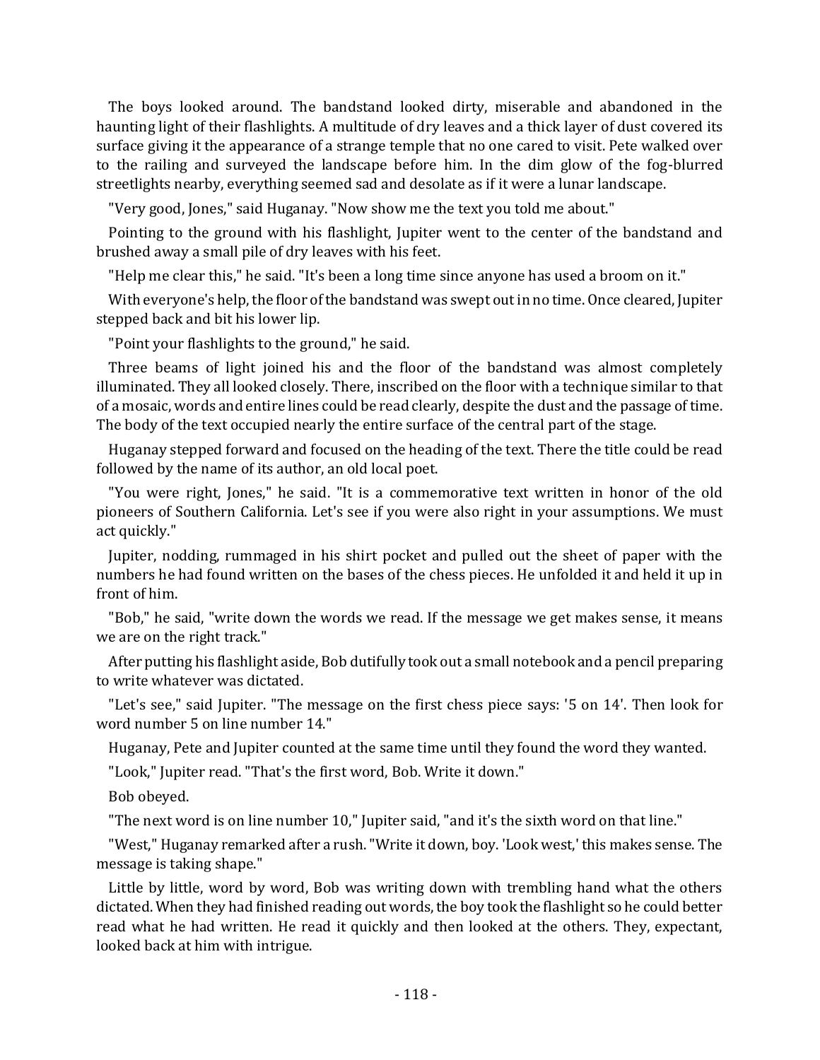The boys looked around. The bandstand looked dirty, miserable and abandoned in the haunting light of their flashlights. A multitude of dry leaves and a thick layer of dust covered its surface giving it the appearance of a strange temple that no one cared to visit. Pete walked over to the railing and surveyed the landscape before him. In the dim glow of the fog-blurred streetlights nearby, everything seemed sad and desolate as if it were a lunar landscape.

"Very good, Jones," said Huganay. "Now show me the text you told me about."

Pointing to the ground with his flashlight, Jupiter went to the center of the bandstand and brushed away a small pile of dry leaves with his feet.

"Help me clear this," he said. "It's been a long time since anyone has used a broom on it."

With everyone's help, the floor of the bandstand was swept out in no time. Once cleared, Jupiter stepped back and bit his lower lip.

"Point your flashlights to the ground," he said.

Three beams of light joined his and the floor of the bandstand was almost completely illuminated. They all looked closely. There, inscribed on the floor with a technique similar to that of a mosaic, words and entire lines could be read clearly, despite the dust and the passage of time. The body of the text occupied nearly the entire surface of the central part of the stage.

Huganay stepped forward and focused on the heading of the text. There the title could be read followed by the name of its author, an old local poet.

"You were right, Jones," he said. "It is a commemorative text written in honor of the old pioneers of Southern California. Let's see if you were also right in your assumptions. We must act quickly."

Jupiter, nodding, rummaged in his shirt pocket and pulled out the sheet of paper with the numbers he had found written on the bases of the chess pieces. He unfolded it and held it up in front of him.

"Bob," he said, "write down the words we read. If the message we get makes sense, it means we are on the right track."

After putting his flashlight aside, Bob dutifully took out a small notebook and a pencil preparing to write whatever was dictated.

"Let's see," said Jupiter. "The message on the first chess piece says: '5 on 14'. Then look for word number 5 on line number 14."

Huganay, Pete and Jupiter counted at the same time until they found the word they wanted.

"Look," Jupiter read. "That's the first word, Bob. Write it down."

Bob obeyed.

"The next word is on line number 10," Jupiter said, "and it's the sixth word on that line."

"West," Huganay remarked after a rush. "Write it down, boy. 'Look west,' this makes sense. The message is taking shape."

Little by little, word by word, Bob was writing down with trembling hand what the others dictated. When they had finished reading out words, the boy took the flashlight so he could better read what he had written. He read it quickly and then looked at the others. They, expectant, looked back at him with intrigue.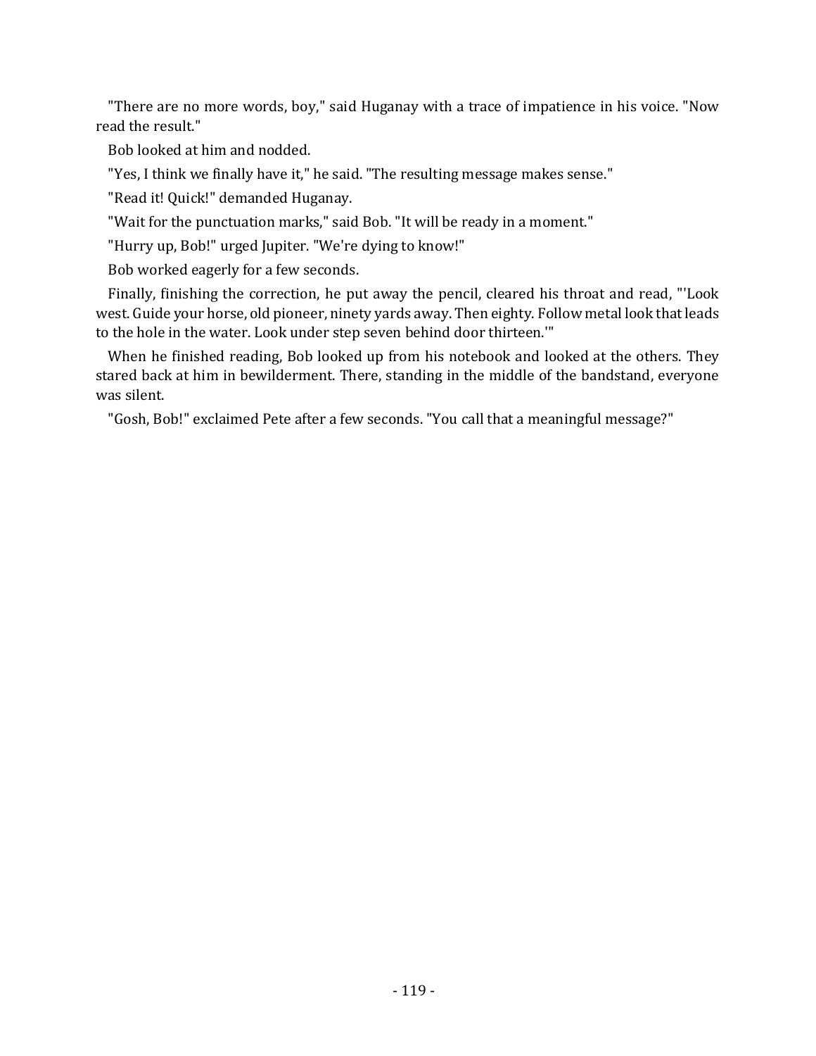"There are no more words, boy," said Huganay with a trace of impatience in his voice. "Now read the result."

Bob looked at him and nodded.

"Yes, I think we finally have it," he said. "The resulting message makes sense."

"Read it! Quick!" demanded Huganay.

"Wait for the punctuation marks," said Bob. "It will be ready in a moment."

"Hurry up, Bob!" urged Jupiter. "We're dying to know!"

Bob worked eagerly for a few seconds.

Finally, finishing the correction, he put away the pencil, cleared his throat and read, "'Look west. Guide your horse, old pioneer, ninety yards away. Then eighty. Follow metal look that leads to the hole in the water. Look under step seven behind door thirteen.'"

When he finished reading, Bob looked up from his notebook and looked at the others. They stared back at him in bewilderment. There, standing in the middle of the bandstand, everyone was silent.

"Gosh, Bob!" exclaimed Pete after a few seconds. "You call that a meaningful message?"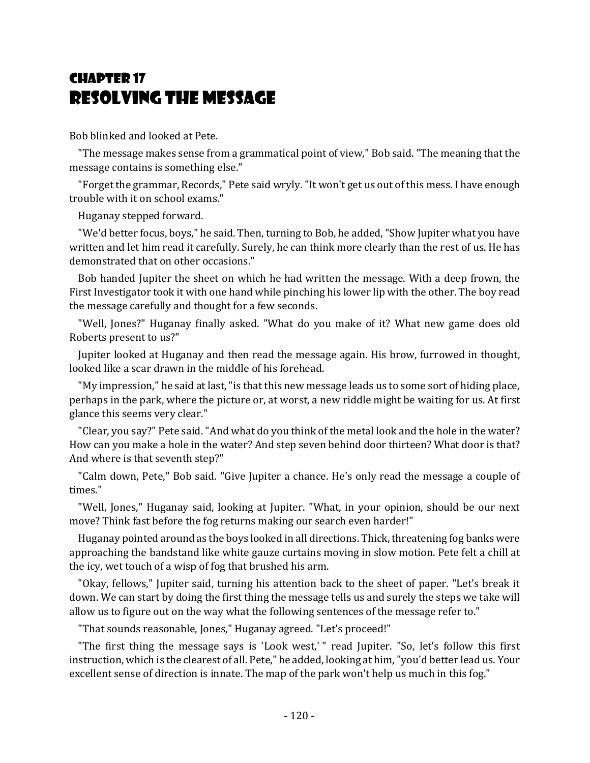# Chapter 17
# Resolving the Message

Bob blinked and looked at Pete.

"The message makes sense from a grammatical point of view," Bob said. "The meaning that the message contains is something else."

"Forget the grammar, Records," Pete said wryly. "It won't get us out of this mess. I have enough trouble with it on school exams."

Huganay stepped forward.

"We'd better focus, boys," he said. Then, turning to Bob, he added, "Show Jupiter what you have written and let him read it carefully. Surely, he can think more clearly than the rest of us. He has demonstrated that on other occasions."

Bob handed Jupiter the sheet on which he had written the message. With a deep frown, the First Investigator took it with one hand while pinching his lower lip with the other. The boy read the message carefully and thought for a few seconds.

"Well, Jones?" Huganay finally asked. "What do you make of it? What new game does old Roberts present to us?"

Jupiter looked at Huganay and then read the message again. His brow, furrowed in thought, looked like a scar drawn in the middle of his forehead.

"My impression," he said at last, "is that this new message leads us to some sort of hiding place, perhaps in the park, where the picture or, at worst, a new riddle might be waiting for us. At first glance this seems very clear."

"Clear, you say?" Pete said. "And what do you think of the metal look and the hole in the water? How can you make a hole in the water? And step seven behind door thirteen? What door is that? And where is that seventh step?"

"Calm down, Pete," Bob said. "Give Jupiter a chance. He's only read the message a couple of times."

"Well, Jones," Huganay said, looking at Jupiter. "What, in your opinion, should be our next move? Think fast before the fog returns making our search even harder!"

Huganay pointed around as the boys looked in all directions. Thick, threatening fog banks were approaching the bandstand like white gauze curtains moving in slow motion. Pete felt a chill at the icy, wet touch of a wisp of fog that brushed his arm.

"Okay, fellows," Jupiter said, turning his attention back to the sheet of paper. "Let's break it down. We can start by doing the first thing the message tells us and surely the steps we take will allow us to figure out on the way what the following sentences of the message refer to."

"That sounds reasonable, Jones," Huganay agreed. "Let's proceed!"

"The first thing the message says is 'Look west,' " read Jupiter. "So, let's follow this first instruction, which is the clearest of all. Pete," he added, looking at him, "you'd better lead us. Your excellent sense of direction is innate. The map of the park won't help us much in this fog."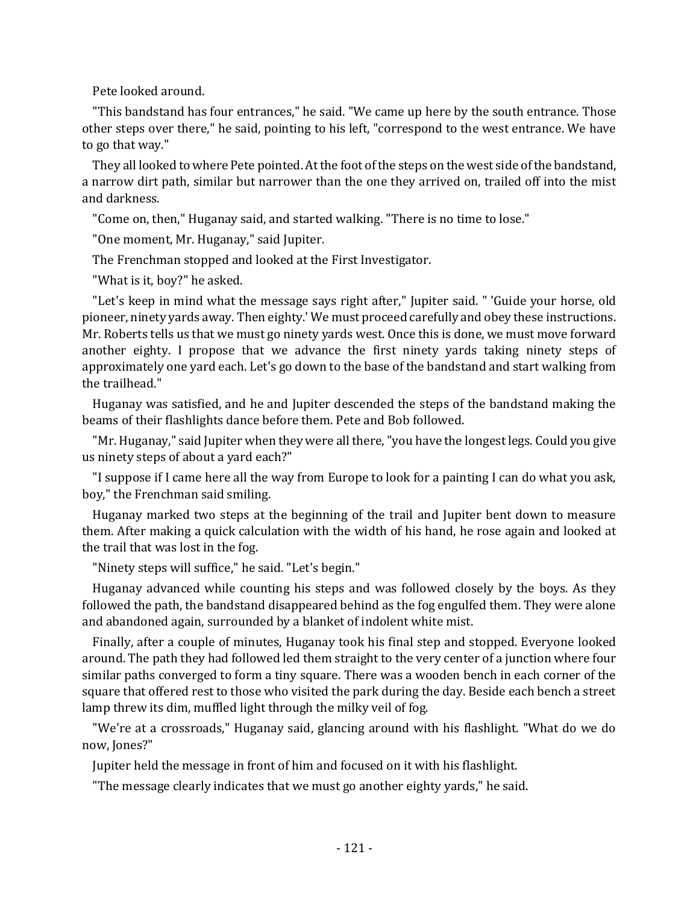Pete looked around.

"This bandstand has four entrances," he said. "We came up here by the south entrance. Those other steps over there," he said, pointing to his left, "correspond to the west entrance. We have to go that way."

They all looked to where Pete pointed. At the foot of the steps on the west side of the bandstand, a narrow dirt path, similar but narrower than the one they arrived on, trailed off into the mist and darkness.

"Come on, then," Huganay said, and started walking. "There is no time to lose."

"One moment, Mr. Huganay," said Jupiter.

The Frenchman stopped and looked at the First Investigator.

"What is it, boy?" he asked.

"Let's keep in mind what the message says right after," Jupiter said. " 'Guide your horse, old pioneer, ninety yards away. Then eighty.' We must proceed carefully and obey these instructions. Mr. Roberts tells us that we must go ninety yards west. Once this is done, we must move forward another eighty. I propose that we advance the first ninety yards taking ninety steps of approximately one yard each. Let's go down to the base of the bandstand and start walking from the trailhead."

Huganay was satisfied, and he and Jupiter descended the steps of the bandstand making the beams of their flashlights dance before them. Pete and Bob followed.

"Mr. Huganay," said Jupiter when they were all there, "you have the longest legs. Could you give us ninety steps of about a yard each?"

"I suppose if I came here all the way from Europe to look for a painting I can do what you ask, boy," the Frenchman said smiling.

Huganay marked two steps at the beginning of the trail and Jupiter bent down to measure them. After making a quick calculation with the width of his hand, he rose again and looked at the trail that was lost in the fog.

"Ninety steps will suffice," he said. "Let's begin."

Huganay advanced while counting his steps and was followed closely by the boys. As they followed the path, the bandstand disappeared behind as the fog engulfed them. They were alone and abandoned again, surrounded by a blanket of indolent white mist.

Finally, after a couple of minutes, Huganay took his final step and stopped. Everyone looked around. The path they had followed led them straight to the very center of a junction where four similar paths converged to form a tiny square. There was a wooden bench in each corner of the square that offered rest to those who visited the park during the day. Beside each bench a street lamp threw its dim, muffled light through the milky veil of fog.

"We're at a crossroads," Huganay said, glancing around with his flashlight. "What do we do now, Jones?"

Jupiter held the message in front of him and focused on it with his flashlight.

"The message clearly indicates that we must go another eighty yards," he said.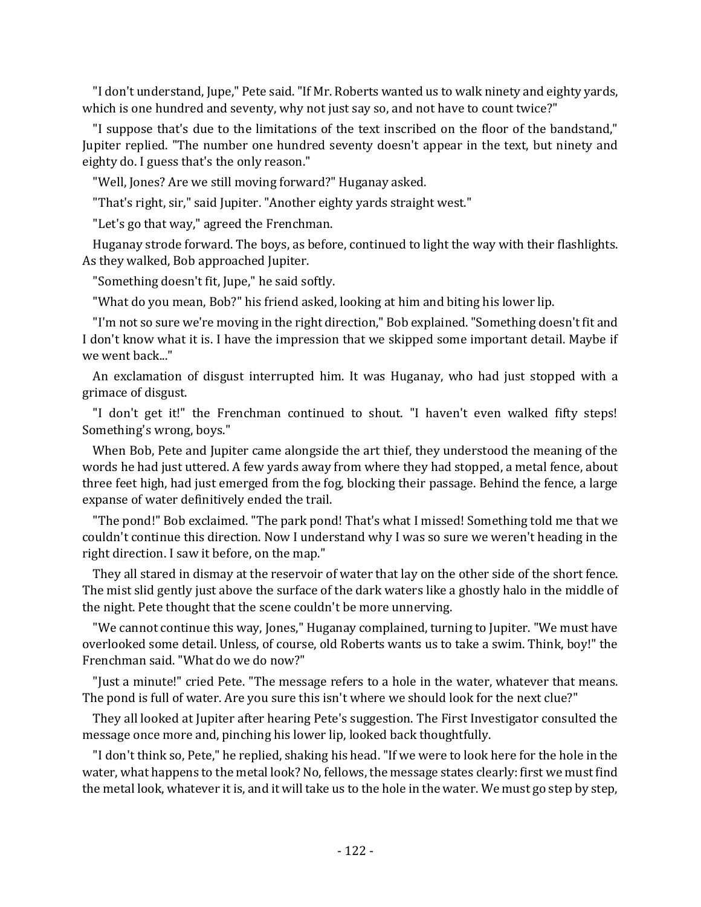"I don't understand, Jupe," Pete said. "If Mr. Roberts wanted us to walk ninety and eighty yards, which is one hundred and seventy, why not just say so, and not have to count twice?"

"I suppose that's due to the limitations of the text inscribed on the floor of the bandstand," Jupiter replied. "The number one hundred seventy doesn't appear in the text, but ninety and eighty do. I guess that's the only reason."

"Well, Jones? Are we still moving forward?" Huganay asked.

"That's right, sir," said Jupiter. "Another eighty yards straight west."

"Let's go that way," agreed the Frenchman.

Huganay strode forward. The boys, as before, continued to light the way with their flashlights. As they walked, Bob approached Jupiter.

"Something doesn't fit, Jupe," he said softly.

"What do you mean, Bob?" his friend asked, looking at him and biting his lower lip.

"I'm not so sure we're moving in the right direction," Bob explained. "Something doesn't fit and I don't know what it is. I have the impression that we skipped some important detail. Maybe if we went back..."

An exclamation of disgust interrupted him. It was Huganay, who had just stopped with a grimace of disgust.

"I don't get it!" the Frenchman continued to shout. "I haven't even walked fifty steps! Something's wrong, boys."

When Bob, Pete and Jupiter came alongside the art thief, they understood the meaning of the words he had just uttered. A few yards away from where they had stopped, a metal fence, about three feet high, had just emerged from the fog, blocking their passage. Behind the fence, a large expanse of water definitively ended the trail.

"The pond!" Bob exclaimed. "The park pond! That's what I missed! Something told me that we couldn't continue this direction. Now I understand why I was so sure we weren't heading in the right direction. I saw it before, on the map."

They all stared in dismay at the reservoir of water that lay on the other side of the short fence. The mist slid gently just above the surface of the dark waters like a ghostly halo in the middle of the night. Pete thought that the scene couldn't be more unnerving.

"We cannot continue this way, Jones," Huganay complained, turning to Jupiter. "We must have overlooked some detail. Unless, of course, old Roberts wants us to take a swim. Think, boy!" the Frenchman said. "What do we do now?"

"Just a minute!" cried Pete. "The message refers to a hole in the water, whatever that means. The pond is full of water. Are you sure this isn't where we should look for the next clue?"

They all looked at Jupiter after hearing Pete's suggestion. The First Investigator consulted the message once more and, pinching his lower lip, looked back thoughtfully.

"I don't think so, Pete," he replied, shaking his head. "If we were to look here for the hole in the water, what happens to the metal look? No, fellows, the message states clearly: first we must find the metal look, whatever it is, and it will take us to the hole in the water. We must go step by step,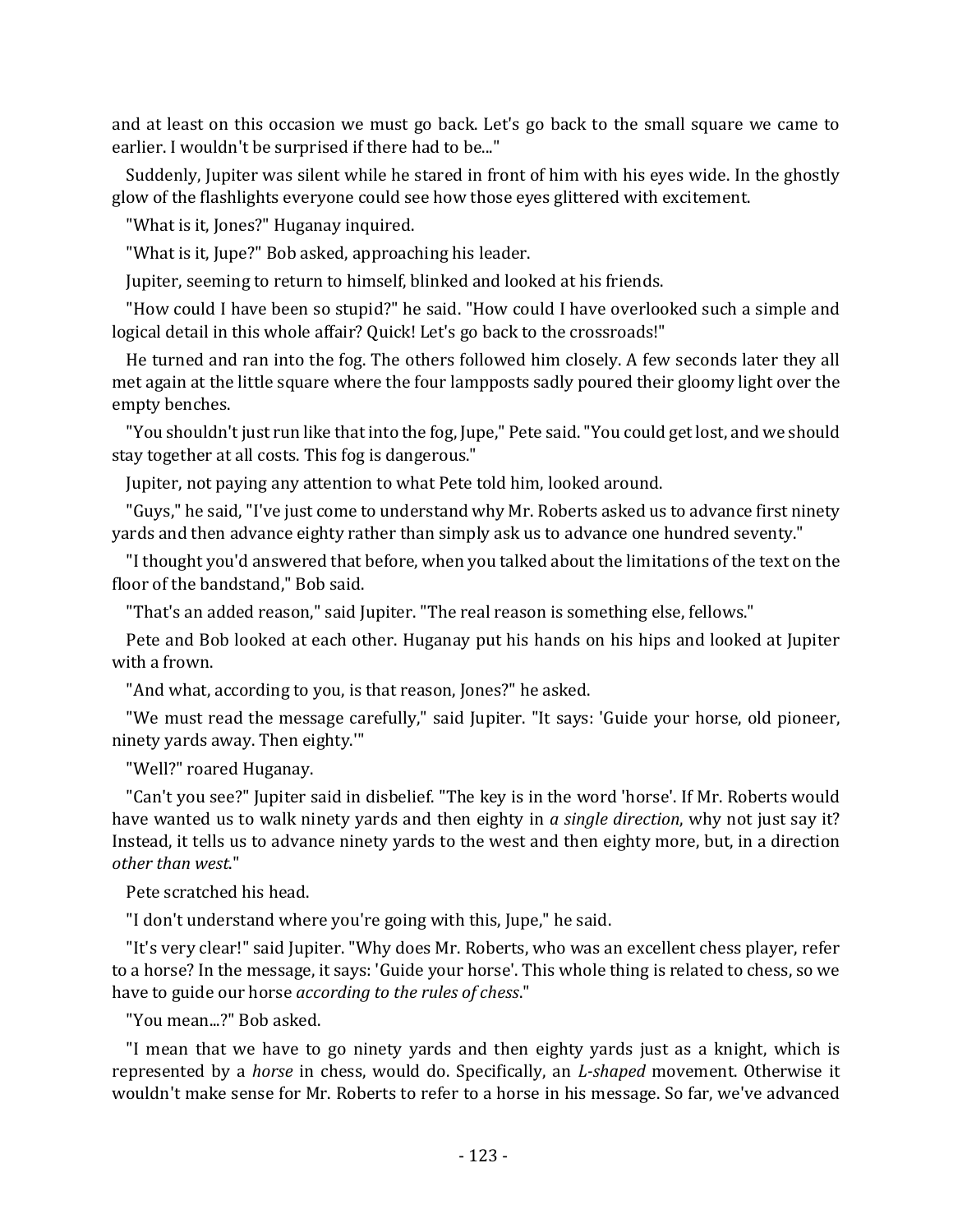and at least on this occasion we must go back. Let's go back to the small square we came to earlier. I wouldn't be surprised if there had to be..."

Suddenly, Jupiter was silent while he stared in front of him with his eyes wide. In the ghostly glow of the flashlights everyone could see how those eyes glittered with excitement.

"What is it, Jones?" Huganay inquired.

"What is it, Jupe?" Bob asked, approaching his leader.

Jupiter, seeming to return to himself, blinked and looked at his friends.

"How could I have been so stupid?" he said. "How could I have overlooked such a simple and logical detail in this whole affair? Quick! Let's go back to the crossroads!"

He turned and ran into the fog. The others followed him closely. A few seconds later they all met again at the little square where the four lampposts sadly poured their gloomy light over the empty benches.

"You shouldn't just run like that into the fog, Jupe," Pete said. "You could get lost, and we should stay together at all costs. This fog is dangerous."

Jupiter, not paying any attention to what Pete told him, looked around.

"Guys," he said, "I've just come to understand why Mr. Roberts asked us to advance first ninety yards and then advance eighty rather than simply ask us to advance one hundred seventy."

"I thought you'd answered that before, when you talked about the limitations of the text on the floor of the bandstand," Bob said.

"That's an added reason," said Jupiter. "The real reason is something else, fellows."

Pete and Bob looked at each other. Huganay put his hands on his hips and looked at Jupiter with a frown.

"And what, according to you, is that reason, Jones?" he asked.

"We must read the message carefully," said Jupiter. "It says: 'Guide your horse, old pioneer, ninety yards away. Then eighty.'"

"Well?" roared Huganay.

"Can't you see?" Jupiter said in disbelief. "The key is in the word 'horse'. If Mr. Roberts would have wanted us to walk ninety yards and then eighty in *a single direction*, why not just say it? Instead, it tells us to advance ninety yards to the west and then eighty more, but, in a direction *other than west*."

Pete scratched his head.

"I don't understand where you're going with this, Jupe," he said.

"It's very clear!" said Jupiter. "Why does Mr. Roberts, who was an excellent chess player, refer to a horse? In the message, it says: 'Guide your horse'. This whole thing is related to chess, so we have to guide our horse *according to the rules of chess*."

"You mean...?" Bob asked.

"I mean that we have to go ninety yards and then eighty yards just as a knight, which is represented by a *horse* in chess, would do. Specifically, an *L-shaped* movement. Otherwise it wouldn't make sense for Mr. Roberts to refer to a horse in his message. So far, we've advanced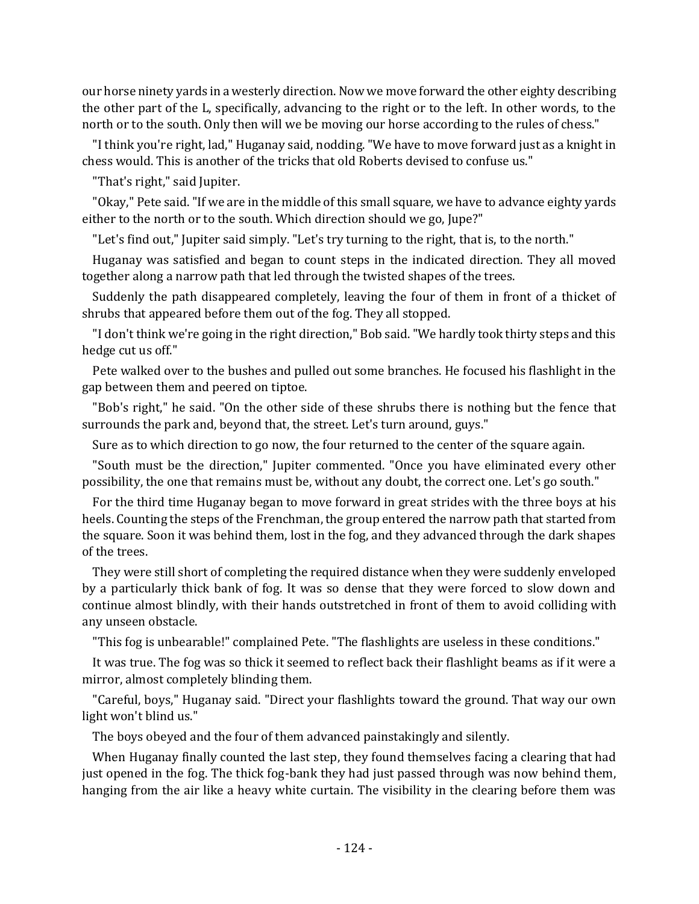our horse ninety yards in a westerly direction. Now we move forward the other eighty describing the other part of the L, specifically, advancing to the right or to the left. In other words, to the north or to the south. Only then will we be moving our horse according to the rules of chess."

"I think you're right, lad," Huganay said, nodding. "We have to move forward just as a knight in chess would. This is another of the tricks that old Roberts devised to confuse us."

"That's right," said Jupiter.

"Okay," Pete said. "If we are in the middle of this small square, we have to advance eighty yards either to the north or to the south. Which direction should we go, Jupe?"

"Let's find out," Jupiter said simply. "Let's try turning to the right, that is, to the north."

Huganay was satisfied and began to count steps in the indicated direction. They all moved together along a narrow path that led through the twisted shapes of the trees.

Suddenly the path disappeared completely, leaving the four of them in front of a thicket of shrubs that appeared before them out of the fog. They all stopped.

"I don't think we're going in the right direction," Bob said. "We hardly took thirty steps and this hedge cut us off."

Pete walked over to the bushes and pulled out some branches. He focused his flashlight in the gap between them and peered on tiptoe.

"Bob's right," he said. "On the other side of these shrubs there is nothing but the fence that surrounds the park and, beyond that, the street. Let's turn around, guys."

Sure as to which direction to go now, the four returned to the center of the square again.

"South must be the direction," Jupiter commented. "Once you have eliminated every other possibility, the one that remains must be, without any doubt, the correct one. Let's go south."

For the third time Huganay began to move forward in great strides with the three boys at his heels. Counting the steps of the Frenchman, the group entered the narrow path that started from the square. Soon it was behind them, lost in the fog, and they advanced through the dark shapes of the trees.

They were still short of completing the required distance when they were suddenly enveloped by a particularly thick bank of fog. It was so dense that they were forced to slow down and continue almost blindly, with their hands outstretched in front of them to avoid colliding with any unseen obstacle.

"This fog is unbearable!" complained Pete. "The flashlights are useless in these conditions."

It was true. The fog was so thick it seemed to reflect back their flashlight beams as if it were a mirror, almost completely blinding them.

"Careful, boys," Huganay said. "Direct your flashlights toward the ground. That way our own light won't blind us."

The boys obeyed and the four of them advanced painstakingly and silently.

When Huganay finally counted the last step, they found themselves facing a clearing that had just opened in the fog. The thick fog-bank they had just passed through was now behind them, hanging from the air like a heavy white curtain. The visibility in the clearing before them was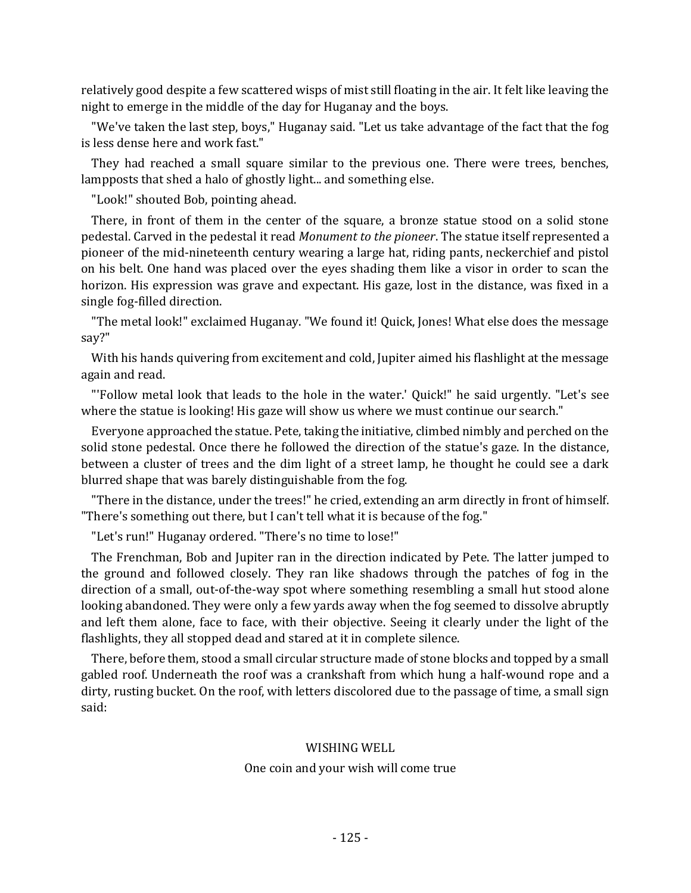relatively good despite a few scattered wisps of mist still floating in the air. It felt like leaving the night to emerge in the middle of the day for Huganay and the boys.

"We've taken the last step, boys," Huganay said. "Let us take advantage of the fact that the fog is less dense here and work fast."

They had reached a small square similar to the previous one. There were trees, benches, lampposts that shed a halo of ghostly light... and something else.

"Look!" shouted Bob, pointing ahead.

There, in front of them in the center of the square, a bronze statue stood on a solid stone pedestal. Carved in the pedestal it read *Monument to the pioneer*. The statue itself represented a pioneer of the mid-nineteenth century wearing a large hat, riding pants, neckerchief and pistol on his belt. One hand was placed over the eyes shading them like a visor in order to scan the horizon. His expression was grave and expectant. His gaze, lost in the distance, was fixed in a single fog-filled direction.

"The metal look!" exclaimed Huganay. "We found it! Quick, Jones! What else does the message say?"

With his hands quivering from excitement and cold, Jupiter aimed his flashlight at the message again and read.

"'Follow metal look that leads to the hole in the water.' Quick!" he said urgently. "Let's see where the statue is looking! His gaze will show us where we must continue our search."

Everyone approached the statue. Pete, taking the initiative, climbed nimbly and perched on the solid stone pedestal. Once there he followed the direction of the statue's gaze. In the distance, between a cluster of trees and the dim light of a street lamp, he thought he could see a dark blurred shape that was barely distinguishable from the fog.

"There in the distance, under the trees!" he cried, extending an arm directly in front of himself. "There's something out there, but I can't tell what it is because of the fog."

"Let's run!" Huganay ordered. "There's no time to lose!"

The Frenchman, Bob and Jupiter ran in the direction indicated by Pete. The latter jumped to the ground and followed closely. They ran like shadows through the patches of fog in the direction of a small, out-of-the-way spot where something resembling a small hut stood alone looking abandoned. They were only a few yards away when the fog seemed to dissolve abruptly and left them alone, face to face, with their objective. Seeing it clearly under the light of the flashlights, they all stopped dead and stared at it in complete silence.

There, before them, stood a small circular structure made of stone blocks and topped by a small gabled roof. Underneath the roof was a crankshaft from which hung a half-wound rope and a dirty, rusting bucket. On the roof, with letters discolored due to the passage of time, a small sign said:

WISHING WELL

One coin and your wish will come true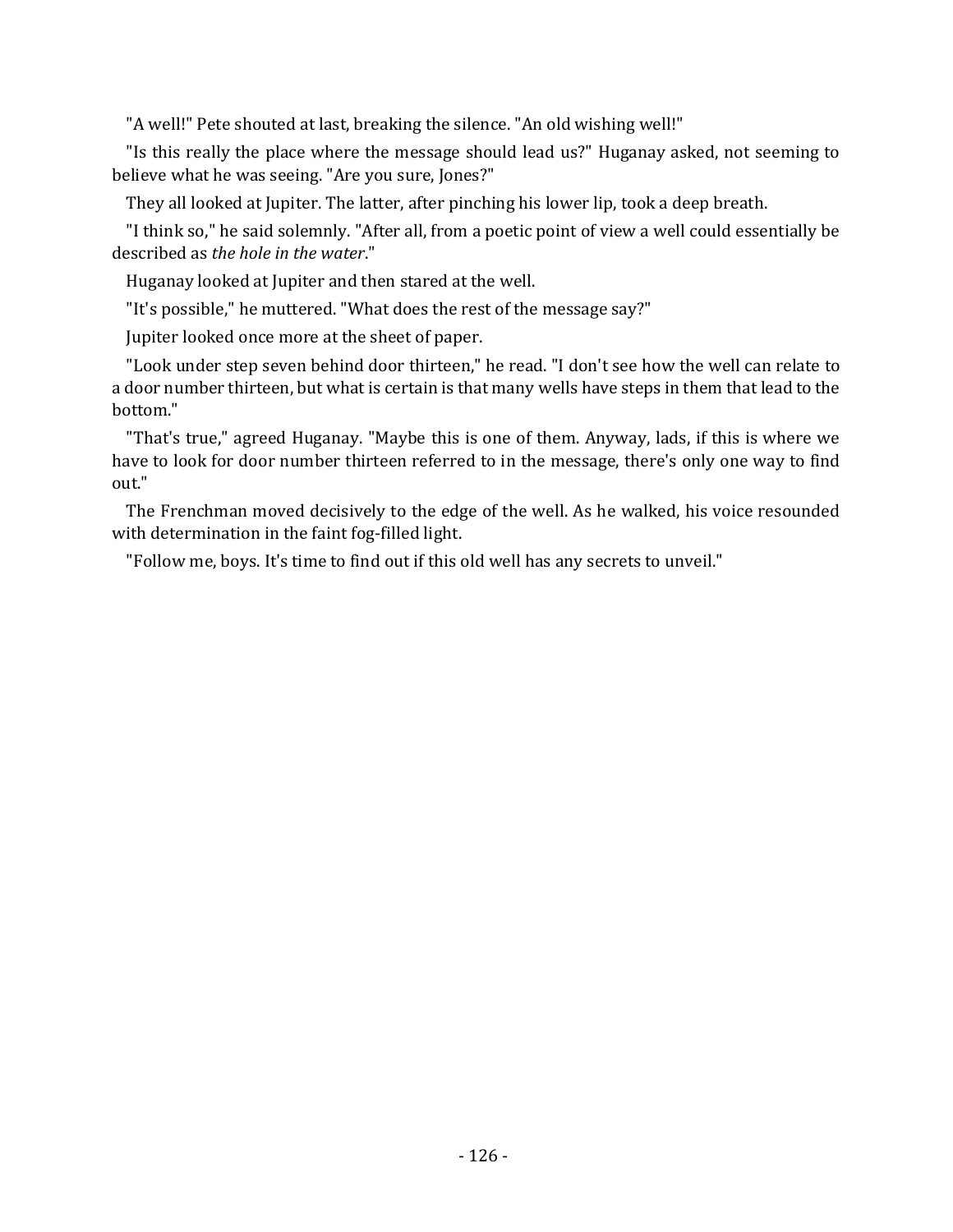"A well!" Pete shouted at last, breaking the silence. "An old wishing well!"

"Is this really the place where the message should lead us?" Huganay asked, not seeming to believe what he was seeing. "Are you sure, Jones?"

They all looked at Jupiter. The latter, after pinching his lower lip, took a deep breath.

"I think so," he said solemnly. "After all, from a poetic point of view a well could essentially be described as *the hole in the water*."

Huganay looked at Jupiter and then stared at the well.

"It's possible," he muttered. "What does the rest of the message say?"

Jupiter looked once more at the sheet of paper.

"Look under step seven behind door thirteen," he read. "I don't see how the well can relate to a door number thirteen, but what is certain is that many wells have steps in them that lead to the bottom."

"That's true," agreed Huganay. "Maybe this is one of them. Anyway, lads, if this is where we have to look for door number thirteen referred to in the message, there's only one way to find out."

The Frenchman moved decisively to the edge of the well. As he walked, his voice resounded with determination in the faint fog-filled light.

"Follow me, boys. It's time to find out if this old well has any secrets to unveil."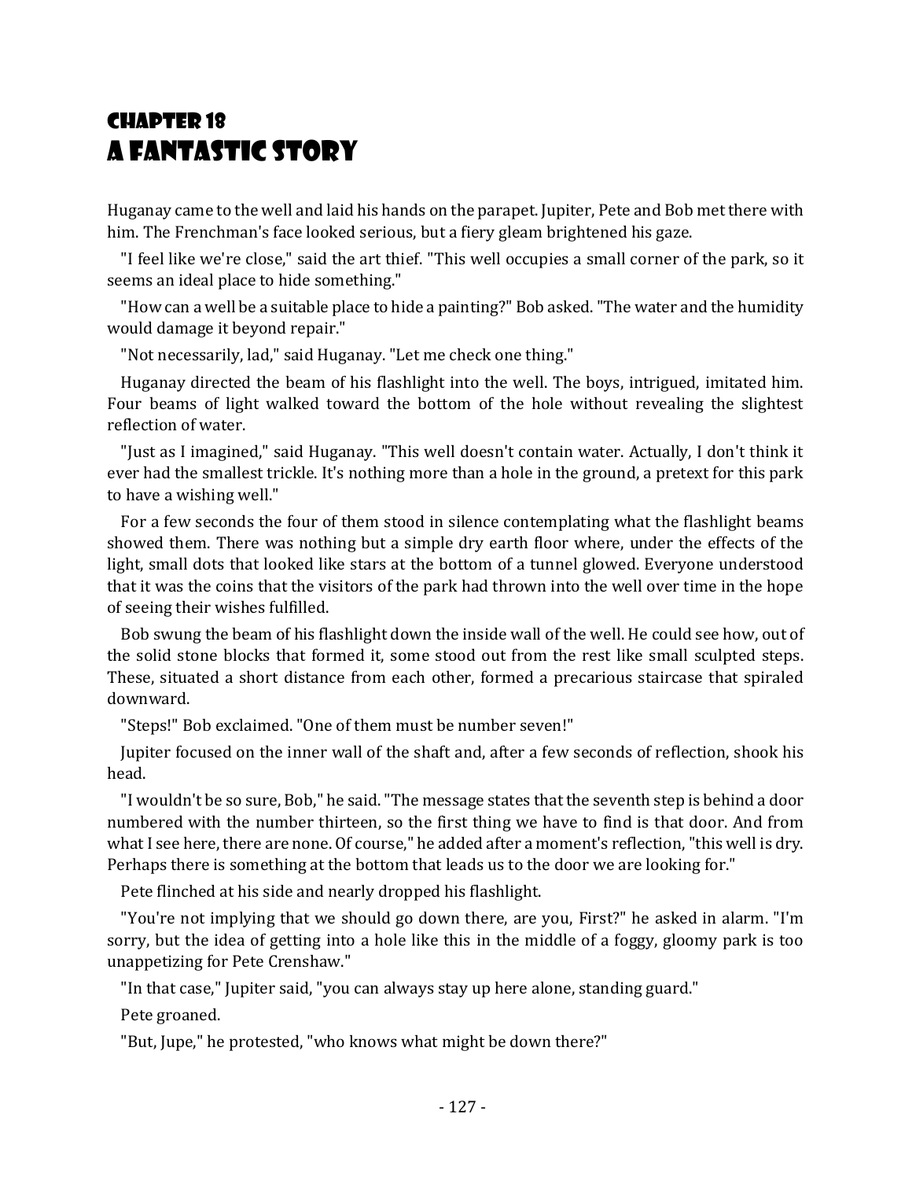# Chapter 18
# A Fantastic Story

Huganay came to the well and laid his hands on the parapet. Jupiter, Pete and Bob met there with him. The Frenchman's face looked serious, but a fiery gleam brightened his gaze.

"I feel like we're close," said the art thief. "This well occupies a small corner of the park, so it seems an ideal place to hide something."

"How can a well be a suitable place to hide a painting?" Bob asked. "The water and the humidity would damage it beyond repair."

"Not necessarily, lad," said Huganay. "Let me check one thing."

Huganay directed the beam of his flashlight into the well. The boys, intrigued, imitated him. Four beams of light walked toward the bottom of the hole without revealing the slightest reflection of water.

"Just as I imagined," said Huganay. "This well doesn't contain water. Actually, I don't think it ever had the smallest trickle. It's nothing more than a hole in the ground, a pretext for this park to have a wishing well."

For a few seconds the four of them stood in silence contemplating what the flashlight beams showed them. There was nothing but a simple dry earth floor where, under the effects of the light, small dots that looked like stars at the bottom of a tunnel glowed. Everyone understood that it was the coins that the visitors of the park had thrown into the well over time in the hope of seeing their wishes fulfilled.

Bob swung the beam of his flashlight down the inside wall of the well. He could see how, out of the solid stone blocks that formed it, some stood out from the rest like small sculpted steps. These, situated a short distance from each other, formed a precarious staircase that spiraled downward.

"Steps!" Bob exclaimed. "One of them must be number seven!"

Jupiter focused on the inner wall of the shaft and, after a few seconds of reflection, shook his head.

"I wouldn't be so sure, Bob," he said. "The message states that the seventh step is behind a door numbered with the number thirteen, so the first thing we have to find is that door. And from what I see here, there are none. Of course," he added after a moment's reflection, "this well is dry. Perhaps there is something at the bottom that leads us to the door we are looking for."

Pete flinched at his side and nearly dropped his flashlight.

"You're not implying that we should go down there, are you, First?" he asked in alarm. "I'm sorry, but the idea of getting into a hole like this in the middle of a foggy, gloomy park is too unappetizing for Pete Crenshaw."

"In that case," Jupiter said, "you can always stay up here alone, standing guard."

Pete groaned.

"But, Jupe," he protested, "who knows what might be down there?"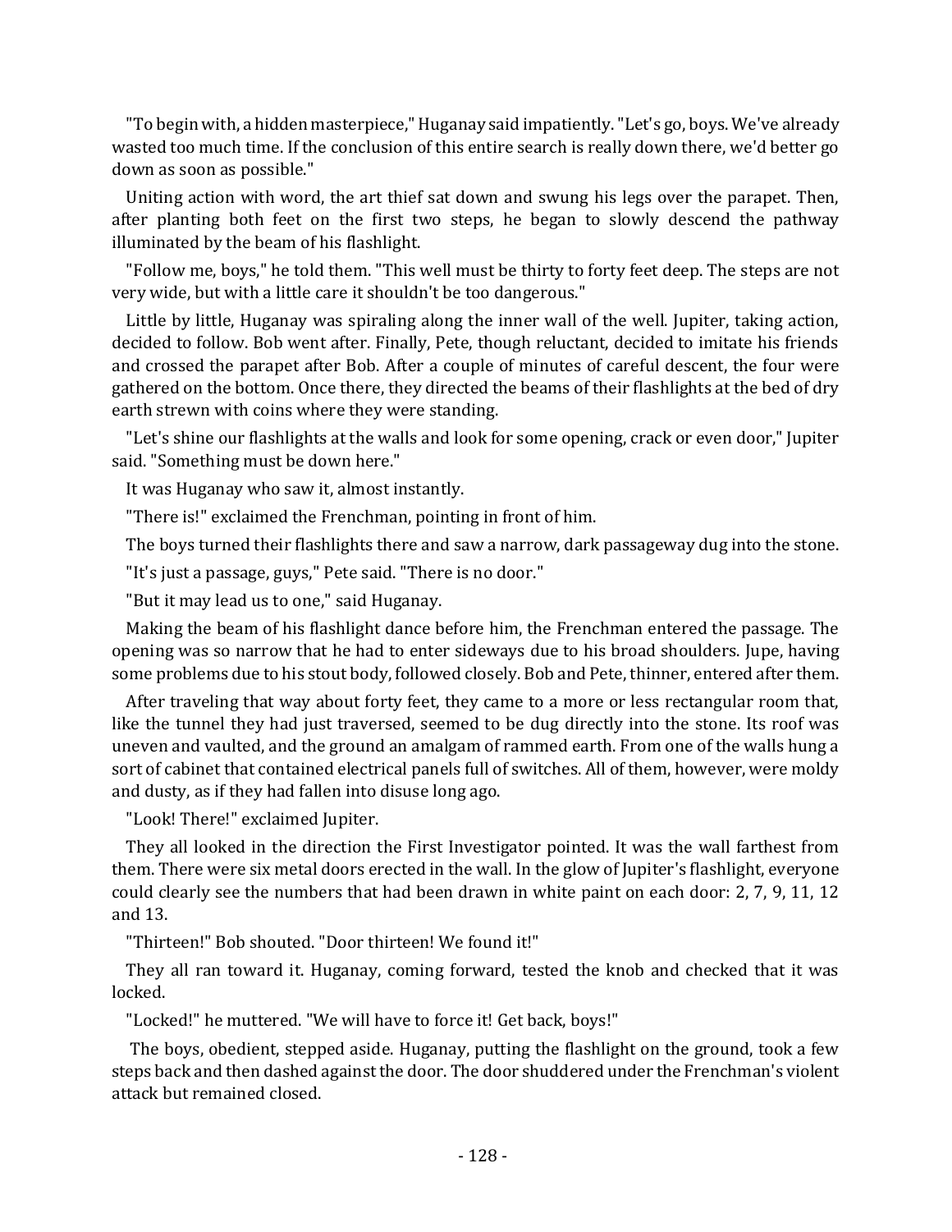"To begin with, a hidden masterpiece," Huganay said impatiently. "Let's go, boys. We've already wasted too much time. If the conclusion of this entire search is really down there, we'd better go down as soon as possible."

Uniting action with word, the art thief sat down and swung his legs over the parapet. Then, after planting both feet on the first two steps, he began to slowly descend the pathway illuminated by the beam of his flashlight.

"Follow me, boys," he told them. "This well must be thirty to forty feet deep. The steps are not very wide, but with a little care it shouldn't be too dangerous."

Little by little, Huganay was spiraling along the inner wall of the well. Jupiter, taking action, decided to follow. Bob went after. Finally, Pete, though reluctant, decided to imitate his friends and crossed the parapet after Bob. After a couple of minutes of careful descent, the four were gathered on the bottom. Once there, they directed the beams of their flashlights at the bed of dry earth strewn with coins where they were standing.

"Let's shine our flashlights at the walls and look for some opening, crack or even door," Jupiter said. "Something must be down here."

It was Huganay who saw it, almost instantly.

"There is!" exclaimed the Frenchman, pointing in front of him.

The boys turned their flashlights there and saw a narrow, dark passageway dug into the stone.

"It's just a passage, guys," Pete said. "There is no door."

"But it may lead us to one," said Huganay.

Making the beam of his flashlight dance before him, the Frenchman entered the passage. The opening was so narrow that he had to enter sideways due to his broad shoulders. Jupe, having some problems due to his stout body, followed closely. Bob and Pete, thinner, entered after them.

After traveling that way about forty feet, they came to a more or less rectangular room that, like the tunnel they had just traversed, seemed to be dug directly into the stone. Its roof was uneven and vaulted, and the ground an amalgam of rammed earth. From one of the walls hung a sort of cabinet that contained electrical panels full of switches. All of them, however, were moldy and dusty, as if they had fallen into disuse long ago.

"Look! There!" exclaimed Jupiter.

They all looked in the direction the First Investigator pointed. It was the wall farthest from them. There were six metal doors erected in the wall. In the glow of Jupiter's flashlight, everyone could clearly see the numbers that had been drawn in white paint on each door: 2, 7, 9, 11, 12 and 13.

"Thirteen!" Bob shouted. "Door thirteen! We found it!"

They all ran toward it. Huganay, coming forward, tested the knob and checked that it was locked.

"Locked!" he muttered. "We will have to force it! Get back, boys!"

The boys, obedient, stepped aside. Huganay, putting the flashlight on the ground, took a few steps back and then dashed against the door. The door shuddered under the Frenchman's violent attack but remained closed.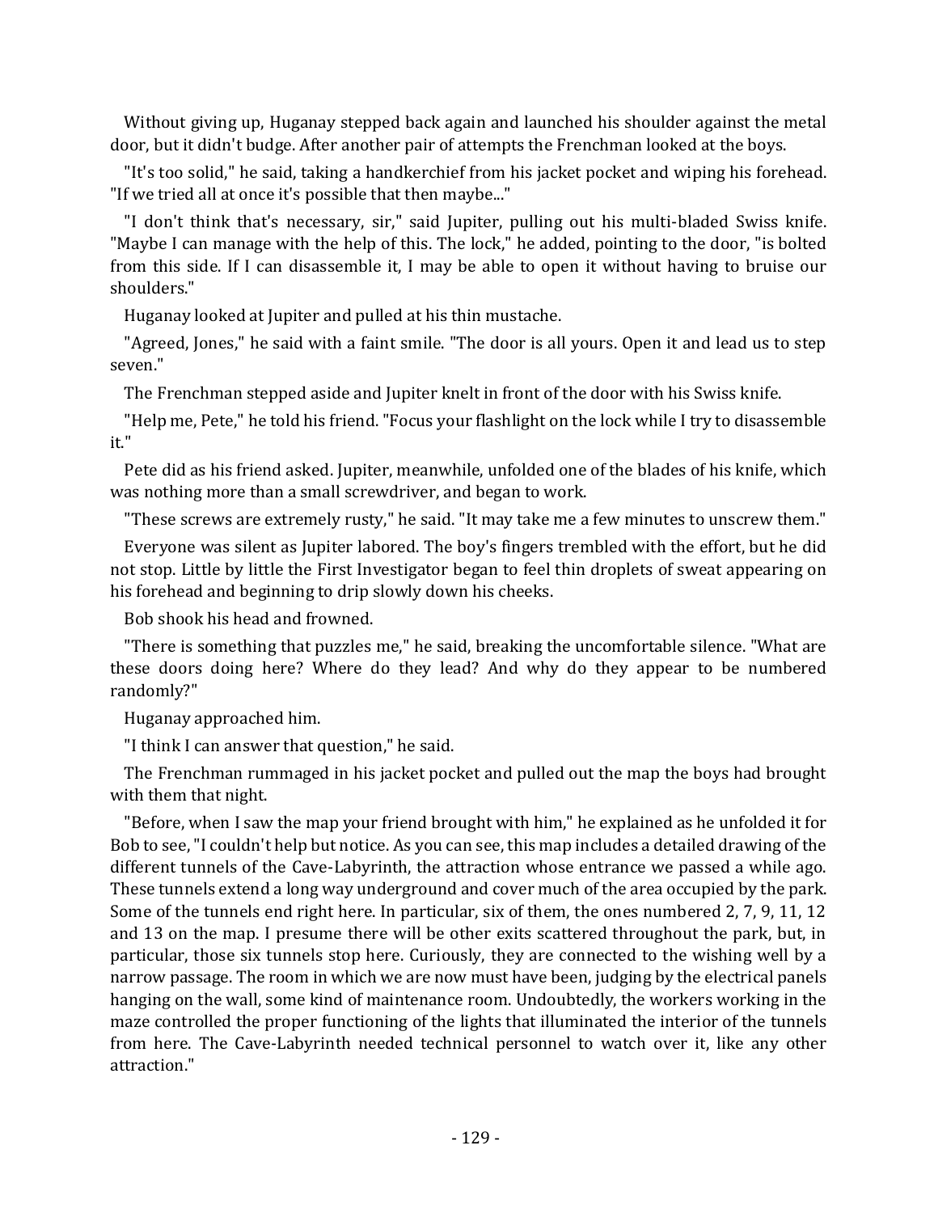Without giving up, Huganay stepped back again and launched his shoulder against the metal door, but it didn't budge. After another pair of attempts the Frenchman looked at the boys.

"It's too solid," he said, taking a handkerchief from his jacket pocket and wiping his forehead. "If we tried all at once it's possible that then maybe..."

"I don't think that's necessary, sir," said Jupiter, pulling out his multi-bladed Swiss knife. "Maybe I can manage with the help of this. The lock," he added, pointing to the door, "is bolted from this side. If I can disassemble it, I may be able to open it without having to bruise our shoulders."

Huganay looked at Jupiter and pulled at his thin mustache.

"Agreed, Jones," he said with a faint smile. "The door is all yours. Open it and lead us to step seven."

The Frenchman stepped aside and Jupiter knelt in front of the door with his Swiss knife.

"Help me, Pete," he told his friend. "Focus your flashlight on the lock while I try to disassemble it."

Pete did as his friend asked. Jupiter, meanwhile, unfolded one of the blades of his knife, which was nothing more than a small screwdriver, and began to work.

"These screws are extremely rusty," he said. "It may take me a few minutes to unscrew them."

Everyone was silent as Jupiter labored. The boy's fingers trembled with the effort, but he did not stop. Little by little the First Investigator began to feel thin droplets of sweat appearing on his forehead and beginning to drip slowly down his cheeks.

Bob shook his head and frowned.

"There is something that puzzles me," he said, breaking the uncomfortable silence. "What are these doors doing here? Where do they lead? And why do they appear to be numbered randomly?"

Huganay approached him.

"I think I can answer that question," he said.

The Frenchman rummaged in his jacket pocket and pulled out the map the boys had brought with them that night.

"Before, when I saw the map your friend brought with him," he explained as he unfolded it for Bob to see, "I couldn't help but notice. As you can see, this map includes a detailed drawing of the different tunnels of the Cave-Labyrinth, the attraction whose entrance we passed a while ago. These tunnels extend a long way underground and cover much of the area occupied by the park. Some of the tunnels end right here. In particular, six of them, the ones numbered 2, 7, 9, 11, 12 and 13 on the map. I presume there will be other exits scattered throughout the park, but, in particular, those six tunnels stop here. Curiously, they are connected to the wishing well by a narrow passage. The room in which we are now must have been, judging by the electrical panels hanging on the wall, some kind of maintenance room. Undoubtedly, the workers working in the maze controlled the proper functioning of the lights that illuminated the interior of the tunnels from here. The Cave-Labyrinth needed technical personnel to watch over it, like any other attraction."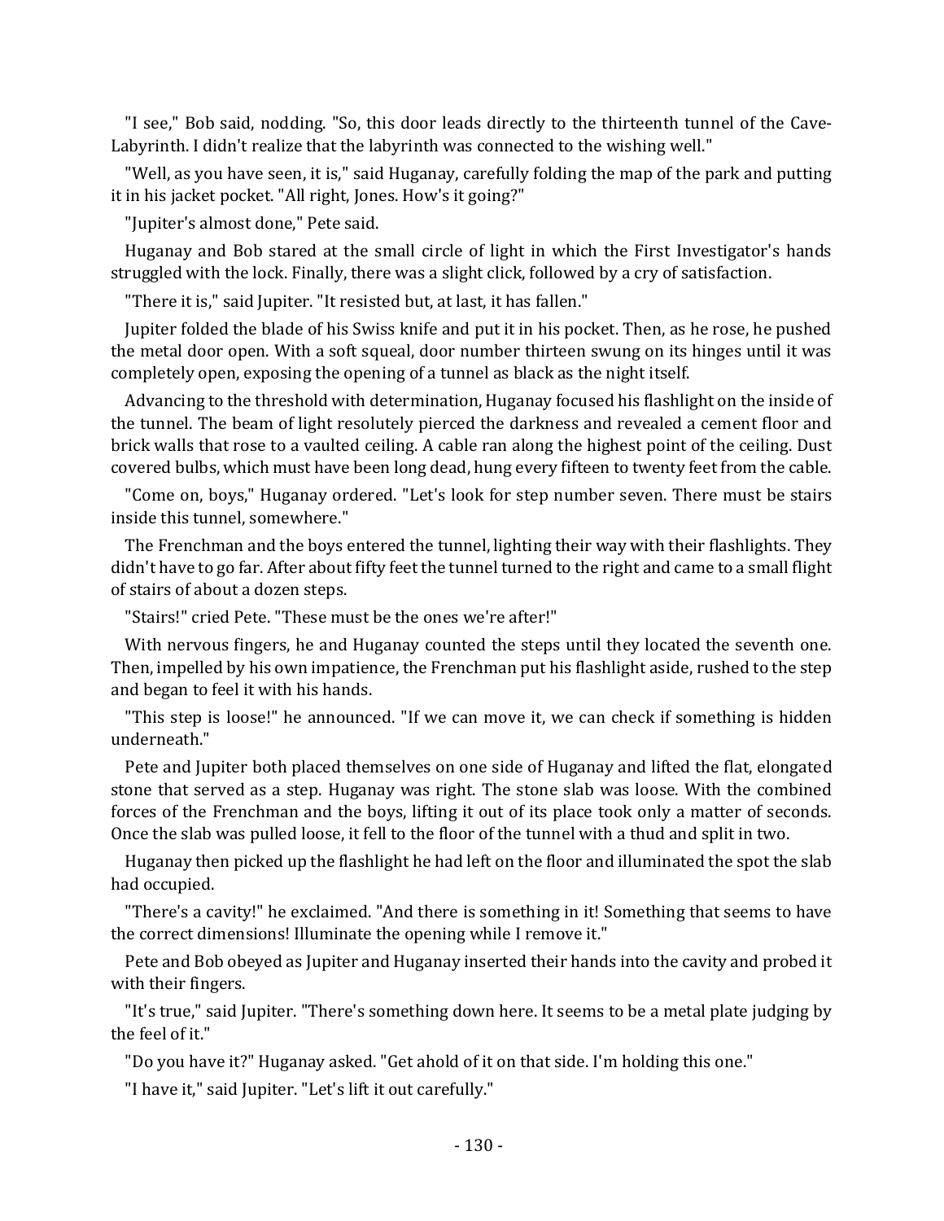"I see," Bob said, nodding. "So, this door leads directly to the thirteenth tunnel of the Cave-Labyrinth. I didn't realize that the labyrinth was connected to the wishing well."

"Well, as you have seen, it is," said Huganay, carefully folding the map of the park and putting it in his jacket pocket. "All right, Jones. How's it going?"

"Jupiter's almost done," Pete said.

Huganay and Bob stared at the small circle of light in which the First Investigator's hands struggled with the lock. Finally, there was a slight click, followed by a cry of satisfaction.

"There it is," said Jupiter. "It resisted but, at last, it has fallen."

Jupiter folded the blade of his Swiss knife and put it in his pocket. Then, as he rose, he pushed the metal door open. With a soft squeal, door number thirteen swung on its hinges until it was completely open, exposing the opening of a tunnel as black as the night itself.

Advancing to the threshold with determination, Huganay focused his flashlight on the inside of the tunnel. The beam of light resolutely pierced the darkness and revealed a cement floor and brick walls that rose to a vaulted ceiling. A cable ran along the highest point of the ceiling. Dust covered bulbs, which must have been long dead, hung every fifteen to twenty feet from the cable.

"Come on, boys," Huganay ordered. "Let's look for step number seven. There must be stairs inside this tunnel, somewhere."

The Frenchman and the boys entered the tunnel, lighting their way with their flashlights. They didn't have to go far. After about fifty feet the tunnel turned to the right and came to a small flight of stairs of about a dozen steps.

"Stairs!" cried Pete. "These must be the ones we're after!"

With nervous fingers, he and Huganay counted the steps until they located the seventh one. Then, impelled by his own impatience, the Frenchman put his flashlight aside, rushed to the step and began to feel it with his hands.

"This step is loose!" he announced. "If we can move it, we can check if something is hidden underneath."

Pete and Jupiter both placed themselves on one side of Huganay and lifted the flat, elongated stone that served as a step. Huganay was right. The stone slab was loose. With the combined forces of the Frenchman and the boys, lifting it out of its place took only a matter of seconds. Once the slab was pulled loose, it fell to the floor of the tunnel with a thud and split in two.

Huganay then picked up the flashlight he had left on the floor and illuminated the spot the slab had occupied.

"There's a cavity!" he exclaimed. "And there is something in it! Something that seems to have the correct dimensions! Illuminate the opening while I remove it."

Pete and Bob obeyed as Jupiter and Huganay inserted their hands into the cavity and probed it with their fingers.

"It's true," said Jupiter. "There's something down here. It seems to be a metal plate judging by the feel of it."

"Do you have it?" Huganay asked. "Get ahold of it on that side. I'm holding this one."

"I have it," said Jupiter. "Let's lift it out carefully."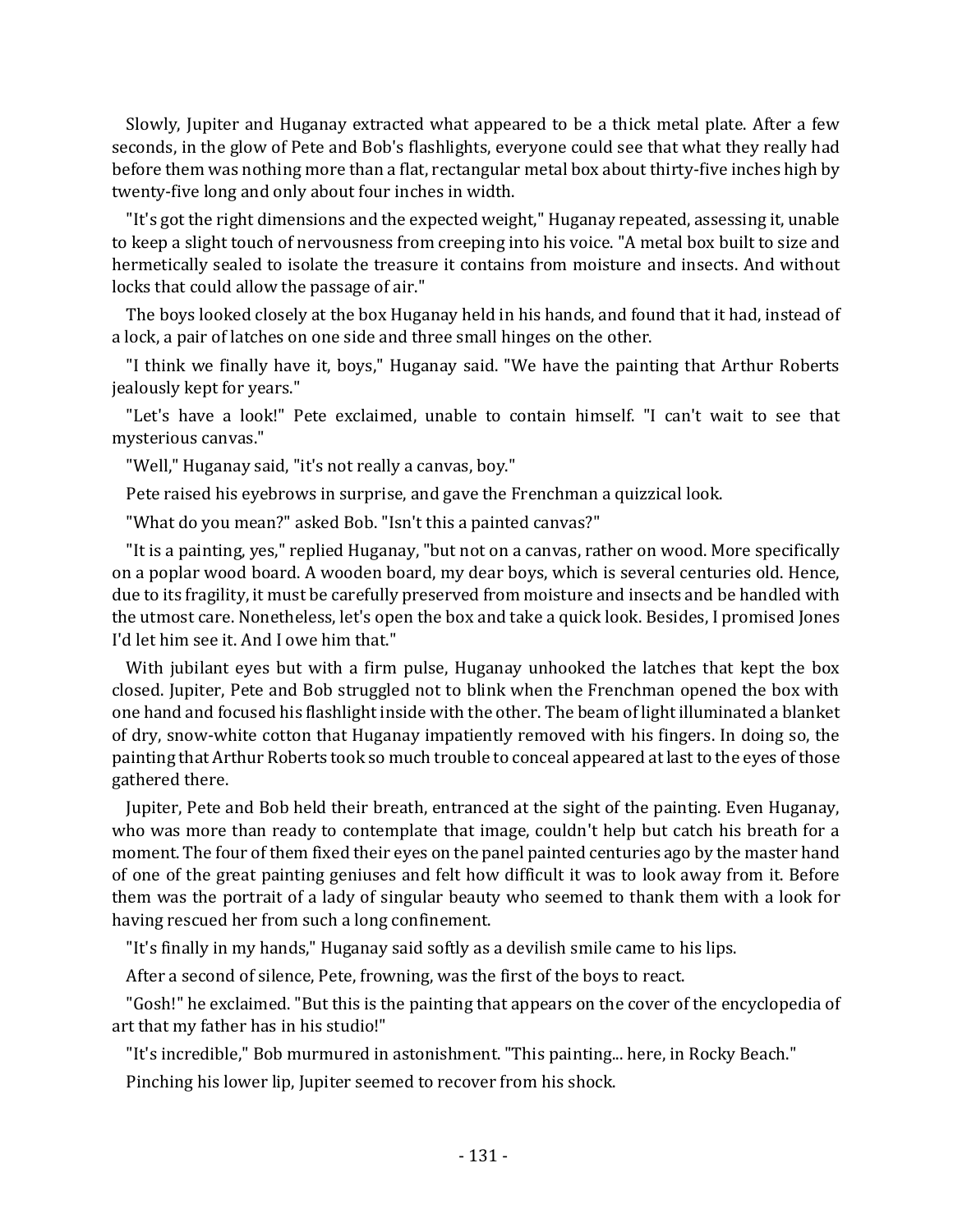Slowly, Jupiter and Huganay extracted what appeared to be a thick metal plate. After a few seconds, in the glow of Pete and Bob's flashlights, everyone could see that what they really had before them was nothing more than a flat, rectangular metal box about thirty-five inches high by twenty-five long and only about four inches in width.

"It's got the right dimensions and the expected weight," Huganay repeated, assessing it, unable to keep a slight touch of nervousness from creeping into his voice. "A metal box built to size and hermetically sealed to isolate the treasure it contains from moisture and insects. And without locks that could allow the passage of air."

The boys looked closely at the box Huganay held in his hands, and found that it had, instead of a lock, a pair of latches on one side and three small hinges on the other.

"I think we finally have it, boys," Huganay said. "We have the painting that Arthur Roberts jealously kept for years."

"Let's have a look!" Pete exclaimed, unable to contain himself. "I can't wait to see that mysterious canvas."

"Well," Huganay said, "it's not really a canvas, boy."

Pete raised his eyebrows in surprise, and gave the Frenchman a quizzical look.

"What do you mean?" asked Bob. "Isn't this a painted canvas?"

"It is a painting, yes," replied Huganay, "but not on a canvas, rather on wood. More specifically on a poplar wood board. A wooden board, my dear boys, which is several centuries old. Hence, due to its fragility, it must be carefully preserved from moisture and insects and be handled with the utmost care. Nonetheless, let's open the box and take a quick look. Besides, I promised Jones I'd let him see it. And I owe him that."

With jubilant eyes but with a firm pulse, Huganay unhooked the latches that kept the box closed. Jupiter, Pete and Bob struggled not to blink when the Frenchman opened the box with one hand and focused his flashlight inside with the other. The beam of light illuminated a blanket of dry, snow-white cotton that Huganay impatiently removed with his fingers. In doing so, the painting that Arthur Roberts took so much trouble to conceal appeared at last to the eyes of those gathered there.

Jupiter, Pete and Bob held their breath, entranced at the sight of the painting. Even Huganay, who was more than ready to contemplate that image, couldn't help but catch his breath for a moment. The four of them fixed their eyes on the panel painted centuries ago by the master hand of one of the great painting geniuses and felt how difficult it was to look away from it. Before them was the portrait of a lady of singular beauty who seemed to thank them with a look for having rescued her from such a long confinement.

"It's finally in my hands," Huganay said softly as a devilish smile came to his lips.

After a second of silence, Pete, frowning, was the first of the boys to react.

"Gosh!" he exclaimed. "But this is the painting that appears on the cover of the encyclopedia of art that my father has in his studio!"

"It's incredible," Bob murmured in astonishment. "This painting... here, in Rocky Beach."

Pinching his lower lip, Jupiter seemed to recover from his shock.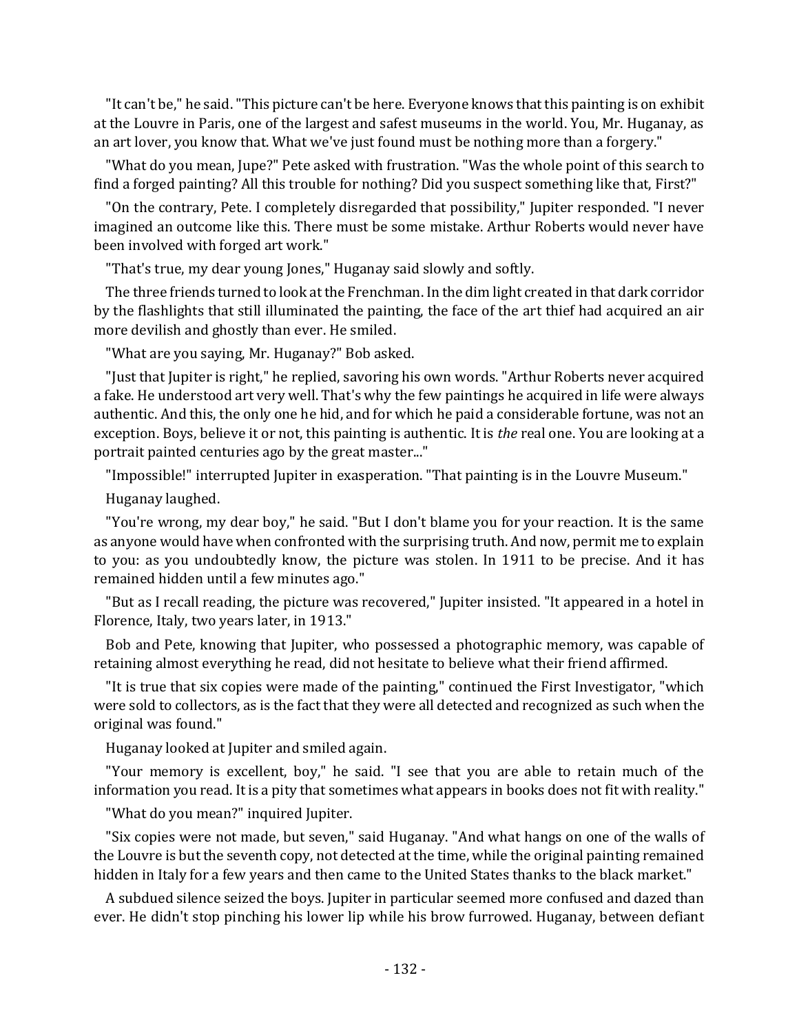"It can't be," he said. "This picture can't be here. Everyone knows that this painting is on exhibit at the Louvre in Paris, one of the largest and safest museums in the world. You, Mr. Huganay, as an art lover, you know that. What we've just found must be nothing more than a forgery."

"What do you mean, Jupe?" Pete asked with frustration. "Was the whole point of this search to find a forged painting? All this trouble for nothing? Did you suspect something like that, First?"

"On the contrary, Pete. I completely disregarded that possibility," Jupiter responded. "I never imagined an outcome like this. There must be some mistake. Arthur Roberts would never have been involved with forged art work."

"That's true, my dear young Jones," Huganay said slowly and softly.

The three friends turned to look at the Frenchman. In the dim light created in that dark corridor by the flashlights that still illuminated the painting, the face of the art thief had acquired an air more devilish and ghostly than ever. He smiled.

"What are you saying, Mr. Huganay?" Bob asked.

"Just that Jupiter is right," he replied, savoring his own words. "Arthur Roberts never acquired a fake. He understood art very well. That's why the few paintings he acquired in life were always authentic. And this, the only one he hid, and for which he paid a considerable fortune, was not an exception. Boys, believe it or not, this painting is authentic. It is *the* real one. You are looking at a portrait painted centuries ago by the great master..."

"Impossible!" interrupted Jupiter in exasperation. "That painting is in the Louvre Museum."

Huganay laughed.

"You're wrong, my dear boy," he said. "But I don't blame you for your reaction. It is the same as anyone would have when confronted with the surprising truth. And now, permit me to explain to you: as you undoubtedly know, the picture was stolen. In 1911 to be precise. And it has remained hidden until a few minutes ago."

"But as I recall reading, the picture was recovered," Jupiter insisted. "It appeared in a hotel in Florence, Italy, two years later, in 1913."

Bob and Pete, knowing that Jupiter, who possessed a photographic memory, was capable of retaining almost everything he read, did not hesitate to believe what their friend affirmed.

"It is true that six copies were made of the painting," continued the First Investigator, "which were sold to collectors, as is the fact that they were all detected and recognized as such when the original was found."

Huganay looked at Jupiter and smiled again.

"Your memory is excellent, boy," he said. "I see that you are able to retain much of the information you read. It is a pity that sometimes what appears in books does not fit with reality."

"What do you mean?" inquired Jupiter.

"Six copies were not made, but seven," said Huganay. "And what hangs on one of the walls of the Louvre is but the seventh copy, not detected at the time, while the original painting remained hidden in Italy for a few years and then came to the United States thanks to the black market."

A subdued silence seized the boys. Jupiter in particular seemed more confused and dazed than ever. He didn't stop pinching his lower lip while his brow furrowed. Huganay, between defiant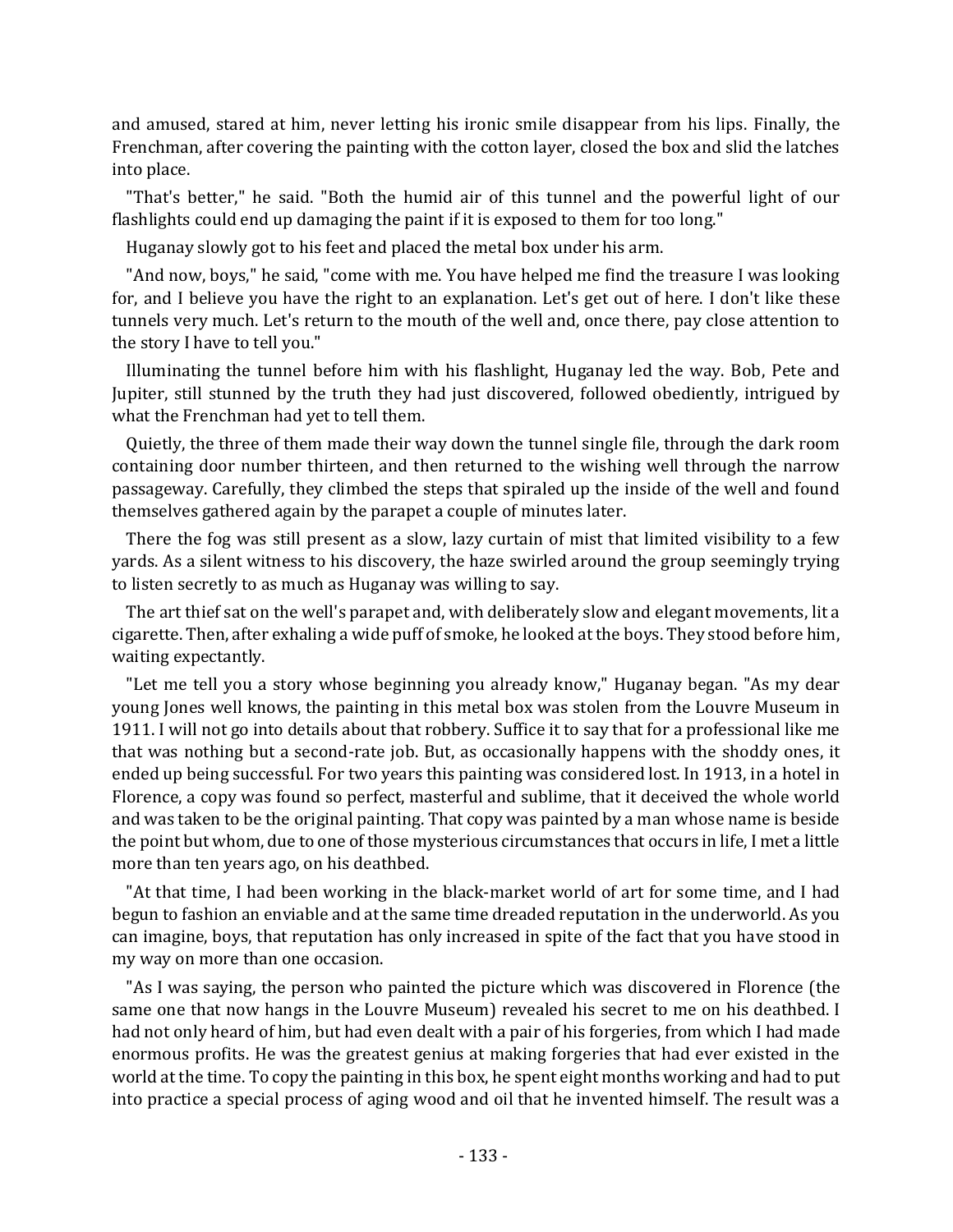and amused, stared at him, never letting his ironic smile disappear from his lips. Finally, the Frenchman, after covering the painting with the cotton layer, closed the box and slid the latches into place.

"That's better," he said. "Both the humid air of this tunnel and the powerful light of our flashlights could end up damaging the paint if it is exposed to them for too long."

Huganay slowly got to his feet and placed the metal box under his arm.

"And now, boys," he said, "come with me. You have helped me find the treasure I was looking for, and I believe you have the right to an explanation. Let's get out of here. I don't like these tunnels very much. Let's return to the mouth of the well and, once there, pay close attention to the story I have to tell you."

Illuminating the tunnel before him with his flashlight, Huganay led the way. Bob, Pete and Jupiter, still stunned by the truth they had just discovered, followed obediently, intrigued by what the Frenchman had yet to tell them.

Quietly, the three of them made their way down the tunnel single file, through the dark room containing door number thirteen, and then returned to the wishing well through the narrow passageway. Carefully, they climbed the steps that spiraled up the inside of the well and found themselves gathered again by the parapet a couple of minutes later.

There the fog was still present as a slow, lazy curtain of mist that limited visibility to a few yards. As a silent witness to his discovery, the haze swirled around the group seemingly trying to listen secretly to as much as Huganay was willing to say.

The art thief sat on the well's parapet and, with deliberately slow and elegant movements, lit a cigarette. Then, after exhaling a wide puff of smoke, he looked at the boys. They stood before him, waiting expectantly.

"Let me tell you a story whose beginning you already know," Huganay began. "As my dear young Jones well knows, the painting in this metal box was stolen from the Louvre Museum in 1911. I will not go into details about that robbery. Suffice it to say that for a professional like me that was nothing but a second-rate job. But, as occasionally happens with the shoddy ones, it ended up being successful. For two years this painting was considered lost. In 1913, in a hotel in Florence, a copy was found so perfect, masterful and sublime, that it deceived the whole world and was taken to be the original painting. That copy was painted by a man whose name is beside the point but whom, due to one of those mysterious circumstances that occurs in life, I met a little more than ten years ago, on his deathbed.

"At that time, I had been working in the black-market world of art for some time, and I had begun to fashion an enviable and at the same time dreaded reputation in the underworld. As you can imagine, boys, that reputation has only increased in spite of the fact that you have stood in my way on more than one occasion.

"As I was saying, the person who painted the picture which was discovered in Florence (the same one that now hangs in the Louvre Museum) revealed his secret to me on his deathbed. I had not only heard of him, but had even dealt with a pair of his forgeries, from which I had made enormous profits. He was the greatest genius at making forgeries that had ever existed in the world at the time. To copy the painting in this box, he spent eight months working and had to put into practice a special process of aging wood and oil that he invented himself. The result was a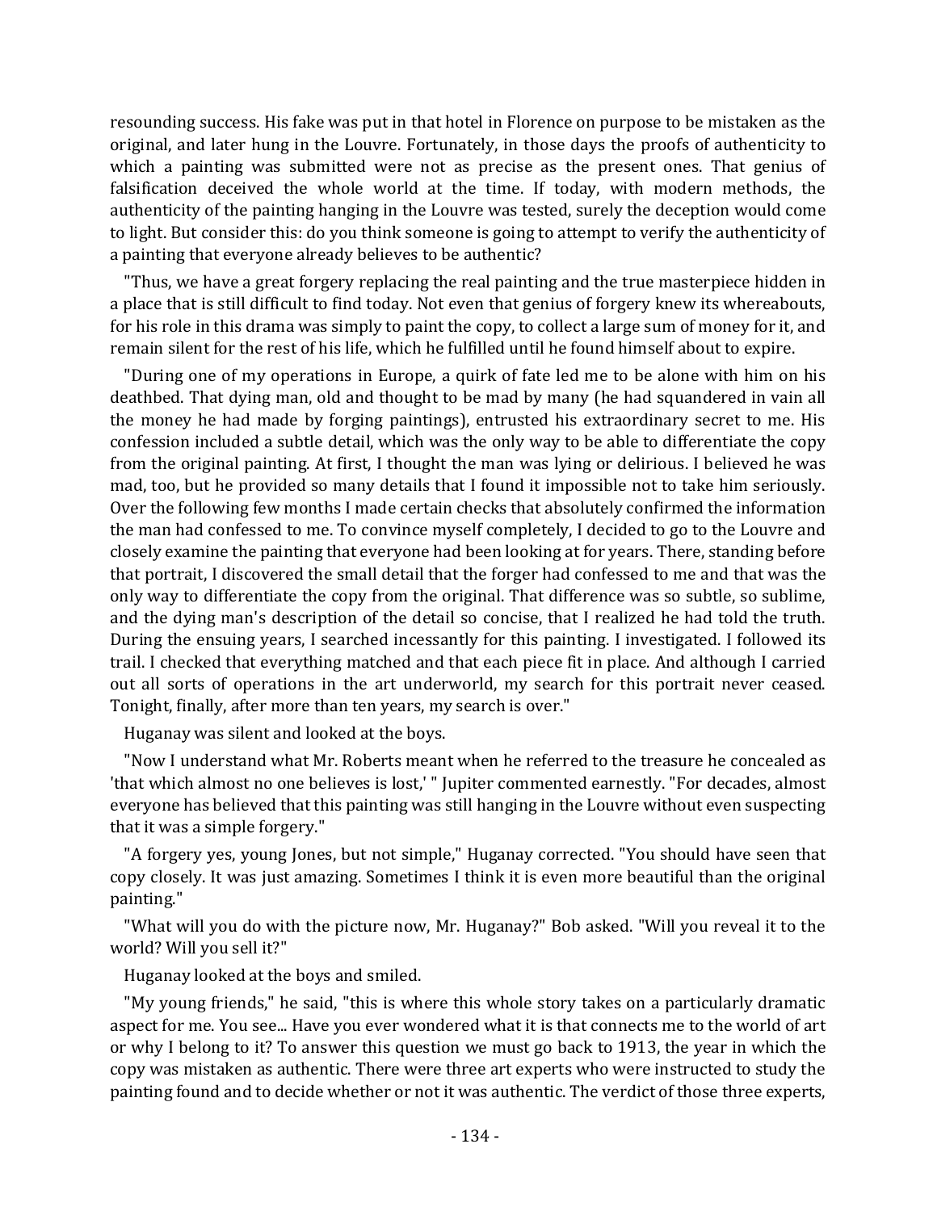resounding success. His fake was put in that hotel in Florence on purpose to be mistaken as the original, and later hung in the Louvre. Fortunately, in those days the proofs of authenticity to which a painting was submitted were not as precise as the present ones. That genius of falsification deceived the whole world at the time. If today, with modern methods, the authenticity of the painting hanging in the Louvre was tested, surely the deception would come to light. But consider this: do you think someone is going to attempt to verify the authenticity of a painting that everyone already believes to be authentic?

"Thus, we have a great forgery replacing the real painting and the true masterpiece hidden in a place that is still difficult to find today. Not even that genius of forgery knew its whereabouts, for his role in this drama was simply to paint the copy, to collect a large sum of money for it, and remain silent for the rest of his life, which he fulfilled until he found himself about to expire.

"During one of my operations in Europe, a quirk of fate led me to be alone with him on his deathbed. That dying man, old and thought to be mad by many (he had squandered in vain all the money he had made by forging paintings), entrusted his extraordinary secret to me. His confession included a subtle detail, which was the only way to be able to differentiate the copy from the original painting. At first, I thought the man was lying or delirious. I believed he was mad, too, but he provided so many details that I found it impossible not to take him seriously. Over the following few months I made certain checks that absolutely confirmed the information the man had confessed to me. To convince myself completely, I decided to go to the Louvre and closely examine the painting that everyone had been looking at for years. There, standing before that portrait, I discovered the small detail that the forger had confessed to me and that was the only way to differentiate the copy from the original. That difference was so subtle, so sublime, and the dying man's description of the detail so concise, that I realized he had told the truth. During the ensuing years, I searched incessantly for this painting. I investigated. I followed its trail. I checked that everything matched and that each piece fit in place. And although I carried out all sorts of operations in the art underworld, my search for this portrait never ceased. Tonight, finally, after more than ten years, my search is over."

Huganay was silent and looked at the boys.

"Now I understand what Mr. Roberts meant when he referred to the treasure he concealed as 'that which almost no one believes is lost,' " Jupiter commented earnestly. "For decades, almost everyone has believed that this painting was still hanging in the Louvre without even suspecting that it was a simple forgery."

"A forgery yes, young Jones, but not simple," Huganay corrected. "You should have seen that copy closely. It was just amazing. Sometimes I think it is even more beautiful than the original painting."

"What will you do with the picture now, Mr. Huganay?" Bob asked. "Will you reveal it to the world? Will you sell it?"

Huganay looked at the boys and smiled.

"My young friends," he said, "this is where this whole story takes on a particularly dramatic aspect for me. You see... Have you ever wondered what it is that connects me to the world of art or why I belong to it? To answer this question we must go back to 1913, the year in which the copy was mistaken as authentic. There were three art experts who were instructed to study the painting found and to decide whether or not it was authentic. The verdict of those three experts,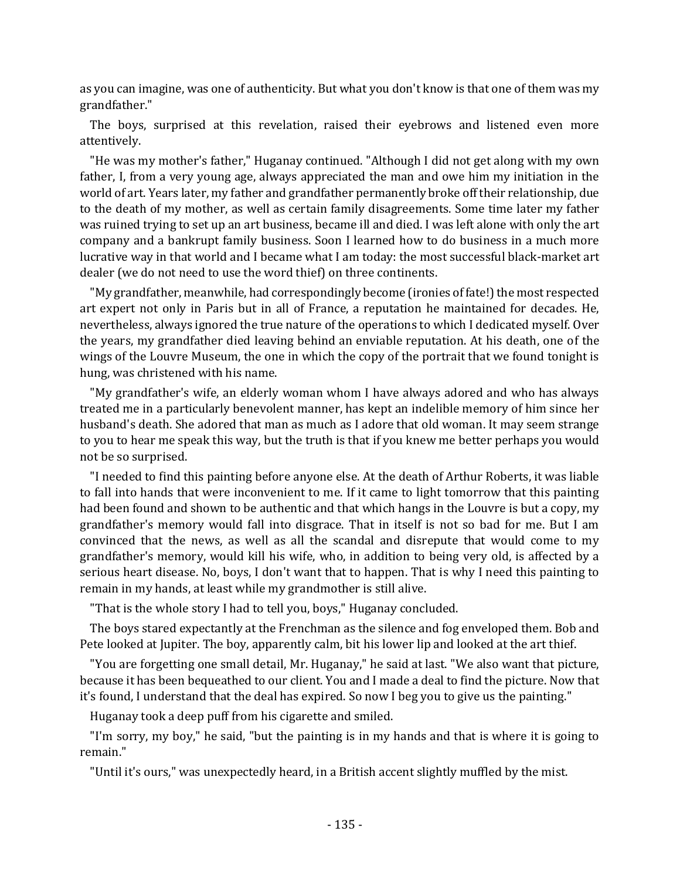as you can imagine, was one of authenticity. But what you don't know is that one of them was my grandfather."

The boys, surprised at this revelation, raised their eyebrows and listened even more attentively.

"He was my mother's father," Huganay continued. "Although I did not get along with my own father, I, from a very young age, always appreciated the man and owe him my initiation in the world of art. Years later, my father and grandfather permanently broke off their relationship, due to the death of my mother, as well as certain family disagreements. Some time later my father was ruined trying to set up an art business, became ill and died. I was left alone with only the art company and a bankrupt family business. Soon I learned how to do business in a much more lucrative way in that world and I became what I am today: the most successful black-market art dealer (we do not need to use the word thief) on three continents.

"My grandfather, meanwhile, had correspondingly become (ironies of fate!) the most respected art expert not only in Paris but in all of France, a reputation he maintained for decades. He, nevertheless, always ignored the true nature of the operations to which I dedicated myself. Over the years, my grandfather died leaving behind an enviable reputation. At his death, one of the wings of the Louvre Museum, the one in which the copy of the portrait that we found tonight is hung, was christened with his name.

"My grandfather's wife, an elderly woman whom I have always adored and who has always treated me in a particularly benevolent manner, has kept an indelible memory of him since her husband's death. She adored that man as much as I adore that old woman. It may seem strange to you to hear me speak this way, but the truth is that if you knew me better perhaps you would not be so surprised.

"I needed to find this painting before anyone else. At the death of Arthur Roberts, it was liable to fall into hands that were inconvenient to me. If it came to light tomorrow that this painting had been found and shown to be authentic and that which hangs in the Louvre is but a copy, my grandfather's memory would fall into disgrace. That in itself is not so bad for me. But I am convinced that the news, as well as all the scandal and disrepute that would come to my grandfather's memory, would kill his wife, who, in addition to being very old, is affected by a serious heart disease. No, boys, I don't want that to happen. That is why I need this painting to remain in my hands, at least while my grandmother is still alive.

"That is the whole story I had to tell you, boys," Huganay concluded.

The boys stared expectantly at the Frenchman as the silence and fog enveloped them. Bob and Pete looked at Jupiter. The boy, apparently calm, bit his lower lip and looked at the art thief.

"You are forgetting one small detail, Mr. Huganay," he said at last. "We also want that picture, because it has been bequeathed to our client. You and I made a deal to find the picture. Now that it's found, I understand that the deal has expired. So now I beg you to give us the painting."

Huganay took a deep puff from his cigarette and smiled.

"I'm sorry, my boy," he said, "but the painting is in my hands and that is where it is going to remain."

"Until it's ours," was unexpectedly heard, in a British accent slightly muffled by the mist.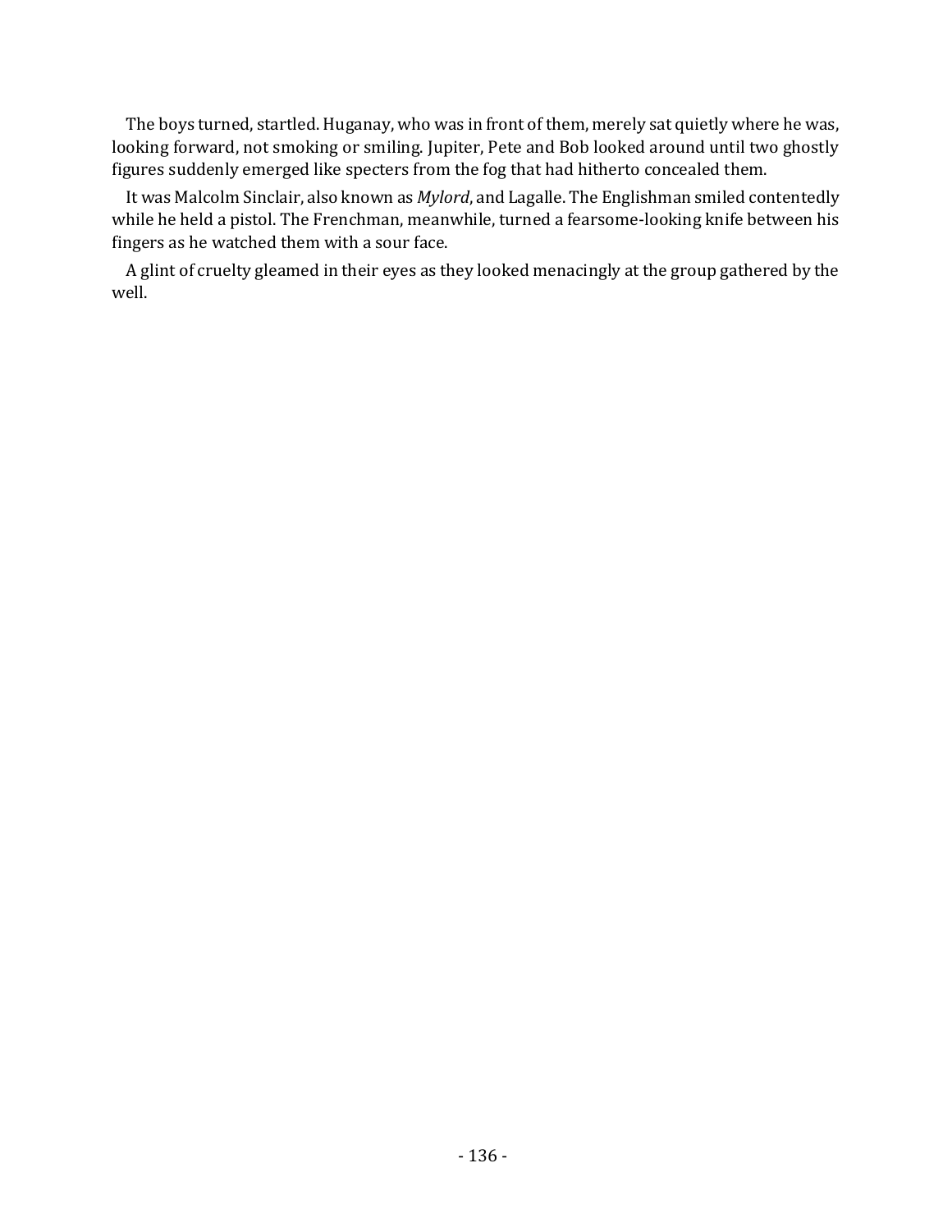The boys turned, startled. Huganay, who was in front of them, merely sat quietly where he was, looking forward, not smoking or smiling. Jupiter, Pete and Bob looked around until two ghostly figures suddenly emerged like specters from the fog that had hitherto concealed them.

It was Malcolm Sinclair, also known as *Mylord*, and Lagalle. The Englishman smiled contentedly while he held a pistol. The Frenchman, meanwhile, turned a fearsome-looking knife between his fingers as he watched them with a sour face.

A glint of cruelty gleamed in their eyes as they looked menacingly at the group gathered by the well.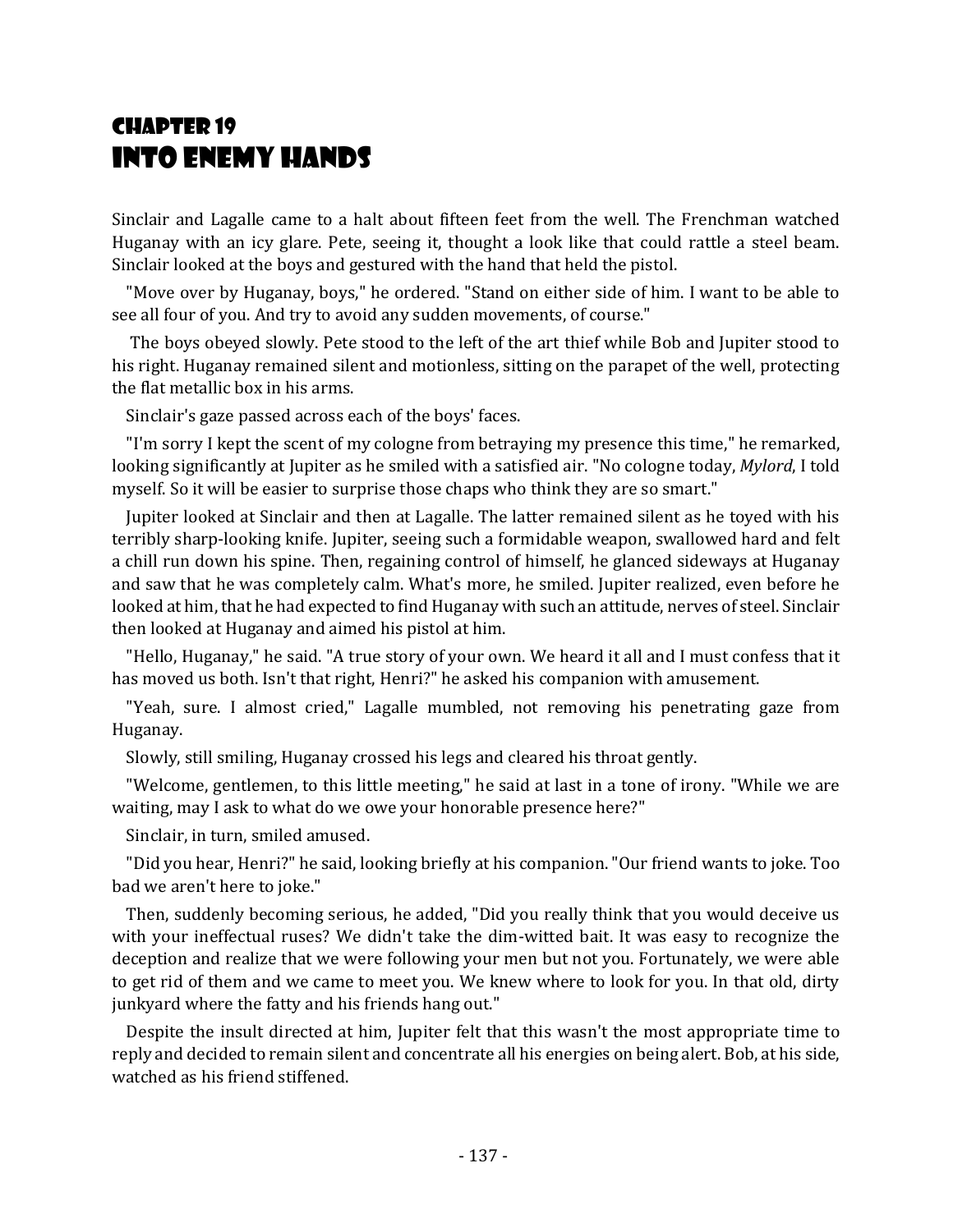# Chapter 19
# Into Enemy Hands

Sinclair and Lagalle came to a halt about fifteen feet from the well. The Frenchman watched Huganay with an icy glare. Pete, seeing it, thought a look like that could rattle a steel beam. Sinclair looked at the boys and gestured with the hand that held the pistol.

"Move over by Huganay, boys," he ordered. "Stand on either side of him. I want to be able to see all four of you. And try to avoid any sudden movements, of course."

The boys obeyed slowly. Pete stood to the left of the art thief while Bob and Jupiter stood to his right. Huganay remained silent and motionless, sitting on the parapet of the well, protecting the flat metallic box in his arms.

Sinclair's gaze passed across each of the boys' faces.

"I'm sorry I kept the scent of my cologne from betraying my presence this time," he remarked, looking significantly at Jupiter as he smiled with a satisfied air. "No cologne today, *Mylord*, I told myself. So it will be easier to surprise those chaps who think they are so smart."

Jupiter looked at Sinclair and then at Lagalle. The latter remained silent as he toyed with his terribly sharp-looking knife. Jupiter, seeing such a formidable weapon, swallowed hard and felt a chill run down his spine. Then, regaining control of himself, he glanced sideways at Huganay and saw that he was completely calm. What's more, he smiled. Jupiter realized, even before he looked at him, that he had expected to find Huganay with such an attitude, nerves of steel. Sinclair then looked at Huganay and aimed his pistol at him.

"Hello, Huganay," he said. "A true story of your own. We heard it all and I must confess that it has moved us both. Isn't that right, Henri?" he asked his companion with amusement.

"Yeah, sure. I almost cried," Lagalle mumbled, not removing his penetrating gaze from Huganay.

Slowly, still smiling, Huganay crossed his legs and cleared his throat gently.

"Welcome, gentlemen, to this little meeting," he said at last in a tone of irony. "While we are waiting, may I ask to what do we owe your honorable presence here?"

Sinclair, in turn, smiled amused.

"Did you hear, Henri?" he said, looking briefly at his companion. "Our friend wants to joke. Too bad we aren't here to joke."

Then, suddenly becoming serious, he added, "Did you really think that you would deceive us with your ineffectual ruses? We didn't take the dim-witted bait. It was easy to recognize the deception and realize that we were following your men but not you. Fortunately, we were able to get rid of them and we came to meet you. We knew where to look for you. In that old, dirty junkyard where the fatty and his friends hang out."

Despite the insult directed at him, Jupiter felt that this wasn't the most appropriate time to reply and decided to remain silent and concentrate all his energies on being alert. Bob, at his side, watched as his friend stiffened.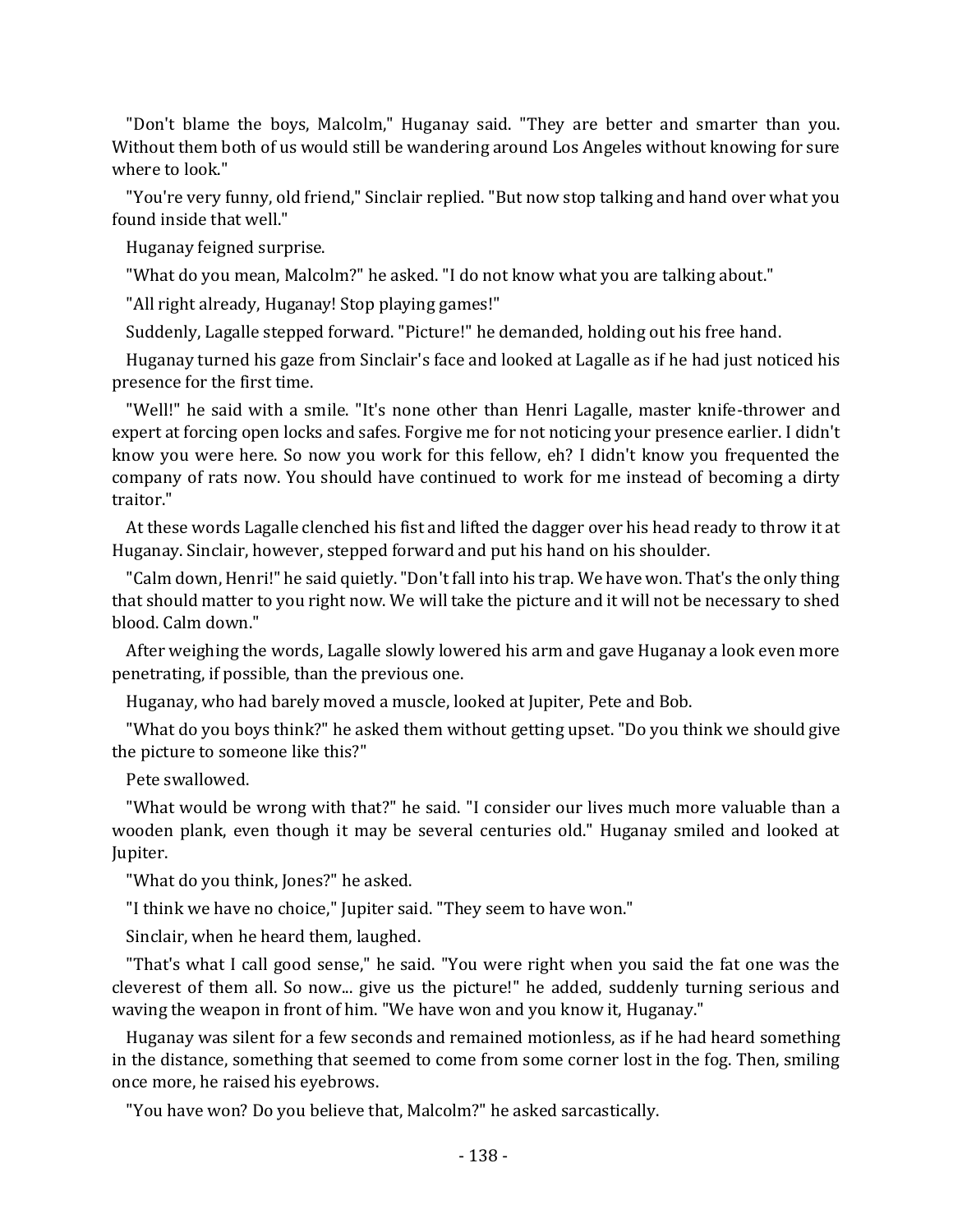"Don't blame the boys, Malcolm," Huganay said. "They are better and smarter than you. Without them both of us would still be wandering around Los Angeles without knowing for sure where to look."

"You're very funny, old friend," Sinclair replied. "But now stop talking and hand over what you found inside that well."

Huganay feigned surprise.

"What do you mean, Malcolm?" he asked. "I do not know what you are talking about."

"All right already, Huganay! Stop playing games!"

Suddenly, Lagalle stepped forward. "Picture!" he demanded, holding out his free hand.

Huganay turned his gaze from Sinclair's face and looked at Lagalle as if he had just noticed his presence for the first time.

"Well!" he said with a smile. "It's none other than Henri Lagalle, master knife-thrower and expert at forcing open locks and safes. Forgive me for not noticing your presence earlier. I didn't know you were here. So now you work for this fellow, eh? I didn't know you frequented the company of rats now. You should have continued to work for me instead of becoming a dirty traitor."

At these words Lagalle clenched his fist and lifted the dagger over his head ready to throw it at Huganay. Sinclair, however, stepped forward and put his hand on his shoulder.

"Calm down, Henri!" he said quietly. "Don't fall into his trap. We have won. That's the only thing that should matter to you right now. We will take the picture and it will not be necessary to shed blood. Calm down."

After weighing the words, Lagalle slowly lowered his arm and gave Huganay a look even more penetrating, if possible, than the previous one.

Huganay, who had barely moved a muscle, looked at Jupiter, Pete and Bob.

"What do you boys think?" he asked them without getting upset. "Do you think we should give the picture to someone like this?"

Pete swallowed.

"What would be wrong with that?" he said. "I consider our lives much more valuable than a wooden plank, even though it may be several centuries old." Huganay smiled and looked at Jupiter.

"What do you think, Jones?" he asked.

"I think we have no choice," Jupiter said. "They seem to have won."

Sinclair, when he heard them, laughed.

"That's what I call good sense," he said. "You were right when you said the fat one was the cleverest of them all. So now... give us the picture!" he added, suddenly turning serious and waving the weapon in front of him. "We have won and you know it, Huganay."

Huganay was silent for a few seconds and remained motionless, as if he had heard something in the distance, something that seemed to come from some corner lost in the fog. Then, smiling once more, he raised his eyebrows.

"You have won? Do you believe that, Malcolm?" he asked sarcastically.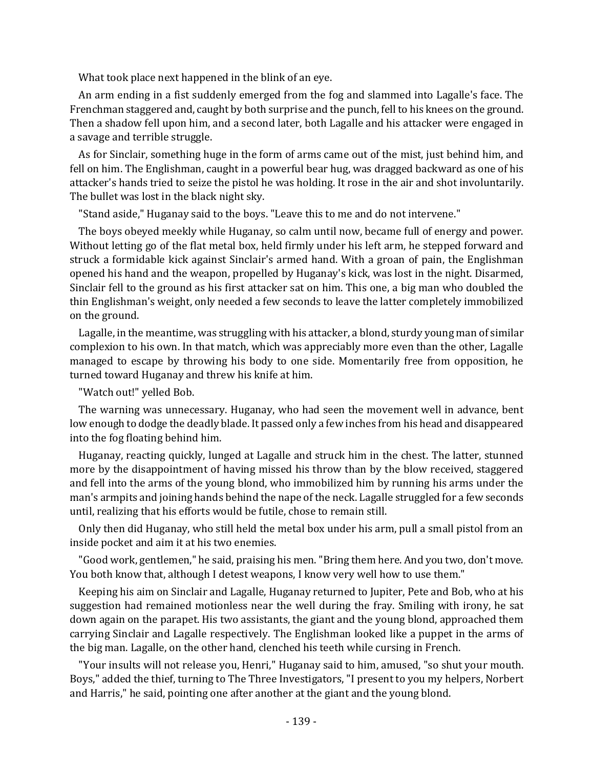What took place next happened in the blink of an eye.

An arm ending in a fist suddenly emerged from the fog and slammed into Lagalle's face. The Frenchman staggered and, caught by both surprise and the punch, fell to his knees on the ground. Then a shadow fell upon him, and a second later, both Lagalle and his attacker were engaged in a savage and terrible struggle.

As for Sinclair, something huge in the form of arms came out of the mist, just behind him, and fell on him. The Englishman, caught in a powerful bear hug, was dragged backward as one of his attacker's hands tried to seize the pistol he was holding. It rose in the air and shot involuntarily. The bullet was lost in the black night sky.

"Stand aside," Huganay said to the boys. "Leave this to me and do not intervene."

The boys obeyed meekly while Huganay, so calm until now, became full of energy and power. Without letting go of the flat metal box, held firmly under his left arm, he stepped forward and struck a formidable kick against Sinclair's armed hand. With a groan of pain, the Englishman opened his hand and the weapon, propelled by Huganay's kick, was lost in the night. Disarmed, Sinclair fell to the ground as his first attacker sat on him. This one, a big man who doubled the thin Englishman's weight, only needed a few seconds to leave the latter completely immobilized on the ground.

Lagalle, in the meantime, was struggling with his attacker, a blond, sturdy young man of similar complexion to his own. In that match, which was appreciably more even than the other, Lagalle managed to escape by throwing his body to one side. Momentarily free from opposition, he turned toward Huganay and threw his knife at him.

"Watch out!" yelled Bob.

The warning was unnecessary. Huganay, who had seen the movement well in advance, bent low enough to dodge the deadly blade. It passed only a few inches from his head and disappeared into the fog floating behind him.

Huganay, reacting quickly, lunged at Lagalle and struck him in the chest. The latter, stunned more by the disappointment of having missed his throw than by the blow received, staggered and fell into the arms of the young blond, who immobilized him by running his arms under the man's armpits and joining hands behind the nape of the neck. Lagalle struggled for a few seconds until, realizing that his efforts would be futile, chose to remain still.

Only then did Huganay, who still held the metal box under his arm, pull a small pistol from an inside pocket and aim it at his two enemies.

"Good work, gentlemen," he said, praising his men. "Bring them here. And you two, don't move. You both know that, although I detest weapons, I know very well how to use them."

Keeping his aim on Sinclair and Lagalle, Huganay returned to Jupiter, Pete and Bob, who at his suggestion had remained motionless near the well during the fray. Smiling with irony, he sat down again on the parapet. His two assistants, the giant and the young blond, approached them carrying Sinclair and Lagalle respectively. The Englishman looked like a puppet in the arms of the big man. Lagalle, on the other hand, clenched his teeth while cursing in French.

"Your insults will not release you, Henri," Huganay said to him, amused, "so shut your mouth. Boys," added the thief, turning to The Three Investigators, "I present to you my helpers, Norbert and Harris," he said, pointing one after another at the giant and the young blond.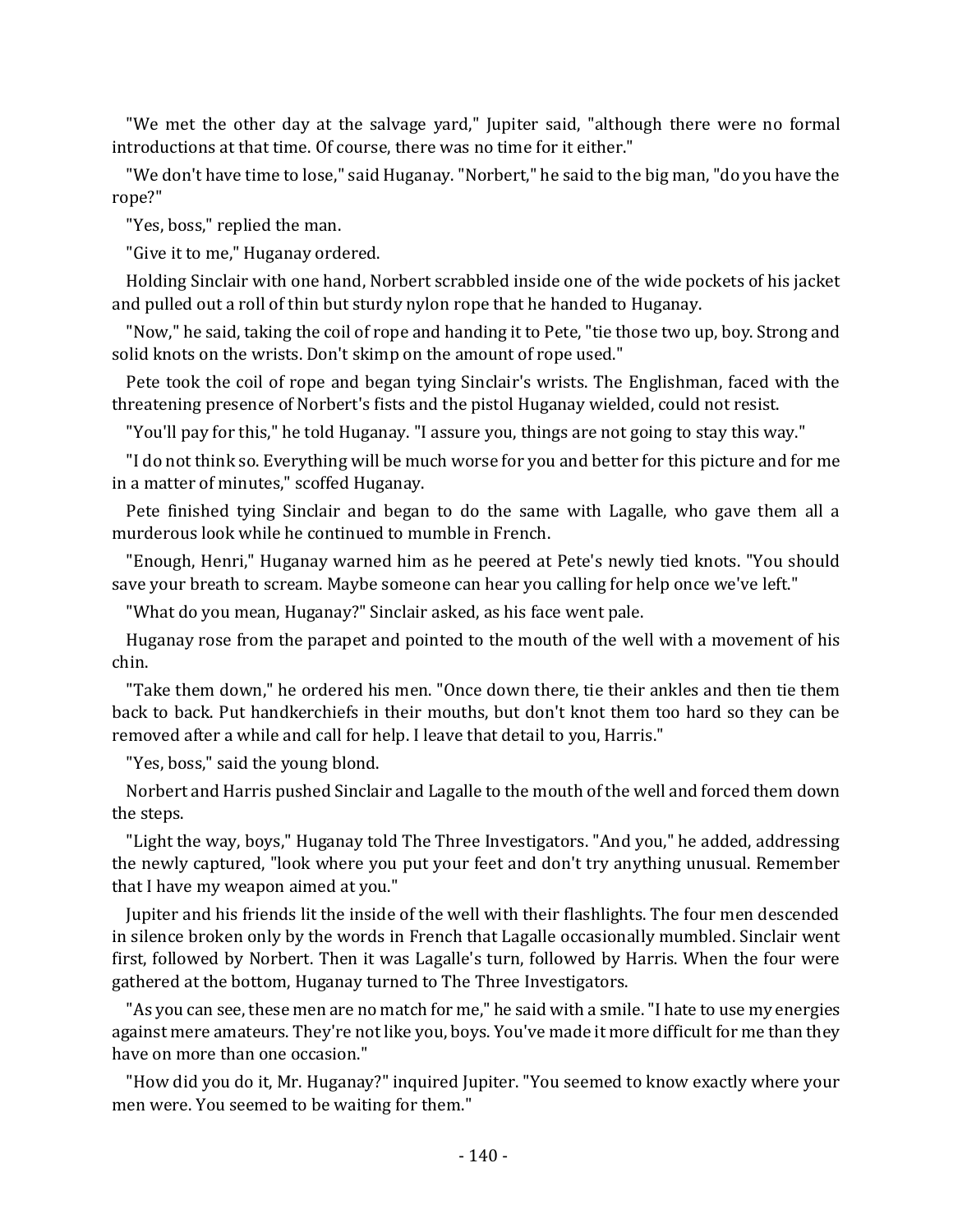"We met the other day at the salvage yard," Jupiter said, "although there were no formal introductions at that time. Of course, there was no time for it either."

"We don't have time to lose," said Huganay. "Norbert," he said to the big man, "do you have the rope?"

"Yes, boss," replied the man.

"Give it to me," Huganay ordered.

Holding Sinclair with one hand, Norbert scrabbled inside one of the wide pockets of his jacket and pulled out a roll of thin but sturdy nylon rope that he handed to Huganay.

"Now," he said, taking the coil of rope and handing it to Pete, "tie those two up, boy. Strong and solid knots on the wrists. Don't skimp on the amount of rope used."

Pete took the coil of rope and began tying Sinclair's wrists. The Englishman, faced with the threatening presence of Norbert's fists and the pistol Huganay wielded, could not resist.

"You'll pay for this," he told Huganay. "I assure you, things are not going to stay this way."

"I do not think so. Everything will be much worse for you and better for this picture and for me in a matter of minutes," scoffed Huganay.

Pete finished tying Sinclair and began to do the same with Lagalle, who gave them all a murderous look while he continued to mumble in French.

"Enough, Henri," Huganay warned him as he peered at Pete's newly tied knots. "You should save your breath to scream. Maybe someone can hear you calling for help once we've left."

"What do you mean, Huganay?" Sinclair asked, as his face went pale.

Huganay rose from the parapet and pointed to the mouth of the well with a movement of his chin.

"Take them down," he ordered his men. "Once down there, tie their ankles and then tie them back to back. Put handkerchiefs in their mouths, but don't knot them too hard so they can be removed after a while and call for help. I leave that detail to you, Harris."

"Yes, boss," said the young blond.

Norbert and Harris pushed Sinclair and Lagalle to the mouth of the well and forced them down the steps.

"Light the way, boys," Huganay told The Three Investigators. "And you," he added, addressing the newly captured, "look where you put your feet and don't try anything unusual. Remember that I have my weapon aimed at you."

Jupiter and his friends lit the inside of the well with their flashlights. The four men descended in silence broken only by the words in French that Lagalle occasionally mumbled. Sinclair went first, followed by Norbert. Then it was Lagalle's turn, followed by Harris. When the four were gathered at the bottom, Huganay turned to The Three Investigators.

"As you can see, these men are no match for me," he said with a smile. "I hate to use my energies against mere amateurs. They're not like you, boys. You've made it more difficult for me than they have on more than one occasion."

"How did you do it, Mr. Huganay?" inquired Jupiter. "You seemed to know exactly where your men were. You seemed to be waiting for them."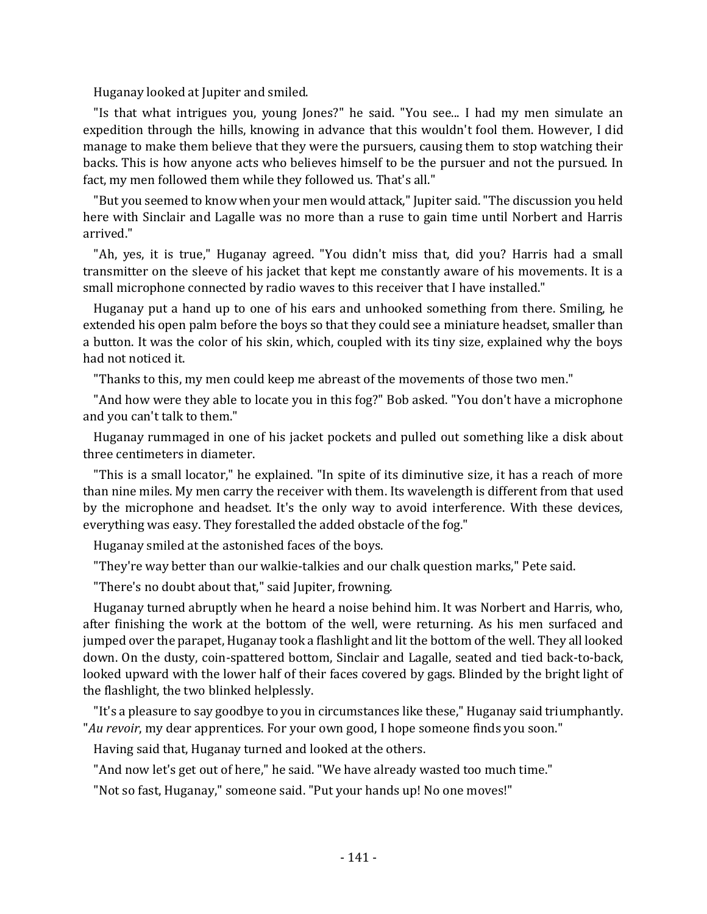Huganay looked at Jupiter and smiled.

"Is that what intrigues you, young Jones?" he said. "You see... I had my men simulate an expedition through the hills, knowing in advance that this wouldn't fool them. However, I did manage to make them believe that they were the pursuers, causing them to stop watching their backs. This is how anyone acts who believes himself to be the pursuer and not the pursued. In fact, my men followed them while they followed us. That's all."

"But you seemed to know when your men would attack," Jupiter said. "The discussion you held here with Sinclair and Lagalle was no more than a ruse to gain time until Norbert and Harris arrived."

"Ah, yes, it is true," Huganay agreed. "You didn't miss that, did you? Harris had a small transmitter on the sleeve of his jacket that kept me constantly aware of his movements. It is a small microphone connected by radio waves to this receiver that I have installed."

Huganay put a hand up to one of his ears and unhooked something from there. Smiling, he extended his open palm before the boys so that they could see a miniature headset, smaller than a button. It was the color of his skin, which, coupled with its tiny size, explained why the boys had not noticed it.

"Thanks to this, my men could keep me abreast of the movements of those two men."

"And how were they able to locate you in this fog?" Bob asked. "You don't have a microphone and you can't talk to them."

Huganay rummaged in one of his jacket pockets and pulled out something like a disk about three centimeters in diameter.

"This is a small locator," he explained. "In spite of its diminutive size, it has a reach of more than nine miles. My men carry the receiver with them. Its wavelength is different from that used by the microphone and headset. It's the only way to avoid interference. With these devices, everything was easy. They forestalled the added obstacle of the fog."

Huganay smiled at the astonished faces of the boys.

"They're way better than our walkie-talkies and our chalk question marks," Pete said.

"There's no doubt about that," said Jupiter, frowning.

Huganay turned abruptly when he heard a noise behind him. It was Norbert and Harris, who, after finishing the work at the bottom of the well, were returning. As his men surfaced and jumped over the parapet, Huganay took a flashlight and lit the bottom of the well. They all looked down. On the dusty, coin-spattered bottom, Sinclair and Lagalle, seated and tied back-to-back, looked upward with the lower half of their faces covered by gags. Blinded by the bright light of the flashlight, the two blinked helplessly.

"It's a pleasure to say goodbye to you in circumstances like these," Huganay said triumphantly. "*Au revoir*, my dear apprentices. For your own good, I hope someone finds you soon."

Having said that, Huganay turned and looked at the others.

"And now let's get out of here," he said. "We have already wasted too much time."

"Not so fast, Huganay," someone said. "Put your hands up! No one moves!"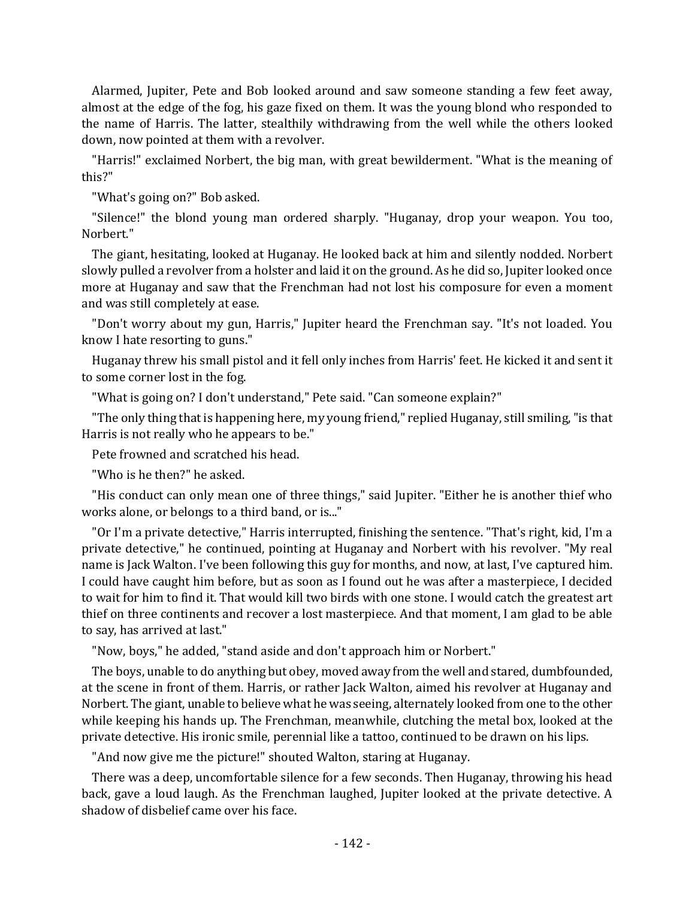Alarmed, Jupiter, Pete and Bob looked around and saw someone standing a few feet away, almost at the edge of the fog, his gaze fixed on them. It was the young blond who responded to the name of Harris. The latter, stealthily withdrawing from the well while the others looked down, now pointed at them with a revolver.

"Harris!" exclaimed Norbert, the big man, with great bewilderment. "What is the meaning of this?"

"What's going on?" Bob asked.

"Silence!" the blond young man ordered sharply. "Huganay, drop your weapon. You too, Norbert."

The giant, hesitating, looked at Huganay. He looked back at him and silently nodded. Norbert slowly pulled a revolver from a holster and laid it on the ground. As he did so, Jupiter looked once more at Huganay and saw that the Frenchman had not lost his composure for even a moment and was still completely at ease.

"Don't worry about my gun, Harris," Jupiter heard the Frenchman say. "It's not loaded. You know I hate resorting to guns."

Huganay threw his small pistol and it fell only inches from Harris' feet. He kicked it and sent it to some corner lost in the fog.

"What is going on? I don't understand," Pete said. "Can someone explain?"

"The only thing that is happening here, my young friend," replied Huganay, still smiling, "is that Harris is not really who he appears to be."

Pete frowned and scratched his head.

"Who is he then?" he asked.

"His conduct can only mean one of three things," said Jupiter. "Either he is another thief who works alone, or belongs to a third band, or is..."

"Or I'm a private detective," Harris interrupted, finishing the sentence. "That's right, kid, I'm a private detective," he continued, pointing at Huganay and Norbert with his revolver. "My real name is Jack Walton. I've been following this guy for months, and now, at last, I've captured him. I could have caught him before, but as soon as I found out he was after a masterpiece, I decided to wait for him to find it. That would kill two birds with one stone. I would catch the greatest art thief on three continents and recover a lost masterpiece. And that moment, I am glad to be able to say, has arrived at last."

"Now, boys," he added, "stand aside and don't approach him or Norbert."

The boys, unable to do anything but obey, moved away from the well and stared, dumbfounded, at the scene in front of them. Harris, or rather Jack Walton, aimed his revolver at Huganay and Norbert. The giant, unable to believe what he was seeing, alternately looked from one to the other while keeping his hands up. The Frenchman, meanwhile, clutching the metal box, looked at the private detective. His ironic smile, perennial like a tattoo, continued to be drawn on his lips.

"And now give me the picture!" shouted Walton, staring at Huganay.

There was a deep, uncomfortable silence for a few seconds. Then Huganay, throwing his head back, gave a loud laugh. As the Frenchman laughed, Jupiter looked at the private detective. A shadow of disbelief came over his face.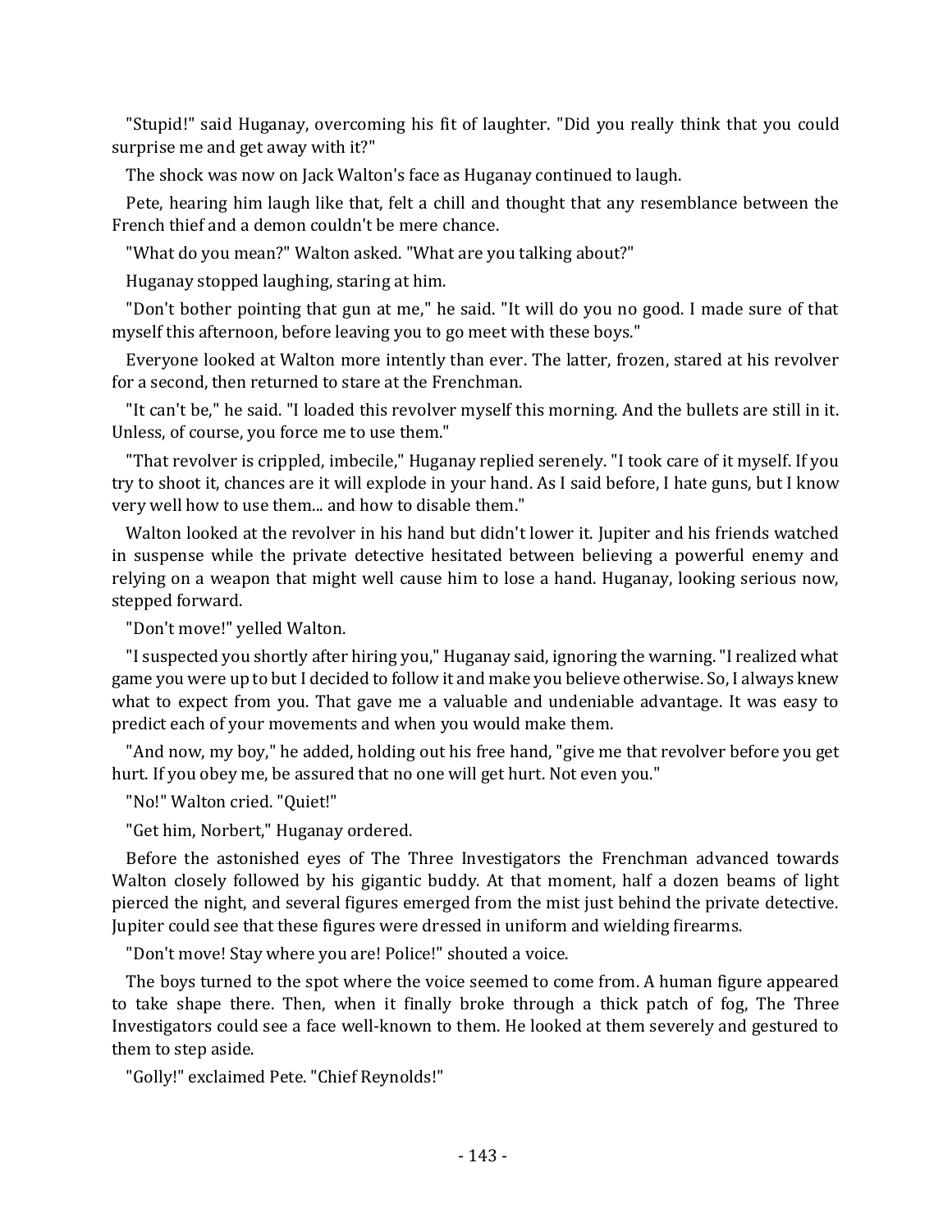"Stupid!" said Huganay, overcoming his fit of laughter. "Did you really think that you could surprise me and get away with it?"

The shock was now on Jack Walton's face as Huganay continued to laugh.

Pete, hearing him laugh like that, felt a chill and thought that any resemblance between the French thief and a demon couldn't be mere chance.

"What do you mean?" Walton asked. "What are you talking about?"

Huganay stopped laughing, staring at him.

"Don't bother pointing that gun at me," he said. "It will do you no good. I made sure of that myself this afternoon, before leaving you to go meet with these boys."

Everyone looked at Walton more intently than ever. The latter, frozen, stared at his revolver for a second, then returned to stare at the Frenchman.

"It can't be," he said. "I loaded this revolver myself this morning. And the bullets are still in it. Unless, of course, you force me to use them."

"That revolver is crippled, imbecile," Huganay replied serenely. "I took care of it myself. If you try to shoot it, chances are it will explode in your hand. As I said before, I hate guns, but I know very well how to use them... and how to disable them."

Walton looked at the revolver in his hand but didn't lower it. Jupiter and his friends watched in suspense while the private detective hesitated between believing a powerful enemy and relying on a weapon that might well cause him to lose a hand. Huganay, looking serious now, stepped forward.

"Don't move!" yelled Walton.

"I suspected you shortly after hiring you," Huganay said, ignoring the warning. "I realized what game you were up to but I decided to follow it and make you believe otherwise. So, I always knew what to expect from you. That gave me a valuable and undeniable advantage. It was easy to predict each of your movements and when you would make them.

"And now, my boy," he added, holding out his free hand, "give me that revolver before you get hurt. If you obey me, be assured that no one will get hurt. Not even you."

"No!" Walton cried. "Quiet!"

"Get him, Norbert," Huganay ordered.

Before the astonished eyes of The Three Investigators the Frenchman advanced towards Walton closely followed by his gigantic buddy. At that moment, half a dozen beams of light pierced the night, and several figures emerged from the mist just behind the private detective. Jupiter could see that these figures were dressed in uniform and wielding firearms.

"Don't move! Stay where you are! Police!" shouted a voice.

The boys turned to the spot where the voice seemed to come from. A human figure appeared to take shape there. Then, when it finally broke through a thick patch of fog, The Three Investigators could see a face well-known to them. He looked at them severely and gestured to them to step aside.

"Golly!" exclaimed Pete. "Chief Reynolds!"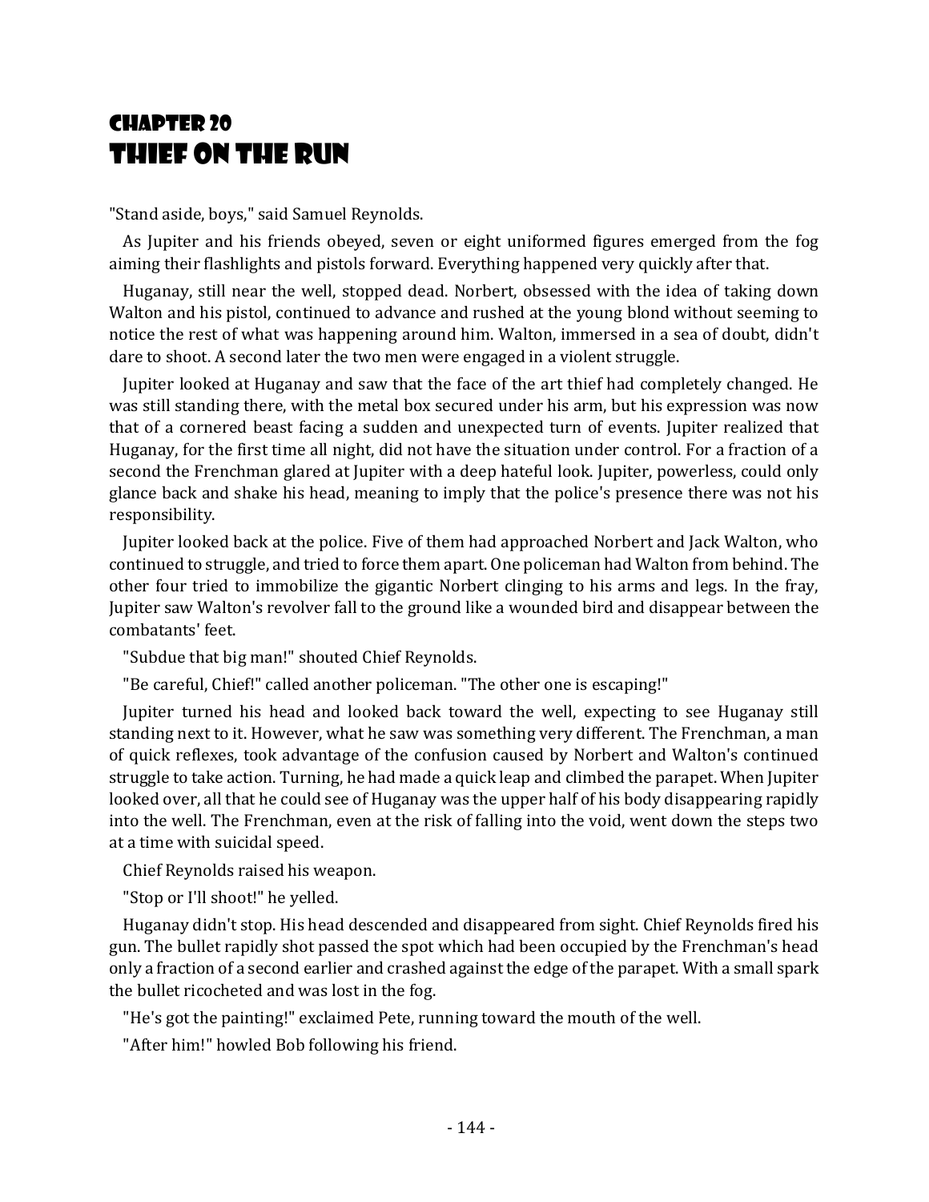# Chapter 20
# Thief on the Run

"Stand aside, boys," said Samuel Reynolds.

As Jupiter and his friends obeyed, seven or eight uniformed figures emerged from the fog aiming their flashlights and pistols forward. Everything happened very quickly after that.

Huganay, still near the well, stopped dead. Norbert, obsessed with the idea of taking down Walton and his pistol, continued to advance and rushed at the young blond without seeming to notice the rest of what was happening around him. Walton, immersed in a sea of doubt, didn't dare to shoot. A second later the two men were engaged in a violent struggle.

Jupiter looked at Huganay and saw that the face of the art thief had completely changed. He was still standing there, with the metal box secured under his arm, but his expression was now that of a cornered beast facing a sudden and unexpected turn of events. Jupiter realized that Huganay, for the first time all night, did not have the situation under control. For a fraction of a second the Frenchman glared at Jupiter with a deep hateful look. Jupiter, powerless, could only glance back and shake his head, meaning to imply that the police's presence there was not his responsibility.

Jupiter looked back at the police. Five of them had approached Norbert and Jack Walton, who continued to struggle, and tried to force them apart. One policeman had Walton from behind. The other four tried to immobilize the gigantic Norbert clinging to his arms and legs. In the fray, Jupiter saw Walton's revolver fall to the ground like a wounded bird and disappear between the combatants' feet.

"Subdue that big man!" shouted Chief Reynolds.

"Be careful, Chief!" called another policeman. "The other one is escaping!"

Jupiter turned his head and looked back toward the well, expecting to see Huganay still standing next to it. However, what he saw was something very different. The Frenchman, a man of quick reflexes, took advantage of the confusion caused by Norbert and Walton's continued struggle to take action. Turning, he had made a quick leap and climbed the parapet. When Jupiter looked over, all that he could see of Huganay was the upper half of his body disappearing rapidly into the well. The Frenchman, even at the risk of falling into the void, went down the steps two at a time with suicidal speed.

Chief Reynolds raised his weapon.

"Stop or I'll shoot!" he yelled.

Huganay didn't stop. His head descended and disappeared from sight. Chief Reynolds fired his gun. The bullet rapidly shot passed the spot which had been occupied by the Frenchman's head only a fraction of a second earlier and crashed against the edge of the parapet. With a small spark the bullet ricocheted and was lost in the fog.

"He's got the painting!" exclaimed Pete, running toward the mouth of the well.

"After him!" howled Bob following his friend.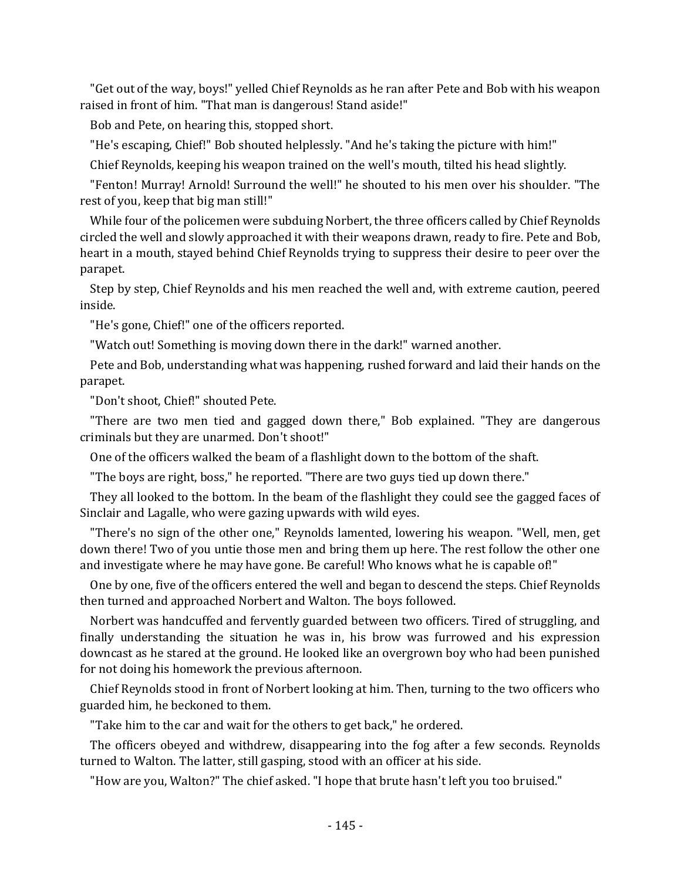"Get out of the way, boys!" yelled Chief Reynolds as he ran after Pete and Bob with his weapon raised in front of him. "That man is dangerous! Stand aside!"

Bob and Pete, on hearing this, stopped short.

"He's escaping, Chief!" Bob shouted helplessly. "And he's taking the picture with him!"

Chief Reynolds, keeping his weapon trained on the well's mouth, tilted his head slightly.

"Fenton! Murray! Arnold! Surround the well!" he shouted to his men over his shoulder. "The rest of you, keep that big man still!"

While four of the policemen were subduing Norbert, the three officers called by Chief Reynolds circled the well and slowly approached it with their weapons drawn, ready to fire. Pete and Bob, heart in a mouth, stayed behind Chief Reynolds trying to suppress their desire to peer over the parapet.

Step by step, Chief Reynolds and his men reached the well and, with extreme caution, peered inside.

"He's gone, Chief!" one of the officers reported.

"Watch out! Something is moving down there in the dark!" warned another.

Pete and Bob, understanding what was happening, rushed forward and laid their hands on the parapet.

"Don't shoot, Chief!" shouted Pete.

"There are two men tied and gagged down there," Bob explained. "They are dangerous criminals but they are unarmed. Don't shoot!"

One of the officers walked the beam of a flashlight down to the bottom of the shaft.

"The boys are right, boss," he reported. "There are two guys tied up down there."

They all looked to the bottom. In the beam of the flashlight they could see the gagged faces of Sinclair and Lagalle, who were gazing upwards with wild eyes.

"There's no sign of the other one," Reynolds lamented, lowering his weapon. "Well, men, get down there! Two of you untie those men and bring them up here. The rest follow the other one and investigate where he may have gone. Be careful! Who knows what he is capable of!"

One by one, five of the officers entered the well and began to descend the steps. Chief Reynolds then turned and approached Norbert and Walton. The boys followed.

Norbert was handcuffed and fervently guarded between two officers. Tired of struggling, and finally understanding the situation he was in, his brow was furrowed and his expression downcast as he stared at the ground. He looked like an overgrown boy who had been punished for not doing his homework the previous afternoon.

Chief Reynolds stood in front of Norbert looking at him. Then, turning to the two officers who guarded him, he beckoned to them.

"Take him to the car and wait for the others to get back," he ordered.

The officers obeyed and withdrew, disappearing into the fog after a few seconds. Reynolds turned to Walton. The latter, still gasping, stood with an officer at his side.

"How are you, Walton?" The chief asked. "I hope that brute hasn't left you too bruised."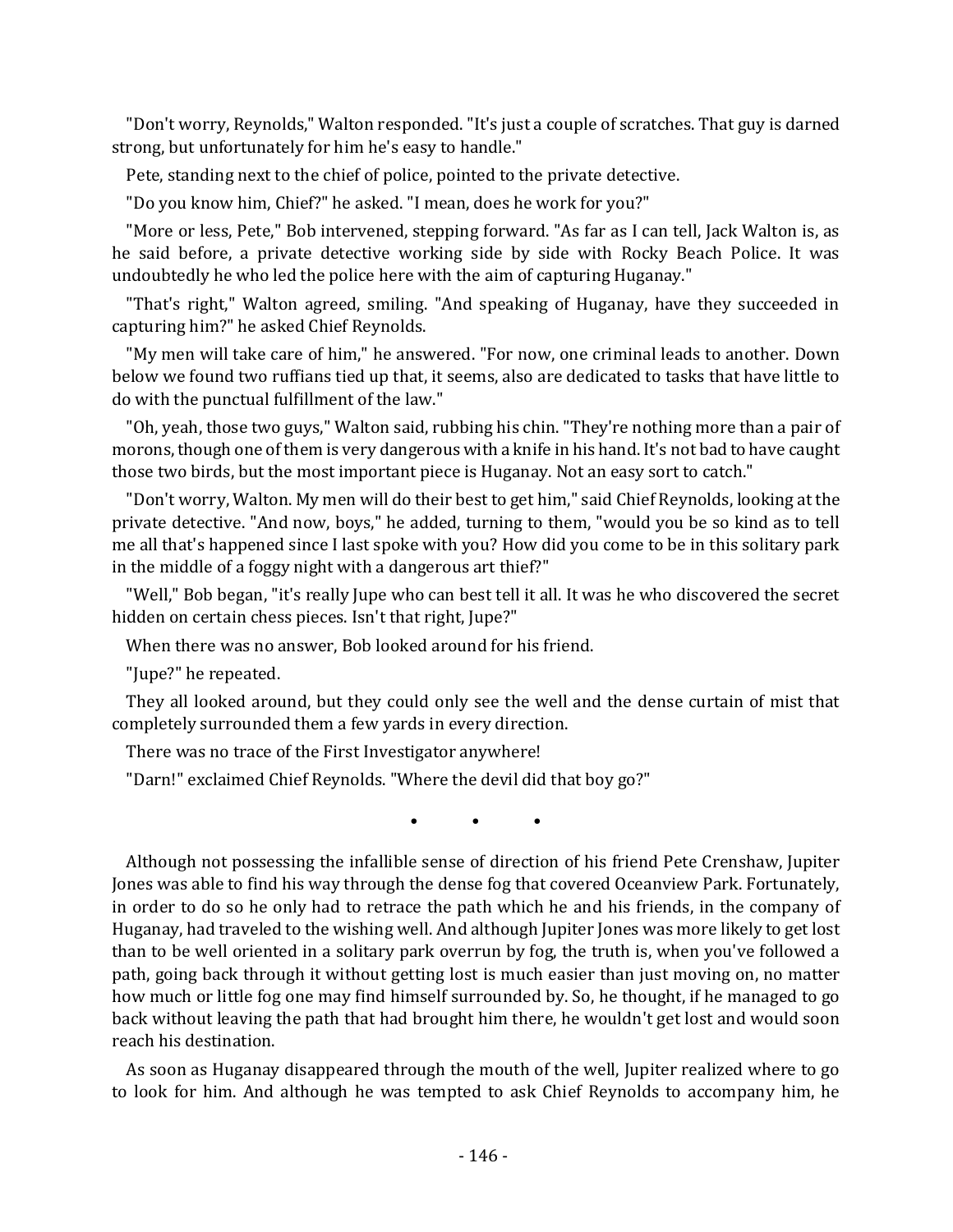"Don't worry, Reynolds," Walton responded. "It's just a couple of scratches. That guy is darned strong, but unfortunately for him he's easy to handle."

Pete, standing next to the chief of police, pointed to the private detective.

"Do you know him, Chief?" he asked. "I mean, does he work for you?"

"More or less, Pete," Bob intervened, stepping forward. "As far as I can tell, Jack Walton is, as he said before, a private detective working side by side with Rocky Beach Police. It was undoubtedly he who led the police here with the aim of capturing Huganay."

"That's right," Walton agreed, smiling. "And speaking of Huganay, have they succeeded in capturing him?" he asked Chief Reynolds.

"My men will take care of him," he answered. "For now, one criminal leads to another. Down below we found two ruffians tied up that, it seems, also are dedicated to tasks that have little to do with the punctual fulfillment of the law."

"Oh, yeah, those two guys," Walton said, rubbing his chin. "They're nothing more than a pair of morons, though one of them is very dangerous with a knife in his hand. It's not bad to have caught those two birds, but the most important piece is Huganay. Not an easy sort to catch."

"Don't worry, Walton. My men will do their best to get him," said Chief Reynolds, looking at the private detective. "And now, boys," he added, turning to them, "would you be so kind as to tell me all that's happened since I last spoke with you? How did you come to be in this solitary park in the middle of a foggy night with a dangerous art thief?"

"Well," Bob began, "it's really Jupe who can best tell it all. It was he who discovered the secret hidden on certain chess pieces. Isn't that right, Jupe?"

When there was no answer, Bob looked around for his friend.

"Jupe?" he repeated.

They all looked around, but they could only see the well and the dense curtain of mist that completely surrounded them a few yards in every direction.

There was no trace of the First Investigator anywhere!

"Darn!" exclaimed Chief Reynolds. "Where the devil did that boy go?"

• • •

Although not possessing the infallible sense of direction of his friend Pete Crenshaw, Jupiter Jones was able to find his way through the dense fog that covered Oceanview Park. Fortunately, in order to do so he only had to retrace the path which he and his friends, in the company of Huganay, had traveled to the wishing well. And although Jupiter Jones was more likely to get lost than to be well oriented in a solitary park overrun by fog, the truth is, when you've followed a path, going back through it without getting lost is much easier than just moving on, no matter how much or little fog one may find himself surrounded by. So, he thought, if he managed to go back without leaving the path that had brought him there, he wouldn't get lost and would soon reach his destination.

As soon as Huganay disappeared through the mouth of the well, Jupiter realized where to go to look for him. And although he was tempted to ask Chief Reynolds to accompany him, he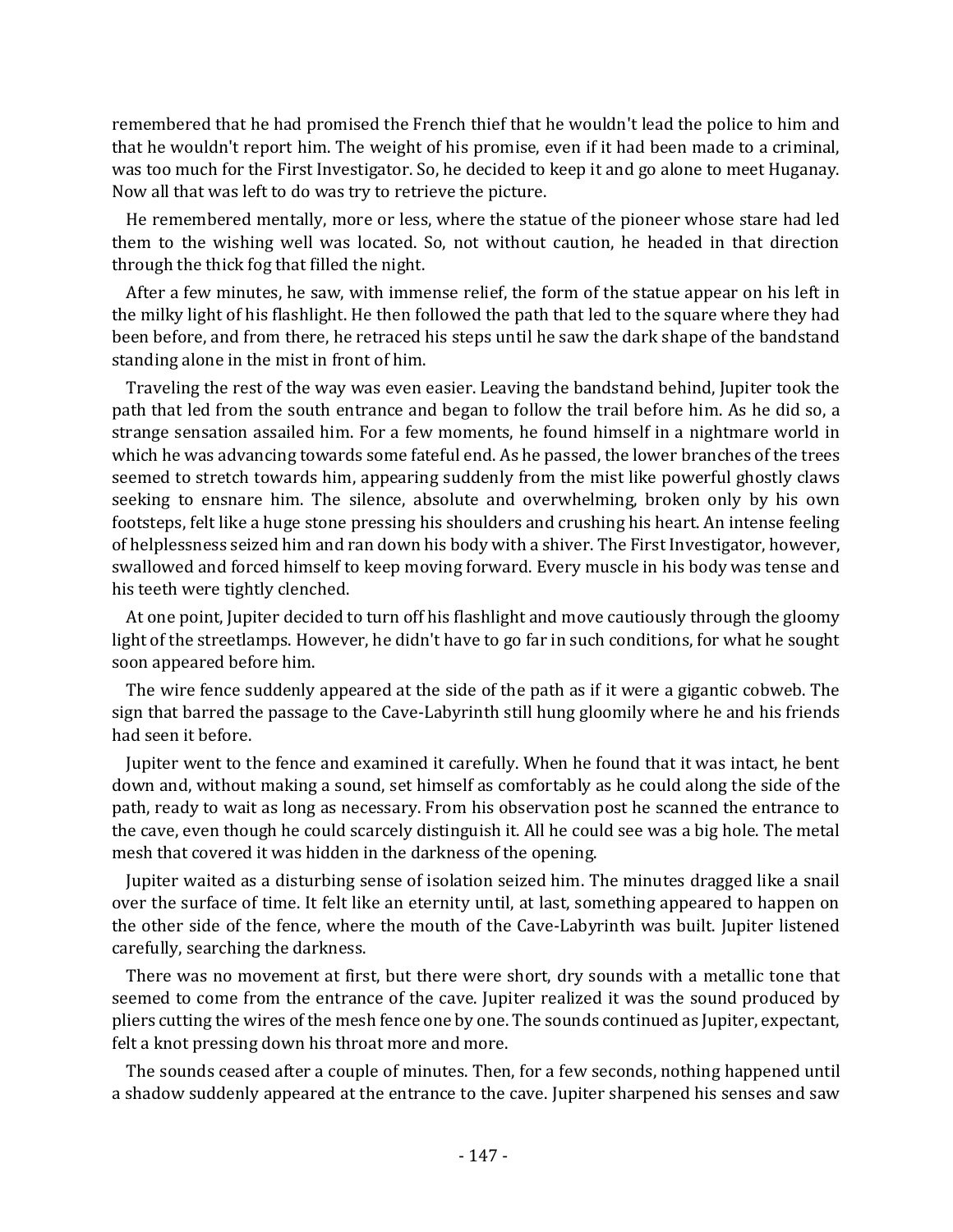remembered that he had promised the French thief that he wouldn't lead the police to him and that he wouldn't report him. The weight of his promise, even if it had been made to a criminal, was too much for the First Investigator. So, he decided to keep it and go alone to meet Huganay. Now all that was left to do was try to retrieve the picture.

He remembered mentally, more or less, where the statue of the pioneer whose stare had led them to the wishing well was located. So, not without caution, he headed in that direction through the thick fog that filled the night.

After a few minutes, he saw, with immense relief, the form of the statue appear on his left in the milky light of his flashlight. He then followed the path that led to the square where they had been before, and from there, he retraced his steps until he saw the dark shape of the bandstand standing alone in the mist in front of him.

Traveling the rest of the way was even easier. Leaving the bandstand behind, Jupiter took the path that led from the south entrance and began to follow the trail before him. As he did so, a strange sensation assailed him. For a few moments, he found himself in a nightmare world in which he was advancing towards some fateful end. As he passed, the lower branches of the trees seemed to stretch towards him, appearing suddenly from the mist like powerful ghostly claws seeking to ensnare him. The silence, absolute and overwhelming, broken only by his own footsteps, felt like a huge stone pressing his shoulders and crushing his heart. An intense feeling of helplessness seized him and ran down his body with a shiver. The First Investigator, however, swallowed and forced himself to keep moving forward. Every muscle in his body was tense and his teeth were tightly clenched.

At one point, Jupiter decided to turn off his flashlight and move cautiously through the gloomy light of the streetlamps. However, he didn't have to go far in such conditions, for what he sought soon appeared before him.

The wire fence suddenly appeared at the side of the path as if it were a gigantic cobweb. The sign that barred the passage to the Cave-Labyrinth still hung gloomily where he and his friends had seen it before.

Jupiter went to the fence and examined it carefully. When he found that it was intact, he bent down and, without making a sound, set himself as comfortably as he could along the side of the path, ready to wait as long as necessary. From his observation post he scanned the entrance to the cave, even though he could scarcely distinguish it. All he could see was a big hole. The metal mesh that covered it was hidden in the darkness of the opening.

Jupiter waited as a disturbing sense of isolation seized him. The minutes dragged like a snail over the surface of time. It felt like an eternity until, at last, something appeared to happen on the other side of the fence, where the mouth of the Cave-Labyrinth was built. Jupiter listened carefully, searching the darkness.

There was no movement at first, but there were short, dry sounds with a metallic tone that seemed to come from the entrance of the cave. Jupiter realized it was the sound produced by pliers cutting the wires of the mesh fence one by one. The sounds continued as Jupiter, expectant, felt a knot pressing down his throat more and more.

The sounds ceased after a couple of minutes. Then, for a few seconds, nothing happened until a shadow suddenly appeared at the entrance to the cave. Jupiter sharpened his senses and saw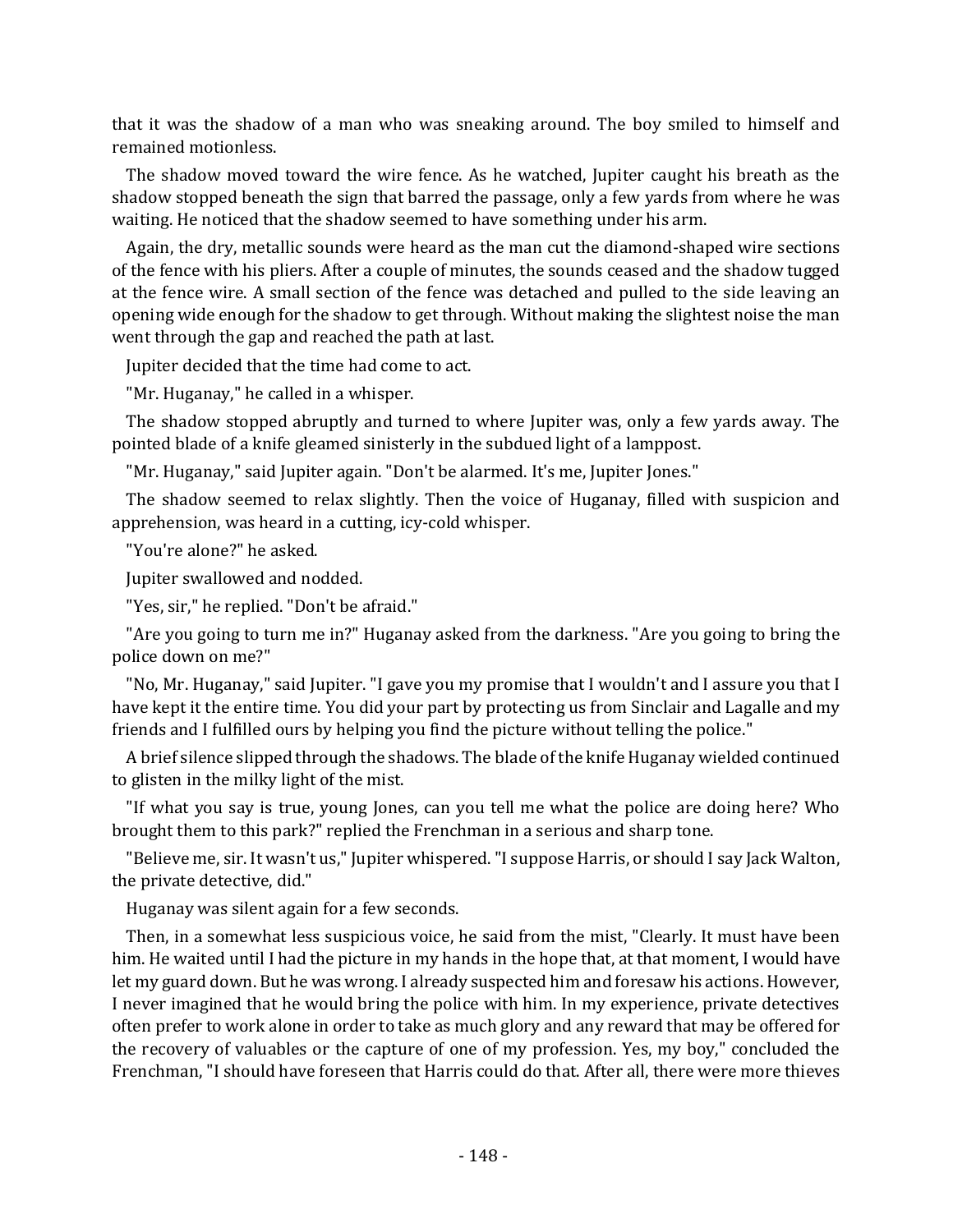that it was the shadow of a man who was sneaking around. The boy smiled to himself and remained motionless.

The shadow moved toward the wire fence. As he watched, Jupiter caught his breath as the shadow stopped beneath the sign that barred the passage, only a few yards from where he was waiting. He noticed that the shadow seemed to have something under his arm.

Again, the dry, metallic sounds were heard as the man cut the diamond-shaped wire sections of the fence with his pliers. After a couple of minutes, the sounds ceased and the shadow tugged at the fence wire. A small section of the fence was detached and pulled to the side leaving an opening wide enough for the shadow to get through. Without making the slightest noise the man went through the gap and reached the path at last.

Jupiter decided that the time had come to act.

"Mr. Huganay," he called in a whisper.

The shadow stopped abruptly and turned to where Jupiter was, only a few yards away. The pointed blade of a knife gleamed sinisterly in the subdued light of a lamppost.

"Mr. Huganay," said Jupiter again. "Don't be alarmed. It's me, Jupiter Jones."

The shadow seemed to relax slightly. Then the voice of Huganay, filled with suspicion and apprehension, was heard in a cutting, icy-cold whisper.

"You're alone?" he asked.

Jupiter swallowed and nodded.

"Yes, sir," he replied. "Don't be afraid."

"Are you going to turn me in?" Huganay asked from the darkness. "Are you going to bring the police down on me?"

"No, Mr. Huganay," said Jupiter. "I gave you my promise that I wouldn't and I assure you that I have kept it the entire time. You did your part by protecting us from Sinclair and Lagalle and my friends and I fulfilled ours by helping you find the picture without telling the police."

A brief silence slipped through the shadows. The blade of the knife Huganay wielded continued to glisten in the milky light of the mist.

"If what you say is true, young Jones, can you tell me what the police are doing here? Who brought them to this park?" replied the Frenchman in a serious and sharp tone.

"Believe me, sir. It wasn't us," Jupiter whispered. "I suppose Harris, or should I say Jack Walton, the private detective, did."

Huganay was silent again for a few seconds.

Then, in a somewhat less suspicious voice, he said from the mist, "Clearly. It must have been him. He waited until I had the picture in my hands in the hope that, at that moment, I would have let my guard down. But he was wrong. I already suspected him and foresaw his actions. However, I never imagined that he would bring the police with him. In my experience, private detectives often prefer to work alone in order to take as much glory and any reward that may be offered for the recovery of valuables or the capture of one of my profession. Yes, my boy," concluded the Frenchman, "I should have foreseen that Harris could do that. After all, there were more thieves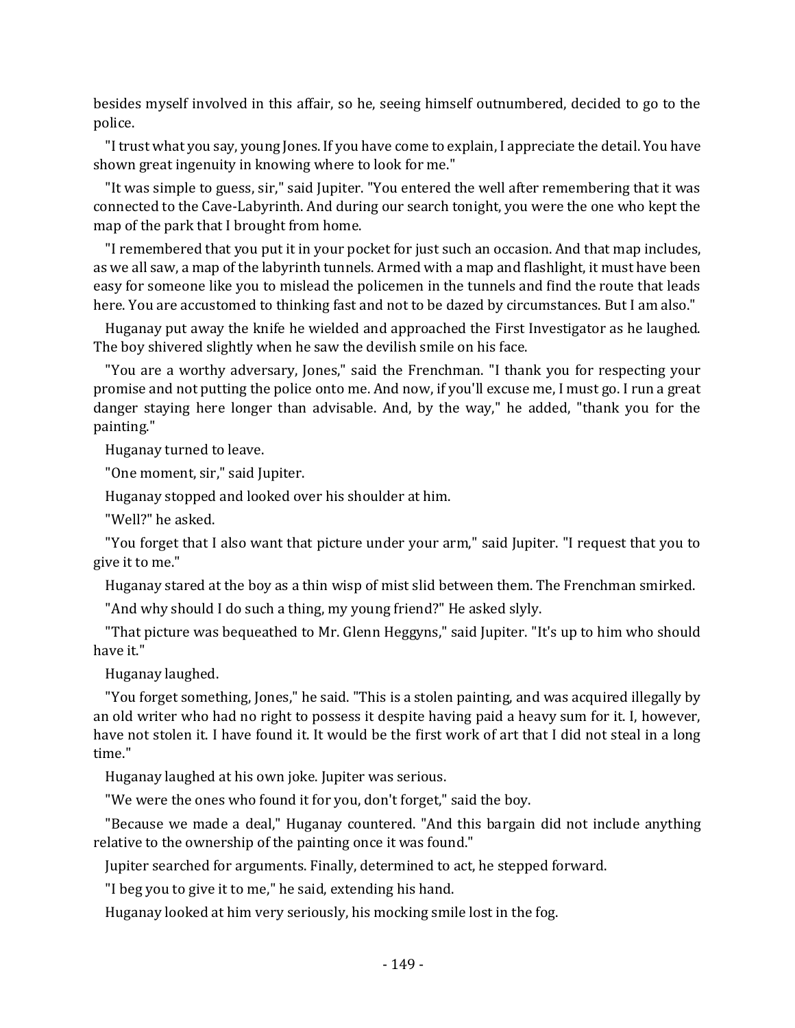besides myself involved in this affair, so he, seeing himself outnumbered, decided to go to the police.

"I trust what you say, young Jones. If you have come to explain, I appreciate the detail. You have shown great ingenuity in knowing where to look for me."

"It was simple to guess, sir," said Jupiter. "You entered the well after remembering that it was connected to the Cave-Labyrinth. And during our search tonight, you were the one who kept the map of the park that I brought from home.

"I remembered that you put it in your pocket for just such an occasion. And that map includes, as we all saw, a map of the labyrinth tunnels. Armed with a map and flashlight, it must have been easy for someone like you to mislead the policemen in the tunnels and find the route that leads here. You are accustomed to thinking fast and not to be dazed by circumstances. But I am also."

Huganay put away the knife he wielded and approached the First Investigator as he laughed. The boy shivered slightly when he saw the devilish smile on his face.

"You are a worthy adversary, Jones," said the Frenchman. "I thank you for respecting your promise and not putting the police onto me. And now, if you'll excuse me, I must go. I run a great danger staying here longer than advisable. And, by the way," he added, "thank you for the painting."

Huganay turned to leave.

"One moment, sir," said Jupiter.

Huganay stopped and looked over his shoulder at him.

"Well?" he asked.

"You forget that I also want that picture under your arm," said Jupiter. "I request that you to give it to me."

Huganay stared at the boy as a thin wisp of mist slid between them. The Frenchman smirked.

"And why should I do such a thing, my young friend?" He asked slyly.

"That picture was bequeathed to Mr. Glenn Heggyns," said Jupiter. "It's up to him who should have it."

Huganay laughed.

"You forget something, Jones," he said. "This is a stolen painting, and was acquired illegally by an old writer who had no right to possess it despite having paid a heavy sum for it. I, however, have not stolen it. I have found it. It would be the first work of art that I did not steal in a long time."

Huganay laughed at his own joke. Jupiter was serious.

"We were the ones who found it for you, don't forget," said the boy.

"Because we made a deal," Huganay countered. "And this bargain did not include anything relative to the ownership of the painting once it was found."

Jupiter searched for arguments. Finally, determined to act, he stepped forward.

"I beg you to give it to me," he said, extending his hand.

Huganay looked at him very seriously, his mocking smile lost in the fog.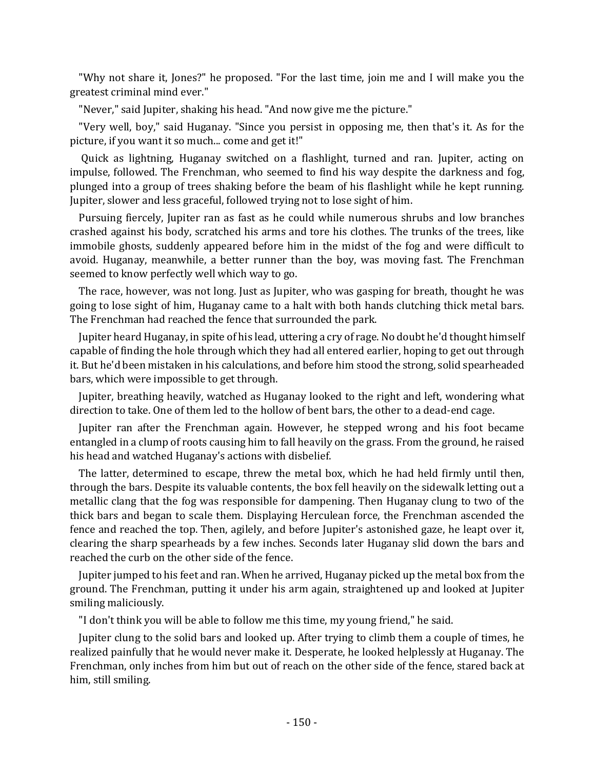"Why not share it, Jones?" he proposed. "For the last time, join me and I will make you the greatest criminal mind ever."

"Never," said Jupiter, shaking his head. "And now give me the picture."

"Very well, boy," said Huganay. "Since you persist in opposing me, then that's it. As for the picture, if you want it so much... come and get it!"

Quick as lightning, Huganay switched on a flashlight, turned and ran. Jupiter, acting on impulse, followed. The Frenchman, who seemed to find his way despite the darkness and fog, plunged into a group of trees shaking before the beam of his flashlight while he kept running. Jupiter, slower and less graceful, followed trying not to lose sight of him.

Pursuing fiercely, Jupiter ran as fast as he could while numerous shrubs and low branches crashed against his body, scratched his arms and tore his clothes. The trunks of the trees, like immobile ghosts, suddenly appeared before him in the midst of the fog and were difficult to avoid. Huganay, meanwhile, a better runner than the boy, was moving fast. The Frenchman seemed to know perfectly well which way to go.

The race, however, was not long. Just as Jupiter, who was gasping for breath, thought he was going to lose sight of him, Huganay came to a halt with both hands clutching thick metal bars. The Frenchman had reached the fence that surrounded the park.

Jupiter heard Huganay, in spite of his lead, uttering a cry of rage. No doubt he'd thought himself capable of finding the hole through which they had all entered earlier, hoping to get out through it. But he'd been mistaken in his calculations, and before him stood the strong, solid spearheaded bars, which were impossible to get through.

Jupiter, breathing heavily, watched as Huganay looked to the right and left, wondering what direction to take. One of them led to the hollow of bent bars, the other to a dead-end cage.

Jupiter ran after the Frenchman again. However, he stepped wrong and his foot became entangled in a clump of roots causing him to fall heavily on the grass. From the ground, he raised his head and watched Huganay's actions with disbelief.

The latter, determined to escape, threw the metal box, which he had held firmly until then, through the bars. Despite its valuable contents, the box fell heavily on the sidewalk letting out a metallic clang that the fog was responsible for dampening. Then Huganay clung to two of the thick bars and began to scale them. Displaying Herculean force, the Frenchman ascended the fence and reached the top. Then, agilely, and before Jupiter's astonished gaze, he leapt over it, clearing the sharp spearheads by a few inches. Seconds later Huganay slid down the bars and reached the curb on the other side of the fence.

Jupiter jumped to his feet and ran. When he arrived, Huganay picked up the metal box from the ground. The Frenchman, putting it under his arm again, straightened up and looked at Jupiter smiling maliciously.

"I don't think you will be able to follow me this time, my young friend," he said.

Jupiter clung to the solid bars and looked up. After trying to climb them a couple of times, he realized painfully that he would never make it. Desperate, he looked helplessly at Huganay. The Frenchman, only inches from him but out of reach on the other side of the fence, stared back at him, still smiling.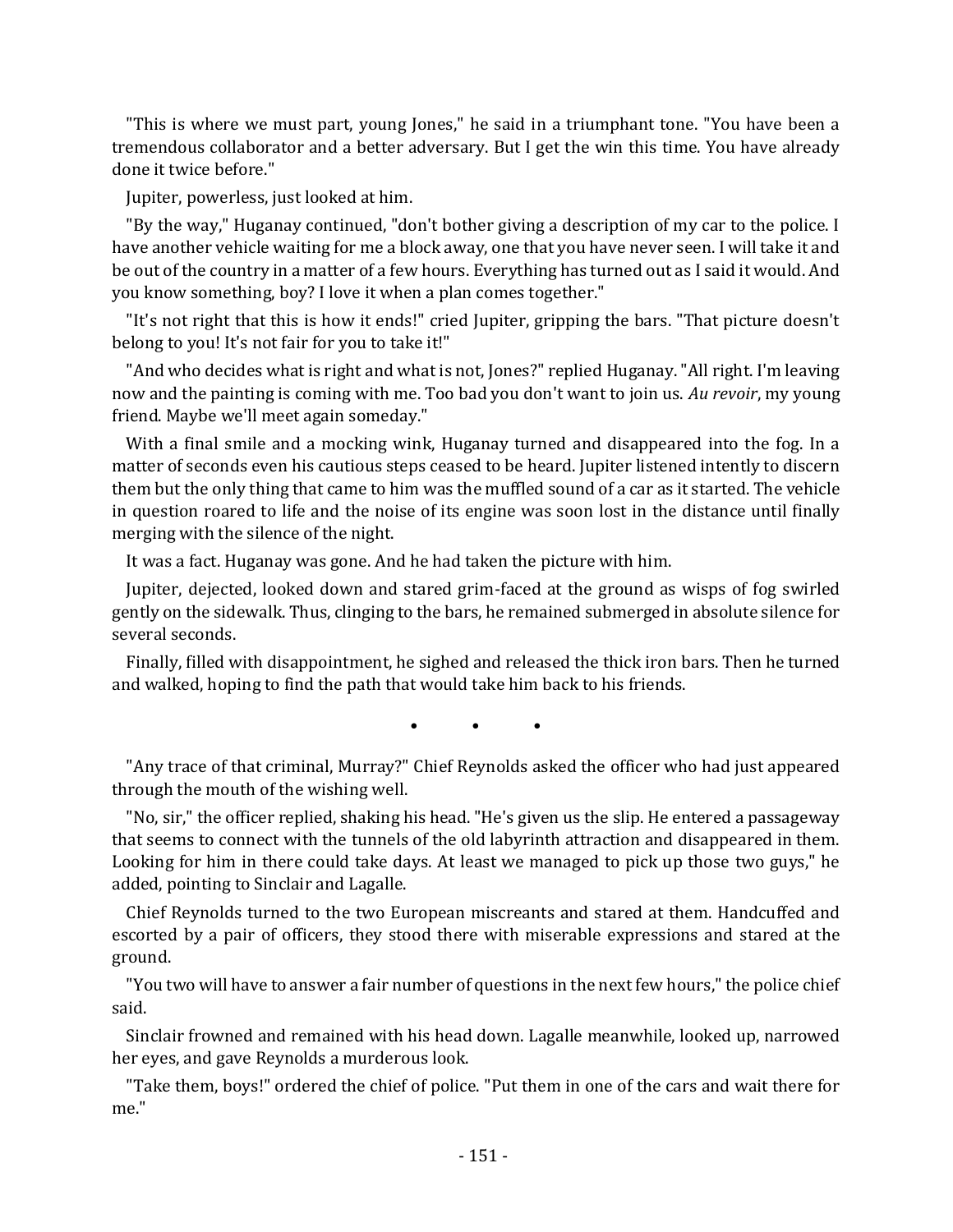"This is where we must part, young Jones," he said in a triumphant tone. "You have been a tremendous collaborator and a better adversary. But I get the win this time. You have already done it twice before."

Jupiter, powerless, just looked at him.

"By the way," Huganay continued, "don't bother giving a description of my car to the police. I have another vehicle waiting for me a block away, one that you have never seen. I will take it and be out of the country in a matter of a few hours. Everything has turned out as I said it would. And you know something, boy? I love it when a plan comes together."

"It's not right that this is how it ends!" cried Jupiter, gripping the bars. "That picture doesn't belong to you! It's not fair for you to take it!"

"And who decides what is right and what is not, Jones?" replied Huganay. "All right. I'm leaving now and the painting is coming with me. Too bad you don't want to join us. *Au revoir*, my young friend. Maybe we'll meet again someday."

With a final smile and a mocking wink, Huganay turned and disappeared into the fog. In a matter of seconds even his cautious steps ceased to be heard. Jupiter listened intently to discern them but the only thing that came to him was the muffled sound of a car as it started. The vehicle in question roared to life and the noise of its engine was soon lost in the distance until finally merging with the silence of the night.

It was a fact. Huganay was gone. And he had taken the picture with him.

Jupiter, dejected, looked down and stared grim-faced at the ground as wisps of fog swirled gently on the sidewalk. Thus, clinging to the bars, he remained submerged in absolute silence for several seconds.

Finally, filled with disappointment, he sighed and released the thick iron bars. Then he turned and walked, hoping to find the path that would take him back to his friends.

• • •

"Any trace of that criminal, Murray?" Chief Reynolds asked the officer who had just appeared through the mouth of the wishing well.

"No, sir," the officer replied, shaking his head. "He's given us the slip. He entered a passageway that seems to connect with the tunnels of the old labyrinth attraction and disappeared in them. Looking for him in there could take days. At least we managed to pick up those two guys," he added, pointing to Sinclair and Lagalle.

Chief Reynolds turned to the two European miscreants and stared at them. Handcuffed and escorted by a pair of officers, they stood there with miserable expressions and stared at the ground.

"You two will have to answer a fair number of questions in the next few hours," the police chief said.

Sinclair frowned and remained with his head down. Lagalle meanwhile, looked up, narrowed her eyes, and gave Reynolds a murderous look.

"Take them, boys!" ordered the chief of police. "Put them in one of the cars and wait there for me."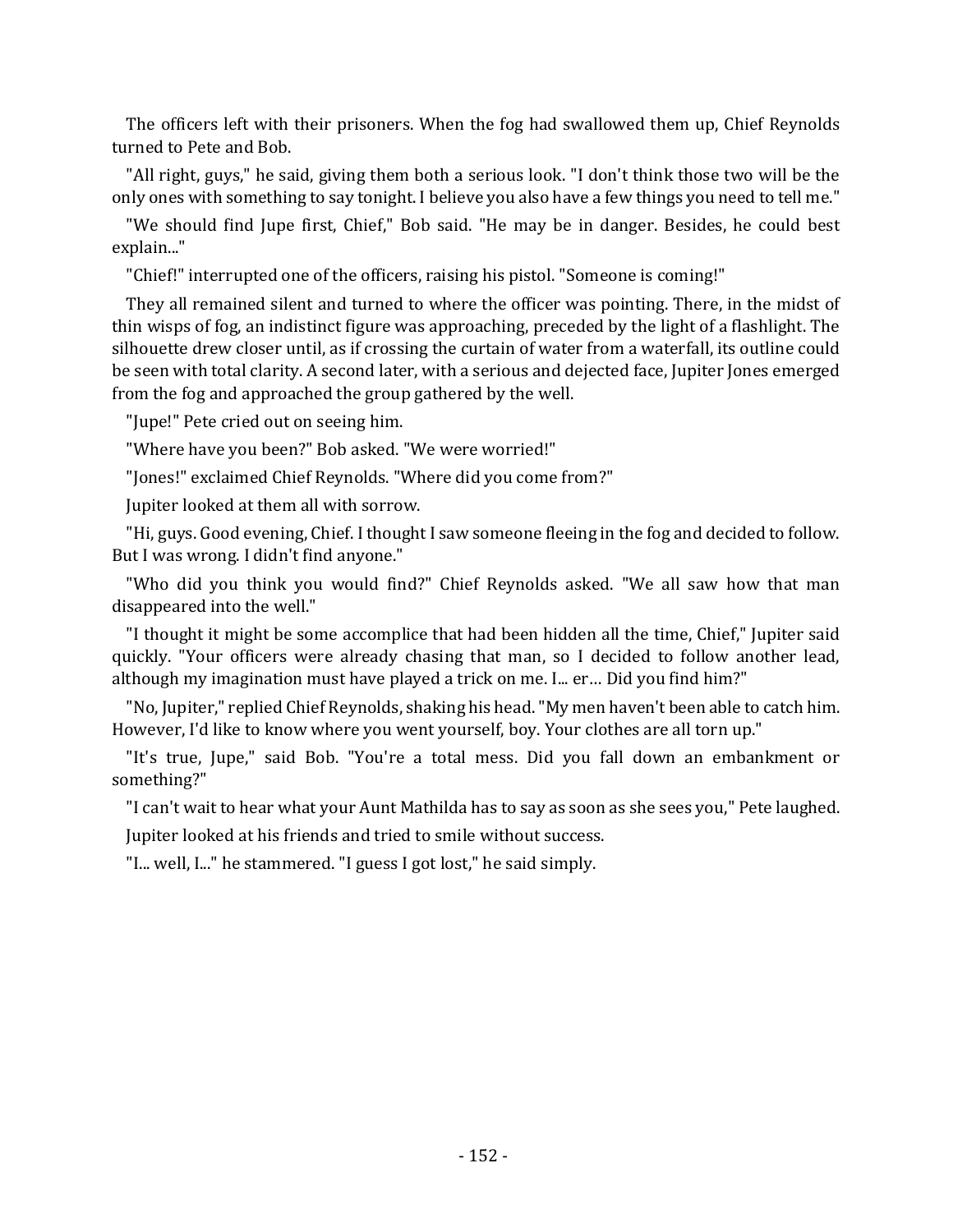The officers left with their prisoners. When the fog had swallowed them up, Chief Reynolds turned to Pete and Bob.

"All right, guys," he said, giving them both a serious look. "I don't think those two will be the only ones with something to say tonight. I believe you also have a few things you need to tell me."

"We should find Jupe first, Chief," Bob said. "He may be in danger. Besides, he could best explain..."

"Chief!" interrupted one of the officers, raising his pistol. "Someone is coming!"

They all remained silent and turned to where the officer was pointing. There, in the midst of thin wisps of fog, an indistinct figure was approaching, preceded by the light of a flashlight. The silhouette drew closer until, as if crossing the curtain of water from a waterfall, its outline could be seen with total clarity. A second later, with a serious and dejected face, Jupiter Jones emerged from the fog and approached the group gathered by the well.

"Jupe!" Pete cried out on seeing him.

"Where have you been?" Bob asked. "We were worried!"

"Jones!" exclaimed Chief Reynolds. "Where did you come from?"

Jupiter looked at them all with sorrow.

"Hi, guys. Good evening, Chief. I thought I saw someone fleeing in the fog and decided to follow. But I was wrong. I didn't find anyone."

"Who did you think you would find?" Chief Reynolds asked. "We all saw how that man disappeared into the well."

"I thought it might be some accomplice that had been hidden all the time, Chief," Jupiter said quickly. "Your officers were already chasing that man, so I decided to follow another lead, although my imagination must have played a trick on me. I... er… Did you find him?"

"No, Jupiter," replied Chief Reynolds, shaking his head. "My men haven't been able to catch him. However, I'd like to know where you went yourself, boy. Your clothes are all torn up."

"It's true, Jupe," said Bob. "You're a total mess. Did you fall down an embankment or something?"

"I can't wait to hear what your Aunt Mathilda has to say as soon as she sees you," Pete laughed.

Jupiter looked at his friends and tried to smile without success.

"I... well, I..." he stammered. "I guess I got lost," he said simply.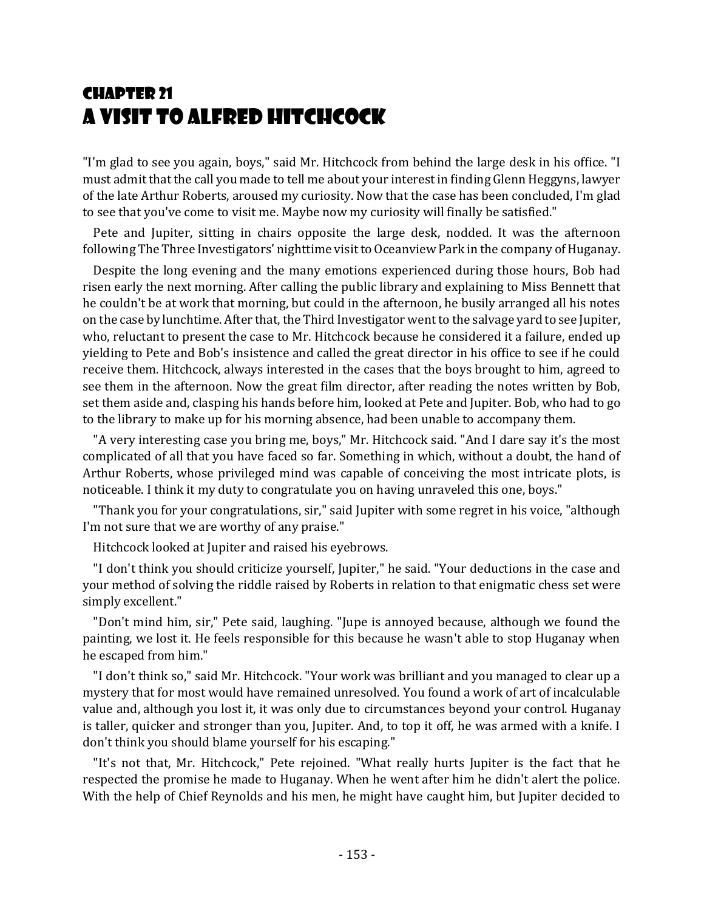# Chapter 21
# A Visit to Alfred Hitchcock

"I'm glad to see you again, boys," said Mr. Hitchcock from behind the large desk in his office. "I must admit that the call you made to tell me about your interest in finding Glenn Heggyns, lawyer of the late Arthur Roberts, aroused my curiosity. Now that the case has been concluded, I'm glad to see that you've come to visit me. Maybe now my curiosity will finally be satisfied."

Pete and Jupiter, sitting in chairs opposite the large desk, nodded. It was the afternoon following The Three Investigators' nighttime visit to Oceanview Park in the company of Huganay.

Despite the long evening and the many emotions experienced during those hours, Bob had risen early the next morning. After calling the public library and explaining to Miss Bennett that he couldn't be at work that morning, but could in the afternoon, he busily arranged all his notes on the case by lunchtime. After that, the Third Investigator went to the salvage yard to see Jupiter, who, reluctant to present the case to Mr. Hitchcock because he considered it a failure, ended up yielding to Pete and Bob's insistence and called the great director in his office to see if he could receive them. Hitchcock, always interested in the cases that the boys brought to him, agreed to see them in the afternoon. Now the great film director, after reading the notes written by Bob, set them aside and, clasping his hands before him, looked at Pete and Jupiter. Bob, who had to go to the library to make up for his morning absence, had been unable to accompany them.

"A very interesting case you bring me, boys," Mr. Hitchcock said. "And I dare say it's the most complicated of all that you have faced so far. Something in which, without a doubt, the hand of Arthur Roberts, whose privileged mind was capable of conceiving the most intricate plots, is noticeable. I think it my duty to congratulate you on having unraveled this one, boys."

"Thank you for your congratulations, sir," said Jupiter with some regret in his voice, "although I'm not sure that we are worthy of any praise."

Hitchcock looked at Jupiter and raised his eyebrows.

"I don't think you should criticize yourself, Jupiter," he said. "Your deductions in the case and your method of solving the riddle raised by Roberts in relation to that enigmatic chess set were simply excellent."

"Don't mind him, sir," Pete said, laughing. "Jupe is annoyed because, although we found the painting, we lost it. He feels responsible for this because he wasn't able to stop Huganay when he escaped from him."

"I don't think so," said Mr. Hitchcock. "Your work was brilliant and you managed to clear up a mystery that for most would have remained unresolved. You found a work of art of incalculable value and, although you lost it, it was only due to circumstances beyond your control. Huganay is taller, quicker and stronger than you, Jupiter. And, to top it off, he was armed with a knife. I don't think you should blame yourself for his escaping."

"It's not that, Mr. Hitchcock," Pete rejoined. "What really hurts Jupiter is the fact that he respected the promise he made to Huganay. When he went after him he didn't alert the police. With the help of Chief Reynolds and his men, he might have caught him, but Jupiter decided to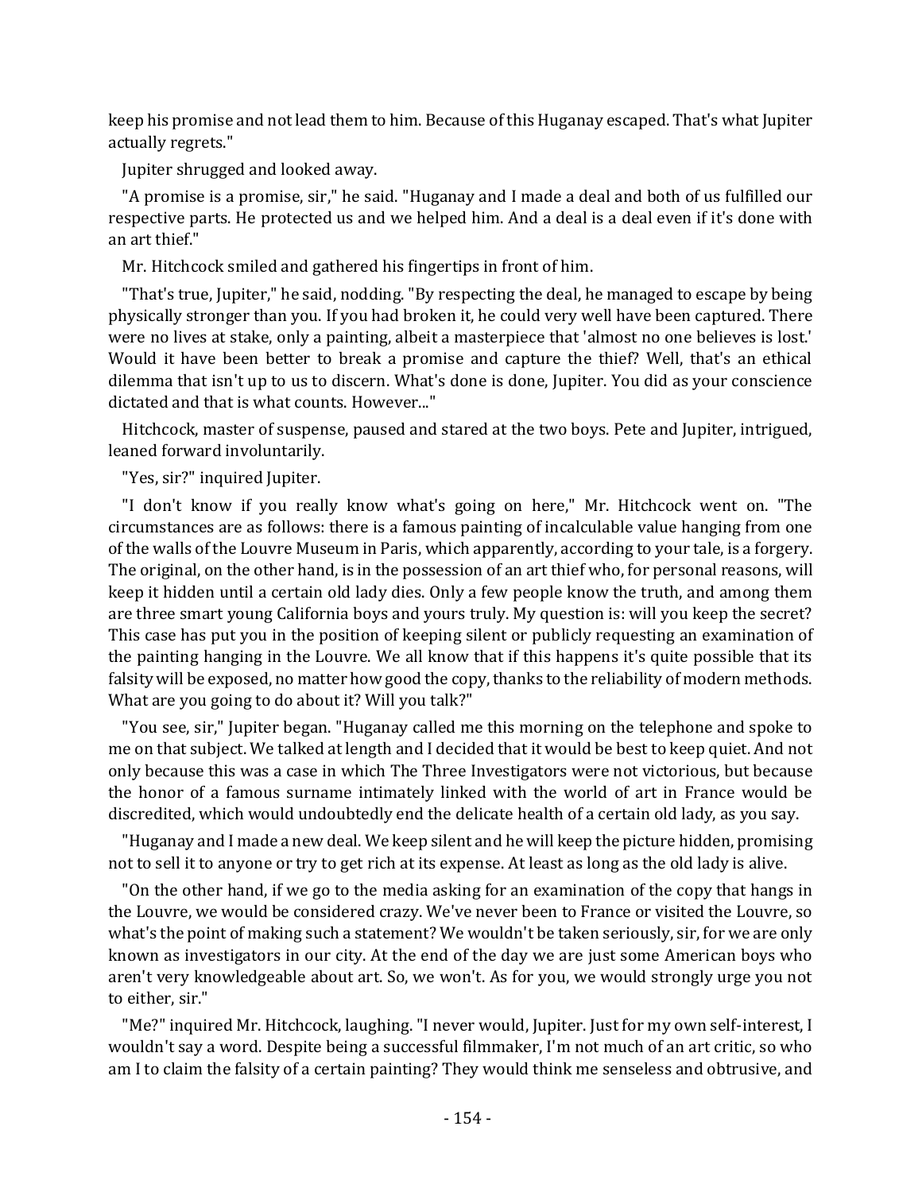keep his promise and not lead them to him. Because of this Huganay escaped. That's what Jupiter actually regrets."

Jupiter shrugged and looked away.

"A promise is a promise, sir," he said. "Huganay and I made a deal and both of us fulfilled our respective parts. He protected us and we helped him. And a deal is a deal even if it's done with an art thief."

Mr. Hitchcock smiled and gathered his fingertips in front of him.

"That's true, Jupiter," he said, nodding. "By respecting the deal, he managed to escape by being physically stronger than you. If you had broken it, he could very well have been captured. There were no lives at stake, only a painting, albeit a masterpiece that 'almost no one believes is lost.' Would it have been better to break a promise and capture the thief? Well, that's an ethical dilemma that isn't up to us to discern. What's done is done, Jupiter. You did as your conscience dictated and that is what counts. However..."

Hitchcock, master of suspense, paused and stared at the two boys. Pete and Jupiter, intrigued, leaned forward involuntarily.

"Yes, sir?" inquired Jupiter.

"I don't know if you really know what's going on here," Mr. Hitchcock went on. "The circumstances are as follows: there is a famous painting of incalculable value hanging from one of the walls of the Louvre Museum in Paris, which apparently, according to your tale, is a forgery. The original, on the other hand, is in the possession of an art thief who, for personal reasons, will keep it hidden until a certain old lady dies. Only a few people know the truth, and among them are three smart young California boys and yours truly. My question is: will you keep the secret? This case has put you in the position of keeping silent or publicly requesting an examination of the painting hanging in the Louvre. We all know that if this happens it's quite possible that its falsity will be exposed, no matter how good the copy, thanks to the reliability of modern methods. What are you going to do about it? Will you talk?"

"You see, sir," Jupiter began. "Huganay called me this morning on the telephone and spoke to me on that subject. We talked at length and I decided that it would be best to keep quiet. And not only because this was a case in which The Three Investigators were not victorious, but because the honor of a famous surname intimately linked with the world of art in France would be discredited, which would undoubtedly end the delicate health of a certain old lady, as you say.

"Huganay and I made a new deal. We keep silent and he will keep the picture hidden, promising not to sell it to anyone or try to get rich at its expense. At least as long as the old lady is alive.

"On the other hand, if we go to the media asking for an examination of the copy that hangs in the Louvre, we would be considered crazy. We've never been to France or visited the Louvre, so what's the point of making such a statement? We wouldn't be taken seriously, sir, for we are only known as investigators in our city. At the end of the day we are just some American boys who aren't very knowledgeable about art. So, we won't. As for you, we would strongly urge you not to either, sir."

"Me?" inquired Mr. Hitchcock, laughing. "I never would, Jupiter. Just for my own self-interest, I wouldn't say a word. Despite being a successful filmmaker, I'm not much of an art critic, so who am I to claim the falsity of a certain painting? They would think me senseless and obtrusive, and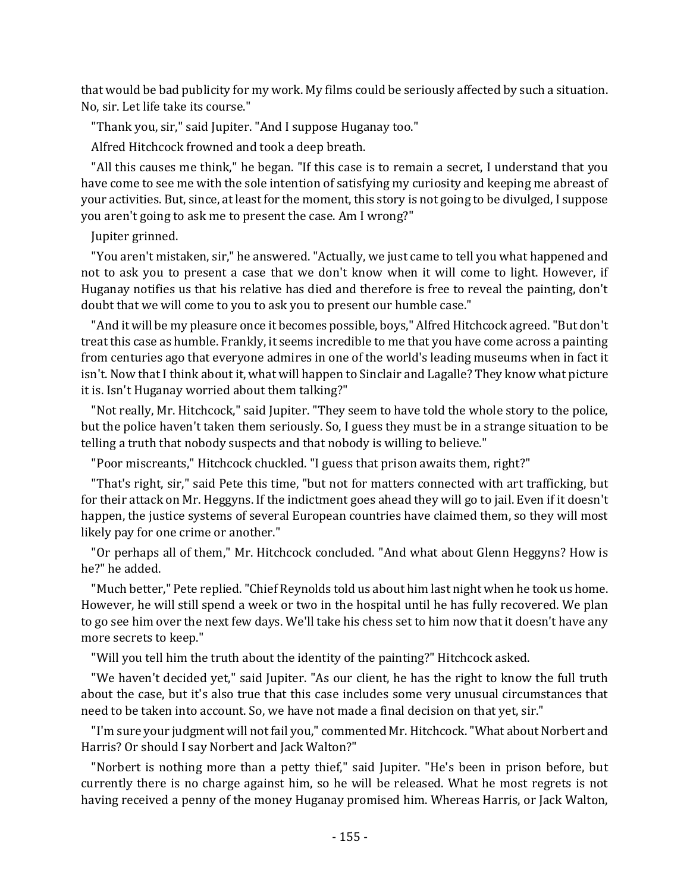that would be bad publicity for my work. My films could be seriously affected by such a situation. No, sir. Let life take its course."

"Thank you, sir," said Jupiter. "And I suppose Huganay too."

Alfred Hitchcock frowned and took a deep breath.

"All this causes me think," he began. "If this case is to remain a secret, I understand that you have come to see me with the sole intention of satisfying my curiosity and keeping me abreast of your activities. But, since, at least for the moment, this story is not going to be divulged, I suppose you aren't going to ask me to present the case. Am I wrong?"

Jupiter grinned.

"You aren't mistaken, sir," he answered. "Actually, we just came to tell you what happened and not to ask you to present a case that we don't know when it will come to light. However, if Huganay notifies us that his relative has died and therefore is free to reveal the painting, don't doubt that we will come to you to ask you to present our humble case."

"And it will be my pleasure once it becomes possible, boys," Alfred Hitchcock agreed. "But don't treat this case as humble. Frankly, it seems incredible to me that you have come across a painting from centuries ago that everyone admires in one of the world's leading museums when in fact it isn't. Now that I think about it, what will happen to Sinclair and Lagalle? They know what picture it is. Isn't Huganay worried about them talking?"

"Not really, Mr. Hitchcock," said Jupiter. "They seem to have told the whole story to the police, but the police haven't taken them seriously. So, I guess they must be in a strange situation to be telling a truth that nobody suspects and that nobody is willing to believe."

"Poor miscreants," Hitchcock chuckled. "I guess that prison awaits them, right?"

"That's right, sir," said Pete this time, "but not for matters connected with art trafficking, but for their attack on Mr. Heggyns. If the indictment goes ahead they will go to jail. Even if it doesn't happen, the justice systems of several European countries have claimed them, so they will most likely pay for one crime or another."

"Or perhaps all of them," Mr. Hitchcock concluded. "And what about Glenn Heggyns? How is he?" he added.

"Much better," Pete replied. "Chief Reynolds told us about him last night when he took us home. However, he will still spend a week or two in the hospital until he has fully recovered. We plan to go see him over the next few days. We'll take his chess set to him now that it doesn't have any more secrets to keep."

"Will you tell him the truth about the identity of the painting?" Hitchcock asked.

"We haven't decided yet," said Jupiter. "As our client, he has the right to know the full truth about the case, but it's also true that this case includes some very unusual circumstances that need to be taken into account. So, we have not made a final decision on that yet, sir."

"I'm sure your judgment will not fail you," commented Mr. Hitchcock. "What about Norbert and Harris? Or should I say Norbert and Jack Walton?"

"Norbert is nothing more than a petty thief," said Jupiter. "He's been in prison before, but currently there is no charge against him, so he will be released. What he most regrets is not having received a penny of the money Huganay promised him. Whereas Harris, or Jack Walton,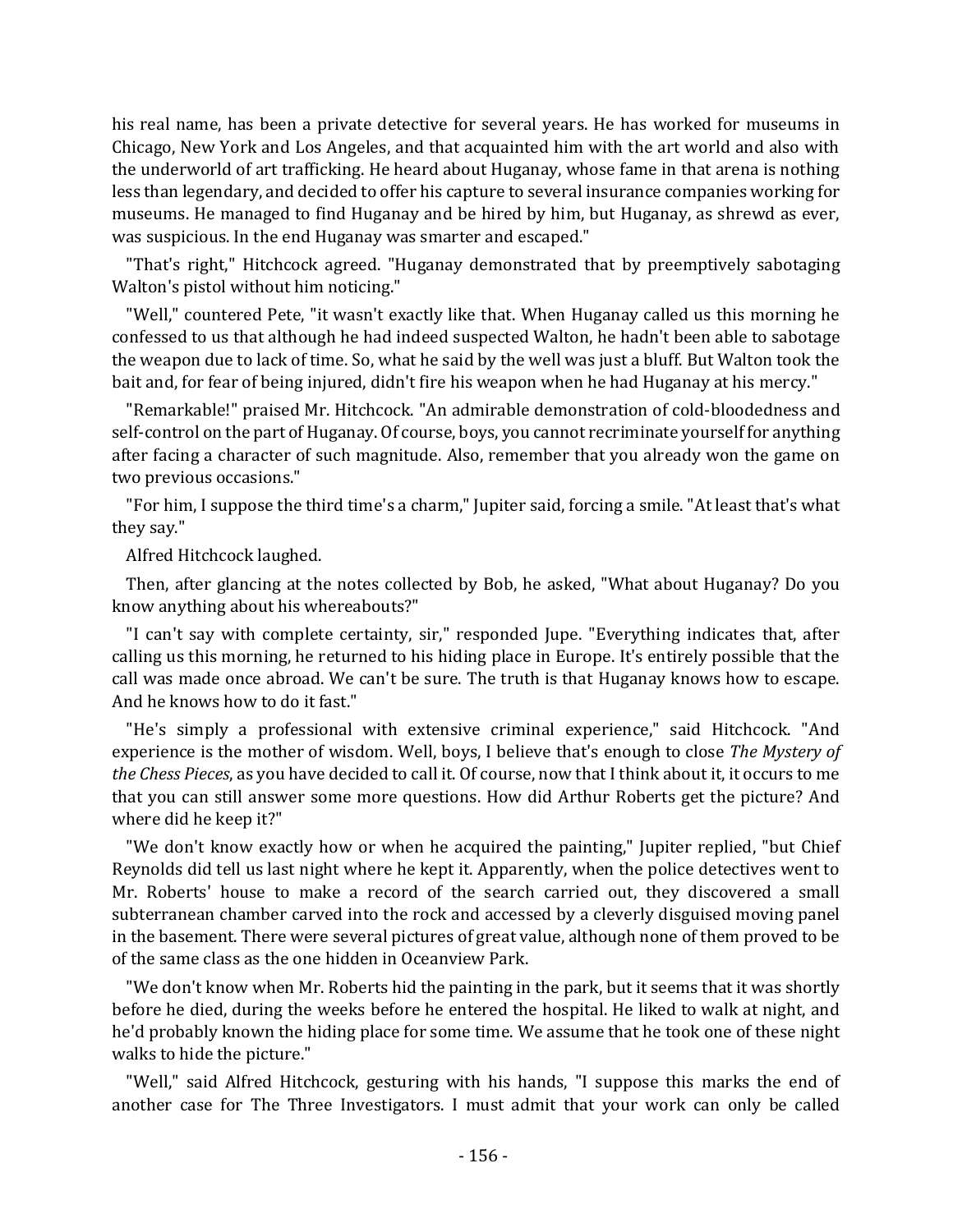his real name, has been a private detective for several years. He has worked for museums in Chicago, New York and Los Angeles, and that acquainted him with the art world and also with the underworld of art trafficking. He heard about Huganay, whose fame in that arena is nothing less than legendary, and decided to offer his capture to several insurance companies working for museums. He managed to find Huganay and be hired by him, but Huganay, as shrewd as ever, was suspicious. In the end Huganay was smarter and escaped."

"That's right," Hitchcock agreed. "Huganay demonstrated that by preemptively sabotaging Walton's pistol without him noticing."

"Well," countered Pete, "it wasn't exactly like that. When Huganay called us this morning he confessed to us that although he had indeed suspected Walton, he hadn't been able to sabotage the weapon due to lack of time. So, what he said by the well was just a bluff. But Walton took the bait and, for fear of being injured, didn't fire his weapon when he had Huganay at his mercy."

"Remarkable!" praised Mr. Hitchcock. "An admirable demonstration of cold-bloodedness and self-control on the part of Huganay. Of course, boys, you cannot recriminate yourself for anything after facing a character of such magnitude. Also, remember that you already won the game on two previous occasions."

"For him, I suppose the third time's a charm," Jupiter said, forcing a smile. "At least that's what they say."

Alfred Hitchcock laughed.

Then, after glancing at the notes collected by Bob, he asked, "What about Huganay? Do you know anything about his whereabouts?"

"I can't say with complete certainty, sir," responded Jupe. "Everything indicates that, after calling us this morning, he returned to his hiding place in Europe. It's entirely possible that the call was made once abroad. We can't be sure. The truth is that Huganay knows how to escape. And he knows how to do it fast."

"He's simply a professional with extensive criminal experience," said Hitchcock. "And experience is the mother of wisdom. Well, boys, I believe that's enough to close *The Mystery of the Chess Pieces*, as you have decided to call it. Of course, now that I think about it, it occurs to me that you can still answer some more questions. How did Arthur Roberts get the picture? And where did he keep it?"

"We don't know exactly how or when he acquired the painting," Jupiter replied, "but Chief Reynolds did tell us last night where he kept it. Apparently, when the police detectives went to Mr. Roberts' house to make a record of the search carried out, they discovered a small subterranean chamber carved into the rock and accessed by a cleverly disguised moving panel in the basement. There were several pictures of great value, although none of them proved to be of the same class as the one hidden in Oceanview Park.

"We don't know when Mr. Roberts hid the painting in the park, but it seems that it was shortly before he died, during the weeks before he entered the hospital. He liked to walk at night, and he'd probably known the hiding place for some time. We assume that he took one of these night walks to hide the picture."

"Well," said Alfred Hitchcock, gesturing with his hands, "I suppose this marks the end of another case for The Three Investigators. I must admit that your work can only be called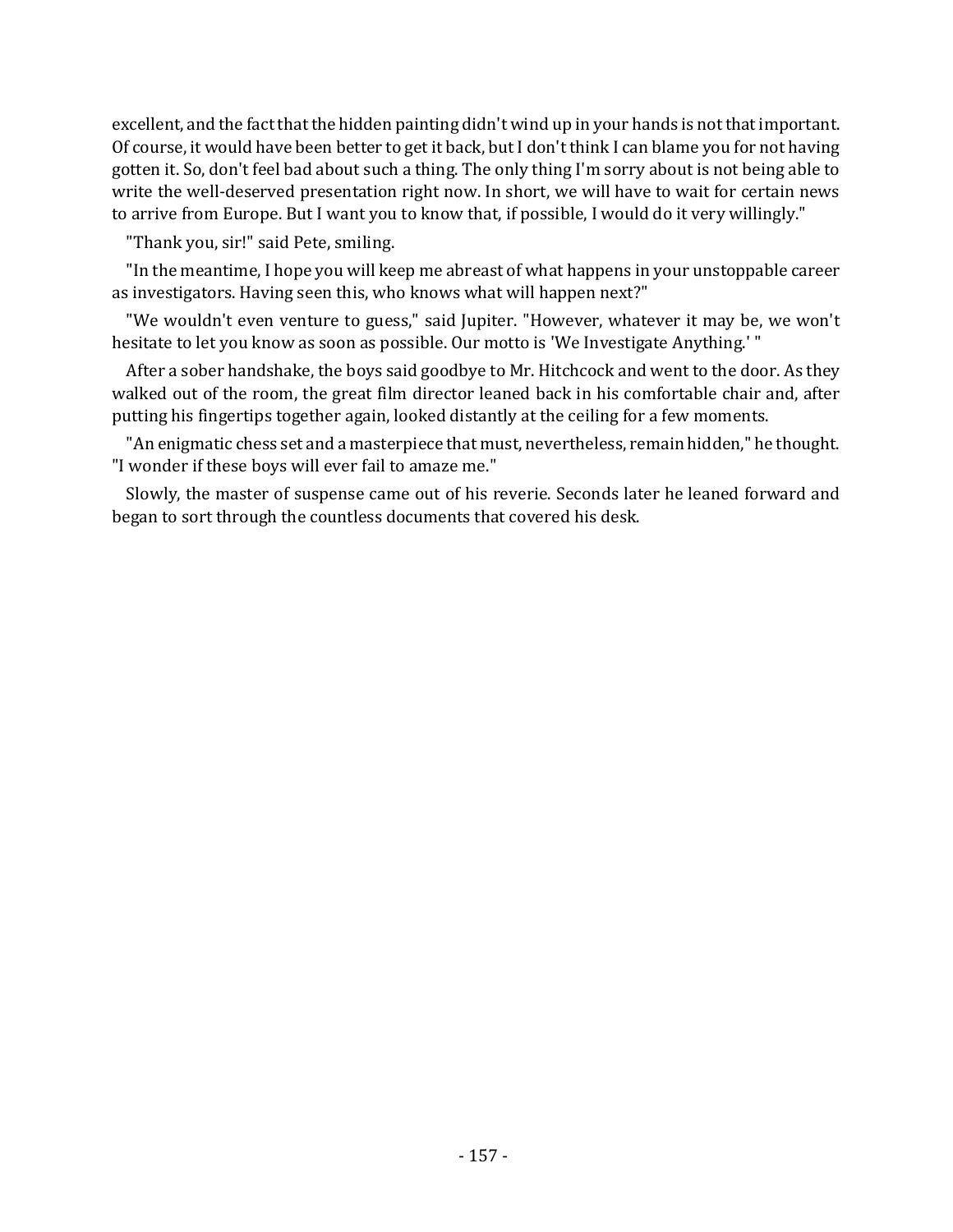excellent, and the fact that the hidden painting didn't wind up in your hands is not that important. Of course, it would have been better to get it back, but I don't think I can blame you for not having gotten it. So, don't feel bad about such a thing. The only thing I'm sorry about is not being able to write the well-deserved presentation right now. In short, we will have to wait for certain news to arrive from Europe. But I want you to know that, if possible, I would do it very willingly."

"Thank you, sir!" said Pete, smiling.

"In the meantime, I hope you will keep me abreast of what happens in your unstoppable career as investigators. Having seen this, who knows what will happen next?"

"We wouldn't even venture to guess," said Jupiter. "However, whatever it may be, we won't hesitate to let you know as soon as possible. Our motto is 'We Investigate Anything.' "

After a sober handshake, the boys said goodbye to Mr. Hitchcock and went to the door. As they walked out of the room, the great film director leaned back in his comfortable chair and, after putting his fingertips together again, looked distantly at the ceiling for a few moments.

"An enigmatic chess set and a masterpiece that must, nevertheless, remain hidden," he thought. "I wonder if these boys will ever fail to amaze me."

Slowly, the master of suspense came out of his reverie. Seconds later he leaned forward and began to sort through the countless documents that covered his desk.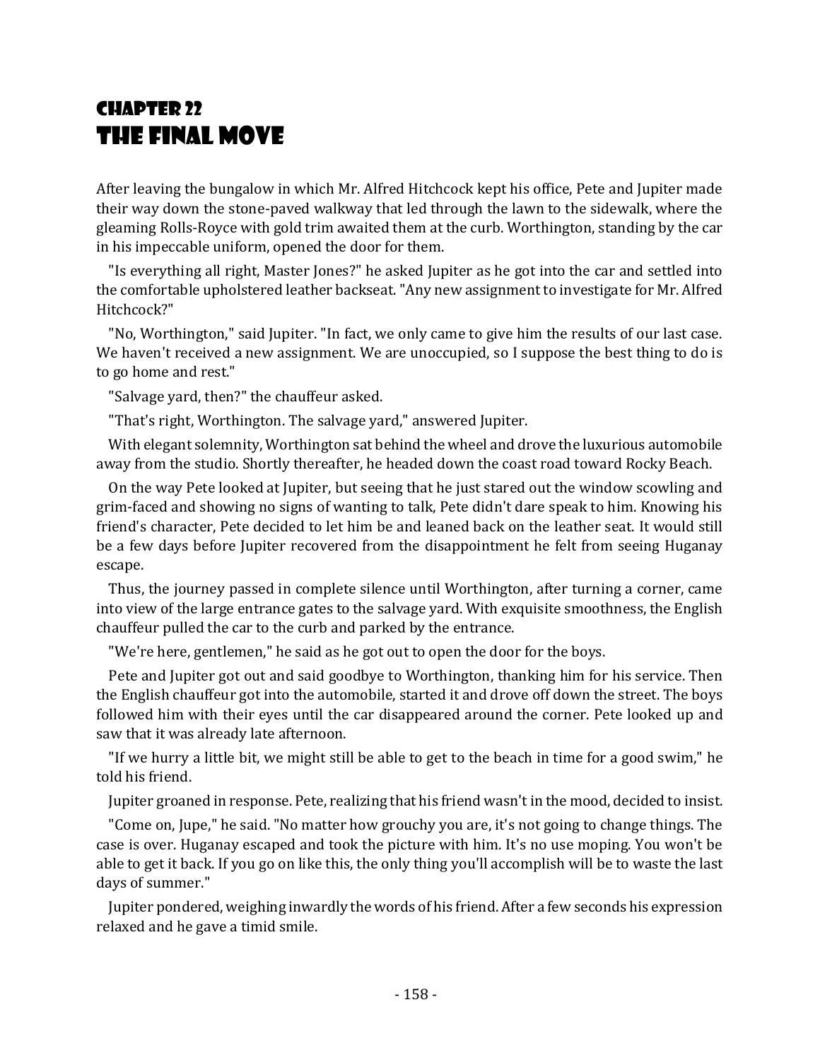# Chapter 22
# The Final Move

After leaving the bungalow in which Mr. Alfred Hitchcock kept his office, Pete and Jupiter made their way down the stone-paved walkway that led through the lawn to the sidewalk, where the gleaming Rolls-Royce with gold trim awaited them at the curb. Worthington, standing by the car in his impeccable uniform, opened the door for them.

"Is everything all right, Master Jones?" he asked Jupiter as he got into the car and settled into the comfortable upholstered leather backseat. "Any new assignment to investigate for Mr. Alfred Hitchcock?"

"No, Worthington," said Jupiter. "In fact, we only came to give him the results of our last case. We haven't received a new assignment. We are unoccupied, so I suppose the best thing to do is to go home and rest."

"Salvage yard, then?" the chauffeur asked.

"That's right, Worthington. The salvage yard," answered Jupiter.

With elegant solemnity, Worthington sat behind the wheel and drove the luxurious automobile away from the studio. Shortly thereafter, he headed down the coast road toward Rocky Beach.

On the way Pete looked at Jupiter, but seeing that he just stared out the window scowling and grim-faced and showing no signs of wanting to talk, Pete didn't dare speak to him. Knowing his friend's character, Pete decided to let him be and leaned back on the leather seat. It would still be a few days before Jupiter recovered from the disappointment he felt from seeing Huganay escape.

Thus, the journey passed in complete silence until Worthington, after turning a corner, came into view of the large entrance gates to the salvage yard. With exquisite smoothness, the English chauffeur pulled the car to the curb and parked by the entrance.

"We're here, gentlemen," he said as he got out to open the door for the boys.

Pete and Jupiter got out and said goodbye to Worthington, thanking him for his service. Then the English chauffeur got into the automobile, started it and drove off down the street. The boys followed him with their eyes until the car disappeared around the corner. Pete looked up and saw that it was already late afternoon.

"If we hurry a little bit, we might still be able to get to the beach in time for a good swim," he told his friend.

Jupiter groaned in response. Pete, realizing that his friend wasn't in the mood, decided to insist.

"Come on, Jupe," he said. "No matter how grouchy you are, it's not going to change things. The case is over. Huganay escaped and took the picture with him. It's no use moping. You won't be able to get it back. If you go on like this, the only thing you'll accomplish will be to waste the last days of summer."

Jupiter pondered, weighing inwardly the words of his friend. After a few seconds his expression relaxed and he gave a timid smile.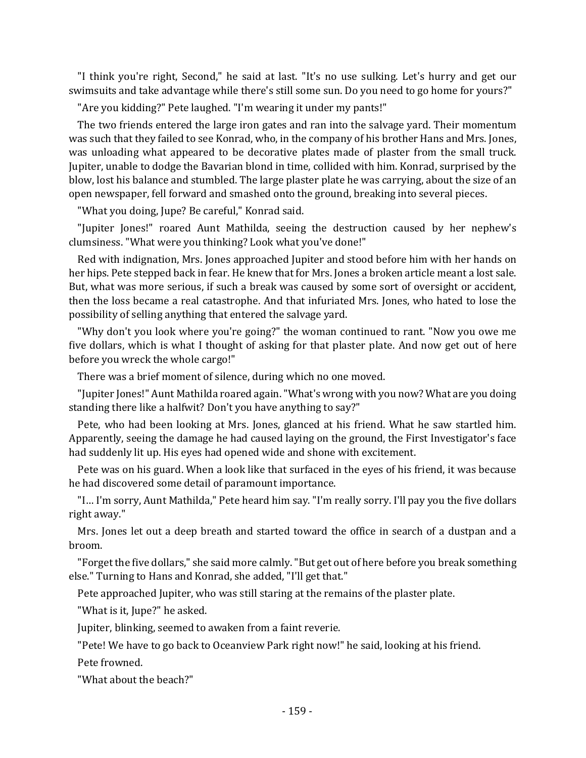"I think you're right, Second," he said at last. "It's no use sulking. Let's hurry and get our swimsuits and take advantage while there's still some sun. Do you need to go home for yours?"

"Are you kidding?" Pete laughed. "I'm wearing it under my pants!"

The two friends entered the large iron gates and ran into the salvage yard. Their momentum was such that they failed to see Konrad, who, in the company of his brother Hans and Mrs. Jones, was unloading what appeared to be decorative plates made of plaster from the small truck. Jupiter, unable to dodge the Bavarian blond in time, collided with him. Konrad, surprised by the blow, lost his balance and stumbled. The large plaster plate he was carrying, about the size of an open newspaper, fell forward and smashed onto the ground, breaking into several pieces.

"What you doing, Jupe? Be careful," Konrad said.

"Jupiter Jones!" roared Aunt Mathilda, seeing the destruction caused by her nephew's clumsiness. "What were you thinking? Look what you've done!"

Red with indignation, Mrs. Jones approached Jupiter and stood before him with her hands on her hips. Pete stepped back in fear. He knew that for Mrs. Jones a broken article meant a lost sale. But, what was more serious, if such a break was caused by some sort of oversight or accident, then the loss became a real catastrophe. And that infuriated Mrs. Jones, who hated to lose the possibility of selling anything that entered the salvage yard.

"Why don't you look where you're going?" the woman continued to rant. "Now you owe me five dollars, which is what I thought of asking for that plaster plate. And now get out of here before you wreck the whole cargo!"

There was a brief moment of silence, during which no one moved.

"Jupiter Jones!" Aunt Mathilda roared again. "What's wrong with you now? What are you doing standing there like a halfwit? Don't you have anything to say?"

Pete, who had been looking at Mrs. Jones, glanced at his friend. What he saw startled him. Apparently, seeing the damage he had caused laying on the ground, the First Investigator's face had suddenly lit up. His eyes had opened wide and shone with excitement.

Pete was on his guard. When a look like that surfaced in the eyes of his friend, it was because he had discovered some detail of paramount importance.

"I… I'm sorry, Aunt Mathilda," Pete heard him say. "I'm really sorry. I'll pay you the five dollars right away."

Mrs. Jones let out a deep breath and started toward the office in search of a dustpan and a broom.

"Forget the five dollars," she said more calmly. "But get out of here before you break something else." Turning to Hans and Konrad, she added, "I'll get that."

Pete approached Jupiter, who was still staring at the remains of the plaster plate.

"What is it, Jupe?" he asked.

Jupiter, blinking, seemed to awaken from a faint reverie.

"Pete! We have to go back to Oceanview Park right now!" he said, looking at his friend.

Pete frowned.

"What about the beach?"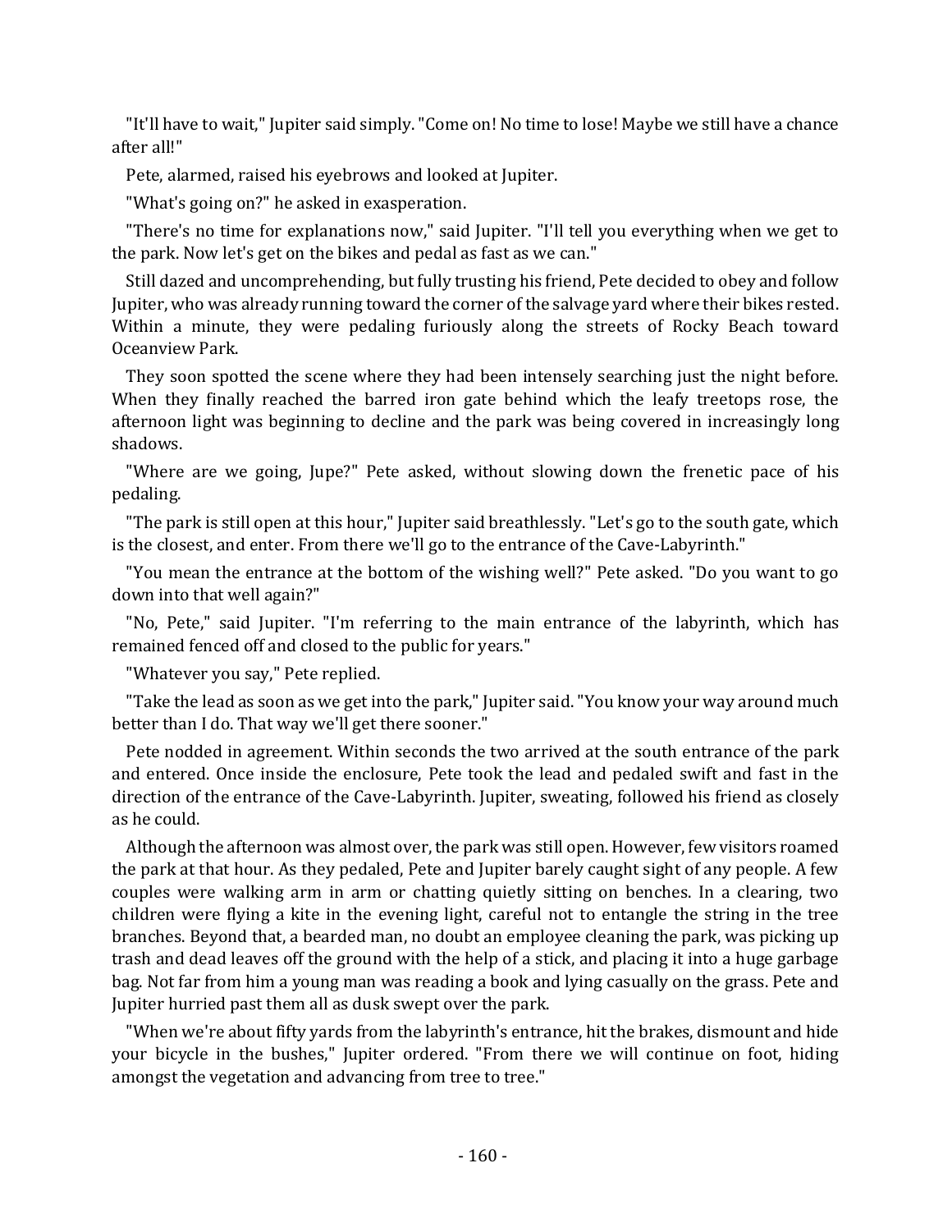"It'll have to wait," Jupiter said simply. "Come on! No time to lose! Maybe we still have a chance after all!"

Pete, alarmed, raised his eyebrows and looked at Jupiter.

"What's going on?" he asked in exasperation.

"There's no time for explanations now," said Jupiter. "I'll tell you everything when we get to the park. Now let's get on the bikes and pedal as fast as we can."

Still dazed and uncomprehending, but fully trusting his friend, Pete decided to obey and follow Jupiter, who was already running toward the corner of the salvage yard where their bikes rested. Within a minute, they were pedaling furiously along the streets of Rocky Beach toward Oceanview Park.

They soon spotted the scene where they had been intensely searching just the night before. When they finally reached the barred iron gate behind which the leafy treetops rose, the afternoon light was beginning to decline and the park was being covered in increasingly long shadows.

"Where are we going, Jupe?" Pete asked, without slowing down the frenetic pace of his pedaling.

"The park is still open at this hour," Jupiter said breathlessly. "Let's go to the south gate, which is the closest, and enter. From there we'll go to the entrance of the Cave-Labyrinth."

"You mean the entrance at the bottom of the wishing well?" Pete asked. "Do you want to go down into that well again?"

"No, Pete," said Jupiter. "I'm referring to the main entrance of the labyrinth, which has remained fenced off and closed to the public for years."

"Whatever you say," Pete replied.

"Take the lead as soon as we get into the park," Jupiter said. "You know your way around much better than I do. That way we'll get there sooner."

Pete nodded in agreement. Within seconds the two arrived at the south entrance of the park and entered. Once inside the enclosure, Pete took the lead and pedaled swift and fast in the direction of the entrance of the Cave-Labyrinth. Jupiter, sweating, followed his friend as closely as he could.

Although the afternoon was almost over, the park was still open. However, few visitors roamed the park at that hour. As they pedaled, Pete and Jupiter barely caught sight of any people. A few couples were walking arm in arm or chatting quietly sitting on benches. In a clearing, two children were flying a kite in the evening light, careful not to entangle the string in the tree branches. Beyond that, a bearded man, no doubt an employee cleaning the park, was picking up trash and dead leaves off the ground with the help of a stick, and placing it into a huge garbage bag. Not far from him a young man was reading a book and lying casually on the grass. Pete and Jupiter hurried past them all as dusk swept over the park.

"When we're about fifty yards from the labyrinth's entrance, hit the brakes, dismount and hide your bicycle in the bushes," Jupiter ordered. "From there we will continue on foot, hiding amongst the vegetation and advancing from tree to tree."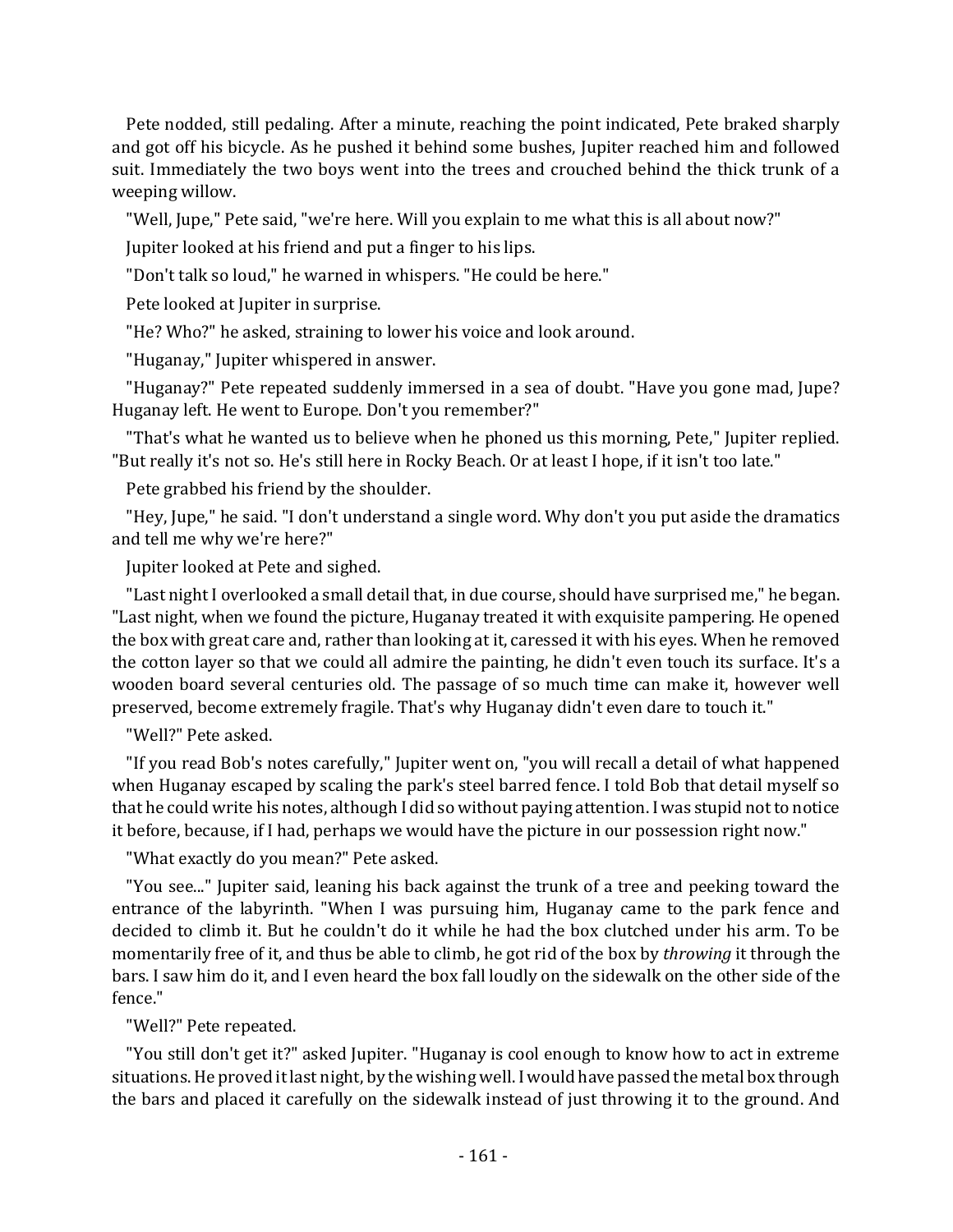Pete nodded, still pedaling. After a minute, reaching the point indicated, Pete braked sharply and got off his bicycle. As he pushed it behind some bushes, Jupiter reached him and followed suit. Immediately the two boys went into the trees and crouched behind the thick trunk of a weeping willow.

"Well, Jupe," Pete said, "we're here. Will you explain to me what this is all about now?"

Jupiter looked at his friend and put a finger to his lips.

"Don't talk so loud," he warned in whispers. "He could be here."

Pete looked at Jupiter in surprise.

"He? Who?" he asked, straining to lower his voice and look around.

"Huganay," Jupiter whispered in answer.

"Huganay?" Pete repeated suddenly immersed in a sea of doubt. "Have you gone mad, Jupe? Huganay left. He went to Europe. Don't you remember?"

"That's what he wanted us to believe when he phoned us this morning, Pete," Jupiter replied. "But really it's not so. He's still here in Rocky Beach. Or at least I hope, if it isn't too late."

Pete grabbed his friend by the shoulder.

"Hey, Jupe," he said. "I don't understand a single word. Why don't you put aside the dramatics and tell me why we're here?"

Jupiter looked at Pete and sighed.

"Last night I overlooked a small detail that, in due course, should have surprised me," he began. "Last night, when we found the picture, Huganay treated it with exquisite pampering. He opened the box with great care and, rather than looking at it, caressed it with his eyes. When he removed the cotton layer so that we could all admire the painting, he didn't even touch its surface. It's a wooden board several centuries old. The passage of so much time can make it, however well preserved, become extremely fragile. That's why Huganay didn't even dare to touch it."

"Well?" Pete asked.

"If you read Bob's notes carefully," Jupiter went on, "you will recall a detail of what happened when Huganay escaped by scaling the park's steel barred fence. I told Bob that detail myself so that he could write his notes, although I did so without paying attention. I was stupid not to notice it before, because, if I had, perhaps we would have the picture in our possession right now."

"What exactly do you mean?" Pete asked.

"You see..." Jupiter said, leaning his back against the trunk of a tree and peeking toward the entrance of the labyrinth. "When I was pursuing him, Huganay came to the park fence and decided to climb it. But he couldn't do it while he had the box clutched under his arm. To be momentarily free of it, and thus be able to climb, he got rid of the box by *throwing* it through the bars. I saw him do it, and I even heard the box fall loudly on the sidewalk on the other side of the fence."

"Well?" Pete repeated.

"You still don't get it?" asked Jupiter. "Huganay is cool enough to know how to act in extreme situations. He proved it last night, by the wishing well. I would have passed the metal box through the bars and placed it carefully on the sidewalk instead of just throwing it to the ground. And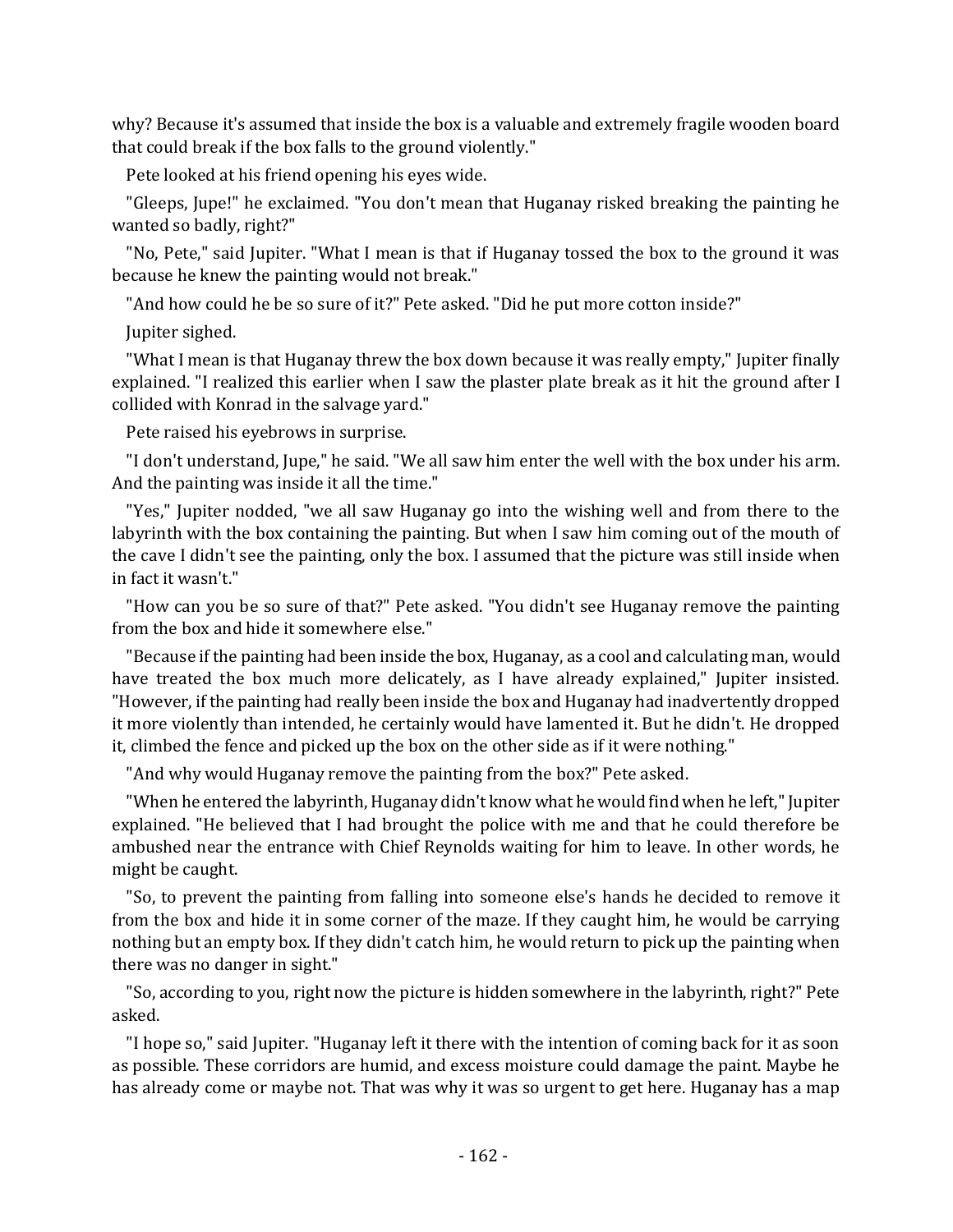why? Because it's assumed that inside the box is a valuable and extremely fragile wooden board that could break if the box falls to the ground violently."

Pete looked at his friend opening his eyes wide.

"Gleeps, Jupe!" he exclaimed. "You don't mean that Huganay risked breaking the painting he wanted so badly, right?"

"No, Pete," said Jupiter. "What I mean is that if Huganay tossed the box to the ground it was because he knew the painting would not break."

"And how could he be so sure of it?" Pete asked. "Did he put more cotton inside?"

Jupiter sighed.

"What I mean is that Huganay threw the box down because it was really empty," Jupiter finally explained. "I realized this earlier when I saw the plaster plate break as it hit the ground after I collided with Konrad in the salvage yard."

Pete raised his eyebrows in surprise.

"I don't understand, Jupe," he said. "We all saw him enter the well with the box under his arm. And the painting was inside it all the time."

"Yes," Jupiter nodded, "we all saw Huganay go into the wishing well and from there to the labyrinth with the box containing the painting. But when I saw him coming out of the mouth of the cave I didn't see the painting, only the box. I assumed that the picture was still inside when in fact it wasn't."

"How can you be so sure of that?" Pete asked. "You didn't see Huganay remove the painting from the box and hide it somewhere else."

"Because if the painting had been inside the box, Huganay, as a cool and calculating man, would have treated the box much more delicately, as I have already explained," Jupiter insisted. "However, if the painting had really been inside the box and Huganay had inadvertently dropped it more violently than intended, he certainly would have lamented it. But he didn't. He dropped it, climbed the fence and picked up the box on the other side as if it were nothing."

"And why would Huganay remove the painting from the box?" Pete asked.

"When he entered the labyrinth, Huganay didn't know what he would find when he left," Jupiter explained. "He believed that I had brought the police with me and that he could therefore be ambushed near the entrance with Chief Reynolds waiting for him to leave. In other words, he might be caught.

"So, to prevent the painting from falling into someone else's hands he decided to remove it from the box and hide it in some corner of the maze. If they caught him, he would be carrying nothing but an empty box. If they didn't catch him, he would return to pick up the painting when there was no danger in sight."

"So, according to you, right now the picture is hidden somewhere in the labyrinth, right?" Pete asked.

"I hope so," said Jupiter. "Huganay left it there with the intention of coming back for it as soon as possible. These corridors are humid, and excess moisture could damage the paint. Maybe he has already come or maybe not. That was why it was so urgent to get here. Huganay has a map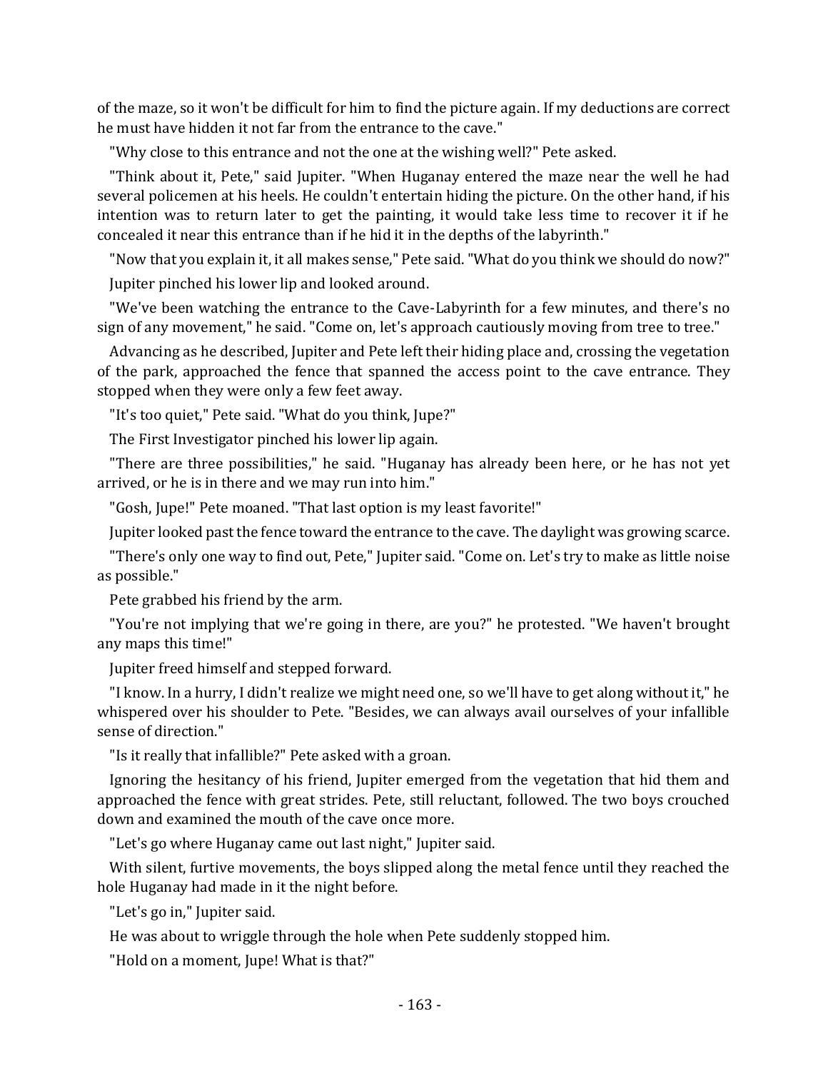of the maze, so it won't be difficult for him to find the picture again. If my deductions are correct he must have hidden it not far from the entrance to the cave."

"Why close to this entrance and not the one at the wishing well?" Pete asked.

"Think about it, Pete," said Jupiter. "When Huganay entered the maze near the well he had several policemen at his heels. He couldn't entertain hiding the picture. On the other hand, if his intention was to return later to get the painting, it would take less time to recover it if he concealed it near this entrance than if he hid it in the depths of the labyrinth."

"Now that you explain it, it all makes sense," Pete said. "What do you think we should do now?"

Jupiter pinched his lower lip and looked around.

"We've been watching the entrance to the Cave-Labyrinth for a few minutes, and there's no sign of any movement," he said. "Come on, let's approach cautiously moving from tree to tree."

Advancing as he described, Jupiter and Pete left their hiding place and, crossing the vegetation of the park, approached the fence that spanned the access point to the cave entrance. They stopped when they were only a few feet away.

"It's too quiet," Pete said. "What do you think, Jupe?"

The First Investigator pinched his lower lip again.

"There are three possibilities," he said. "Huganay has already been here, or he has not yet arrived, or he is in there and we may run into him."

"Gosh, Jupe!" Pete moaned. "That last option is my least favorite!"

Jupiter looked past the fence toward the entrance to the cave. The daylight was growing scarce.

"There's only one way to find out, Pete," Jupiter said. "Come on. Let's try to make as little noise as possible."

Pete grabbed his friend by the arm.

"You're not implying that we're going in there, are you?" he protested. "We haven't brought any maps this time!"

Jupiter freed himself and stepped forward.

"I know. In a hurry, I didn't realize we might need one, so we'll have to get along without it," he whispered over his shoulder to Pete. "Besides, we can always avail ourselves of your infallible sense of direction."

"Is it really that infallible?" Pete asked with a groan.

Ignoring the hesitancy of his friend, Jupiter emerged from the vegetation that hid them and approached the fence with great strides. Pete, still reluctant, followed. The two boys crouched down and examined the mouth of the cave once more.

"Let's go where Huganay came out last night," Jupiter said.

With silent, furtive movements, the boys slipped along the metal fence until they reached the hole Huganay had made in it the night before.

"Let's go in," Jupiter said.

He was about to wriggle through the hole when Pete suddenly stopped him.

"Hold on a moment, Jupe! What is that?"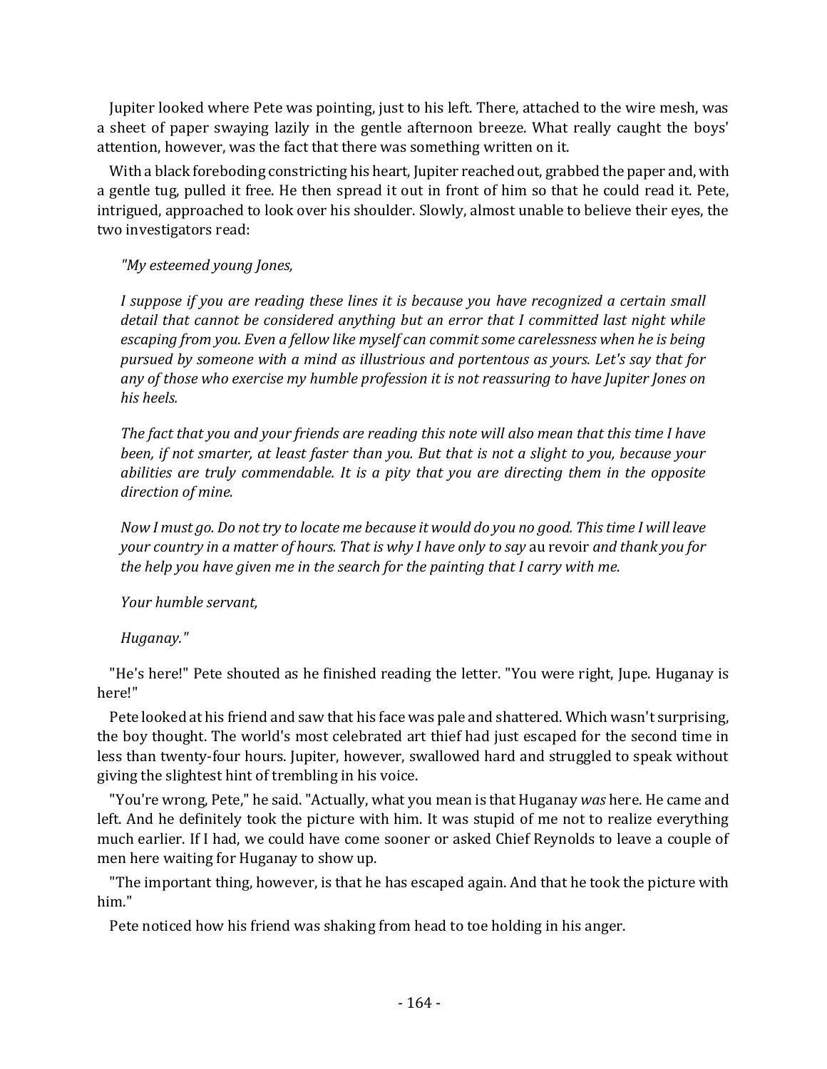Jupiter looked where Pete was pointing, just to his left. There, attached to the wire mesh, was a sheet of paper swaying lazily in the gentle afternoon breeze. What really caught the boys' attention, however, was the fact that there was something written on it.

With a black foreboding constricting his heart, Jupiter reached out, grabbed the paper and, with a gentle tug, pulled it free. He then spread it out in front of him so that he could read it. Pete, intrigued, approached to look over his shoulder. Slowly, almost unable to believe their eyes, the two investigators read:

*"My esteemed young Jones,*

*I suppose if you are reading these lines it is because you have recognized a certain small detail that cannot be considered anything but an error that I committed last night while escaping from you. Even a fellow like myself can commit some carelessness when he is being pursued by someone with a mind as illustrious and portentous as yours. Let's say that for any of those who exercise my humble profession it is not reassuring to have Jupiter Jones on his heels.*

*The fact that you and your friends are reading this note will also mean that this time I have been, if not smarter, at least faster than you. But that is not a slight to you, because your abilities are truly commendable. It is a pity that you are directing them in the opposite direction of mine.*

*Now I must go. Do not try to locate me because it would do you no good. This time I will leave your country in a matter of hours. That is why I have only to say* au revoir *and thank you for the help you have given me in the search for the painting that I carry with me.*

*Your humble servant,*

*Huganay."*

"He's here!" Pete shouted as he finished reading the letter. "You were right, Jupe. Huganay is here!"

Pete looked at his friend and saw that his face was pale and shattered. Which wasn't surprising, the boy thought. The world's most celebrated art thief had just escaped for the second time in less than twenty-four hours. Jupiter, however, swallowed hard and struggled to speak without giving the slightest hint of trembling in his voice.

"You're wrong, Pete," he said. "Actually, what you mean is that Huganay *was* here. He came and left. And he definitely took the picture with him. It was stupid of me not to realize everything much earlier. If I had, we could have come sooner or asked Chief Reynolds to leave a couple of men here waiting for Huganay to show up.

"The important thing, however, is that he has escaped again. And that he took the picture with him."

Pete noticed how his friend was shaking from head to toe holding in his anger.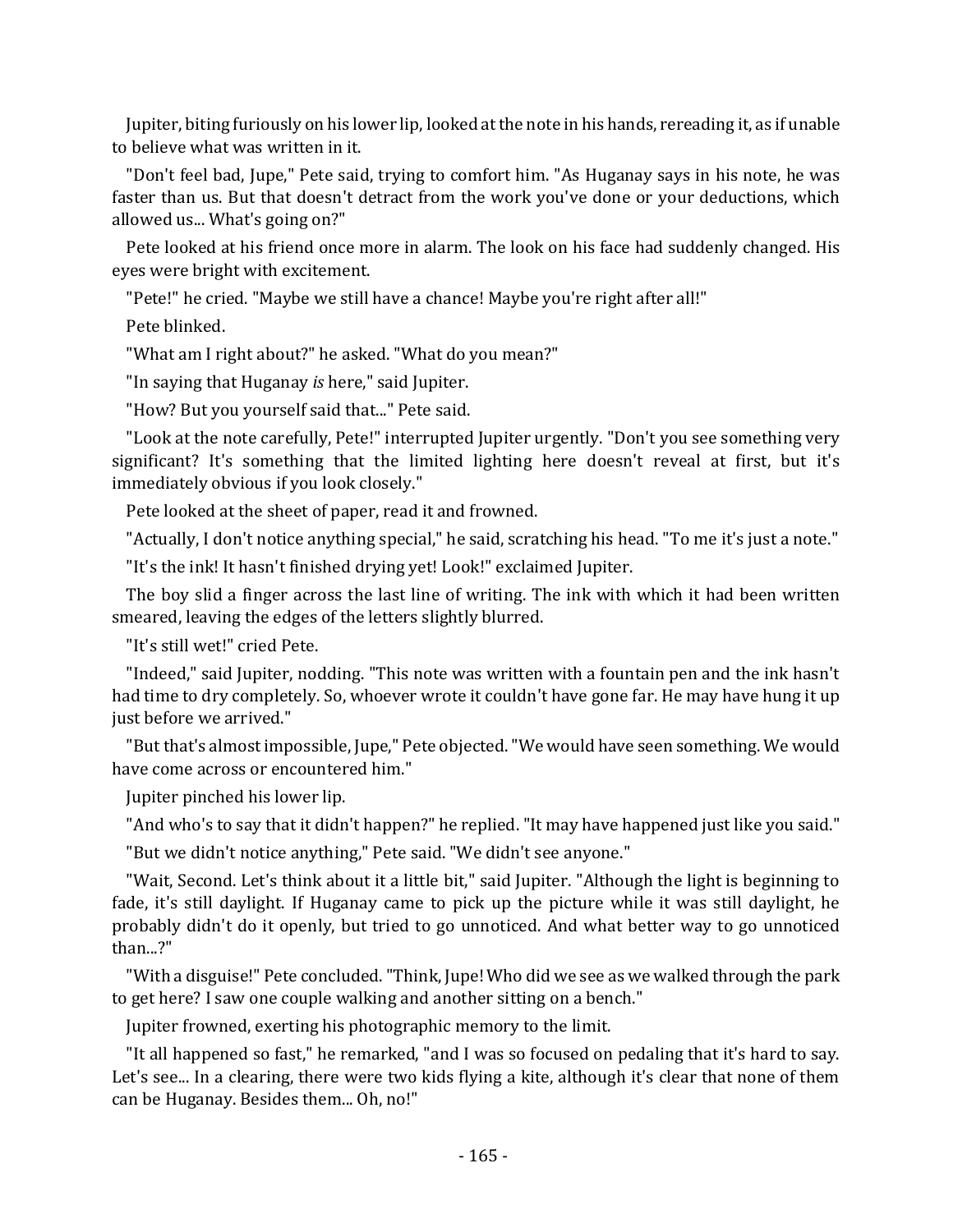Jupiter, biting furiously on his lower lip, looked at the note in his hands, rereading it, as if unable to believe what was written in it.

"Don't feel bad, Jupe," Pete said, trying to comfort him. "As Huganay says in his note, he was faster than us. But that doesn't detract from the work you've done or your deductions, which allowed us... What's going on?"

Pete looked at his friend once more in alarm. The look on his face had suddenly changed. His eyes were bright with excitement.

"Pete!" he cried. "Maybe we still have a chance! Maybe you're right after all!"

Pete blinked.

"What am I right about?" he asked. "What do you mean?"

"In saying that Huganay *is* here," said Jupiter.

"How? But you yourself said that..." Pete said.

"Look at the note carefully, Pete!" interrupted Jupiter urgently. "Don't you see something very significant? It's something that the limited lighting here doesn't reveal at first, but it's immediately obvious if you look closely."

Pete looked at the sheet of paper, read it and frowned.

"Actually, I don't notice anything special," he said, scratching his head. "To me it's just a note."

"It's the ink! It hasn't finished drying yet! Look!" exclaimed Jupiter.

The boy slid a finger across the last line of writing. The ink with which it had been written smeared, leaving the edges of the letters slightly blurred.

"It's still wet!" cried Pete.

"Indeed," said Jupiter, nodding. "This note was written with a fountain pen and the ink hasn't had time to dry completely. So, whoever wrote it couldn't have gone far. He may have hung it up just before we arrived."

"But that's almost impossible, Jupe," Pete objected. "We would have seen something. We would have come across or encountered him."

Jupiter pinched his lower lip.

"And who's to say that it didn't happen?" he replied. "It may have happened just like you said."

"But we didn't notice anything," Pete said. "We didn't see anyone."

"Wait, Second. Let's think about it a little bit," said Jupiter. "Although the light is beginning to fade, it's still daylight. If Huganay came to pick up the picture while it was still daylight, he probably didn't do it openly, but tried to go unnoticed. And what better way to go unnoticed than...?"

"With a disguise!" Pete concluded. "Think, Jupe! Who did we see as we walked through the park to get here? I saw one couple walking and another sitting on a bench."

Jupiter frowned, exerting his photographic memory to the limit.

"It all happened so fast," he remarked, "and I was so focused on pedaling that it's hard to say. Let's see... In a clearing, there were two kids flying a kite, although it's clear that none of them can be Huganay. Besides them... Oh, no!"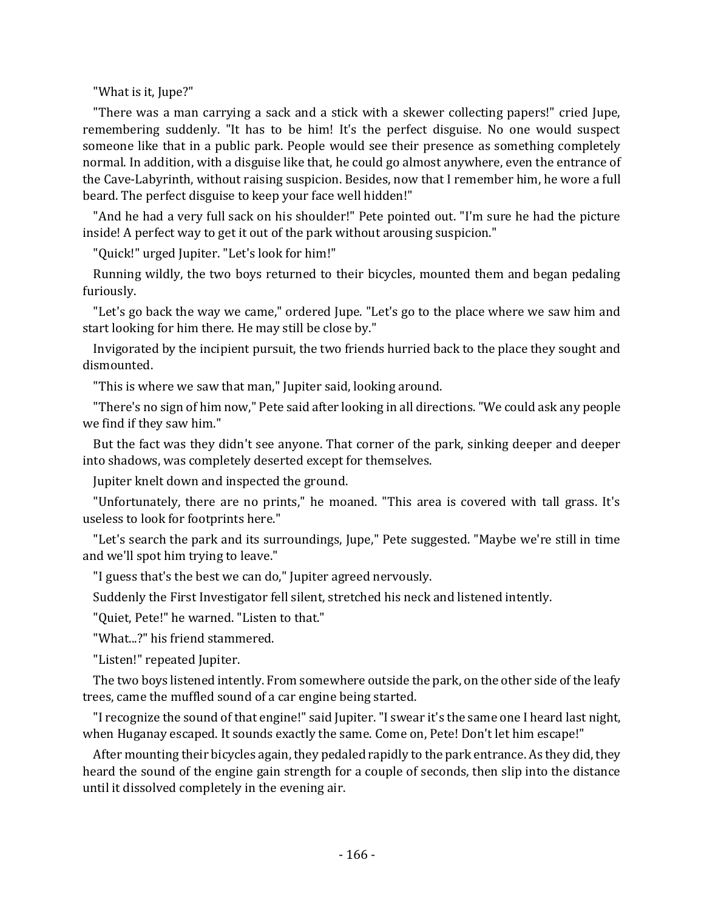"What is it, Jupe?"

"There was a man carrying a sack and a stick with a skewer collecting papers!" cried Jupe, remembering suddenly. "It has to be him! It's the perfect disguise. No one would suspect someone like that in a public park. People would see their presence as something completely normal. In addition, with a disguise like that, he could go almost anywhere, even the entrance of the Cave-Labyrinth, without raising suspicion. Besides, now that I remember him, he wore a full beard. The perfect disguise to keep your face well hidden!"

"And he had a very full sack on his shoulder!" Pete pointed out. "I'm sure he had the picture inside! A perfect way to get it out of the park without arousing suspicion."

"Quick!" urged Jupiter. "Let's look for him!"

Running wildly, the two boys returned to their bicycles, mounted them and began pedaling furiously.

"Let's go back the way we came," ordered Jupe. "Let's go to the place where we saw him and start looking for him there. He may still be close by."

Invigorated by the incipient pursuit, the two friends hurried back to the place they sought and dismounted.

"This is where we saw that man," Jupiter said, looking around.

"There's no sign of him now," Pete said after looking in all directions. "We could ask any people we find if they saw him."

But the fact was they didn't see anyone. That corner of the park, sinking deeper and deeper into shadows, was completely deserted except for themselves.

Jupiter knelt down and inspected the ground.

"Unfortunately, there are no prints," he moaned. "This area is covered with tall grass. It's useless to look for footprints here."

"Let's search the park and its surroundings, Jupe," Pete suggested. "Maybe we're still in time and we'll spot him trying to leave."

"I guess that's the best we can do," Jupiter agreed nervously.

Suddenly the First Investigator fell silent, stretched his neck and listened intently.

"Quiet, Pete!" he warned. "Listen to that."

"What...?" his friend stammered.

"Listen!" repeated Jupiter.

The two boys listened intently. From somewhere outside the park, on the other side of the leafy trees, came the muffled sound of a car engine being started.

"I recognize the sound of that engine!" said Jupiter. "I swear it's the same one I heard last night, when Huganay escaped. It sounds exactly the same. Come on, Pete! Don't let him escape!"

After mounting their bicycles again, they pedaled rapidly to the park entrance. As they did, they heard the sound of the engine gain strength for a couple of seconds, then slip into the distance until it dissolved completely in the evening air.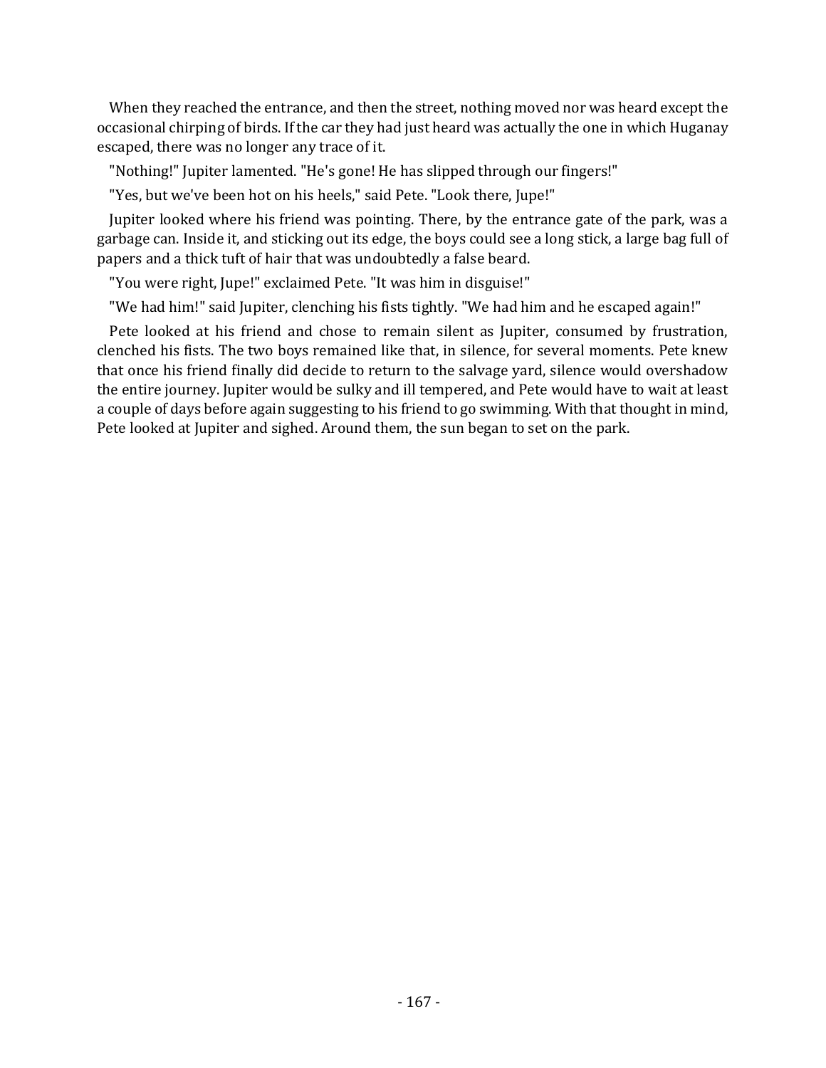When they reached the entrance, and then the street, nothing moved nor was heard except the occasional chirping of birds. If the car they had just heard was actually the one in which Huganay escaped, there was no longer any trace of it.

"Nothing!" Jupiter lamented. "He's gone! He has slipped through our fingers!"

"Yes, but we've been hot on his heels," said Pete. "Look there, Jupe!"

Jupiter looked where his friend was pointing. There, by the entrance gate of the park, was a garbage can. Inside it, and sticking out its edge, the boys could see a long stick, a large bag full of papers and a thick tuft of hair that was undoubtedly a false beard.

"You were right, Jupe!" exclaimed Pete. "It was him in disguise!"

"We had him!" said Jupiter, clenching his fists tightly. "We had him and he escaped again!"

Pete looked at his friend and chose to remain silent as Jupiter, consumed by frustration, clenched his fists. The two boys remained like that, in silence, for several moments. Pete knew that once his friend finally did decide to return to the salvage yard, silence would overshadow the entire journey. Jupiter would be sulky and ill tempered, and Pete would have to wait at least a couple of days before again suggesting to his friend to go swimming. With that thought in mind, Pete looked at Jupiter and sighed. Around them, the sun began to set on the park.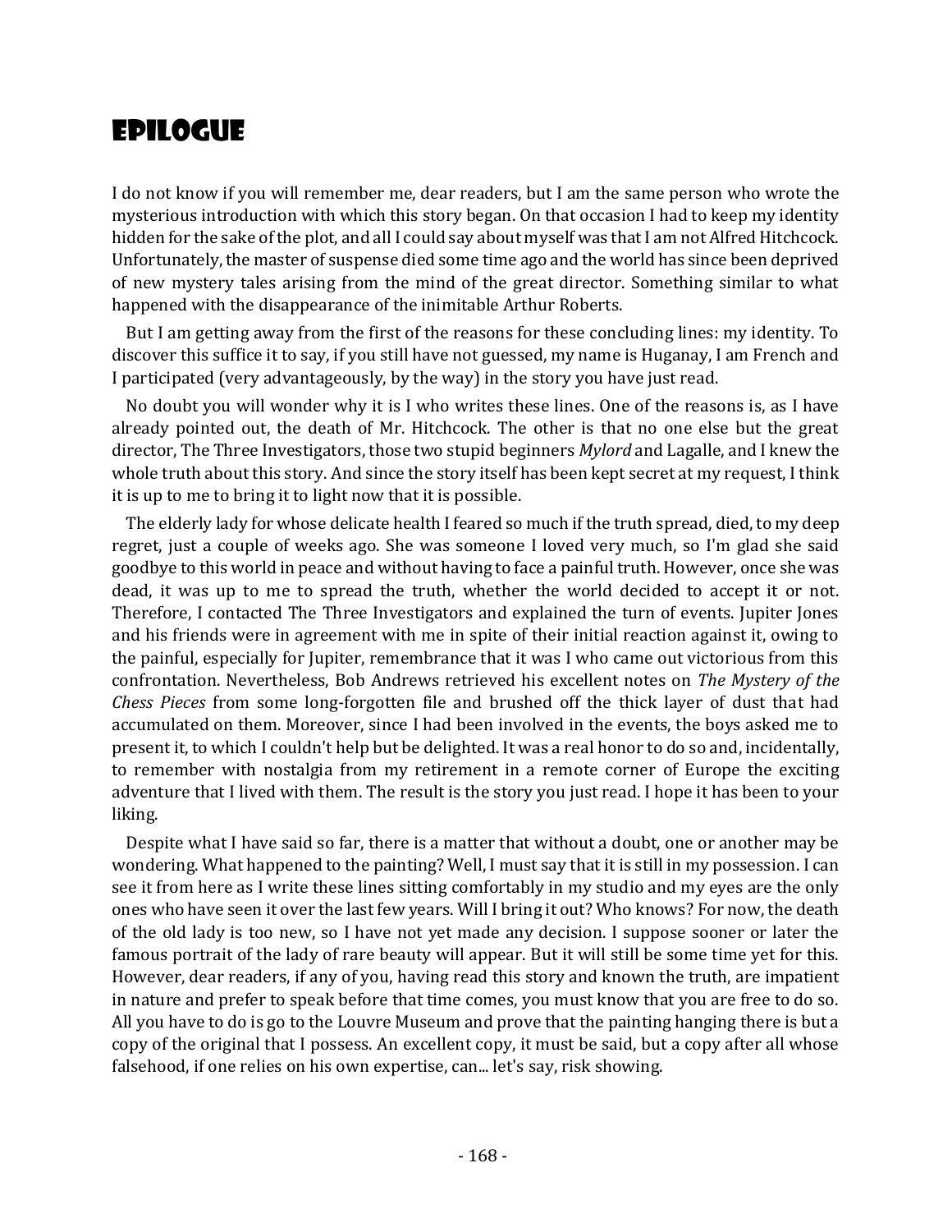# EPILOGUE

I do not know if you will remember me, dear readers, but I am the same person who wrote the mysterious introduction with which this story began. On that occasion I had to keep my identity hidden for the sake of the plot, and all I could say about myself was that I am not Alfred Hitchcock. Unfortunately, the master of suspense died some time ago and the world has since been deprived of new mystery tales arising from the mind of the great director. Something similar to what happened with the disappearance of the inimitable Arthur Roberts.

But I am getting away from the first of the reasons for these concluding lines: my identity. To discover this suffice it to say, if you still have not guessed, my name is Huganay, I am French and I participated (very advantageously, by the way) in the story you have just read.

No doubt you will wonder why it is I who writes these lines. One of the reasons is, as I have already pointed out, the death of Mr. Hitchcock. The other is that no one else but the great director, The Three Investigators, those two stupid beginners *Mylord* and Lagalle, and I knew the whole truth about this story. And since the story itself has been kept secret at my request, I think it is up to me to bring it to light now that it is possible.

The elderly lady for whose delicate health I feared so much if the truth spread, died, to my deep regret, just a couple of weeks ago. She was someone I loved very much, so I'm glad she said goodbye to this world in peace and without having to face a painful truth. However, once she was dead, it was up to me to spread the truth, whether the world decided to accept it or not. Therefore, I contacted The Three Investigators and explained the turn of events. Jupiter Jones and his friends were in agreement with me in spite of their initial reaction against it, owing to the painful, especially for Jupiter, remembrance that it was I who came out victorious from this confrontation. Nevertheless, Bob Andrews retrieved his excellent notes on *The Mystery of the Chess Pieces* from some long-forgotten file and brushed off the thick layer of dust that had accumulated on them. Moreover, since I had been involved in the events, the boys asked me to present it, to which I couldn't help but be delighted. It was a real honor to do so and, incidentally, to remember with nostalgia from my retirement in a remote corner of Europe the exciting adventure that I lived with them. The result is the story you just read. I hope it has been to your liking.

Despite what I have said so far, there is a matter that without a doubt, one or another may be wondering. What happened to the painting? Well, I must say that it is still in my possession. I can see it from here as I write these lines sitting comfortably in my studio and my eyes are the only ones who have seen it over the last few years. Will I bring it out? Who knows? For now, the death of the old lady is too new, so I have not yet made any decision. I suppose sooner or later the famous portrait of the lady of rare beauty will appear. But it will still be some time yet for this. However, dear readers, if any of you, having read this story and known the truth, are impatient in nature and prefer to speak before that time comes, you must know that you are free to do so. All you have to do is go to the Louvre Museum and prove that the painting hanging there is but a copy of the original that I possess. An excellent copy, it must be said, but a copy after all whose falsehood, if one relies on his own expertise, can... let's say, risk showing.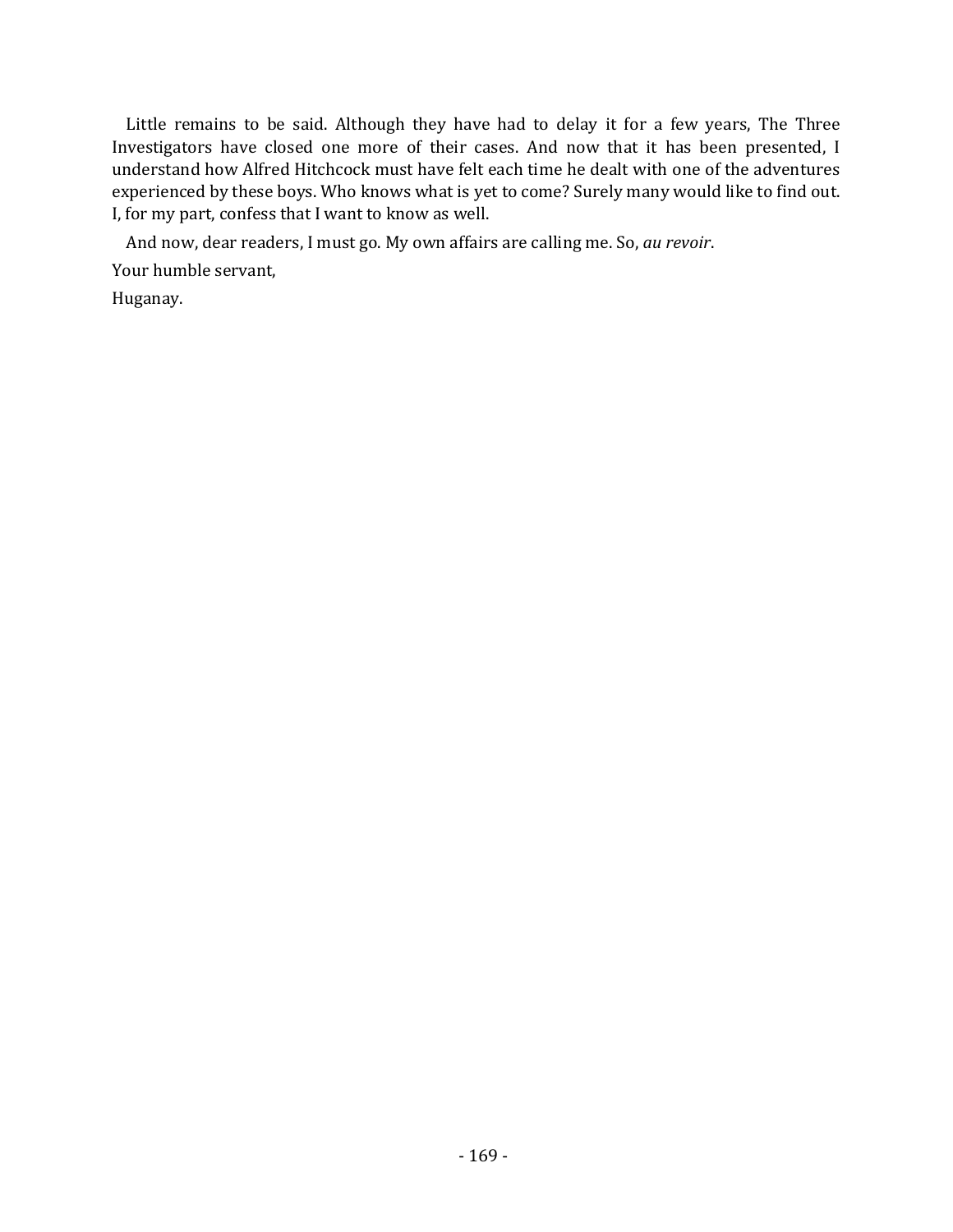Little remains to be said. Although they have had to delay it for a few years, The Three Investigators have closed one more of their cases. And now that it has been presented, I understand how Alfred Hitchcock must have felt each time he dealt with one of the adventures experienced by these boys. Who knows what is yet to come? Surely many would like to find out. I, for my part, confess that I want to know as well.

And now, dear readers, I must go. My own affairs are calling me. So, *au revoir*.

Your humble servant,

Huganay.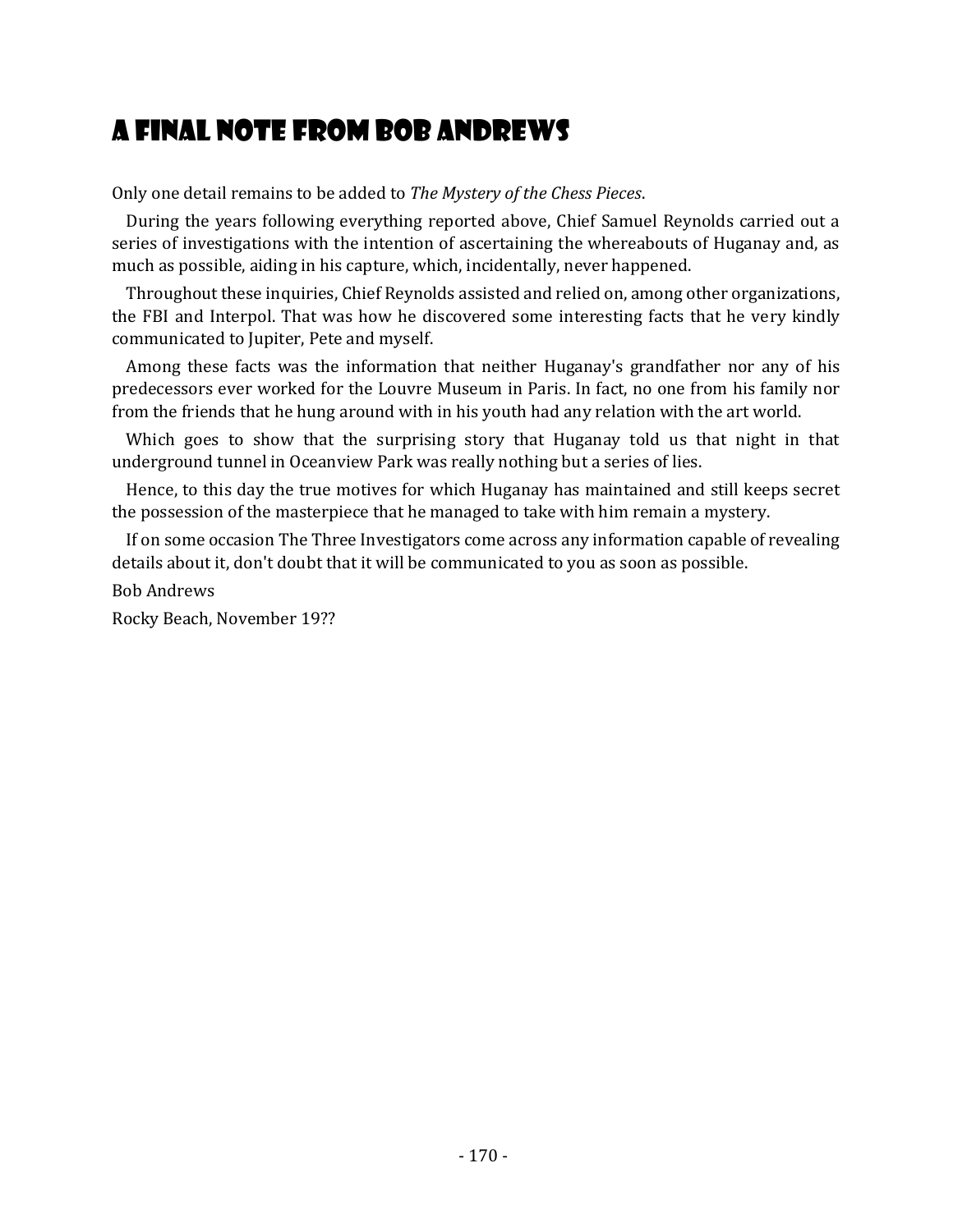# A Final Note from Bob Andrews

Only one detail remains to be added to *The Mystery of the Chess Pieces*.

During the years following everything reported above, Chief Samuel Reynolds carried out a series of investigations with the intention of ascertaining the whereabouts of Huganay and, as much as possible, aiding in his capture, which, incidentally, never happened.

Throughout these inquiries, Chief Reynolds assisted and relied on, among other organizations, the FBI and Interpol. That was how he discovered some interesting facts that he very kindly communicated to Jupiter, Pete and myself.

Among these facts was the information that neither Huganay's grandfather nor any of his predecessors ever worked for the Louvre Museum in Paris. In fact, no one from his family nor from the friends that he hung around with in his youth had any relation with the art world.

Which goes to show that the surprising story that Huganay told us that night in that underground tunnel in Oceanview Park was really nothing but a series of lies.

Hence, to this day the true motives for which Huganay has maintained and still keeps secret the possession of the masterpiece that he managed to take with him remain a mystery.

If on some occasion The Three Investigators come across any information capable of revealing details about it, don't doubt that it will be communicated to you as soon as possible.

Bob Andrews

Rocky Beach, November 19??